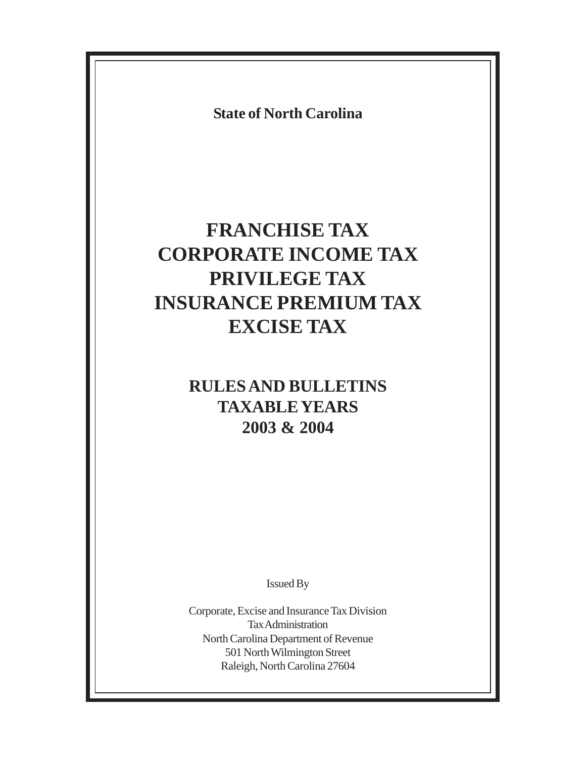**State of North Carolina**

# FRANCHISE TAX
# CORPORATE INCOME TAX
# PRIVILEGE TAX
# INSURANCE PREMIUM TAX
# EXCISE TAX

## RULES AND BULLETINS
## TAXABLE YEARS
## 2003 & 2004

Issued By

Corporate, Excise and Insurance Tax Division
Tax Administration
North Carolina Department of Revenue
501 North Wilmington Street
Raleigh, North Carolina 27604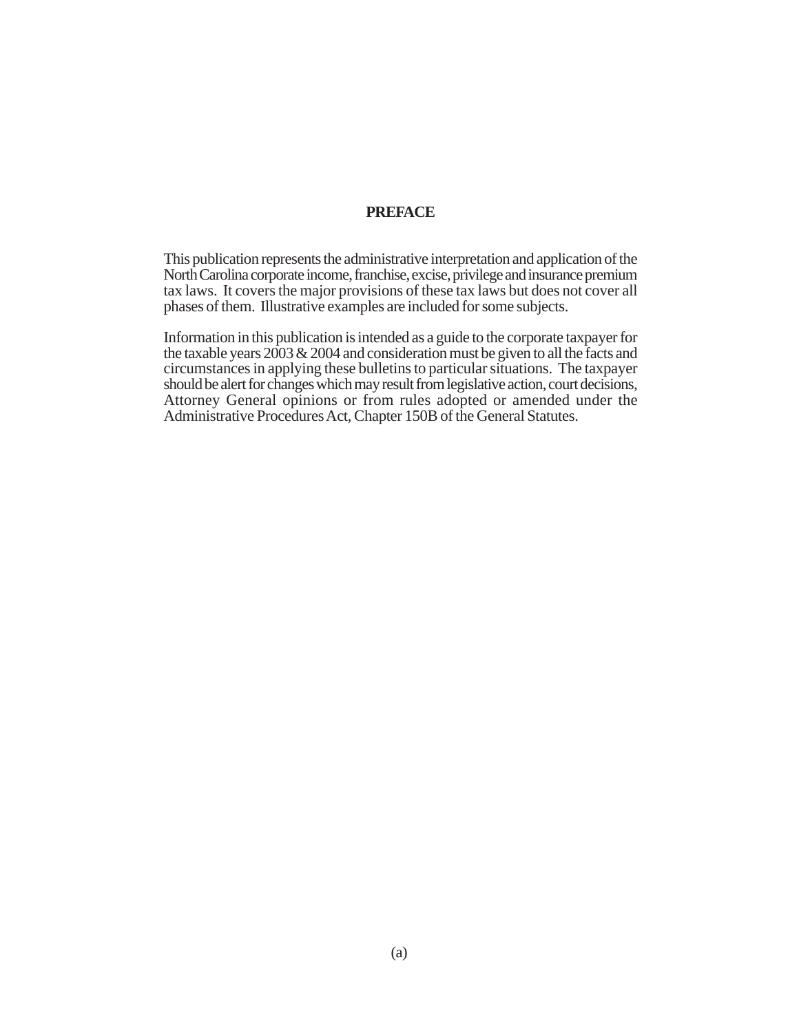# PREFACE

This publication represents the administrative interpretation and application of the North Carolina corporate income, franchise, excise, privilege and insurance premium tax laws. It covers the major provisions of these tax laws but does not cover all phases of them. Illustrative examples are included for some subjects.

Information in this publication is intended as a guide to the corporate taxpayer for the taxable years 2003 & 2004 and consideration must be given to all the facts and circumstances in applying these bulletins to particular situations. The taxpayer should be alert for changes which may result from legislative action, court decisions, Attorney General opinions or from rules adopted or amended under the Administrative Procedures Act, Chapter 150B of the General Statutes.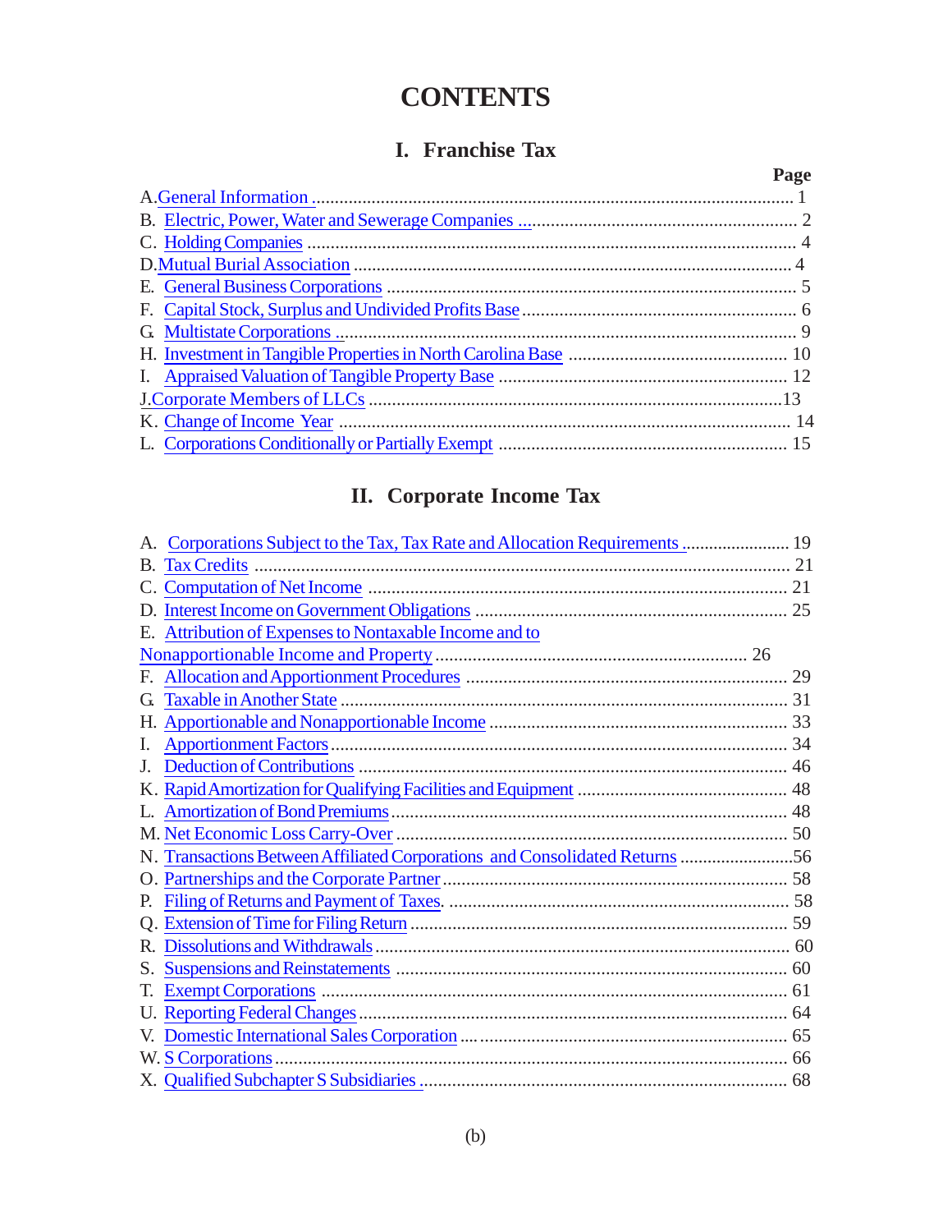# CONTENTS

## I. Franchise Tax

| | Page |
|---|---|
| A. General Information | 1 |
| B. Electric, Power, Water and Sewerage Companies | 2 |
| C. Holding Companies | 4 |
| D. Mutual Burial Association | 4 |
| E. General Business Corporations | 5 |
| F. Capital Stock, Surplus and Undivided Profits Base | 6 |
| G. Multistate Corporations | 9 |
| H. Investment in Tangible Properties in North Carolina Base | 10 |
| I. Appraised Valuation of Tangible Property Base | 12 |
| J. Corporate Members of LLCs | 13 |
| K. Change of Income Year | 14 |
| L. Corporations Conditionally or Partially Exempt | 15 |

## II. Corporate Income Tax

| | Page |
|---|---|
| A. Corporations Subject to the Tax, Tax Rate and Allocation Requirements | 19 |
| B. Tax Credits | 21 |
| C. Computation of Net Income | 21 |
| D. Interest Income on Government Obligations | 25 |
| E. Attribution of Expenses to Nontaxable Income and to Nonapportionable Income and Property | 26 |
| F. Allocation and Apportionment Procedures | 29 |
| G. Taxable in Another State | 31 |
| H. Apportionable and Nonapportionable Income | 33 |
| I. Apportionment Factors | 34 |
| J. Deduction of Contributions | 46 |
| K. Rapid Amortization for Qualifying Facilities and Equipment | 48 |
| L. Amortization of Bond Premiums | 48 |
| M. Net Economic Loss Carry-Over | 50 |
| N. Transactions Between Affiliated Corporations and Consolidated Returns | 56 |
| O. Partnerships and the Corporate Partner | 58 |
| P. Filing of Returns and Payment of Taxes. | 58 |
| Q. Extension of Time for Filing Return | 59 |
| R. Dissolutions and Withdrawals | 60 |
| S. Suspensions and Reinstatements | 60 |
| T. Exempt Corporations | 61 |
| U. Reporting Federal Changes | 64 |
| V. Domestic International Sales Corporation | 65 |
| W. S Corporations | 66 |
| X. Qualified Subchapter S Subsidiaries | 68 |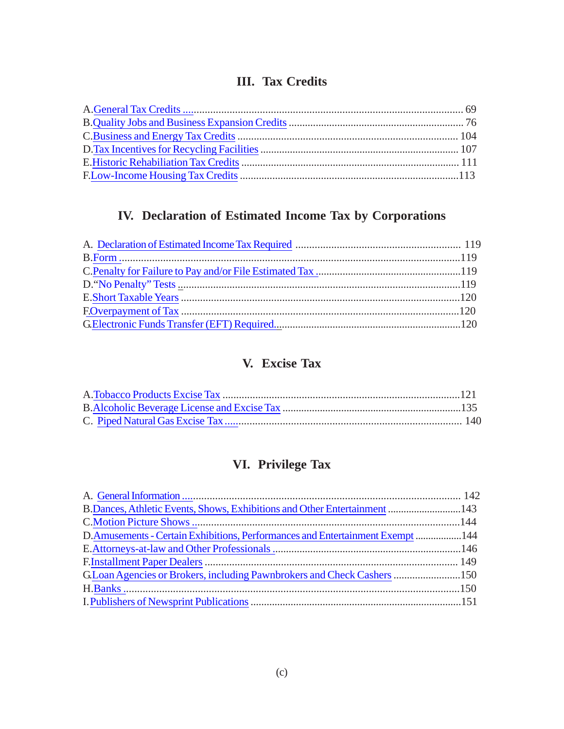## III. Tax Credits

A. General Tax Credits .... 69
B. Quality Jobs and Business Expansion Credits .... 76
C. Business and Energy Tax Credits .... 104
D. Tax Incentives for Recycling Facilities .... 107
E. Historic Rehabiliation Tax Credits .... 111
F. Low-Income Housing Tax Credits .... 113

## IV. Declaration of Estimated Income Tax by Corporations

A. Declaration of Estimated Income Tax Required .... 119
B. Form .... 119
C. Penalty for Failure to Pay and/or File Estimated Tax .... 119
D. "No Penalty" Tests .... 119
E. Short Taxable Years .... 120
F. Overpayment of Tax .... 120
G. Electronic Funds Transfer (EFT) Required .... 120

## V. Excise Tax

A. Tobacco Products Excise Tax .... 121
B. Alcoholic Beverage License and Excise Tax .... 135
C. Piped Natural Gas Excise Tax .... 140

## VI. Privilege Tax

A. General Information .... 142
B. Dances, Athletic Events, Shows, Exhibitions and Other Entertainment .... 143
C. Motion Picture Shows .... 144
D. Amusements - Certain Exhibitions, Performances and Entertainment Exempt .... 144
E. Attorneys-at-law and Other Professionals .... 146
F. Installment Paper Dealers .... 149
G. Loan Agencies or Brokers, including Pawnbrokers and Check Cashers .... 150
H. Banks .... 150
I. Publishers of Newsprint Publications .... 151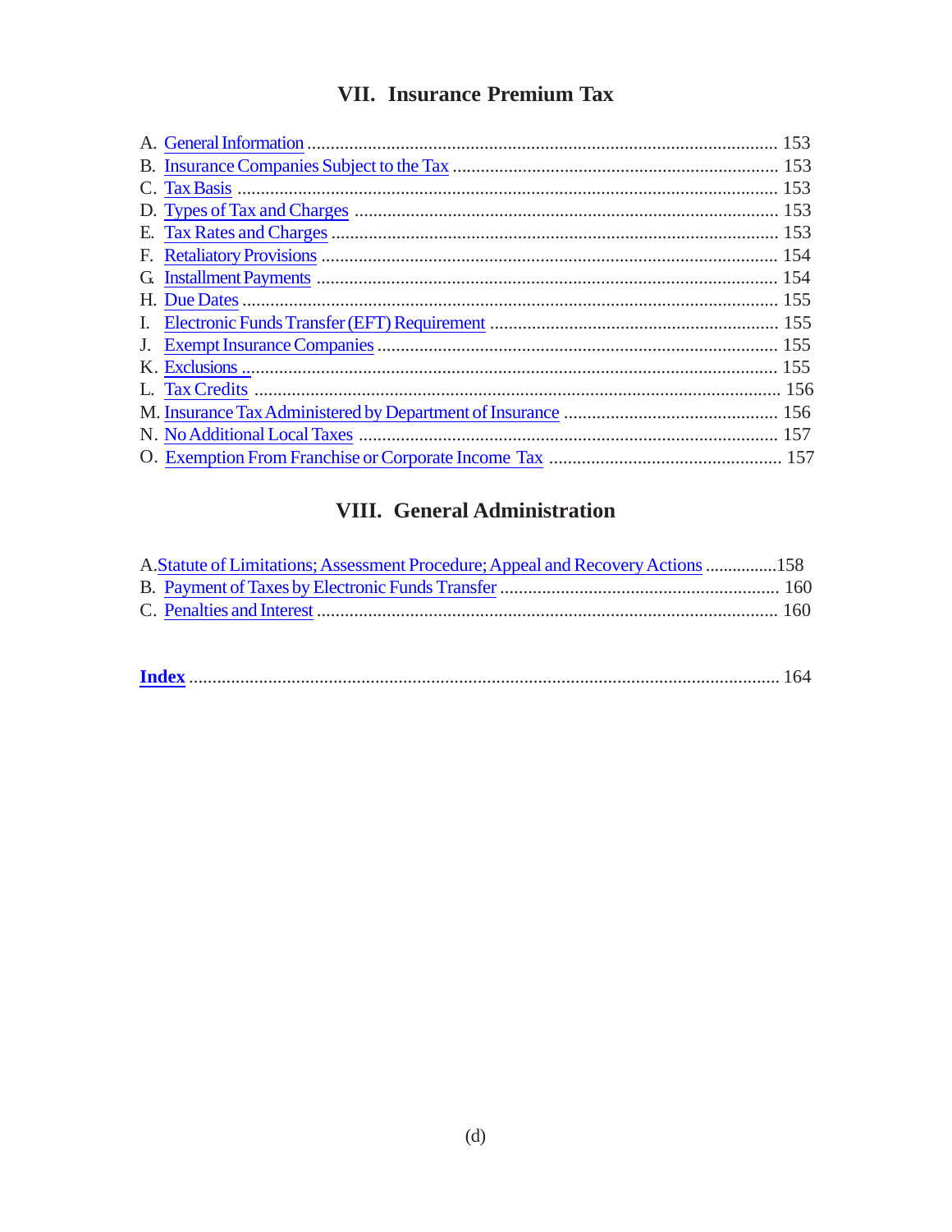## VII. Insurance Premium Tax

A. General Information ........................................................................................ 153
B. Insurance Companies Subject to the Tax ........................................................ 153
C. Tax Basis ......................................................................................................... 153
D. Types of Tax and Charges ............................................................................. 153
E. Tax Rates and Charges .................................................................................. 153
F. Retaliatory Provisions .................................................................................... 154
G. Installment Payments .................................................................................... 154
H. Due Dates ...................................................................................................... 155
I. Electronic Funds Transfer (EFT) Requirement ............................................... 155
J. Exempt Insurance Companies ........................................................................ 155
K. Exclusions ...................................................................................................... 155
L. Tax Credits ..................................................................................................... 156
M. Insurance Tax Administered by Department of Insurance ............................. 156
N. No Additional Local Taxes ............................................................................ 157
O. Exemption From Franchise or Corporate Income Tax .................................... 157

## VIII. General Administration

A. Statute of Limitations; Assessment Procedure; Appeal and Recovery Actions ................158
B. Payment of Taxes by Electronic Funds Transfer ............................................ 160
C. Penalties and Interest .................................................................................... 160

**Index** .................................................................................................................. 164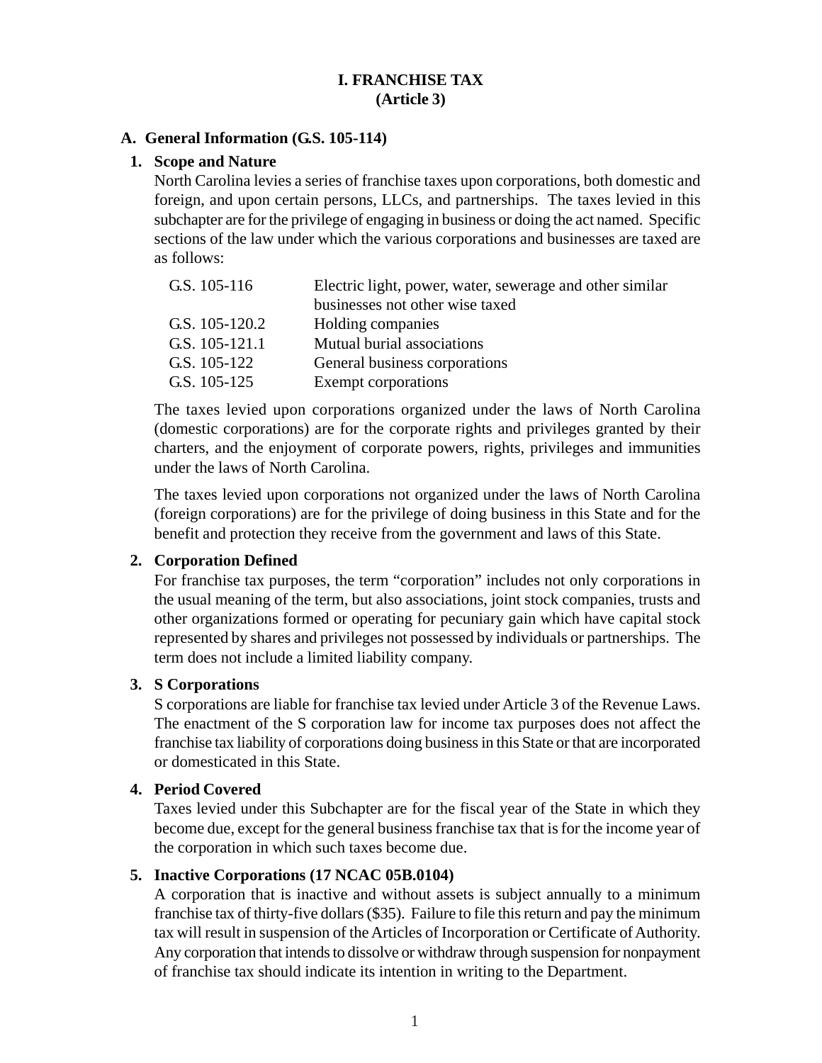# I. FRANCHISE TAX
# (Article 3)

## A. General Information (G.S. 105-114)

### 1. Scope and Nature

North Carolina levies a series of franchise taxes upon corporations, both domestic and foreign, and upon certain persons, LLCs, and partnerships. The taxes levied in this subchapter are for the privilege of engaging in business or doing the act named. Specific sections of the law under which the various corporations and businesses are taxed are as follows:

| | |
|---|---|
| G.S. 105-116 | Electric light, power, water, sewerage and other similar businesses not other wise taxed |
| G.S. 105-120.2 | Holding companies |
| G.S. 105-121.1 | Mutual burial associations |
| G.S. 105-122 | General business corporations |
| G.S. 105-125 | Exempt corporations |

The taxes levied upon corporations organized under the laws of North Carolina (domestic corporations) are for the corporate rights and privileges granted by their charters, and the enjoyment of corporate powers, rights, privileges and immunities under the laws of North Carolina.

The taxes levied upon corporations not organized under the laws of North Carolina (foreign corporations) are for the privilege of doing business in this State and for the benefit and protection they receive from the government and laws of this State.

### 2. Corporation Defined

For franchise tax purposes, the term "corporation" includes not only corporations in the usual meaning of the term, but also associations, joint stock companies, trusts and other organizations formed or operating for pecuniary gain which have capital stock represented by shares and privileges not possessed by individuals or partnerships. The term does not include a limited liability company.

### 3. S Corporations

S corporations are liable for franchise tax levied under Article 3 of the Revenue Laws. The enactment of the S corporation law for income tax purposes does not affect the franchise tax liability of corporations doing business in this State or that are incorporated or domesticated in this State.

### 4. Period Covered

Taxes levied under this Subchapter are for the fiscal year of the State in which they become due, except for the general business franchise tax that is for the income year of the corporation in which such taxes become due.

### 5. Inactive Corporations (17 NCAC 05B.0104)

A corporation that is inactive and without assets is subject annually to a minimum franchise tax of thirty-five dollars ($35). Failure to file this return and pay the minimum tax will result in suspension of the Articles of Incorporation or Certificate of Authority. Any corporation that intends to dissolve or withdraw through suspension for nonpayment of franchise tax should indicate its intention in writing to the Department.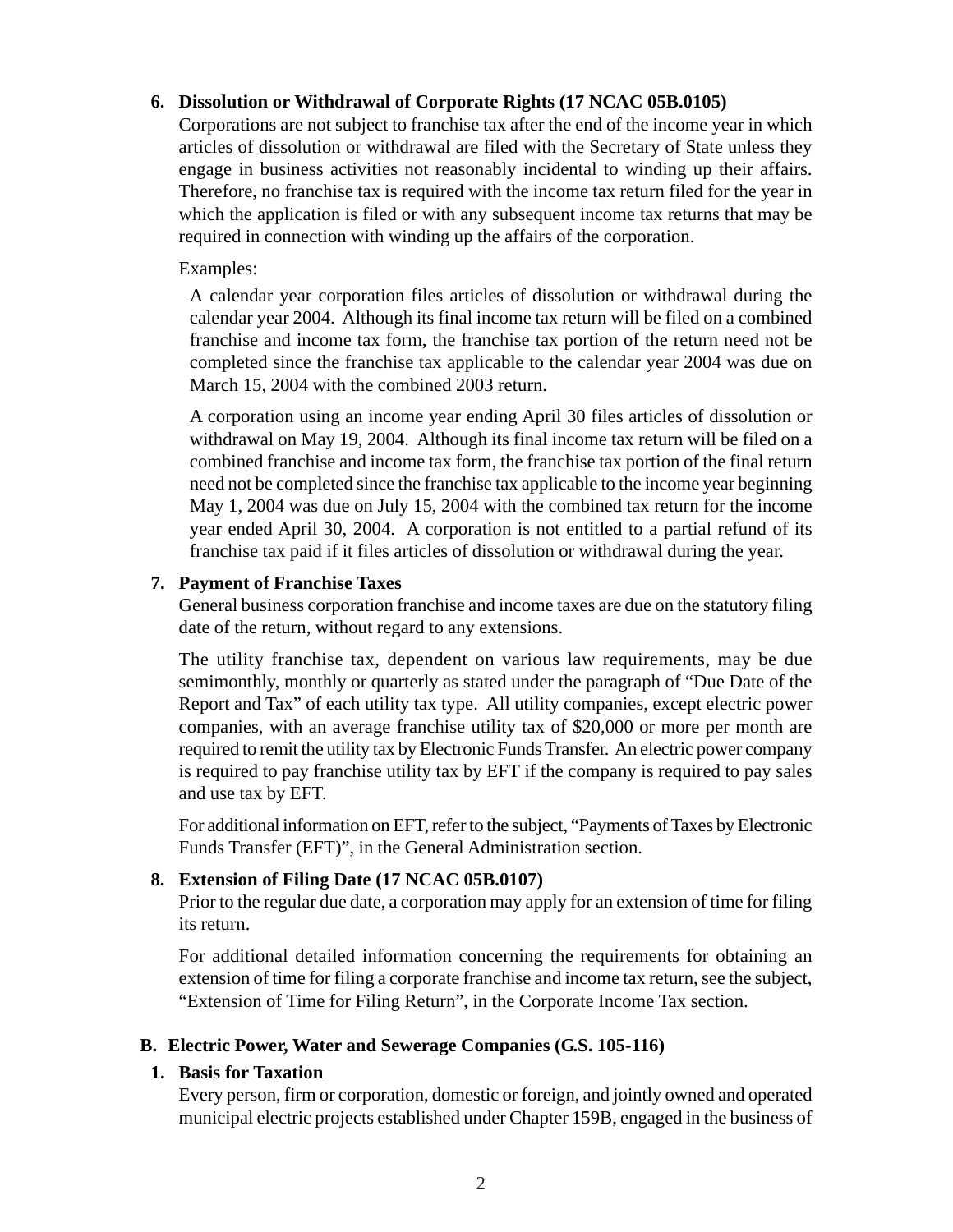**6. Dissolution or Withdrawal of Corporate Rights (17 NCAC 05B.0105)**

Corporations are not subject to franchise tax after the end of the income year in which articles of dissolution or withdrawal are filed with the Secretary of State unless they engage in business activities not reasonably incidental to winding up their affairs. Therefore, no franchise tax is required with the income tax return filed for the year in which the application is filed or with any subsequent income tax returns that may be required in connection with winding up the affairs of the corporation.

Examples:

A calendar year corporation files articles of dissolution or withdrawal during the calendar year 2004. Although its final income tax return will be filed on a combined franchise and income tax form, the franchise tax portion of the return need not be completed since the franchise tax applicable to the calendar year 2004 was due on March 15, 2004 with the combined 2003 return.

A corporation using an income year ending April 30 files articles of dissolution or withdrawal on May 19, 2004. Although its final income tax return will be filed on a combined franchise and income tax form, the franchise tax portion of the final return need not be completed since the franchise tax applicable to the income year beginning May 1, 2004 was due on July 15, 2004 with the combined tax return for the income year ended April 30, 2004. A corporation is not entitled to a partial refund of its franchise tax paid if it files articles of dissolution or withdrawal during the year.

**7. Payment of Franchise Taxes**

General business corporation franchise and income taxes are due on the statutory filing date of the return, without regard to any extensions.

The utility franchise tax, dependent on various law requirements, may be due semimonthly, monthly or quarterly as stated under the paragraph of "Due Date of the Report and Tax" of each utility tax type. All utility companies, except electric power companies, with an average franchise utility tax of $20,000 or more per month are required to remit the utility tax by Electronic Funds Transfer. An electric power company is required to pay franchise utility tax by EFT if the company is required to pay sales and use tax by EFT.

For additional information on EFT, refer to the subject, "Payments of Taxes by Electronic Funds Transfer (EFT)", in the General Administration section.

**8. Extension of Filing Date (17 NCAC 05B.0107)**

Prior to the regular due date, a corporation may apply for an extension of time for filing its return.

For additional detailed information concerning the requirements for obtaining an extension of time for filing a corporate franchise and income tax return, see the subject, "Extension of Time for Filing Return", in the Corporate Income Tax section.

## B. Electric Power, Water and Sewerage Companies (G.S. 105-116)

**1. Basis for Taxation**

Every person, firm or corporation, domestic or foreign, and jointly owned and operated municipal electric projects established under Chapter 159B, engaged in the business of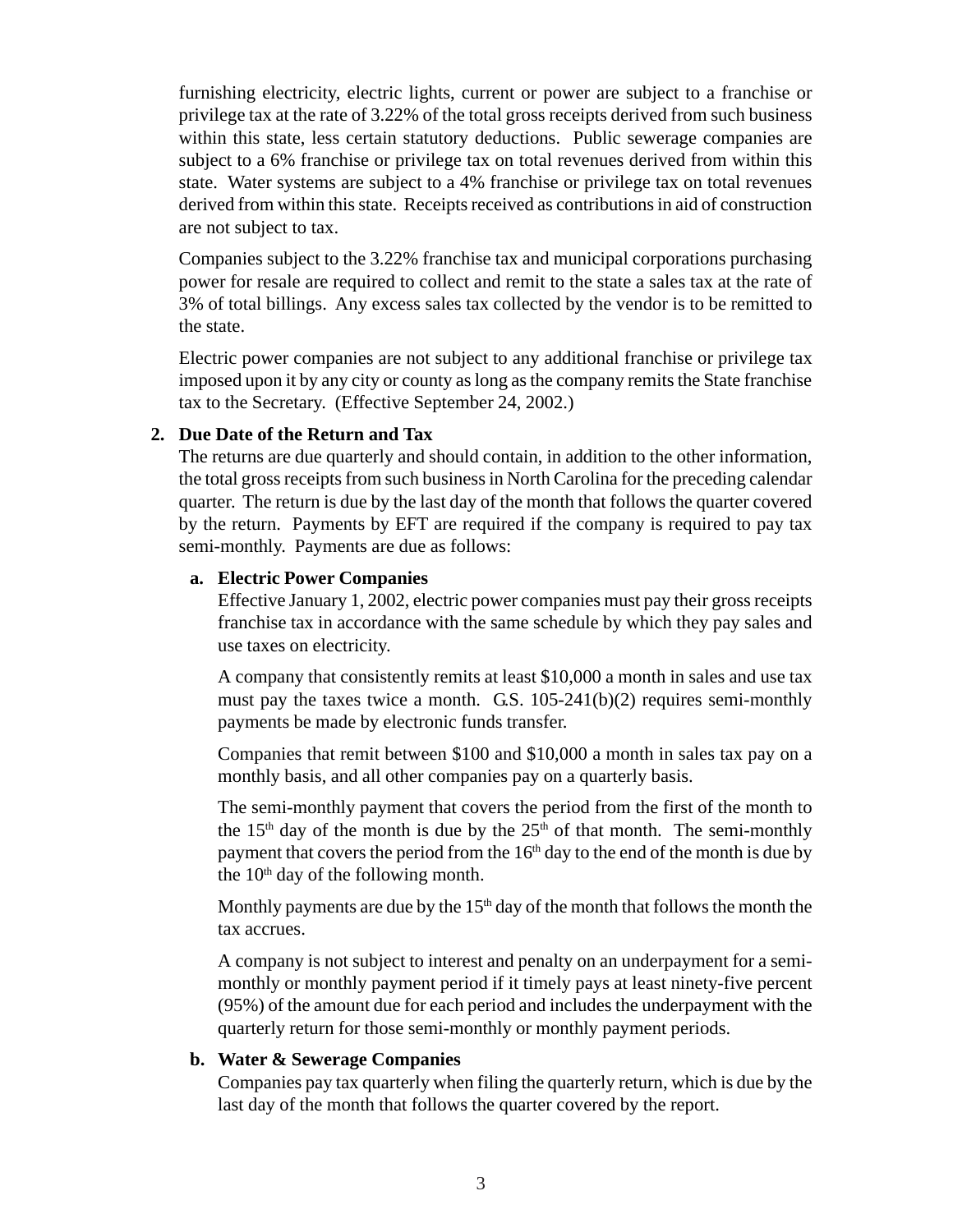furnishing electricity, electric lights, current or power are subject to a franchise or privilege tax at the rate of 3.22% of the total gross receipts derived from such business within this state, less certain statutory deductions. Public sewerage companies are subject to a 6% franchise or privilege tax on total revenues derived from within this state. Water systems are subject to a 4% franchise or privilege tax on total revenues derived from within this state. Receipts received as contributions in aid of construction are not subject to tax.

Companies subject to the 3.22% franchise tax and municipal corporations purchasing power for resale are required to collect and remit to the state a sales tax at the rate of 3% of total billings. Any excess sales tax collected by the vendor is to be remitted to the state.

Electric power companies are not subject to any additional franchise or privilege tax imposed upon it by any city or county as long as the company remits the State franchise tax to the Secretary. (Effective September 24, 2002.)

**2. Due Date of the Return and Tax**

The returns are due quarterly and should contain, in addition to the other information, the total gross receipts from such business in North Carolina for the preceding calendar quarter. The return is due by the last day of the month that follows the quarter covered by the return. Payments by EFT are required if the company is required to pay tax semi-monthly. Payments are due as follows:

**a. Electric Power Companies**

Effective January 1, 2002, electric power companies must pay their gross receipts franchise tax in accordance with the same schedule by which they pay sales and use taxes on electricity.

A company that consistently remits at least $10,000 a month in sales and use tax must pay the taxes twice a month. G.S. 105-241(b)(2) requires semi-monthly payments be made by electronic funds transfer.

Companies that remit between $100 and $10,000 a month in sales tax pay on a monthly basis, and all other companies pay on a quarterly basis.

The semi-monthly payment that covers the period from the first of the month to the 15th day of the month is due by the 25th of that month. The semi-monthly payment that covers the period from the 16th day to the end of the month is due by the 10th day of the following month.

Monthly payments are due by the 15th day of the month that follows the month the tax accrues.

A company is not subject to interest and penalty on an underpayment for a semi-monthly or monthly payment period if it timely pays at least ninety-five percent (95%) of the amount due for each period and includes the underpayment with the quarterly return for those semi-monthly or monthly payment periods.

**b. Water & Sewerage Companies**

Companies pay tax quarterly when filing the quarterly return, which is due by the last day of the month that follows the quarter covered by the report.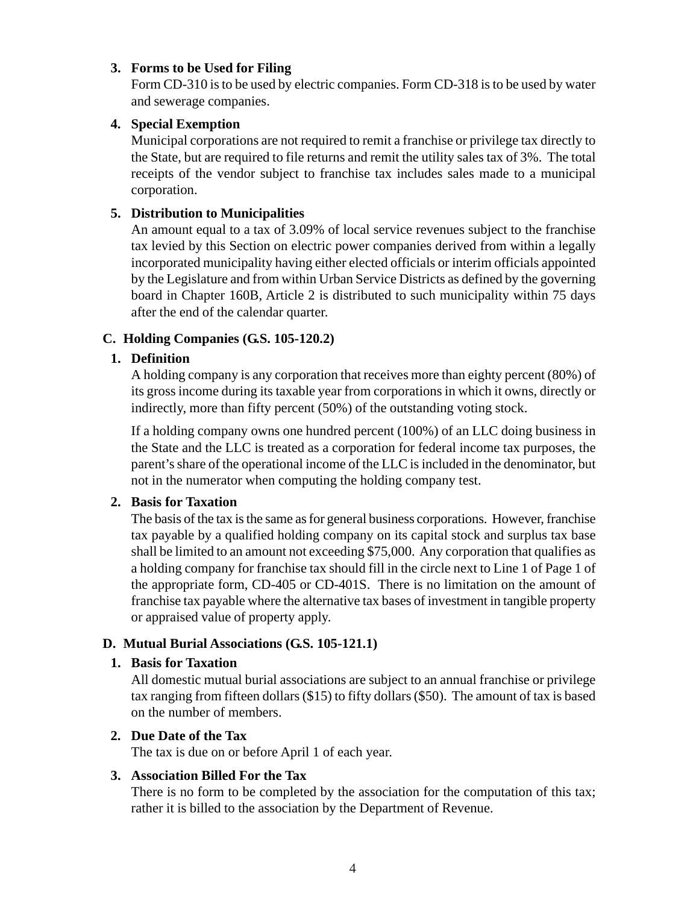### 3. Forms to be Used for Filing

Form CD-310 is to be used by electric companies. Form CD-318 is to be used by water and sewerage companies.

### 4. Special Exemption

Municipal corporations are not required to remit a franchise or privilege tax directly to the State, but are required to file returns and remit the utility sales tax of 3%. The total receipts of the vendor subject to franchise tax includes sales made to a municipal corporation.

### 5. Distribution to Municipalities

An amount equal to a tax of 3.09% of local service revenues subject to the franchise tax levied by this Section on electric power companies derived from within a legally incorporated municipality having either elected officials or interim officials appointed by the Legislature and from within Urban Service Districts as defined by the governing board in Chapter 160B, Article 2 is distributed to such municipality within 75 days after the end of the calendar quarter.

## C. Holding Companies (G.S. 105-120.2)

### 1. Definition

A holding company is any corporation that receives more than eighty percent (80%) of its gross income during its taxable year from corporations in which it owns, directly or indirectly, more than fifty percent (50%) of the outstanding voting stock.

If a holding company owns one hundred percent (100%) of an LLC doing business in the State and the LLC is treated as a corporation for federal income tax purposes, the parent's share of the operational income of the LLC is included in the denominator, but not in the numerator when computing the holding company test.

### 2. Basis for Taxation

The basis of the tax is the same as for general business corporations. However, franchise tax payable by a qualified holding company on its capital stock and surplus tax base shall be limited to an amount not exceeding $75,000. Any corporation that qualifies as a holding company for franchise tax should fill in the circle next to Line 1 of Page 1 of the appropriate form, CD-405 or CD-401S. There is no limitation on the amount of franchise tax payable where the alternative tax bases of investment in tangible property or appraised value of property apply.

## D. Mutual Burial Associations (G.S. 105-121.1)

### 1. Basis for Taxation

All domestic mutual burial associations are subject to an annual franchise or privilege tax ranging from fifteen dollars ($15) to fifty dollars ($50). The amount of tax is based on the number of members.

### 2. Due Date of the Tax

The tax is due on or before April 1 of each year.

### 3. Association Billed For the Tax

There is no form to be completed by the association for the computation of this tax; rather it is billed to the association by the Department of Revenue.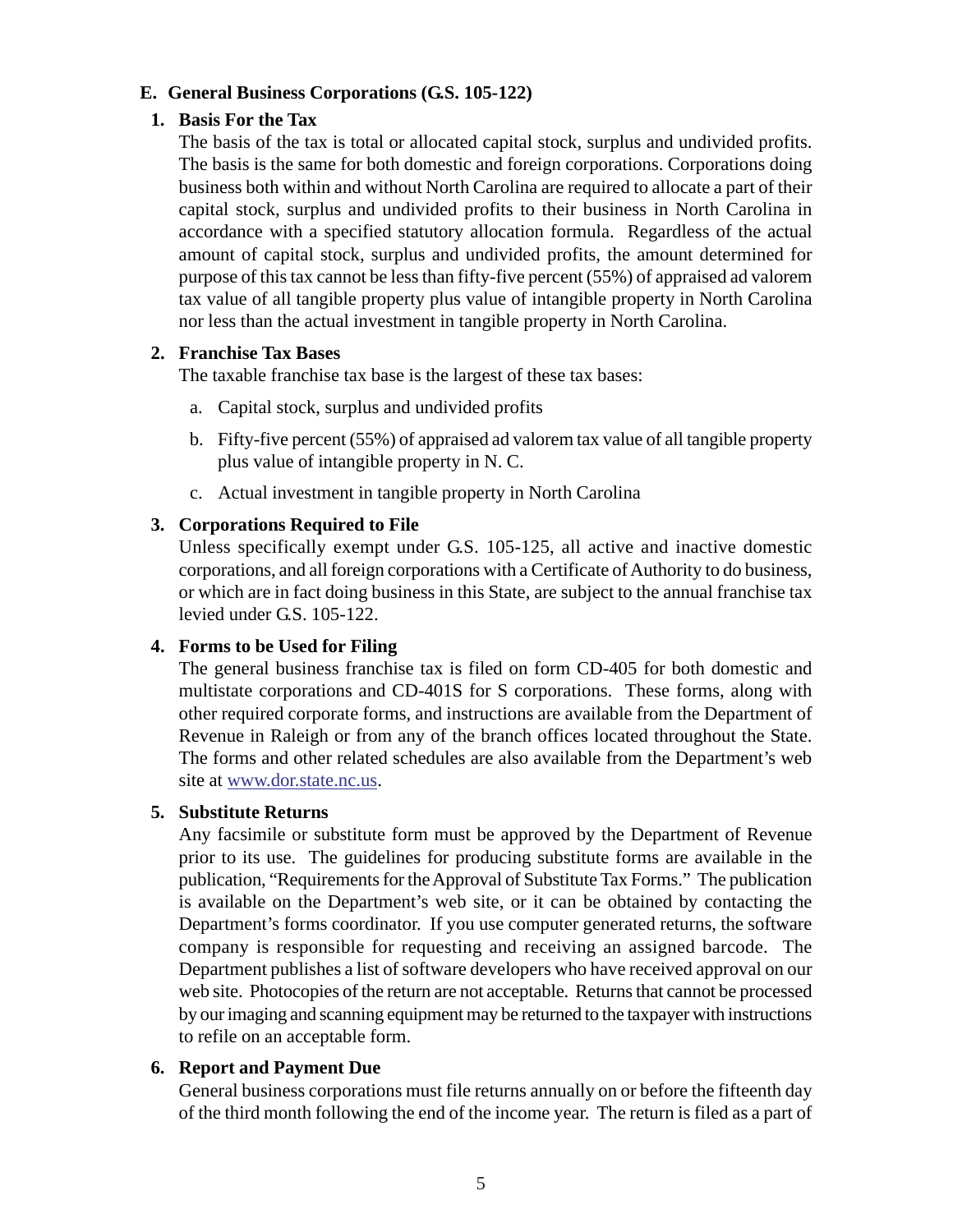## E. General Business Corporations (G.S. 105-122)

### 1. Basis For the Tax

The basis of the tax is total or allocated capital stock, surplus and undivided profits. The basis is the same for both domestic and foreign corporations. Corporations doing business both within and without North Carolina are required to allocate a part of their capital stock, surplus and undivided profits to their business in North Carolina in accordance with a specified statutory allocation formula. Regardless of the actual amount of capital stock, surplus and undivided profits, the amount determined for purpose of this tax cannot be less than fifty-five percent (55%) of appraised ad valorem tax value of all tangible property plus value of intangible property in North Carolina nor less than the actual investment in tangible property in North Carolina.

### 2. Franchise Tax Bases

The taxable franchise tax base is the largest of these tax bases:

a. Capital stock, surplus and undivided profits

b. Fifty-five percent (55%) of appraised ad valorem tax value of all tangible property plus value of intangible property in N. C.

c. Actual investment in tangible property in North Carolina

### 3. Corporations Required to File

Unless specifically exempt under G.S. 105-125, all active and inactive domestic corporations, and all foreign corporations with a Certificate of Authority to do business, or which are in fact doing business in this State, are subject to the annual franchise tax levied under G.S. 105-122.

### 4. Forms to be Used for Filing

The general business franchise tax is filed on form CD-405 for both domestic and multistate corporations and CD-401S for S corporations. These forms, along with other required corporate forms, and instructions are available from the Department of Revenue in Raleigh or from any of the branch offices located throughout the State. The forms and other related schedules are also available from the Department's web site at www.dor.state.nc.us.

### 5. Substitute Returns

Any facsimile or substitute form must be approved by the Department of Revenue prior to its use. The guidelines for producing substitute forms are available in the publication, "Requirements for the Approval of Substitute Tax Forms." The publication is available on the Department's web site, or it can be obtained by contacting the Department's forms coordinator. If you use computer generated returns, the software company is responsible for requesting and receiving an assigned barcode. The Department publishes a list of software developers who have received approval on our web site. Photocopies of the return are not acceptable. Returns that cannot be processed by our imaging and scanning equipment may be returned to the taxpayer with instructions to refile on an acceptable form.

### 6. Report and Payment Due

General business corporations must file returns annually on or before the fifteenth day of the third month following the end of the income year. The return is filed as a part of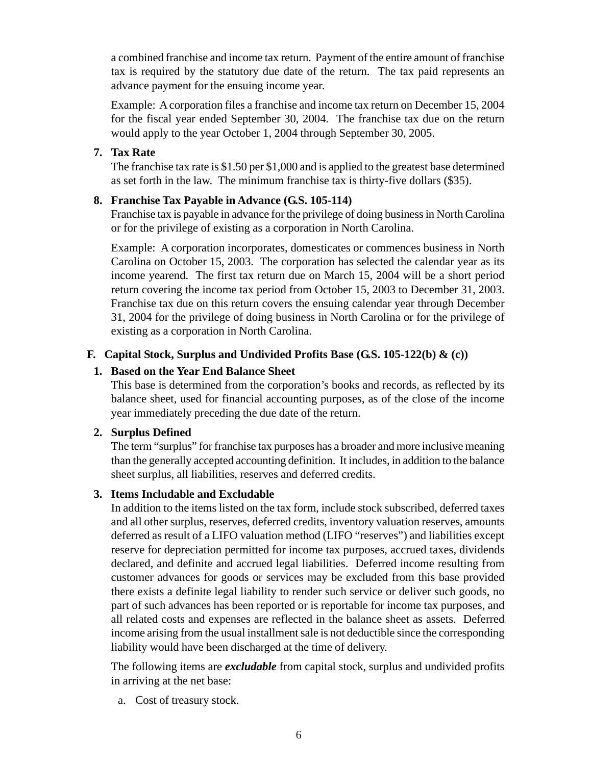a combined franchise and income tax return. Payment of the entire amount of franchise tax is required by the statutory due date of the return. The tax paid represents an advance payment for the ensuing income year.

Example: A corporation files a franchise and income tax return on December 15, 2004 for the fiscal year ended September 30, 2004. The franchise tax due on the return would apply to the year October 1, 2004 through September 30, 2005.

**7. Tax Rate**

The franchise tax rate is $1.50 per $1,000 and is applied to the greatest base determined as set forth in the law. The minimum franchise tax is thirty-five dollars ($35).

**8. Franchise Tax Payable in Advance (G.S. 105-114)**

Franchise tax is payable in advance for the privilege of doing business in North Carolina or for the privilege of existing as a corporation in North Carolina.

Example: A corporation incorporates, domesticates or commences business in North Carolina on October 15, 2003. The corporation has selected the calendar year as its income yearend. The first tax return due on March 15, 2004 will be a short period return covering the income tax period from October 15, 2003 to December 31, 2003. Franchise tax due on this return covers the ensuing calendar year through December 31, 2004 for the privilege of doing business in North Carolina or for the privilege of existing as a corporation in North Carolina.

## F. Capital Stock, Surplus and Undivided Profits Base (G.S. 105-122(b) & (c))

**1. Based on the Year End Balance Sheet**

This base is determined from the corporation's books and records, as reflected by its balance sheet, used for financial accounting purposes, as of the close of the income year immediately preceding the due date of the return.

**2. Surplus Defined**

The term "surplus" for franchise tax purposes has a broader and more inclusive meaning than the generally accepted accounting definition. It includes, in addition to the balance sheet surplus, all liabilities, reserves and deferred credits.

**3. Items Includable and Excludable**

In addition to the items listed on the tax form, include stock subscribed, deferred taxes and all other surplus, reserves, deferred credits, inventory valuation reserves, amounts deferred as result of a LIFO valuation method (LIFO "reserves") and liabilities except reserve for depreciation permitted for income tax purposes, accrued taxes, dividends declared, and definite and accrued legal liabilities. Deferred income resulting from customer advances for goods or services may be excluded from this base provided there exists a definite legal liability to render such service or deliver such goods, no part of such advances has been reported or is reportable for income tax purposes, and all related costs and expenses are reflected in the balance sheet as assets. Deferred income arising from the usual installment sale is not deductible since the corresponding liability would have been discharged at the time of delivery.

The following items are ***excludable*** from capital stock, surplus and undivided profits in arriving at the net base:

a. Cost of treasury stock.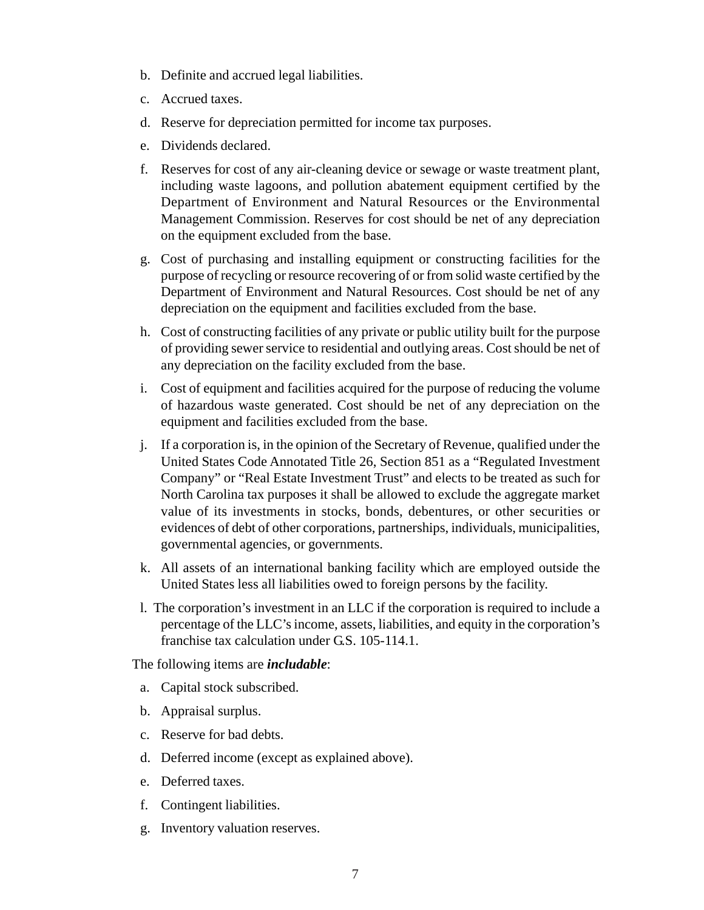b. Definite and accrued legal liabilities.

c. Accrued taxes.

d. Reserve for depreciation permitted for income tax purposes.

e. Dividends declared.

f. Reserves for cost of any air-cleaning device or sewage or waste treatment plant, including waste lagoons, and pollution abatement equipment certified by the Department of Environment and Natural Resources or the Environmental Management Commission. Reserves for cost should be net of any depreciation on the equipment excluded from the base.

g. Cost of purchasing and installing equipment or constructing facilities for the purpose of recycling or resource recovering of or from solid waste certified by the Department of Environment and Natural Resources. Cost should be net of any depreciation on the equipment and facilities excluded from the base.

h. Cost of constructing facilities of any private or public utility built for the purpose of providing sewer service to residential and outlying areas. Cost should be net of any depreciation on the facility excluded from the base.

i. Cost of equipment and facilities acquired for the purpose of reducing the volume of hazardous waste generated. Cost should be net of any depreciation on the equipment and facilities excluded from the base.

j. If a corporation is, in the opinion of the Secretary of Revenue, qualified under the United States Code Annotated Title 26, Section 851 as a "Regulated Investment Company" or "Real Estate Investment Trust" and elects to be treated as such for North Carolina tax purposes it shall be allowed to exclude the aggregate market value of its investments in stocks, bonds, debentures, or other securities or evidences of debt of other corporations, partnerships, individuals, municipalities, governmental agencies, or governments.

k. All assets of an international banking facility which are employed outside the United States less all liabilities owed to foreign persons by the facility.

l. The corporation's investment in an LLC if the corporation is required to include a percentage of the LLC's income, assets, liabilities, and equity in the corporation's franchise tax calculation under G.S. 105-114.1.

The following items are ***includable***:

a. Capital stock subscribed.

b. Appraisal surplus.

c. Reserve for bad debts.

d. Deferred income (except as explained above).

e. Deferred taxes.

f. Contingent liabilities.

g. Inventory valuation reserves.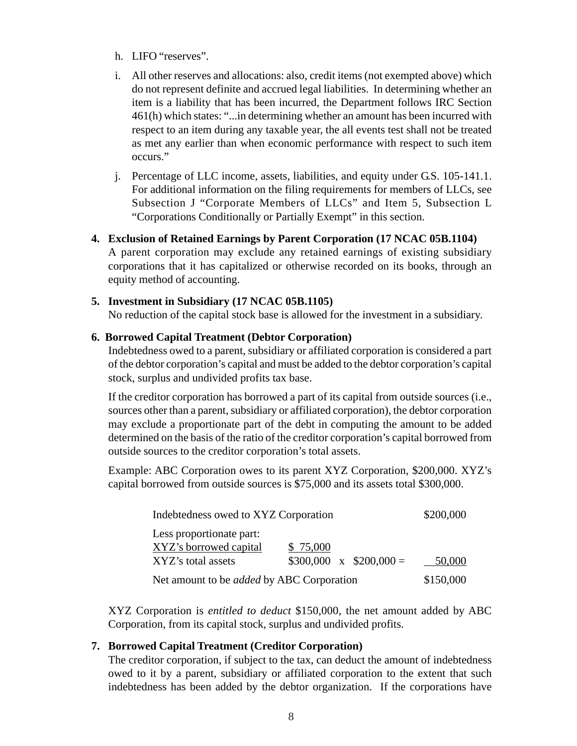h. LIFO "reserves".

i. All other reserves and allocations: also, credit items (not exempted above) which do not represent definite and accrued legal liabilities. In determining whether an item is a liability that has been incurred, the Department follows IRC Section 461(h) which states: "...in determining whether an amount has been incurred with respect to an item during any taxable year, the all events test shall not be treated as met any earlier than when economic performance with respect to such item occurs."

j. Percentage of LLC income, assets, liabilities, and equity under G.S. 105-141.1. For additional information on the filing requirements for members of LLCs, see Subsection J "Corporate Members of LLCs" and Item 5, Subsection L "Corporations Conditionally or Partially Exempt" in this section.

**4. Exclusion of Retained Earnings by Parent Corporation (17 NCAC 05B.1104)**

A parent corporation may exclude any retained earnings of existing subsidiary corporations that it has capitalized or otherwise recorded on its books, through an equity method of accounting.

**5. Investment in Subsidiary (17 NCAC 05B.1105)**

No reduction of the capital stock base is allowed for the investment in a subsidiary.

**6. Borrowed Capital Treatment (Debtor Corporation)**

Indebtedness owed to a parent, subsidiary or affiliated corporation is considered a part of the debtor corporation's capital and must be added to the debtor corporation's capital stock, surplus and undivided profits tax base.

If the creditor corporation has borrowed a part of its capital from outside sources (i.e., sources other than a parent, subsidiary or affiliated corporation), the debtor corporation may exclude a proportionate part of the debt in computing the amount to be added determined on the basis of the ratio of the creditor corporation's capital borrowed from outside sources to the creditor corporation's total assets.

Example: ABC Corporation owes to its parent XYZ Corporation, $200,000. XYZ's capital borrowed from outside sources is $75,000 and its assets total $300,000.

| | | |
|---|---|---|
| Indebtedness owed to XYZ Corporation | | $200,000 |
| Less proportionate part: | | |
| XYZ's borrowed capital | $ 75,000 | |
| XYZ's total assets | $300,000 x $200,000 = | 50,000 |
| Net amount to be *added* by ABC Corporation | | $150,000 |

XYZ Corporation is *entitled to deduct* $150,000, the net amount added by ABC Corporation, from its capital stock, surplus and undivided profits.

**7. Borrowed Capital Treatment (Creditor Corporation)**

The creditor corporation, if subject to the tax, can deduct the amount of indebtedness owed to it by a parent, subsidiary or affiliated corporation to the extent that such indebtedness has been added by the debtor organization. If the corporations have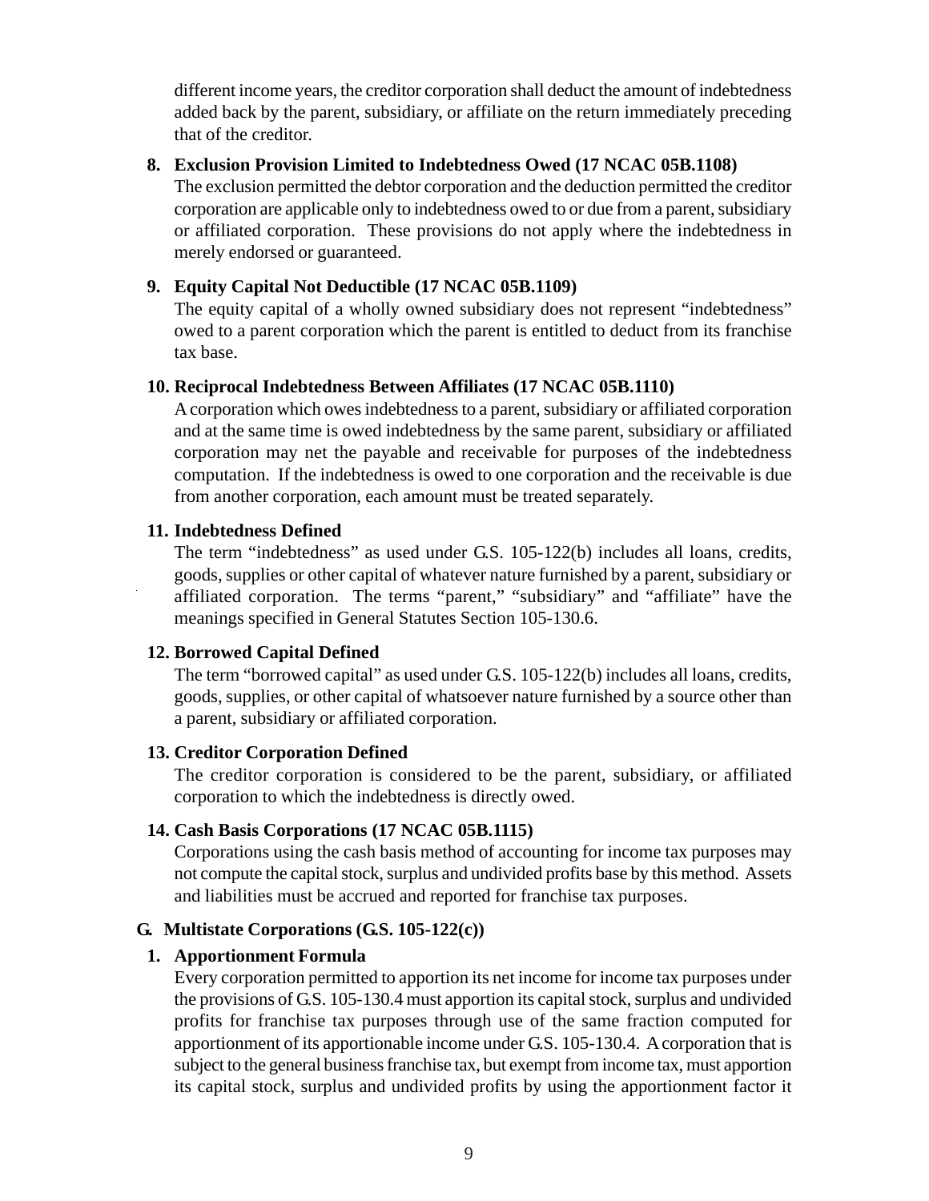different income years, the creditor corporation shall deduct the amount of indebtedness added back by the parent, subsidiary, or affiliate on the return immediately preceding that of the creditor.

**8. Exclusion Provision Limited to Indebtedness Owed (17 NCAC 05B.1108)**

The exclusion permitted the debtor corporation and the deduction permitted the creditor corporation are applicable only to indebtedness owed to or due from a parent, subsidiary or affiliated corporation. These provisions do not apply where the indebtedness in merely endorsed or guaranteed.

**9. Equity Capital Not Deductible (17 NCAC 05B.1109)**

The equity capital of a wholly owned subsidiary does not represent "indebtedness" owed to a parent corporation which the parent is entitled to deduct from its franchise tax base.

**10. Reciprocal Indebtedness Between Affiliates (17 NCAC 05B.1110)**

A corporation which owes indebtedness to a parent, subsidiary or affiliated corporation and at the same time is owed indebtedness by the same parent, subsidiary or affiliated corporation may net the payable and receivable for purposes of the indebtedness computation. If the indebtedness is owed to one corporation and the receivable is due from another corporation, each amount must be treated separately.

**11. Indebtedness Defined**

The term "indebtedness" as used under G.S. 105-122(b) includes all loans, credits, goods, supplies or other capital of whatever nature furnished by a parent, subsidiary or affiliated corporation. The terms "parent," "subsidiary" and "affiliate" have the meanings specified in General Statutes Section 105-130.6.

**12. Borrowed Capital Defined**

The term "borrowed capital" as used under G.S. 105-122(b) includes all loans, credits, goods, supplies, or other capital of whatsoever nature furnished by a source other than a parent, subsidiary or affiliated corporation.

**13. Creditor Corporation Defined**

The creditor corporation is considered to be the parent, subsidiary, or affiliated corporation to which the indebtedness is directly owed.

**14. Cash Basis Corporations (17 NCAC 05B.1115)**

Corporations using the cash basis method of accounting for income tax purposes may not compute the capital stock, surplus and undivided profits base by this method. Assets and liabilities must be accrued and reported for franchise tax purposes.

## G. Multistate Corporations (G.S. 105-122(c))

**1. Apportionment Formula**

Every corporation permitted to apportion its net income for income tax purposes under the provisions of G.S. 105-130.4 must apportion its capital stock, surplus and undivided profits for franchise tax purposes through use of the same fraction computed for apportionment of its apportionable income under G.S. 105-130.4. A corporation that is subject to the general business franchise tax, but exempt from income tax, must apportion its capital stock, surplus and undivided profits by using the apportionment factor it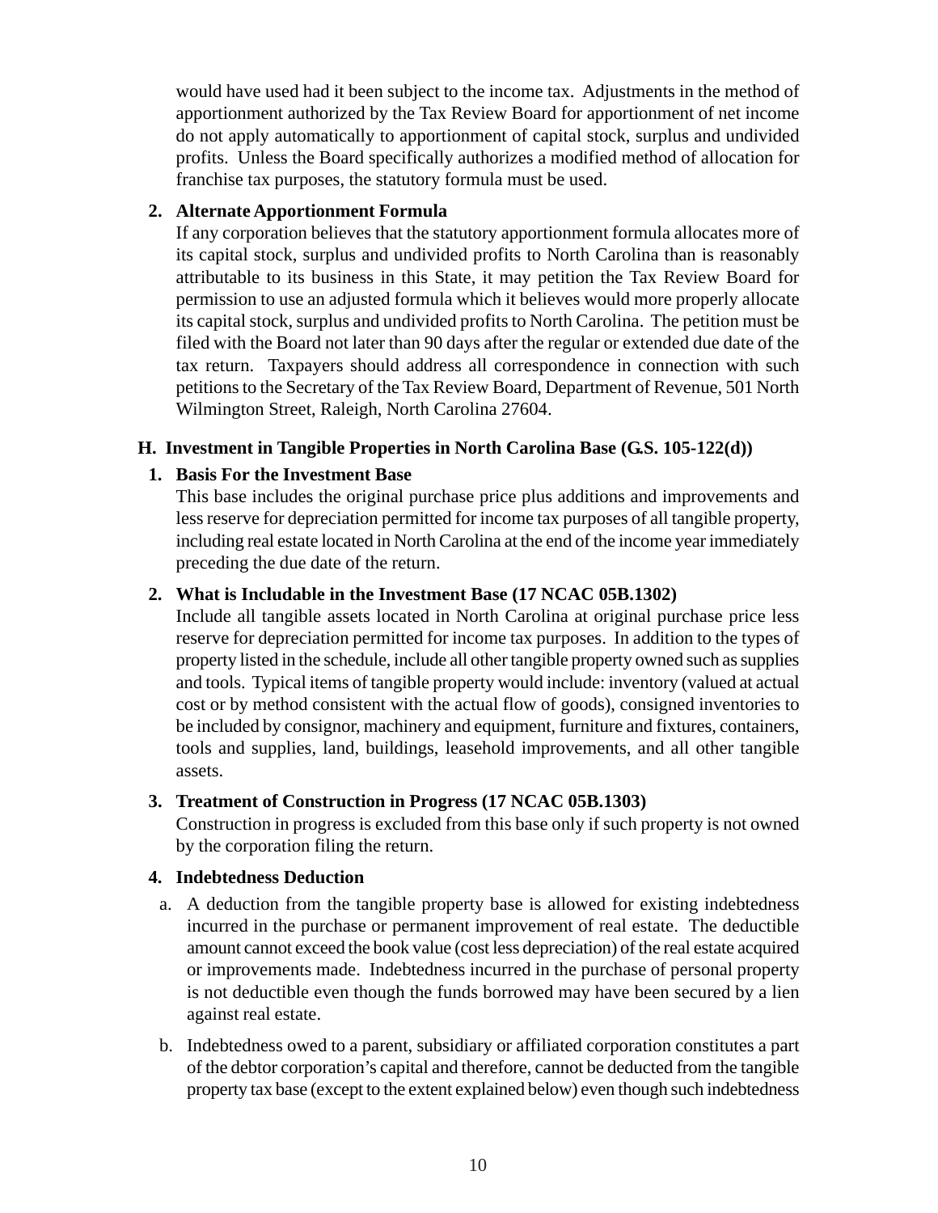would have used had it been subject to the income tax. Adjustments in the method of apportionment authorized by the Tax Review Board for apportionment of net income do not apply automatically to apportionment of capital stock, surplus and undivided profits. Unless the Board specifically authorizes a modified method of allocation for franchise tax purposes, the statutory formula must be used.

**2. Alternate Apportionment Formula**

If any corporation believes that the statutory apportionment formula allocates more of its capital stock, surplus and undivided profits to North Carolina than is reasonably attributable to its business in this State, it may petition the Tax Review Board for permission to use an adjusted formula which it believes would more properly allocate its capital stock, surplus and undivided profits to North Carolina. The petition must be filed with the Board not later than 90 days after the regular or extended due date of the tax return. Taxpayers should address all correspondence in connection with such petitions to the Secretary of the Tax Review Board, Department of Revenue, 501 North Wilmington Street, Raleigh, North Carolina 27604.

## H. Investment in Tangible Properties in North Carolina Base (G.S. 105-122(d))

**1. Basis For the Investment Base**

This base includes the original purchase price plus additions and improvements and less reserve for depreciation permitted for income tax purposes of all tangible property, including real estate located in North Carolina at the end of the income year immediately preceding the due date of the return.

**2. What is Includable in the Investment Base (17 NCAC 05B.1302)**

Include all tangible assets located in North Carolina at original purchase price less reserve for depreciation permitted for income tax purposes. In addition to the types of property listed in the schedule, include all other tangible property owned such as supplies and tools. Typical items of tangible property would include: inventory (valued at actual cost or by method consistent with the actual flow of goods), consigned inventories to be included by consignor, machinery and equipment, furniture and fixtures, containers, tools and supplies, land, buildings, leasehold improvements, and all other tangible assets.

**3. Treatment of Construction in Progress (17 NCAC 05B.1303)**

Construction in progress is excluded from this base only if such property is not owned by the corporation filing the return.

**4. Indebtedness Deduction**

a. A deduction from the tangible property base is allowed for existing indebtedness incurred in the purchase or permanent improvement of real estate. The deductible amount cannot exceed the book value (cost less depreciation) of the real estate acquired or improvements made. Indebtedness incurred in the purchase of personal property is not deductible even though the funds borrowed may have been secured by a lien against real estate.

b. Indebtedness owed to a parent, subsidiary or affiliated corporation constitutes a part of the debtor corporation's capital and therefore, cannot be deducted from the tangible property tax base (except to the extent explained below) even though such indebtedness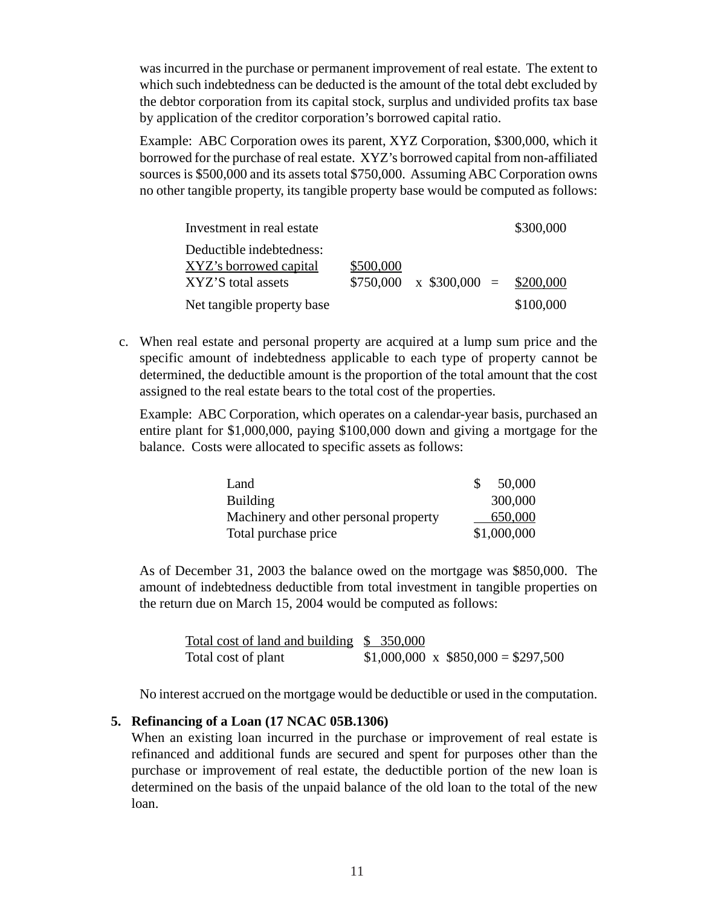was incurred in the purchase or permanent improvement of real estate. The extent to which such indebtedness can be deducted is the amount of the total debt excluded by the debtor corporation from its capital stock, surplus and undivided profits tax base by application of the creditor corporation's borrowed capital ratio.

Example: ABC Corporation owes its parent, XYZ Corporation, $300,000, which it borrowed for the purchase of real estate. XYZ's borrowed capital from non-affiliated sources is $500,000 and its assets total $750,000. Assuming ABC Corporation owns no other tangible property, its tangible property base would be computed as follows:

| | | | |
|---|---|---|---|
| Investment in real estate | | | $300,000 |
| Deductible indebtedness: | | | |
| XYZ's borrowed capital | $500,000 | | |
| XYZ'S total assets | $750,000 | x $300,000 = | $200,000 |
| Net tangible property base | | | $100,000 |

c. When real estate and personal property are acquired at a lump sum price and the specific amount of indebtedness applicable to each type of property cannot be determined, the deductible amount is the proportion of the total amount that the cost assigned to the real estate bears to the total cost of the properties.

Example: ABC Corporation, which operates on a calendar-year basis, purchased an entire plant for $1,000,000, paying $100,000 down and giving a mortgage for the balance. Costs were allocated to specific assets as follows:

| | |
|---|---|
| Land | $ 50,000 |
| Building | 300,000 |
| Machinery and other personal property | 650,000 |
| Total purchase price | $1,000,000 |

As of December 31, 2003 the balance owed on the mortgage was $850,000. The amount of indebtedness deductible from total investment in tangible properties on the return due on March 15, 2004 would be computed as follows:

| | |
|---|---|
| Total cost of land and building | $ 350,000 |
| Total cost of plant | $1,000,000 x $850,000 = $297,500 |

No interest accrued on the mortgage would be deductible or used in the computation.

**5. Refinancing of a Loan (17 NCAC 05B.1306)**

When an existing loan incurred in the purchase or improvement of real estate is refinanced and additional funds are secured and spent for purposes other than the purchase or improvement of real estate, the deductible portion of the new loan is determined on the basis of the unpaid balance of the old loan to the total of the new loan.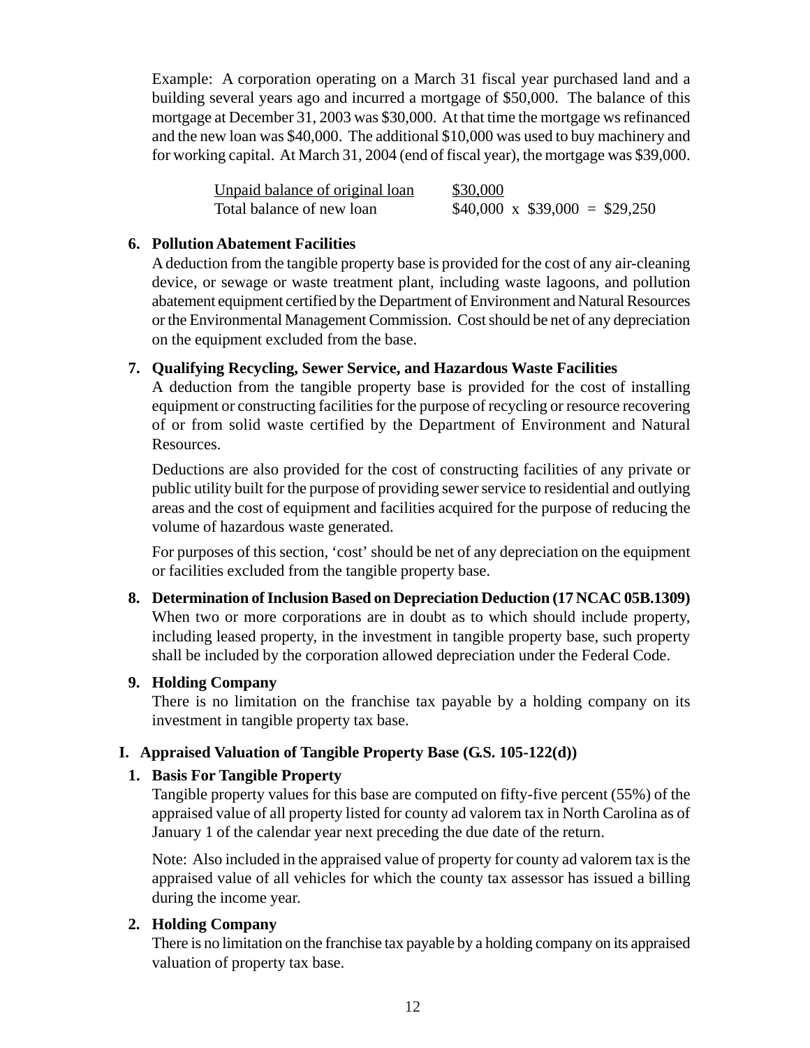Example: A corporation operating on a March 31 fiscal year purchased land and a building several years ago and incurred a mortgage of $50,000. The balance of this mortgage at December 31, 2003 was $30,000. At that time the mortgage ws refinanced and the new loan was $40,000. The additional $10,000 was used to buy machinery and for working capital. At March 31, 2004 (end of fiscal year), the mortgage was $39,000.

| Unpaid balance of original loan | $30,000 |
|---|---|
| Total balance of new loan | $40,000 x $39,000 = $29,250 |

**6. Pollution Abatement Facilities**

A deduction from the tangible property base is provided for the cost of any air-cleaning device, or sewage or waste treatment plant, including waste lagoons, and pollution abatement equipment certified by the Department of Environment and Natural Resources or the Environmental Management Commission. Cost should be net of any depreciation on the equipment excluded from the base.

**7. Qualifying Recycling, Sewer Service, and Hazardous Waste Facilities**

A deduction from the tangible property base is provided for the cost of installing equipment or constructing facilities for the purpose of recycling or resource recovering of or from solid waste certified by the Department of Environment and Natural Resources.

Deductions are also provided for the cost of constructing facilities of any private or public utility built for the purpose of providing sewer service to residential and outlying areas and the cost of equipment and facilities acquired for the purpose of reducing the volume of hazardous waste generated.

For purposes of this section, 'cost' should be net of any depreciation on the equipment or facilities excluded from the tangible property base.

**8. Determination of Inclusion Based on Depreciation Deduction (17 NCAC 05B.1309)**

When two or more corporations are in doubt as to which should include property, including leased property, in the investment in tangible property base, such property shall be included by the corporation allowed depreciation under the Federal Code.

**9. Holding Company**

There is no limitation on the franchise tax payable by a holding company on its investment in tangible property tax base.

## I. Appraised Valuation of Tangible Property Base (G.S. 105-122(d))

**1. Basis For Tangible Property**

Tangible property values for this base are computed on fifty-five percent (55%) of the appraised value of all property listed for county ad valorem tax in North Carolina as of January 1 of the calendar year next preceding the due date of the return.

Note: Also included in the appraised value of property for county ad valorem tax is the appraised value of all vehicles for which the county tax assessor has issued a billing during the income year.

**2. Holding Company**

There is no limitation on the franchise tax payable by a holding company on its appraised valuation of property tax base.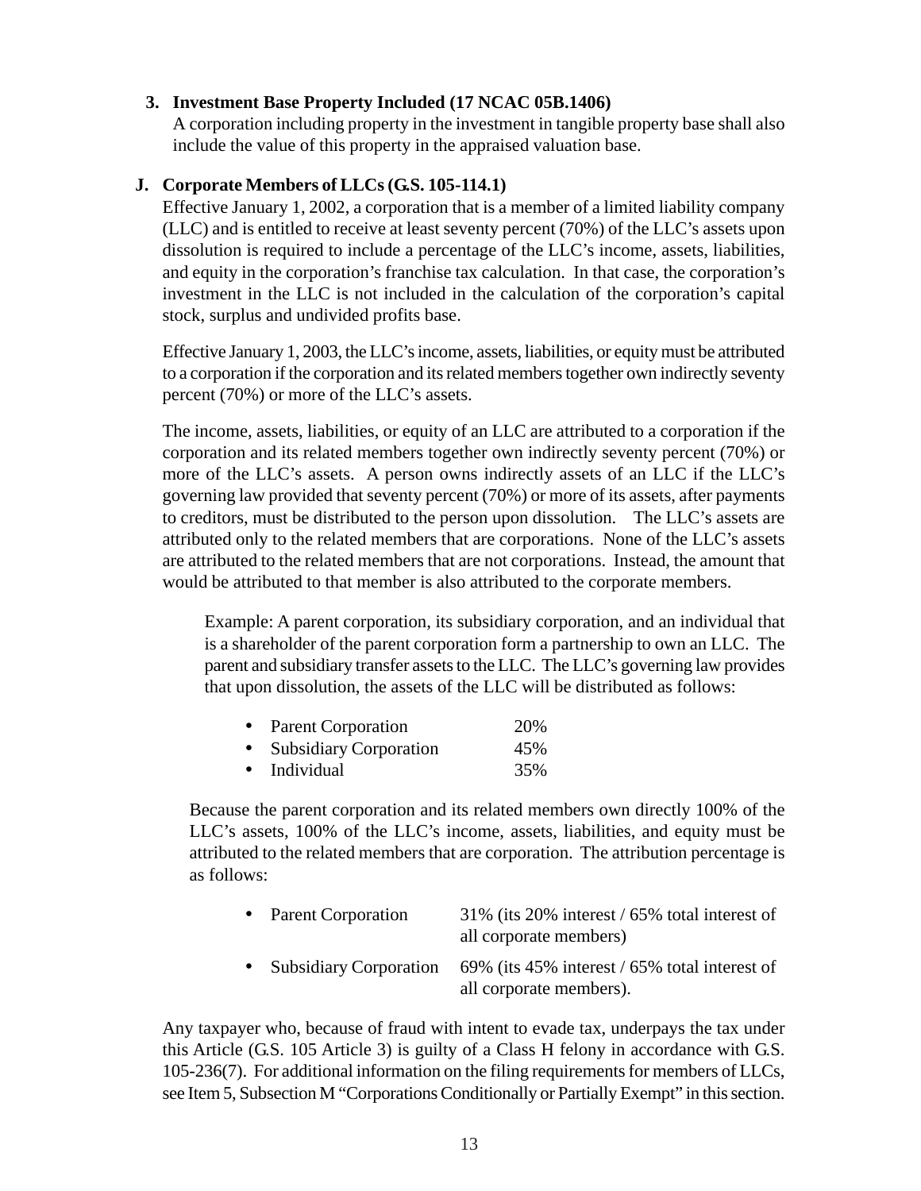3. **Investment Base Property Included (17 NCAC 05B.1406)**
   A corporation including property in the investment in tangible property base shall also include the value of this property in the appraised valuation base.

**J. Corporate Members of LLCs (G.S. 105-114.1)**

Effective January 1, 2002, a corporation that is a member of a limited liability company (LLC) and is entitled to receive at least seventy percent (70%) of the LLC's assets upon dissolution is required to include a percentage of the LLC's income, assets, liabilities, and equity in the corporation's franchise tax calculation. In that case, the corporation's investment in the LLC is not included in the calculation of the corporation's capital stock, surplus and undivided profits base.

Effective January 1, 2003, the LLC's income, assets, liabilities, or equity must be attributed to a corporation if the corporation and its related members together own indirectly seventy percent (70%) or more of the LLC's assets.

The income, assets, liabilities, or equity of an LLC are attributed to a corporation if the corporation and its related members together own indirectly seventy percent (70%) or more of the LLC's assets. A person owns indirectly assets of an LLC if the LLC's governing law provided that seventy percent (70%) or more of its assets, after payments to creditors, must be distributed to the person upon dissolution. The LLC's assets are attributed only to the related members that are corporations. None of the LLC's assets are attributed to the related members that are not corporations. Instead, the amount that would be attributed to that member is also attributed to the corporate members.

> Example: A parent corporation, its subsidiary corporation, and an individual that is a shareholder of the parent corporation form a partnership to own an LLC. The parent and subsidiary transfer assets to the LLC. The LLC's governing law provides that upon dissolution, the assets of the LLC will be distributed as follows:
>
> - Parent Corporation 20%
> - Subsidiary Corporation 45%
> - Individual 35%

Because the parent corporation and its related members own directly 100% of the LLC's assets, 100% of the LLC's income, assets, liabilities, and equity must be attributed to the related members that are corporation. The attribution percentage is as follows:

- Parent Corporation 31% (its 20% interest / 65% total interest of all corporate members)
- Subsidiary Corporation 69% (its 45% interest / 65% total interest of all corporate members).

Any taxpayer who, because of fraud with intent to evade tax, underpays the tax under this Article (G.S. 105 Article 3) is guilty of a Class H felony in accordance with G.S. 105-236(7). For additional information on the filing requirements for members of LLCs, see Item 5, Subsection M "Corporations Conditionally or Partially Exempt" in this section.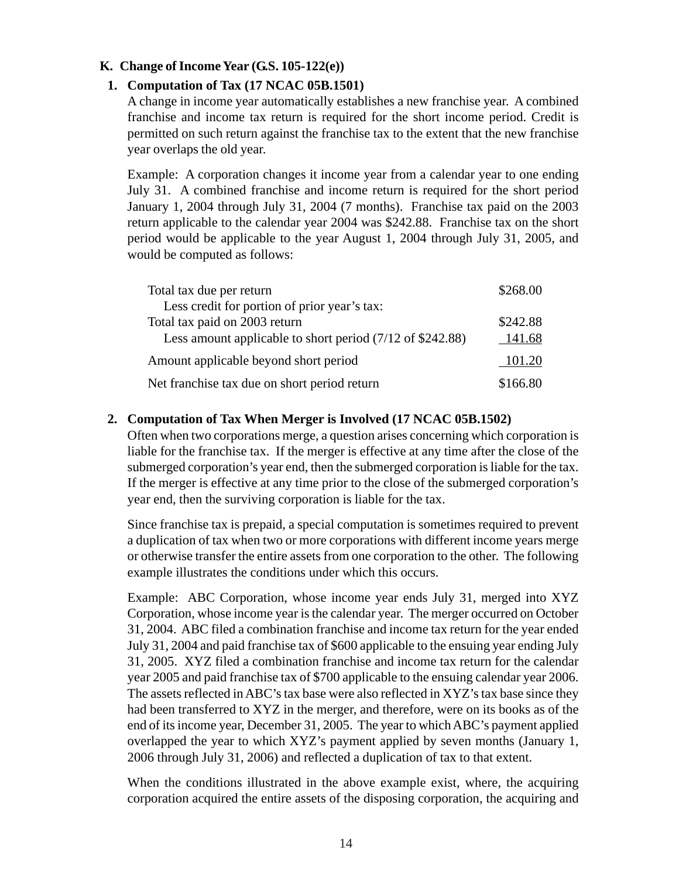## K. Change of Income Year (G.S. 105-122(e))

### 1. Computation of Tax (17 NCAC 05B.1501)

A change in income year automatically establishes a new franchise year. A combined franchise and income tax return is required for the short income period. Credit is permitted on such return against the franchise tax to the extent that the new franchise year overlaps the old year.

Example: A corporation changes it income year from a calendar year to one ending July 31. A combined franchise and income return is required for the short period January 1, 2004 through July 31, 2004 (7 months). Franchise tax paid on the 2003 return applicable to the calendar year 2004 was $242.88. Franchise tax on the short period would be applicable to the year August 1, 2004 through July 31, 2005, and would be computed as follows:

| | |
|---|---|
| Total tax due per return | $268.00 |
| Less credit for portion of prior year's tax: | |
| Total tax paid on 2003 return | $242.88 |
| Less amount applicable to short period (7/12 of $242.88) | 141.68 |
| Amount applicable beyond short period | 101.20 |
| Net franchise tax due on short period return | $166.80 |

### 2. Computation of Tax When Merger is Involved (17 NCAC 05B.1502)

Often when two corporations merge, a question arises concerning which corporation is liable for the franchise tax. If the merger is effective at any time after the close of the submerged corporation's year end, then the submerged corporation is liable for the tax. If the merger is effective at any time prior to the close of the submerged corporation's year end, then the surviving corporation is liable for the tax.

Since franchise tax is prepaid, a special computation is sometimes required to prevent a duplication of tax when two or more corporations with different income years merge or otherwise transfer the entire assets from one corporation to the other. The following example illustrates the conditions under which this occurs.

Example: ABC Corporation, whose income year ends July 31, merged into XYZ Corporation, whose income year is the calendar year. The merger occurred on October 31, 2004. ABC filed a combination franchise and income tax return for the year ended July 31, 2004 and paid franchise tax of $600 applicable to the ensuing year ending July 31, 2005. XYZ filed a combination franchise and income tax return for the calendar year 2005 and paid franchise tax of $700 applicable to the ensuing calendar year 2006. The assets reflected in ABC's tax base were also reflected in XYZ's tax base since they had been transferred to XYZ in the merger, and therefore, were on its books as of the end of its income year, December 31, 2005. The year to which ABC's payment applied overlapped the year to which XYZ's payment applied by seven months (January 1, 2006 through July 31, 2006) and reflected a duplication of tax to that extent.

When the conditions illustrated in the above example exist, where, the acquiring corporation acquired the entire assets of the disposing corporation, the acquiring and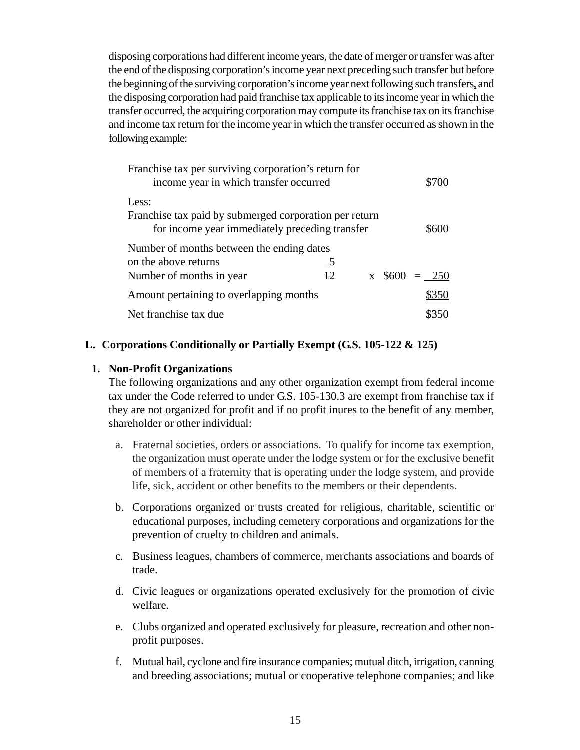disposing corporations had different income years, the date of merger or transfer was after the end of the disposing corporation's income year next preceding such transfer but before the beginning of the surviving corporation's income year next following such transfers, and the disposing corporation had paid franchise tax applicable to its income year in which the transfer occurred, the acquiring corporation may compute its franchise tax on its franchise and income tax return for the income year in which the transfer occurred as shown in the following example:

| | | | |
|---|---|---|---|
| Franchise tax per surviving corporation's return for income year in which transfer occurred | | | $700 |
| Less: Franchise tax paid by submerged corporation per return for income year immediately preceding transfer | | | $600 |
| Number of months between the ending dates on the above returns / Number of months in year | 5/12 | x $600 = | 250 |
| Amount pertaining to overlapping months | | | $350 |
| Net franchise tax due | | | $350 |

## L. Corporations Conditionally or Partially Exempt (G.S. 105-122 & 125)

### 1. Non-Profit Organizations

The following organizations and any other organization exempt from federal income tax under the Code referred to under G.S. 105-130.3 are exempt from franchise tax if they are not organized for profit and if no profit inures to the benefit of any member, shareholder or other individual:

a. Fraternal societies, orders or associations. To qualify for income tax exemption, the organization must operate under the lodge system or for the exclusive benefit of members of a fraternity that is operating under the lodge system, and provide life, sick, accident or other benefits to the members or their dependents.

b. Corporations organized or trusts created for religious, charitable, scientific or educational purposes, including cemetery corporations and organizations for the prevention of cruelty to children and animals.

c. Business leagues, chambers of commerce, merchants associations and boards of trade.

d. Civic leagues or organizations operated exclusively for the promotion of civic welfare.

e. Clubs organized and operated exclusively for pleasure, recreation and other non-profit purposes.

f. Mutual hail, cyclone and fire insurance companies; mutual ditch, irrigation, canning and breeding associations; mutual or cooperative telephone companies; and like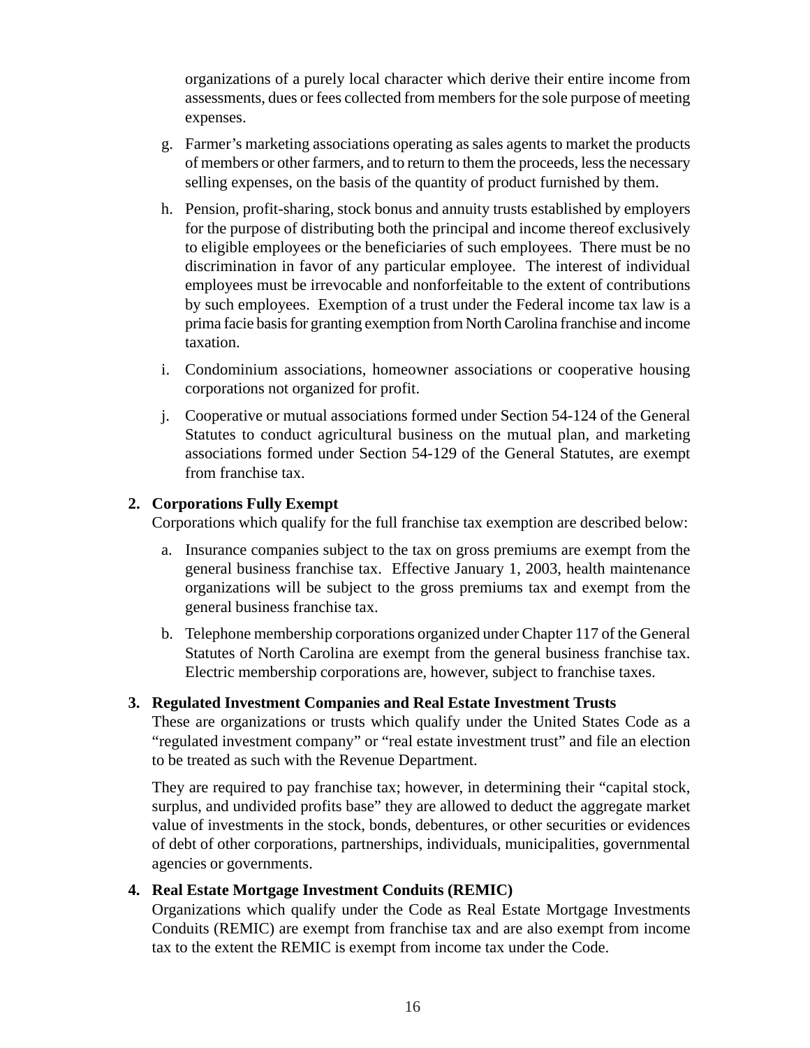organizations of a purely local character which derive their entire income from assessments, dues or fees collected from members for the sole purpose of meeting expenses.

g. Farmer's marketing associations operating as sales agents to market the products of members or other farmers, and to return to them the proceeds, less the necessary selling expenses, on the basis of the quantity of product furnished by them.

h. Pension, profit-sharing, stock bonus and annuity trusts established by employers for the purpose of distributing both the principal and income thereof exclusively to eligible employees or the beneficiaries of such employees. There must be no discrimination in favor of any particular employee. The interest of individual employees must be irrevocable and nonforfeitable to the extent of contributions by such employees. Exemption of a trust under the Federal income tax law is a prima facie basis for granting exemption from North Carolina franchise and income taxation.

i. Condominium associations, homeowner associations or cooperative housing corporations not organized for profit.

j. Cooperative or mutual associations formed under Section 54-124 of the General Statutes to conduct agricultural business on the mutual plan, and marketing associations formed under Section 54-129 of the General Statutes, are exempt from franchise tax.

**2. Corporations Fully Exempt**

Corporations which qualify for the full franchise tax exemption are described below:

a. Insurance companies subject to the tax on gross premiums are exempt from the general business franchise tax. Effective January 1, 2003, health maintenance organizations will be subject to the gross premiums tax and exempt from the general business franchise tax.

b. Telephone membership corporations organized under Chapter 117 of the General Statutes of North Carolina are exempt from the general business franchise tax. Electric membership corporations are, however, subject to franchise taxes.

**3. Regulated Investment Companies and Real Estate Investment Trusts**

These are organizations or trusts which qualify under the United States Code as a "regulated investment company" or "real estate investment trust" and file an election to be treated as such with the Revenue Department.

They are required to pay franchise tax; however, in determining their "capital stock, surplus, and undivided profits base" they are allowed to deduct the aggregate market value of investments in the stock, bonds, debentures, or other securities or evidences of debt of other corporations, partnerships, individuals, municipalities, governmental agencies or governments.

**4. Real Estate Mortgage Investment Conduits (REMIC)**

Organizations which qualify under the Code as Real Estate Mortgage Investments Conduits (REMIC) are exempt from franchise tax and are also exempt from income tax to the extent the REMIC is exempt from income tax under the Code.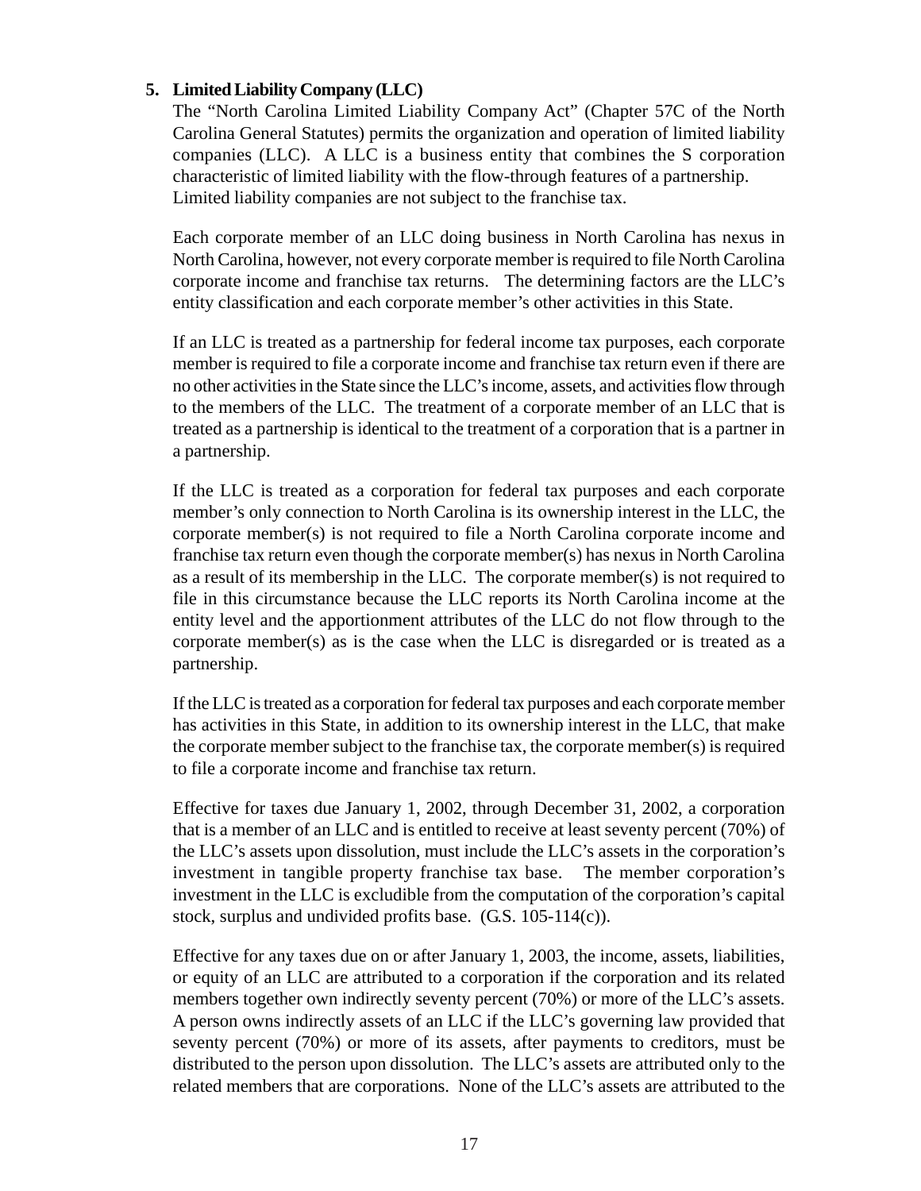**5. Limited Liability Company (LLC)**

The "North Carolina Limited Liability Company Act" (Chapter 57C of the North Carolina General Statutes) permits the organization and operation of limited liability companies (LLC). A LLC is a business entity that combines the S corporation characteristic of limited liability with the flow-through features of a partnership. Limited liability companies are not subject to the franchise tax.

Each corporate member of an LLC doing business in North Carolina has nexus in North Carolina, however, not every corporate member is required to file North Carolina corporate income and franchise tax returns. The determining factors are the LLC's entity classification and each corporate member's other activities in this State.

If an LLC is treated as a partnership for federal income tax purposes, each corporate member is required to file a corporate income and franchise tax return even if there are no other activities in the State since the LLC's income, assets, and activities flow through to the members of the LLC. The treatment of a corporate member of an LLC that is treated as a partnership is identical to the treatment of a corporation that is a partner in a partnership.

If the LLC is treated as a corporation for federal tax purposes and each corporate member's only connection to North Carolina is its ownership interest in the LLC, the corporate member(s) is not required to file a North Carolina corporate income and franchise tax return even though the corporate member(s) has nexus in North Carolina as a result of its membership in the LLC. The corporate member(s) is not required to file in this circumstance because the LLC reports its North Carolina income at the entity level and the apportionment attributes of the LLC do not flow through to the corporate member(s) as is the case when the LLC is disregarded or is treated as a partnership.

If the LLC is treated as a corporation for federal tax purposes and each corporate member has activities in this State, in addition to its ownership interest in the LLC, that make the corporate member subject to the franchise tax, the corporate member(s) is required to file a corporate income and franchise tax return.

Effective for taxes due January 1, 2002, through December 31, 2002, a corporation that is a member of an LLC and is entitled to receive at least seventy percent (70%) of the LLC's assets upon dissolution, must include the LLC's assets in the corporation's investment in tangible property franchise tax base. The member corporation's investment in the LLC is excludible from the computation of the corporation's capital stock, surplus and undivided profits base. (G.S. 105-114(c)).

Effective for any taxes due on or after January 1, 2003, the income, assets, liabilities, or equity of an LLC are attributed to a corporation if the corporation and its related members together own indirectly seventy percent (70%) or more of the LLC's assets. A person owns indirectly assets of an LLC if the LLC's governing law provided that seventy percent (70%) or more of its assets, after payments to creditors, must be distributed to the person upon dissolution. The LLC's assets are attributed only to the related members that are corporations. None of the LLC's assets are attributed to the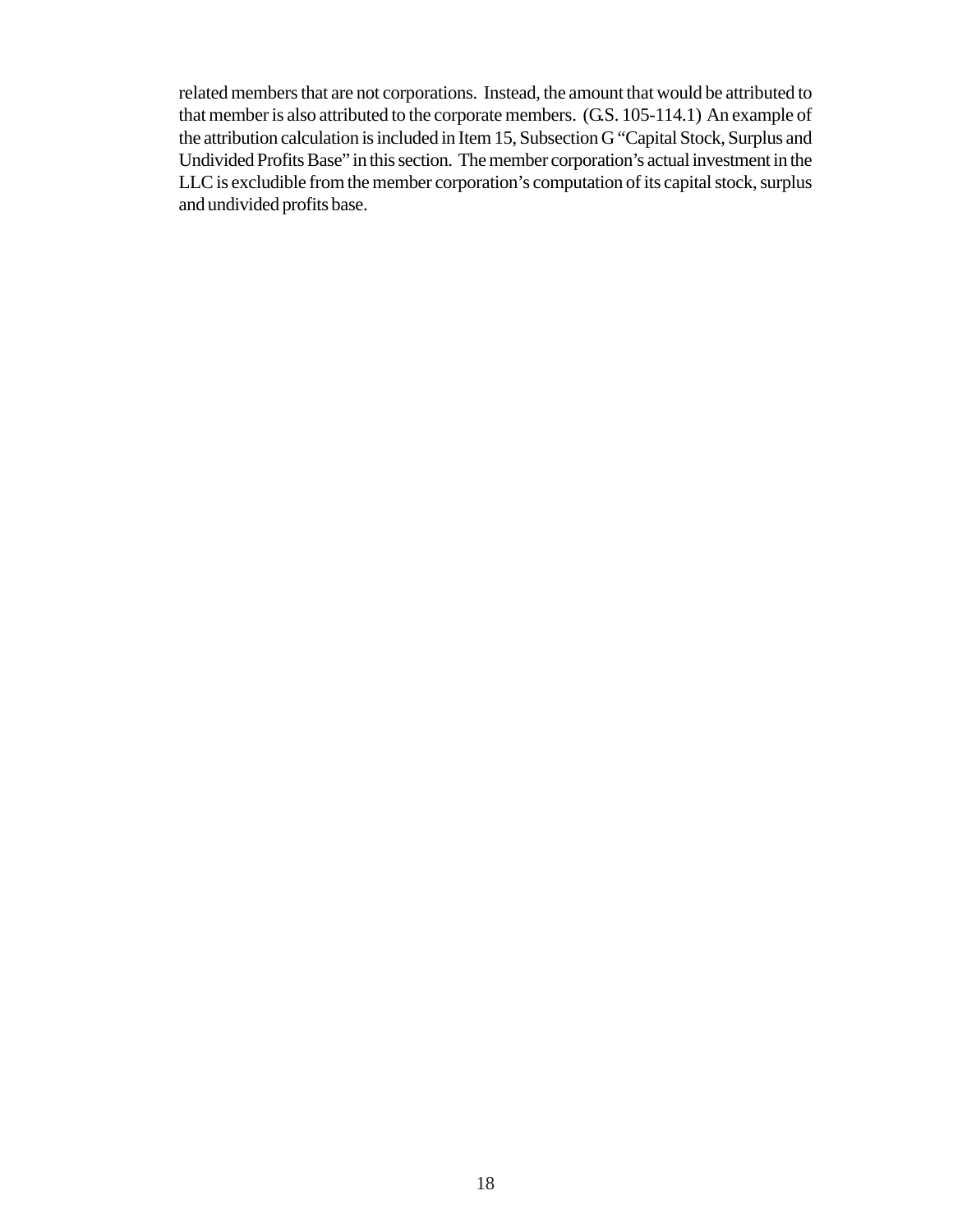related members that are not corporations. Instead, the amount that would be attributed to that member is also attributed to the corporate members. (G.S. 105-114.1) An example of the attribution calculation is included in Item 15, Subsection G "Capital Stock, Surplus and Undivided Profits Base" in this section. The member corporation's actual investment in the LLC is excludible from the member corporation's computation of its capital stock, surplus and undivided profits base.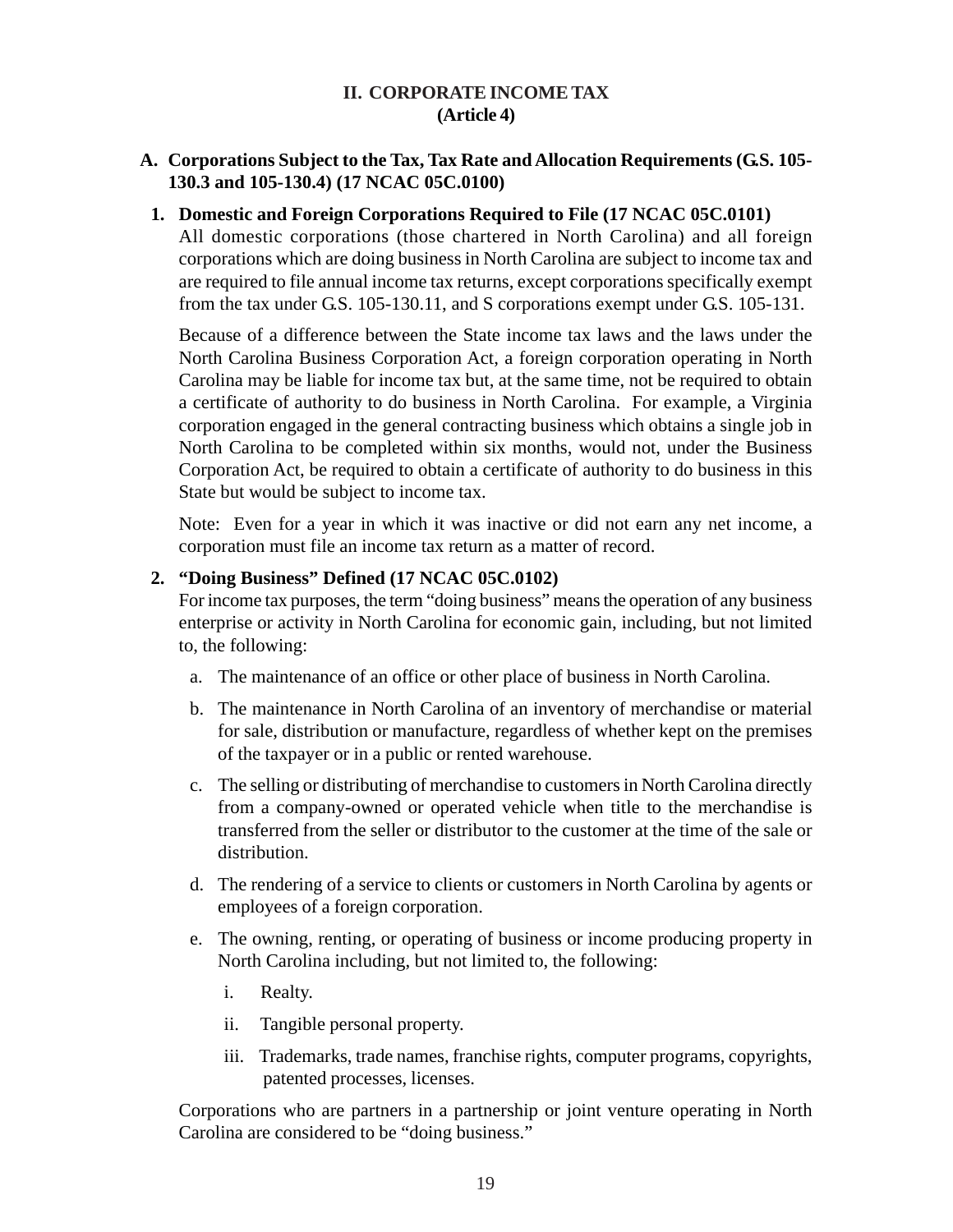# II. CORPORATE INCOME TAX
# (Article 4)

## A. Corporations Subject to the Tax, Tax Rate and Allocation Requirements (G.S. 105-130.3 and 105-130.4) (17 NCAC 05C.0100)

### 1. Domestic and Foreign Corporations Required to File (17 NCAC 05C.0101)

All domestic corporations (those chartered in North Carolina) and all foreign corporations which are doing business in North Carolina are subject to income tax and are required to file annual income tax returns, except corporations specifically exempt from the tax under G.S. 105-130.11, and S corporations exempt under G.S. 105-131.

Because of a difference between the State income tax laws and the laws under the North Carolina Business Corporation Act, a foreign corporation operating in North Carolina may be liable for income tax but, at the same time, not be required to obtain a certificate of authority to do business in North Carolina. For example, a Virginia corporation engaged in the general contracting business which obtains a single job in North Carolina to be completed within six months, would not, under the Business Corporation Act, be required to obtain a certificate of authority to do business in this State but would be subject to income tax.

Note: Even for a year in which it was inactive or did not earn any net income, a corporation must file an income tax return as a matter of record.

### 2. "Doing Business" Defined (17 NCAC 05C.0102)

For income tax purposes, the term "doing business" means the operation of any business enterprise or activity in North Carolina for economic gain, including, but not limited to, the following:

a. The maintenance of an office or other place of business in North Carolina.

b. The maintenance in North Carolina of an inventory of merchandise or material for sale, distribution or manufacture, regardless of whether kept on the premises of the taxpayer or in a public or rented warehouse.

c. The selling or distributing of merchandise to customers in North Carolina directly from a company-owned or operated vehicle when title to the merchandise is transferred from the seller or distributor to the customer at the time of the sale or distribution.

d. The rendering of a service to clients or customers in North Carolina by agents or employees of a foreign corporation.

e. The owning, renting, or operating of business or income producing property in North Carolina including, but not limited to, the following:

   i. Realty.

   ii. Tangible personal property.

   iii. Trademarks, trade names, franchise rights, computer programs, copyrights, patented processes, licenses.

Corporations who are partners in a partnership or joint venture operating in North Carolina are considered to be "doing business."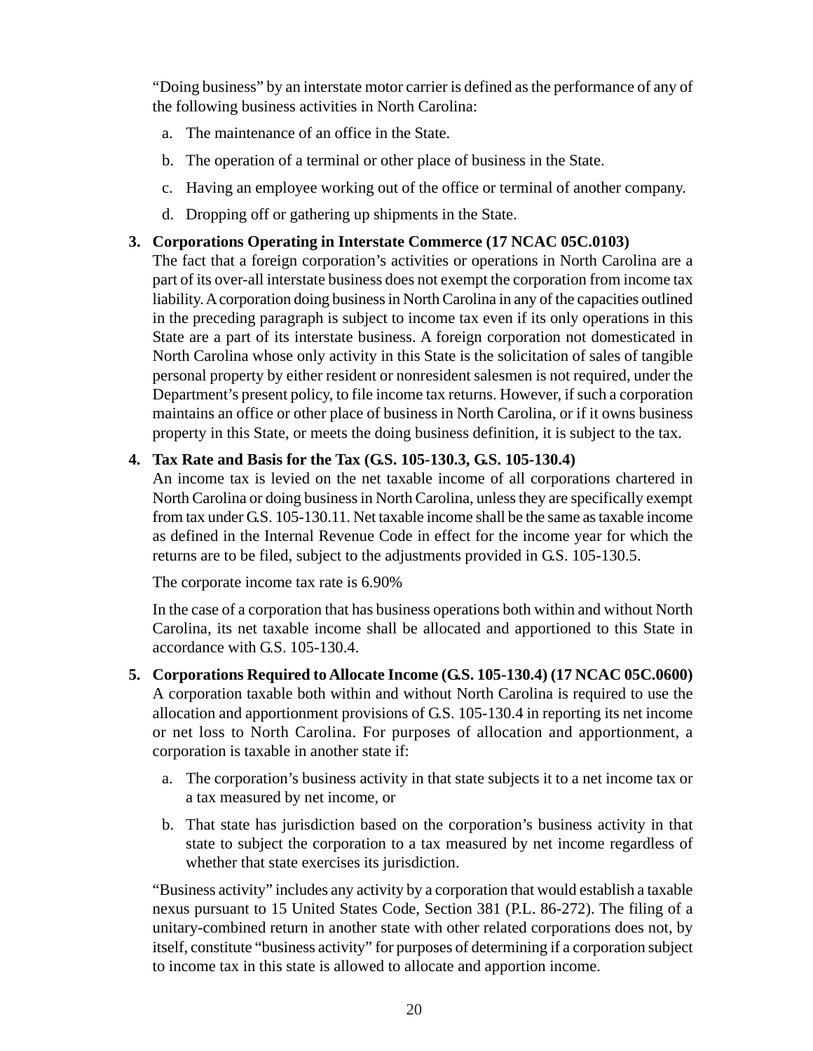"Doing business" by an interstate motor carrier is defined as the performance of any of the following business activities in North Carolina:

a. The maintenance of an office in the State.

b. The operation of a terminal or other place of business in the State.

c. Having an employee working out of the office or terminal of another company.

d. Dropping off or gathering up shipments in the State.

**3. Corporations Operating in Interstate Commerce (17 NCAC 05C.0103)**

The fact that a foreign corporation's activities or operations in North Carolina are a part of its over-all interstate business does not exempt the corporation from income tax liability. A corporation doing business in North Carolina in any of the capacities outlined in the preceding paragraph is subject to income tax even if its only operations in this State are a part of its interstate business. A foreign corporation not domesticated in North Carolina whose only activity in this State is the solicitation of sales of tangible personal property by either resident or nonresident salesmen is not required, under the Department's present policy, to file income tax returns. However, if such a corporation maintains an office or other place of business in North Carolina, or if it owns business property in this State, or meets the doing business definition, it is subject to the tax.

**4. Tax Rate and Basis for the Tax (G.S. 105-130.3, G.S. 105-130.4)**

An income tax is levied on the net taxable income of all corporations chartered in North Carolina or doing business in North Carolina, unless they are specifically exempt from tax under G.S. 105-130.11. Net taxable income shall be the same as taxable income as defined in the Internal Revenue Code in effect for the income year for which the returns are to be filed, subject to the adjustments provided in G.S. 105-130.5.

The corporate income tax rate is 6.90%

In the case of a corporation that has business operations both within and without North Carolina, its net taxable income shall be allocated and apportioned to this State in accordance with G.S. 105-130.4.

**5. Corporations Required to Allocate Income (G.S. 105-130.4) (17 NCAC 05C.0600)**

A corporation taxable both within and without North Carolina is required to use the allocation and apportionment provisions of G.S. 105-130.4 in reporting its net income or net loss to North Carolina. For purposes of allocation and apportionment, a corporation is taxable in another state if:

a. The corporation's business activity in that state subjects it to a net income tax or a tax measured by net income, or

b. That state has jurisdiction based on the corporation's business activity in that state to subject the corporation to a tax measured by net income regardless of whether that state exercises its jurisdiction.

"Business activity" includes any activity by a corporation that would establish a taxable nexus pursuant to 15 United States Code, Section 381 (P.L. 86-272). The filing of a unitary-combined return in another state with other related corporations does not, by itself, constitute "business activity" for purposes of determining if a corporation subject to income tax in this state is allowed to allocate and apportion income.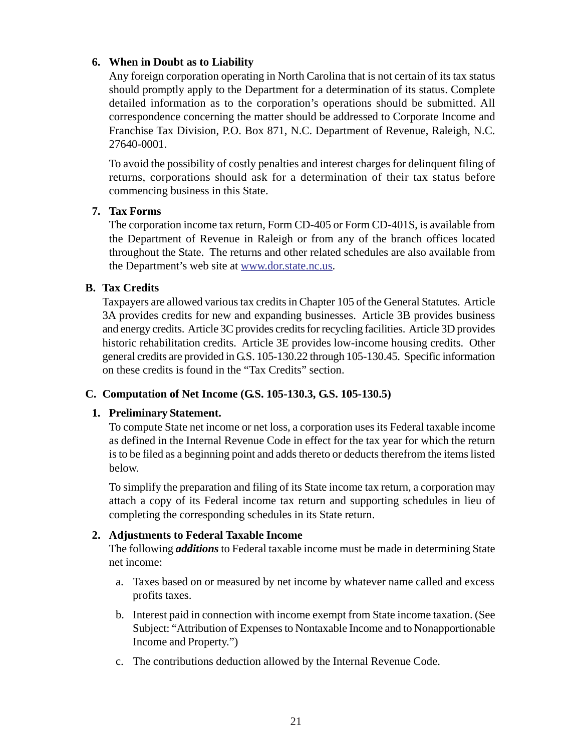6. **When in Doubt as to Liability**

   Any foreign corporation operating in North Carolina that is not certain of its tax status should promptly apply to the Department for a determination of its status. Complete detailed information as to the corporation's operations should be submitted. All correspondence concerning the matter should be addressed to Corporate Income and Franchise Tax Division, P.O. Box 871, N.C. Department of Revenue, Raleigh, N.C. 27640-0001.

   To avoid the possibility of costly penalties and interest charges for delinquent filing of returns, corporations should ask for a determination of their tax status before commencing business in this State.

7. **Tax Forms**

   The corporation income tax return, Form CD-405 or Form CD-401S, is available from the Department of Revenue in Raleigh or from any of the branch offices located throughout the State. The returns and other related schedules are also available from the Department's web site at www.dor.state.nc.us.

## B. Tax Credits

Taxpayers are allowed various tax credits in Chapter 105 of the General Statutes. Article 3A provides credits for new and expanding businesses. Article 3B provides business and energy credits. Article 3C provides credits for recycling facilities. Article 3D provides historic rehabilitation credits. Article 3E provides low-income housing credits. Other general credits are provided in G.S. 105-130.22 through 105-130.45. Specific information on these credits is found in the "Tax Credits" section.

## C. Computation of Net Income (G.S. 105-130.3, G.S. 105-130.5)

1. **Preliminary Statement.**

   To compute State net income or net loss, a corporation uses its Federal taxable income as defined in the Internal Revenue Code in effect for the tax year for which the return is to be filed as a beginning point and adds thereto or deducts therefrom the items listed below.

   To simplify the preparation and filing of its State income tax return, a corporation may attach a copy of its Federal income tax return and supporting schedules in lieu of completing the corresponding schedules in its State return.

2. **Adjustments to Federal Taxable Income**

   The following ***additions*** to Federal taxable income must be made in determining State net income:

   a. Taxes based on or measured by net income by whatever name called and excess profits taxes.

   b. Interest paid in connection with income exempt from State income taxation. (See Subject: "Attribution of Expenses to Nontaxable Income and to Nonapportionable Income and Property.")

   c. The contributions deduction allowed by the Internal Revenue Code.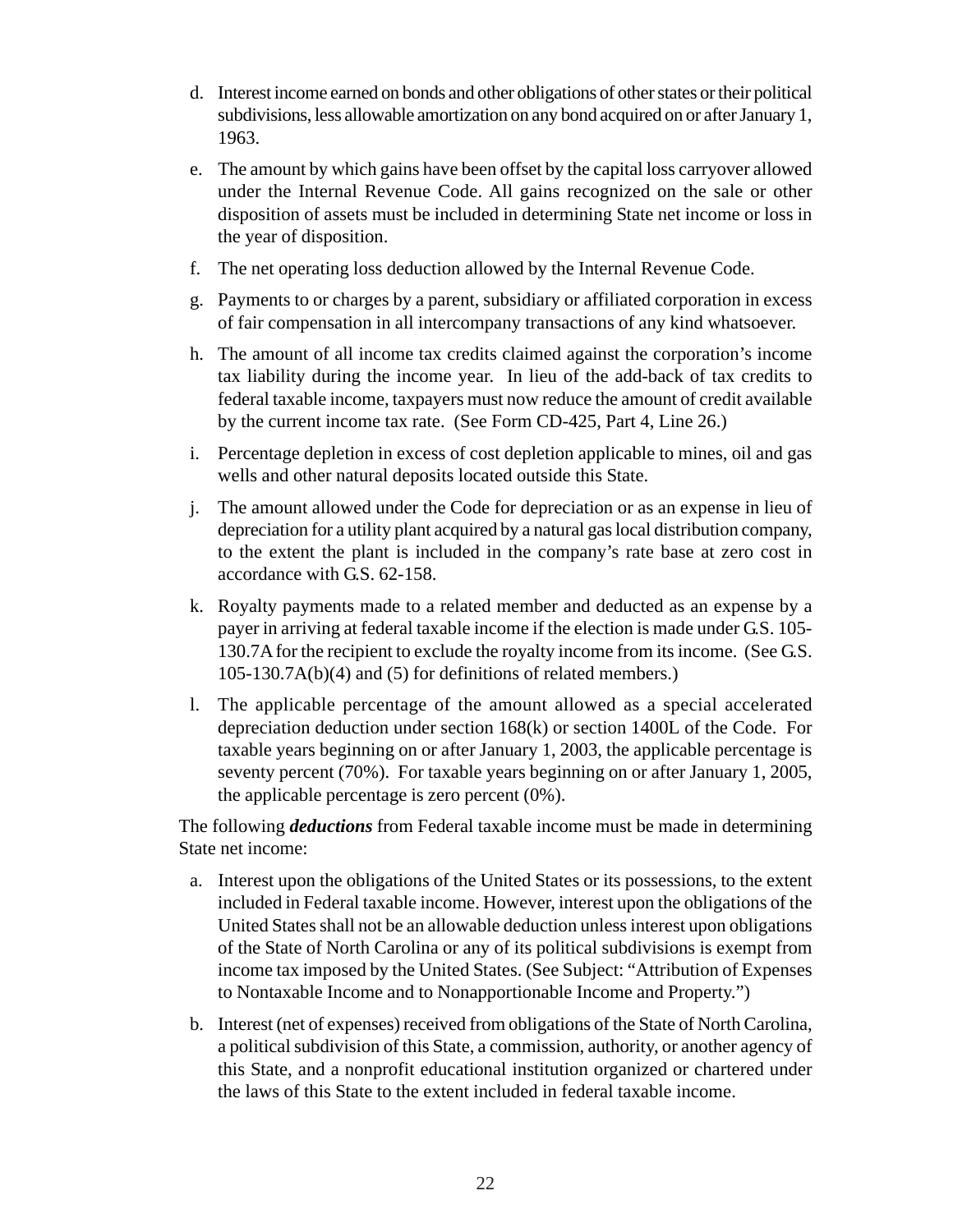d. Interest income earned on bonds and other obligations of other states or their political subdivisions, less allowable amortization on any bond acquired on or after January 1, 1963.

e. The amount by which gains have been offset by the capital loss carryover allowed under the Internal Revenue Code. All gains recognized on the sale or other disposition of assets must be included in determining State net income or loss in the year of disposition.

f. The net operating loss deduction allowed by the Internal Revenue Code.

g. Payments to or charges by a parent, subsidiary or affiliated corporation in excess of fair compensation in all intercompany transactions of any kind whatsoever.

h. The amount of all income tax credits claimed against the corporation's income tax liability during the income year. In lieu of the add-back of tax credits to federal taxable income, taxpayers must now reduce the amount of credit available by the current income tax rate. (See Form CD-425, Part 4, Line 26.)

i. Percentage depletion in excess of cost depletion applicable to mines, oil and gas wells and other natural deposits located outside this State.

j. The amount allowed under the Code for depreciation or as an expense in lieu of depreciation for a utility plant acquired by a natural gas local distribution company, to the extent the plant is included in the company's rate base at zero cost in accordance with G.S. 62-158.

k. Royalty payments made to a related member and deducted as an expense by a payer in arriving at federal taxable income if the election is made under G.S. 105-130.7A for the recipient to exclude the royalty income from its income. (See G.S. 105-130.7A(b)(4) and (5) for definitions of related members.)

l. The applicable percentage of the amount allowed as a special accelerated depreciation deduction under section 168(k) or section 1400L of the Code. For taxable years beginning on or after January 1, 2003, the applicable percentage is seventy percent (70%). For taxable years beginning on or after January 1, 2005, the applicable percentage is zero percent (0%).

The following ***deductions*** from Federal taxable income must be made in determining State net income:

a. Interest upon the obligations of the United States or its possessions, to the extent included in Federal taxable income. However, interest upon the obligations of the United States shall not be an allowable deduction unless interest upon obligations of the State of North Carolina or any of its political subdivisions is exempt from income tax imposed by the United States. (See Subject: "Attribution of Expenses to Nontaxable Income and to Nonapportionable Income and Property.")

b. Interest (net of expenses) received from obligations of the State of North Carolina, a political subdivision of this State, a commission, authority, or another agency of this State, and a nonprofit educational institution organized or chartered under the laws of this State to the extent included in federal taxable income.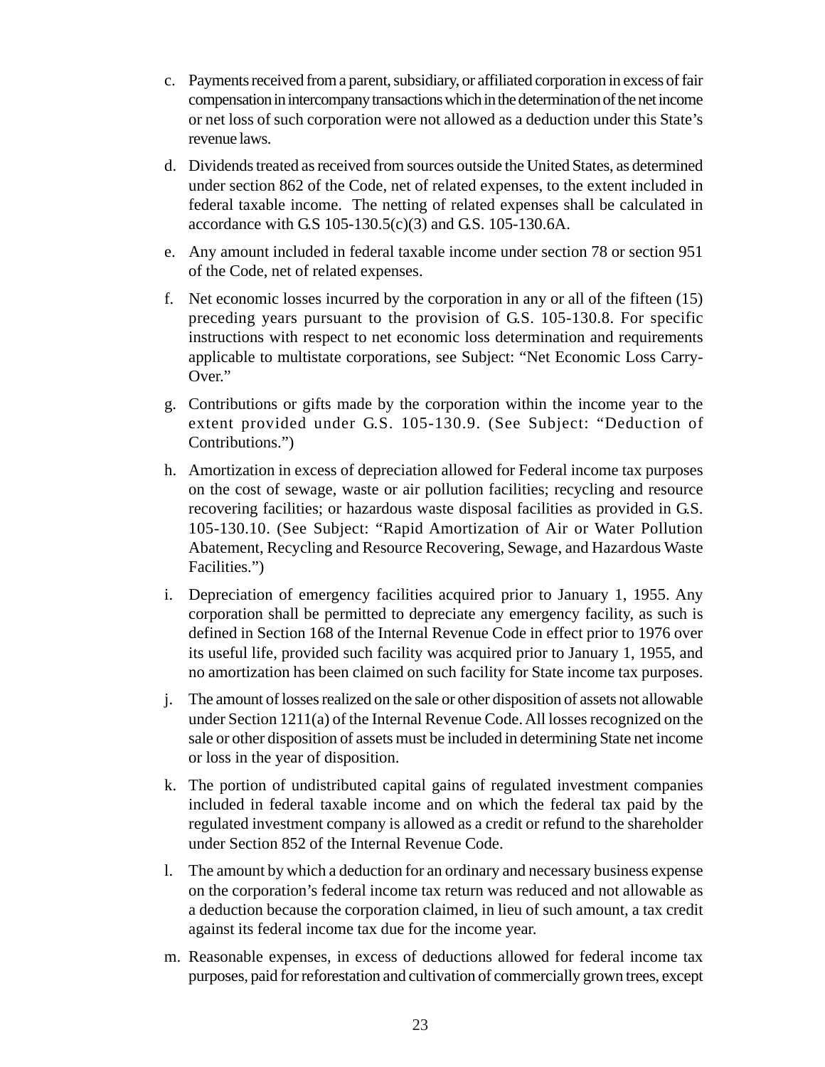c. Payments received from a parent, subsidiary, or affiliated corporation in excess of fair compensation in intercompany transactions which in the determination of the net income or net loss of such corporation were not allowed as a deduction under this State's revenue laws.

d. Dividends treated as received from sources outside the United States, as determined under section 862 of the Code, net of related expenses, to the extent included in federal taxable income. The netting of related expenses shall be calculated in accordance with G.S 105-130.5(c)(3) and G.S. 105-130.6A.

e. Any amount included in federal taxable income under section 78 or section 951 of the Code, net of related expenses.

f. Net economic losses incurred by the corporation in any or all of the fifteen (15) preceding years pursuant to the provision of G.S. 105-130.8. For specific instructions with respect to net economic loss determination and requirements applicable to multistate corporations, see Subject: "Net Economic Loss Carry-Over."

g. Contributions or gifts made by the corporation within the income year to the extent provided under G.S. 105-130.9. (See Subject: "Deduction of Contributions.")

h. Amortization in excess of depreciation allowed for Federal income tax purposes on the cost of sewage, waste or air pollution facilities; recycling and resource recovering facilities; or hazardous waste disposal facilities as provided in G.S. 105-130.10. (See Subject: "Rapid Amortization of Air or Water Pollution Abatement, Recycling and Resource Recovering, Sewage, and Hazardous Waste Facilities.")

i. Depreciation of emergency facilities acquired prior to January 1, 1955. Any corporation shall be permitted to depreciate any emergency facility, as such is defined in Section 168 of the Internal Revenue Code in effect prior to 1976 over its useful life, provided such facility was acquired prior to January 1, 1955, and no amortization has been claimed on such facility for State income tax purposes.

j. The amount of losses realized on the sale or other disposition of assets not allowable under Section 1211(a) of the Internal Revenue Code. All losses recognized on the sale or other disposition of assets must be included in determining State net income or loss in the year of disposition.

k. The portion of undistributed capital gains of regulated investment companies included in federal taxable income and on which the federal tax paid by the regulated investment company is allowed as a credit or refund to the shareholder under Section 852 of the Internal Revenue Code.

l. The amount by which a deduction for an ordinary and necessary business expense on the corporation's federal income tax return was reduced and not allowable as a deduction because the corporation claimed, in lieu of such amount, a tax credit against its federal income tax due for the income year.

m. Reasonable expenses, in excess of deductions allowed for federal income tax purposes, paid for reforestation and cultivation of commercially grown trees, except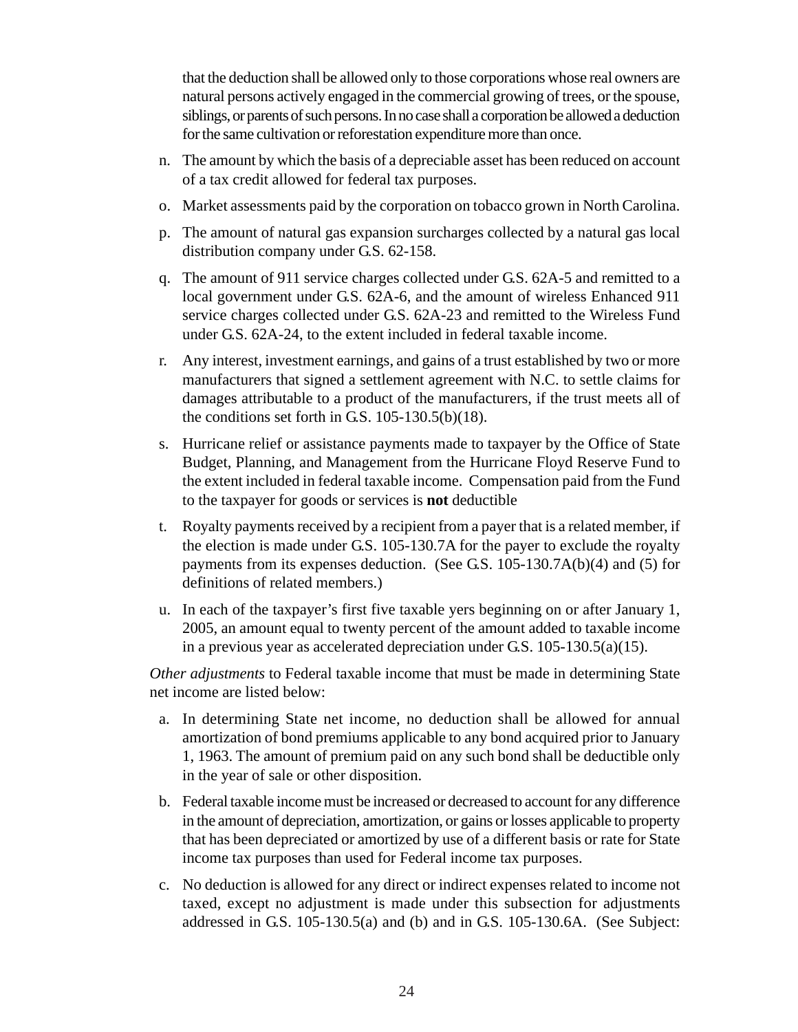that the deduction shall be allowed only to those corporations whose real owners are natural persons actively engaged in the commercial growing of trees, or the spouse, siblings, or parents of such persons. In no case shall a corporation be allowed a deduction for the same cultivation or reforestation expenditure more than once.

n. The amount by which the basis of a depreciable asset has been reduced on account of a tax credit allowed for federal tax purposes.

o. Market assessments paid by the corporation on tobacco grown in North Carolina.

p. The amount of natural gas expansion surcharges collected by a natural gas local distribution company under G.S. 62-158.

q. The amount of 911 service charges collected under G.S. 62A-5 and remitted to a local government under G.S. 62A-6, and the amount of wireless Enhanced 911 service charges collected under G.S. 62A-23 and remitted to the Wireless Fund under G.S. 62A-24, to the extent included in federal taxable income.

r. Any interest, investment earnings, and gains of a trust established by two or more manufacturers that signed a settlement agreement with N.C. to settle claims for damages attributable to a product of the manufacturers, if the trust meets all of the conditions set forth in G.S. 105-130.5(b)(18).

s. Hurricane relief or assistance payments made to taxpayer by the Office of State Budget, Planning, and Management from the Hurricane Floyd Reserve Fund to the extent included in federal taxable income. Compensation paid from the Fund to the taxpayer for goods or services is **not** deductible

t. Royalty payments received by a recipient from a payer that is a related member, if the election is made under G.S. 105-130.7A for the payer to exclude the royalty payments from its expenses deduction. (See G.S. 105-130.7A(b)(4) and (5) for definitions of related members.)

u. In each of the taxpayer's first five taxable yers beginning on or after January 1, 2005, an amount equal to twenty percent of the amount added to taxable income in a previous year as accelerated depreciation under G.S. 105-130.5(a)(15).

*Other adjustments* to Federal taxable income that must be made in determining State net income are listed below:

a. In determining State net income, no deduction shall be allowed for annual amortization of bond premiums applicable to any bond acquired prior to January 1, 1963. The amount of premium paid on any such bond shall be deductible only in the year of sale or other disposition.

b. Federal taxable income must be increased or decreased to account for any difference in the amount of depreciation, amortization, or gains or losses applicable to property that has been depreciated or amortized by use of a different basis or rate for State income tax purposes than used for Federal income tax purposes.

c. No deduction is allowed for any direct or indirect expenses related to income not taxed, except no adjustment is made under this subsection for adjustments addressed in G.S. 105-130.5(a) and (b) and in G.S. 105-130.6A. (See Subject: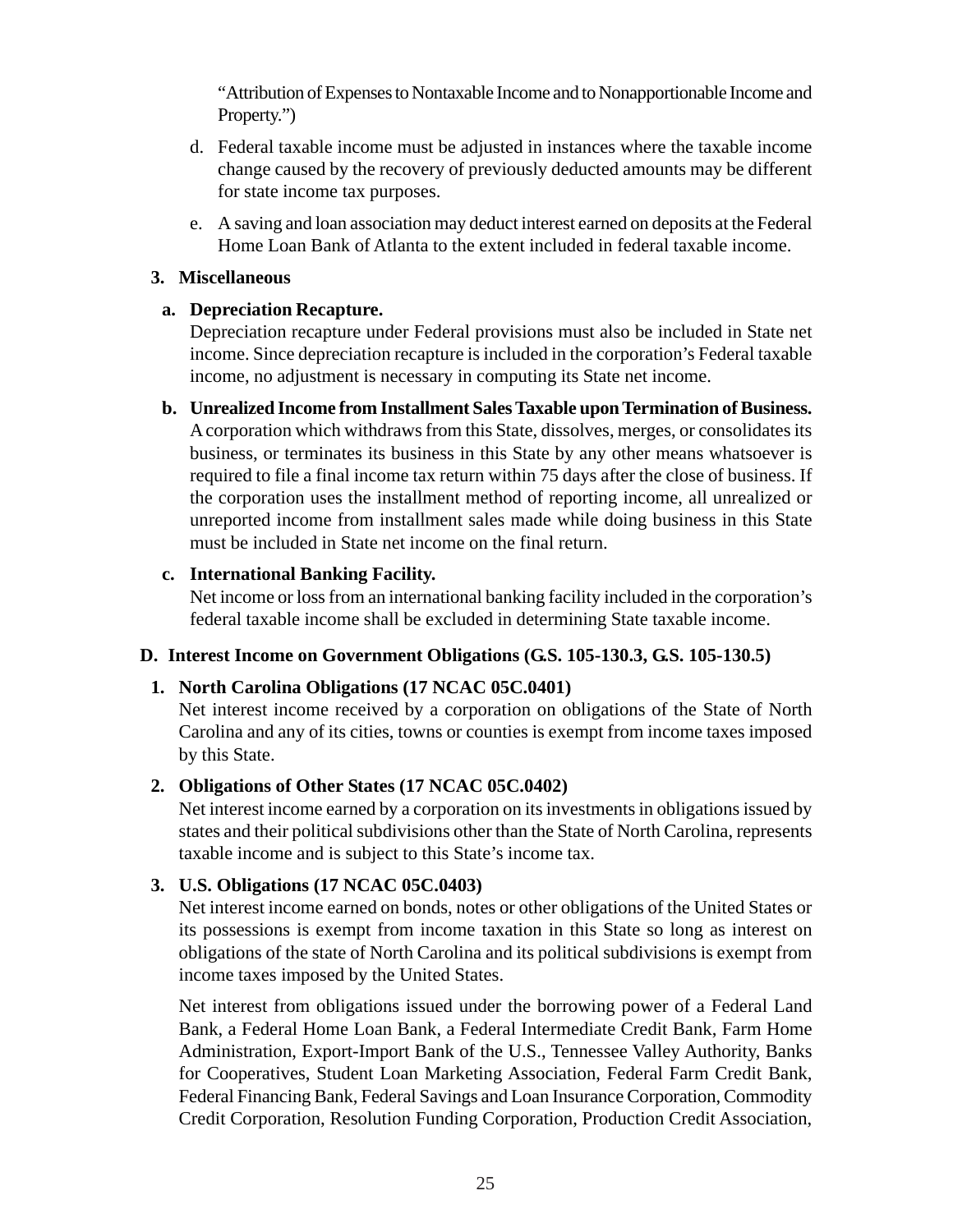"Attribution of Expenses to Nontaxable Income and to Nonapportionable Income and Property.")

d. Federal taxable income must be adjusted in instances where the taxable income change caused by the recovery of previously deducted amounts may be different for state income tax purposes.

e. A saving and loan association may deduct interest earned on deposits at the Federal Home Loan Bank of Atlanta to the extent included in federal taxable income.

### 3. Miscellaneous

**a. Depreciation Recapture.**

Depreciation recapture under Federal provisions must also be included in State net income. Since depreciation recapture is included in the corporation's Federal taxable income, no adjustment is necessary in computing its State net income.

**b. Unrealized Income from Installment Sales Taxable upon Termination of Business.**

A corporation which withdraws from this State, dissolves, merges, or consolidates its business, or terminates its business in this State by any other means whatsoever is required to file a final income tax return within 75 days after the close of business. If the corporation uses the installment method of reporting income, all unrealized or unreported income from installment sales made while doing business in this State must be included in State net income on the final return.

**c. International Banking Facility.**

Net income or loss from an international banking facility included in the corporation's federal taxable income shall be excluded in determining State taxable income.

## D. Interest Income on Government Obligations (G.S. 105-130.3, G.S. 105-130.5)

### 1. North Carolina Obligations (17 NCAC 05C.0401)

Net interest income received by a corporation on obligations of the State of North Carolina and any of its cities, towns or counties is exempt from income taxes imposed by this State.

### 2. Obligations of Other States (17 NCAC 05C.0402)

Net interest income earned by a corporation on its investments in obligations issued by states and their political subdivisions other than the State of North Carolina, represents taxable income and is subject to this State's income tax.

### 3. U.S. Obligations (17 NCAC 05C.0403)

Net interest income earned on bonds, notes or other obligations of the United States or its possessions is exempt from income taxation in this State so long as interest on obligations of the state of North Carolina and its political subdivisions is exempt from income taxes imposed by the United States.

Net interest from obligations issued under the borrowing power of a Federal Land Bank, a Federal Home Loan Bank, a Federal Intermediate Credit Bank, Farm Home Administration, Export-Import Bank of the U.S., Tennessee Valley Authority, Banks for Cooperatives, Student Loan Marketing Association, Federal Farm Credit Bank, Federal Financing Bank, Federal Savings and Loan Insurance Corporation, Commodity Credit Corporation, Resolution Funding Corporation, Production Credit Association,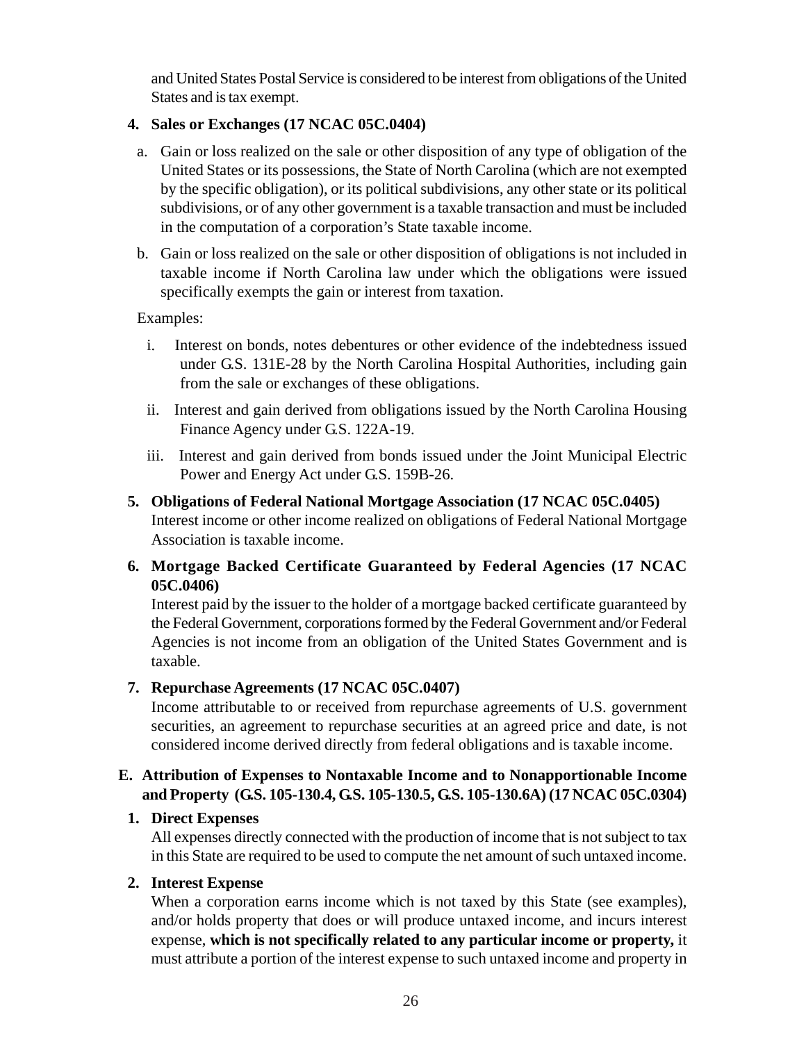and United States Postal Service is considered to be interest from obligations of the United States and is tax exempt.

**4. Sales or Exchanges (17 NCAC 05C.0404)**

a. Gain or loss realized on the sale or other disposition of any type of obligation of the United States or its possessions, the State of North Carolina (which are not exempted by the specific obligation), or its political subdivisions, any other state or its political subdivisions, or of any other government is a taxable transaction and must be included in the computation of a corporation's State taxable income.

b. Gain or loss realized on the sale or other disposition of obligations is not included in taxable income if North Carolina law under which the obligations were issued specifically exempts the gain or interest from taxation.

Examples:

i. Interest on bonds, notes debentures or other evidence of the indebtedness issued under G.S. 131E-28 by the North Carolina Hospital Authorities, including gain from the sale or exchanges of these obligations.

ii. Interest and gain derived from obligations issued by the North Carolina Housing Finance Agency under G.S. 122A-19.

iii. Interest and gain derived from bonds issued under the Joint Municipal Electric Power and Energy Act under G.S. 159B-26.

**5. Obligations of Federal National Mortgage Association (17 NCAC 05C.0405)**
Interest income or other income realized on obligations of Federal National Mortgage Association is taxable income.

**6. Mortgage Backed Certificate Guaranteed by Federal Agencies (17 NCAC 05C.0406)**
Interest paid by the issuer to the holder of a mortgage backed certificate guaranteed by the Federal Government, corporations formed by the Federal Government and/or Federal Agencies is not income from an obligation of the United States Government and is taxable.

**7. Repurchase Agreements (17 NCAC 05C.0407)**
Income attributable to or received from repurchase agreements of U.S. government securities, an agreement to repurchase securities at an agreed price and date, is not considered income derived directly from federal obligations and is taxable income.

## E. Attribution of Expenses to Nontaxable Income and to Nonapportionable Income and Property (G.S. 105-130.4, G.S. 105-130.5, G.S. 105-130.6A) (17 NCAC 05C.0304)

**1. Direct Expenses**
All expenses directly connected with the production of income that is not subject to tax in this State are required to be used to compute the net amount of such untaxed income.

**2. Interest Expense**
When a corporation earns income which is not taxed by this State (see examples), and/or holds property that does or will produce untaxed income, and incurs interest expense, **which is not specifically related to any particular income or property,** it must attribute a portion of the interest expense to such untaxed income and property in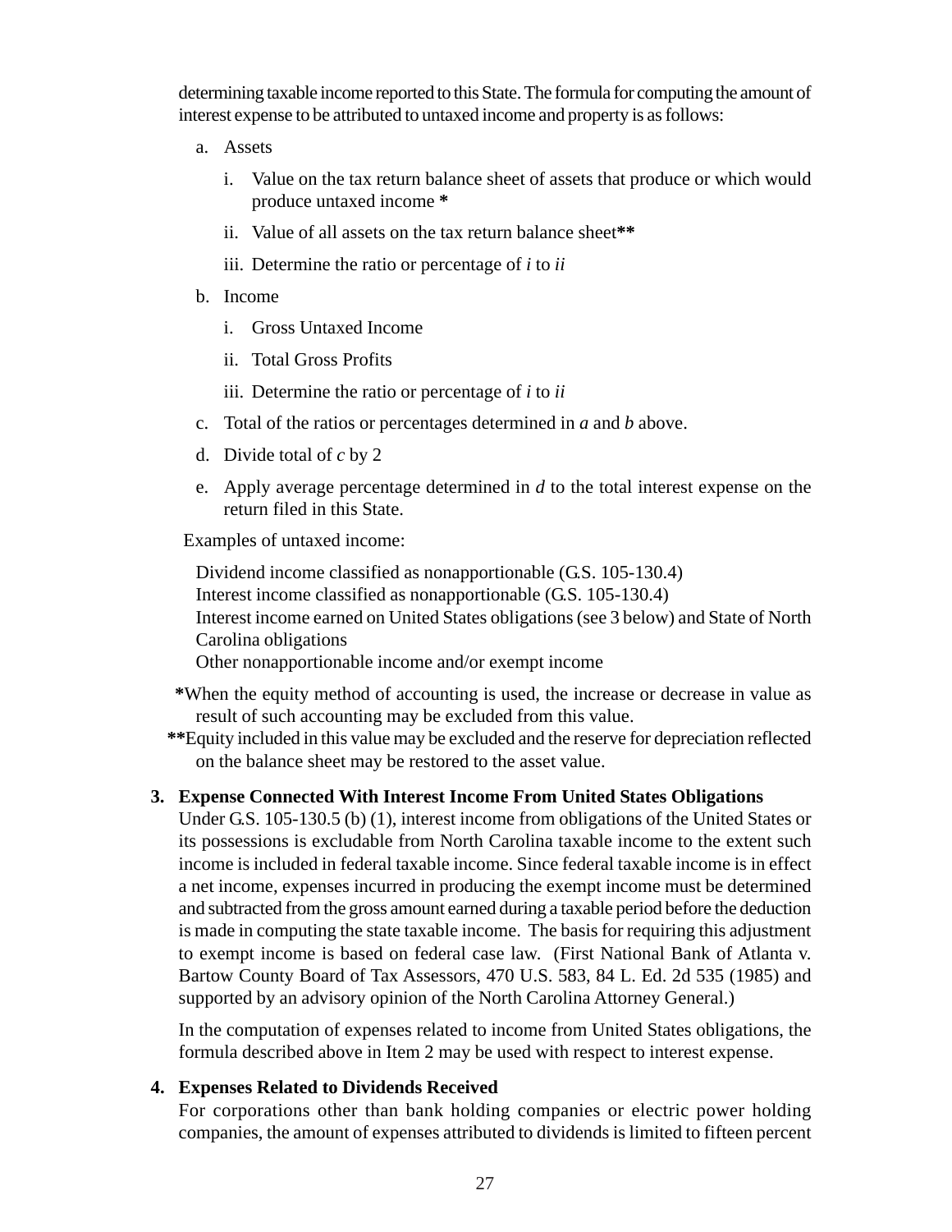determining taxable income reported to this State. The formula for computing the amount of interest expense to be attributed to untaxed income and property is as follows:

a. Assets

   i. Value on the tax return balance sheet of assets that produce or which would produce untaxed income **\***

   ii. Value of all assets on the tax return balance sheet**\*\***

   iii. Determine the ratio or percentage of *i* to *ii*

b. Income

   i. Gross Untaxed Income

   ii. Total Gross Profits

   iii. Determine the ratio or percentage of *i* to *ii*

c. Total of the ratios or percentages determined in *a* and *b* above.

d. Divide total of *c* by 2

e. Apply average percentage determined in *d* to the total interest expense on the return filed in this State.

Examples of untaxed income:

Dividend income classified as nonapportionable (G.S. 105-130.4)
Interest income classified as nonapportionable (G.S. 105-130.4)
Interest income earned on United States obligations (see 3 below) and State of North Carolina obligations
Other nonapportionable income and/or exempt income

**\***When the equity method of accounting is used, the increase or decrease in value as result of such accounting may be excluded from this value.

**\*\***Equity included in this value may be excluded and the reserve for depreciation reflected on the balance sheet may be restored to the asset value.

**3. Expense Connected With Interest Income From United States Obligations**

Under G.S. 105-130.5 (b) (1), interest income from obligations of the United States or its possessions is excludable from North Carolina taxable income to the extent such income is included in federal taxable income. Since federal taxable income is in effect a net income, expenses incurred in producing the exempt income must be determined and subtracted from the gross amount earned during a taxable period before the deduction is made in computing the state taxable income. The basis for requiring this adjustment to exempt income is based on federal case law. (First National Bank of Atlanta v. Bartow County Board of Tax Assessors, 470 U.S. 583, 84 L. Ed. 2d 535 (1985) and supported by an advisory opinion of the North Carolina Attorney General.)

In the computation of expenses related to income from United States obligations, the formula described above in Item 2 may be used with respect to interest expense.

**4. Expenses Related to Dividends Received**

For corporations other than bank holding companies or electric power holding companies, the amount of expenses attributed to dividends is limited to fifteen percent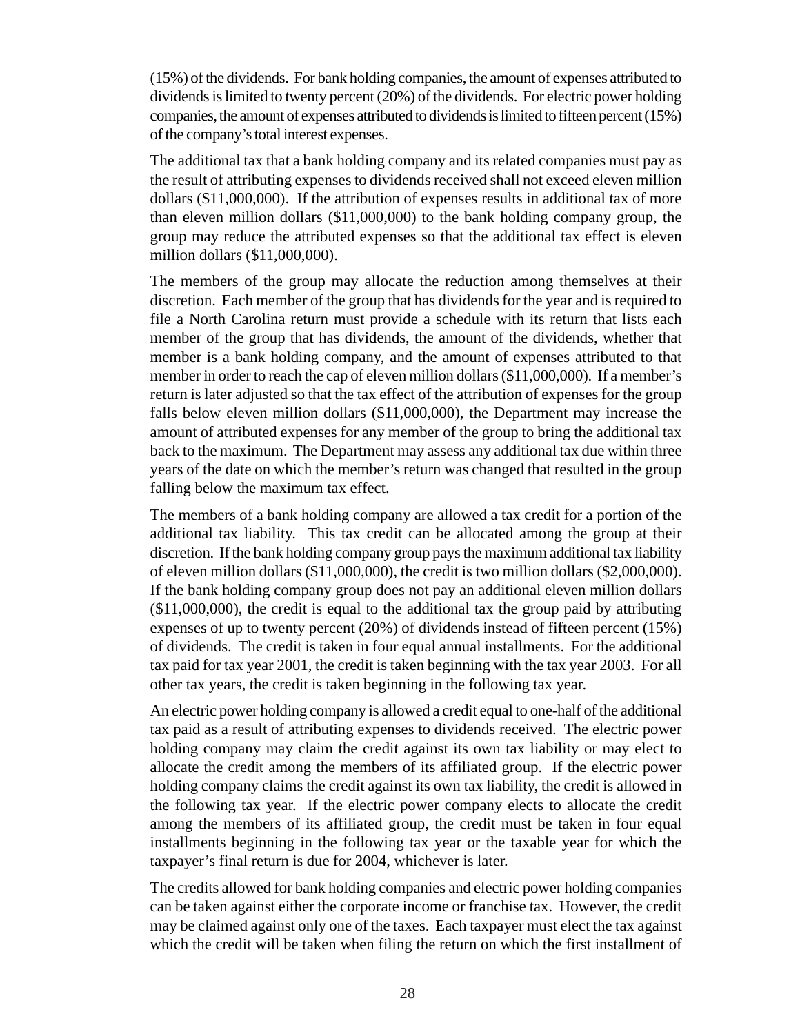(15%) of the dividends. For bank holding companies, the amount of expenses attributed to dividends is limited to twenty percent (20%) of the dividends. For electric power holding companies, the amount of expenses attributed to dividends is limited to fifteen percent (15%) of the company's total interest expenses.

The additional tax that a bank holding company and its related companies must pay as the result of attributing expenses to dividends received shall not exceed eleven million dollars ($11,000,000). If the attribution of expenses results in additional tax of more than eleven million dollars ($11,000,000) to the bank holding company group, the group may reduce the attributed expenses so that the additional tax effect is eleven million dollars ($11,000,000).

The members of the group may allocate the reduction among themselves at their discretion. Each member of the group that has dividends for the year and is required to file a North Carolina return must provide a schedule with its return that lists each member of the group that has dividends, the amount of the dividends, whether that member is a bank holding company, and the amount of expenses attributed to that member in order to reach the cap of eleven million dollars ($11,000,000). If a member's return is later adjusted so that the tax effect of the attribution of expenses for the group falls below eleven million dollars ($11,000,000), the Department may increase the amount of attributed expenses for any member of the group to bring the additional tax back to the maximum. The Department may assess any additional tax due within three years of the date on which the member's return was changed that resulted in the group falling below the maximum tax effect.

The members of a bank holding company are allowed a tax credit for a portion of the additional tax liability. This tax credit can be allocated among the group at their discretion. If the bank holding company group pays the maximum additional tax liability of eleven million dollars ($11,000,000), the credit is two million dollars ($2,000,000). If the bank holding company group does not pay an additional eleven million dollars ($11,000,000), the credit is equal to the additional tax the group paid by attributing expenses of up to twenty percent (20%) of dividends instead of fifteen percent (15%) of dividends. The credit is taken in four equal annual installments. For the additional tax paid for tax year 2001, the credit is taken beginning with the tax year 2003. For all other tax years, the credit is taken beginning in the following tax year.

An electric power holding company is allowed a credit equal to one-half of the additional tax paid as a result of attributing expenses to dividends received. The electric power holding company may claim the credit against its own tax liability or may elect to allocate the credit among the members of its affiliated group. If the electric power holding company claims the credit against its own tax liability, the credit is allowed in the following tax year. If the electric power company elects to allocate the credit among the members of its affiliated group, the credit must be taken in four equal installments beginning in the following tax year or the taxable year for which the taxpayer's final return is due for 2004, whichever is later.

The credits allowed for bank holding companies and electric power holding companies can be taken against either the corporate income or franchise tax. However, the credit may be claimed against only one of the taxes. Each taxpayer must elect the tax against which the credit will be taken when filing the return on which the first installment of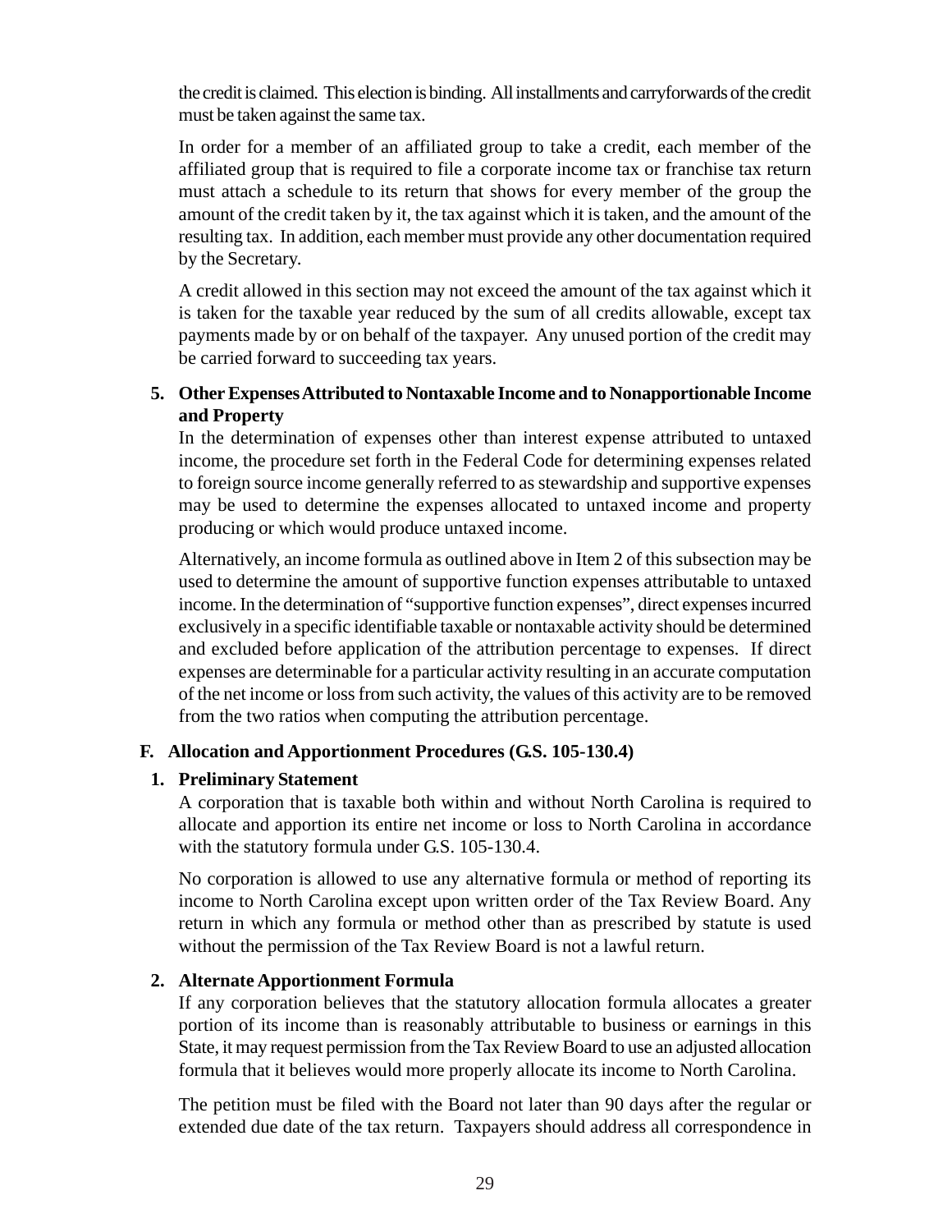the credit is claimed. This election is binding. All installments and carryforwards of the credit must be taken against the same tax.

In order for a member of an affiliated group to take a credit, each member of the affiliated group that is required to file a corporate income tax or franchise tax return must attach a schedule to its return that shows for every member of the group the amount of the credit taken by it, the tax against which it is taken, and the amount of the resulting tax. In addition, each member must provide any other documentation required by the Secretary.

A credit allowed in this section may not exceed the amount of the tax against which it is taken for the taxable year reduced by the sum of all credits allowable, except tax payments made by or on behalf of the taxpayer. Any unused portion of the credit may be carried forward to succeeding tax years.

**5. Other Expenses Attributed to Nontaxable Income and to Nonapportionable Income and Property**

In the determination of expenses other than interest expense attributed to untaxed income, the procedure set forth in the Federal Code for determining expenses related to foreign source income generally referred to as stewardship and supportive expenses may be used to determine the expenses allocated to untaxed income and property producing or which would produce untaxed income.

Alternatively, an income formula as outlined above in Item 2 of this subsection may be used to determine the amount of supportive function expenses attributable to untaxed income. In the determination of "supportive function expenses", direct expenses incurred exclusively in a specific identifiable taxable or nontaxable activity should be determined and excluded before application of the attribution percentage to expenses. If direct expenses are determinable for a particular activity resulting in an accurate computation of the net income or loss from such activity, the values of this activity are to be removed from the two ratios when computing the attribution percentage.

## F. Allocation and Apportionment Procedures (G.S. 105-130.4)

**1. Preliminary Statement**

A corporation that is taxable both within and without North Carolina is required to allocate and apportion its entire net income or loss to North Carolina in accordance with the statutory formula under G.S. 105-130.4.

No corporation is allowed to use any alternative formula or method of reporting its income to North Carolina except upon written order of the Tax Review Board. Any return in which any formula or method other than as prescribed by statute is used without the permission of the Tax Review Board is not a lawful return.

**2. Alternate Apportionment Formula**

If any corporation believes that the statutory allocation formula allocates a greater portion of its income than is reasonably attributable to business or earnings in this State, it may request permission from the Tax Review Board to use an adjusted allocation formula that it believes would more properly allocate its income to North Carolina.

The petition must be filed with the Board not later than 90 days after the regular or extended due date of the tax return. Taxpayers should address all correspondence in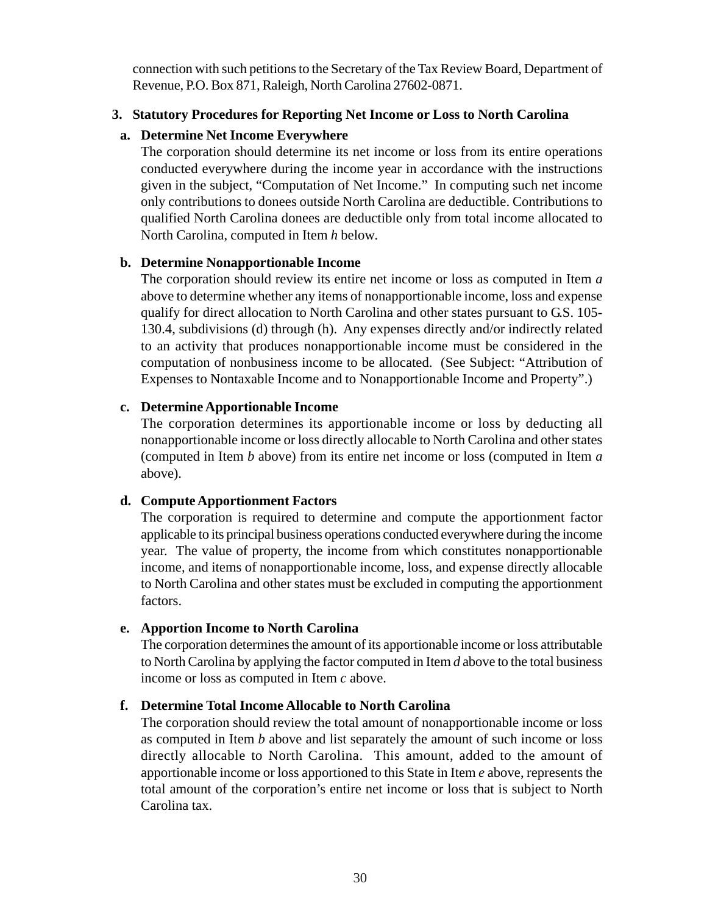connection with such petitions to the Secretary of the Tax Review Board, Department of Revenue, P.O. Box 871, Raleigh, North Carolina 27602-0871.

**3. Statutory Procedures for Reporting Net Income or Loss to North Carolina**

**a. Determine Net Income Everywhere**

The corporation should determine its net income or loss from its entire operations conducted everywhere during the income year in accordance with the instructions given in the subject, "Computation of Net Income." In computing such net income only contributions to donees outside North Carolina are deductible. Contributions to qualified North Carolina donees are deductible only from total income allocated to North Carolina, computed in Item *h* below.

**b. Determine Nonapportionable Income**

The corporation should review its entire net income or loss as computed in Item *a* above to determine whether any items of nonapportionable income, loss and expense qualify for direct allocation to North Carolina and other states pursuant to G.S. 105-130.4, subdivisions (d) through (h). Any expenses directly and/or indirectly related to an activity that produces nonapportionable income must be considered in the computation of nonbusiness income to be allocated. (See Subject: "Attribution of Expenses to Nontaxable Income and to Nonapportionable Income and Property".)

**c. Determine Apportionable Income**

The corporation determines its apportionable income or loss by deducting all nonapportionable income or loss directly allocable to North Carolina and other states (computed in Item *b* above) from its entire net income or loss (computed in Item *a* above).

**d. Compute Apportionment Factors**

The corporation is required to determine and compute the apportionment factor applicable to its principal business operations conducted everywhere during the income year. The value of property, the income from which constitutes nonapportionable income, and items of nonapportionable income, loss, and expense directly allocable to North Carolina and other states must be excluded in computing the apportionment factors.

**e. Apportion Income to North Carolina**

The corporation determines the amount of its apportionable income or loss attributable to North Carolina by applying the factor computed in Item *d* above to the total business income or loss as computed in Item *c* above.

**f. Determine Total Income Allocable to North Carolina**

The corporation should review the total amount of nonapportionable income or loss as computed in Item *b* above and list separately the amount of such income or loss directly allocable to North Carolina. This amount, added to the amount of apportionable income or loss apportioned to this State in Item *e* above, represents the total amount of the corporation's entire net income or loss that is subject to North Carolina tax.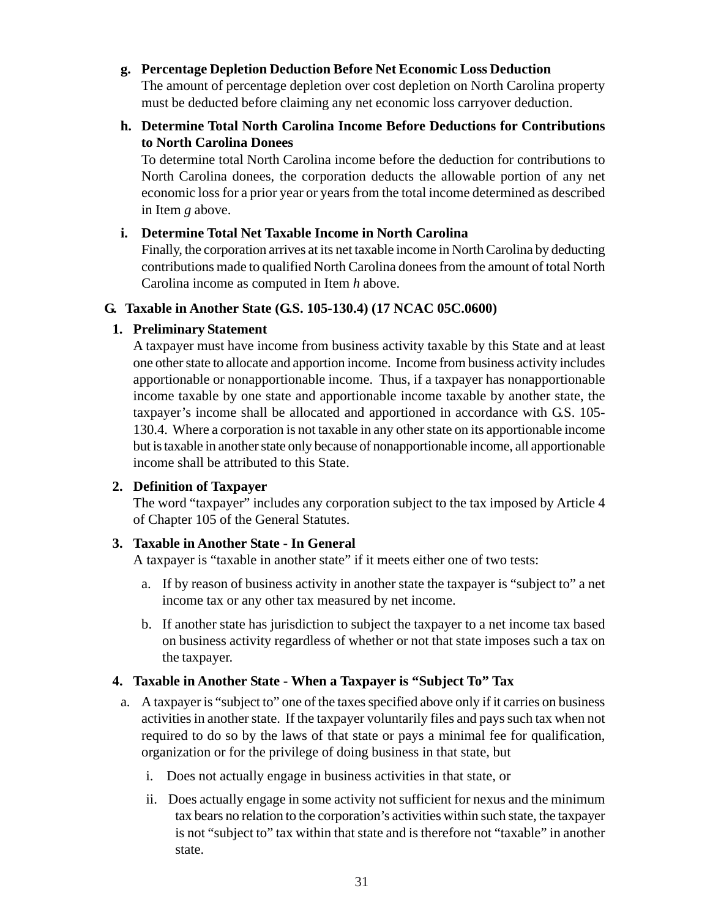**g. Percentage Depletion Deduction Before Net Economic Loss Deduction**

The amount of percentage depletion over cost depletion on North Carolina property must be deducted before claiming any net economic loss carryover deduction.

**h. Determine Total North Carolina Income Before Deductions for Contributions to North Carolina Donees**

To determine total North Carolina income before the deduction for contributions to North Carolina donees, the corporation deducts the allowable portion of any net economic loss for a prior year or years from the total income determined as described in Item *g* above.

**i. Determine Total Net Taxable Income in North Carolina**

Finally, the corporation arrives at its net taxable income in North Carolina by deducting contributions made to qualified North Carolina donees from the amount of total North Carolina income as computed in Item *h* above.

## G. Taxable in Another State (G.S. 105-130.4) (17 NCAC 05C.0600)

### 1. Preliminary Statement

A taxpayer must have income from business activity taxable by this State and at least one other state to allocate and apportion income. Income from business activity includes apportionable or nonapportionable income. Thus, if a taxpayer has nonapportionable income taxable by one state and apportionable income taxable by another state, the taxpayer's income shall be allocated and apportioned in accordance with G.S. 105-130.4. Where a corporation is not taxable in any other state on its apportionable income but is taxable in another state only because of nonapportionable income, all apportionable income shall be attributed to this State.

### 2. Definition of Taxpayer

The word "taxpayer" includes any corporation subject to the tax imposed by Article 4 of Chapter 105 of the General Statutes.

### 3. Taxable in Another State - In General

A taxpayer is "taxable in another state" if it meets either one of two tests:

a. If by reason of business activity in another state the taxpayer is "subject to" a net income tax or any other tax measured by net income.

b. If another state has jurisdiction to subject the taxpayer to a net income tax based on business activity regardless of whether or not that state imposes such a tax on the taxpayer.

### 4. Taxable in Another State - When a Taxpayer is "Subject To" Tax

a. A taxpayer is "subject to" one of the taxes specified above only if it carries on business activities in another state. If the taxpayer voluntarily files and pays such tax when not required to do so by the laws of that state or pays a minimal fee for qualification, organization or for the privilege of doing business in that state, but

   i. Does not actually engage in business activities in that state, or

   ii. Does actually engage in some activity not sufficient for nexus and the minimum tax bears no relation to the corporation's activities within such state, the taxpayer is not "subject to" tax within that state and is therefore not "taxable" in another state.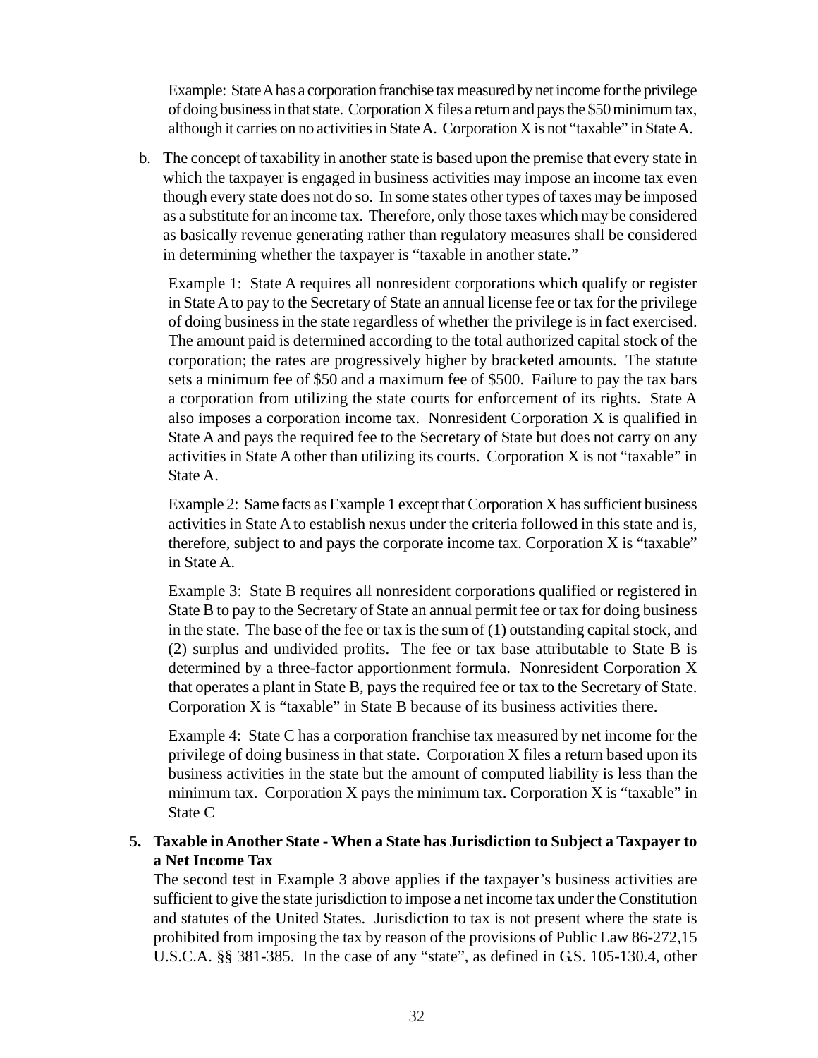Example: State A has a corporation franchise tax measured by net income for the privilege of doing business in that state. Corporation X files a return and pays the $50 minimum tax, although it carries on no activities in State A. Corporation X is not "taxable" in State A.

b. The concept of taxability in another state is based upon the premise that every state in which the taxpayer is engaged in business activities may impose an income tax even though every state does not do so. In some states other types of taxes may be imposed as a substitute for an income tax. Therefore, only those taxes which may be considered as basically revenue generating rather than regulatory measures shall be considered in determining whether the taxpayer is "taxable in another state."

   Example 1: State A requires all nonresident corporations which qualify or register in State A to pay to the Secretary of State an annual license fee or tax for the privilege of doing business in the state regardless of whether the privilege is in fact exercised. The amount paid is determined according to the total authorized capital stock of the corporation; the rates are progressively higher by bracketed amounts. The statute sets a minimum fee of $50 and a maximum fee of $500. Failure to pay the tax bars a corporation from utilizing the state courts for enforcement of its rights. State A also imposes a corporation income tax. Nonresident Corporation X is qualified in State A and pays the required fee to the Secretary of State but does not carry on any activities in State A other than utilizing its courts. Corporation X is not "taxable" in State A.

   Example 2: Same facts as Example 1 except that Corporation X has sufficient business activities in State A to establish nexus under the criteria followed in this state and is, therefore, subject to and pays the corporate income tax. Corporation X is "taxable" in State A.

   Example 3: State B requires all nonresident corporations qualified or registered in State B to pay to the Secretary of State an annual permit fee or tax for doing business in the state. The base of the fee or tax is the sum of (1) outstanding capital stock, and (2) surplus and undivided profits. The fee or tax base attributable to State B is determined by a three-factor apportionment formula. Nonresident Corporation X that operates a plant in State B, pays the required fee or tax to the Secretary of State. Corporation X is "taxable" in State B because of its business activities there.

   Example 4: State C has a corporation franchise tax measured by net income for the privilege of doing business in that state. Corporation X files a return based upon its business activities in the state but the amount of computed liability is less than the minimum tax. Corporation X pays the minimum tax. Corporation X is "taxable" in State C

**5. Taxable in Another State - When a State has Jurisdiction to Subject a Taxpayer to a Net Income Tax**

The second test in Example 3 above applies if the taxpayer's business activities are sufficient to give the state jurisdiction to impose a net income tax under the Constitution and statutes of the United States. Jurisdiction to tax is not present where the state is prohibited from imposing the tax by reason of the provisions of Public Law 86-272,15 U.S.C.A. §§ 381-385. In the case of any "state", as defined in G.S. 105-130.4, other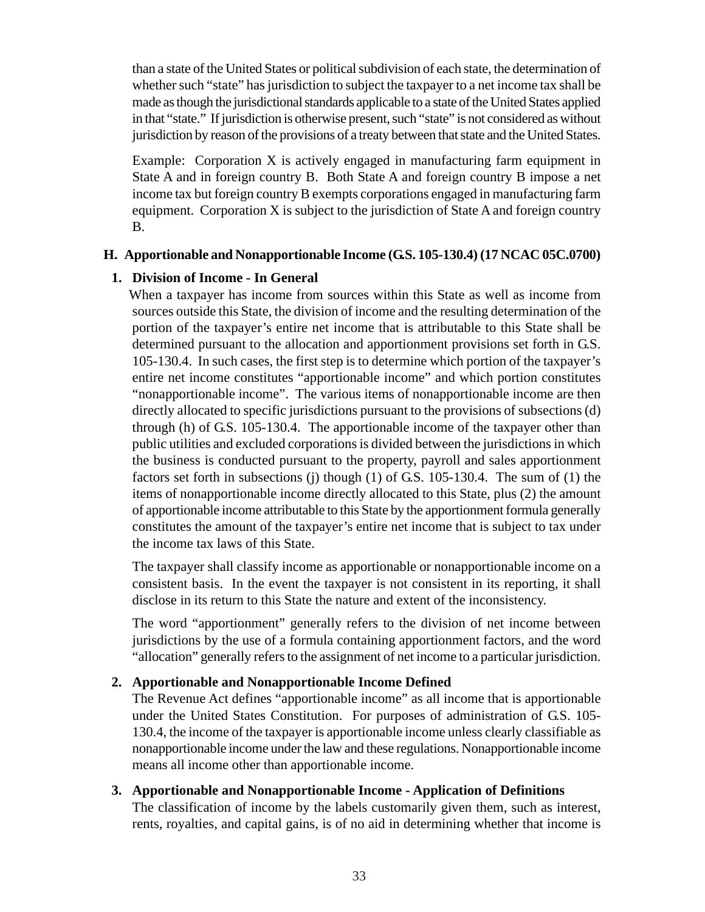than a state of the United States or political subdivision of each state, the determination of whether such "state" has jurisdiction to subject the taxpayer to a net income tax shall be made as though the jurisdictional standards applicable to a state of the United States applied in that "state." If jurisdiction is otherwise present, such "state" is not considered as without jurisdiction by reason of the provisions of a treaty between that state and the United States.

Example: Corporation X is actively engaged in manufacturing farm equipment in State A and in foreign country B. Both State A and foreign country B impose a net income tax but foreign country B exempts corporations engaged in manufacturing farm equipment. Corporation X is subject to the jurisdiction of State A and foreign country B.

### H. Apportionable and Nonapportionable Income (G.S. 105-130.4) (17 NCAC 05C.0700)

#### 1. Division of Income - In General

When a taxpayer has income from sources within this State as well as income from sources outside this State, the division of income and the resulting determination of the portion of the taxpayer's entire net income that is attributable to this State shall be determined pursuant to the allocation and apportionment provisions set forth in G.S. 105-130.4. In such cases, the first step is to determine which portion of the taxpayer's entire net income constitutes "apportionable income" and which portion constitutes "nonapportionable income". The various items of nonapportionable income are then directly allocated to specific jurisdictions pursuant to the provisions of subsections (d) through (h) of G.S. 105-130.4. The apportionable income of the taxpayer other than public utilities and excluded corporations is divided between the jurisdictions in which the business is conducted pursuant to the property, payroll and sales apportionment factors set forth in subsections (j) though (1) of G.S. 105-130.4. The sum of (1) the items of nonapportionable income directly allocated to this State, plus (2) the amount of apportionable income attributable to this State by the apportionment formula generally constitutes the amount of the taxpayer's entire net income that is subject to tax under the income tax laws of this State.

The taxpayer shall classify income as apportionable or nonapportionable income on a consistent basis. In the event the taxpayer is not consistent in its reporting, it shall disclose in its return to this State the nature and extent of the inconsistency.

The word "apportionment" generally refers to the division of net income between jurisdictions by the use of a formula containing apportionment factors, and the word "allocation" generally refers to the assignment of net income to a particular jurisdiction.

#### 2. Apportionable and Nonapportionable Income Defined

The Revenue Act defines "apportionable income" as all income that is apportionable under the United States Constitution. For purposes of administration of G.S. 105-130.4, the income of the taxpayer is apportionable income unless clearly classifiable as nonapportionable income under the law and these regulations. Nonapportionable income means all income other than apportionable income.

#### 3. Apportionable and Nonapportionable Income - Application of Definitions

The classification of income by the labels customarily given them, such as interest, rents, royalties, and capital gains, is of no aid in determining whether that income is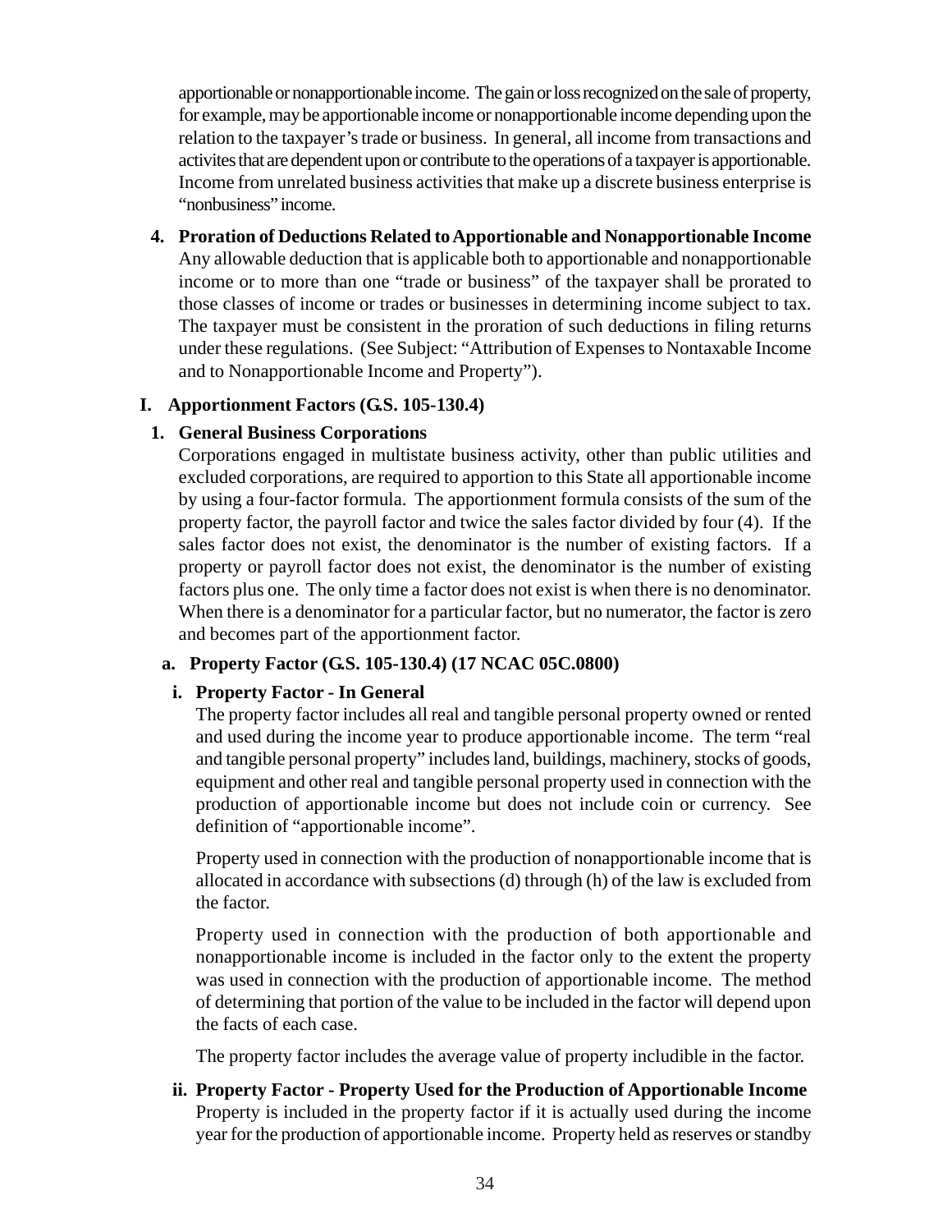apportionable or nonapportionable income. The gain or loss recognized on the sale of property, for example, may be apportionable income or nonapportionable income depending upon the relation to the taxpayer's trade or business. In general, all income from transactions and activites that are dependent upon or contribute to the operations of a taxpayer is apportionable. Income from unrelated business activities that make up a discrete business enterprise is "nonbusiness" income.

**4. Proration of Deductions Related to Apportionable and Nonapportionable Income**

Any allowable deduction that is applicable both to apportionable and nonapportionable income or to more than one "trade or business" of the taxpayer shall be prorated to those classes of income or trades or businesses in determining income subject to tax. The taxpayer must be consistent in the proration of such deductions in filing returns under these regulations. (See Subject: "Attribution of Expenses to Nontaxable Income and to Nonapportionable Income and Property").

## I. Apportionment Factors (G.S. 105-130.4)

### 1. General Business Corporations

Corporations engaged in multistate business activity, other than public utilities and excluded corporations, are required to apportion to this State all apportionable income by using a four-factor formula. The apportionment formula consists of the sum of the property factor, the payroll factor and twice the sales factor divided by four (4). If the sales factor does not exist, the denominator is the number of existing factors. If a property or payroll factor does not exist, the denominator is the number of existing factors plus one. The only time a factor does not exist is when there is no denominator. When there is a denominator for a particular factor, but no numerator, the factor is zero and becomes part of the apportionment factor.

#### a. Property Factor (G.S. 105-130.4) (17 NCAC 05C.0800)

**i. Property Factor - In General**

The property factor includes all real and tangible personal property owned or rented and used during the income year to produce apportionable income. The term "real and tangible personal property" includes land, buildings, machinery, stocks of goods, equipment and other real and tangible personal property used in connection with the production of apportionable income but does not include coin or currency. See definition of "apportionable income".

Property used in connection with the production of nonapportionable income that is allocated in accordance with subsections (d) through (h) of the law is excluded from the factor.

Property used in connection with the production of both apportionable and nonapportionable income is included in the factor only to the extent the property was used in connection with the production of apportionable income. The method of determining that portion of the value to be included in the factor will depend upon the facts of each case.

The property factor includes the average value of property includible in the factor.

**ii. Property Factor - Property Used for the Production of Apportionable Income**

Property is included in the property factor if it is actually used during the income year for the production of apportionable income. Property held as reserves or standby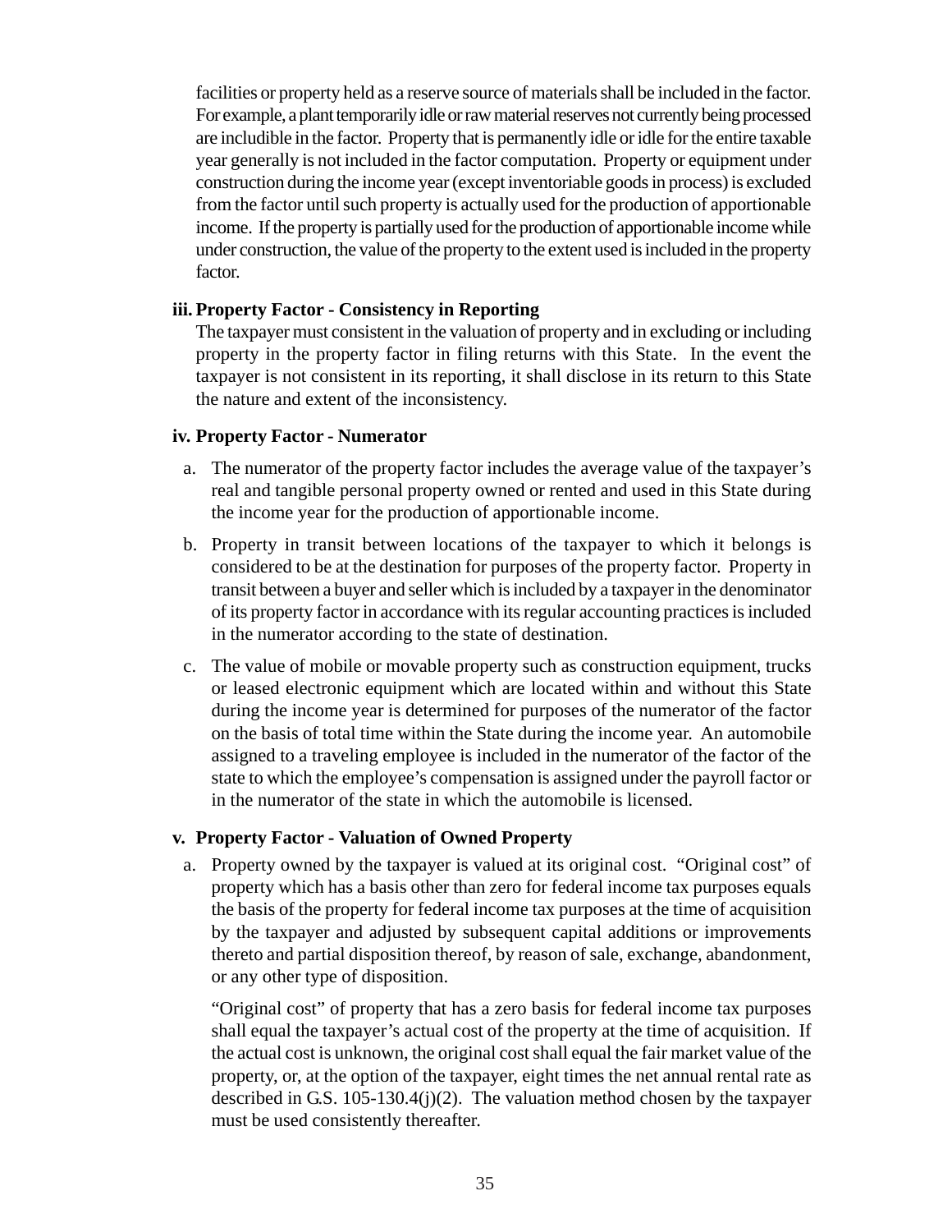facilities or property held as a reserve source of materials shall be included in the factor. For example, a plant temporarily idle or raw material reserves not currently being processed are includible in the factor. Property that is permanently idle or idle for the entire taxable year generally is not included in the factor computation. Property or equipment under construction during the income year (except inventoriable goods in process) is excluded from the factor until such property is actually used for the production of apportionable income. If the property is partially used for the production of apportionable income while under construction, the value of the property to the extent used is included in the property factor.

**iii. Property Factor - Consistency in Reporting**

The taxpayer must consistent in the valuation of property and in excluding or including property in the property factor in filing returns with this State. In the event the taxpayer is not consistent in its reporting, it shall disclose in its return to this State the nature and extent of the inconsistency.

**iv. Property Factor - Numerator**

a. The numerator of the property factor includes the average value of the taxpayer's real and tangible personal property owned or rented and used in this State during the income year for the production of apportionable income.

b. Property in transit between locations of the taxpayer to which it belongs is considered to be at the destination for purposes of the property factor. Property in transit between a buyer and seller which is included by a taxpayer in the denominator of its property factor in accordance with its regular accounting practices is included in the numerator according to the state of destination.

c. The value of mobile or movable property such as construction equipment, trucks or leased electronic equipment which are located within and without this State during the income year is determined for purposes of the numerator of the factor on the basis of total time within the State during the income year. An automobile assigned to a traveling employee is included in the numerator of the factor of the state to which the employee's compensation is assigned under the payroll factor or in the numerator of the state in which the automobile is licensed.

**v. Property Factor - Valuation of Owned Property**

a. Property owned by the taxpayer is valued at its original cost. "Original cost" of property which has a basis other than zero for federal income tax purposes equals the basis of the property for federal income tax purposes at the time of acquisition by the taxpayer and adjusted by subsequent capital additions or improvements thereto and partial disposition thereof, by reason of sale, exchange, abandonment, or any other type of disposition.

"Original cost" of property that has a zero basis for federal income tax purposes shall equal the taxpayer's actual cost of the property at the time of acquisition. If the actual cost is unknown, the original cost shall equal the fair market value of the property, or, at the option of the taxpayer, eight times the net annual rental rate as described in G.S. 105-130.4(j)(2). The valuation method chosen by the taxpayer must be used consistently thereafter.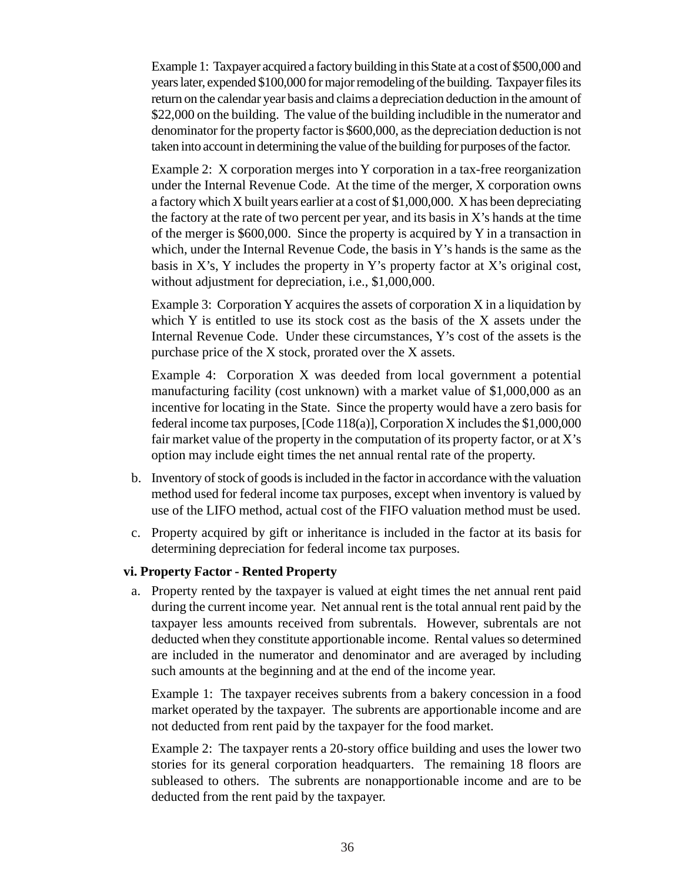Example 1: Taxpayer acquired a factory building in this State at a cost of $500,000 and years later, expended $100,000 for major remodeling of the building. Taxpayer files its return on the calendar year basis and claims a depreciation deduction in the amount of $22,000 on the building. The value of the building includible in the numerator and denominator for the property factor is $600,000, as the depreciation deduction is not taken into account in determining the value of the building for purposes of the factor.

Example 2: X corporation merges into Y corporation in a tax-free reorganization under the Internal Revenue Code. At the time of the merger, X corporation owns a factory which X built years earlier at a cost of $1,000,000. X has been depreciating the factory at the rate of two percent per year, and its basis in X's hands at the time of the merger is $600,000. Since the property is acquired by Y in a transaction in which, under the Internal Revenue Code, the basis in Y's hands is the same as the basis in X's, Y includes the property in Y's property factor at X's original cost, without adjustment for depreciation, i.e., $1,000,000.

Example 3: Corporation Y acquires the assets of corporation X in a liquidation by which Y is entitled to use its stock cost as the basis of the X assets under the Internal Revenue Code. Under these circumstances, Y's cost of the assets is the purchase price of the X stock, prorated over the X assets.

Example 4: Corporation X was deeded from local government a potential manufacturing facility (cost unknown) with a market value of $1,000,000 as an incentive for locating in the State. Since the property would have a zero basis for federal income tax purposes, [Code 118(a)], Corporation X includes the $1,000,000 fair market value of the property in the computation of its property factor, or at X's option may include eight times the net annual rental rate of the property.

b. Inventory of stock of goods is included in the factor in accordance with the valuation method used for federal income tax purposes, except when inventory is valued by use of the LIFO method, actual cost of the FIFO valuation method must be used.

c. Property acquired by gift or inheritance is included in the factor at its basis for determining depreciation for federal income tax purposes.

**vi. Property Factor - Rented Property**

a. Property rented by the taxpayer is valued at eight times the net annual rent paid during the current income year. Net annual rent is the total annual rent paid by the taxpayer less amounts received from subrentals. However, subrentals are not deducted when they constitute apportionable income. Rental values so determined are included in the numerator and denominator and are averaged by including such amounts at the beginning and at the end of the income year.

Example 1: The taxpayer receives subrents from a bakery concession in a food market operated by the taxpayer. The subrents are apportionable income and are not deducted from rent paid by the taxpayer for the food market.

Example 2: The taxpayer rents a 20-story office building and uses the lower two stories for its general corporation headquarters. The remaining 18 floors are subleased to others. The subrents are nonapportionable income and are to be deducted from the rent paid by the taxpayer.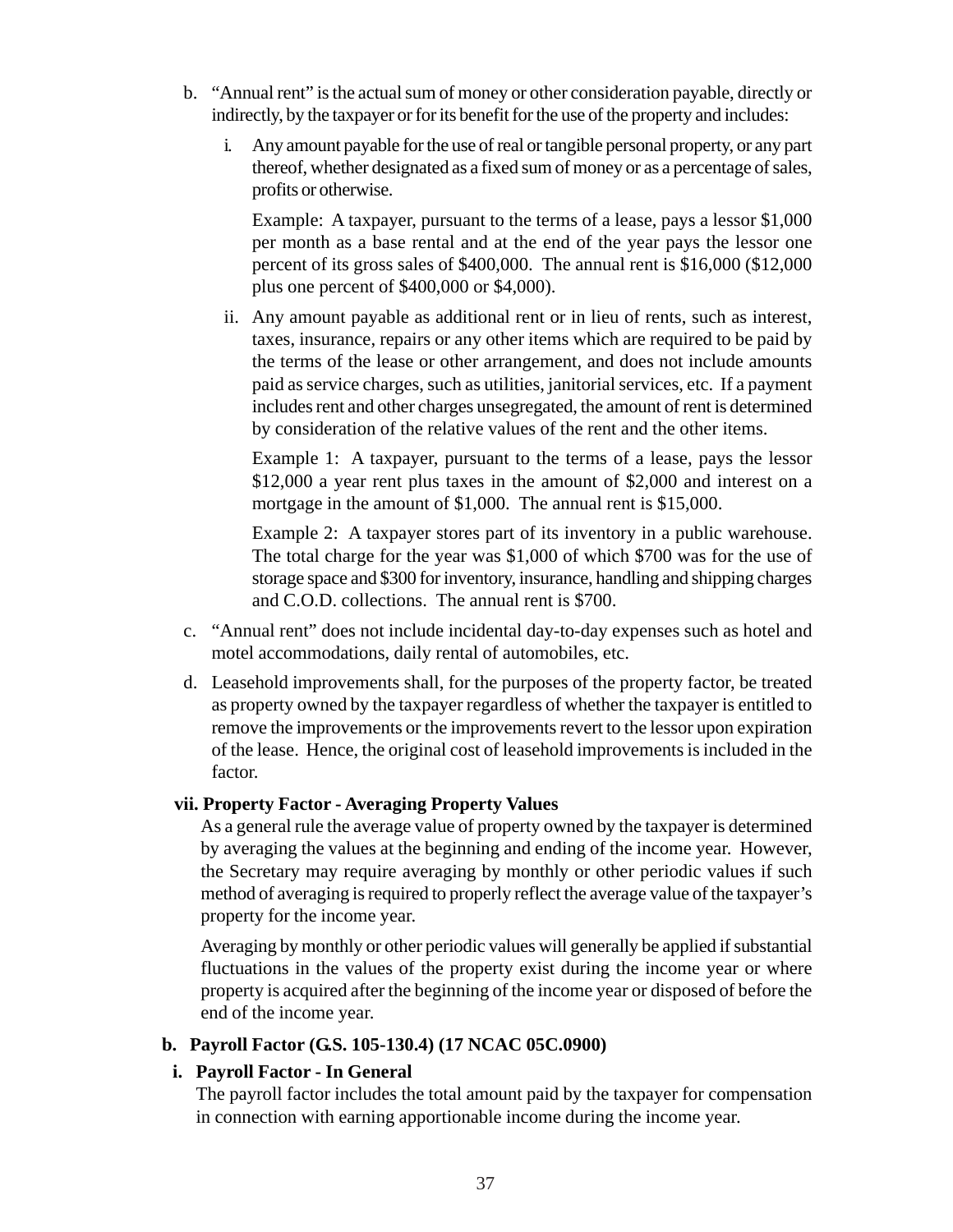b. "Annual rent" is the actual sum of money or other consideration payable, directly or indirectly, by the taxpayer or for its benefit for the use of the property and includes:

   i. Any amount payable for the use of real or tangible personal property, or any part thereof, whether designated as a fixed sum of money or as a percentage of sales, profits or otherwise.

      Example: A taxpayer, pursuant to the terms of a lease, pays a lessor $1,000 per month as a base rental and at the end of the year pays the lessor one percent of its gross sales of $400,000. The annual rent is $16,000 ($12,000 plus one percent of $400,000 or $4,000).

   ii. Any amount payable as additional rent or in lieu of rents, such as interest, taxes, insurance, repairs or any other items which are required to be paid by the terms of the lease or other arrangement, and does not include amounts paid as service charges, such as utilities, janitorial services, etc. If a payment includes rent and other charges unsegregated, the amount of rent is determined by consideration of the relative values of the rent and the other items.

      Example 1: A taxpayer, pursuant to the terms of a lease, pays the lessor $12,000 a year rent plus taxes in the amount of $2,000 and interest on a mortgage in the amount of $1,000. The annual rent is $15,000.

      Example 2: A taxpayer stores part of its inventory in a public warehouse. The total charge for the year was $1,000 of which $700 was for the use of storage space and $300 for inventory, insurance, handling and shipping charges and C.O.D. collections. The annual rent is $700.

c. "Annual rent" does not include incidental day-to-day expenses such as hotel and motel accommodations, daily rental of automobiles, etc.

d. Leasehold improvements shall, for the purposes of the property factor, be treated as property owned by the taxpayer regardless of whether the taxpayer is entitled to remove the improvements or the improvements revert to the lessor upon expiration of the lease. Hence, the original cost of leasehold improvements is included in the factor.

**vii. Property Factor - Averaging Property Values**

As a general rule the average value of property owned by the taxpayer is determined by averaging the values at the beginning and ending of the income year. However, the Secretary may require averaging by monthly or other periodic values if such method of averaging is required to properly reflect the average value of the taxpayer's property for the income year.

Averaging by monthly or other periodic values will generally be applied if substantial fluctuations in the values of the property exist during the income year or where property is acquired after the beginning of the income year or disposed of before the end of the income year.

**b. Payroll Factor (G.S. 105-130.4) (17 NCAC 05C.0900)**

**i. Payroll Factor - In General**

The payroll factor includes the total amount paid by the taxpayer for compensation in connection with earning apportionable income during the income year.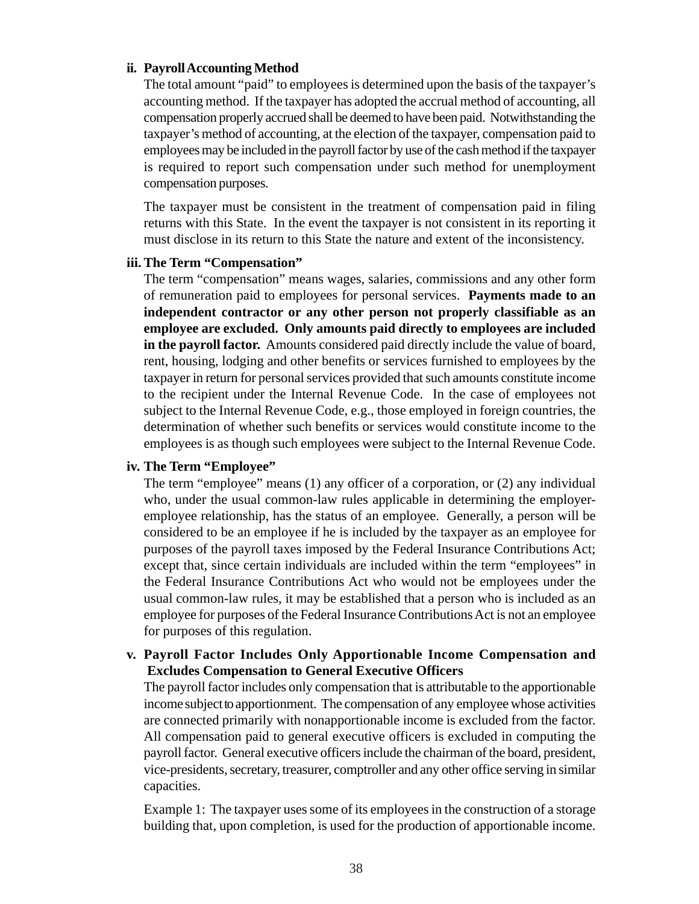**ii. Payroll Accounting Method**

The total amount "paid" to employees is determined upon the basis of the taxpayer's accounting method. If the taxpayer has adopted the accrual method of accounting, all compensation properly accrued shall be deemed to have been paid. Notwithstanding the taxpayer's method of accounting, at the election of the taxpayer, compensation paid to employees may be included in the payroll factor by use of the cash method if the taxpayer is required to report such compensation under such method for unemployment compensation purposes.

The taxpayer must be consistent in the treatment of compensation paid in filing returns with this State. In the event the taxpayer is not consistent in its reporting it must disclose in its return to this State the nature and extent of the inconsistency.

**iii. The Term "Compensation"**

The term "compensation" means wages, salaries, commissions and any other form of remuneration paid to employees for personal services. **Payments made to an independent contractor or any other person not properly classifiable as an employee are excluded. Only amounts paid directly to employees are included in the payroll factor.** Amounts considered paid directly include the value of board, rent, housing, lodging and other benefits or services furnished to employees by the taxpayer in return for personal services provided that such amounts constitute income to the recipient under the Internal Revenue Code. In the case of employees not subject to the Internal Revenue Code, e.g., those employed in foreign countries, the determination of whether such benefits or services would constitute income to the employees is as though such employees were subject to the Internal Revenue Code.

**iv. The Term "Employee"**

The term "employee" means (1) any officer of a corporation, or (2) any individual who, under the usual common-law rules applicable in determining the employer-employee relationship, has the status of an employee. Generally, a person will be considered to be an employee if he is included by the taxpayer as an employee for purposes of the payroll taxes imposed by the Federal Insurance Contributions Act; except that, since certain individuals are included within the term "employees" in the Federal Insurance Contributions Act who would not be employees under the usual common-law rules, it may be established that a person who is included as an employee for purposes of the Federal Insurance Contributions Act is not an employee for purposes of this regulation.

**v. Payroll Factor Includes Only Apportionable Income Compensation and Excludes Compensation to General Executive Officers**

The payroll factor includes only compensation that is attributable to the apportionable income subject to apportionment. The compensation of any employee whose activities are connected primarily with nonapportionable income is excluded from the factor. All compensation paid to general executive officers is excluded in computing the payroll factor. General executive officers include the chairman of the board, president, vice-presidents, secretary, treasurer, comptroller and any other office serving in similar capacities.

Example 1: The taxpayer uses some of its employees in the construction of a storage building that, upon completion, is used for the production of apportionable income.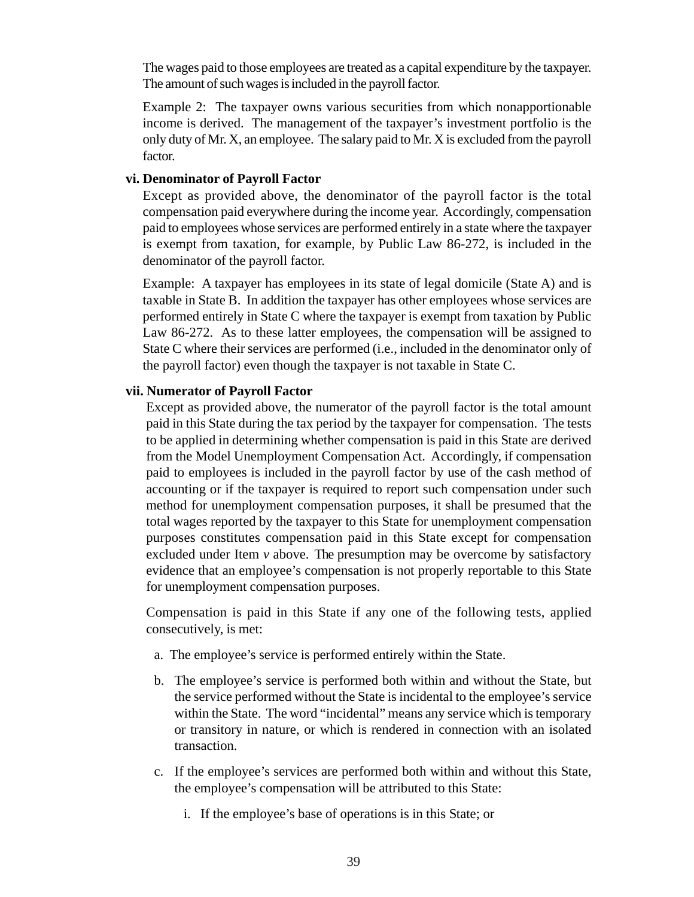The wages paid to those employees are treated as a capital expenditure by the taxpayer. The amount of such wages is included in the payroll factor.

Example 2: The taxpayer owns various securities from which nonapportionable income is derived. The management of the taxpayer's investment portfolio is the only duty of Mr. X, an employee. The salary paid to Mr. X is excluded from the payroll factor.

**vi. Denominator of Payroll Factor**

Except as provided above, the denominator of the payroll factor is the total compensation paid everywhere during the income year. Accordingly, compensation paid to employees whose services are performed entirely in a state where the taxpayer is exempt from taxation, for example, by Public Law 86-272, is included in the denominator of the payroll factor.

Example: A taxpayer has employees in its state of legal domicile (State A) and is taxable in State B. In addition the taxpayer has other employees whose services are performed entirely in State C where the taxpayer is exempt from taxation by Public Law 86-272. As to these latter employees, the compensation will be assigned to State C where their services are performed (i.e., included in the denominator only of the payroll factor) even though the taxpayer is not taxable in State C.

**vii. Numerator of Payroll Factor**

Except as provided above, the numerator of the payroll factor is the total amount paid in this State during the tax period by the taxpayer for compensation. The tests to be applied in determining whether compensation is paid in this State are derived from the Model Unemployment Compensation Act. Accordingly, if compensation paid to employees is included in the payroll factor by use of the cash method of accounting or if the taxpayer is required to report such compensation under such method for unemployment compensation purposes, it shall be presumed that the total wages reported by the taxpayer to this State for unemployment compensation purposes constitutes compensation paid in this State except for compensation excluded under Item *v* above. The presumption may be overcome by satisfactory evidence that an employee's compensation is not properly reportable to this State for unemployment compensation purposes.

Compensation is paid in this State if any one of the following tests, applied consecutively, is met:

a. The employee's service is performed entirely within the State.

b. The employee's service is performed both within and without the State, but the service performed without the State is incidental to the employee's service within the State. The word "incidental" means any service which is temporary or transitory in nature, or which is rendered in connection with an isolated transaction.

c. If the employee's services are performed both within and without this State, the employee's compensation will be attributed to this State:

   i. If the employee's base of operations is in this State; or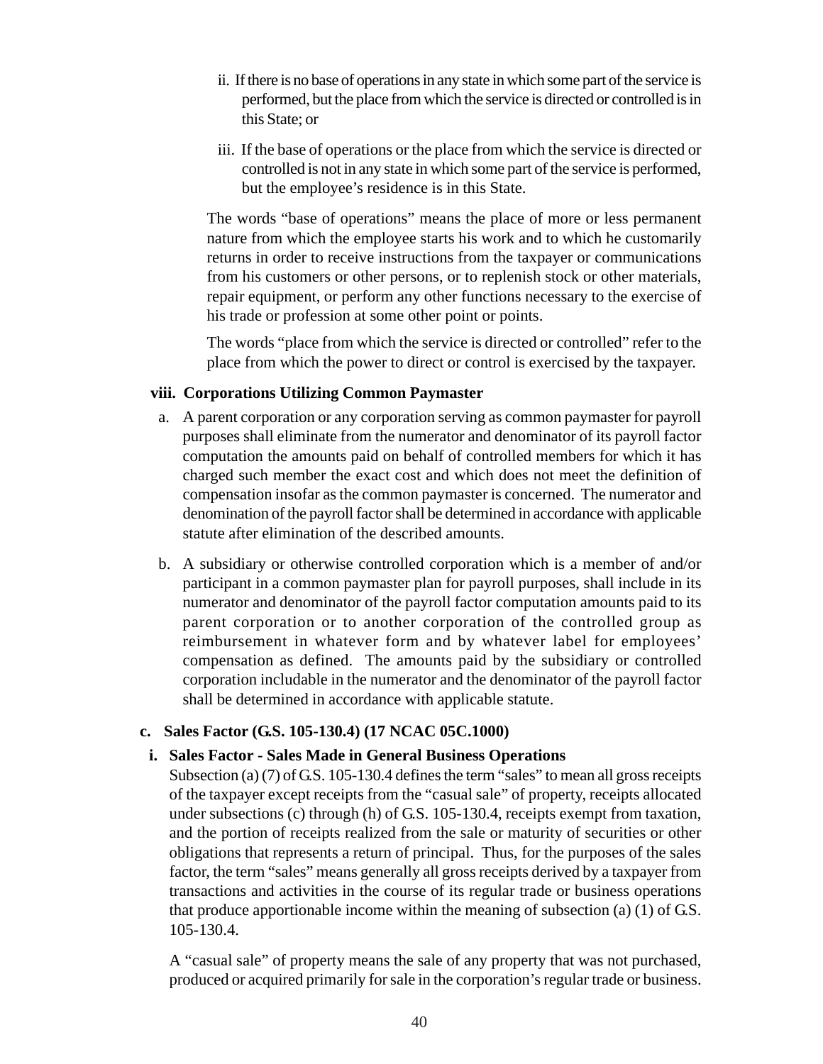ii. If there is no base of operations in any state in which some part of the service is performed, but the place from which the service is directed or controlled is in this State; or

iii. If the base of operations or the place from which the service is directed or controlled is not in any state in which some part of the service is performed, but the employee's residence is in this State.

The words "base of operations" means the place of more or less permanent nature from which the employee starts his work and to which he customarily returns in order to receive instructions from the taxpayer or communications from his customers or other persons, or to replenish stock or other materials, repair equipment, or perform any other functions necessary to the exercise of his trade or profession at some other point or points.

The words "place from which the service is directed or controlled" refer to the place from which the power to direct or control is exercised by the taxpayer.

**viii. Corporations Utilizing Common Paymaster**

a. A parent corporation or any corporation serving as common paymaster for payroll purposes shall eliminate from the numerator and denominator of its payroll factor computation the amounts paid on behalf of controlled members for which it has charged such member the exact cost and which does not meet the definition of compensation insofar as the common paymaster is concerned. The numerator and denomination of the payroll factor shall be determined in accordance with applicable statute after elimination of the described amounts.

b. A subsidiary or otherwise controlled corporation which is a member of and/or participant in a common paymaster plan for payroll purposes, shall include in its numerator and denominator of the payroll factor computation amounts paid to its parent corporation or to another corporation of the controlled group as reimbursement in whatever form and by whatever label for employees' compensation as defined. The amounts paid by the subsidiary or controlled corporation includable in the numerator and the denominator of the payroll factor shall be determined in accordance with applicable statute.

**c. Sales Factor (G.S. 105-130.4) (17 NCAC 05C.1000)**

**i. Sales Factor - Sales Made in General Business Operations**

Subsection (a) (7) of G.S. 105-130.4 defines the term "sales" to mean all gross receipts of the taxpayer except receipts from the "casual sale" of property, receipts allocated under subsections (c) through (h) of G.S. 105-130.4, receipts exempt from taxation, and the portion of receipts realized from the sale or maturity of securities or other obligations that represents a return of principal. Thus, for the purposes of the sales factor, the term "sales" means generally all gross receipts derived by a taxpayer from transactions and activities in the course of its regular trade or business operations that produce apportionable income within the meaning of subsection (a) (1) of G.S. 105-130.4.

A "casual sale" of property means the sale of any property that was not purchased, produced or acquired primarily for sale in the corporation's regular trade or business.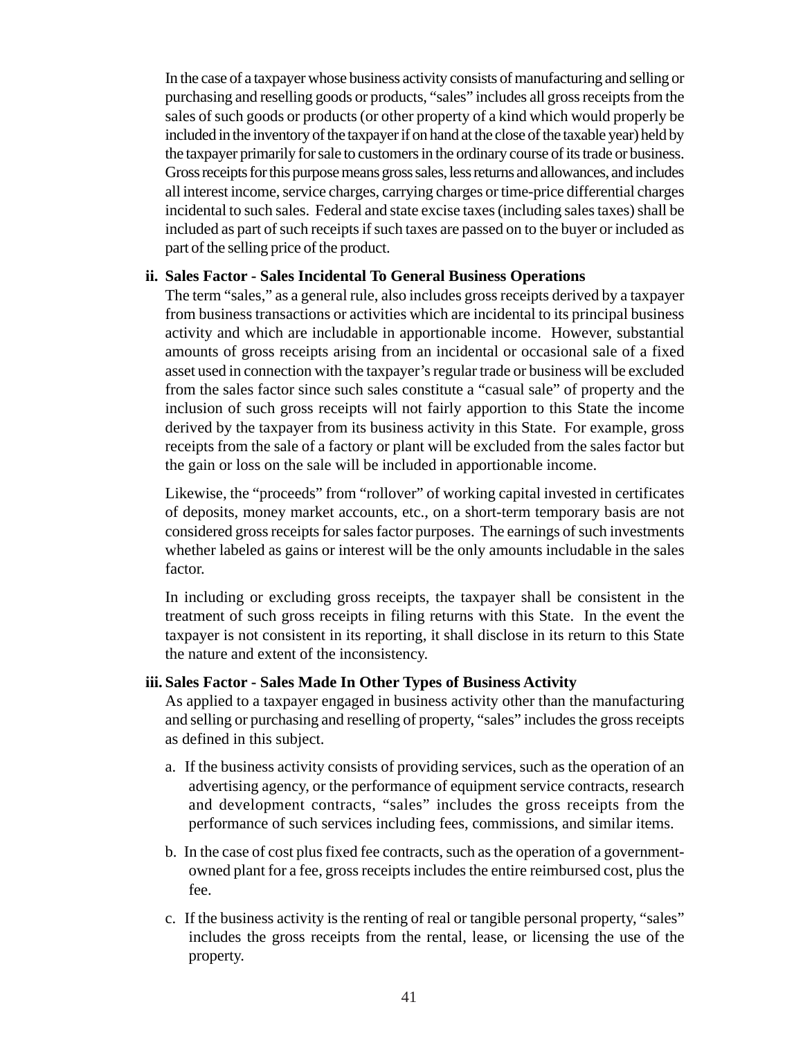In the case of a taxpayer whose business activity consists of manufacturing and selling or purchasing and reselling goods or products, "sales" includes all gross receipts from the sales of such goods or products (or other property of a kind which would properly be included in the inventory of the taxpayer if on hand at the close of the taxable year) held by the taxpayer primarily for sale to customers in the ordinary course of its trade or business. Gross receipts for this purpose means gross sales, less returns and allowances, and includes all interest income, service charges, carrying charges or time-price differential charges incidental to such sales. Federal and state excise taxes (including sales taxes) shall be included as part of such receipts if such taxes are passed on to the buyer or included as part of the selling price of the product.

**ii. Sales Factor - Sales Incidental To General Business Operations**

The term "sales," as a general rule, also includes gross receipts derived by a taxpayer from business transactions or activities which are incidental to its principal business activity and which are includable in apportionable income. However, substantial amounts of gross receipts arising from an incidental or occasional sale of a fixed asset used in connection with the taxpayer's regular trade or business will be excluded from the sales factor since such sales constitute a "casual sale" of property and the inclusion of such gross receipts will not fairly apportion to this State the income derived by the taxpayer from its business activity in this State. For example, gross receipts from the sale of a factory or plant will be excluded from the sales factor but the gain or loss on the sale will be included in apportionable income.

Likewise, the "proceeds" from "rollover" of working capital invested in certificates of deposits, money market accounts, etc., on a short-term temporary basis are not considered gross receipts for sales factor purposes. The earnings of such investments whether labeled as gains or interest will be the only amounts includable in the sales factor.

In including or excluding gross receipts, the taxpayer shall be consistent in the treatment of such gross receipts in filing returns with this State. In the event the taxpayer is not consistent in its reporting, it shall disclose in its return to this State the nature and extent of the inconsistency.

**iii. Sales Factor - Sales Made In Other Types of Business Activity**

As applied to a taxpayer engaged in business activity other than the manufacturing and selling or purchasing and reselling of property, "sales" includes the gross receipts as defined in this subject.

a. If the business activity consists of providing services, such as the operation of an advertising agency, or the performance of equipment service contracts, research and development contracts, "sales" includes the gross receipts from the performance of such services including fees, commissions, and similar items.

b. In the case of cost plus fixed fee contracts, such as the operation of a government-owned plant for a fee, gross receipts includes the entire reimbursed cost, plus the fee.

c. If the business activity is the renting of real or tangible personal property, "sales" includes the gross receipts from the rental, lease, or licensing the use of the property.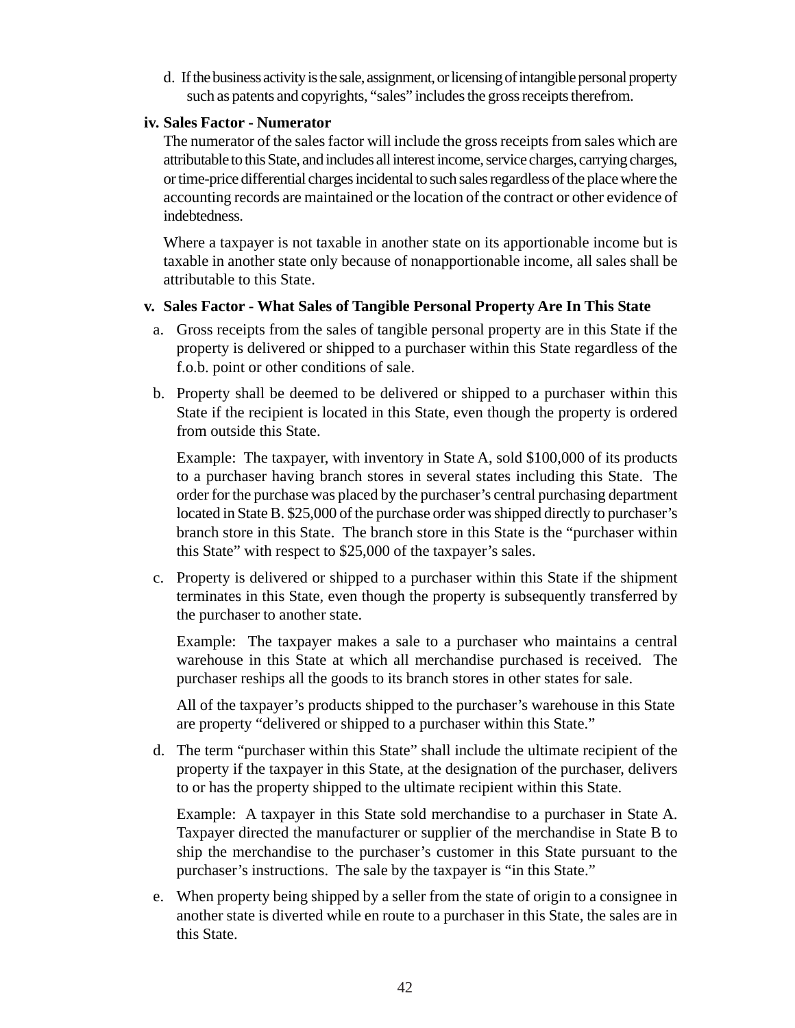d. If the business activity is the sale, assignment, or licensing of intangible personal property such as patents and copyrights, "sales" includes the gross receipts therefrom.

**iv. Sales Factor - Numerator**

The numerator of the sales factor will include the gross receipts from sales which are attributable to this State, and includes all interest income, service charges, carrying charges, or time-price differential charges incidental to such sales regardless of the place where the accounting records are maintained or the location of the contract or other evidence of indebtedness.

Where a taxpayer is not taxable in another state on its apportionable income but is taxable in another state only because of nonapportionable income, all sales shall be attributable to this State.

**v. Sales Factor - What Sales of Tangible Personal Property Are In This State**

a. Gross receipts from the sales of tangible personal property are in this State if the property is delivered or shipped to a purchaser within this State regardless of the f.o.b. point or other conditions of sale.

b. Property shall be deemed to be delivered or shipped to a purchaser within this State if the recipient is located in this State, even though the property is ordered from outside this State.

   Example: The taxpayer, with inventory in State A, sold $100,000 of its products to a purchaser having branch stores in several states including this State. The order for the purchase was placed by the purchaser's central purchasing department located in State B. $25,000 of the purchase order was shipped directly to purchaser's branch store in this State. The branch store in this State is the "purchaser within this State" with respect to $25,000 of the taxpayer's sales.

c. Property is delivered or shipped to a purchaser within this State if the shipment terminates in this State, even though the property is subsequently transferred by the purchaser to another state.

   Example: The taxpayer makes a sale to a purchaser who maintains a central warehouse in this State at which all merchandise purchased is received. The purchaser reships all the goods to its branch stores in other states for sale.

   All of the taxpayer's products shipped to the purchaser's warehouse in this State are property "delivered or shipped to a purchaser within this State."

d. The term "purchaser within this State" shall include the ultimate recipient of the property if the taxpayer in this State, at the designation of the purchaser, delivers to or has the property shipped to the ultimate recipient within this State.

   Example: A taxpayer in this State sold merchandise to a purchaser in State A. Taxpayer directed the manufacturer or supplier of the merchandise in State B to ship the merchandise to the purchaser's customer in this State pursuant to the purchaser's instructions. The sale by the taxpayer is "in this State."

e. When property being shipped by a seller from the state of origin to a consignee in another state is diverted while en route to a purchaser in this State, the sales are in this State.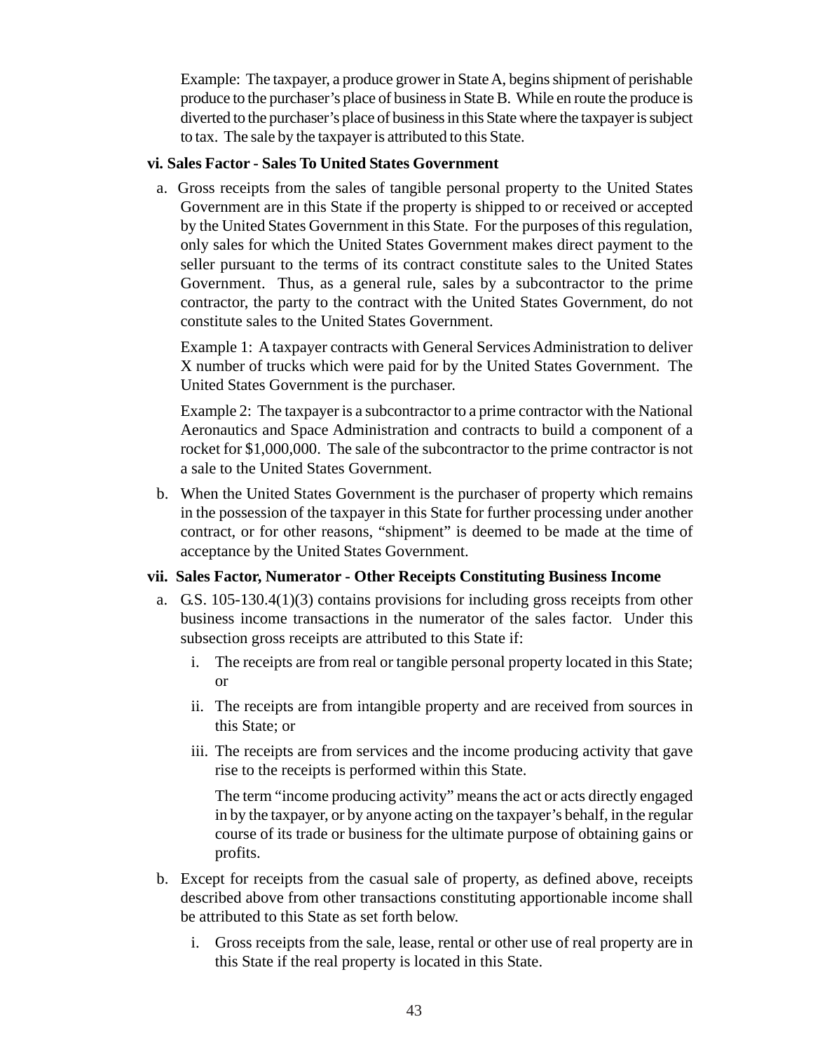Example: The taxpayer, a produce grower in State A, begins shipment of perishable produce to the purchaser's place of business in State B. While en route the produce is diverted to the purchaser's place of business in this State where the taxpayer is subject to tax. The sale by the taxpayer is attributed to this State.

**vi. Sales Factor - Sales To United States Government**

a. Gross receipts from the sales of tangible personal property to the United States Government are in this State if the property is shipped to or received or accepted by the United States Government in this State. For the purposes of this regulation, only sales for which the United States Government makes direct payment to the seller pursuant to the terms of its contract constitute sales to the United States Government. Thus, as a general rule, sales by a subcontractor to the prime contractor, the party to the contract with the United States Government, do not constitute sales to the United States Government.

   Example 1: A taxpayer contracts with General Services Administration to deliver X number of trucks which were paid for by the United States Government. The United States Government is the purchaser.

   Example 2: The taxpayer is a subcontractor to a prime contractor with the National Aeronautics and Space Administration and contracts to build a component of a rocket for $1,000,000. The sale of the subcontractor to the prime contractor is not a sale to the United States Government.

b. When the United States Government is the purchaser of property which remains in the possession of the taxpayer in this State for further processing under another contract, or for other reasons, "shipment" is deemed to be made at the time of acceptance by the United States Government.

**vii. Sales Factor, Numerator - Other Receipts Constituting Business Income**

a. G.S. 105-130.4(1)(3) contains provisions for including gross receipts from other business income transactions in the numerator of the sales factor. Under this subsection gross receipts are attributed to this State if:

   i. The receipts are from real or tangible personal property located in this State; or

   ii. The receipts are from intangible property and are received from sources in this State; or

   iii. The receipts are from services and the income producing activity that gave rise to the receipts is performed within this State.

   The term "income producing activity" means the act or acts directly engaged in by the taxpayer, or by anyone acting on the taxpayer's behalf, in the regular course of its trade or business for the ultimate purpose of obtaining gains or profits.

b. Except for receipts from the casual sale of property, as defined above, receipts described above from other transactions constituting apportionable income shall be attributed to this State as set forth below.

   i. Gross receipts from the sale, lease, rental or other use of real property are in this State if the real property is located in this State.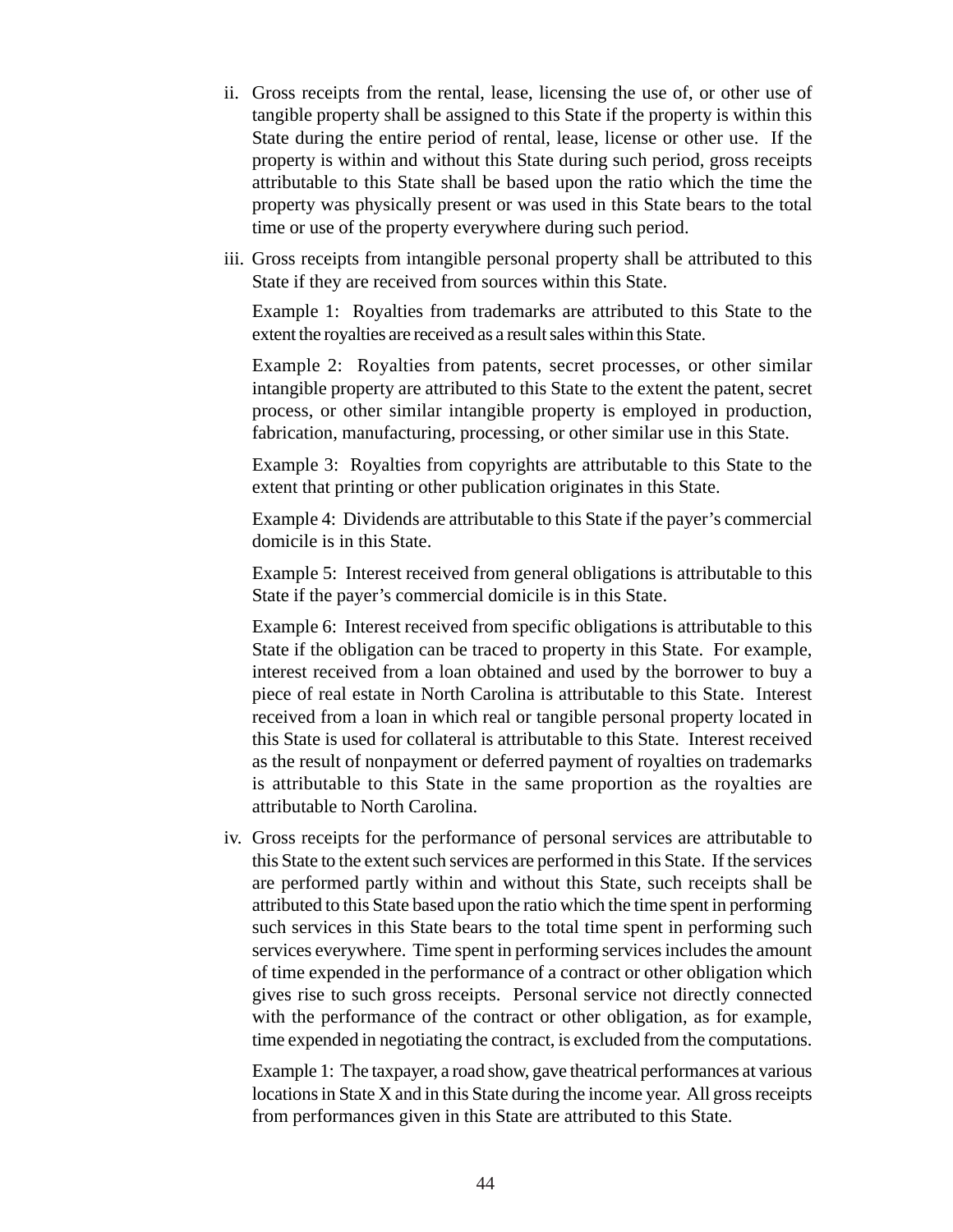ii. Gross receipts from the rental, lease, licensing the use of, or other use of tangible property shall be assigned to this State if the property is within this State during the entire period of rental, lease, license or other use. If the property is within and without this State during such period, gross receipts attributable to this State shall be based upon the ratio which the time the property was physically present or was used in this State bears to the total time or use of the property everywhere during such period.

iii. Gross receipts from intangible personal property shall be attributed to this State if they are received from sources within this State.

Example 1: Royalties from trademarks are attributed to this State to the extent the royalties are received as a result sales within this State.

Example 2: Royalties from patents, secret processes, or other similar intangible property are attributed to this State to the extent the patent, secret process, or other similar intangible property is employed in production, fabrication, manufacturing, processing, or other similar use in this State.

Example 3: Royalties from copyrights are attributable to this State to the extent that printing or other publication originates in this State.

Example 4: Dividends are attributable to this State if the payer's commercial domicile is in this State.

Example 5: Interest received from general obligations is attributable to this State if the payer's commercial domicile is in this State.

Example 6: Interest received from specific obligations is attributable to this State if the obligation can be traced to property in this State. For example, interest received from a loan obtained and used by the borrower to buy a piece of real estate in North Carolina is attributable to this State. Interest received from a loan in which real or tangible personal property located in this State is used for collateral is attributable to this State. Interest received as the result of nonpayment or deferred payment of royalties on trademarks is attributable to this State in the same proportion as the royalties are attributable to North Carolina.

iv. Gross receipts for the performance of personal services are attributable to this State to the extent such services are performed in this State. If the services are performed partly within and without this State, such receipts shall be attributed to this State based upon the ratio which the time spent in performing such services in this State bears to the total time spent in performing such services everywhere. Time spent in performing services includes the amount of time expended in the performance of a contract or other obligation which gives rise to such gross receipts. Personal service not directly connected with the performance of the contract or other obligation, as for example, time expended in negotiating the contract, is excluded from the computations.

Example 1: The taxpayer, a road show, gave theatrical performances at various locations in State X and in this State during the income year. All gross receipts from performances given in this State are attributed to this State.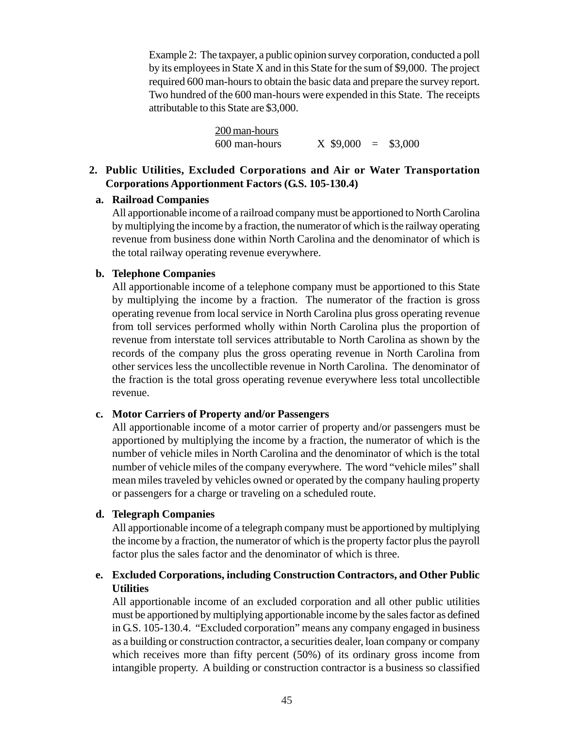Example 2: The taxpayer, a public opinion survey corporation, conducted a poll by its employees in State X and in this State for the sum of $9,000. The project required 600 man-hours to obtain the basic data and prepare the survey report. Two hundred of the 600 man-hours were expended in this State. The receipts attributable to this State are $3,000.

$$\frac{200 \text{ man-hours}}{600 \text{ man-hours}} \times \$9{,}000 = \$3{,}000$$

## 2. Public Utilities, Excluded Corporations and Air or Water Transportation Corporations Apportionment Factors (G.S. 105-130.4)

### a. Railroad Companies

All apportionable income of a railroad company must be apportioned to North Carolina by multiplying the income by a fraction, the numerator of which is the railway operating revenue from business done within North Carolina and the denominator of which is the total railway operating revenue everywhere.

### b. Telephone Companies

All apportionable income of a telephone company must be apportioned to this State by multiplying the income by a fraction. The numerator of the fraction is gross operating revenue from local service in North Carolina plus gross operating revenue from toll services performed wholly within North Carolina plus the proportion of revenue from interstate toll services attributable to North Carolina as shown by the records of the company plus the gross operating revenue in North Carolina from other services less the uncollectible revenue in North Carolina. The denominator of the fraction is the total gross operating revenue everywhere less total uncollectible revenue.

### c. Motor Carriers of Property and/or Passengers

All apportionable income of a motor carrier of property and/or passengers must be apportioned by multiplying the income by a fraction, the numerator of which is the number of vehicle miles in North Carolina and the denominator of which is the total number of vehicle miles of the company everywhere. The word "vehicle miles" shall mean miles traveled by vehicles owned or operated by the company hauling property or passengers for a charge or traveling on a scheduled route.

### d. Telegraph Companies

All apportionable income of a telegraph company must be apportioned by multiplying the income by a fraction, the numerator of which is the property factor plus the payroll factor plus the sales factor and the denominator of which is three.

### e. Excluded Corporations, including Construction Contractors, and Other Public Utilities

All apportionable income of an excluded corporation and all other public utilities must be apportioned by multiplying apportionable income by the sales factor as defined in G.S. 105-130.4. "Excluded corporation" means any company engaged in business as a building or construction contractor, a securities dealer, loan company or company which receives more than fifty percent (50%) of its ordinary gross income from intangible property. A building or construction contractor is a business so classified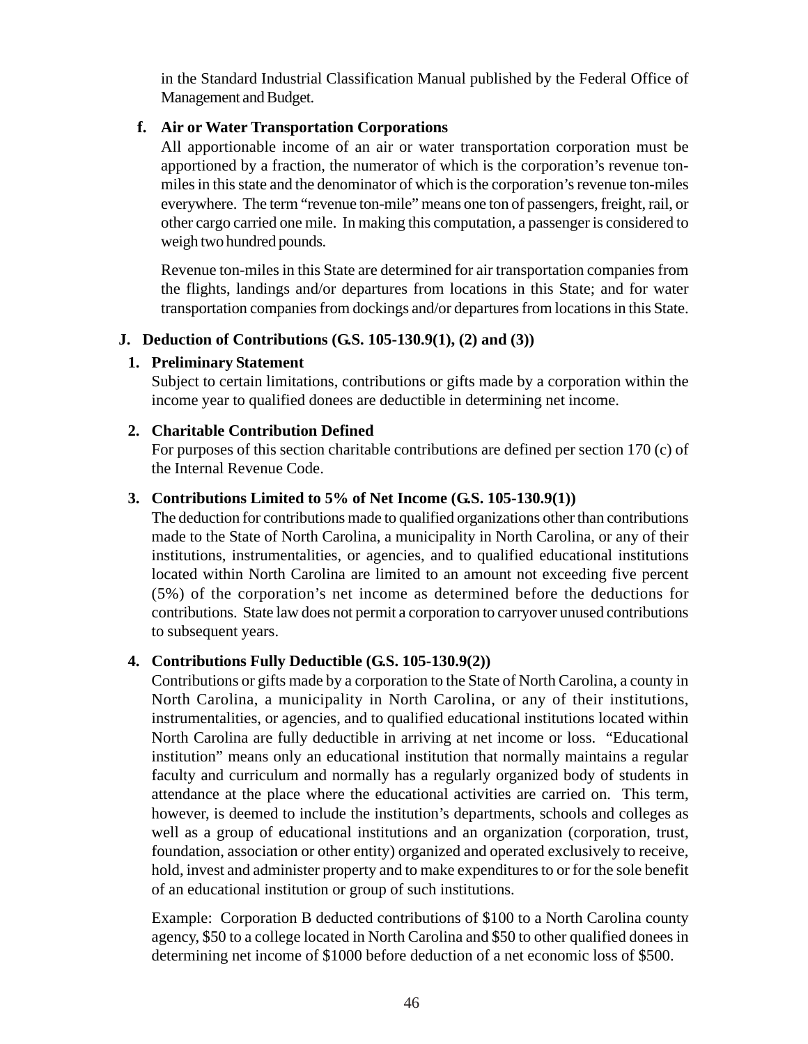in the Standard Industrial Classification Manual published by the Federal Office of Management and Budget.

**f. Air or Water Transportation Corporations**

All apportionable income of an air or water transportation corporation must be apportioned by a fraction, the numerator of which is the corporation's revenue ton-miles in this state and the denominator of which is the corporation's revenue ton-miles everywhere. The term "revenue ton-mile" means one ton of passengers, freight, rail, or other cargo carried one mile. In making this computation, a passenger is considered to weigh two hundred pounds.

Revenue ton-miles in this State are determined for air transportation companies from the flights, landings and/or departures from locations in this State; and for water transportation companies from dockings and/or departures from locations in this State.

## J. Deduction of Contributions (G.S. 105-130.9(1), (2) and (3))

### 1. Preliminary Statement

Subject to certain limitations, contributions or gifts made by a corporation within the income year to qualified donees are deductible in determining net income.

### 2. Charitable Contribution Defined

For purposes of this section charitable contributions are defined per section 170 (c) of the Internal Revenue Code.

### 3. Contributions Limited to 5% of Net Income (G.S. 105-130.9(1))

The deduction for contributions made to qualified organizations other than contributions made to the State of North Carolina, a municipality in North Carolina, or any of their institutions, instrumentalities, or agencies, and to qualified educational institutions located within North Carolina are limited to an amount not exceeding five percent (5%) of the corporation's net income as determined before the deductions for contributions. State law does not permit a corporation to carryover unused contributions to subsequent years.

### 4. Contributions Fully Deductible (G.S. 105-130.9(2))

Contributions or gifts made by a corporation to the State of North Carolina, a county in North Carolina, a municipality in North Carolina, or any of their institutions, instrumentalities, or agencies, and to qualified educational institutions located within North Carolina are fully deductible in arriving at net income or loss. "Educational institution" means only an educational institution that normally maintains a regular faculty and curriculum and normally has a regularly organized body of students in attendance at the place where the educational activities are carried on. This term, however, is deemed to include the institution's departments, schools and colleges as well as a group of educational institutions and an organization (corporation, trust, foundation, association or other entity) organized and operated exclusively to receive, hold, invest and administer property and to make expenditures to or for the sole benefit of an educational institution or group of such institutions.

Example: Corporation B deducted contributions of $100 to a North Carolina county agency, $50 to a college located in North Carolina and $50 to other qualified donees in determining net income of $1000 before deduction of a net economic loss of $500.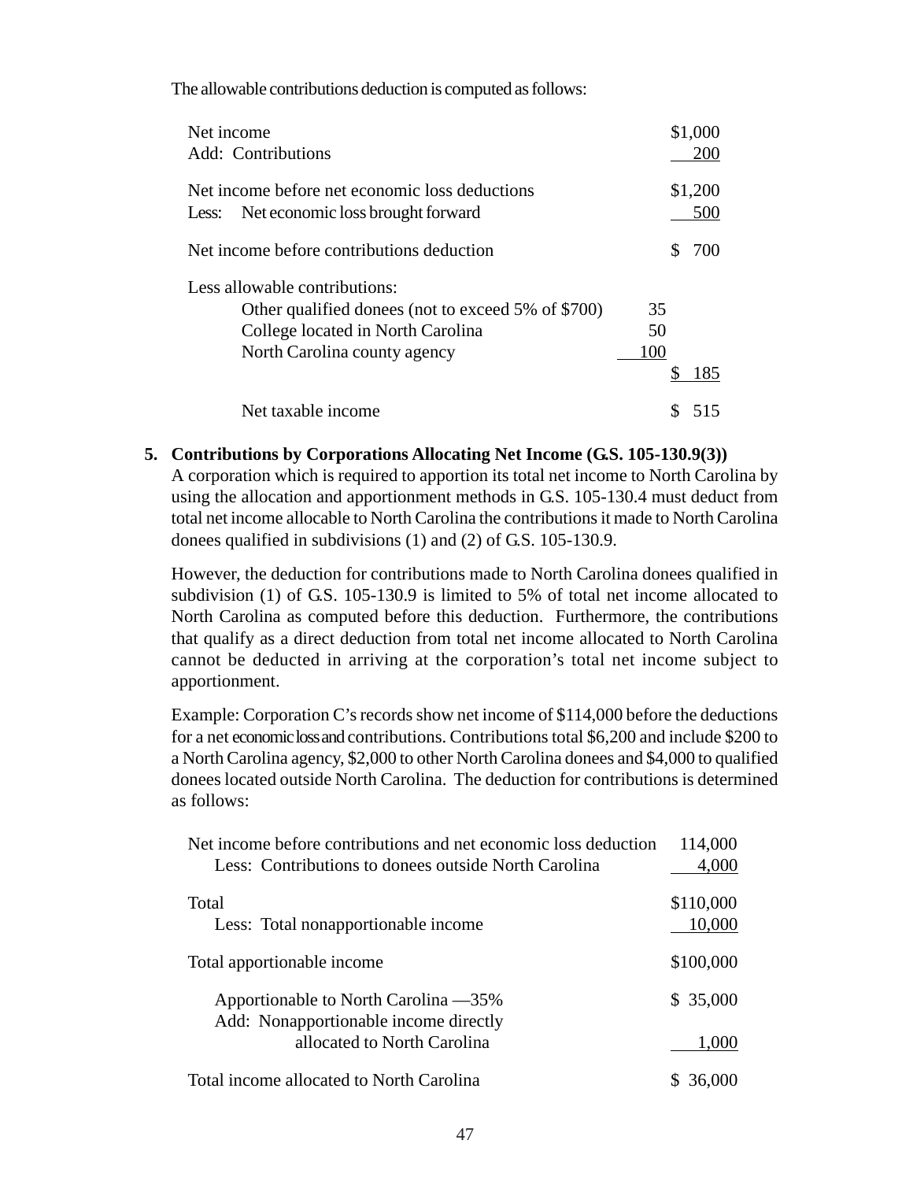The allowable contributions deduction is computed as follows:

| | | |
|---|---|---|
| Net income | | $1,000 |
| Add: Contributions | | 200 |
| Net income before net economic loss deductions | | $1,200 |
| Less: Net economic loss brought forward | | 500 |
| Net income before contributions deduction | | $ 700 |
| Less allowable contributions: | | |
| Other qualified donees (not to exceed 5% of $700) | 35 | |
| College located in North Carolina | 50 | |
| North Carolina county agency | 100 | |
| | | $ 185 |
| Net taxable income | | $ 515 |

**5. Contributions by Corporations Allocating Net Income (G.S. 105-130.9(3))**

A corporation which is required to apportion its total net income to North Carolina by using the allocation and apportionment methods in G.S. 105-130.4 must deduct from total net income allocable to North Carolina the contributions it made to North Carolina donees qualified in subdivisions (1) and (2) of G.S. 105-130.9.

However, the deduction for contributions made to North Carolina donees qualified in subdivision (1) of G.S. 105-130.9 is limited to 5% of total net income allocated to North Carolina as computed before this deduction. Furthermore, the contributions that qualify as a direct deduction from total net income allocated to North Carolina cannot be deducted in arriving at the corporation's total net income subject to apportionment.

Example: Corporation C's records show net income of $114,000 before the deductions for a net economic loss and contributions. Contributions total $6,200 and include $200 to a North Carolina agency, $2,000 to other North Carolina donees and $4,000 to qualified donees located outside North Carolina. The deduction for contributions is determined as follows:

| | |
|---|---|
| Net income before contributions and net economic loss deduction | 114,000 |
| Less: Contributions to donees outside North Carolina | 4,000 |
| Total | $110,000 |
| Less: Total nonapportionable income | 10,000 |
| Total apportionable income | $100,000 |
| Apportionable to North Carolina —35% | $ 35,000 |
| Add: Nonapportionable income directly allocated to North Carolina | 1,000 |
| Total income allocated to North Carolina | $ 36,000 |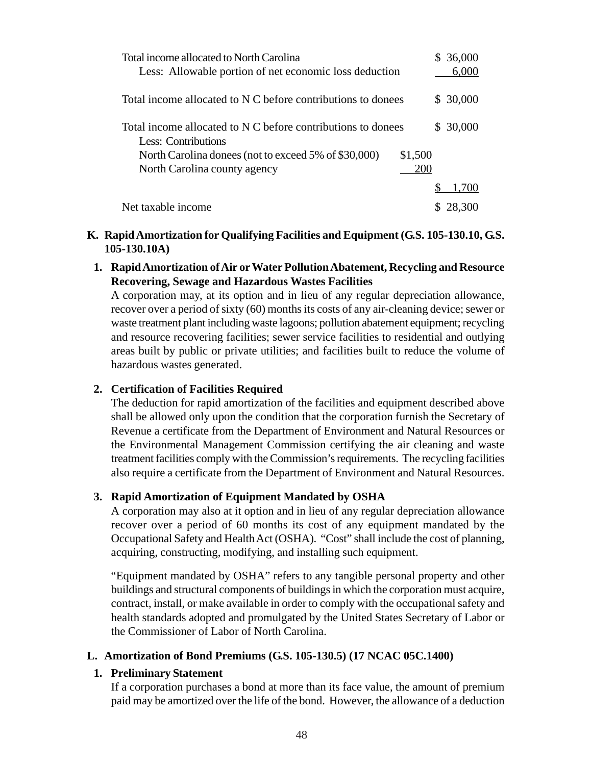| | | |
|---|---|---|
| Total income allocated to North Carolina | | $ 36,000 |
| Less: Allowable portion of net economic loss deduction | | 6,000 |
| Total income allocated to N C before contributions to donees | | $ 30,000 |
| Total income allocated to N C before contributions to donees | | $ 30,000 |
| Less: Contributions | | |
| North Carolina donees (not to exceed 5% of $30,000) | $1,500 | |
| North Carolina county agency | 200 | |
| | | $ 1,700 |
| Net taxable income | | $ 28,300 |

**K. Rapid Amortization for Qualifying Facilities and Equipment (G.S. 105-130.10, G.S. 105-130.10A)**

**1. Rapid Amortization of Air or Water Pollution Abatement, Recycling and Resource Recovering, Sewage and Hazardous Wastes Facilities**

A corporation may, at its option and in lieu of any regular depreciation allowance, recover over a period of sixty (60) months its costs of any air-cleaning device; sewer or waste treatment plant including waste lagoons; pollution abatement equipment; recycling and resource recovering facilities; sewer service facilities to residential and outlying areas built by public or private utilities; and facilities built to reduce the volume of hazardous wastes generated.

**2. Certification of Facilities Required**

The deduction for rapid amortization of the facilities and equipment described above shall be allowed only upon the condition that the corporation furnish the Secretary of Revenue a certificate from the Department of Environment and Natural Resources or the Environmental Management Commission certifying the air cleaning and waste treatment facilities comply with the Commission's requirements. The recycling facilities also require a certificate from the Department of Environment and Natural Resources.

**3. Rapid Amortization of Equipment Mandated by OSHA**

A corporation may also at it option and in lieu of any regular depreciation allowance recover over a period of 60 months its cost of any equipment mandated by the Occupational Safety and Health Act (OSHA). "Cost" shall include the cost of planning, acquiring, constructing, modifying, and installing such equipment.

"Equipment mandated by OSHA" refers to any tangible personal property and other buildings and structural components of buildings in which the corporation must acquire, contract, install, or make available in order to comply with the occupational safety and health standards adopted and promulgated by the United States Secretary of Labor or the Commissioner of Labor of North Carolina.

**L. Amortization of Bond Premiums (G.S. 105-130.5) (17 NCAC 05C.1400)**

**1. Preliminary Statement**

If a corporation purchases a bond at more than its face value, the amount of premium paid may be amortized over the life of the bond. However, the allowance of a deduction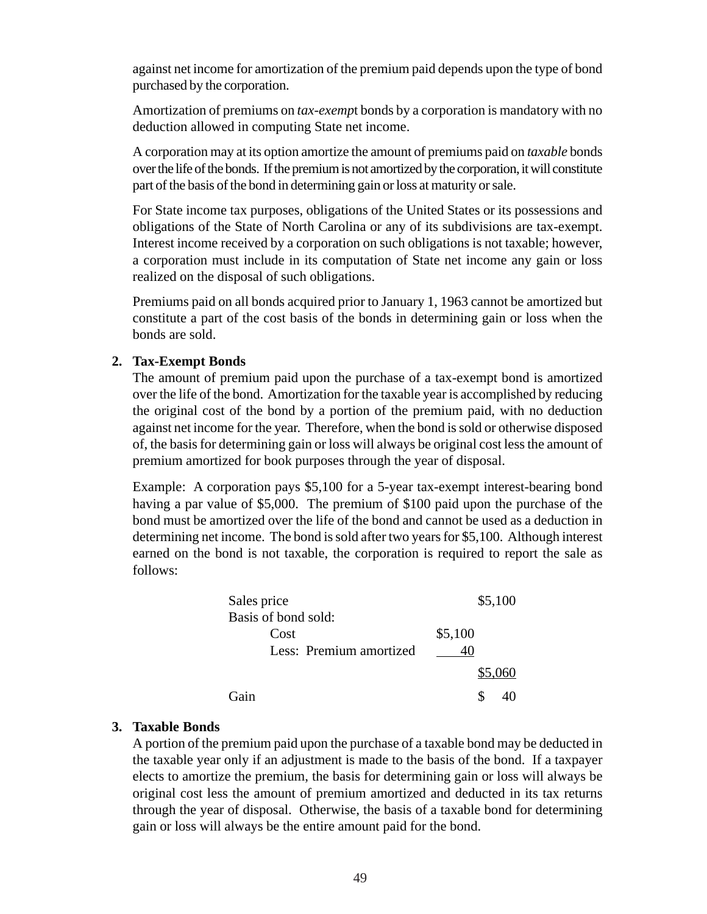against net income for amortization of the premium paid depends upon the type of bond purchased by the corporation.

Amortization of premiums on *tax-exempt* bonds by a corporation is mandatory with no deduction allowed in computing State net income.

A corporation may at its option amortize the amount of premiums paid on *taxable* bonds over the life of the bonds. If the premium is not amortized by the corporation, it will constitute part of the basis of the bond in determining gain or loss at maturity or sale.

For State income tax purposes, obligations of the United States or its possessions and obligations of the State of North Carolina or any of its subdivisions are tax-exempt. Interest income received by a corporation on such obligations is not taxable; however, a corporation must include in its computation of State net income any gain or loss realized on the disposal of such obligations.

Premiums paid on all bonds acquired prior to January 1, 1963 cannot be amortized but constitute a part of the cost basis of the bonds in determining gain or loss when the bonds are sold.

**2. Tax-Exempt Bonds**

The amount of premium paid upon the purchase of a tax-exempt bond is amortized over the life of the bond. Amortization for the taxable year is accomplished by reducing the original cost of the bond by a portion of the premium paid, with no deduction against net income for the year. Therefore, when the bond is sold or otherwise disposed of, the basis for determining gain or loss will always be original cost less the amount of premium amortized for book purposes through the year of disposal.

Example: A corporation pays $5,100 for a 5-year tax-exempt interest-bearing bond having a par value of $5,000. The premium of $100 paid upon the purchase of the bond must be amortized over the life of the bond and cannot be used as a deduction in determining net income. The bond is sold after two years for $5,100. Although interest earned on the bond is not taxable, the corporation is required to report the sale as follows:

| | | |
|---|---|---|
| Sales price | | $5,100 |
| Basis of bond sold: | | |
| Cost | $5,100 | |
| Less: Premium amortized | 40 | |
| | | $5,060 |
| Gain | | $ 40 |

**3. Taxable Bonds**

A portion of the premium paid upon the purchase of a taxable bond may be deducted in the taxable year only if an adjustment is made to the basis of the bond. If a taxpayer elects to amortize the premium, the basis for determining gain or loss will always be original cost less the amount of premium amortized and deducted in its tax returns through the year of disposal. Otherwise, the basis of a taxable bond for determining gain or loss will always be the entire amount paid for the bond.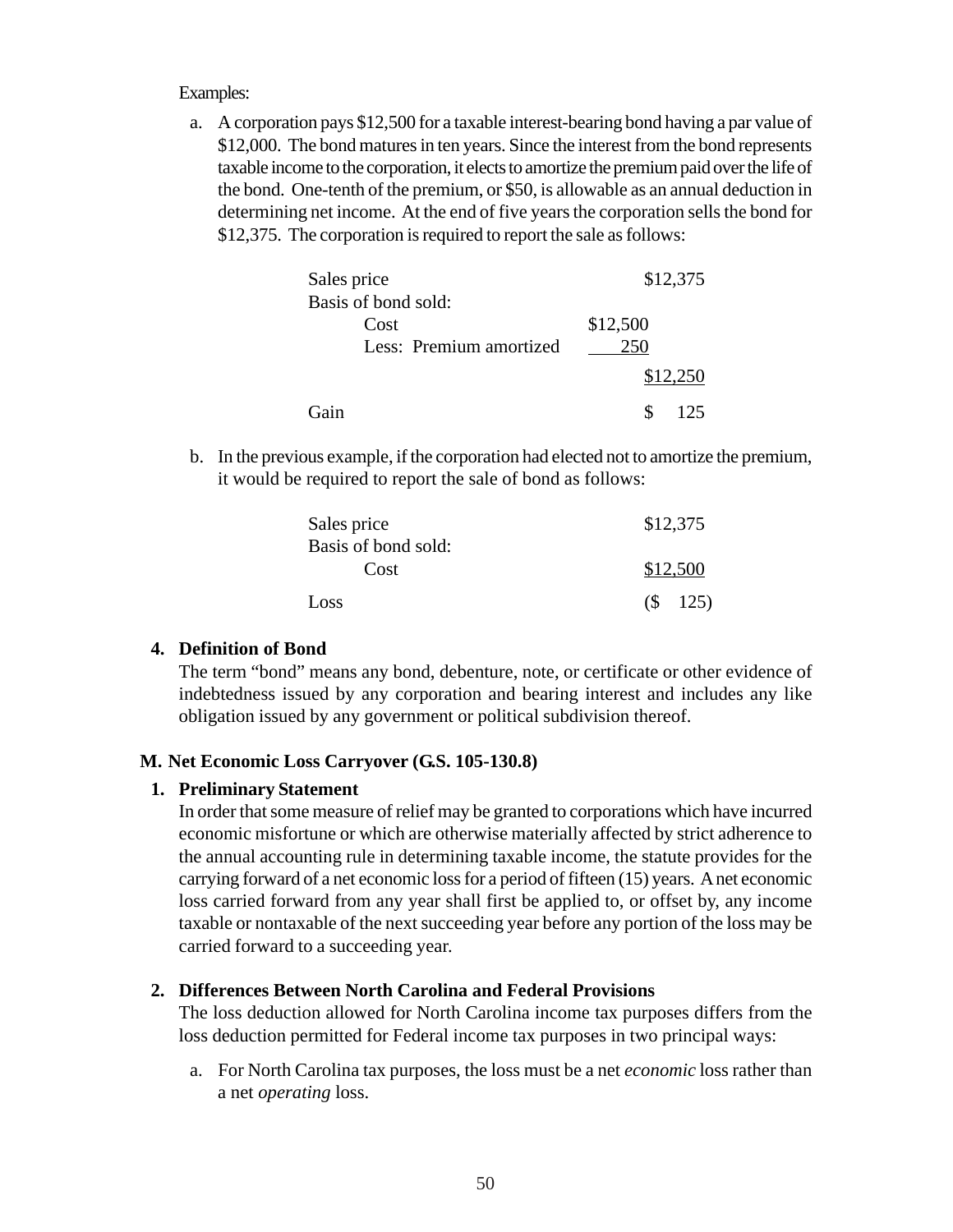Examples:

a. A corporation pays $12,500 for a taxable interest-bearing bond having a par value of $12,000. The bond matures in ten years. Since the interest from the bond represents taxable income to the corporation, it elects to amortize the premium paid over the life of the bond. One-tenth of the premium, or $50, is allowable as an annual deduction in determining net income. At the end of five years the corporation sells the bond for $12,375. The corporation is required to report the sale as follows:

| | | |
|---|---|---|
| Sales price | | $12,375 |
| Basis of bond sold: | | |
| Cost | $12,500 | |
| Less: Premium amortized | 250 | |
| | | $12,250 |
| Gain | | $ 125 |

b. In the previous example, if the corporation had elected not to amortize the premium, it would be required to report the sale of bond as follows:

| | |
|---|---|
| Sales price | $12,375 |
| Basis of bond sold: | |
| Cost | $12,500 |
| Loss | ($ 125) |

**4. Definition of Bond**

The term "bond" means any bond, debenture, note, or certificate or other evidence of indebtedness issued by any corporation and bearing interest and includes any like obligation issued by any government or political subdivision thereof.

## M. Net Economic Loss Carryover (G.S. 105-130.8)

**1. Preliminary Statement**

In order that some measure of relief may be granted to corporations which have incurred economic misfortune or which are otherwise materially affected by strict adherence to the annual accounting rule in determining taxable income, the statute provides for the carrying forward of a net economic loss for a period of fifteen (15) years. A net economic loss carried forward from any year shall first be applied to, or offset by, any income taxable or nontaxable of the next succeeding year before any portion of the loss may be carried forward to a succeeding year.

**2. Differences Between North Carolina and Federal Provisions**

The loss deduction allowed for North Carolina income tax purposes differs from the loss deduction permitted for Federal income tax purposes in two principal ways:

a. For North Carolina tax purposes, the loss must be a net *economic* loss rather than a net *operating* loss.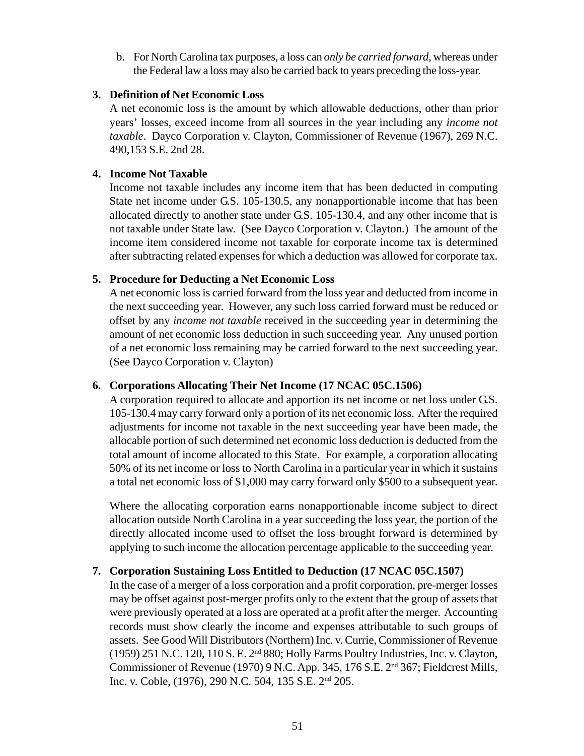b. For North Carolina tax purposes, a loss can *only be carried forward*, whereas under the Federal law a loss may also be carried back to years preceding the loss-year.

**3. Definition of Net Economic Loss**

A net economic loss is the amount by which allowable deductions, other than prior years' losses, exceed income from all sources in the year including any *income not taxable*. Dayco Corporation v. Clayton, Commissioner of Revenue (1967), 269 N.C. 490,153 S.E. 2nd 28.

**4. Income Not Taxable**

Income not taxable includes any income item that has been deducted in computing State net income under G.S. 105-130.5, any nonapportionable income that has been allocated directly to another state under G.S. 105-130.4, and any other income that is not taxable under State law. (See Dayco Corporation v. Clayton.) The amount of the income item considered income not taxable for corporate income tax is determined after subtracting related expenses for which a deduction was allowed for corporate tax.

**5. Procedure for Deducting a Net Economic Loss**

A net economic loss is carried forward from the loss year and deducted from income in the next succeeding year. However, any such loss carried forward must be reduced or offset by any *income not taxable* received in the succeeding year in determining the amount of net economic loss deduction in such succeeding year. Any unused portion of a net economic loss remaining may be carried forward to the next succeeding year. (See Dayco Corporation v. Clayton)

**6. Corporations Allocating Their Net Income (17 NCAC 05C.1506)**

A corporation required to allocate and apportion its net income or net loss under G.S. 105-130.4 may carry forward only a portion of its net economic loss. After the required adjustments for income not taxable in the next succeeding year have been made, the allocable portion of such determined net economic loss deduction is deducted from the total amount of income allocated to this State. For example, a corporation allocating 50% of its net income or loss to North Carolina in a particular year in which it sustains a total net economic loss of $1,000 may carry forward only $500 to a subsequent year.

Where the allocating corporation earns nonapportionable income subject to direct allocation outside North Carolina in a year succeeding the loss year, the portion of the directly allocated income used to offset the loss brought forward is determined by applying to such income the allocation percentage applicable to the succeeding year.

**7. Corporation Sustaining Loss Entitled to Deduction (17 NCAC 05C.1507)**

In the case of a merger of a loss corporation and a profit corporation, pre-merger losses may be offset against post-merger profits only to the extent that the group of assets that were previously operated at a loss are operated at a profit after the merger. Accounting records must show clearly the income and expenses attributable to such groups of assets. See Good Will Distributors (Northern) Inc. v. Currie, Commissioner of Revenue (1959) 251 N.C. 120, 110 S. E. 2nd 880; Holly Farms Poultry Industries, Inc. v. Clayton, Commissioner of Revenue (1970) 9 N.C. App. 345, 176 S.E. 2nd 367; Fieldcrest Mills, Inc. v. Coble, (1976), 290 N.C. 504, 135 S.E. 2nd 205.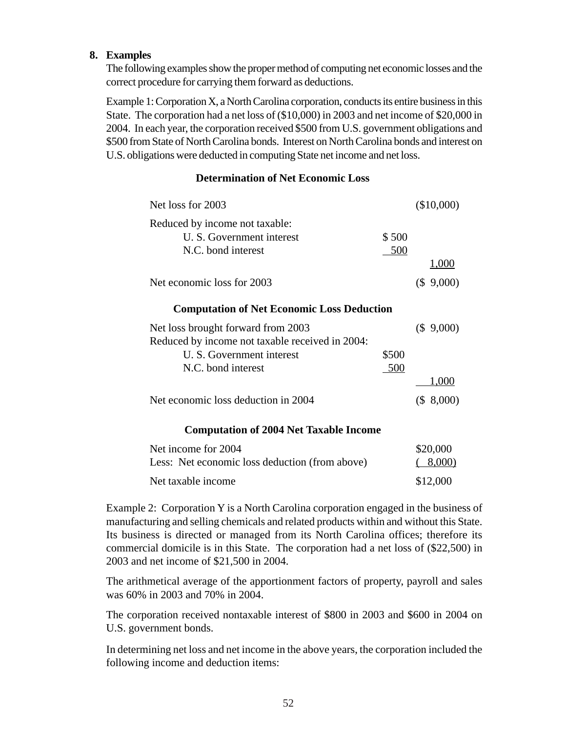**8. Examples**

The following examples show the proper method of computing net economic losses and the correct procedure for carrying them forward as deductions.

Example 1: Corporation X, a North Carolina corporation, conducts its entire business in this State. The corporation had a net loss of ($10,000) in 2003 and net income of $20,000 in 2004. In each year, the corporation received $500 from U.S. government obligations and $500 from State of North Carolina bonds. Interest on North Carolina bonds and interest on U.S. obligations were deducted in computing State net income and net loss.

**Determination of Net Economic Loss**

| | | |
|---|---|---|
| Net loss for 2003 | | ($10,000) |
| Reduced by income not taxable: | | |
| U. S. Government interest | $ 500 | |
| N.C. bond interest | 500 | |
| | | 1,000 |
| Net economic loss for 2003 | | ($ 9,000) |

**Computation of Net Economic Loss Deduction**

| | | |
|---|---|---|
| Net loss brought forward from 2003 | | ($ 9,000) |
| Reduced by income not taxable received in 2004: | | |
| U. S. Government interest | $500 | |
| N.C. bond interest | 500 | |
| | | 1,000 |
| Net economic loss deduction in 2004 | | ($ 8,000) |

**Computation of 2004 Net Taxable Income**

| | |
|---|---|
| Net income for 2004 | $20,000 |
| Less: Net economic loss deduction (from above) | ( 8,000) |
| Net taxable income | $12,000 |

Example 2: Corporation Y is a North Carolina corporation engaged in the business of manufacturing and selling chemicals and related products within and without this State. Its business is directed or managed from its North Carolina offices; therefore its commercial domicile is in this State. The corporation had a net loss of ($22,500) in 2003 and net income of $21,500 in 2004.

The arithmetical average of the apportionment factors of property, payroll and sales was 60% in 2003 and 70% in 2004.

The corporation received nontaxable interest of $800 in 2003 and $600 in 2004 on U.S. government bonds.

In determining net loss and net income in the above years, the corporation included the following income and deduction items: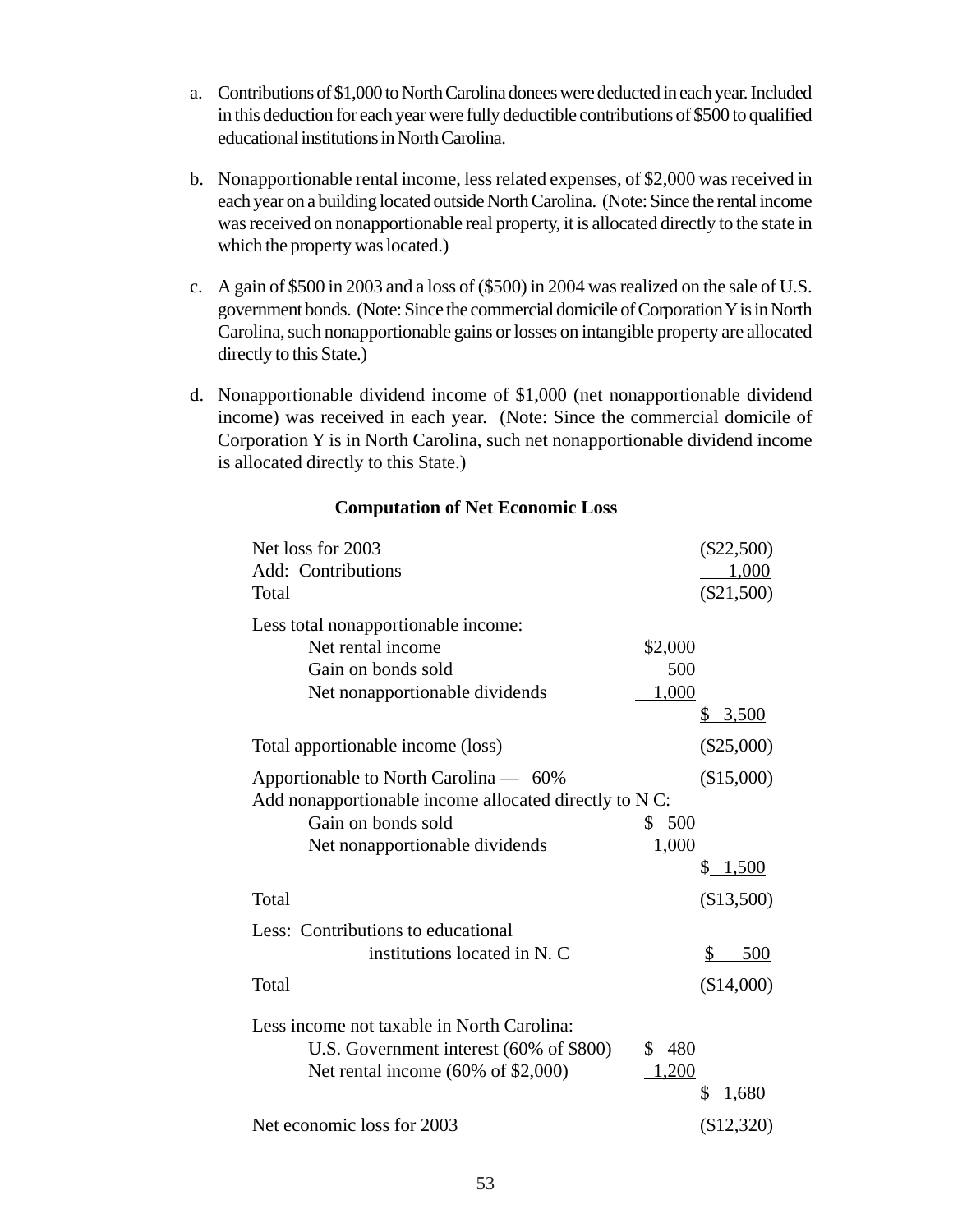a. Contributions of $1,000 to North Carolina donees were deducted in each year. Included in this deduction for each year were fully deductible contributions of $500 to qualified educational institutions in North Carolina.

b. Nonapportionable rental income, less related expenses, of $2,000 was received in each year on a building located outside North Carolina. (Note: Since the rental income was received on nonapportionable real property, it is allocated directly to the state in which the property was located.)

c. A gain of $500 in 2003 and a loss of ($500) in 2004 was realized on the sale of U.S. government bonds. (Note: Since the commercial domicile of Corporation Y is in North Carolina, such nonapportionable gains or losses on intangible property are allocated directly to this State.)

d. Nonapportionable dividend income of $1,000 (net nonapportionable dividend income) was received in each year. (Note: Since the commercial domicile of Corporation Y is in North Carolina, such net nonapportionable dividend income is allocated directly to this State.)

**Computation of Net Economic Loss**

| | | |
|---|---|---|
| Net loss for 2003 | | ($22,500) |
| Add: Contributions | | 1,000 |
| Total | | ($21,500) |
| Less total nonapportionable income: | | |
| Net rental income | $2,000 | |
| Gain on bonds sold | 500 | |
| Net nonapportionable dividends | 1,000 | |
| | | $ 3,500 |
| Total apportionable income (loss) | | ($25,000) |
| Apportionable to North Carolina — 60% | | ($15,000) |
| Add nonapportionable income allocated directly to N C: | | |
| Gain on bonds sold | $ 500 | |
| Net nonapportionable dividends | 1,000 | |
| | | $ 1,500 |
| Total | | ($13,500) |
| Less: Contributions to educational institutions located in N. C | | $ 500 |
| Total | | ($14,000) |
| Less income not taxable in North Carolina: | | |
| U.S. Government interest (60% of $800) | $ 480 | |
| Net rental income (60% of $2,000) | 1,200 | |
| | | $ 1,680 |
| Net economic loss for 2003 | | ($12,320) |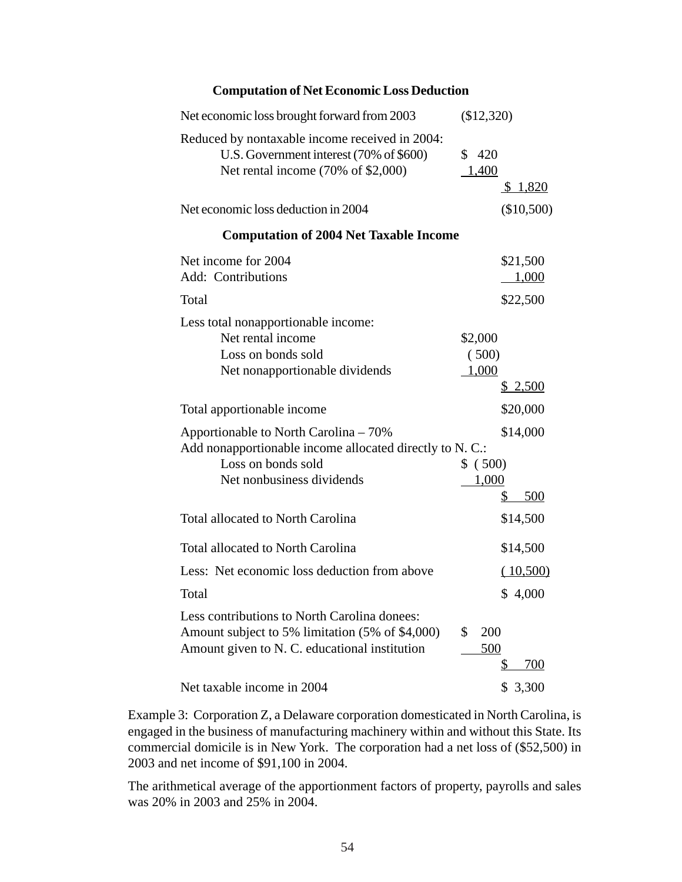**Computation of Net Economic Loss Deduction**

| | | |
|---|---|---|
| Net economic loss brought forward from 2003 | ($12,320) | |
| Reduced by nontaxable income received in 2004: | | |
| U.S. Government interest (70% of $600) | $ 420 | |
| Net rental income (70% of $2,000) | 1,400 | |
| | | $ 1,820 |
| Net economic loss deduction in 2004 | | ($10,500) |

**Computation of 2004 Net Taxable Income**

| | | |
|---|---|---|
| Net income for 2004 | | $21,500 |
| Add: Contributions | | 1,000 |
| Total | | $22,500 |
| Less total nonapportionable income: | | |
| Net rental income | $2,000 | |
| Loss on bonds sold | ( 500) | |
| Net nonapportionable dividends | 1,000 | |
| | | $ 2,500 |
| Total apportionable income | | $20,000 |
| Apportionable to North Carolina – 70% | | $14,000 |
| Add nonapportionable income allocated directly to N. C.: | | |
| Loss on bonds sold | $ ( 500) | |
| Net nonbusiness dividends | 1,000 | |
| | | $ 500 |
| Total allocated to North Carolina | | $14,500 |
| Total allocated to North Carolina | | $14,500 |
| Less: Net economic loss deduction from above | | ( 10,500) |
| Total | | $ 4,000 |
| Less contributions to North Carolina donees: | | |
| Amount subject to 5% limitation (5% of $4,000) | $ 200 | |
| Amount given to N. C. educational institution | 500 | |
| | | $ 700 |
| Net taxable income in 2004 | | $ 3,300 |

Example 3: Corporation Z, a Delaware corporation domesticated in North Carolina, is engaged in the business of manufacturing machinery within and without this State. Its commercial domicile is in New York. The corporation had a net loss of ($52,500) in 2003 and net income of $91,100 in 2004.

The arithmetical average of the apportionment factors of property, payrolls and sales was 20% in 2003 and 25% in 2004.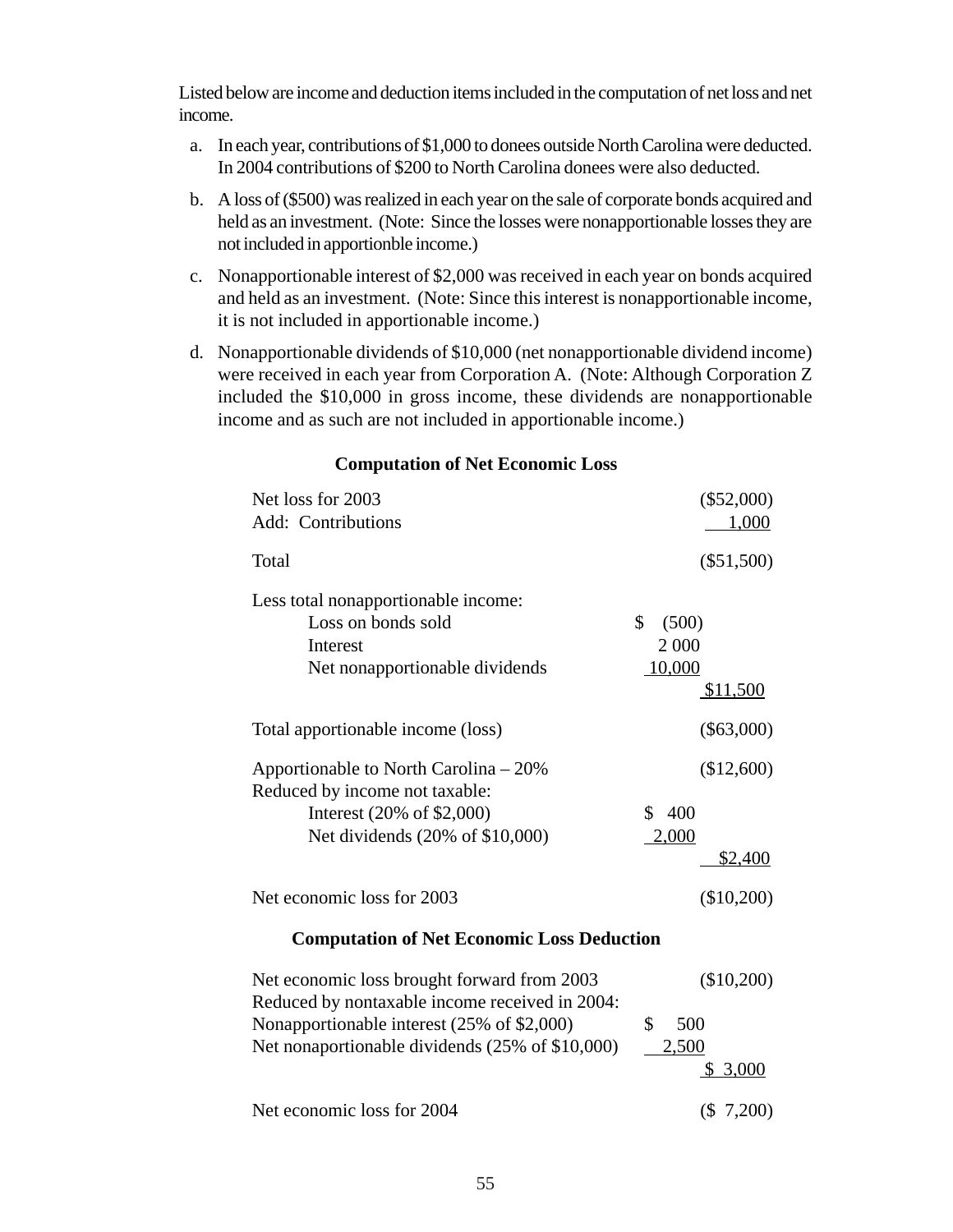Listed below are income and deduction items included in the computation of net loss and net income.

a. In each year, contributions of $1,000 to donees outside North Carolina were deducted. In 2004 contributions of $200 to North Carolina donees were also deducted.

b. A loss of ($500) was realized in each year on the sale of corporate bonds acquired and held as an investment. (Note: Since the losses were nonapportionable losses they are not included in apportionble income.)

c. Nonapportionable interest of $2,000 was received in each year on bonds acquired and held as an investment. (Note: Since this interest is nonapportionable income, it is not included in apportionable income.)

d. Nonapportionable dividends of $10,000 (net nonapportionable dividend income) were received in each year from Corporation A. (Note: Although Corporation Z included the $10,000 in gross income, these dividends are nonapportionable income and as such are not included in apportionable income.)

**Computation of Net Economic Loss**

| | | |
|---|---|---|
| Net loss for 2003 | | ($52,000) |
| Add: Contributions | | 1,000 |
| Total | | ($51,500) |
| Less total nonapportionable income: | | |
| Loss on bonds sold | $ (500) | |
| Interest | 2 000 | |
| Net nonapportionable dividends | 10,000 | |
| | | $11,500 |
| Total apportionable income (loss) | | ($63,000) |
| Apportionable to North Carolina – 20% | | ($12,600) |
| Reduced by income not taxable: | | |
| Interest (20% of $2,000) | $ 400 | |
| Net dividends (20% of $10,000) | 2,000 | |
| | | $2,400 |
| Net economic loss for 2003 | | ($10,200) |

**Computation of Net Economic Loss Deduction**

| | | |
|---|---|---|
| Net economic loss brought forward from 2003 | | ($10,200) |
| Reduced by nontaxable income received in 2004: | | |
| Nonapportionable interest (25% of $2,000) | $ 500 | |
| Net nonaportionable dividends (25% of $10,000) | 2,500 | |
| | | $ 3,000 |
| Net economic loss for 2004 | | ($ 7,200) |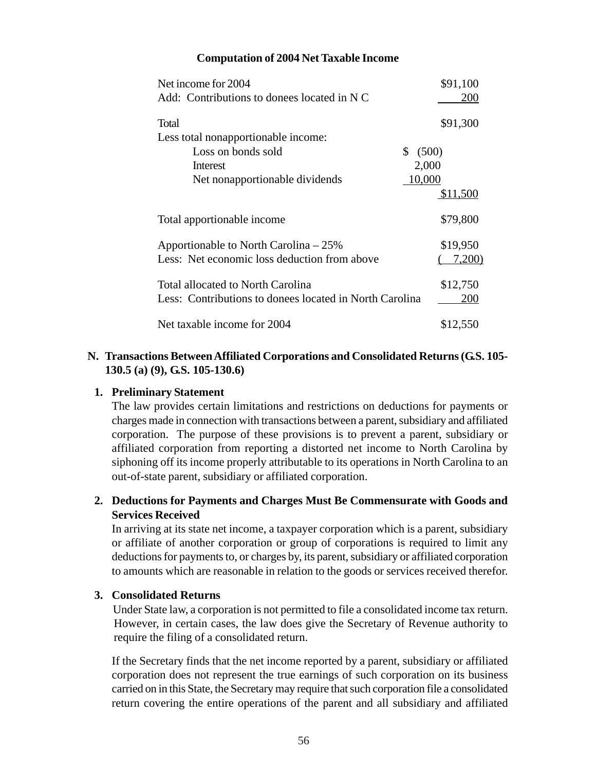**Computation of 2004 Net Taxable Income**

| | | |
|---|---|---|
| Net income for 2004 | | $91,100 |
| Add: Contributions to donees located in N C | | 200 |
| Total | | $91,300 |
| Less total nonapportionable income: | | |
| Loss on bonds sold | $ (500) | |
| Interest | 2,000 | |
| Net nonapportionable dividends | 10,000 | |
| | | $11,500 |
| Total apportionable income | | $79,800 |
| Apportionable to North Carolina – 25% | | $19,950 |
| Less: Net economic loss deduction from above | | ( 7,200) |
| Total allocated to North Carolina | | $12,750 |
| Less: Contributions to donees located in North Carolina | | 200 |
| Net taxable income for 2004 | | $12,550 |

## N. Transactions Between Affiliated Corporations and Consolidated Returns (G.S. 105-130.5 (a) (9), G.S. 105-130.6)

### 1. Preliminary Statement

The law provides certain limitations and restrictions on deductions for payments or charges made in connection with transactions between a parent, subsidiary and affiliated corporation. The purpose of these provisions is to prevent a parent, subsidiary or affiliated corporation from reporting a distorted net income to North Carolina by siphoning off its income properly attributable to its operations in North Carolina to an out-of-state parent, subsidiary or affiliated corporation.

### 2. Deductions for Payments and Charges Must Be Commensurate with Goods and Services Received

In arriving at its state net income, a taxpayer corporation which is a parent, subsidiary or affiliate of another corporation or group of corporations is required to limit any deductions for payments to, or charges by, its parent, subsidiary or affiliated corporation to amounts which are reasonable in relation to the goods or services received therefor.

### 3. Consolidated Returns

Under State law, a corporation is not permitted to file a consolidated income tax return. However, in certain cases, the law does give the Secretary of Revenue authority to require the filing of a consolidated return.

If the Secretary finds that the net income reported by a parent, subsidiary or affiliated corporation does not represent the true earnings of such corporation on its business carried on in this State, the Secretary may require that such corporation file a consolidated return covering the entire operations of the parent and all subsidiary and affiliated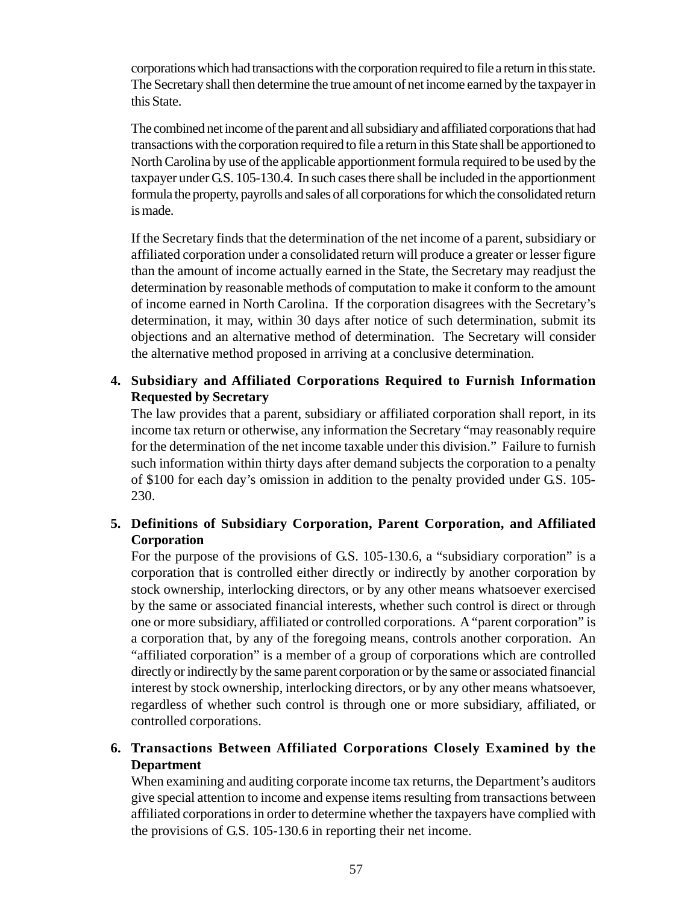corporations which had transactions with the corporation required to file a return in this state. The Secretary shall then determine the true amount of net income earned by the taxpayer in this State.

The combined net income of the parent and all subsidiary and affiliated corporations that had transactions with the corporation required to file a return in this State shall be apportioned to North Carolina by use of the applicable apportionment formula required to be used by the taxpayer under G.S. 105-130.4. In such cases there shall be included in the apportionment formula the property, payrolls and sales of all corporations for which the consolidated return is made.

If the Secretary finds that the determination of the net income of a parent, subsidiary or affiliated corporation under a consolidated return will produce a greater or lesser figure than the amount of income actually earned in the State, the Secretary may readjust the determination by reasonable methods of computation to make it conform to the amount of income earned in North Carolina. If the corporation disagrees with the Secretary's determination, it may, within 30 days after notice of such determination, submit its objections and an alternative method of determination. The Secretary will consider the alternative method proposed in arriving at a conclusive determination.

4. **Subsidiary and Affiliated Corporations Required to Furnish Information Requested by Secretary**

   The law provides that a parent, subsidiary or affiliated corporation shall report, in its income tax return or otherwise, any information the Secretary "may reasonably require for the determination of the net income taxable under this division." Failure to furnish such information within thirty days after demand subjects the corporation to a penalty of $100 for each day's omission in addition to the penalty provided under G.S. 105-230.

5. **Definitions of Subsidiary Corporation, Parent Corporation, and Affiliated Corporation**

   For the purpose of the provisions of G.S. 105-130.6, a "subsidiary corporation" is a corporation that is controlled either directly or indirectly by another corporation by stock ownership, interlocking directors, or by any other means whatsoever exercised by the same or associated financial interests, whether such control is direct or through one or more subsidiary, affiliated or controlled corporations. A "parent corporation" is a corporation that, by any of the foregoing means, controls another corporation. An "affiliated corporation" is a member of a group of corporations which are controlled directly or indirectly by the same parent corporation or by the same or associated financial interest by stock ownership, interlocking directors, or by any other means whatsoever, regardless of whether such control is through one or more subsidiary, affiliated, or controlled corporations.

6. **Transactions Between Affiliated Corporations Closely Examined by the Department**

   When examining and auditing corporate income tax returns, the Department's auditors give special attention to income and expense items resulting from transactions between affiliated corporations in order to determine whether the taxpayers have complied with the provisions of G.S. 105-130.6 in reporting their net income.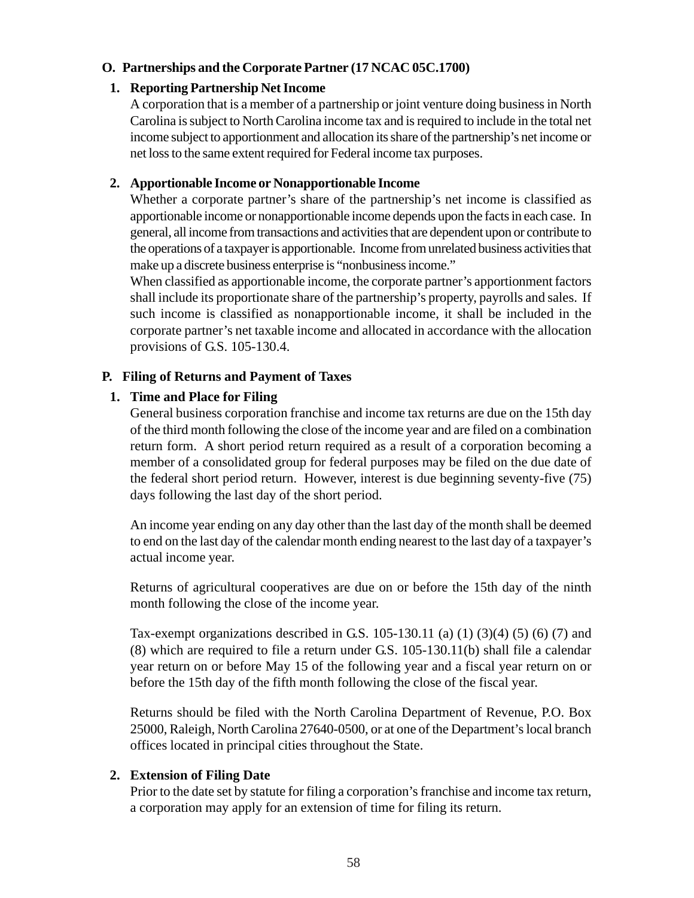## O. Partnerships and the Corporate Partner (17 NCAC 05C.1700)

### 1. Reporting Partnership Net Income

A corporation that is a member of a partnership or joint venture doing business in North Carolina is subject to North Carolina income tax and is required to include in the total net income subject to apportionment and allocation its share of the partnership's net income or net loss to the same extent required for Federal income tax purposes.

### 2. Apportionable Income or Nonapportionable Income

Whether a corporate partner's share of the partnership's net income is classified as apportionable income or nonapportionable income depends upon the facts in each case. In general, all income from transactions and activities that are dependent upon or contribute to the operations of a taxpayer is apportionable. Income from unrelated business activities that make up a discrete business enterprise is "nonbusiness income."

When classified as apportionable income, the corporate partner's apportionment factors shall include its proportionate share of the partnership's property, payrolls and sales. If such income is classified as nonapportionable income, it shall be included in the corporate partner's net taxable income and allocated in accordance with the allocation provisions of G.S. 105-130.4.

## P. Filing of Returns and Payment of Taxes

### 1. Time and Place for Filing

General business corporation franchise and income tax returns are due on the 15th day of the third month following the close of the income year and are filed on a combination return form. A short period return required as a result of a corporation becoming a member of a consolidated group for federal purposes may be filed on the due date of the federal short period return. However, interest is due beginning seventy-five (75) days following the last day of the short period.

An income year ending on any day other than the last day of the month shall be deemed to end on the last day of the calendar month ending nearest to the last day of a taxpayer's actual income year.

Returns of agricultural cooperatives are due on or before the 15th day of the ninth month following the close of the income year.

Tax-exempt organizations described in G.S. 105-130.11 (a) (1) (3)(4) (5) (6) (7) and (8) which are required to file a return under G.S. 105-130.11(b) shall file a calendar year return on or before May 15 of the following year and a fiscal year return on or before the 15th day of the fifth month following the close of the fiscal year.

Returns should be filed with the North Carolina Department of Revenue, P.O. Box 25000, Raleigh, North Carolina 27640-0500, or at one of the Department's local branch offices located in principal cities throughout the State.

### 2. Extension of Filing Date

Prior to the date set by statute for filing a corporation's franchise and income tax return, a corporation may apply for an extension of time for filing its return.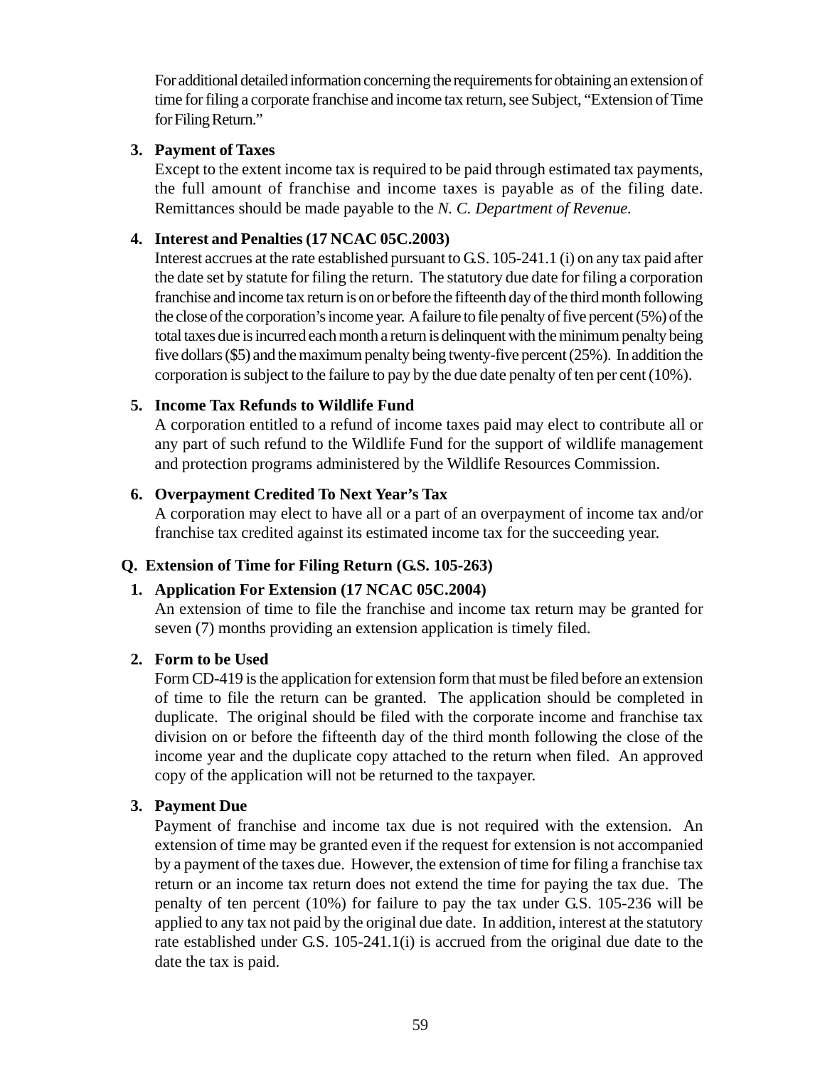For additional detailed information concerning the requirements for obtaining an extension of time for filing a corporate franchise and income tax return, see Subject, "Extension of Time for Filing Return."

**3. Payment of Taxes**

Except to the extent income tax is required to be paid through estimated tax payments, the full amount of franchise and income taxes is payable as of the filing date. Remittances should be made payable to the *N. C. Department of Revenue.*

**4. Interest and Penalties (17 NCAC 05C.2003)**

Interest accrues at the rate established pursuant to G.S. 105-241.1 (i) on any tax paid after the date set by statute for filing the return. The statutory due date for filing a corporation franchise and income tax return is on or before the fifteenth day of the third month following the close of the corporation's income year. A failure to file penalty of five percent (5%) of the total taxes due is incurred each month a return is delinquent with the minimum penalty being five dollars ($5) and the maximum penalty being twenty-five percent (25%). In addition the corporation is subject to the failure to pay by the due date penalty of ten per cent (10%).

**5. Income Tax Refunds to Wildlife Fund**

A corporation entitled to a refund of income taxes paid may elect to contribute all or any part of such refund to the Wildlife Fund for the support of wildlife management and protection programs administered by the Wildlife Resources Commission.

**6. Overpayment Credited To Next Year's Tax**

A corporation may elect to have all or a part of an overpayment of income tax and/or franchise tax credited against its estimated income tax for the succeeding year.

## Q. Extension of Time for Filing Return (G.S. 105-263)

**1. Application For Extension (17 NCAC 05C.2004)**

An extension of time to file the franchise and income tax return may be granted for seven (7) months providing an extension application is timely filed.

**2. Form to be Used**

Form CD-419 is the application for extension form that must be filed before an extension of time to file the return can be granted. The application should be completed in duplicate. The original should be filed with the corporate income and franchise tax division on or before the fifteenth day of the third month following the close of the income year and the duplicate copy attached to the return when filed. An approved copy of the application will not be returned to the taxpayer.

**3. Payment Due**

Payment of franchise and income tax due is not required with the extension. An extension of time may be granted even if the request for extension is not accompanied by a payment of the taxes due. However, the extension of time for filing a franchise tax return or an income tax return does not extend the time for paying the tax due. The penalty of ten percent (10%) for failure to pay the tax under G.S. 105-236 will be applied to any tax not paid by the original due date. In addition, interest at the statutory rate established under G.S. 105-241.1(i) is accrued from the original due date to the date the tax is paid.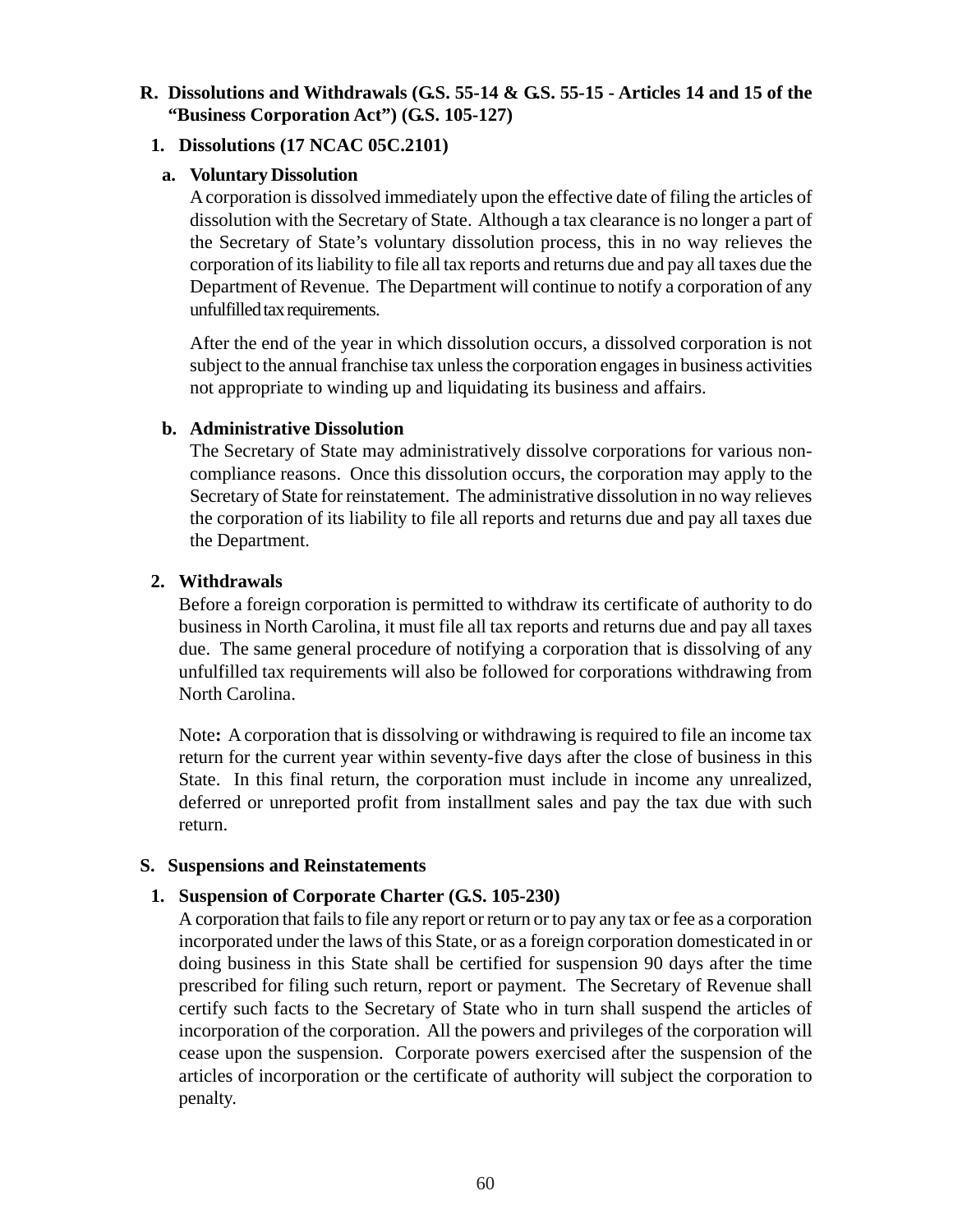## R. Dissolutions and Withdrawals (G.S. 55-14 & G.S. 55-15 - Articles 14 and 15 of the "Business Corporation Act") (G.S. 105-127)

### 1. Dissolutions (17 NCAC 05C.2101)

#### a. Voluntary Dissolution

A corporation is dissolved immediately upon the effective date of filing the articles of dissolution with the Secretary of State. Although a tax clearance is no longer a part of the Secretary of State's voluntary dissolution process, this in no way relieves the corporation of its liability to file all tax reports and returns due and pay all taxes due the Department of Revenue. The Department will continue to notify a corporation of any unfulfilled tax requirements.

After the end of the year in which dissolution occurs, a dissolved corporation is not subject to the annual franchise tax unless the corporation engages in business activities not appropriate to winding up and liquidating its business and affairs.

#### b. Administrative Dissolution

The Secretary of State may administratively dissolve corporations for various non-compliance reasons. Once this dissolution occurs, the corporation may apply to the Secretary of State for reinstatement. The administrative dissolution in no way relieves the corporation of its liability to file all reports and returns due and pay all taxes due the Department.

### 2. Withdrawals

Before a foreign corporation is permitted to withdraw its certificate of authority to do business in North Carolina, it must file all tax reports and returns due and pay all taxes due. The same general procedure of notifying a corporation that is dissolving of any unfulfilled tax requirements will also be followed for corporations withdrawing from North Carolina.

Note**:** A corporation that is dissolving or withdrawing is required to file an income tax return for the current year within seventy-five days after the close of business in this State. In this final return, the corporation must include in income any unrealized, deferred or unreported profit from installment sales and pay the tax due with such return.

## S. Suspensions and Reinstatements

### 1. Suspension of Corporate Charter (G.S. 105-230)

A corporation that fails to file any report or return or to pay any tax or fee as a corporation incorporated under the laws of this State, or as a foreign corporation domesticated in or doing business in this State shall be certified for suspension 90 days after the time prescribed for filing such return, report or payment. The Secretary of Revenue shall certify such facts to the Secretary of State who in turn shall suspend the articles of incorporation of the corporation. All the powers and privileges of the corporation will cease upon the suspension. Corporate powers exercised after the suspension of the articles of incorporation or the certificate of authority will subject the corporation to penalty.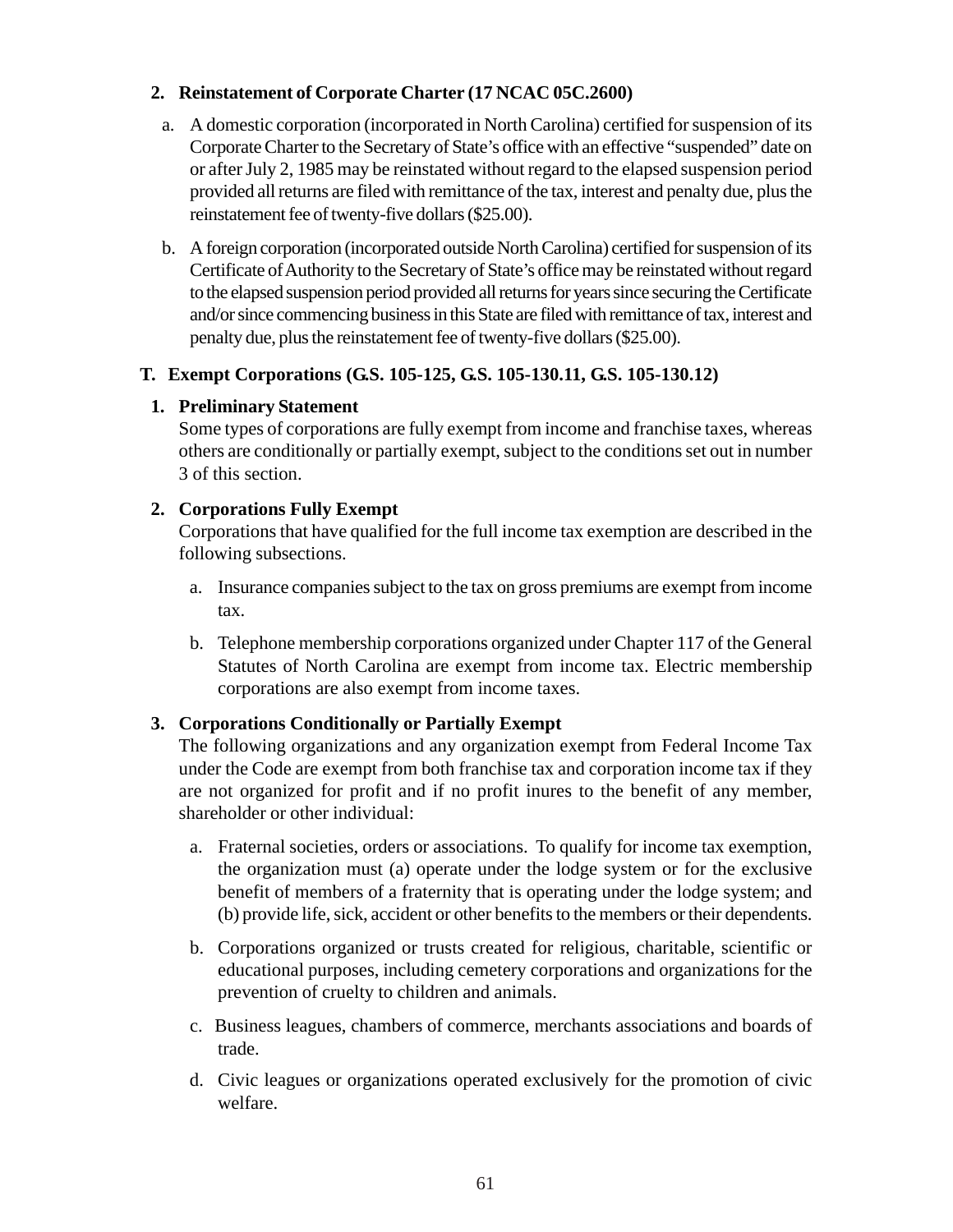### 2. Reinstatement of Corporate Charter (17 NCAC 05C.2600)

a. A domestic corporation (incorporated in North Carolina) certified for suspension of its Corporate Charter to the Secretary of State's office with an effective "suspended" date on or after July 2, 1985 may be reinstated without regard to the elapsed suspension period provided all returns are filed with remittance of the tax, interest and penalty due, plus the reinstatement fee of twenty-five dollars ($25.00).

b. A foreign corporation (incorporated outside North Carolina) certified for suspension of its Certificate of Authority to the Secretary of State's office may be reinstated without regard to the elapsed suspension period provided all returns for years since securing the Certificate and/or since commencing business in this State are filed with remittance of tax, interest and penalty due, plus the reinstatement fee of twenty-five dollars ($25.00).

## T. Exempt Corporations (G.S. 105-125, G.S. 105-130.11, G.S. 105-130.12)

### 1. Preliminary Statement

Some types of corporations are fully exempt from income and franchise taxes, whereas others are conditionally or partially exempt, subject to the conditions set out in number 3 of this section.

### 2. Corporations Fully Exempt

Corporations that have qualified for the full income tax exemption are described in the following subsections.

a. Insurance companies subject to the tax on gross premiums are exempt from income tax.

b. Telephone membership corporations organized under Chapter 117 of the General Statutes of North Carolina are exempt from income tax. Electric membership corporations are also exempt from income taxes.

### 3. Corporations Conditionally or Partially Exempt

The following organizations and any organization exempt from Federal Income Tax under the Code are exempt from both franchise tax and corporation income tax if they are not organized for profit and if no profit inures to the benefit of any member, shareholder or other individual:

a. Fraternal societies, orders or associations. To qualify for income tax exemption, the organization must (a) operate under the lodge system or for the exclusive benefit of members of a fraternity that is operating under the lodge system; and (b) provide life, sick, accident or other benefits to the members or their dependents.

b. Corporations organized or trusts created for religious, charitable, scientific or educational purposes, including cemetery corporations and organizations for the prevention of cruelty to children and animals.

c. Business leagues, chambers of commerce, merchants associations and boards of trade.

d. Civic leagues or organizations operated exclusively for the promotion of civic welfare.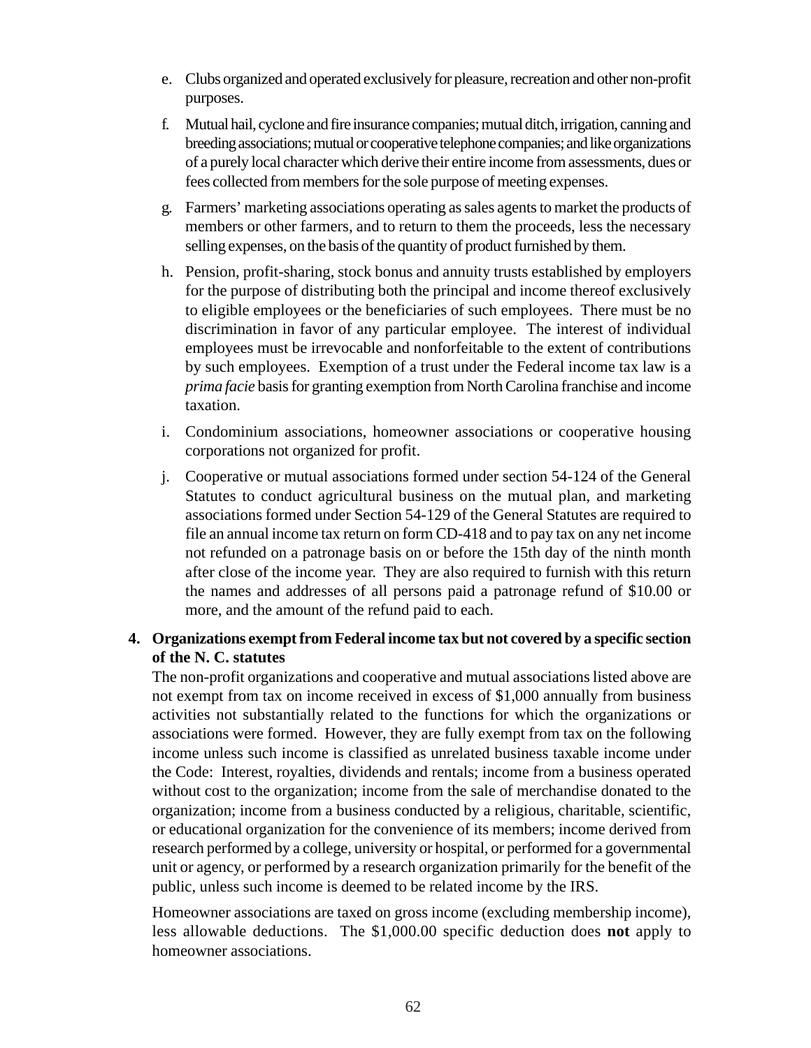e. Clubs organized and operated exclusively for pleasure, recreation and other non-profit purposes.

f. Mutual hail, cyclone and fire insurance companies; mutual ditch, irrigation, canning and breeding associations; mutual or cooperative telephone companies; and like organizations of a purely local character which derive their entire income from assessments, dues or fees collected from members for the sole purpose of meeting expenses.

g. Farmers' marketing associations operating as sales agents to market the products of members or other farmers, and to return to them the proceeds, less the necessary selling expenses, on the basis of the quantity of product furnished by them.

h. Pension, profit-sharing, stock bonus and annuity trusts established by employers for the purpose of distributing both the principal and income thereof exclusively to eligible employees or the beneficiaries of such employees. There must be no discrimination in favor of any particular employee. The interest of individual employees must be irrevocable and nonforfeitable to the extent of contributions by such employees. Exemption of a trust under the Federal income tax law is a *prima facie* basis for granting exemption from North Carolina franchise and income taxation.

i. Condominium associations, homeowner associations or cooperative housing corporations not organized for profit.

j. Cooperative or mutual associations formed under section 54-124 of the General Statutes to conduct agricultural business on the mutual plan, and marketing associations formed under Section 54-129 of the General Statutes are required to file an annual income tax return on form CD-418 and to pay tax on any net income not refunded on a patronage basis on or before the 15th day of the ninth month after close of the income year. They are also required to furnish with this return the names and addresses of all persons paid a patronage refund of $10.00 or more, and the amount of the refund paid to each.

**4. Organizations exempt from Federal income tax but not covered by a specific section of the N. C. statutes**

The non-profit organizations and cooperative and mutual associations listed above are not exempt from tax on income received in excess of $1,000 annually from business activities not substantially related to the functions for which the organizations or associations were formed. However, they are fully exempt from tax on the following income unless such income is classified as unrelated business taxable income under the Code: Interest, royalties, dividends and rentals; income from a business operated without cost to the organization; income from the sale of merchandise donated to the organization; income from a business conducted by a religious, charitable, scientific, or educational organization for the convenience of its members; income derived from research performed by a college, university or hospital, or performed for a governmental unit or agency, or performed by a research organization primarily for the benefit of the public, unless such income is deemed to be related income by the IRS.

Homeowner associations are taxed on gross income (excluding membership income), less allowable deductions. The $1,000.00 specific deduction does **not** apply to homeowner associations.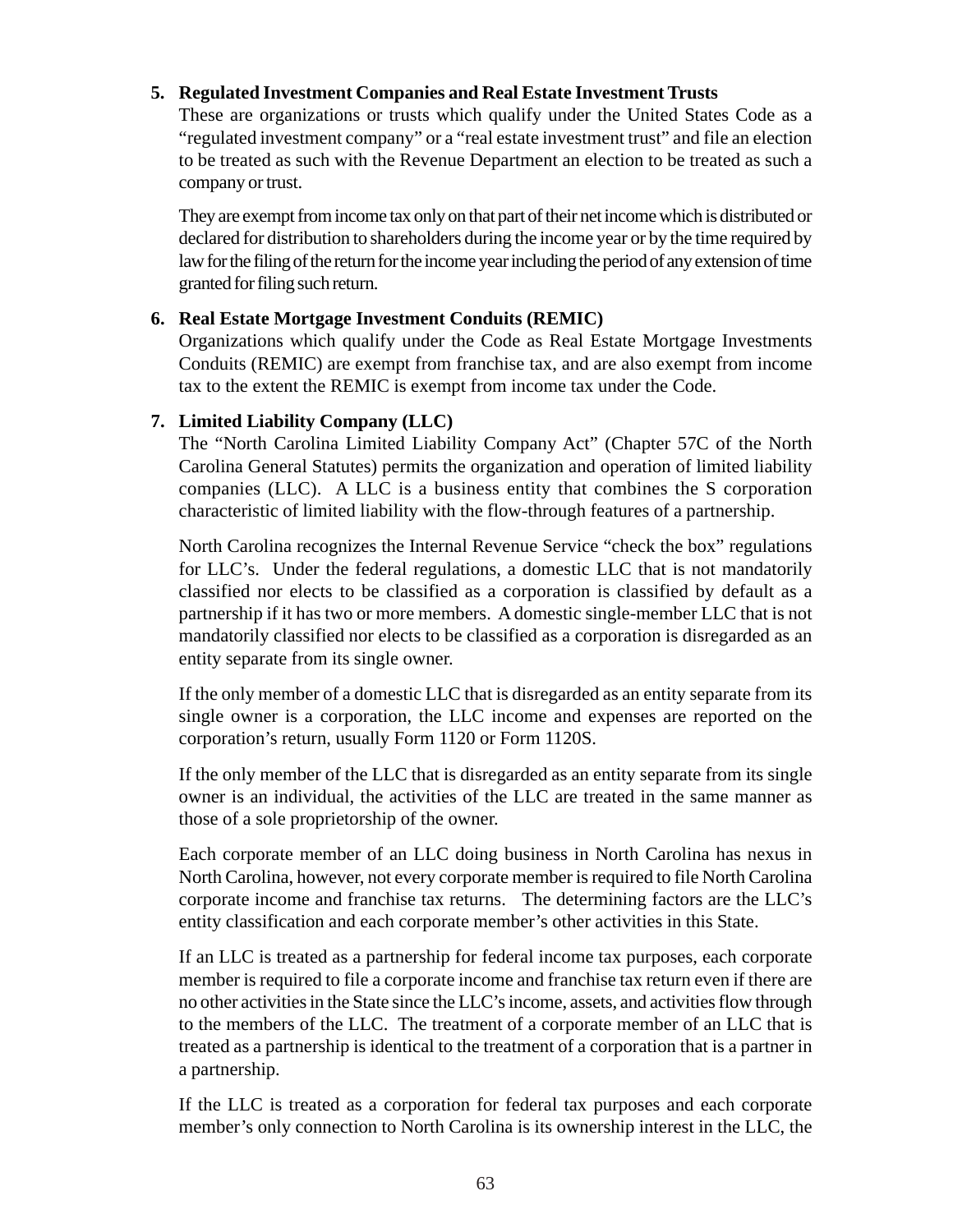**5. Regulated Investment Companies and Real Estate Investment Trusts**

These are organizations or trusts which qualify under the United States Code as a "regulated investment company" or a "real estate investment trust" and file an election to be treated as such with the Revenue Department an election to be treated as such a company or trust.

They are exempt from income tax only on that part of their net income which is distributed or declared for distribution to shareholders during the income year or by the time required by law for the filing of the return for the income year including the period of any extension of time granted for filing such return.

**6. Real Estate Mortgage Investment Conduits (REMIC)**

Organizations which qualify under the Code as Real Estate Mortgage Investments Conduits (REMIC) are exempt from franchise tax, and are also exempt from income tax to the extent the REMIC is exempt from income tax under the Code.

**7. Limited Liability Company (LLC)**

The "North Carolina Limited Liability Company Act" (Chapter 57C of the North Carolina General Statutes) permits the organization and operation of limited liability companies (LLC). A LLC is a business entity that combines the S corporation characteristic of limited liability with the flow-through features of a partnership.

North Carolina recognizes the Internal Revenue Service "check the box" regulations for LLC's. Under the federal regulations, a domestic LLC that is not mandatorily classified nor elects to be classified as a corporation is classified by default as a partnership if it has two or more members. A domestic single-member LLC that is not mandatorily classified nor elects to be classified as a corporation is disregarded as an entity separate from its single owner.

If the only member of a domestic LLC that is disregarded as an entity separate from its single owner is a corporation, the LLC income and expenses are reported on the corporation's return, usually Form 1120 or Form 1120S.

If the only member of the LLC that is disregarded as an entity separate from its single owner is an individual, the activities of the LLC are treated in the same manner as those of a sole proprietorship of the owner.

Each corporate member of an LLC doing business in North Carolina has nexus in North Carolina, however, not every corporate member is required to file North Carolina corporate income and franchise tax returns. The determining factors are the LLC's entity classification and each corporate member's other activities in this State.

If an LLC is treated as a partnership for federal income tax purposes, each corporate member is required to file a corporate income and franchise tax return even if there are no other activities in the State since the LLC's income, assets, and activities flow through to the members of the LLC. The treatment of a corporate member of an LLC that is treated as a partnership is identical to the treatment of a corporation that is a partner in a partnership.

If the LLC is treated as a corporation for federal tax purposes and each corporate member's only connection to North Carolina is its ownership interest in the LLC, the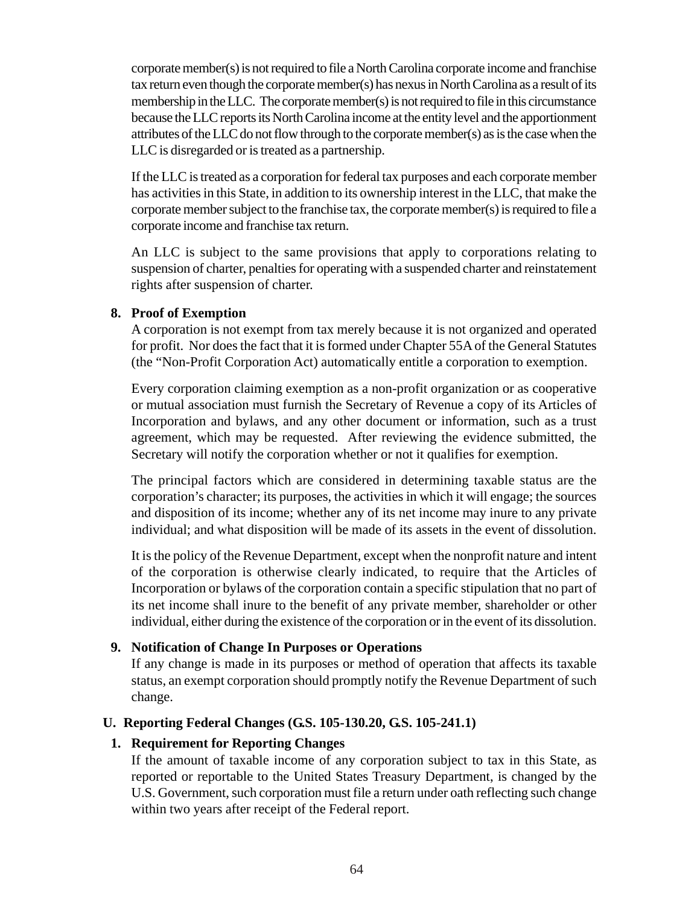corporate member(s) is not required to file a North Carolina corporate income and franchise tax return even though the corporate member(s) has nexus in North Carolina as a result of its membership in the LLC. The corporate member(s) is not required to file in this circumstance because the LLC reports its North Carolina income at the entity level and the apportionment attributes of the LLC do not flow through to the corporate member(s) as is the case when the LLC is disregarded or is treated as a partnership.

If the LLC is treated as a corporation for federal tax purposes and each corporate member has activities in this State, in addition to its ownership interest in the LLC, that make the corporate member subject to the franchise tax, the corporate member(s) is required to file a corporate income and franchise tax return.

An LLC is subject to the same provisions that apply to corporations relating to suspension of charter, penalties for operating with a suspended charter and reinstatement rights after suspension of charter.

**8. Proof of Exemption**

A corporation is not exempt from tax merely because it is not organized and operated for profit. Nor does the fact that it is formed under Chapter 55A of the General Statutes (the "Non-Profit Corporation Act) automatically entitle a corporation to exemption.

Every corporation claiming exemption as a non-profit organization or as cooperative or mutual association must furnish the Secretary of Revenue a copy of its Articles of Incorporation and bylaws, and any other document or information, such as a trust agreement, which may be requested. After reviewing the evidence submitted, the Secretary will notify the corporation whether or not it qualifies for exemption.

The principal factors which are considered in determining taxable status are the corporation's character; its purposes, the activities in which it will engage; the sources and disposition of its income; whether any of its net income may inure to any private individual; and what disposition will be made of its assets in the event of dissolution.

It is the policy of the Revenue Department, except when the nonprofit nature and intent of the corporation is otherwise clearly indicated, to require that the Articles of Incorporation or bylaws of the corporation contain a specific stipulation that no part of its net income shall inure to the benefit of any private member, shareholder or other individual, either during the existence of the corporation or in the event of its dissolution.

**9. Notification of Change In Purposes or Operations**

If any change is made in its purposes or method of operation that affects its taxable status, an exempt corporation should promptly notify the Revenue Department of such change.

## U. Reporting Federal Changes (G.S. 105-130.20, G.S. 105-241.1)

**1. Requirement for Reporting Changes**

If the amount of taxable income of any corporation subject to tax in this State, as reported or reportable to the United States Treasury Department, is changed by the U.S. Government, such corporation must file a return under oath reflecting such change within two years after receipt of the Federal report.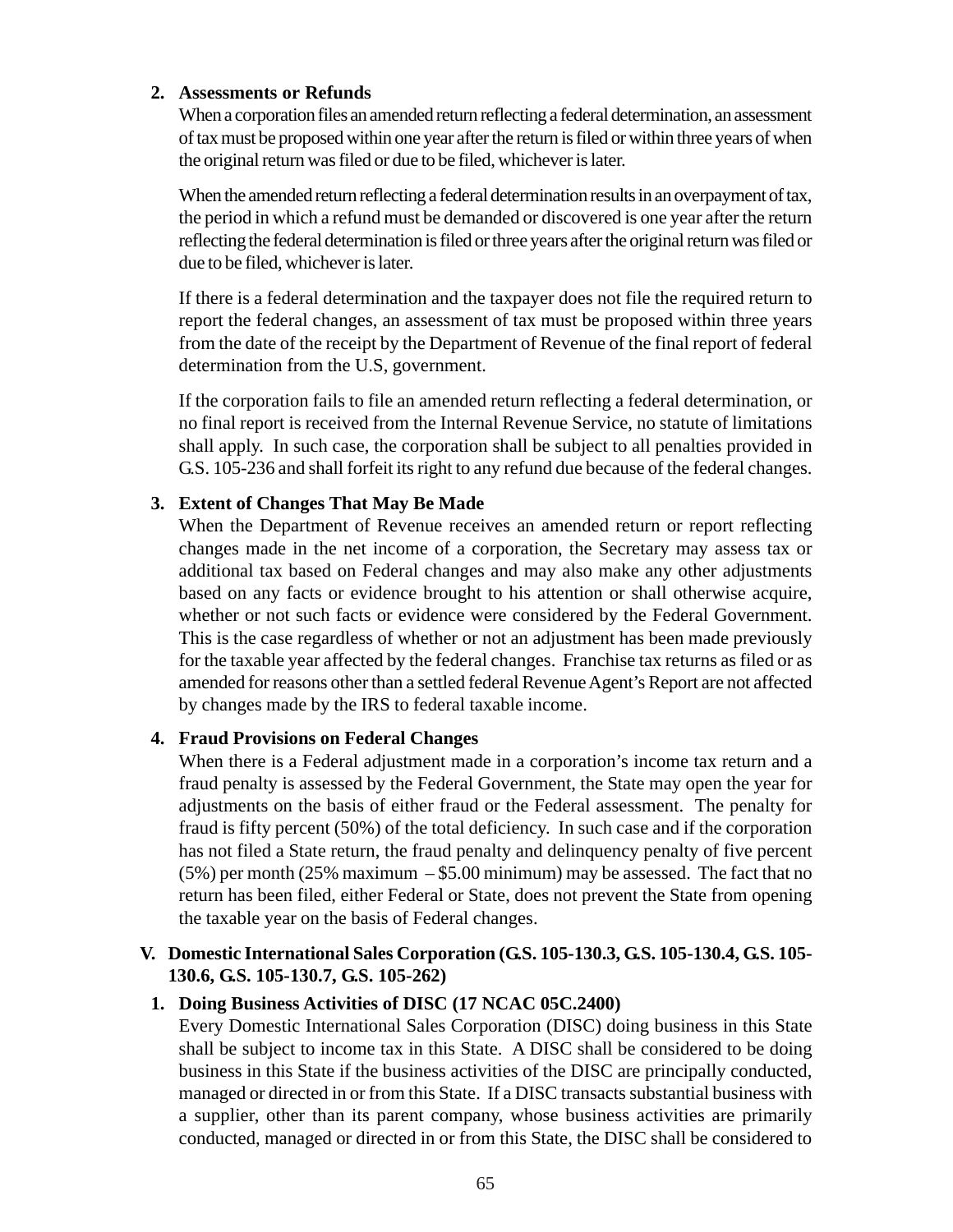**2. Assessments or Refunds**

When a corporation files an amended return reflecting a federal determination, an assessment of tax must be proposed within one year after the return is filed or within three years of when the original return was filed or due to be filed, whichever is later.

When the amended return reflecting a federal determination results in an overpayment of tax, the period in which a refund must be demanded or discovered is one year after the return reflecting the federal determination is filed or three years after the original return was filed or due to be filed, whichever is later.

If there is a federal determination and the taxpayer does not file the required return to report the federal changes, an assessment of tax must be proposed within three years from the date of the receipt by the Department of Revenue of the final report of federal determination from the U.S, government.

If the corporation fails to file an amended return reflecting a federal determination, or no final report is received from the Internal Revenue Service, no statute of limitations shall apply. In such case, the corporation shall be subject to all penalties provided in G.S. 105-236 and shall forfeit its right to any refund due because of the federal changes.

**3. Extent of Changes That May Be Made**

When the Department of Revenue receives an amended return or report reflecting changes made in the net income of a corporation, the Secretary may assess tax or additional tax based on Federal changes and may also make any other adjustments based on any facts or evidence brought to his attention or shall otherwise acquire, whether or not such facts or evidence were considered by the Federal Government. This is the case regardless of whether or not an adjustment has been made previously for the taxable year affected by the federal changes. Franchise tax returns as filed or as amended for reasons other than a settled federal Revenue Agent's Report are not affected by changes made by the IRS to federal taxable income.

**4. Fraud Provisions on Federal Changes**

When there is a Federal adjustment made in a corporation's income tax return and a fraud penalty is assessed by the Federal Government, the State may open the year for adjustments on the basis of either fraud or the Federal assessment. The penalty for fraud is fifty percent (50%) of the total deficiency. In such case and if the corporation has not filed a State return, the fraud penalty and delinquency penalty of five percent (5%) per month (25% maximum – $5.00 minimum) may be assessed. The fact that no return has been filed, either Federal or State, does not prevent the State from opening the taxable year on the basis of Federal changes.

## V. Domestic International Sales Corporation (G.S. 105-130.3, G.S. 105-130.4, G.S. 105-130.6, G.S. 105-130.7, G.S. 105-262)

**1. Doing Business Activities of DISC (17 NCAC 05C.2400)**

Every Domestic International Sales Corporation (DISC) doing business in this State shall be subject to income tax in this State. A DISC shall be considered to be doing business in this State if the business activities of the DISC are principally conducted, managed or directed in or from this State. If a DISC transacts substantial business with a supplier, other than its parent company, whose business activities are primarily conducted, managed or directed in or from this State, the DISC shall be considered to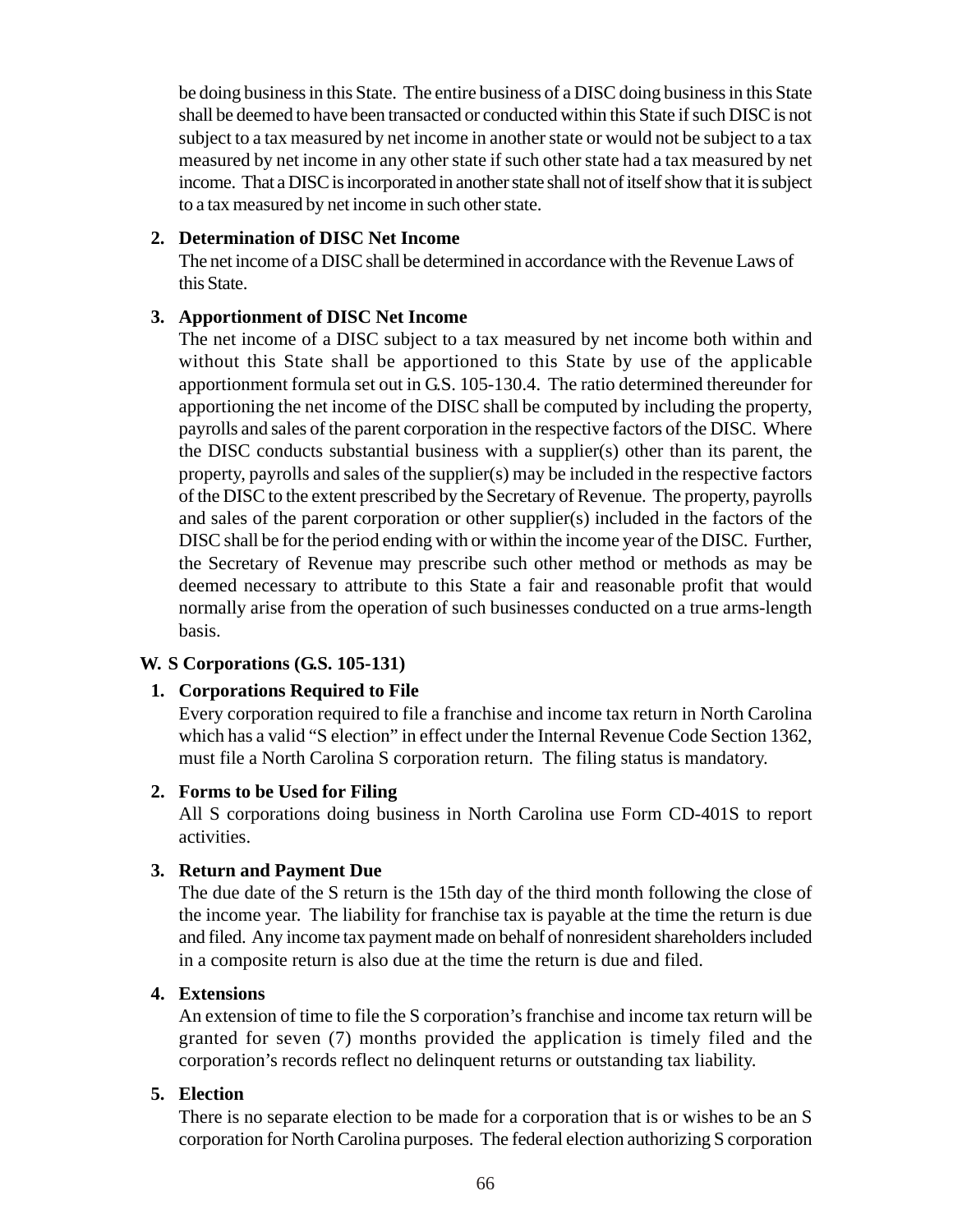be doing business in this State. The entire business of a DISC doing business in this State shall be deemed to have been transacted or conducted within this State if such DISC is not subject to a tax measured by net income in another state or would not be subject to a tax measured by net income in any other state if such other state had a tax measured by net income. That a DISC is incorporated in another state shall not of itself show that it is subject to a tax measured by net income in such other state.

**2. Determination of DISC Net Income**

The net income of a DISC shall be determined in accordance with the Revenue Laws of this State.

**3. Apportionment of DISC Net Income**

The net income of a DISC subject to a tax measured by net income both within and without this State shall be apportioned to this State by use of the applicable apportionment formula set out in G.S. 105-130.4. The ratio determined thereunder for apportioning the net income of the DISC shall be computed by including the property, payrolls and sales of the parent corporation in the respective factors of the DISC. Where the DISC conducts substantial business with a supplier(s) other than its parent, the property, payrolls and sales of the supplier(s) may be included in the respective factors of the DISC to the extent prescribed by the Secretary of Revenue. The property, payrolls and sales of the parent corporation or other supplier(s) included in the factors of the DISC shall be for the period ending with or within the income year of the DISC. Further, the Secretary of Revenue may prescribe such other method or methods as may be deemed necessary to attribute to this State a fair and reasonable profit that would normally arise from the operation of such businesses conducted on a true arms-length basis.

## W. S Corporations (G.S. 105-131)

**1. Corporations Required to File**

Every corporation required to file a franchise and income tax return in North Carolina which has a valid "S election" in effect under the Internal Revenue Code Section 1362, must file a North Carolina S corporation return. The filing status is mandatory.

**2. Forms to be Used for Filing**

All S corporations doing business in North Carolina use Form CD-401S to report activities.

**3. Return and Payment Due**

The due date of the S return is the 15th day of the third month following the close of the income year. The liability for franchise tax is payable at the time the return is due and filed. Any income tax payment made on behalf of nonresident shareholders included in a composite return is also due at the time the return is due and filed.

**4. Extensions**

An extension of time to file the S corporation's franchise and income tax return will be granted for seven (7) months provided the application is timely filed and the corporation's records reflect no delinquent returns or outstanding tax liability.

**5. Election**

There is no separate election to be made for a corporation that is or wishes to be an S corporation for North Carolina purposes. The federal election authorizing S corporation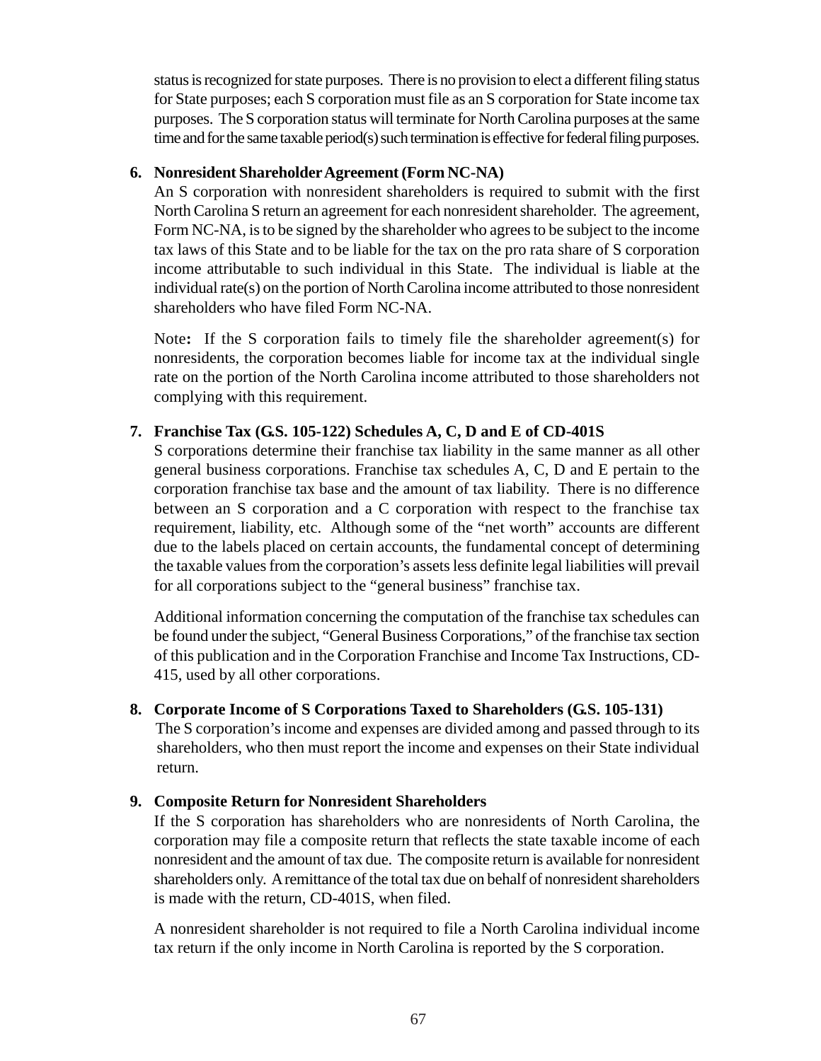status is recognized for state purposes. There is no provision to elect a different filing status for State purposes; each S corporation must file as an S corporation for State income tax purposes. The S corporation status will terminate for North Carolina purposes at the same time and for the same taxable period(s) such termination is effective for federal filing purposes.

**6. Nonresident Shareholder Agreement (Form NC-NA)**

An S corporation with nonresident shareholders is required to submit with the first North Carolina S return an agreement for each nonresident shareholder. The agreement, Form NC-NA, is to be signed by the shareholder who agrees to be subject to the income tax laws of this State and to be liable for the tax on the pro rata share of S corporation income attributable to such individual in this State. The individual is liable at the individual rate(s) on the portion of North Carolina income attributed to those nonresident shareholders who have filed Form NC-NA.

Note**:** If the S corporation fails to timely file the shareholder agreement(s) for nonresidents, the corporation becomes liable for income tax at the individual single rate on the portion of the North Carolina income attributed to those shareholders not complying with this requirement.

**7. Franchise Tax (G.S. 105-122) Schedules A, C, D and E of CD-401S**

S corporations determine their franchise tax liability in the same manner as all other general business corporations. Franchise tax schedules A, C, D and E pertain to the corporation franchise tax base and the amount of tax liability. There is no difference between an S corporation and a C corporation with respect to the franchise tax requirement, liability, etc. Although some of the "net worth" accounts are different due to the labels placed on certain accounts, the fundamental concept of determining the taxable values from the corporation's assets less definite legal liabilities will prevail for all corporations subject to the "general business" franchise tax.

Additional information concerning the computation of the franchise tax schedules can be found under the subject, "General Business Corporations," of the franchise tax section of this publication and in the Corporation Franchise and Income Tax Instructions, CD-415, used by all other corporations.

**8. Corporate Income of S Corporations Taxed to Shareholders (G.S. 105-131)**

The S corporation's income and expenses are divided among and passed through to its shareholders, who then must report the income and expenses on their State individual return.

**9. Composite Return for Nonresident Shareholders**

If the S corporation has shareholders who are nonresidents of North Carolina, the corporation may file a composite return that reflects the state taxable income of each nonresident and the amount of tax due. The composite return is available for nonresident shareholders only. A remittance of the total tax due on behalf of nonresident shareholders is made with the return, CD-401S, when filed.

A nonresident shareholder is not required to file a North Carolina individual income tax return if the only income in North Carolina is reported by the S corporation.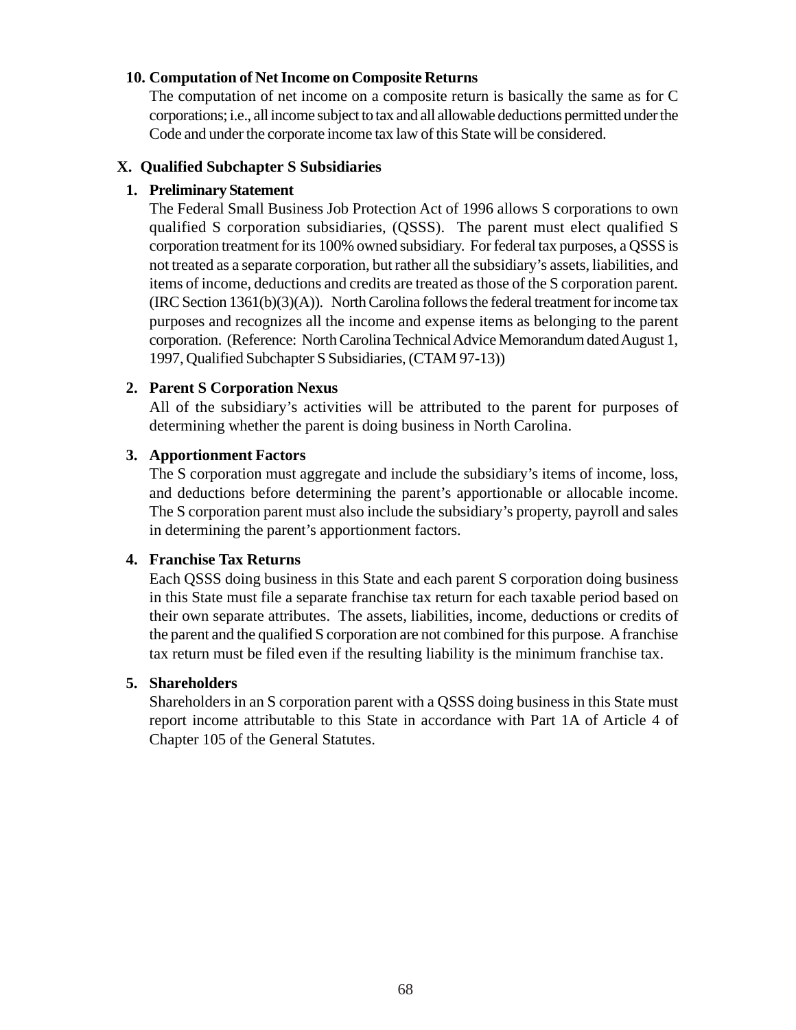**10. Computation of Net Income on Composite Returns**

The computation of net income on a composite return is basically the same as for C corporations; i.e., all income subject to tax and all allowable deductions permitted under the Code and under the corporate income tax law of this State will be considered.

## X. Qualified Subchapter S Subsidiaries

**1. Preliminary Statement**

The Federal Small Business Job Protection Act of 1996 allows S corporations to own qualified S corporation subsidiaries, (QSSS). The parent must elect qualified S corporation treatment for its 100% owned subsidiary. For federal tax purposes, a QSSS is not treated as a separate corporation, but rather all the subsidiary's assets, liabilities, and items of income, deductions and credits are treated as those of the S corporation parent. (IRC Section 1361(b)(3)(A)). North Carolina follows the federal treatment for income tax purposes and recognizes all the income and expense items as belonging to the parent corporation. (Reference: North Carolina Technical Advice Memorandum dated August 1, 1997, Qualified Subchapter S Subsidiaries, (CTAM 97-13))

**2. Parent S Corporation Nexus**

All of the subsidiary's activities will be attributed to the parent for purposes of determining whether the parent is doing business in North Carolina.

**3. Apportionment Factors**

The S corporation must aggregate and include the subsidiary's items of income, loss, and deductions before determining the parent's apportionable or allocable income. The S corporation parent must also include the subsidiary's property, payroll and sales in determining the parent's apportionment factors.

**4. Franchise Tax Returns**

Each QSSS doing business in this State and each parent S corporation doing business in this State must file a separate franchise tax return for each taxable period based on their own separate attributes. The assets, liabilities, income, deductions or credits of the parent and the qualified S corporation are not combined for this purpose. A franchise tax return must be filed even if the resulting liability is the minimum franchise tax.

**5. Shareholders**

Shareholders in an S corporation parent with a QSSS doing business in this State must report income attributable to this State in accordance with Part 1A of Article 4 of Chapter 105 of the General Statutes.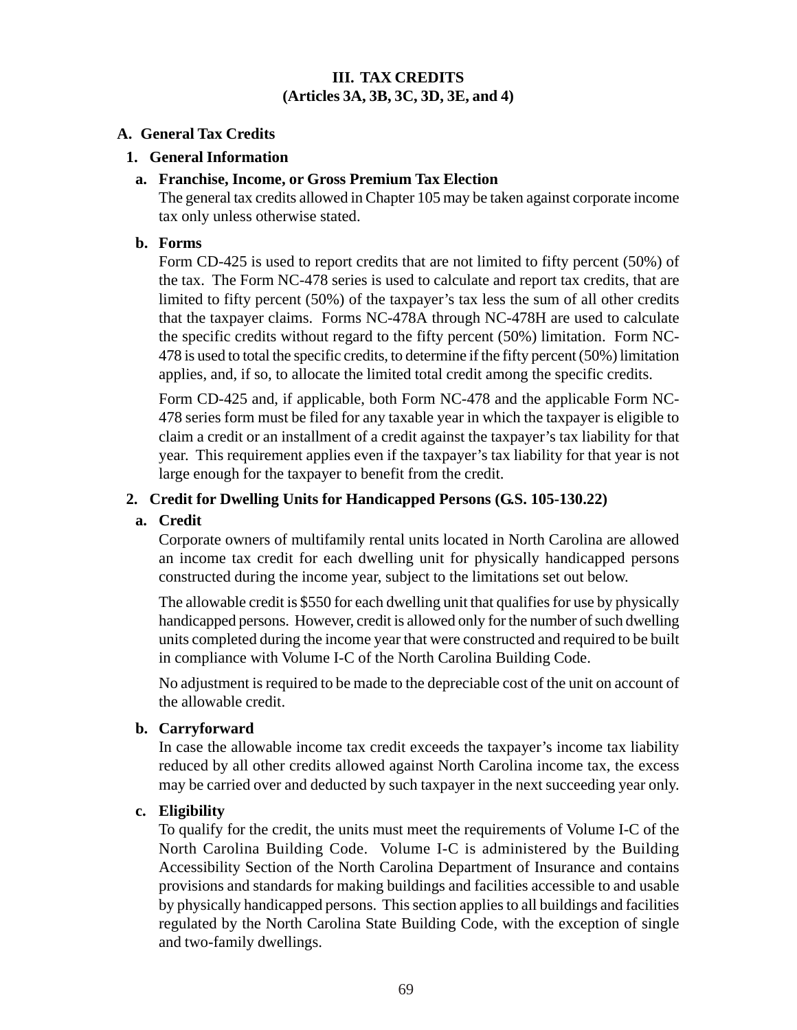# III. TAX CREDITS
# (Articles 3A, 3B, 3C, 3D, 3E, and 4)

## A. General Tax Credits

### 1. General Information

#### a. Franchise, Income, or Gross Premium Tax Election

The general tax credits allowed in Chapter 105 may be taken against corporate income tax only unless otherwise stated.

#### b. Forms

Form CD-425 is used to report credits that are not limited to fifty percent (50%) of the tax. The Form NC-478 series is used to calculate and report tax credits, that are limited to fifty percent (50%) of the taxpayer's tax less the sum of all other credits that the taxpayer claims. Forms NC-478A through NC-478H are used to calculate the specific credits without regard to the fifty percent (50%) limitation. Form NC-478 is used to total the specific credits, to determine if the fifty percent (50%) limitation applies, and, if so, to allocate the limited total credit among the specific credits.

Form CD-425 and, if applicable, both Form NC-478 and the applicable Form NC-478 series form must be filed for any taxable year in which the taxpayer is eligible to claim a credit or an installment of a credit against the taxpayer's tax liability for that year. This requirement applies even if the taxpayer's tax liability for that year is not large enough for the taxpayer to benefit from the credit.

### 2. Credit for Dwelling Units for Handicapped Persons (G.S. 105-130.22)

#### a. Credit

Corporate owners of multifamily rental units located in North Carolina are allowed an income tax credit for each dwelling unit for physically handicapped persons constructed during the income year, subject to the limitations set out below.

The allowable credit is $550 for each dwelling unit that qualifies for use by physically handicapped persons. However, credit is allowed only for the number of such dwelling units completed during the income year that were constructed and required to be built in compliance with Volume I-C of the North Carolina Building Code.

No adjustment is required to be made to the depreciable cost of the unit on account of the allowable credit.

#### b. Carryforward

In case the allowable income tax credit exceeds the taxpayer's income tax liability reduced by all other credits allowed against North Carolina income tax, the excess may be carried over and deducted by such taxpayer in the next succeeding year only.

#### c. Eligibility

To qualify for the credit, the units must meet the requirements of Volume I-C of the North Carolina Building Code. Volume I-C is administered by the Building Accessibility Section of the North Carolina Department of Insurance and contains provisions and standards for making buildings and facilities accessible to and usable by physically handicapped persons. This section applies to all buildings and facilities regulated by the North Carolina State Building Code, with the exception of single and two-family dwellings.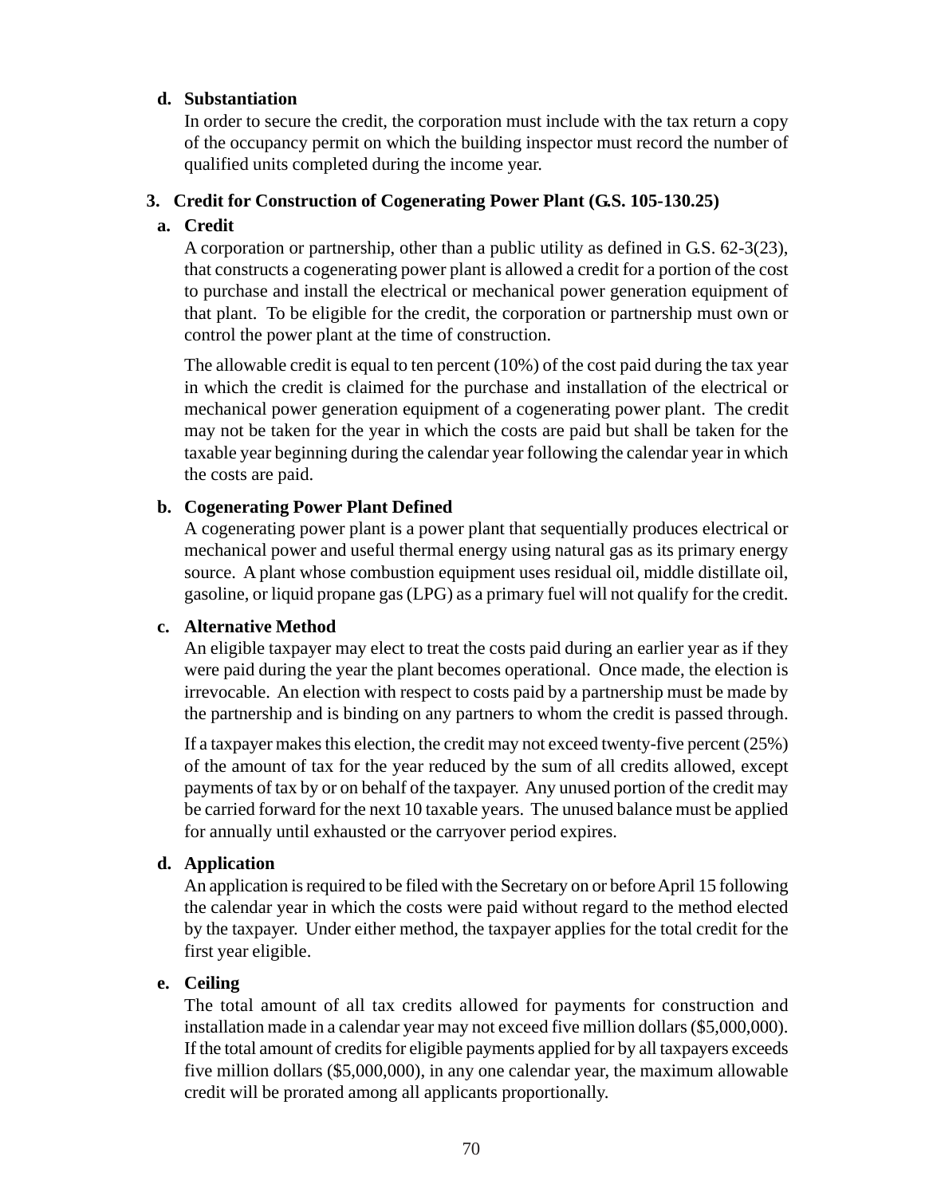**d. Substantiation**

In order to secure the credit, the corporation must include with the tax return a copy of the occupancy permit on which the building inspector must record the number of qualified units completed during the income year.

### 3. Credit for Construction of Cogenerating Power Plant (G.S. 105-130.25)

**a. Credit**

A corporation or partnership, other than a public utility as defined in G.S. 62-3(23), that constructs a cogenerating power plant is allowed a credit for a portion of the cost to purchase and install the electrical or mechanical power generation equipment of that plant. To be eligible for the credit, the corporation or partnership must own or control the power plant at the time of construction.

The allowable credit is equal to ten percent (10%) of the cost paid during the tax year in which the credit is claimed for the purchase and installation of the electrical or mechanical power generation equipment of a cogenerating power plant. The credit may not be taken for the year in which the costs are paid but shall be taken for the taxable year beginning during the calendar year following the calendar year in which the costs are paid.

**b. Cogenerating Power Plant Defined**

A cogenerating power plant is a power plant that sequentially produces electrical or mechanical power and useful thermal energy using natural gas as its primary energy source. A plant whose combustion equipment uses residual oil, middle distillate oil, gasoline, or liquid propane gas (LPG) as a primary fuel will not qualify for the credit.

**c. Alternative Method**

An eligible taxpayer may elect to treat the costs paid during an earlier year as if they were paid during the year the plant becomes operational. Once made, the election is irrevocable. An election with respect to costs paid by a partnership must be made by the partnership and is binding on any partners to whom the credit is passed through.

If a taxpayer makes this election, the credit may not exceed twenty-five percent (25%) of the amount of tax for the year reduced by the sum of all credits allowed, except payments of tax by or on behalf of the taxpayer. Any unused portion of the credit may be carried forward for the next 10 taxable years. The unused balance must be applied for annually until exhausted or the carryover period expires.

**d. Application**

An application is required to be filed with the Secretary on or before April 15 following the calendar year in which the costs were paid without regard to the method elected by the taxpayer. Under either method, the taxpayer applies for the total credit for the first year eligible.

**e. Ceiling**

The total amount of all tax credits allowed for payments for construction and installation made in a calendar year may not exceed five million dollars ($5,000,000). If the total amount of credits for eligible payments applied for by all taxpayers exceeds five million dollars ($5,000,000), in any one calendar year, the maximum allowable credit will be prorated among all applicants proportionally.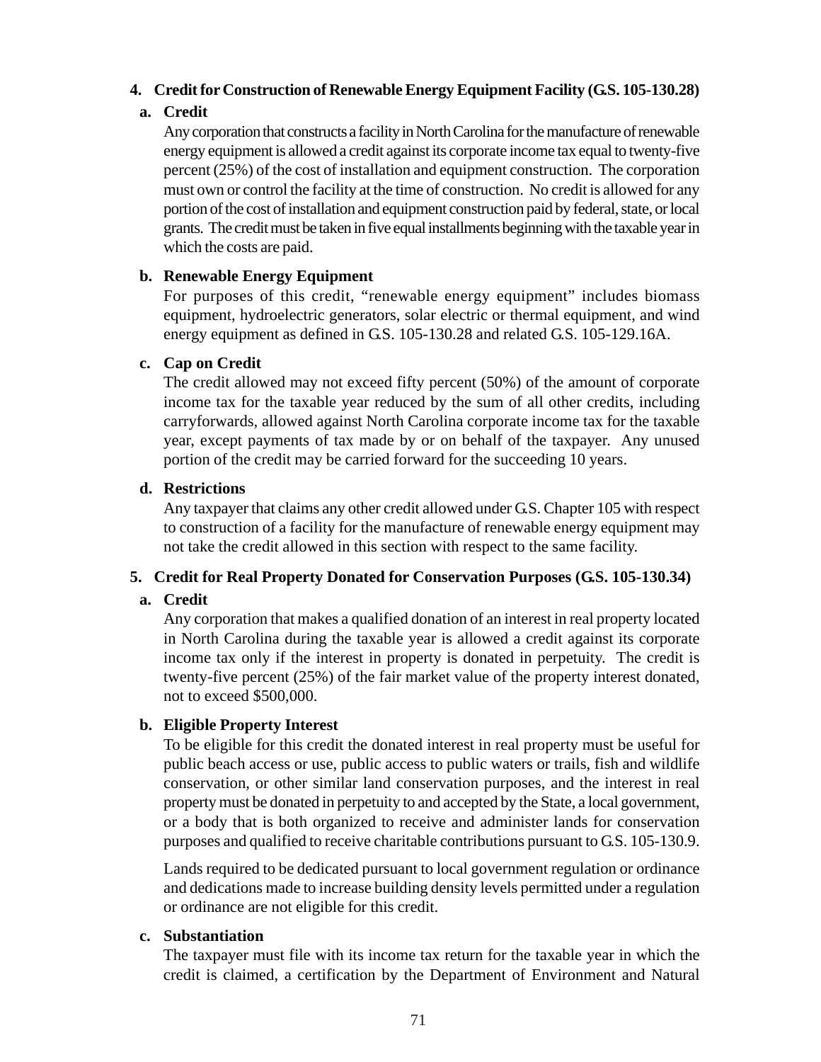## 4. Credit for Construction of Renewable Energy Equipment Facility (G.S. 105-130.28)

### a. Credit

Any corporation that constructs a facility in North Carolina for the manufacture of renewable energy equipment is allowed a credit against its corporate income tax equal to twenty-five percent (25%) of the cost of installation and equipment construction. The corporation must own or control the facility at the time of construction. No credit is allowed for any portion of the cost of installation and equipment construction paid by federal, state, or local grants. The credit must be taken in five equal installments beginning with the taxable year in which the costs are paid.

### b. Renewable Energy Equipment

For purposes of this credit, "renewable energy equipment" includes biomass equipment, hydroelectric generators, solar electric or thermal equipment, and wind energy equipment as defined in G.S. 105-130.28 and related G.S. 105-129.16A.

### c. Cap on Credit

The credit allowed may not exceed fifty percent (50%) of the amount of corporate income tax for the taxable year reduced by the sum of all other credits, including carryforwards, allowed against North Carolina corporate income tax for the taxable year, except payments of tax made by or on behalf of the taxpayer. Any unused portion of the credit may be carried forward for the succeeding 10 years.

### d. Restrictions

Any taxpayer that claims any other credit allowed under G.S. Chapter 105 with respect to construction of a facility for the manufacture of renewable energy equipment may not take the credit allowed in this section with respect to the same facility.

## 5. Credit for Real Property Donated for Conservation Purposes (G.S. 105-130.34)

### a. Credit

Any corporation that makes a qualified donation of an interest in real property located in North Carolina during the taxable year is allowed a credit against its corporate income tax only if the interest in property is donated in perpetuity. The credit is twenty-five percent (25%) of the fair market value of the property interest donated, not to exceed $500,000.

### b. Eligible Property Interest

To be eligible for this credit the donated interest in real property must be useful for public beach access or use, public access to public waters or trails, fish and wildlife conservation, or other similar land conservation purposes, and the interest in real property must be donated in perpetuity to and accepted by the State, a local government, or a body that is both organized to receive and administer lands for conservation purposes and qualified to receive charitable contributions pursuant to G.S. 105-130.9.

Lands required to be dedicated pursuant to local government regulation or ordinance and dedications made to increase building density levels permitted under a regulation or ordinance are not eligible for this credit.

### c. Substantiation

The taxpayer must file with its income tax return for the taxable year in which the credit is claimed, a certification by the Department of Environment and Natural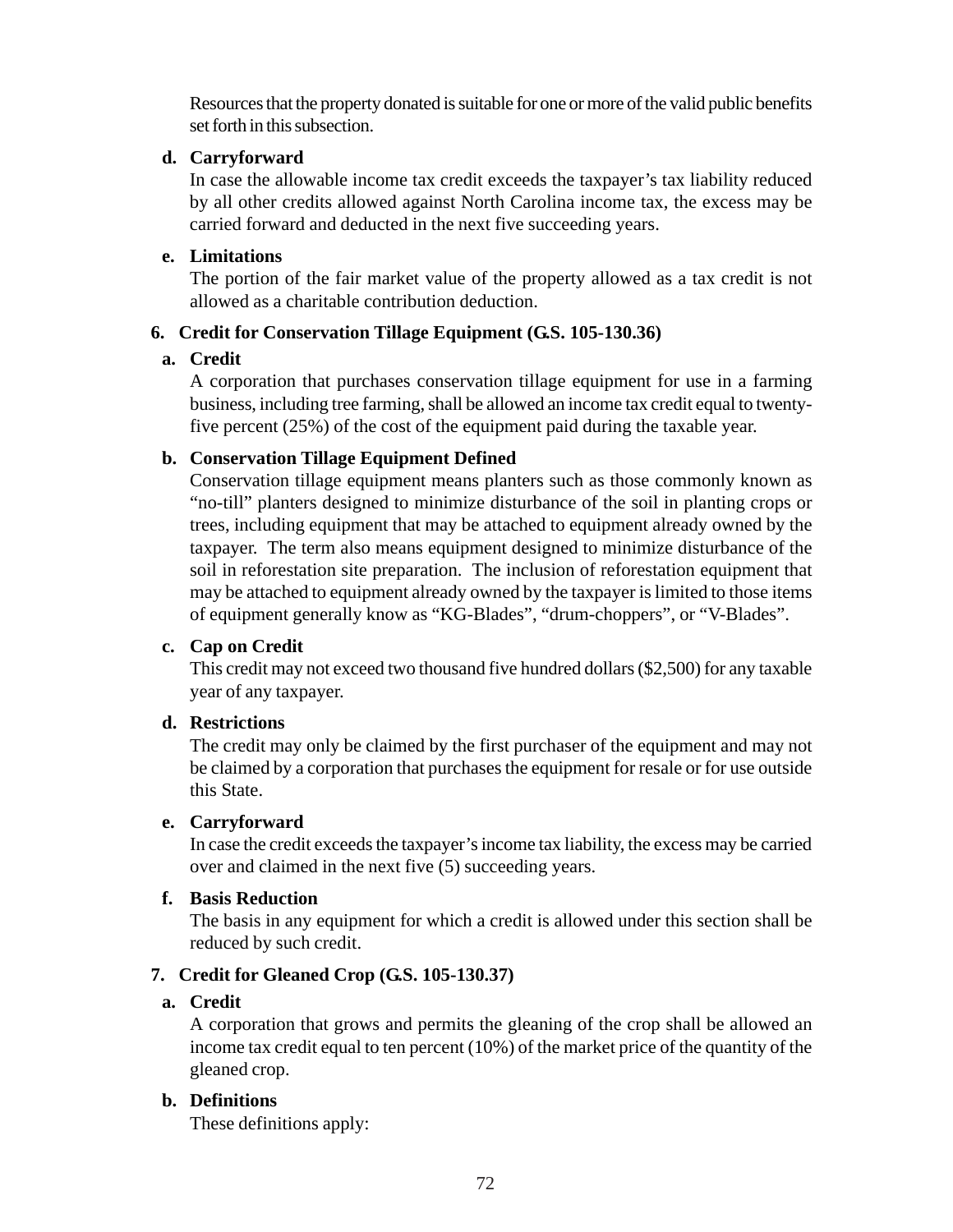Resources that the property donated is suitable for one or more of the valid public benefits set forth in this subsection.

**d. Carryforward**

In case the allowable income tax credit exceeds the taxpayer's tax liability reduced by all other credits allowed against North Carolina income tax, the excess may be carried forward and deducted in the next five succeeding years.

**e. Limitations**

The portion of the fair market value of the property allowed as a tax credit is not allowed as a charitable contribution deduction.

### 6. Credit for Conservation Tillage Equipment (G.S. 105-130.36)

**a. Credit**

A corporation that purchases conservation tillage equipment for use in a farming business, including tree farming, shall be allowed an income tax credit equal to twenty-five percent (25%) of the cost of the equipment paid during the taxable year.

**b. Conservation Tillage Equipment Defined**

Conservation tillage equipment means planters such as those commonly known as "no-till" planters designed to minimize disturbance of the soil in planting crops or trees, including equipment that may be attached to equipment already owned by the taxpayer. The term also means equipment designed to minimize disturbance of the soil in reforestation site preparation. The inclusion of reforestation equipment that may be attached to equipment already owned by the taxpayer is limited to those items of equipment generally know as "KG-Blades", "drum-choppers", or "V-Blades".

**c. Cap on Credit**

This credit may not exceed two thousand five hundred dollars ($2,500) for any taxable year of any taxpayer.

**d. Restrictions**

The credit may only be claimed by the first purchaser of the equipment and may not be claimed by a corporation that purchases the equipment for resale or for use outside this State.

**e. Carryforward**

In case the credit exceeds the taxpayer's income tax liability, the excess may be carried over and claimed in the next five (5) succeeding years.

**f. Basis Reduction**

The basis in any equipment for which a credit is allowed under this section shall be reduced by such credit.

### 7. Credit for Gleaned Crop (G.S. 105-130.37)

**a. Credit**

A corporation that grows and permits the gleaning of the crop shall be allowed an income tax credit equal to ten percent (10%) of the market price of the quantity of the gleaned crop.

**b. Definitions**

These definitions apply: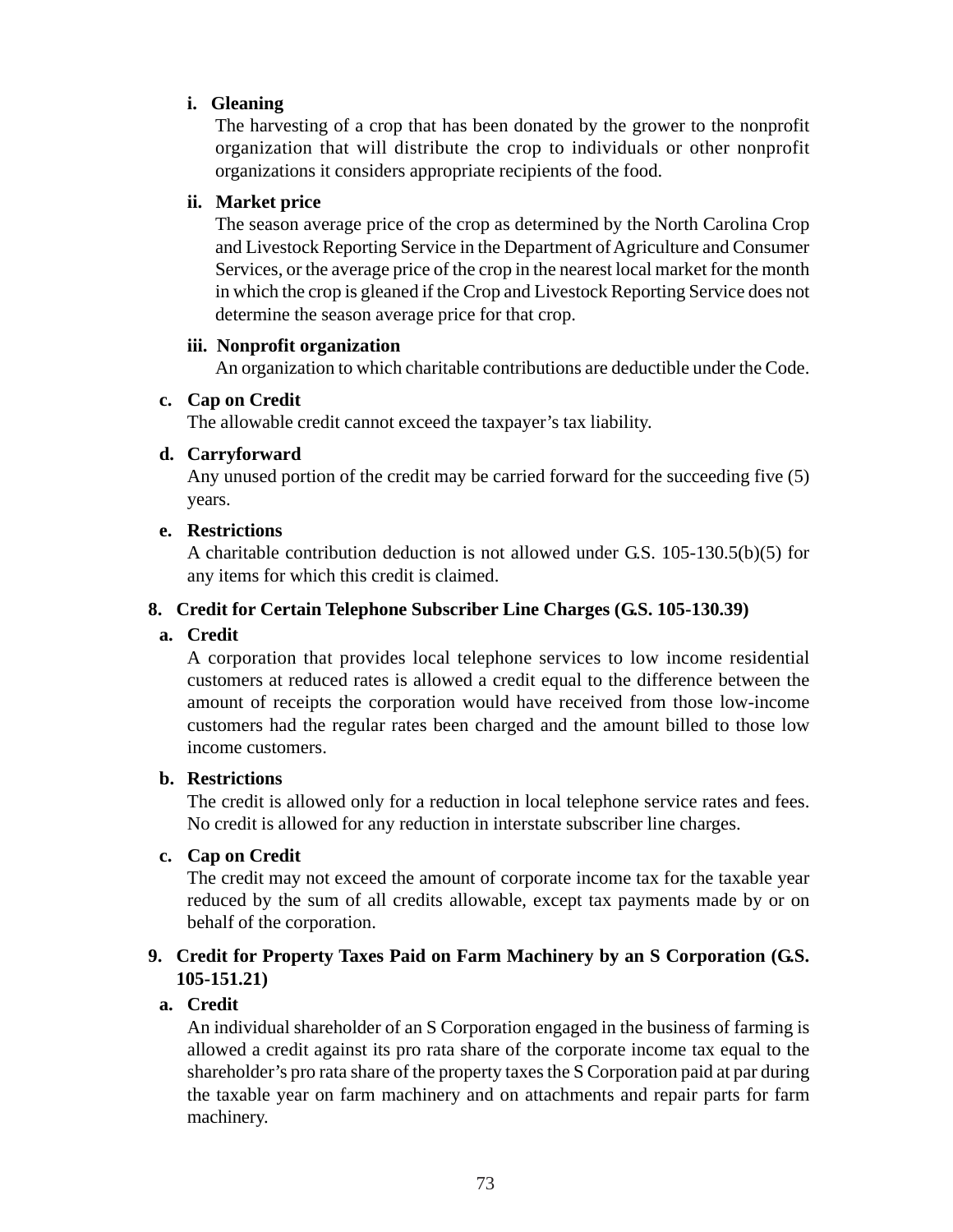**i. Gleaning**

The harvesting of a crop that has been donated by the grower to the nonprofit organization that will distribute the crop to individuals or other nonprofit organizations it considers appropriate recipients of the food.

**ii. Market price**

The season average price of the crop as determined by the North Carolina Crop and Livestock Reporting Service in the Department of Agriculture and Consumer Services, or the average price of the crop in the nearest local market for the month in which the crop is gleaned if the Crop and Livestock Reporting Service does not determine the season average price for that crop.

**iii. Nonprofit organization**

An organization to which charitable contributions are deductible under the Code.

**c. Cap on Credit**

The allowable credit cannot exceed the taxpayer's tax liability.

**d. Carryforward**

Any unused portion of the credit may be carried forward for the succeeding five (5) years.

**e. Restrictions**

A charitable contribution deduction is not allowed under G.S. 105-130.5(b)(5) for any items for which this credit is claimed.

**8. Credit for Certain Telephone Subscriber Line Charges (G.S. 105-130.39)**

**a. Credit**

A corporation that provides local telephone services to low income residential customers at reduced rates is allowed a credit equal to the difference between the amount of receipts the corporation would have received from those low-income customers had the regular rates been charged and the amount billed to those low income customers.

**b. Restrictions**

The credit is allowed only for a reduction in local telephone service rates and fees. No credit is allowed for any reduction in interstate subscriber line charges.

**c. Cap on Credit**

The credit may not exceed the amount of corporate income tax for the taxable year reduced by the sum of all credits allowable, except tax payments made by or on behalf of the corporation.

**9. Credit for Property Taxes Paid on Farm Machinery by an S Corporation (G.S. 105-151.21)**

**a. Credit**

An individual shareholder of an S Corporation engaged in the business of farming is allowed a credit against its pro rata share of the corporate income tax equal to the shareholder's pro rata share of the property taxes the S Corporation paid at par during the taxable year on farm machinery and on attachments and repair parts for farm machinery.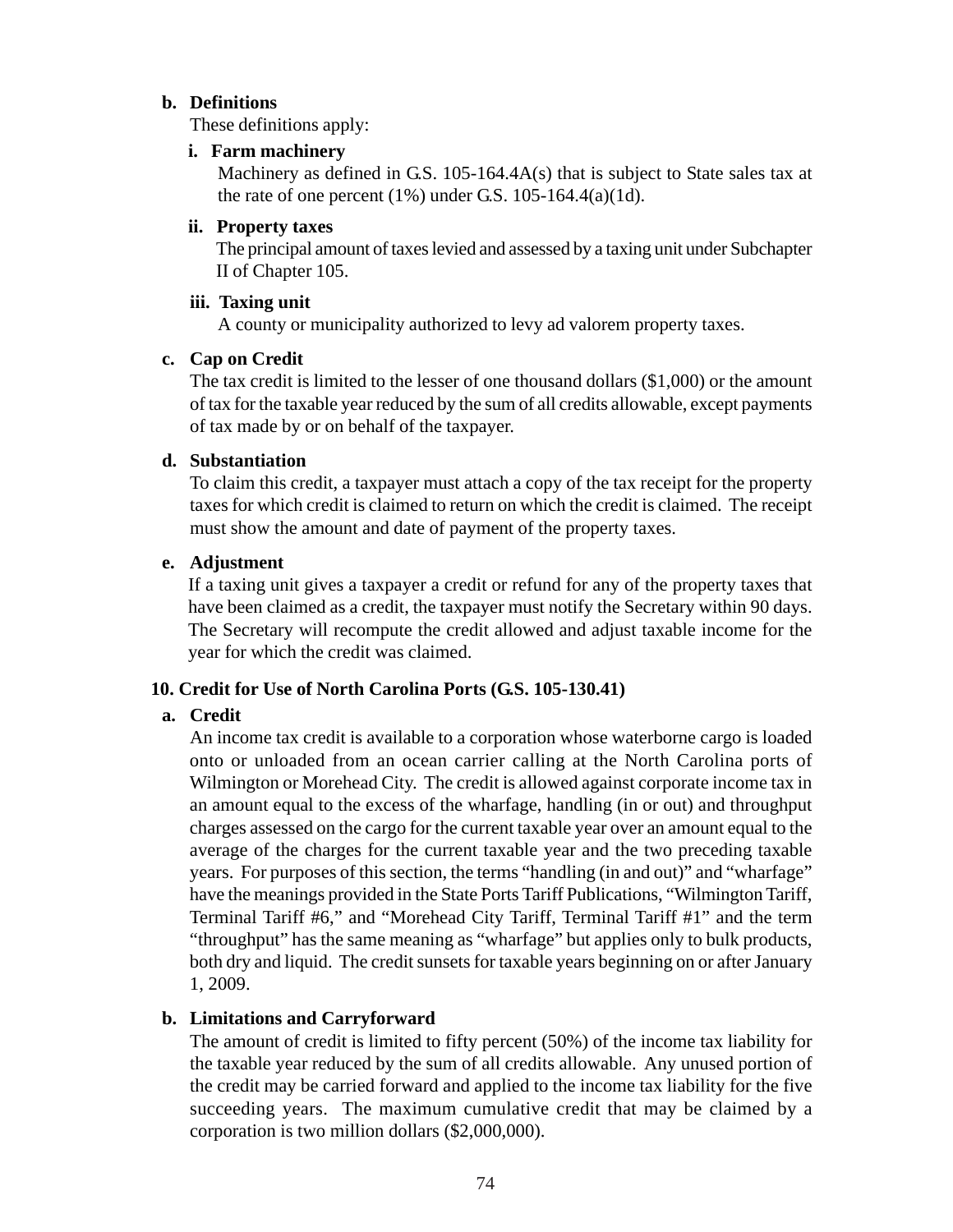**b. Definitions**

These definitions apply:

**i. Farm machinery**

Machinery as defined in G.S. 105-164.4A(s) that is subject to State sales tax at the rate of one percent (1%) under G.S. 105-164.4(a)(1d).

**ii. Property taxes**

The principal amount of taxes levied and assessed by a taxing unit under Subchapter II of Chapter 105.

**iii. Taxing unit**

A county or municipality authorized to levy ad valorem property taxes.

**c. Cap on Credit**

The tax credit is limited to the lesser of one thousand dollars ($1,000) or the amount of tax for the taxable year reduced by the sum of all credits allowable, except payments of tax made by or on behalf of the taxpayer.

**d. Substantiation**

To claim this credit, a taxpayer must attach a copy of the tax receipt for the property taxes for which credit is claimed to return on which the credit is claimed. The receipt must show the amount and date of payment of the property taxes.

**e. Adjustment**

If a taxing unit gives a taxpayer a credit or refund for any of the property taxes that have been claimed as a credit, the taxpayer must notify the Secretary within 90 days. The Secretary will recompute the credit allowed and adjust taxable income for the year for which the credit was claimed.

**10. Credit for Use of North Carolina Ports (G.S. 105-130.41)**

**a. Credit**

An income tax credit is available to a corporation whose waterborne cargo is loaded onto or unloaded from an ocean carrier calling at the North Carolina ports of Wilmington or Morehead City. The credit is allowed against corporate income tax in an amount equal to the excess of the wharfage, handling (in or out) and throughput charges assessed on the cargo for the current taxable year over an amount equal to the average of the charges for the current taxable year and the two preceding taxable years. For purposes of this section, the terms "handling (in and out)" and "wharfage" have the meanings provided in the State Ports Tariff Publications, "Wilmington Tariff, Terminal Tariff #6," and "Morehead City Tariff, Terminal Tariff #1" and the term "throughput" has the same meaning as "wharfage" but applies only to bulk products, both dry and liquid. The credit sunsets for taxable years beginning on or after January 1, 2009.

**b. Limitations and Carryforward**

The amount of credit is limited to fifty percent (50%) of the income tax liability for the taxable year reduced by the sum of all credits allowable. Any unused portion of the credit may be carried forward and applied to the income tax liability for the five succeeding years. The maximum cumulative credit that may be claimed by a corporation is two million dollars ($2,000,000).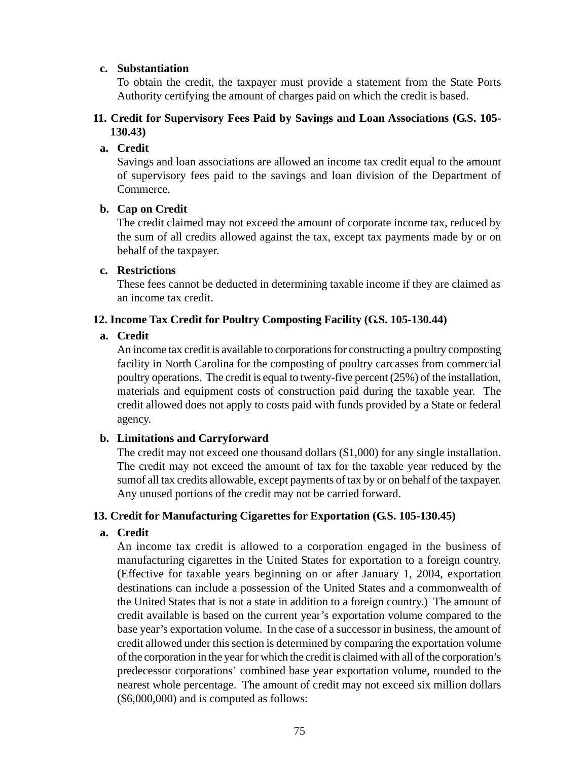**c. Substantiation**

To obtain the credit, the taxpayer must provide a statement from the State Ports Authority certifying the amount of charges paid on which the credit is based.

### 11. Credit for Supervisory Fees Paid by Savings and Loan Associations (G.S. 105-130.43)

**a. Credit**

Savings and loan associations are allowed an income tax credit equal to the amount of supervisory fees paid to the savings and loan division of the Department of Commerce.

**b. Cap on Credit**

The credit claimed may not exceed the amount of corporate income tax, reduced by the sum of all credits allowed against the tax, except tax payments made by or on behalf of the taxpayer.

**c. Restrictions**

These fees cannot be deducted in determining taxable income if they are claimed as an income tax credit.

### 12. Income Tax Credit for Poultry Composting Facility (G.S. 105-130.44)

**a. Credit**

An income tax credit is available to corporations for constructing a poultry composting facility in North Carolina for the composting of poultry carcasses from commercial poultry operations. The credit is equal to twenty-five percent (25%) of the installation, materials and equipment costs of construction paid during the taxable year. The credit allowed does not apply to costs paid with funds provided by a State or federal agency.

**b. Limitations and Carryforward**

The credit may not exceed one thousand dollars ($1,000) for any single installation. The credit may not exceed the amount of tax for the taxable year reduced by the sumof all tax credits allowable, except payments of tax by or on behalf of the taxpayer. Any unused portions of the credit may not be carried forward.

### 13. Credit for Manufacturing Cigarettes for Exportation (G.S. 105-130.45)

**a. Credit**

An income tax credit is allowed to a corporation engaged in the business of manufacturing cigarettes in the United States for exportation to a foreign country. (Effective for taxable years beginning on or after January 1, 2004, exportation destinations can include a possession of the United States and a commonwealth of the United States that is not a state in addition to a foreign country.) The amount of credit available is based on the current year's exportation volume compared to the base year's exportation volume. In the case of a successor in business, the amount of credit allowed under this section is determined by comparing the exportation volume of the corporation in the year for which the credit is claimed with all of the corporation's predecessor corporations' combined base year exportation volume, rounded to the nearest whole percentage. The amount of credit may not exceed six million dollars ($6,000,000) and is computed as follows: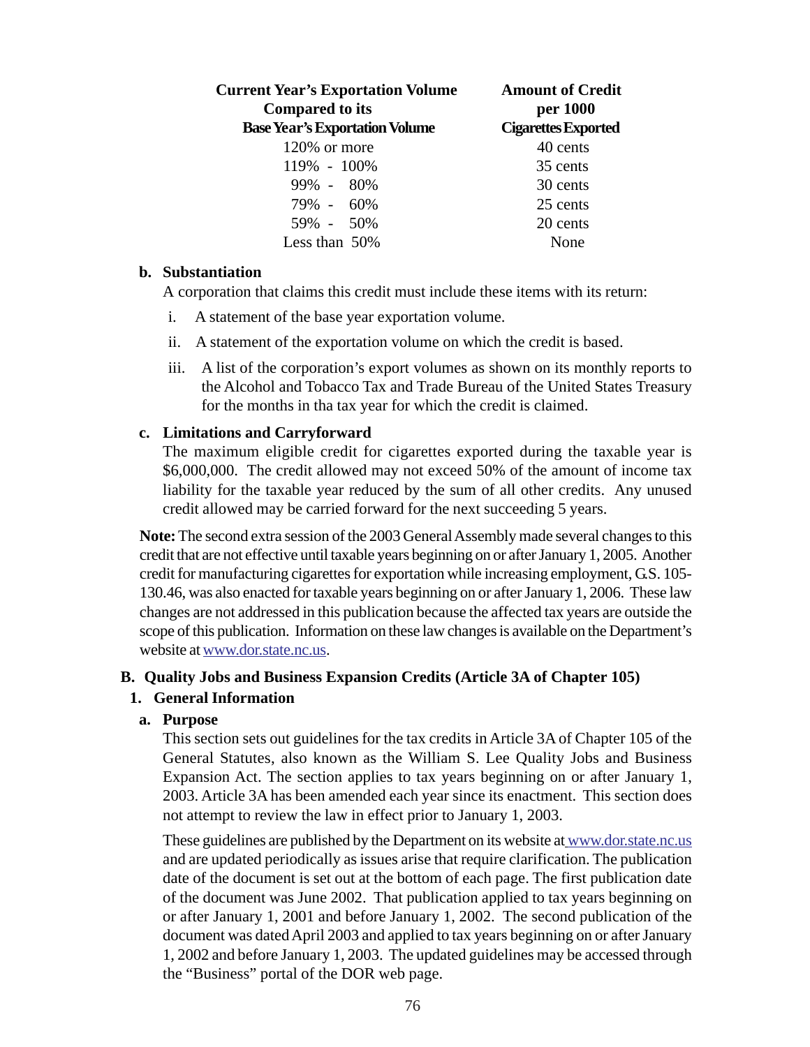| Current Year's Exportation Volume Compared to its Base Year's Exportation Volume | Amount of Credit per 1000 Cigarettes Exported |
|---|---|
| 120% or more | 40 cents |
| 119% - 100% | 35 cents |
| 99% - 80% | 30 cents |
| 79% - 60% | 25 cents |
| 59% - 50% | 20 cents |
| Less than 50% | None |

**b. Substantiation**

A corporation that claims this credit must include these items with its return:

i. A statement of the base year exportation volume.

ii. A statement of the exportation volume on which the credit is based.

iii. A list of the corporation's export volumes as shown on its monthly reports to the Alcohol and Tobacco Tax and Trade Bureau of the United States Treasury for the months in tha tax year for which the credit is claimed.

**c. Limitations and Carryforward**

The maximum eligible credit for cigarettes exported during the taxable year is \$6,000,000. The credit allowed may not exceed 50% of the amount of income tax liability for the taxable year reduced by the sum of all other credits. Any unused credit allowed may be carried forward for the next succeeding 5 years.

**Note:** The second extra session of the 2003 General Assembly made several changes to this credit that are not effective until taxable years beginning on or after January 1, 2005. Another credit for manufacturing cigarettes for exportation while increasing employment, G.S. 105-130.46, was also enacted for taxable years beginning on or after January 1, 2006. These law changes are not addressed in this publication because the affected tax years are outside the scope of this publication. Information on these law changes is available on the Department's website at www.dor.state.nc.us.

## B. Quality Jobs and Business Expansion Credits (Article 3A of Chapter 105)

### 1. General Information

**a. Purpose**

This section sets out guidelines for the tax credits in Article 3A of Chapter 105 of the General Statutes, also known as the William S. Lee Quality Jobs and Business Expansion Act. The section applies to tax years beginning on or after January 1, 2003. Article 3A has been amended each year since its enactment. This section does not attempt to review the law in effect prior to January 1, 2003.

These guidelines are published by the Department on its website at www.dor.state.nc.us and are updated periodically as issues arise that require clarification. The publication date of the document is set out at the bottom of each page. The first publication date of the document was June 2002. That publication applied to tax years beginning on or after January 1, 2001 and before January 1, 2002. The second publication of the document was dated April 2003 and applied to tax years beginning on or after January 1, 2002 and before January 1, 2003. The updated guidelines may be accessed through the "Business" portal of the DOR web page.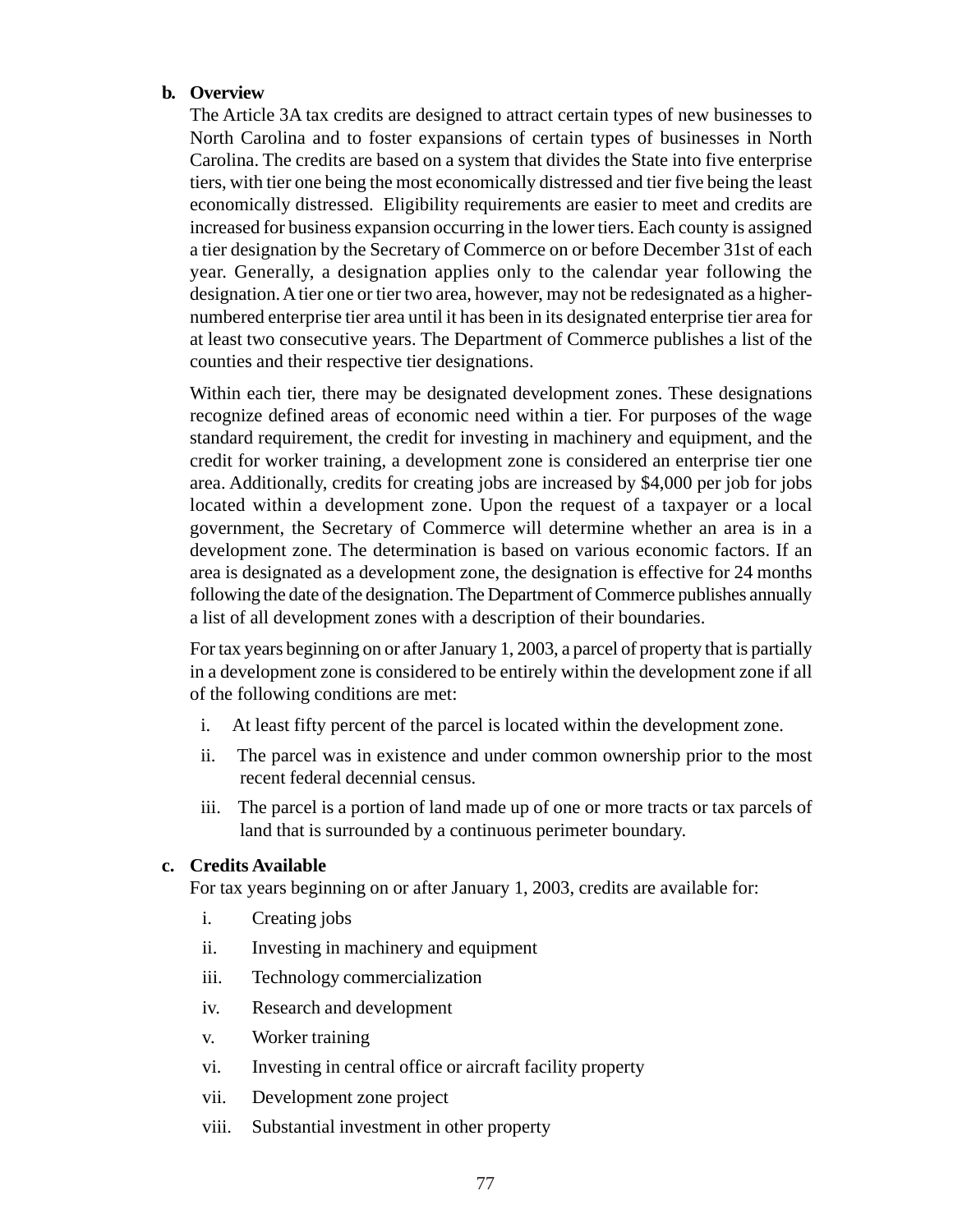**b. Overview**

The Article 3A tax credits are designed to attract certain types of new businesses to North Carolina and to foster expansions of certain types of businesses in North Carolina. The credits are based on a system that divides the State into five enterprise tiers, with tier one being the most economically distressed and tier five being the least economically distressed. Eligibility requirements are easier to meet and credits are increased for business expansion occurring in the lower tiers. Each county is assigned a tier designation by the Secretary of Commerce on or before December 31st of each year. Generally, a designation applies only to the calendar year following the designation. A tier one or tier two area, however, may not be redesignated as a higher-numbered enterprise tier area until it has been in its designated enterprise tier area for at least two consecutive years. The Department of Commerce publishes a list of the counties and their respective tier designations.

Within each tier, there may be designated development zones. These designations recognize defined areas of economic need within a tier. For purposes of the wage standard requirement, the credit for investing in machinery and equipment, and the credit for worker training, a development zone is considered an enterprise tier one area. Additionally, credits for creating jobs are increased by $4,000 per job for jobs located within a development zone. Upon the request of a taxpayer or a local government, the Secretary of Commerce will determine whether an area is in a development zone. The determination is based on various economic factors. If an area is designated as a development zone, the designation is effective for 24 months following the date of the designation. The Department of Commerce publishes annually a list of all development zones with a description of their boundaries.

For tax years beginning on or after January 1, 2003, a parcel of property that is partially in a development zone is considered to be entirely within the development zone if all of the following conditions are met:

i. At least fifty percent of the parcel is located within the development zone.

ii. The parcel was in existence and under common ownership prior to the most recent federal decennial census.

iii. The parcel is a portion of land made up of one or more tracts or tax parcels of land that is surrounded by a continuous perimeter boundary.

**c. Credits Available**

For tax years beginning on or after January 1, 2003, credits are available for:

i. Creating jobs

ii. Investing in machinery and equipment

iii. Technology commercialization

iv. Research and development

v. Worker training

vi. Investing in central office or aircraft facility property

vii. Development zone project

viii. Substantial investment in other property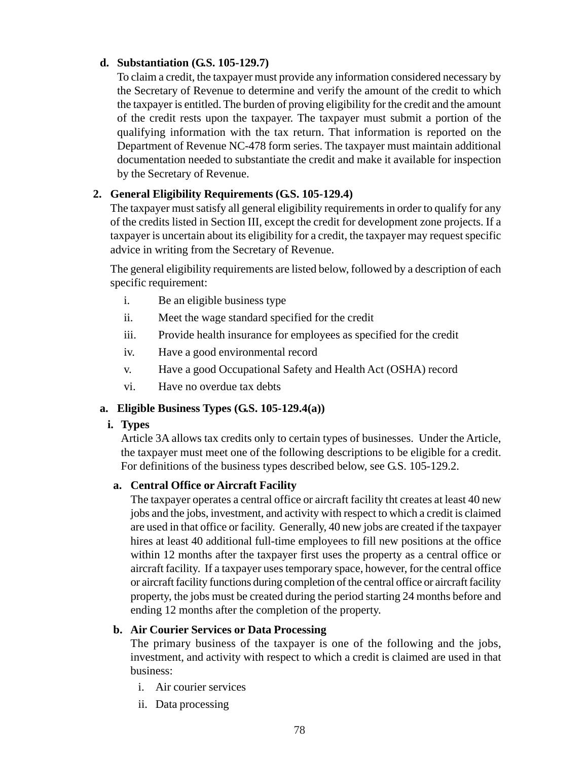**d. Substantiation (G.S. 105-129.7)**

To claim a credit, the taxpayer must provide any information considered necessary by the Secretary of Revenue to determine and verify the amount of the credit to which the taxpayer is entitled. The burden of proving eligibility for the credit and the amount of the credit rests upon the taxpayer. The taxpayer must submit a portion of the qualifying information with the tax return. That information is reported on the Department of Revenue NC-478 form series. The taxpayer must maintain additional documentation needed to substantiate the credit and make it available for inspection by the Secretary of Revenue.

**2. General Eligibility Requirements (G.S. 105-129.4)**

The taxpayer must satisfy all general eligibility requirements in order to qualify for any of the credits listed in Section III, except the credit for development zone projects. If a taxpayer is uncertain about its eligibility for a credit, the taxpayer may request specific advice in writing from the Secretary of Revenue.

The general eligibility requirements are listed below, followed by a description of each specific requirement:

- i. Be an eligible business type
- ii. Meet the wage standard specified for the credit
- iii. Provide health insurance for employees as specified for the credit
- iv. Have a good environmental record
- v. Have a good Occupational Safety and Health Act (OSHA) record
- vi. Have no overdue tax debts

**a. Eligible Business Types (G.S. 105-129.4(a))**

**i. Types**

Article 3A allows tax credits only to certain types of businesses. Under the Article, the taxpayer must meet one of the following descriptions to be eligible for a credit. For definitions of the business types described below, see G.S. 105-129.2.

**a. Central Office or Aircraft Facility**

The taxpayer operates a central office or aircraft facility tht creates at least 40 new jobs and the jobs, investment, and activity with respect to which a credit is claimed are used in that office or facility. Generally, 40 new jobs are created if the taxpayer hires at least 40 additional full-time employees to fill new positions at the office within 12 months after the taxpayer first uses the property as a central office or aircraft facility. If a taxpayer uses temporary space, however, for the central office or aircraft facility functions during completion of the central office or aircraft facility property, the jobs must be created during the period starting 24 months before and ending 12 months after the completion of the property.

**b. Air Courier Services or Data Processing**

The primary business of the taxpayer is one of the following and the jobs, investment, and activity with respect to which a credit is claimed are used in that business:

- i. Air courier services
- ii. Data processing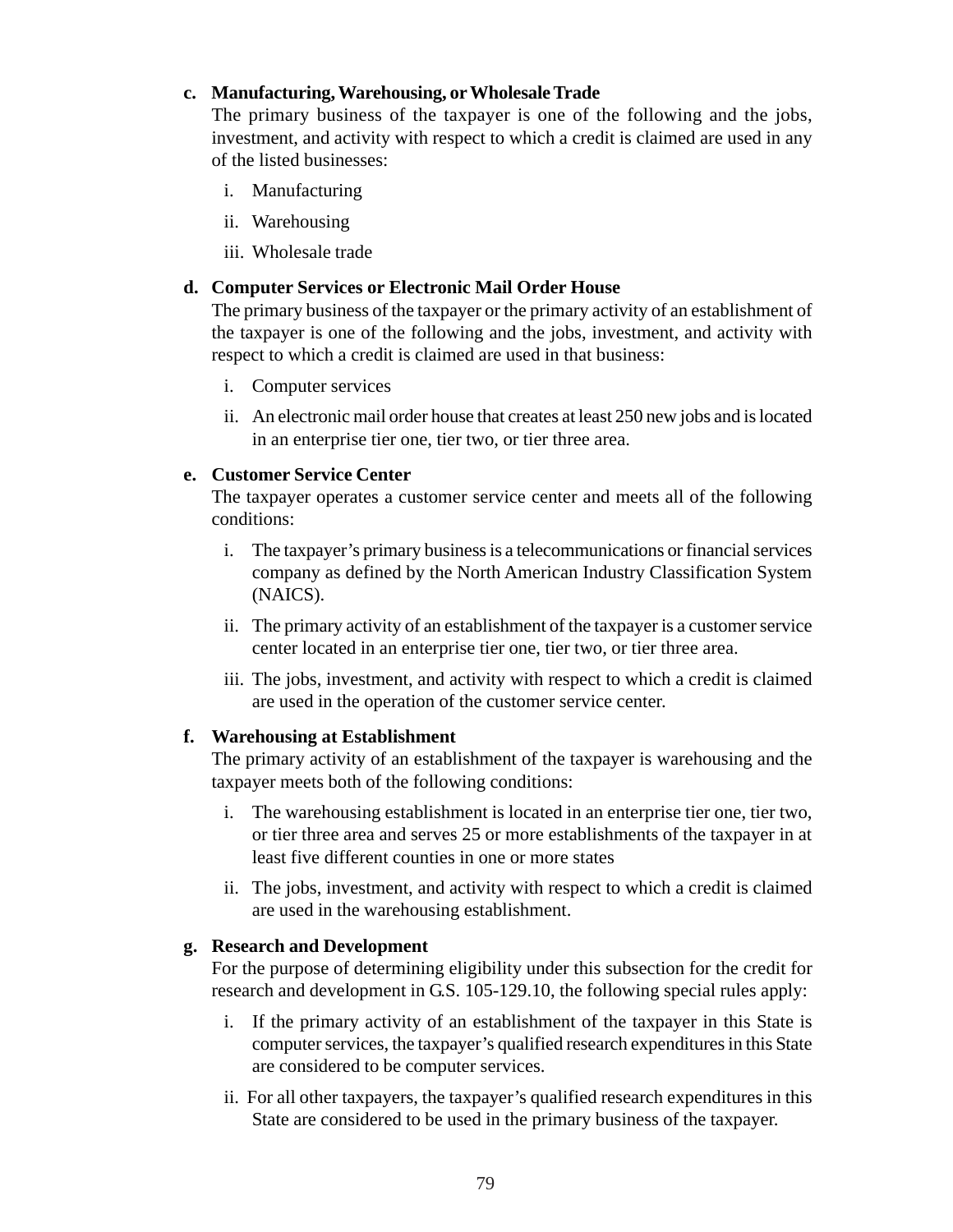**c. Manufacturing, Warehousing, or Wholesale Trade**

The primary business of the taxpayer is one of the following and the jobs, investment, and activity with respect to which a credit is claimed are used in any of the listed businesses:

i. Manufacturing

ii. Warehousing

iii. Wholesale trade

**d. Computer Services or Electronic Mail Order House**

The primary business of the taxpayer or the primary activity of an establishment of the taxpayer is one of the following and the jobs, investment, and activity with respect to which a credit is claimed are used in that business:

i. Computer services

ii. An electronic mail order house that creates at least 250 new jobs and is located in an enterprise tier one, tier two, or tier three area.

**e. Customer Service Center**

The taxpayer operates a customer service center and meets all of the following conditions:

i. The taxpayer's primary business is a telecommunications or financial services company as defined by the North American Industry Classification System (NAICS).

ii. The primary activity of an establishment of the taxpayer is a customer service center located in an enterprise tier one, tier two, or tier three area.

iii. The jobs, investment, and activity with respect to which a credit is claimed are used in the operation of the customer service center.

**f. Warehousing at Establishment**

The primary activity of an establishment of the taxpayer is warehousing and the taxpayer meets both of the following conditions:

i. The warehousing establishment is located in an enterprise tier one, tier two, or tier three area and serves 25 or more establishments of the taxpayer in at least five different counties in one or more states

ii. The jobs, investment, and activity with respect to which a credit is claimed are used in the warehousing establishment.

**g. Research and Development**

For the purpose of determining eligibility under this subsection for the credit for research and development in G.S. 105-129.10, the following special rules apply:

i. If the primary activity of an establishment of the taxpayer in this State is computer services, the taxpayer's qualified research expenditures in this State are considered to be computer services.

ii. For all other taxpayers, the taxpayer's qualified research expenditures in this State are considered to be used in the primary business of the taxpayer.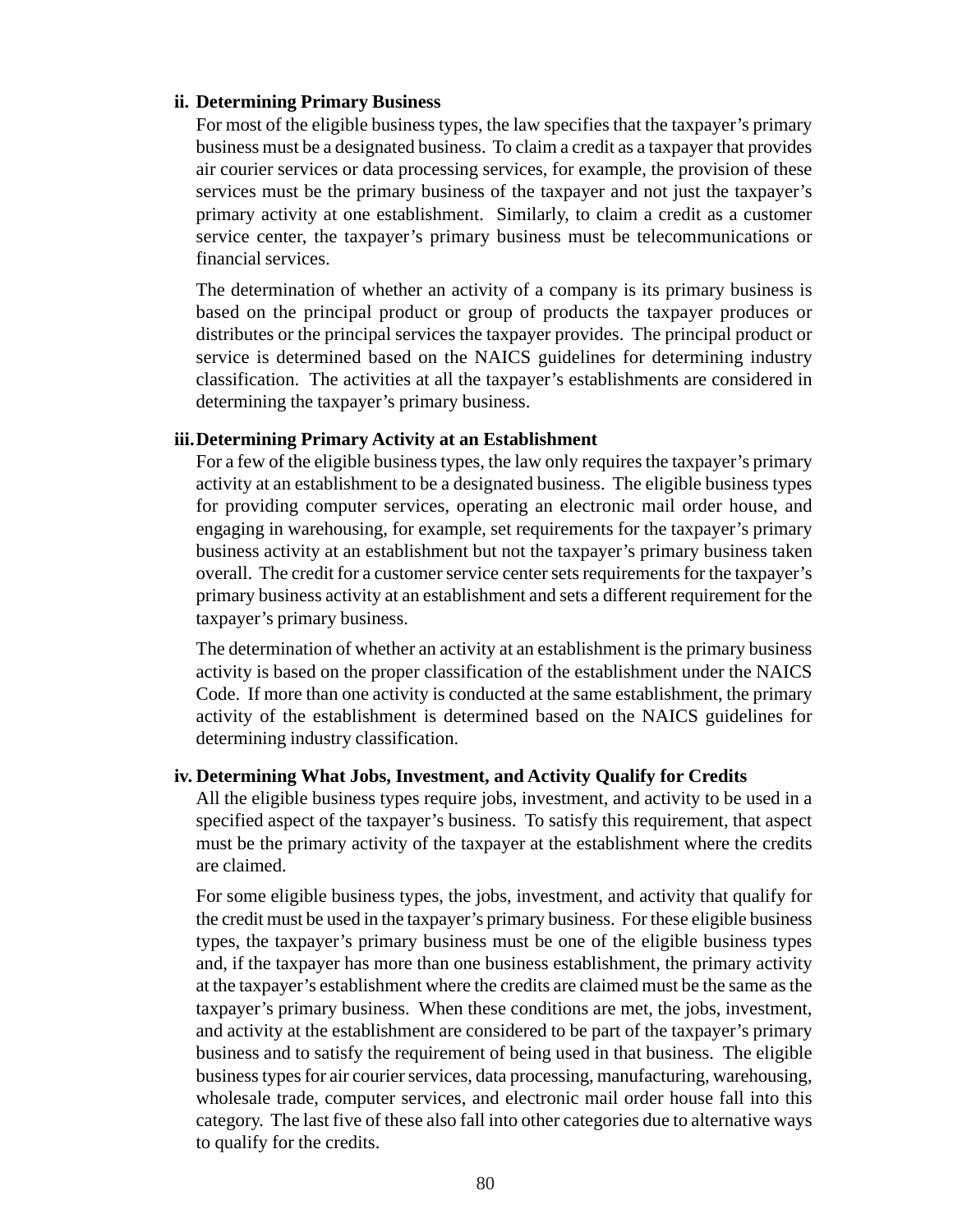### ii. Determining Primary Business

For most of the eligible business types, the law specifies that the taxpayer's primary business must be a designated business. To claim a credit as a taxpayer that provides air courier services or data processing services, for example, the provision of these services must be the primary business of the taxpayer and not just the taxpayer's primary activity at one establishment. Similarly, to claim a credit as a customer service center, the taxpayer's primary business must be telecommunications or financial services.

The determination of whether an activity of a company is its primary business is based on the principal product or group of products the taxpayer produces or distributes or the principal services the taxpayer provides. The principal product or service is determined based on the NAICS guidelines for determining industry classification. The activities at all the taxpayer's establishments are considered in determining the taxpayer's primary business.

### iii. Determining Primary Activity at an Establishment

For a few of the eligible business types, the law only requires the taxpayer's primary activity at an establishment to be a designated business. The eligible business types for providing computer services, operating an electronic mail order house, and engaging in warehousing, for example, set requirements for the taxpayer's primary business activity at an establishment but not the taxpayer's primary business taken overall. The credit for a customer service center sets requirements for the taxpayer's primary business activity at an establishment and sets a different requirement for the taxpayer's primary business.

The determination of whether an activity at an establishment is the primary business activity is based on the proper classification of the establishment under the NAICS Code. If more than one activity is conducted at the same establishment, the primary activity of the establishment is determined based on the NAICS guidelines for determining industry classification.

### iv. Determining What Jobs, Investment, and Activity Qualify for Credits

All the eligible business types require jobs, investment, and activity to be used in a specified aspect of the taxpayer's business. To satisfy this requirement, that aspect must be the primary activity of the taxpayer at the establishment where the credits are claimed.

For some eligible business types, the jobs, investment, and activity that qualify for the credit must be used in the taxpayer's primary business. For these eligible business types, the taxpayer's primary business must be one of the eligible business types and, if the taxpayer has more than one business establishment, the primary activity at the taxpayer's establishment where the credits are claimed must be the same as the taxpayer's primary business. When these conditions are met, the jobs, investment, and activity at the establishment are considered to be part of the taxpayer's primary business and to satisfy the requirement of being used in that business. The eligible business types for air courier services, data processing, manufacturing, warehousing, wholesale trade, computer services, and electronic mail order house fall into this category. The last five of these also fall into other categories due to alternative ways to qualify for the credits.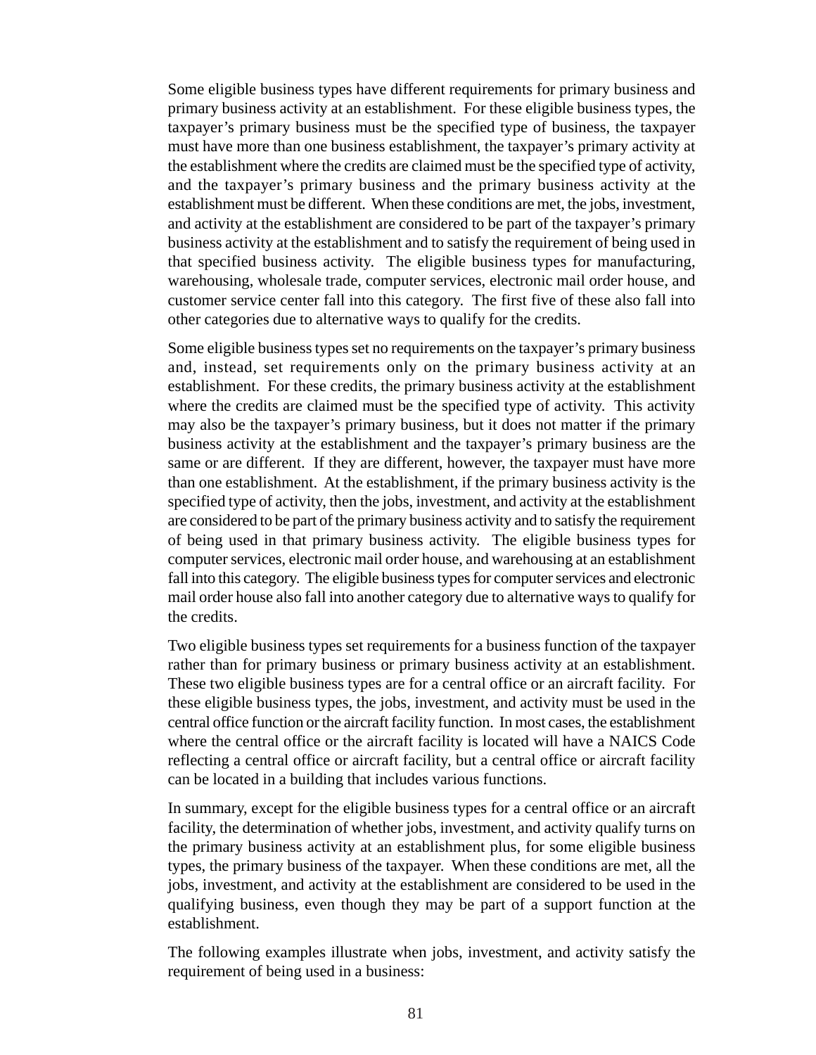Some eligible business types have different requirements for primary business and primary business activity at an establishment. For these eligible business types, the taxpayer's primary business must be the specified type of business, the taxpayer must have more than one business establishment, the taxpayer's primary activity at the establishment where the credits are claimed must be the specified type of activity, and the taxpayer's primary business and the primary business activity at the establishment must be different. When these conditions are met, the jobs, investment, and activity at the establishment are considered to be part of the taxpayer's primary business activity at the establishment and to satisfy the requirement of being used in that specified business activity. The eligible business types for manufacturing, warehousing, wholesale trade, computer services, electronic mail order house, and customer service center fall into this category. The first five of these also fall into other categories due to alternative ways to qualify for the credits.

Some eligible business types set no requirements on the taxpayer's primary business and, instead, set requirements only on the primary business activity at an establishment. For these credits, the primary business activity at the establishment where the credits are claimed must be the specified type of activity. This activity may also be the taxpayer's primary business, but it does not matter if the primary business activity at the establishment and the taxpayer's primary business are the same or are different. If they are different, however, the taxpayer must have more than one establishment. At the establishment, if the primary business activity is the specified type of activity, then the jobs, investment, and activity at the establishment are considered to be part of the primary business activity and to satisfy the requirement of being used in that primary business activity. The eligible business types for computer services, electronic mail order house, and warehousing at an establishment fall into this category. The eligible business types for computer services and electronic mail order house also fall into another category due to alternative ways to qualify for the credits.

Two eligible business types set requirements for a business function of the taxpayer rather than for primary business or primary business activity at an establishment. These two eligible business types are for a central office or an aircraft facility. For these eligible business types, the jobs, investment, and activity must be used in the central office function or the aircraft facility function. In most cases, the establishment where the central office or the aircraft facility is located will have a NAICS Code reflecting a central office or aircraft facility, but a central office or aircraft facility can be located in a building that includes various functions.

In summary, except for the eligible business types for a central office or an aircraft facility, the determination of whether jobs, investment, and activity qualify turns on the primary business activity at an establishment plus, for some eligible business types, the primary business of the taxpayer. When these conditions are met, all the jobs, investment, and activity at the establishment are considered to be used in the qualifying business, even though they may be part of a support function at the establishment.

The following examples illustrate when jobs, investment, and activity satisfy the requirement of being used in a business: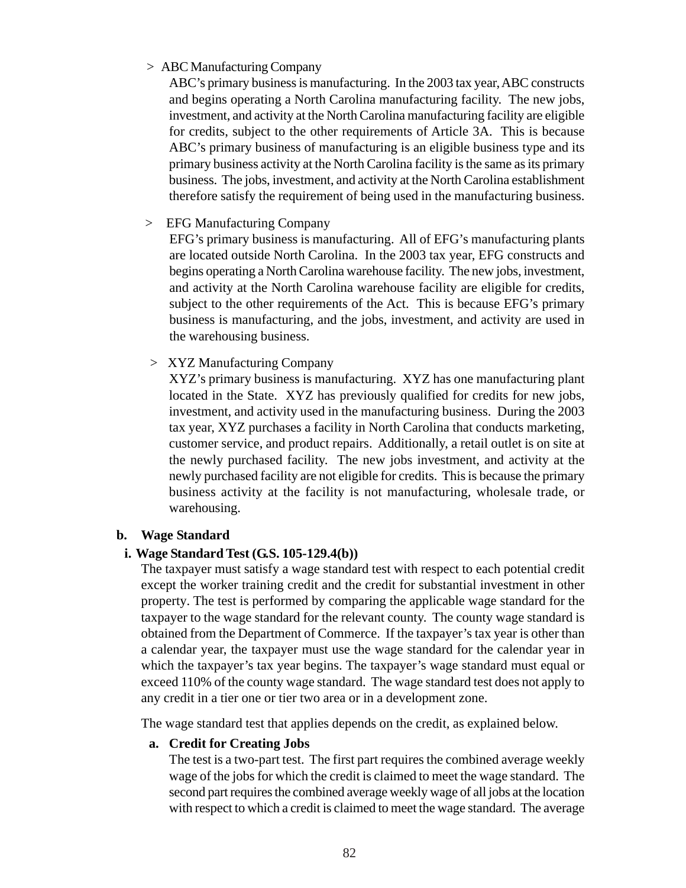> ABC Manufacturing Company

ABC's primary business is manufacturing. In the 2003 tax year, ABC constructs and begins operating a North Carolina manufacturing facility. The new jobs, investment, and activity at the North Carolina manufacturing facility are eligible for credits, subject to the other requirements of Article 3A. This is because ABC's primary business of manufacturing is an eligible business type and its primary business activity at the North Carolina facility is the same as its primary business. The jobs, investment, and activity at the North Carolina establishment therefore satisfy the requirement of being used in the manufacturing business.

> EFG Manufacturing Company

EFG's primary business is manufacturing. All of EFG's manufacturing plants are located outside North Carolina. In the 2003 tax year, EFG constructs and begins operating a North Carolina warehouse facility. The new jobs, investment, and activity at the North Carolina warehouse facility are eligible for credits, subject to the other requirements of the Act. This is because EFG's primary business is manufacturing, and the jobs, investment, and activity are used in the warehousing business.

> XYZ Manufacturing Company

XYZ's primary business is manufacturing. XYZ has one manufacturing plant located in the State. XYZ has previously qualified for credits for new jobs, investment, and activity used in the manufacturing business. During the 2003 tax year, XYZ purchases a facility in North Carolina that conducts marketing, customer service, and product repairs. Additionally, a retail outlet is on site at the newly purchased facility. The new jobs investment, and activity at the newly purchased facility are not eligible for credits. This is because the primary business activity at the facility is not manufacturing, wholesale trade, or warehousing.

**b. Wage Standard**

**i. Wage Standard Test (G.S. 105-129.4(b))**

The taxpayer must satisfy a wage standard test with respect to each potential credit except the worker training credit and the credit for substantial investment in other property. The test is performed by comparing the applicable wage standard for the taxpayer to the wage standard for the relevant county. The county wage standard is obtained from the Department of Commerce. If the taxpayer's tax year is other than a calendar year, the taxpayer must use the wage standard for the calendar year in which the taxpayer's tax year begins. The taxpayer's wage standard must equal or exceed 110% of the county wage standard. The wage standard test does not apply to any credit in a tier one or tier two area or in a development zone.

The wage standard test that applies depends on the credit, as explained below.

**a. Credit for Creating Jobs**

The test is a two-part test. The first part requires the combined average weekly wage of the jobs for which the credit is claimed to meet the wage standard. The second part requires the combined average weekly wage of all jobs at the location with respect to which a credit is claimed to meet the wage standard. The average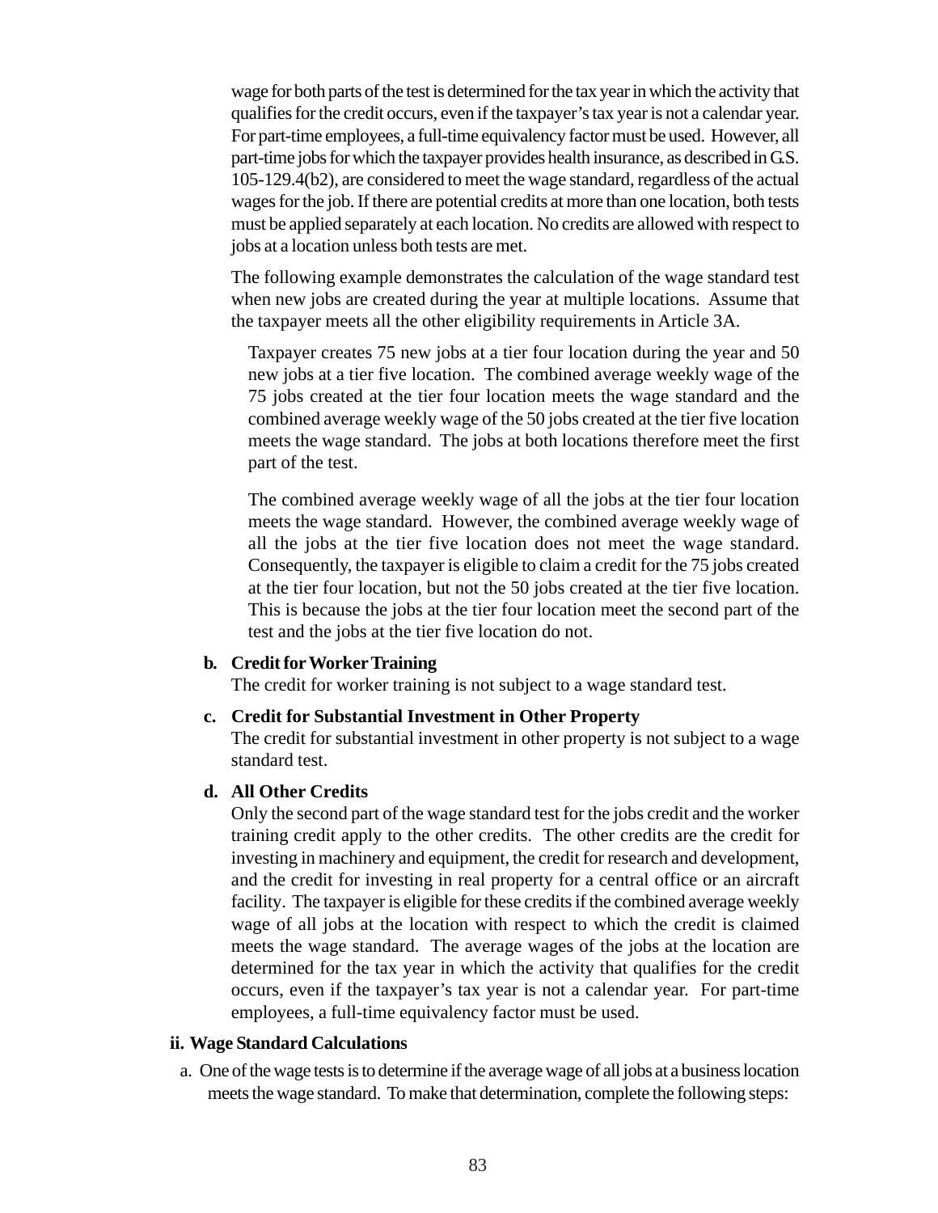wage for both parts of the test is determined for the tax year in which the activity that qualifies for the credit occurs, even if the taxpayer's tax year is not a calendar year. For part-time employees, a full-time equivalency factor must be used. However, all part-time jobs for which the taxpayer provides health insurance, as described in G.S. 105-129.4(b2), are considered to meet the wage standard, regardless of the actual wages for the job. If there are potential credits at more than one location, both tests must be applied separately at each location. No credits are allowed with respect to jobs at a location unless both tests are met.

The following example demonstrates the calculation of the wage standard test when new jobs are created during the year at multiple locations. Assume that the taxpayer meets all the other eligibility requirements in Article 3A.

> Taxpayer creates 75 new jobs at a tier four location during the year and 50 new jobs at a tier five location. The combined average weekly wage of the 75 jobs created at the tier four location meets the wage standard and the combined average weekly wage of the 50 jobs created at the tier five location meets the wage standard. The jobs at both locations therefore meet the first part of the test.
>
> The combined average weekly wage of all the jobs at the tier four location meets the wage standard. However, the combined average weekly wage of all the jobs at the tier five location does not meet the wage standard. Consequently, the taxpayer is eligible to claim a credit for the 75 jobs created at the tier four location, but not the 50 jobs created at the tier five location. This is because the jobs at the tier four location meet the second part of the test and the jobs at the tier five location do not.

**b. Credit for Worker Training**

The credit for worker training is not subject to a wage standard test.

**c. Credit for Substantial Investment in Other Property**

The credit for substantial investment in other property is not subject to a wage standard test.

**d. All Other Credits**

Only the second part of the wage standard test for the jobs credit and the worker training credit apply to the other credits. The other credits are the credit for investing in machinery and equipment, the credit for research and development, and the credit for investing in real property for a central office or an aircraft facility. The taxpayer is eligible for these credits if the combined average weekly wage of all jobs at the location with respect to which the credit is claimed meets the wage standard. The average wages of the jobs at the location are determined for the tax year in which the activity that qualifies for the credit occurs, even if the taxpayer's tax year is not a calendar year. For part-time employees, a full-time equivalency factor must be used.

**ii. Wage Standard Calculations**

a. One of the wage tests is to determine if the average wage of all jobs at a business location meets the wage standard. To make that determination, complete the following steps: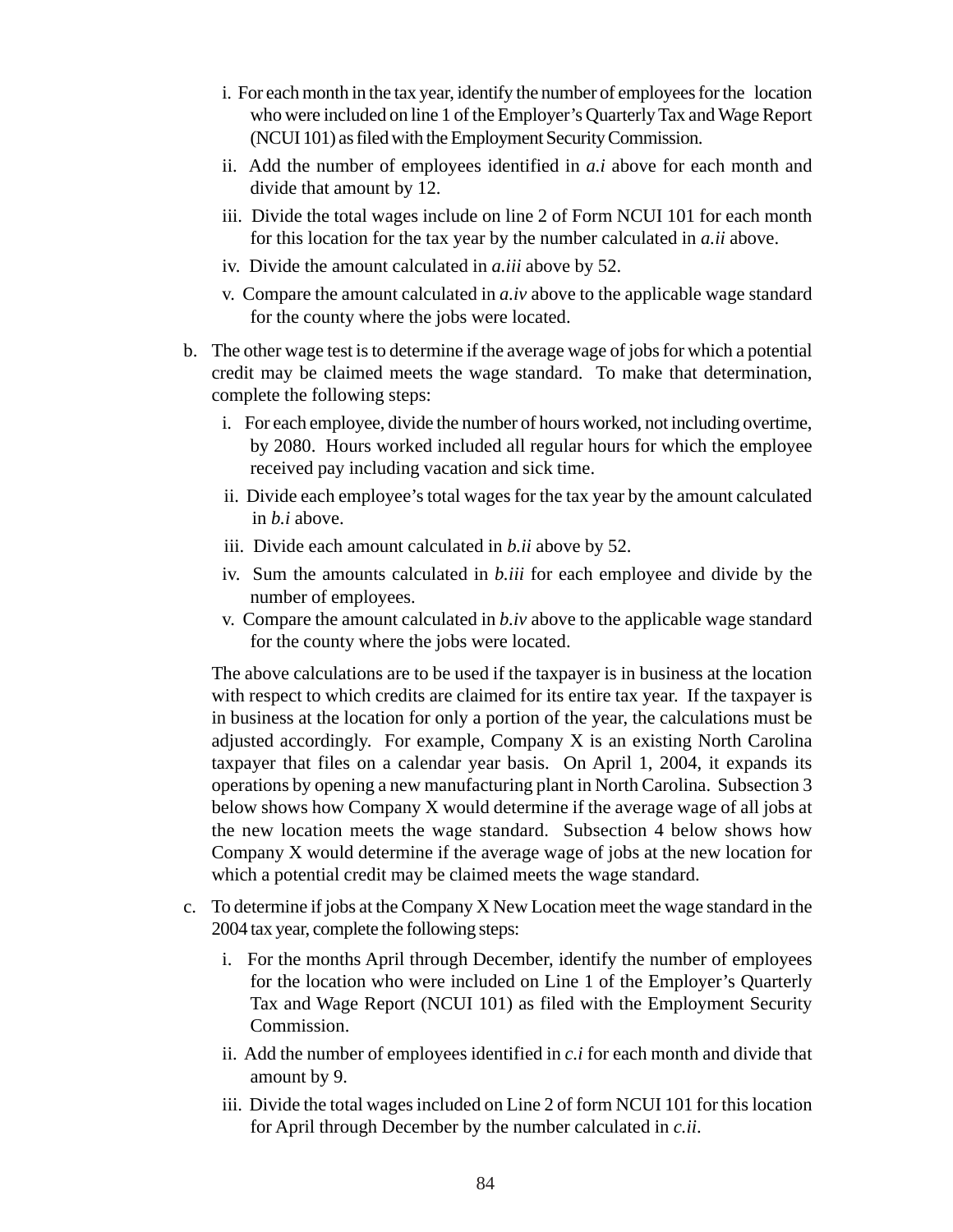i. For each month in the tax year, identify the number of employees for the location who were included on line 1 of the Employer's Quarterly Tax and Wage Report (NCUI 101) as filed with the Employment Security Commission.

ii. Add the number of employees identified in *a.i* above for each month and divide that amount by 12.

iii. Divide the total wages include on line 2 of Form NCUI 101 for each month for this location for the tax year by the number calculated in *a.ii* above.

iv. Divide the amount calculated in *a.iii* above by 52.

v. Compare the amount calculated in *a.iv* above to the applicable wage standard for the county where the jobs were located.

b. The other wage test is to determine if the average wage of jobs for which a potential credit may be claimed meets the wage standard. To make that determination, complete the following steps:

   i. For each employee, divide the number of hours worked, not including overtime, by 2080. Hours worked included all regular hours for which the employee received pay including vacation and sick time.

   ii. Divide each employee's total wages for the tax year by the amount calculated in *b.i* above.

   iii. Divide each amount calculated in *b.ii* above by 52.

   iv. Sum the amounts calculated in *b.iii* for each employee and divide by the number of employees.

   v. Compare the amount calculated in *b.iv* above to the applicable wage standard for the county where the jobs were located.

   The above calculations are to be used if the taxpayer is in business at the location with respect to which credits are claimed for its entire tax year. If the taxpayer is in business at the location for only a portion of the year, the calculations must be adjusted accordingly. For example, Company X is an existing North Carolina taxpayer that files on a calendar year basis. On April 1, 2004, it expands its operations by opening a new manufacturing plant in North Carolina. Subsection 3 below shows how Company X would determine if the average wage of all jobs at the new location meets the wage standard. Subsection 4 below shows how Company X would determine if the average wage of jobs at the new location for which a potential credit may be claimed meets the wage standard.

c. To determine if jobs at the Company X New Location meet the wage standard in the 2004 tax year, complete the following steps:

   i. For the months April through December, identify the number of employees for the location who were included on Line 1 of the Employer's Quarterly Tax and Wage Report (NCUI 101) as filed with the Employment Security Commission.

   ii. Add the number of employees identified in *c.i* for each month and divide that amount by 9.

   iii. Divide the total wages included on Line 2 of form NCUI 101 for this location for April through December by the number calculated in *c.ii*.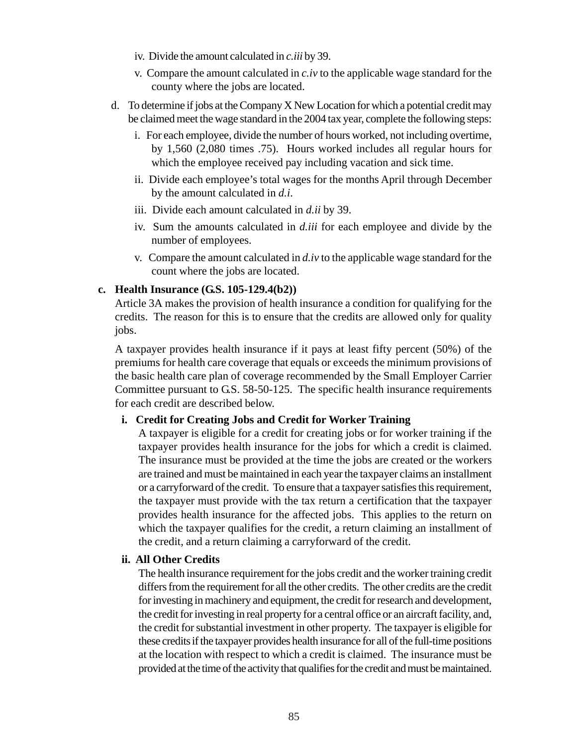iv. Divide the amount calculated in *c.iii* by 39.

v. Compare the amount calculated in *c.iv* to the applicable wage standard for the county where the jobs are located.

d. To determine if jobs at the Company X New Location for which a potential credit may be claimed meet the wage standard in the 2004 tax year, complete the following steps:

i. For each employee, divide the number of hours worked, not including overtime, by 1,560 (2,080 times .75). Hours worked includes all regular hours for which the employee received pay including vacation and sick time.

ii. Divide each employee's total wages for the months April through December by the amount calculated in *d.i*.

iii. Divide each amount calculated in *d.ii* by 39.

iv. Sum the amounts calculated in *d.iii* for each employee and divide by the number of employees.

v. Compare the amount calculated in *d.iv* to the applicable wage standard for the count where the jobs are located.

**c. Health Insurance (G.S. 105-129.4(b2))**

Article 3A makes the provision of health insurance a condition for qualifying for the credits. The reason for this is to ensure that the credits are allowed only for quality jobs.

A taxpayer provides health insurance if it pays at least fifty percent (50%) of the premiums for health care coverage that equals or exceeds the minimum provisions of the basic health care plan of coverage recommended by the Small Employer Carrier Committee pursuant to G.S. 58-50-125. The specific health insurance requirements for each credit are described below.

**i. Credit for Creating Jobs and Credit for Worker Training**

A taxpayer is eligible for a credit for creating jobs or for worker training if the taxpayer provides health insurance for the jobs for which a credit is claimed. The insurance must be provided at the time the jobs are created or the workers are trained and must be maintained in each year the taxpayer claims an installment or a carryforward of the credit. To ensure that a taxpayer satisfies this requirement, the taxpayer must provide with the tax return a certification that the taxpayer provides health insurance for the affected jobs. This applies to the return on which the taxpayer qualifies for the credit, a return claiming an installment of the credit, and a return claiming a carryforward of the credit.

**ii. All Other Credits**

The health insurance requirement for the jobs credit and the worker training credit differs from the requirement for all the other credits. The other credits are the credit for investing in machinery and equipment, the credit for research and development, the credit for investing in real property for a central office or an aircraft facility, and, the credit for substantial investment in other property. The taxpayer is eligible for these credits if the taxpayer provides health insurance for all of the full-time positions at the location with respect to which a credit is claimed. The insurance must be provided at the time of the activity that qualifies for the credit and must be maintained.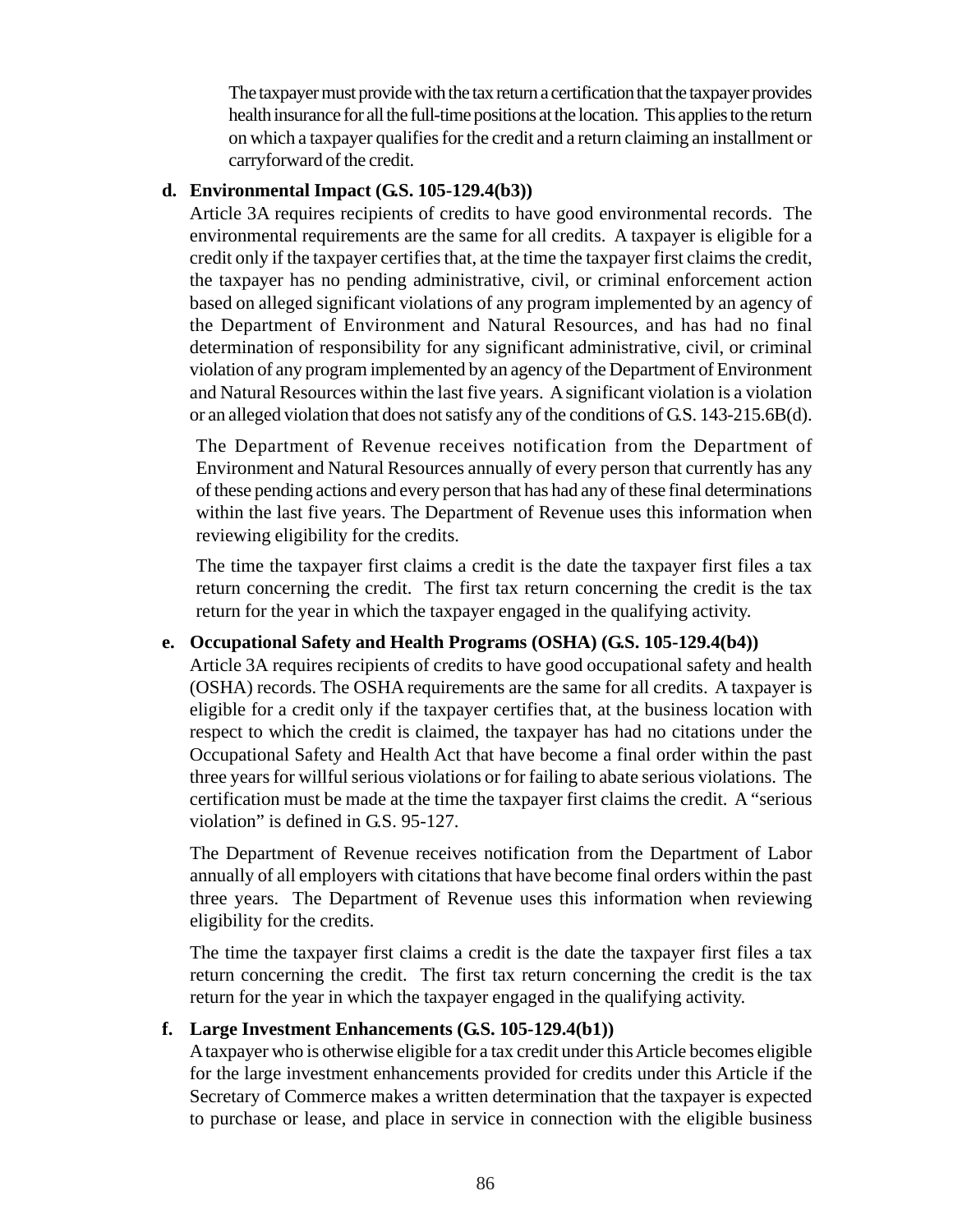The taxpayer must provide with the tax return a certification that the taxpayer provides health insurance for all the full-time positions at the location. This applies to the return on which a taxpayer qualifies for the credit and a return claiming an installment or carryforward of the credit.

**d. Environmental Impact (G.S. 105-129.4(b3))**

Article 3A requires recipients of credits to have good environmental records. The environmental requirements are the same for all credits. A taxpayer is eligible for a credit only if the taxpayer certifies that, at the time the taxpayer first claims the credit, the taxpayer has no pending administrative, civil, or criminal enforcement action based on alleged significant violations of any program implemented by an agency of the Department of Environment and Natural Resources, and has had no final determination of responsibility for any significant administrative, civil, or criminal violation of any program implemented by an agency of the Department of Environment and Natural Resources within the last five years. A significant violation is a violation or an alleged violation that does not satisfy any of the conditions of G.S. 143-215.6B(d).

The Department of Revenue receives notification from the Department of Environment and Natural Resources annually of every person that currently has any of these pending actions and every person that has had any of these final determinations within the last five years. The Department of Revenue uses this information when reviewing eligibility for the credits.

The time the taxpayer first claims a credit is the date the taxpayer first files a tax return concerning the credit. The first tax return concerning the credit is the tax return for the year in which the taxpayer engaged in the qualifying activity.

**e. Occupational Safety and Health Programs (OSHA) (G.S. 105-129.4(b4))**

Article 3A requires recipients of credits to have good occupational safety and health (OSHA) records. The OSHA requirements are the same for all credits. A taxpayer is eligible for a credit only if the taxpayer certifies that, at the business location with respect to which the credit is claimed, the taxpayer has had no citations under the Occupational Safety and Health Act that have become a final order within the past three years for willful serious violations or for failing to abate serious violations. The certification must be made at the time the taxpayer first claims the credit. A "serious violation" is defined in G.S. 95-127.

The Department of Revenue receives notification from the Department of Labor annually of all employers with citations that have become final orders within the past three years. The Department of Revenue uses this information when reviewing eligibility for the credits.

The time the taxpayer first claims a credit is the date the taxpayer first files a tax return concerning the credit. The first tax return concerning the credit is the tax return for the year in which the taxpayer engaged in the qualifying activity.

**f. Large Investment Enhancements (G.S. 105-129.4(b1))**

A taxpayer who is otherwise eligible for a tax credit under this Article becomes eligible for the large investment enhancements provided for credits under this Article if the Secretary of Commerce makes a written determination that the taxpayer is expected to purchase or lease, and place in service in connection with the eligible business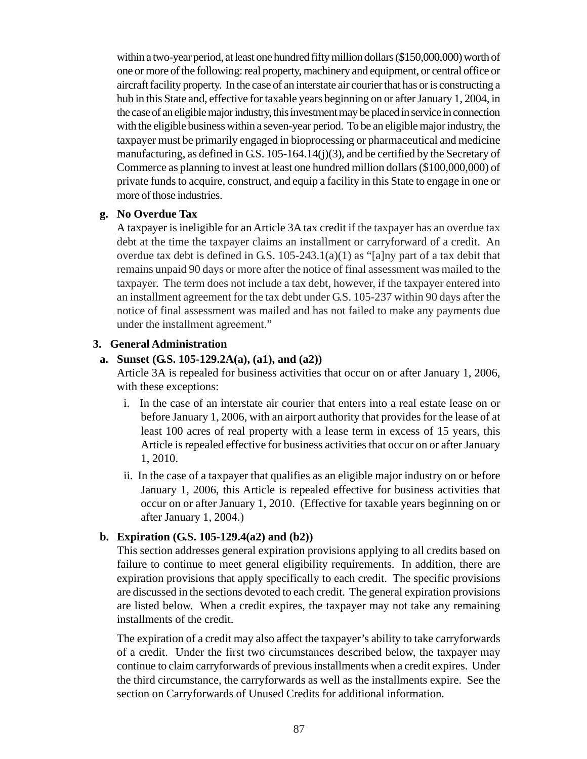within a two-year period, at least one hundred fifty million dollars ($150,000,000) worth of one or more of the following: real property, machinery and equipment, or central office or aircraft facility property. In the case of an interstate air courier that has or is constructing a hub in this State and, effective for taxable years beginning on or after January 1, 2004, in the case of an eligible major industry, this investment may be placed in service in connection with the eligible business within a seven-year period. To be an eligible major industry, the taxpayer must be primarily engaged in bioprocessing or pharmaceutical and medicine manufacturing, as defined in G.S. 105-164.14(j)(3), and be certified by the Secretary of Commerce as planning to invest at least one hundred million dollars ($100,000,000) of private funds to acquire, construct, and equip a facility in this State to engage in one or more of those industries.

**g. No Overdue Tax**

A taxpayer is ineligible for an Article 3A tax credit if the taxpayer has an overdue tax debt at the time the taxpayer claims an installment or carryforward of a credit. An overdue tax debt is defined in G.S. 105-243.1(a)(1) as "[a]ny part of a tax debit that remains unpaid 90 days or more after the notice of final assessment was mailed to the taxpayer. The term does not include a tax debt, however, if the taxpayer entered into an installment agreement for the tax debt under G.S. 105-237 within 90 days after the notice of final assessment was mailed and has not failed to make any payments due under the installment agreement."

## 3. General Administration

**a. Sunset (G.S. 105-129.2A(a), (a1), and (a2))**

Article 3A is repealed for business activities that occur on or after January 1, 2006, with these exceptions:

i. In the case of an interstate air courier that enters into a real estate lease on or before January 1, 2006, with an airport authority that provides for the lease of at least 100 acres of real property with a lease term in excess of 15 years, this Article is repealed effective for business activities that occur on or after January 1, 2010.

ii. In the case of a taxpayer that qualifies as an eligible major industry on or before January 1, 2006, this Article is repealed effective for business activities that occur on or after January 1, 2010. (Effective for taxable years beginning on or after January 1, 2004.)

**b. Expiration (G.S. 105-129.4(a2) and (b2))**

This section addresses general expiration provisions applying to all credits based on failure to continue to meet general eligibility requirements. In addition, there are expiration provisions that apply specifically to each credit. The specific provisions are discussed in the sections devoted to each credit. The general expiration provisions are listed below. When a credit expires, the taxpayer may not take any remaining installments of the credit.

The expiration of a credit may also affect the taxpayer's ability to take carryforwards of a credit. Under the first two circumstances described below, the taxpayer may continue to claim carryforwards of previous installments when a credit expires. Under the third circumstance, the carryforwards as well as the installments expire. See the section on Carryforwards of Unused Credits for additional information.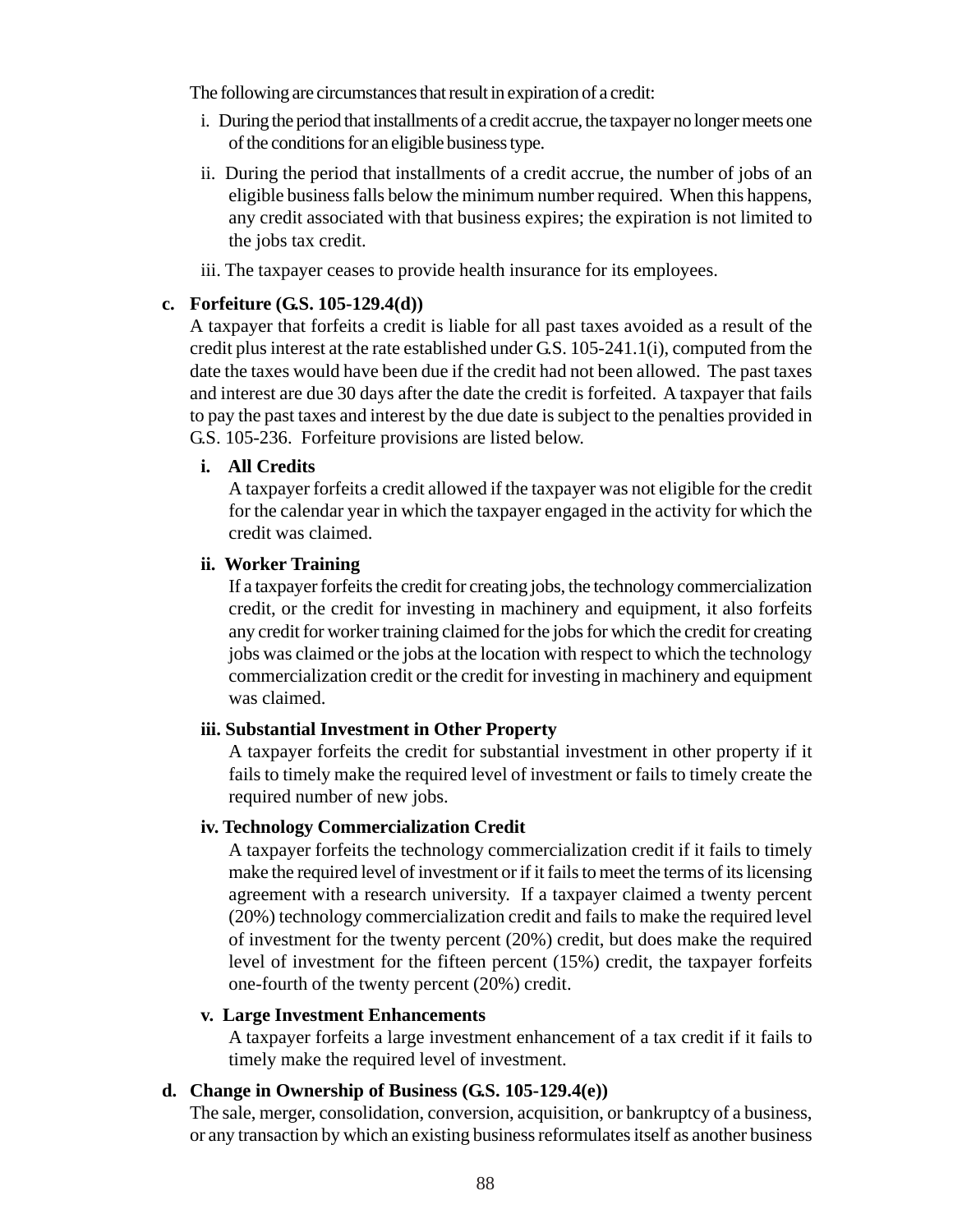The following are circumstances that result in expiration of a credit:

i. During the period that installments of a credit accrue, the taxpayer no longer meets one of the conditions for an eligible business type.

ii. During the period that installments of a credit accrue, the number of jobs of an eligible business falls below the minimum number required. When this happens, any credit associated with that business expires; the expiration is not limited to the jobs tax credit.

iii. The taxpayer ceases to provide health insurance for its employees.

**c. Forfeiture (G.S. 105-129.4(d))**

A taxpayer that forfeits a credit is liable for all past taxes avoided as a result of the credit plus interest at the rate established under G.S. 105-241.1(i), computed from the date the taxes would have been due if the credit had not been allowed. The past taxes and interest are due 30 days after the date the credit is forfeited. A taxpayer that fails to pay the past taxes and interest by the due date is subject to the penalties provided in G.S. 105-236. Forfeiture provisions are listed below.

**i. All Credits**

A taxpayer forfeits a credit allowed if the taxpayer was not eligible for the credit for the calendar year in which the taxpayer engaged in the activity for which the credit was claimed.

**ii. Worker Training**

If a taxpayer forfeits the credit for creating jobs, the technology commercialization credit, or the credit for investing in machinery and equipment, it also forfeits any credit for worker training claimed for the jobs for which the credit for creating jobs was claimed or the jobs at the location with respect to which the technology commercialization credit or the credit for investing in machinery and equipment was claimed.

**iii. Substantial Investment in Other Property**

A taxpayer forfeits the credit for substantial investment in other property if it fails to timely make the required level of investment or fails to timely create the required number of new jobs.

**iv. Technology Commercialization Credit**

A taxpayer forfeits the technology commercialization credit if it fails to timely make the required level of investment or if it fails to meet the terms of its licensing agreement with a research university. If a taxpayer claimed a twenty percent (20%) technology commercialization credit and fails to make the required level of investment for the twenty percent (20%) credit, but does make the required level of investment for the fifteen percent (15%) credit, the taxpayer forfeits one-fourth of the twenty percent (20%) credit.

**v. Large Investment Enhancements**

A taxpayer forfeits a large investment enhancement of a tax credit if it fails to timely make the required level of investment.

**d. Change in Ownership of Business (G.S. 105-129.4(e))**

The sale, merger, consolidation, conversion, acquisition, or bankruptcy of a business, or any transaction by which an existing business reformulates itself as another business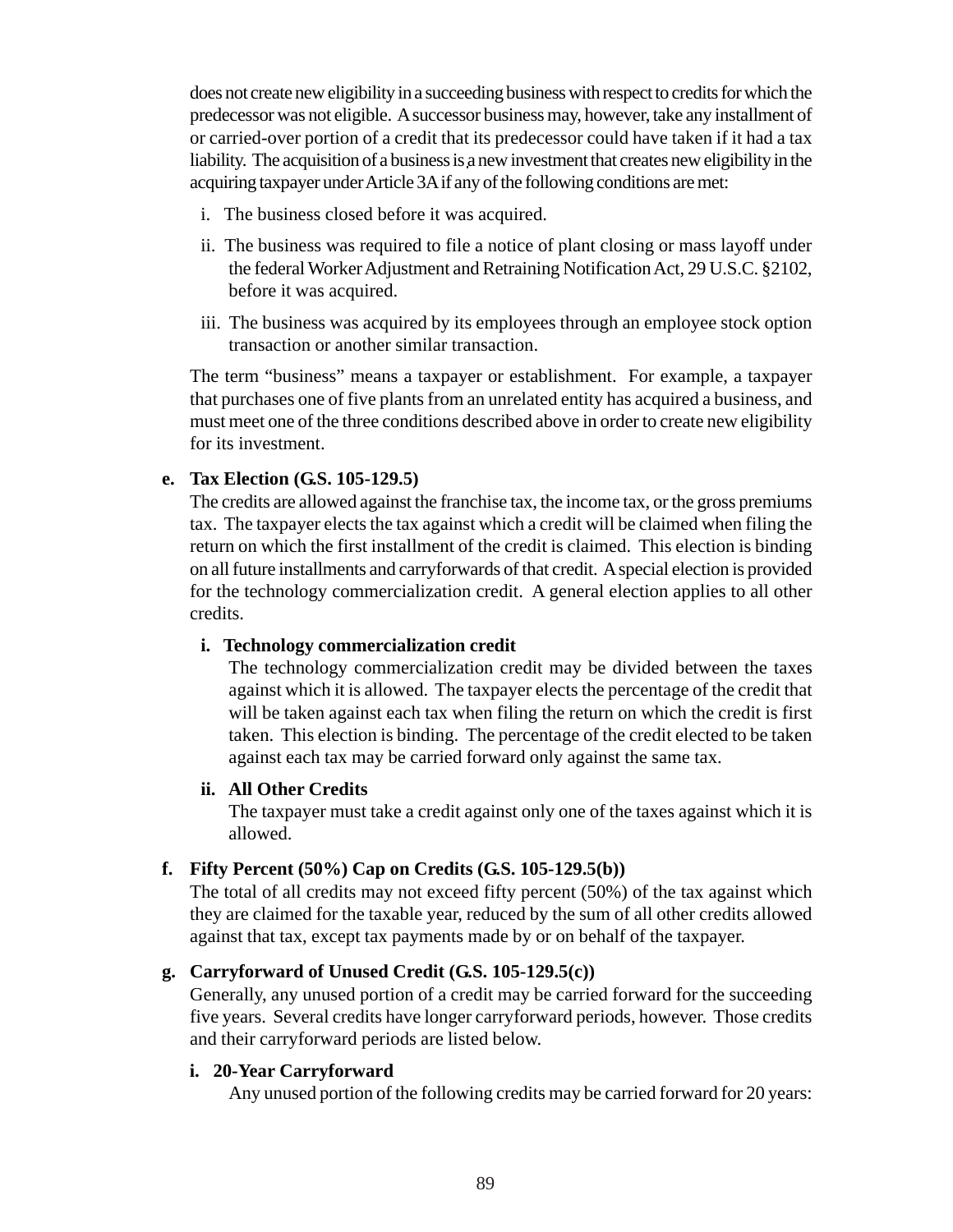does not create new eligibility in a succeeding business with respect to credits for which the predecessor was not eligible. A successor business may, however, take any installment of or carried-over portion of a credit that its predecessor could have taken if it had a tax liability. The acquisition of a business is a new investment that creates new eligibility in the acquiring taxpayer under Article 3A if any of the following conditions are met:

i. The business closed before it was acquired.

ii. The business was required to file a notice of plant closing or mass layoff under the federal Worker Adjustment and Retraining Notification Act, 29 U.S.C. §2102, before it was acquired.

iii. The business was acquired by its employees through an employee stock option transaction or another similar transaction.

The term "business" means a taxpayer or establishment. For example, a taxpayer that purchases one of five plants from an unrelated entity has acquired a business, and must meet one of the three conditions described above in order to create new eligibility for its investment.

**e. Tax Election (G.S. 105-129.5)**

The credits are allowed against the franchise tax, the income tax, or the gross premiums tax. The taxpayer elects the tax against which a credit will be claimed when filing the return on which the first installment of the credit is claimed. This election is binding on all future installments and carryforwards of that credit. A special election is provided for the technology commercialization credit. A general election applies to all other credits.

**i. Technology commercialization credit**

The technology commercialization credit may be divided between the taxes against which it is allowed. The taxpayer elects the percentage of the credit that will be taken against each tax when filing the return on which the credit is first taken. This election is binding. The percentage of the credit elected to be taken against each tax may be carried forward only against the same tax.

**ii. All Other Credits**

The taxpayer must take a credit against only one of the taxes against which it is allowed.

**f. Fifty Percent (50%) Cap on Credits (G.S. 105-129.5(b))**

The total of all credits may not exceed fifty percent (50%) of the tax against which they are claimed for the taxable year, reduced by the sum of all other credits allowed against that tax, except tax payments made by or on behalf of the taxpayer.

**g. Carryforward of Unused Credit (G.S. 105-129.5(c))**

Generally, any unused portion of a credit may be carried forward for the succeeding five years. Several credits have longer carryforward periods, however. Those credits and their carryforward periods are listed below.

**i. 20-Year Carryforward**

Any unused portion of the following credits may be carried forward for 20 years: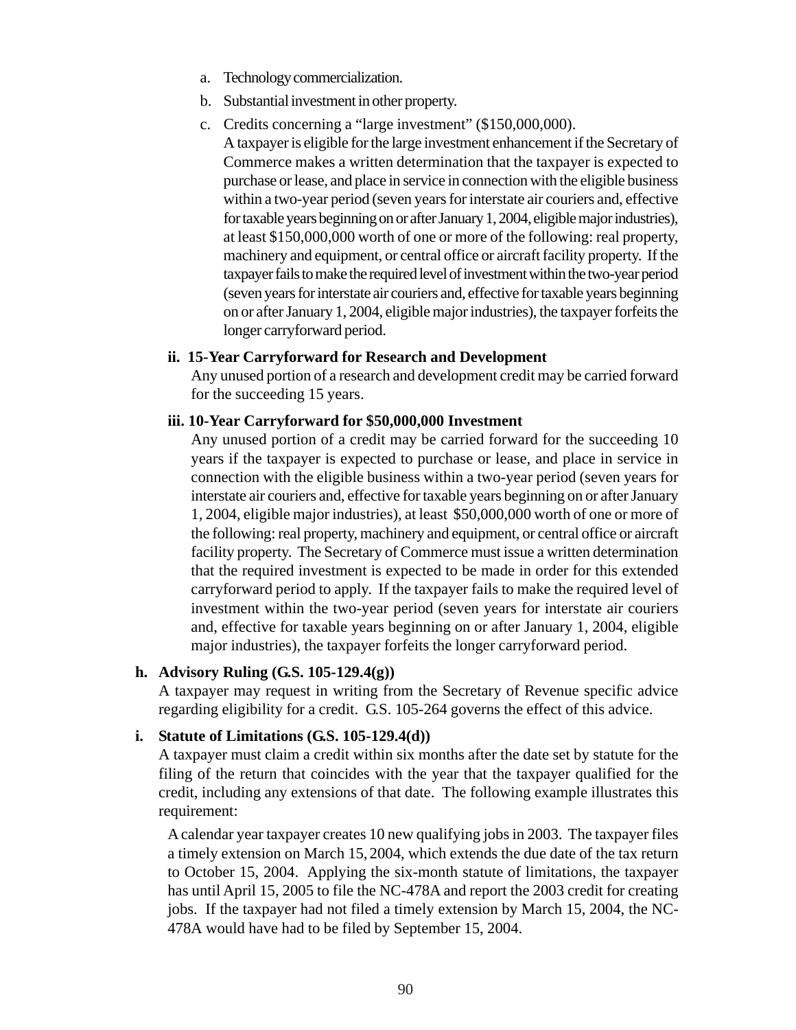a. Technology commercialization.

b. Substantial investment in other property.

c. Credits concerning a "large investment" ($150,000,000).

   A taxpayer is eligible for the large investment enhancement if the Secretary of Commerce makes a written determination that the taxpayer is expected to purchase or lease, and place in service in connection with the eligible business within a two-year period (seven years for interstate air couriers and, effective for taxable years beginning on or after January 1, 2004, eligible major industries), at least $150,000,000 worth of one or more of the following: real property, machinery and equipment, or central office or aircraft facility property. If the taxpayer fails to make the required level of investment within the two-year period (seven years for interstate air couriers and, effective for taxable years beginning on or after January 1, 2004, eligible major industries), the taxpayer forfeits the longer carryforward period.

**ii. 15-Year Carryforward for Research and Development**

Any unused portion of a research and development credit may be carried forward for the succeeding 15 years.

**iii. 10-Year Carryforward for $50,000,000 Investment**

Any unused portion of a credit may be carried forward for the succeeding 10 years if the taxpayer is expected to purchase or lease, and place in service in connection with the eligible business within a two-year period (seven years for interstate air couriers and, effective for taxable years beginning on or after January 1, 2004, eligible major industries), at least $50,000,000 worth of one or more of the following: real property, machinery and equipment, or central office or aircraft facility property. The Secretary of Commerce must issue a written determination that the required investment is expected to be made in order for this extended carryforward period to apply. If the taxpayer fails to make the required level of investment within the two-year period (seven years for interstate air couriers and, effective for taxable years beginning on or after January 1, 2004, eligible major industries), the taxpayer forfeits the longer carryforward period.

**h. Advisory Ruling (G.S. 105-129.4(g))**

A taxpayer may request in writing from the Secretary of Revenue specific advice regarding eligibility for a credit. G.S. 105-264 governs the effect of this advice.

**i. Statute of Limitations (G.S. 105-129.4(d))**

A taxpayer must claim a credit within six months after the date set by statute for the filing of the return that coincides with the year that the taxpayer qualified for the credit, including any extensions of that date. The following example illustrates this requirement:

A calendar year taxpayer creates 10 new qualifying jobs in 2003. The taxpayer files a timely extension on March 15, 2004, which extends the due date of the tax return to October 15, 2004. Applying the six-month statute of limitations, the taxpayer has until April 15, 2005 to file the NC-478A and report the 2003 credit for creating jobs. If the taxpayer had not filed a timely extension by March 15, 2004, the NC-478A would have had to be filed by September 15, 2004.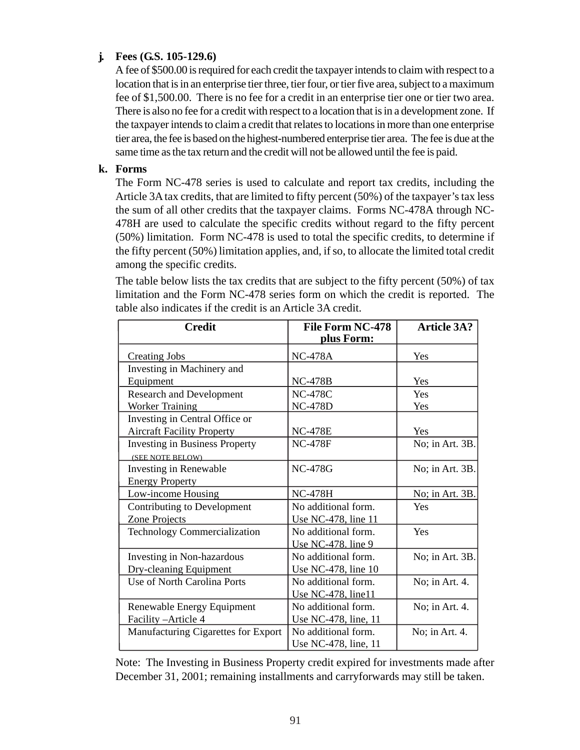**j. Fees (G.S. 105-129.6)**

A fee of $500.00 is required for each credit the taxpayer intends to claim with respect to a location that is in an enterprise tier three, tier four, or tier five area, subject to a maximum fee of $1,500.00. There is no fee for a credit in an enterprise tier one or tier two area. There is also no fee for a credit with respect to a location that is in a development zone. If the taxpayer intends to claim a credit that relates to locations in more than one enterprise tier area, the fee is based on the highest-numbered enterprise tier area. The fee is due at the same time as the tax return and the credit will not be allowed until the fee is paid.

**k. Forms**

The Form NC-478 series is used to calculate and report tax credits, including the Article 3A tax credits, that are limited to fifty percent (50%) of the taxpayer's tax less the sum of all other credits that the taxpayer claims. Forms NC-478A through NC-478H are used to calculate the specific credits without regard to the fifty percent (50%) limitation. Form NC-478 is used to total the specific credits, to determine if the fifty percent (50%) limitation applies, and, if so, to allocate the limited total credit among the specific credits.

The table below lists the tax credits that are subject to the fifty percent (50%) of tax limitation and the Form NC-478 series form on which the credit is reported. The table also indicates if the credit is an Article 3A credit.

| Credit | File Form NC-478 plus Form: | Article 3A? |
|---|---|---|
| Creating Jobs | NC-478A | Yes |
| Investing in Machinery and Equipment | NC-478B | Yes |
| Research and Development | NC-478C | Yes |
| Worker Training | NC-478D | Yes |
| Investing in Central Office or Aircraft Facility Property | NC-478E | Yes |
| Investing in Business Property (SEE NOTE BELOW) | NC-478F | No; in Art. 3B. |
| Investing in Renewable Energy Property | NC-478G | No; in Art. 3B. |
| Low-income Housing | NC-478H | No; in Art. 3B. |
| Contributing to Development Zone Projects | No additional form. Use NC-478, line 11 | Yes |
| Technology Commercialization | No additional form. Use NC-478. line 9 | Yes |
| Investing in Non-hazardous Dry-cleaning Equipment | No additional form. Use NC-478, line 10 | No; in Art. 3B. |
| Use of North Carolina Ports | No additional form. Use NC-478, line11 | No; in Art. 4. |
| Renewable Energy Equipment Facility –Article 4 | No additional form. Use NC-478, line, 11 | No; in Art. 4. |
| Manufacturing Cigarettes for Export | No additional form. Use NC-478, line, 11 | No; in Art. 4. |

Note: The Investing in Business Property credit expired for investments made after December 31, 2001; remaining installments and carryforwards may still be taken.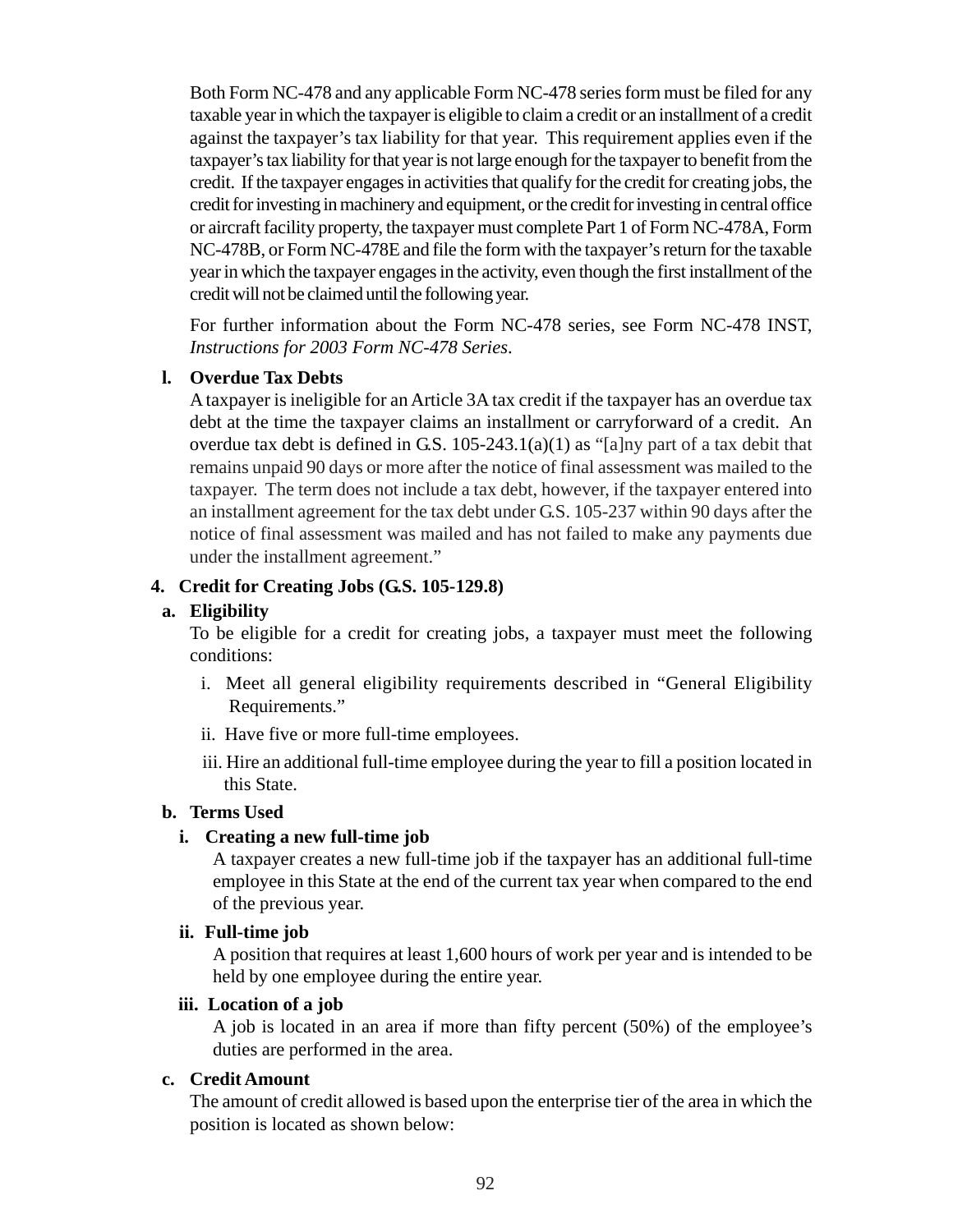Both Form NC-478 and any applicable Form NC-478 series form must be filed for any taxable year in which the taxpayer is eligible to claim a credit or an installment of a credit against the taxpayer's tax liability for that year. This requirement applies even if the taxpayer's tax liability for that year is not large enough for the taxpayer to benefit from the credit. If the taxpayer engages in activities that qualify for the credit for creating jobs, the credit for investing in machinery and equipment, or the credit for investing in central office or aircraft facility property, the taxpayer must complete Part 1 of Form NC-478A, Form NC-478B, or Form NC-478E and file the form with the taxpayer's return for the taxable year in which the taxpayer engages in the activity, even though the first installment of the credit will not be claimed until the following year.

For further information about the Form NC-478 series, see Form NC-478 INST, *Instructions for 2003 Form NC-478 Series*.

**l. Overdue Tax Debts**

A taxpayer is ineligible for an Article 3A tax credit if the taxpayer has an overdue tax debt at the time the taxpayer claims an installment or carryforward of a credit. An overdue tax debt is defined in G.S. 105-243.1(a)(1) as "[a]ny part of a tax debit that remains unpaid 90 days or more after the notice of final assessment was mailed to the taxpayer. The term does not include a tax debt, however, if the taxpayer entered into an installment agreement for the tax debt under G.S. 105-237 within 90 days after the notice of final assessment was mailed and has not failed to make any payments due under the installment agreement."

## 4. Credit for Creating Jobs (G.S. 105-129.8)

**a. Eligibility**

To be eligible for a credit for creating jobs, a taxpayer must meet the following conditions:

i. Meet all general eligibility requirements described in "General Eligibility Requirements."

ii. Have five or more full-time employees.

iii. Hire an additional full-time employee during the year to fill a position located in this State.

**b. Terms Used**

**i. Creating a new full-time job**

A taxpayer creates a new full-time job if the taxpayer has an additional full-time employee in this State at the end of the current tax year when compared to the end of the previous year.

**ii. Full-time job**

A position that requires at least 1,600 hours of work per year and is intended to be held by one employee during the entire year.

**iii. Location of a job**

A job is located in an area if more than fifty percent (50%) of the employee's duties are performed in the area.

**c. Credit Amount**

The amount of credit allowed is based upon the enterprise tier of the area in which the position is located as shown below: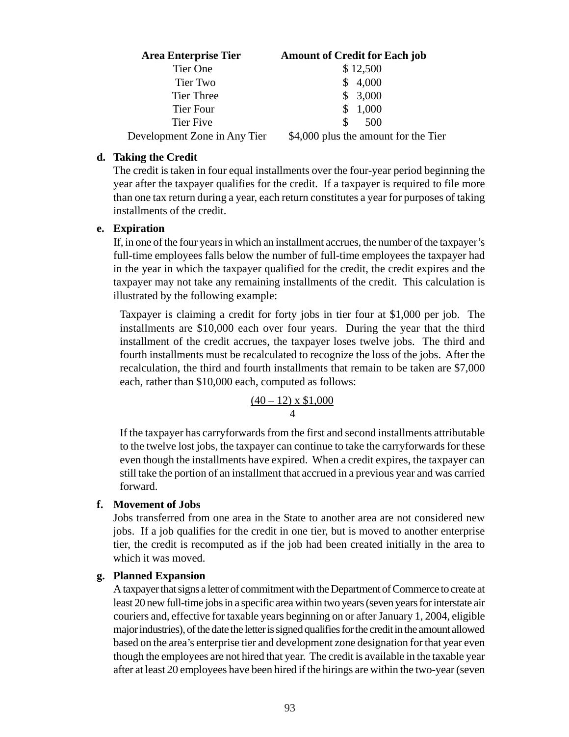| Area Enterprise Tier | Amount of Credit for Each job |
|---|---|
| Tier One | $ 12,500 |
| Tier Two | $ 4,000 |
| Tier Three | $ 3,000 |
| Tier Four | $ 1,000 |
| Tier Five | $ 500 |
| Development Zone in Any Tier | $4,000 plus the amount for the Tier |

**d. Taking the Credit**

The credit is taken in four equal installments over the four-year period beginning the year after the taxpayer qualifies for the credit. If a taxpayer is required to file more than one tax return during a year, each return constitutes a year for purposes of taking installments of the credit.

**e. Expiration**

If, in one of the four years in which an installment accrues, the number of the taxpayer's full-time employees falls below the number of full-time employees the taxpayer had in the year in which the taxpayer qualified for the credit, the credit expires and the taxpayer may not take any remaining installments of the credit. This calculation is illustrated by the following example:

> Taxpayer is claiming a credit for forty jobs in tier four at $1,000 per job. The installments are $10,000 each over four years. During the year that the third installment of the credit accrues, the taxpayer loses twelve jobs. The third and fourth installments must be recalculated to recognize the loss of the jobs. After the recalculation, the third and fourth installments that remain to be taken are $7,000 each, rather than $10,000 each, computed as follows:
>
> $$\frac{(40 - 12) \times \$1,000}{4}$$
>
> If the taxpayer has carryforwards from the first and second installments attributable to the twelve lost jobs, the taxpayer can continue to take the carryforwards for these even though the installments have expired. When a credit expires, the taxpayer can still take the portion of an installment that accrued in a previous year and was carried forward.

**f. Movement of Jobs**

Jobs transferred from one area in the State to another area are not considered new jobs. If a job qualifies for the credit in one tier, but is moved to another enterprise tier, the credit is recomputed as if the job had been created initially in the area to which it was moved.

**g. Planned Expansion**

A taxpayer that signs a letter of commitment with the Department of Commerce to create at least 20 new full-time jobs in a specific area within two years (seven years for interstate air couriers and, effective for taxable years beginning on or after January 1, 2004, eligible major industries), of the date the letter is signed qualifies for the credit in the amount allowed based on the area's enterprise tier and development zone designation for that year even though the employees are not hired that year. The credit is available in the taxable year after at least 20 employees have been hired if the hirings are within the two-year (seven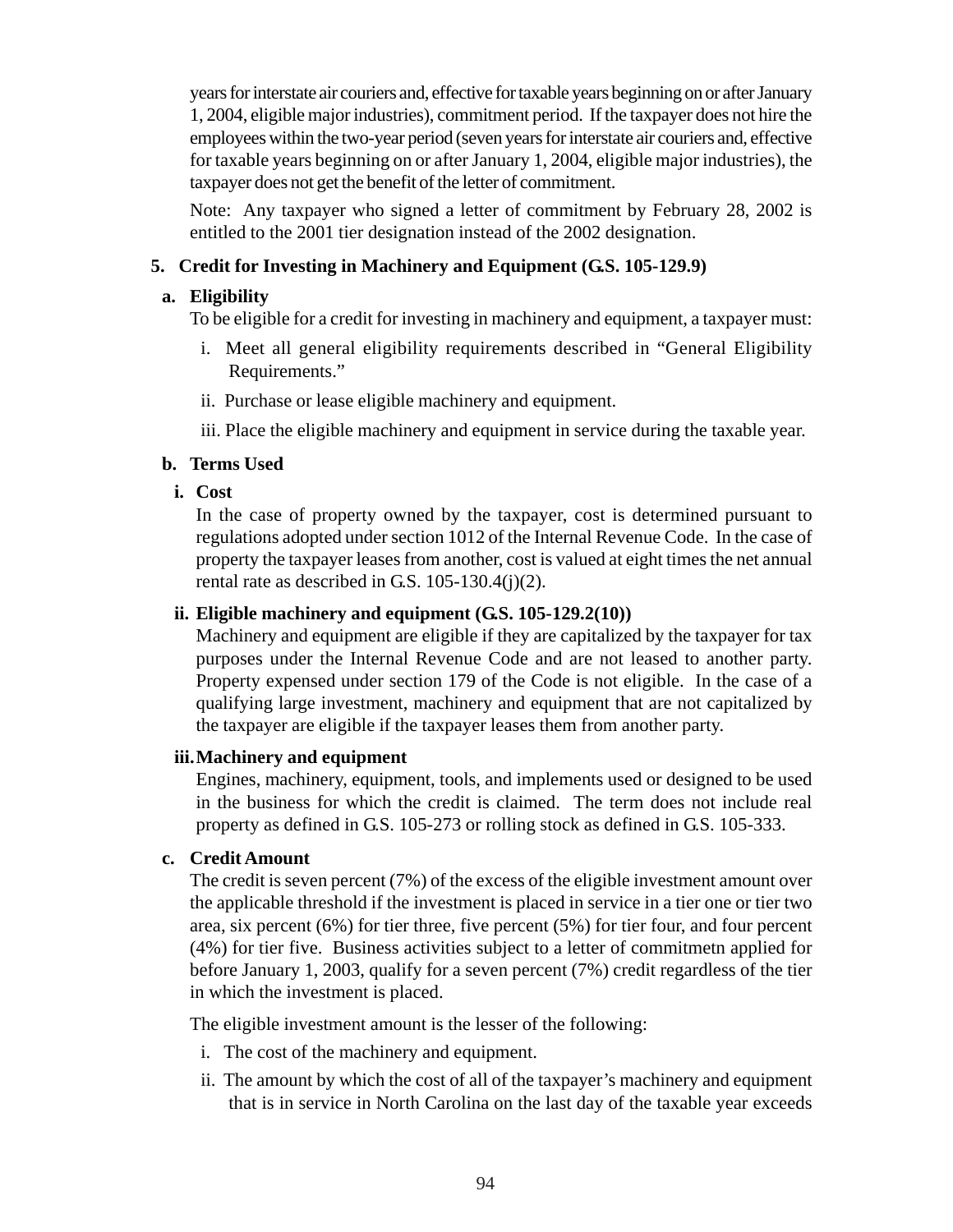years for interstate air couriers and, effective for taxable years beginning on or after January 1, 2004, eligible major industries), commitment period. If the taxpayer does not hire the employees within the two-year period (seven years for interstate air couriers and, effective for taxable years beginning on or after January 1, 2004, eligible major industries), the taxpayer does not get the benefit of the letter of commitment.

Note: Any taxpayer who signed a letter of commitment by February 28, 2002 is entitled to the 2001 tier designation instead of the 2002 designation.

## 5. Credit for Investing in Machinery and Equipment (G.S. 105-129.9)

### a. Eligibility

To be eligible for a credit for investing in machinery and equipment, a taxpayer must:

i. Meet all general eligibility requirements described in "General Eligibility Requirements."

ii. Purchase or lease eligible machinery and equipment.

iii. Place the eligible machinery and equipment in service during the taxable year.

### b. Terms Used

#### i. Cost

In the case of property owned by the taxpayer, cost is determined pursuant to regulations adopted under section 1012 of the Internal Revenue Code. In the case of property the taxpayer leases from another, cost is valued at eight times the net annual rental rate as described in G.S. 105-130.4(j)(2).

#### ii. Eligible machinery and equipment (G.S. 105-129.2(10))

Machinery and equipment are eligible if they are capitalized by the taxpayer for tax purposes under the Internal Revenue Code and are not leased to another party. Property expensed under section 179 of the Code is not eligible. In the case of a qualifying large investment, machinery and equipment that are not capitalized by the taxpayer are eligible if the taxpayer leases them from another party.

#### iii. Machinery and equipment

Engines, machinery, equipment, tools, and implements used or designed to be used in the business for which the credit is claimed. The term does not include real property as defined in G.S. 105-273 or rolling stock as defined in G.S. 105-333.

### c. Credit Amount

The credit is seven percent (7%) of the excess of the eligible investment amount over the applicable threshold if the investment is placed in service in a tier one or tier two area, six percent (6%) for tier three, five percent (5%) for tier four, and four percent (4%) for tier five. Business activities subject to a letter of commitmetn applied for before January 1, 2003, qualify for a seven percent (7%) credit regardless of the tier in which the investment is placed.

The eligible investment amount is the lesser of the following:

i. The cost of the machinery and equipment.

ii. The amount by which the cost of all of the taxpayer's machinery and equipment that is in service in North Carolina on the last day of the taxable year exceeds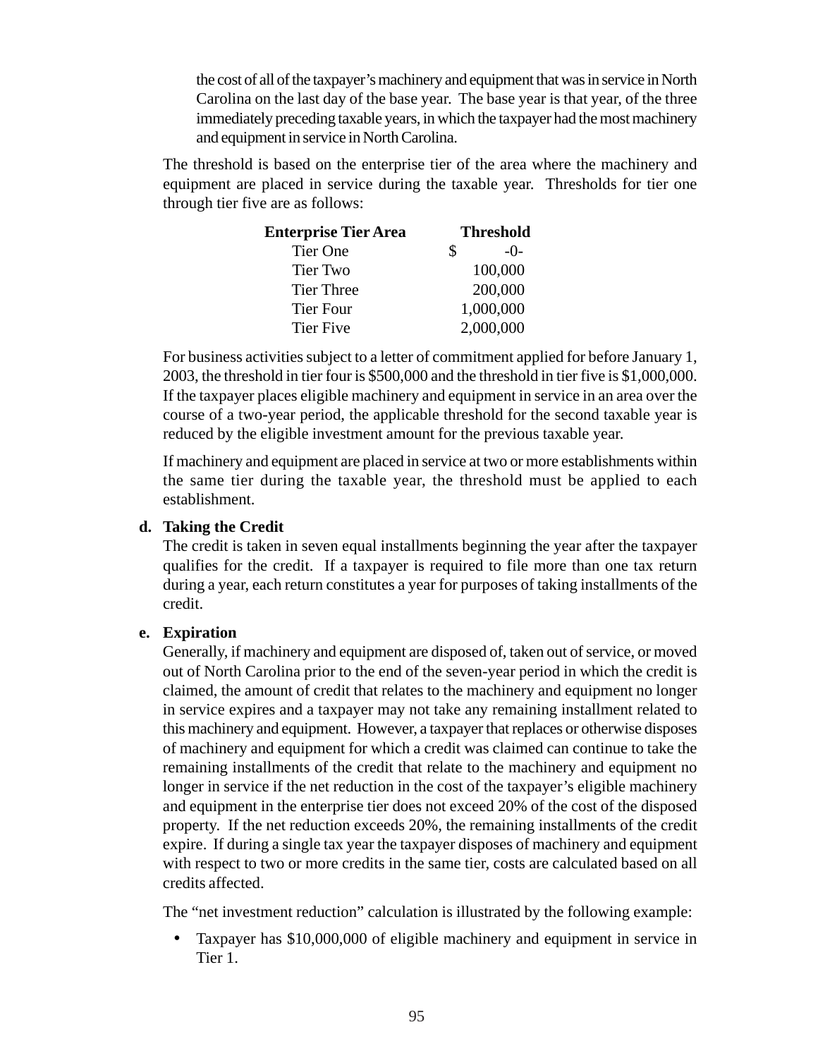the cost of all of the taxpayer's machinery and equipment that was in service in North Carolina on the last day of the base year. The base year is that year, of the three immediately preceding taxable years, in which the taxpayer had the most machinery and equipment in service in North Carolina.

The threshold is based on the enterprise tier of the area where the machinery and equipment are placed in service during the taxable year. Thresholds for tier one through tier five are as follows:

| Enterprise Tier Area | Threshold |
|---|---|
| Tier One | $ -0- |
| Tier Two | 100,000 |
| Tier Three | 200,000 |
| Tier Four | 1,000,000 |
| Tier Five | 2,000,000 |

For business activities subject to a letter of commitment applied for before January 1, 2003, the threshold in tier four is $500,000 and the threshold in tier five is $1,000,000. If the taxpayer places eligible machinery and equipment in service in an area over the course of a two-year period, the applicable threshold for the second taxable year is reduced by the eligible investment amount for the previous taxable year.

If machinery and equipment are placed in service at two or more establishments within the same tier during the taxable year, the threshold must be applied to each establishment.

**d. Taking the Credit**

The credit is taken in seven equal installments beginning the year after the taxpayer qualifies for the credit. If a taxpayer is required to file more than one tax return during a year, each return constitutes a year for purposes of taking installments of the credit.

**e. Expiration**

Generally, if machinery and equipment are disposed of, taken out of service, or moved out of North Carolina prior to the end of the seven-year period in which the credit is claimed, the amount of credit that relates to the machinery and equipment no longer in service expires and a taxpayer may not take any remaining installment related to this machinery and equipment. However, a taxpayer that replaces or otherwise disposes of machinery and equipment for which a credit was claimed can continue to take the remaining installments of the credit that relate to the machinery and equipment no longer in service if the net reduction in the cost of the taxpayer's eligible machinery and equipment in the enterprise tier does not exceed 20% of the cost of the disposed property. If the net reduction exceeds 20%, the remaining installments of the credit expire. If during a single tax year the taxpayer disposes of machinery and equipment with respect to two or more credits in the same tier, costs are calculated based on all credits affected.

The "net investment reduction" calculation is illustrated by the following example:

- Taxpayer has $10,000,000 of eligible machinery and equipment in service in Tier 1.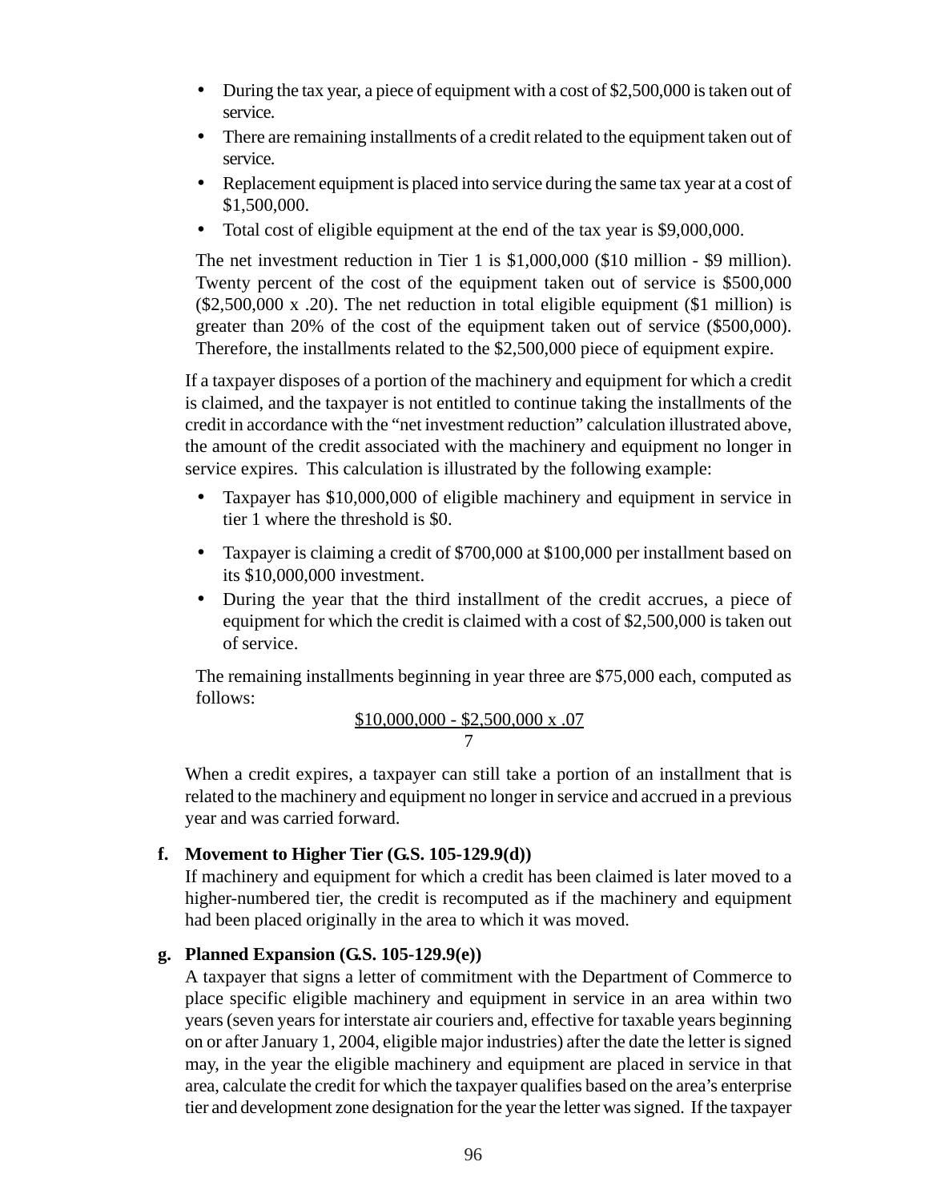- During the tax year, a piece of equipment with a cost of $2,500,000 is taken out of service.
- There are remaining installments of a credit related to the equipment taken out of service.
- Replacement equipment is placed into service during the same tax year at a cost of $1,500,000.
- Total cost of eligible equipment at the end of the tax year is $9,000,000.

The net investment reduction in Tier 1 is $1,000,000 ($10 million - $9 million). Twenty percent of the cost of the equipment taken out of service is $500,000 ($2,500,000 x .20). The net reduction in total eligible equipment ($1 million) is greater than 20% of the cost of the equipment taken out of service ($500,000). Therefore, the installments related to the $2,500,000 piece of equipment expire.

If a taxpayer disposes of a portion of the machinery and equipment for which a credit is claimed, and the taxpayer is not entitled to continue taking the installments of the credit in accordance with the "net investment reduction" calculation illustrated above, the amount of the credit associated with the machinery and equipment no longer in service expires. This calculation is illustrated by the following example:

- Taxpayer has $10,000,000 of eligible machinery and equipment in service in tier 1 where the threshold is $0.
- Taxpayer is claiming a credit of $700,000 at $100,000 per installment based on its $10,000,000 investment.
- During the year that the third installment of the credit accrues, a piece of equipment for which the credit is claimed with a cost of $2,500,000 is taken out of service.

The remaining installments beginning in year three are $75,000 each, computed as follows:

$$\frac{\$10{,}000{,}000 - \$2{,}500{,}000 \times .07}{7}$$

When a credit expires, a taxpayer can still take a portion of an installment that is related to the machinery and equipment no longer in service and accrued in a previous year and was carried forward.

**f. Movement to Higher Tier (G.S. 105-129.9(d))**

If machinery and equipment for which a credit has been claimed is later moved to a higher-numbered tier, the credit is recomputed as if the machinery and equipment had been placed originally in the area to which it was moved.

**g. Planned Expansion (G.S. 105-129.9(e))**

A taxpayer that signs a letter of commitment with the Department of Commerce to place specific eligible machinery and equipment in service in an area within two years (seven years for interstate air couriers and, effective for taxable years beginning on or after January 1, 2004, eligible major industries) after the date the letter is signed may, in the year the eligible machinery and equipment are placed in service in that area, calculate the credit for which the taxpayer qualifies based on the area's enterprise tier and development zone designation for the year the letter was signed. If the taxpayer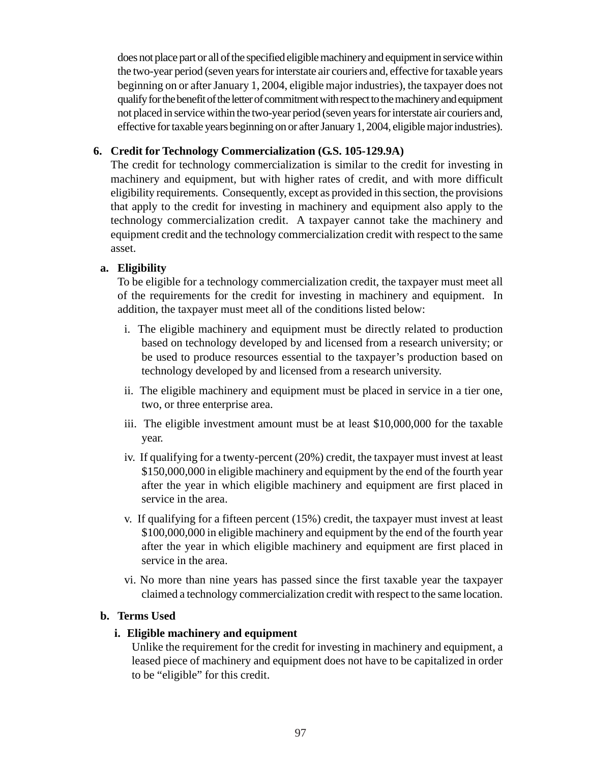does not place part or all of the specified eligible machinery and equipment in service within the two-year period (seven years for interstate air couriers and, effective for taxable years beginning on or after January 1, 2004, eligible major industries), the taxpayer does not qualify for the benefit of the letter of commitment with respect to the machinery and equipment not placed in service within the two-year period (seven years for interstate air couriers and, effective for taxable years beginning on or after January 1, 2004, eligible major industries).

### 6. Credit for Technology Commercialization (G.S. 105-129.9A)

The credit for technology commercialization is similar to the credit for investing in machinery and equipment, but with higher rates of credit, and with more difficult eligibility requirements. Consequently, except as provided in this section, the provisions that apply to the credit for investing in machinery and equipment also apply to the technology commercialization credit. A taxpayer cannot take the machinery and equipment credit and the technology commercialization credit with respect to the same asset.

#### a. Eligibility

To be eligible for a technology commercialization credit, the taxpayer must meet all of the requirements for the credit for investing in machinery and equipment. In addition, the taxpayer must meet all of the conditions listed below:

i. The eligible machinery and equipment must be directly related to production based on technology developed by and licensed from a research university; or be used to produce resources essential to the taxpayer's production based on technology developed by and licensed from a research university.

ii. The eligible machinery and equipment must be placed in service in a tier one, two, or three enterprise area.

iii. The eligible investment amount must be at least $10,000,000 for the taxable year.

iv. If qualifying for a twenty-percent (20%) credit, the taxpayer must invest at least $150,000,000 in eligible machinery and equipment by the end of the fourth year after the year in which eligible machinery and equipment are first placed in service in the area.

v. If qualifying for a fifteen percent (15%) credit, the taxpayer must invest at least $100,000,000 in eligible machinery and equipment by the end of the fourth year after the year in which eligible machinery and equipment are first placed in service in the area.

vi. No more than nine years has passed since the first taxable year the taxpayer claimed a technology commercialization credit with respect to the same location.

#### b. Terms Used

##### i. Eligible machinery and equipment

Unlike the requirement for the credit for investing in machinery and equipment, a leased piece of machinery and equipment does not have to be capitalized in order to be "eligible" for this credit.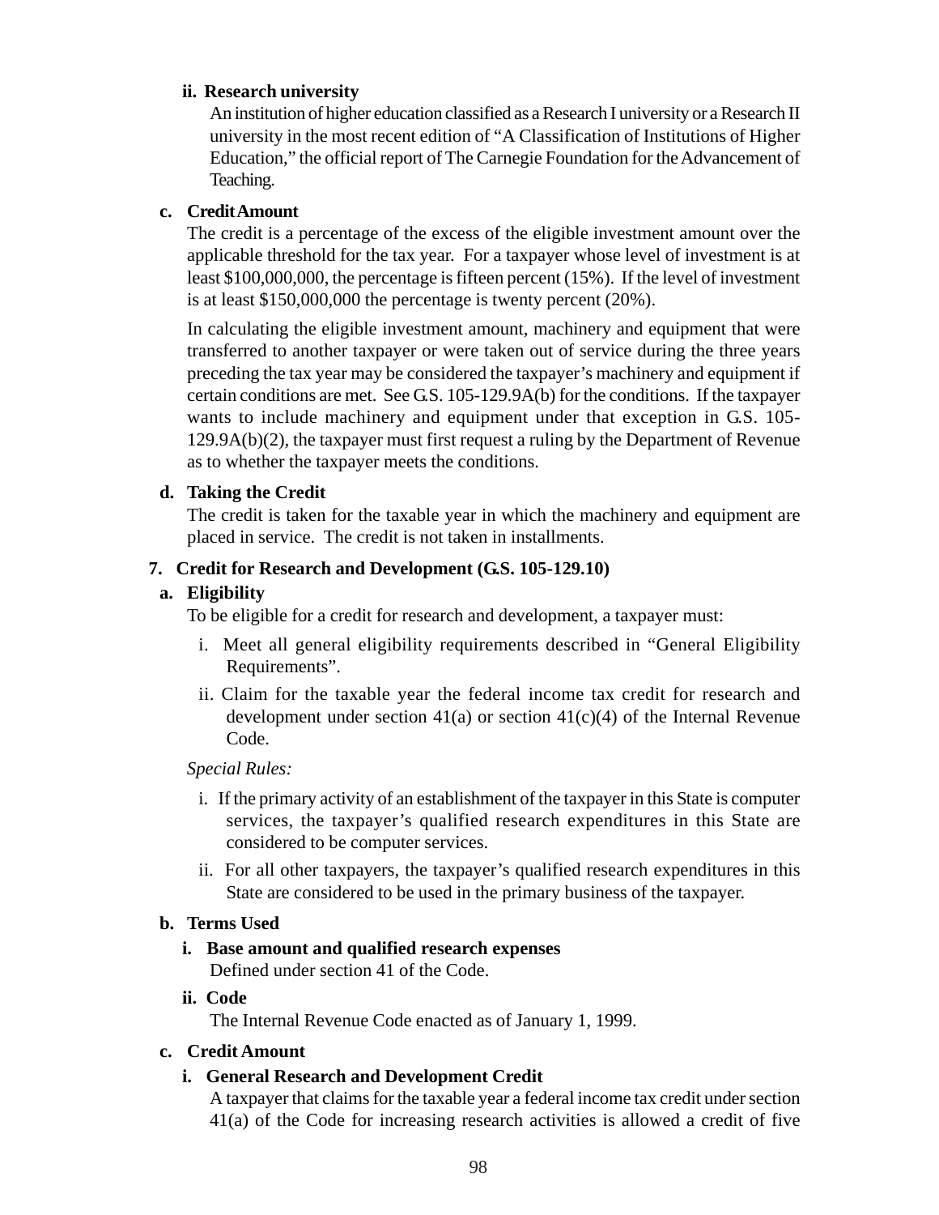**ii. Research university**

An institution of higher education classified as a Research I university or a Research II university in the most recent edition of “A Classification of Institutions of Higher Education,” the official report of The Carnegie Foundation for the Advancement of Teaching.

**c. Credit Amount**

The credit is a percentage of the excess of the eligible investment amount over the applicable threshold for the tax year. For a taxpayer whose level of investment is at least $100,000,000, the percentage is fifteen percent (15%). If the level of investment is at least $150,000,000 the percentage is twenty percent (20%).

In calculating the eligible investment amount, machinery and equipment that were transferred to another taxpayer or were taken out of service during the three years preceding the tax year may be considered the taxpayer’s machinery and equipment if certain conditions are met. See G.S. 105-129.9A(b) for the conditions. If the taxpayer wants to include machinery and equipment under that exception in G.S. 105-129.9A(b)(2), the taxpayer must first request a ruling by the Department of Revenue as to whether the taxpayer meets the conditions.

**d. Taking the Credit**

The credit is taken for the taxable year in which the machinery and equipment are placed in service. The credit is not taken in installments.

## 7. Credit for Research and Development (G.S. 105-129.10)

**a. Eligibility**

To be eligible for a credit for research and development, a taxpayer must:

i. Meet all general eligibility requirements described in “General Eligibility Requirements”.

ii. Claim for the taxable year the federal income tax credit for research and development under section 41(a) or section 41(c)(4) of the Internal Revenue Code.

*Special Rules:*

i. If the primary activity of an establishment of the taxpayer in this State is computer services, the taxpayer’s qualified research expenditures in this State are considered to be computer services.

ii. For all other taxpayers, the taxpayer’s qualified research expenditures in this State are considered to be used in the primary business of the taxpayer.

**b. Terms Used**

**i. Base amount and qualified research expenses**

Defined under section 41 of the Code.

**ii. Code**

The Internal Revenue Code enacted as of January 1, 1999.

**c. Credit Amount**

**i. General Research and Development Credit**

A taxpayer that claims for the taxable year a federal income tax credit under section 41(a) of the Code for increasing research activities is allowed a credit of five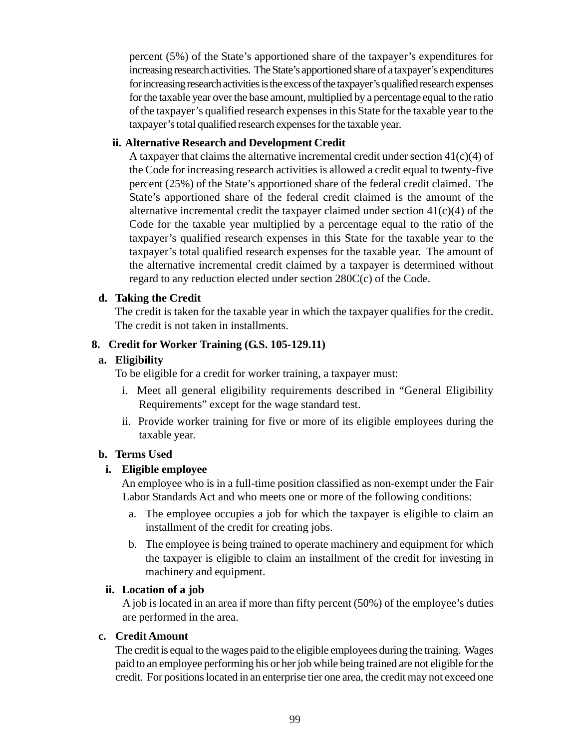percent (5%) of the State's apportioned share of the taxpayer's expenditures for increasing research activities. The State's apportioned share of a taxpayer's expenditures for increasing research activities is the excess of the taxpayer's qualified research expenses for the taxable year over the base amount, multiplied by a percentage equal to the ratio of the taxpayer's qualified research expenses in this State for the taxable year to the taxpayer's total qualified research expenses for the taxable year.

**ii. Alternative Research and Development Credit**

A taxpayer that claims the alternative incremental credit under section 41(c)(4) of the Code for increasing research activities is allowed a credit equal to twenty-five percent (25%) of the State's apportioned share of the federal credit claimed. The State's apportioned share of the federal credit claimed is the amount of the alternative incremental credit the taxpayer claimed under section 41(c)(4) of the Code for the taxable year multiplied by a percentage equal to the ratio of the taxpayer's qualified research expenses in this State for the taxable year to the taxpayer's total qualified research expenses for the taxable year. The amount of the alternative incremental credit claimed by a taxpayer is determined without regard to any reduction elected under section 280C(c) of the Code.

**d. Taking the Credit**

The credit is taken for the taxable year in which the taxpayer qualifies for the credit. The credit is not taken in installments.

## 8. Credit for Worker Training (G.S. 105-129.11)

**a. Eligibility**

To be eligible for a credit for worker training, a taxpayer must:

i. Meet all general eligibility requirements described in "General Eligibility Requirements" except for the wage standard test.

ii. Provide worker training for five or more of its eligible employees during the taxable year.

**b. Terms Used**

**i. Eligible employee**

An employee who is in a full-time position classified as non-exempt under the Fair Labor Standards Act and who meets one or more of the following conditions:

a. The employee occupies a job for which the taxpayer is eligible to claim an installment of the credit for creating jobs.

b. The employee is being trained to operate machinery and equipment for which the taxpayer is eligible to claim an installment of the credit for investing in machinery and equipment.

**ii. Location of a job**

A job is located in an area if more than fifty percent (50%) of the employee's duties are performed in the area.

**c. Credit Amount**

The credit is equal to the wages paid to the eligible employees during the training. Wages paid to an employee performing his or her job while being trained are not eligible for the credit. For positions located in an enterprise tier one area, the credit may not exceed one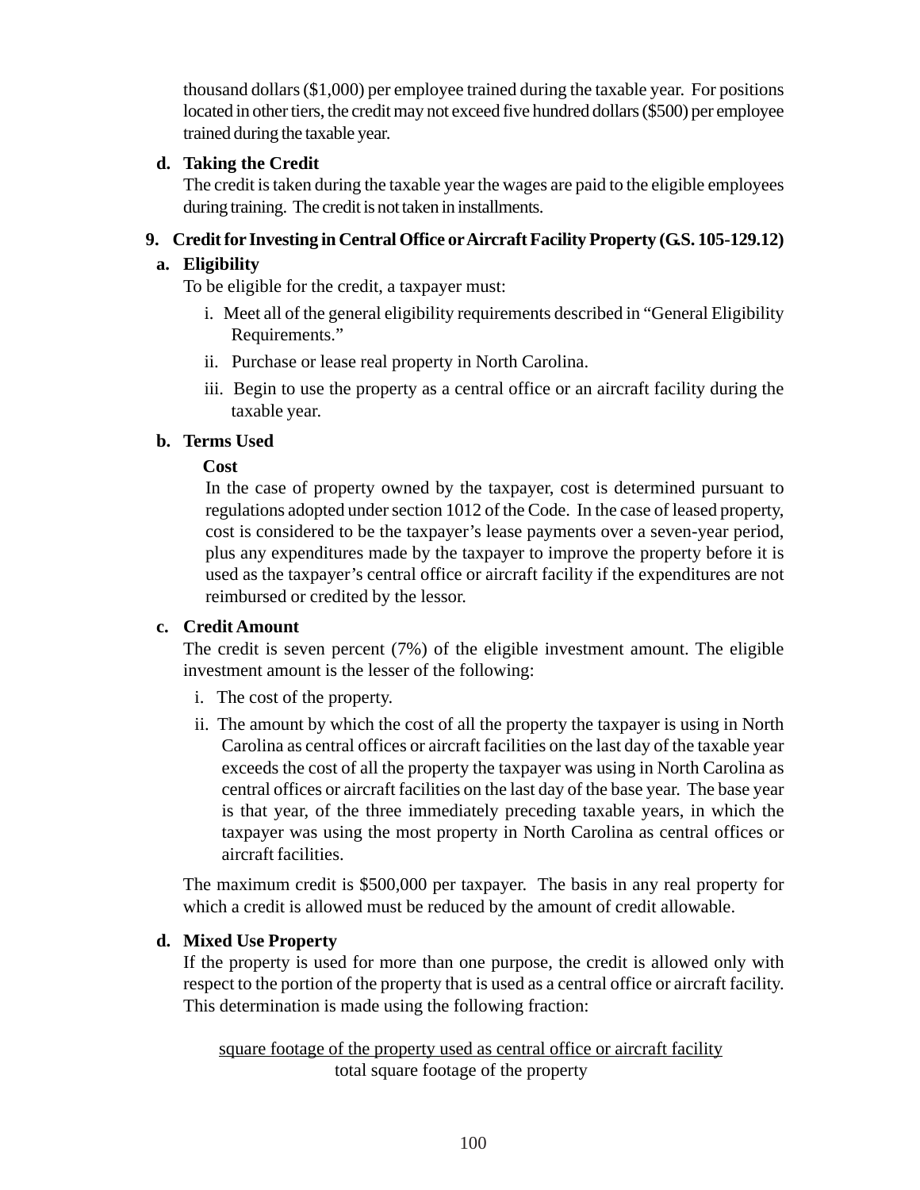thousand dollars ($1,000) per employee trained during the taxable year. For positions located in other tiers, the credit may not exceed five hundred dollars ($500) per employee trained during the taxable year.

**d. Taking the Credit**

The credit is taken during the taxable year the wages are paid to the eligible employees during training. The credit is not taken in installments.

### 9. Credit for Investing in Central Office or Aircraft Facility Property (G.S. 105-129.12)

**a. Eligibility**

To be eligible for the credit, a taxpayer must:

i. Meet all of the general eligibility requirements described in "General Eligibility Requirements."

ii. Purchase or lease real property in North Carolina.

iii. Begin to use the property as a central office or an aircraft facility during the taxable year.

**b. Terms Used**

**Cost**

In the case of property owned by the taxpayer, cost is determined pursuant to regulations adopted under section 1012 of the Code. In the case of leased property, cost is considered to be the taxpayer's lease payments over a seven-year period, plus any expenditures made by the taxpayer to improve the property before it is used as the taxpayer's central office or aircraft facility if the expenditures are not reimbursed or credited by the lessor.

**c. Credit Amount**

The credit is seven percent (7%) of the eligible investment amount. The eligible investment amount is the lesser of the following:

i. The cost of the property.

ii. The amount by which the cost of all the property the taxpayer is using in North Carolina as central offices or aircraft facilities on the last day of the taxable year exceeds the cost of all the property the taxpayer was using in North Carolina as central offices or aircraft facilities on the last day of the base year. The base year is that year, of the three immediately preceding taxable years, in which the taxpayer was using the most property in North Carolina as central offices or aircraft facilities.

The maximum credit is $500,000 per taxpayer. The basis in any real property for which a credit is allowed must be reduced by the amount of credit allowable.

**d. Mixed Use Property**

If the property is used for more than one purpose, the credit is allowed only with respect to the portion of the property that is used as a central office or aircraft facility. This determination is made using the following fraction:

$$\frac{\text{square footage of the property used as central office or aircraft facility}}{\text{total square footage of the property}}$$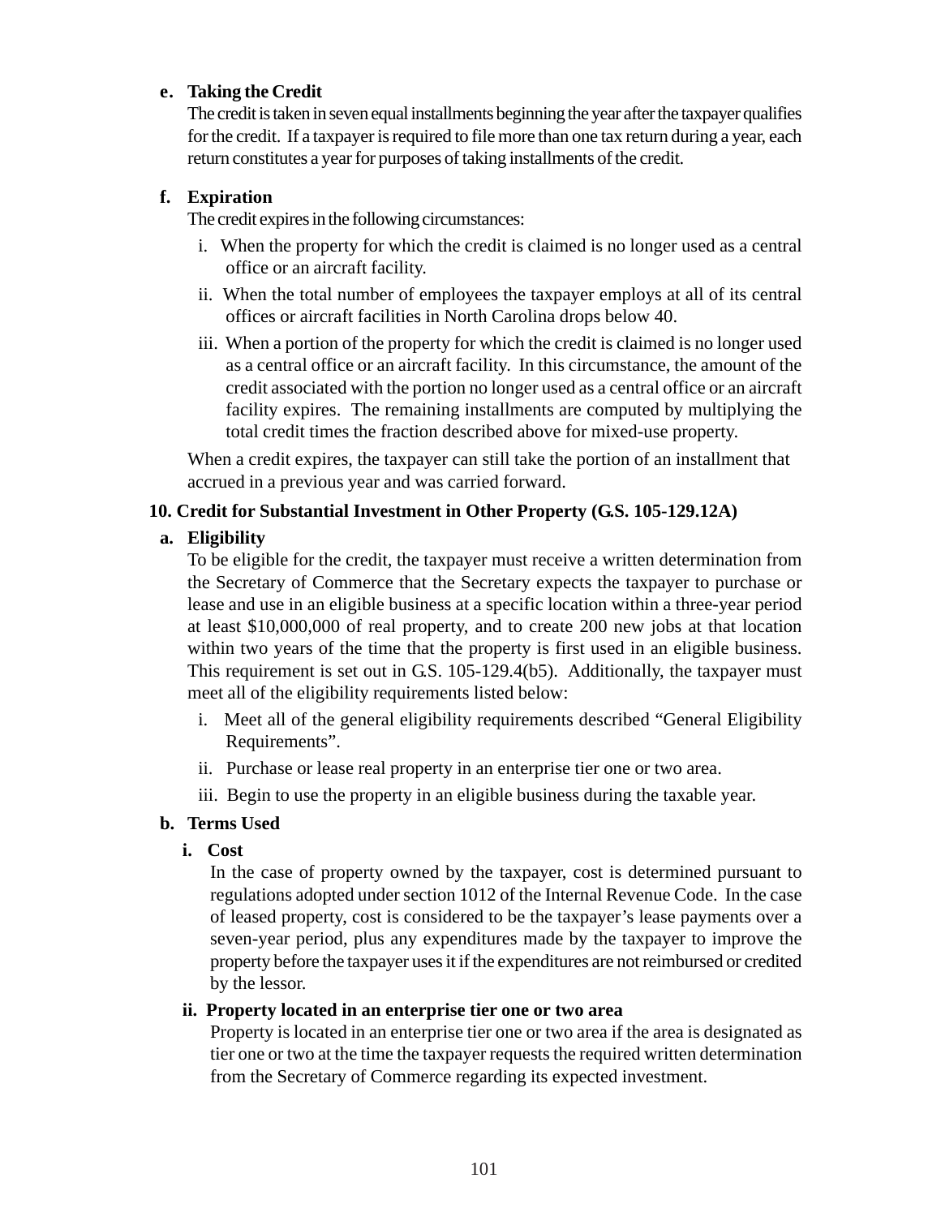**e. Taking the Credit**

The credit is taken in seven equal installments beginning the year after the taxpayer qualifies for the credit. If a taxpayer is required to file more than one tax return during a year, each return constitutes a year for purposes of taking installments of the credit.

**f. Expiration**

The credit expires in the following circumstances:

i. When the property for which the credit is claimed is no longer used as a central office or an aircraft facility.

ii. When the total number of employees the taxpayer employs at all of its central offices or aircraft facilities in North Carolina drops below 40.

iii. When a portion of the property for which the credit is claimed is no longer used as a central office or an aircraft facility. In this circumstance, the amount of the credit associated with the portion no longer used as a central office or an aircraft facility expires. The remaining installments are computed by multiplying the total credit times the fraction described above for mixed-use property.

When a credit expires, the taxpayer can still take the portion of an installment that accrued in a previous year and was carried forward.

**10. Credit for Substantial Investment in Other Property (G.S. 105-129.12A)**

**a. Eligibility**

To be eligible for the credit, the taxpayer must receive a written determination from the Secretary of Commerce that the Secretary expects the taxpayer to purchase or lease and use in an eligible business at a specific location within a three-year period at least $10,000,000 of real property, and to create 200 new jobs at that location within two years of the time that the property is first used in an eligible business. This requirement is set out in G.S. 105-129.4(b5). Additionally, the taxpayer must meet all of the eligibility requirements listed below:

i. Meet all of the general eligibility requirements described "General Eligibility Requirements".

ii. Purchase or lease real property in an enterprise tier one or two area.

iii. Begin to use the property in an eligible business during the taxable year.

**b. Terms Used**

**i. Cost**

In the case of property owned by the taxpayer, cost is determined pursuant to regulations adopted under section 1012 of the Internal Revenue Code. In the case of leased property, cost is considered to be the taxpayer's lease payments over a seven-year period, plus any expenditures made by the taxpayer to improve the property before the taxpayer uses it if the expenditures are not reimbursed or credited by the lessor.

**ii. Property located in an enterprise tier one or two area**

Property is located in an enterprise tier one or two area if the area is designated as tier one or two at the time the taxpayer requests the required written determination from the Secretary of Commerce regarding its expected investment.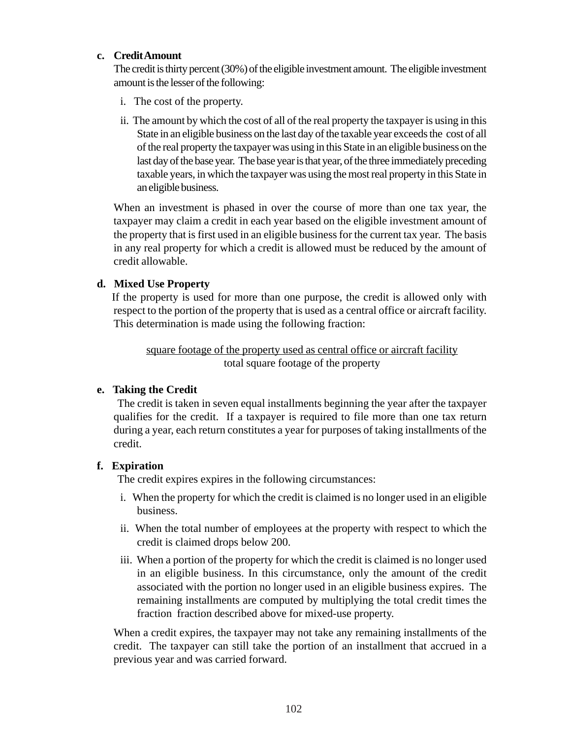**c. Credit Amount**

The credit is thirty percent (30%) of the eligible investment amount. The eligible investment amount is the lesser of the following:

i. The cost of the property.

ii. The amount by which the cost of all of the real property the taxpayer is using in this State in an eligible business on the last day of the taxable year exceeds the cost of all of the real property the taxpayer was using in this State in an eligible business on the last day of the base year. The base year is that year, of the three immediately preceding taxable years, in which the taxpayer was using the most real property in this State in an eligible business.

When an investment is phased in over the course of more than one tax year, the taxpayer may claim a credit in each year based on the eligible investment amount of the property that is first used in an eligible business for the current tax year. The basis in any real property for which a credit is allowed must be reduced by the amount of credit allowable.

**d. Mixed Use Property**

If the property is used for more than one purpose, the credit is allowed only with respect to the portion of the property that is used as a central office or aircraft facility. This determination is made using the following fraction:

$$\frac{\text{square footage of the property used as central office or aircraft facility}}{\text{total square footage of the property}}$$

**e. Taking the Credit**

The credit is taken in seven equal installments beginning the year after the taxpayer qualifies for the credit. If a taxpayer is required to file more than one tax return during a year, each return constitutes a year for purposes of taking installments of the credit.

**f. Expiration**

The credit expires expires in the following circumstances:

i. When the property for which the credit is claimed is no longer used in an eligible business.

ii. When the total number of employees at the property with respect to which the credit is claimed drops below 200.

iii. When a portion of the property for which the credit is claimed is no longer used in an eligible business. In this circumstance, only the amount of the credit associated with the portion no longer used in an eligible business expires. The remaining installments are computed by multiplying the total credit times the fraction fraction described above for mixed-use property.

When a credit expires, the taxpayer may not take any remaining installments of the credit. The taxpayer can still take the portion of an installment that accrued in a previous year and was carried forward.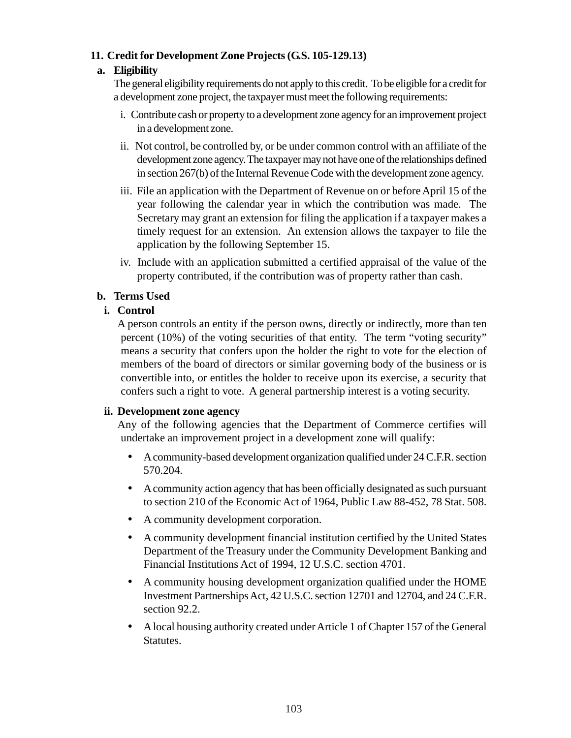## 11. Credit for Development Zone Projects (G.S. 105-129.13)

### a. Eligibility

The general eligibility requirements do not apply to this credit. To be eligible for a credit for a development zone project, the taxpayer must meet the following requirements:

i. Contribute cash or property to a development zone agency for an improvement project in a development zone.

ii. Not control, be controlled by, or be under common control with an affiliate of the development zone agency. The taxpayer may not have one of the relationships defined in section 267(b) of the Internal Revenue Code with the development zone agency.

iii. File an application with the Department of Revenue on or before April 15 of the year following the calendar year in which the contribution was made. The Secretary may grant an extension for filing the application if a taxpayer makes a timely request for an extension. An extension allows the taxpayer to file the application by the following September 15.

iv. Include with an application submitted a certified appraisal of the value of the property contributed, if the contribution was of property rather than cash.

### b. Terms Used

#### i. Control

A person controls an entity if the person owns, directly or indirectly, more than ten percent (10%) of the voting securities of that entity. The term "voting security" means a security that confers upon the holder the right to vote for the election of members of the board of directors or similar governing body of the business or is convertible into, or entitles the holder to receive upon its exercise, a security that confers such a right to vote. A general partnership interest is a voting security.

#### ii. Development zone agency

Any of the following agencies that the Department of Commerce certifies will undertake an improvement project in a development zone will qualify:

- A community-based development organization qualified under 24 C.F.R. section 570.204.
- A community action agency that has been officially designated as such pursuant to section 210 of the Economic Act of 1964, Public Law 88-452, 78 Stat. 508.
- A community development corporation.
- A community development financial institution certified by the United States Department of the Treasury under the Community Development Banking and Financial Institutions Act of 1994, 12 U.S.C. section 4701.
- A community housing development organization qualified under the HOME Investment Partnerships Act, 42 U.S.C. section 12701 and 12704, and 24 C.F.R. section 92.2.
- A local housing authority created under Article 1 of Chapter 157 of the General Statutes.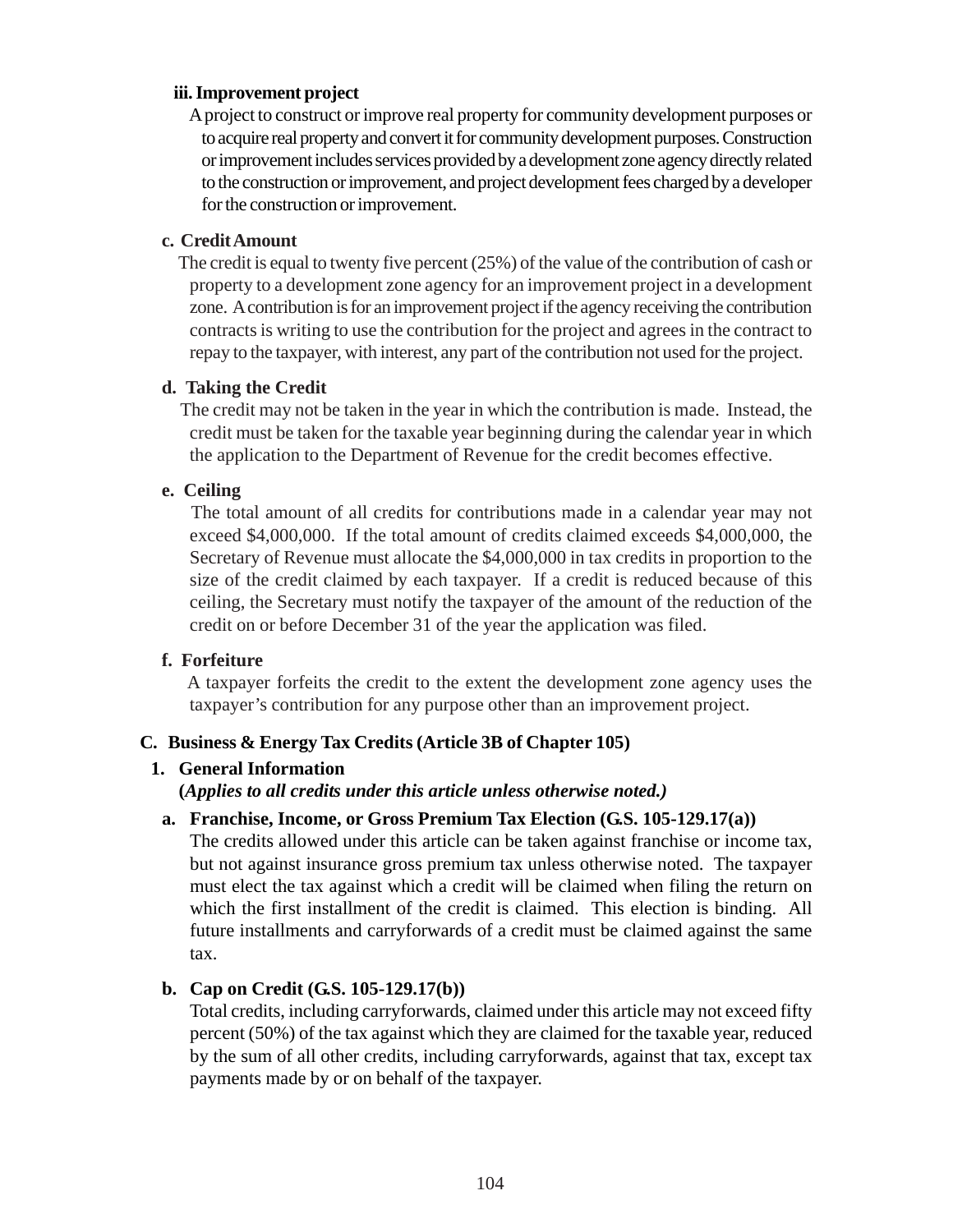**iii. Improvement project**

A project to construct or improve real property for community development purposes or to acquire real property and convert it for community development purposes. Construction or improvement includes services provided by a development zone agency directly related to the construction or improvement, and project development fees charged by a developer for the construction or improvement.

**c. Credit Amount**

The credit is equal to twenty five percent (25%) of the value of the contribution of cash or property to a development zone agency for an improvement project in a development zone. A contribution is for an improvement project if the agency receiving the contribution contracts is writing to use the contribution for the project and agrees in the contract to repay to the taxpayer, with interest, any part of the contribution not used for the project.

**d. Taking the Credit**

The credit may not be taken in the year in which the contribution is made. Instead, the credit must be taken for the taxable year beginning during the calendar year in which the application to the Department of Revenue for the credit becomes effective.

**e. Ceiling**

The total amount of all credits for contributions made in a calendar year may not exceed $4,000,000. If the total amount of credits claimed exceeds $4,000,000, the Secretary of Revenue must allocate the $4,000,000 in tax credits in proportion to the size of the credit claimed by each taxpayer. If a credit is reduced because of this ceiling, the Secretary must notify the taxpayer of the amount of the reduction of the credit on or before December 31 of the year the application was filed.

**f. Forfeiture**

A taxpayer forfeits the credit to the extent the development zone agency uses the taxpayer's contribution for any purpose other than an improvement project.

## C. Business & Energy Tax Credits (Article 3B of Chapter 105)

### 1. General Information

**(*Applies to all credits under this article unless otherwise noted.)***

**a. Franchise, Income, or Gross Premium Tax Election (G.S. 105-129.17(a))**

The credits allowed under this article can be taken against franchise or income tax, but not against insurance gross premium tax unless otherwise noted. The taxpayer must elect the tax against which a credit will be claimed when filing the return on which the first installment of the credit is claimed. This election is binding. All future installments and carryforwards of a credit must be claimed against the same tax.

**b. Cap on Credit (G.S. 105-129.17(b))**

Total credits, including carryforwards, claimed under this article may not exceed fifty percent (50%) of the tax against which they are claimed for the taxable year, reduced by the sum of all other credits, including carryforwards, against that tax, except tax payments made by or on behalf of the taxpayer.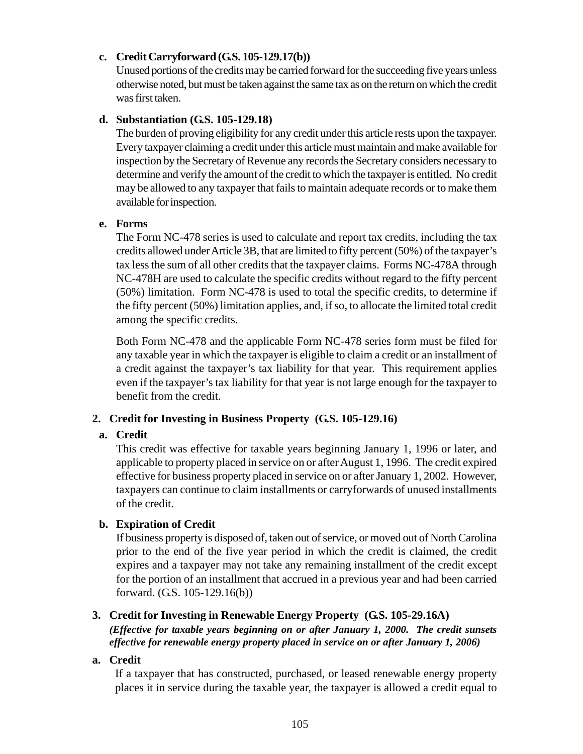**c. Credit Carryforward (G.S. 105-129.17(b))**

Unused portions of the credits may be carried forward for the succeeding five years unless otherwise noted, but must be taken against the same tax as on the return on which the credit was first taken.

**d. Substantiation (G.S. 105-129.18)**

The burden of proving eligibility for any credit under this article rests upon the taxpayer. Every taxpayer claiming a credit under this article must maintain and make available for inspection by the Secretary of Revenue any records the Secretary considers necessary to determine and verify the amount of the credit to which the taxpayer is entitled. No credit may be allowed to any taxpayer that fails to maintain adequate records or to make them available for inspection.

**e. Forms**

The Form NC-478 series is used to calculate and report tax credits, including the tax credits allowed under Article 3B, that are limited to fifty percent (50%) of the taxpayer's tax less the sum of all other credits that the taxpayer claims. Forms NC-478A through NC-478H are used to calculate the specific credits without regard to the fifty percent (50%) limitation. Form NC-478 is used to total the specific credits, to determine if the fifty percent (50%) limitation applies, and, if so, to allocate the limited total credit among the specific credits.

Both Form NC-478 and the applicable Form NC-478 series form must be filed for any taxable year in which the taxpayer is eligible to claim a credit or an installment of a credit against the taxpayer's tax liability for that year. This requirement applies even if the taxpayer's tax liability for that year is not large enough for the taxpayer to benefit from the credit.

## 2. Credit for Investing in Business Property (G.S. 105-129.16)

**a. Credit**

This credit was effective for taxable years beginning January 1, 1996 or later, and applicable to property placed in service on or after August 1, 1996. The credit expired effective for business property placed in service on or after January 1, 2002. However, taxpayers can continue to claim installments or carryforwards of unused installments of the credit.

**b. Expiration of Credit**

If business property is disposed of, taken out of service, or moved out of North Carolina prior to the end of the five year period in which the credit is claimed, the credit expires and a taxpayer may not take any remaining installment of the credit except for the portion of an installment that accrued in a previous year and had been carried forward. (G.S. 105-129.16(b))

## 3. Credit for Investing in Renewable Energy Property (G.S. 105-29.16A)

***(Effective for taxable years beginning on or after January 1, 2000. The credit sunsets effective for renewable energy property placed in service on or after January 1, 2006)***

**a. Credit**

If a taxpayer that has constructed, purchased, or leased renewable energy property places it in service during the taxable year, the taxpayer is allowed a credit equal to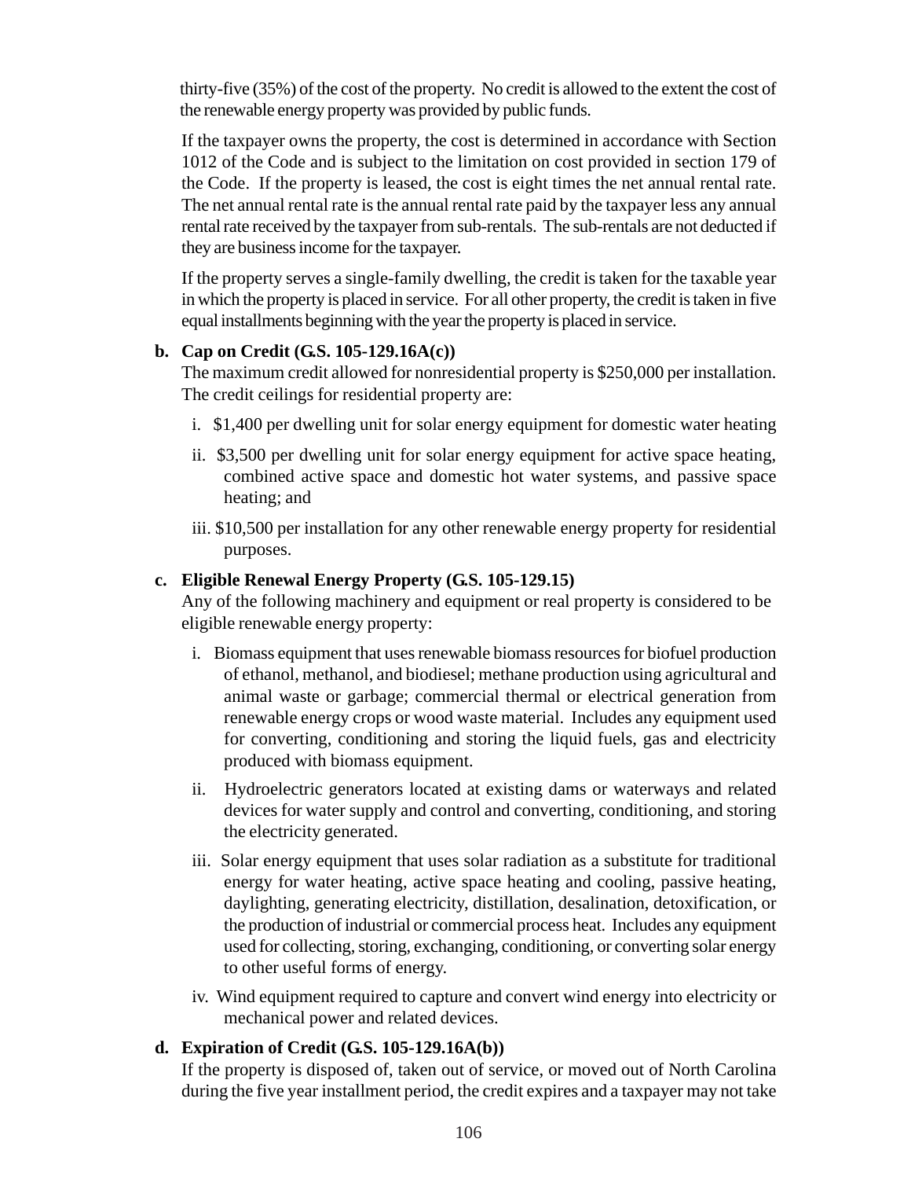thirty-five (35%) of the cost of the property. No credit is allowed to the extent the cost of the renewable energy property was provided by public funds.

If the taxpayer owns the property, the cost is determined in accordance with Section 1012 of the Code and is subject to the limitation on cost provided in section 179 of the Code. If the property is leased, the cost is eight times the net annual rental rate. The net annual rental rate is the annual rental rate paid by the taxpayer less any annual rental rate received by the taxpayer from sub-rentals. The sub-rentals are not deducted if they are business income for the taxpayer.

If the property serves a single-family dwelling, the credit is taken for the taxable year in which the property is placed in service. For all other property, the credit is taken in five equal installments beginning with the year the property is placed in service.

**b. Cap on Credit (G.S. 105-129.16A(c))**

The maximum credit allowed for nonresidential property is $250,000 per installation. The credit ceilings for residential property are:

i. $1,400 per dwelling unit for solar energy equipment for domestic water heating

ii. $3,500 per dwelling unit for solar energy equipment for active space heating, combined active space and domestic hot water systems, and passive space heating; and

iii. $10,500 per installation for any other renewable energy property for residential purposes.

**c. Eligible Renewal Energy Property (G.S. 105-129.15)**

Any of the following machinery and equipment or real property is considered to be eligible renewable energy property:

i. Biomass equipment that uses renewable biomass resources for biofuel production of ethanol, methanol, and biodiesel; methane production using agricultural and animal waste or garbage; commercial thermal or electrical generation from renewable energy crops or wood waste material. Includes any equipment used for converting, conditioning and storing the liquid fuels, gas and electricity produced with biomass equipment.

ii. Hydroelectric generators located at existing dams or waterways and related devices for water supply and control and converting, conditioning, and storing the electricity generated.

iii. Solar energy equipment that uses solar radiation as a substitute for traditional energy for water heating, active space heating and cooling, passive heating, daylighting, generating electricity, distillation, desalination, detoxification, or the production of industrial or commercial process heat. Includes any equipment used for collecting, storing, exchanging, conditioning, or converting solar energy to other useful forms of energy.

iv. Wind equipment required to capture and convert wind energy into electricity or mechanical power and related devices.

**d. Expiration of Credit (G.S. 105-129.16A(b))**

If the property is disposed of, taken out of service, or moved out of North Carolina during the five year installment period, the credit expires and a taxpayer may not take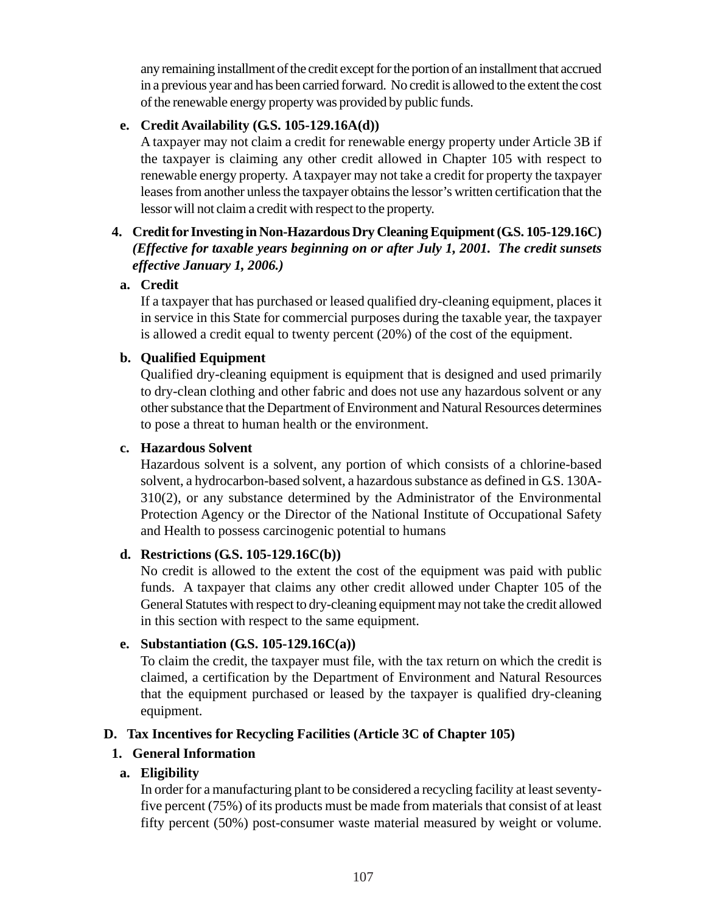any remaining installment of the credit except for the portion of an installment that accrued in a previous year and has been carried forward. No credit is allowed to the extent the cost of the renewable energy property was provided by public funds.

**e. Credit Availability (G.S. 105-129.16A(d))**

A taxpayer may not claim a credit for renewable energy property under Article 3B if the taxpayer is claiming any other credit allowed in Chapter 105 with respect to renewable energy property. A taxpayer may not take a credit for property the taxpayer leases from another unless the taxpayer obtains the lessor's written certification that the lessor will not claim a credit with respect to the property.

### 4. Credit for Investing in Non-Hazardous Dry Cleaning Equipment (G.S. 105-129.16C) *(Effective for taxable years beginning on or after July 1, 2001. The credit sunsets effective January 1, 2006.)*

**a. Credit**

If a taxpayer that has purchased or leased qualified dry-cleaning equipment, places it in service in this State for commercial purposes during the taxable year, the taxpayer is allowed a credit equal to twenty percent (20%) of the cost of the equipment.

**b. Qualified Equipment**

Qualified dry-cleaning equipment is equipment that is designed and used primarily to dry-clean clothing and other fabric and does not use any hazardous solvent or any other substance that the Department of Environment and Natural Resources determines to pose a threat to human health or the environment.

**c. Hazardous Solvent**

Hazardous solvent is a solvent, any portion of which consists of a chlorine-based solvent, a hydrocarbon-based solvent, a hazardous substance as defined in G.S. 130A-310(2), or any substance determined by the Administrator of the Environmental Protection Agency or the Director of the National Institute of Occupational Safety and Health to possess carcinogenic potential to humans

**d. Restrictions (G.S. 105-129.16C(b))**

No credit is allowed to the extent the cost of the equipment was paid with public funds. A taxpayer that claims any other credit allowed under Chapter 105 of the General Statutes with respect to dry-cleaning equipment may not take the credit allowed in this section with respect to the same equipment.

**e. Substantiation (G.S. 105-129.16C(a))**

To claim the credit, the taxpayer must file, with the tax return on which the credit is claimed, a certification by the Department of Environment and Natural Resources that the equipment purchased or leased by the taxpayer is qualified dry-cleaning equipment.

## D. Tax Incentives for Recycling Facilities (Article 3C of Chapter 105)

### 1. General Information

**a. Eligibility**

In order for a manufacturing plant to be considered a recycling facility at least seventy-five percent (75%) of its products must be made from materials that consist of at least fifty percent (50%) post-consumer waste material measured by weight or volume.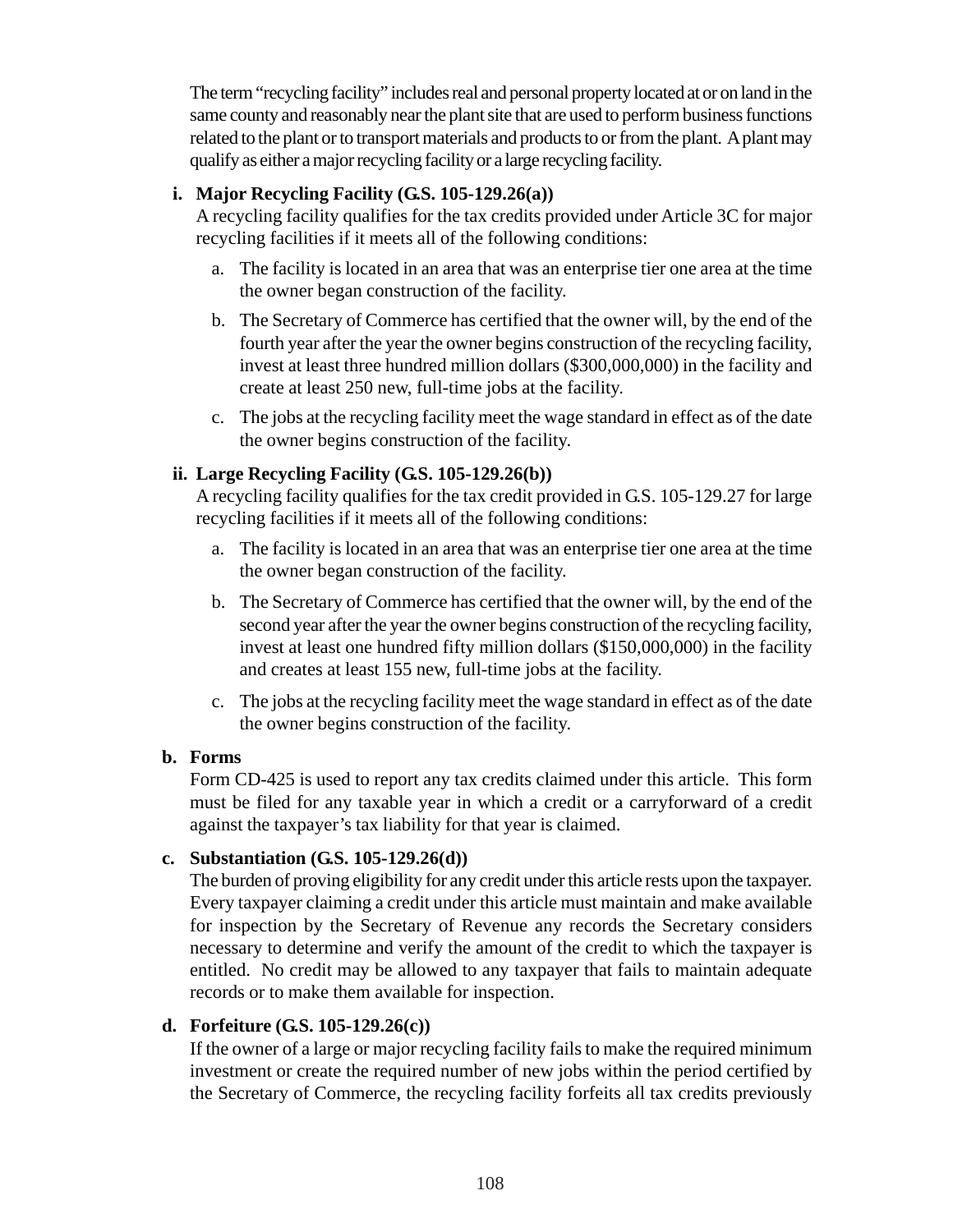The term "recycling facility" includes real and personal property located at or on land in the same county and reasonably near the plant site that are used to perform business functions related to the plant or to transport materials and products to or from the plant. A plant may qualify as either a major recycling facility or a large recycling facility.

**i. Major Recycling Facility (G.S. 105-129.26(a))**

A recycling facility qualifies for the tax credits provided under Article 3C for major recycling facilities if it meets all of the following conditions:

a. The facility is located in an area that was an enterprise tier one area at the time the owner began construction of the facility.

b. The Secretary of Commerce has certified that the owner will, by the end of the fourth year after the year the owner begins construction of the recycling facility, invest at least three hundred million dollars ($300,000,000) in the facility and create at least 250 new, full-time jobs at the facility.

c. The jobs at the recycling facility meet the wage standard in effect as of the date the owner begins construction of the facility.

**ii. Large Recycling Facility (G.S. 105-129.26(b))**

A recycling facility qualifies for the tax credit provided in G.S. 105-129.27 for large recycling facilities if it meets all of the following conditions:

a. The facility is located in an area that was an enterprise tier one area at the time the owner began construction of the facility.

b. The Secretary of Commerce has certified that the owner will, by the end of the second year after the year the owner begins construction of the recycling facility, invest at least one hundred fifty million dollars ($150,000,000) in the facility and creates at least 155 new, full-time jobs at the facility.

c. The jobs at the recycling facility meet the wage standard in effect as of the date the owner begins construction of the facility.

**b. Forms**

Form CD-425 is used to report any tax credits claimed under this article. This form must be filed for any taxable year in which a credit or a carryforward of a credit against the taxpayer's tax liability for that year is claimed.

**c. Substantiation (G.S. 105-129.26(d))**

The burden of proving eligibility for any credit under this article rests upon the taxpayer. Every taxpayer claiming a credit under this article must maintain and make available for inspection by the Secretary of Revenue any records the Secretary considers necessary to determine and verify the amount of the credit to which the taxpayer is entitled. No credit may be allowed to any taxpayer that fails to maintain adequate records or to make them available for inspection.

**d. Forfeiture (G.S. 105-129.26(c))**

If the owner of a large or major recycling facility fails to make the required minimum investment or create the required number of new jobs within the period certified by the Secretary of Commerce, the recycling facility forfeits all tax credits previously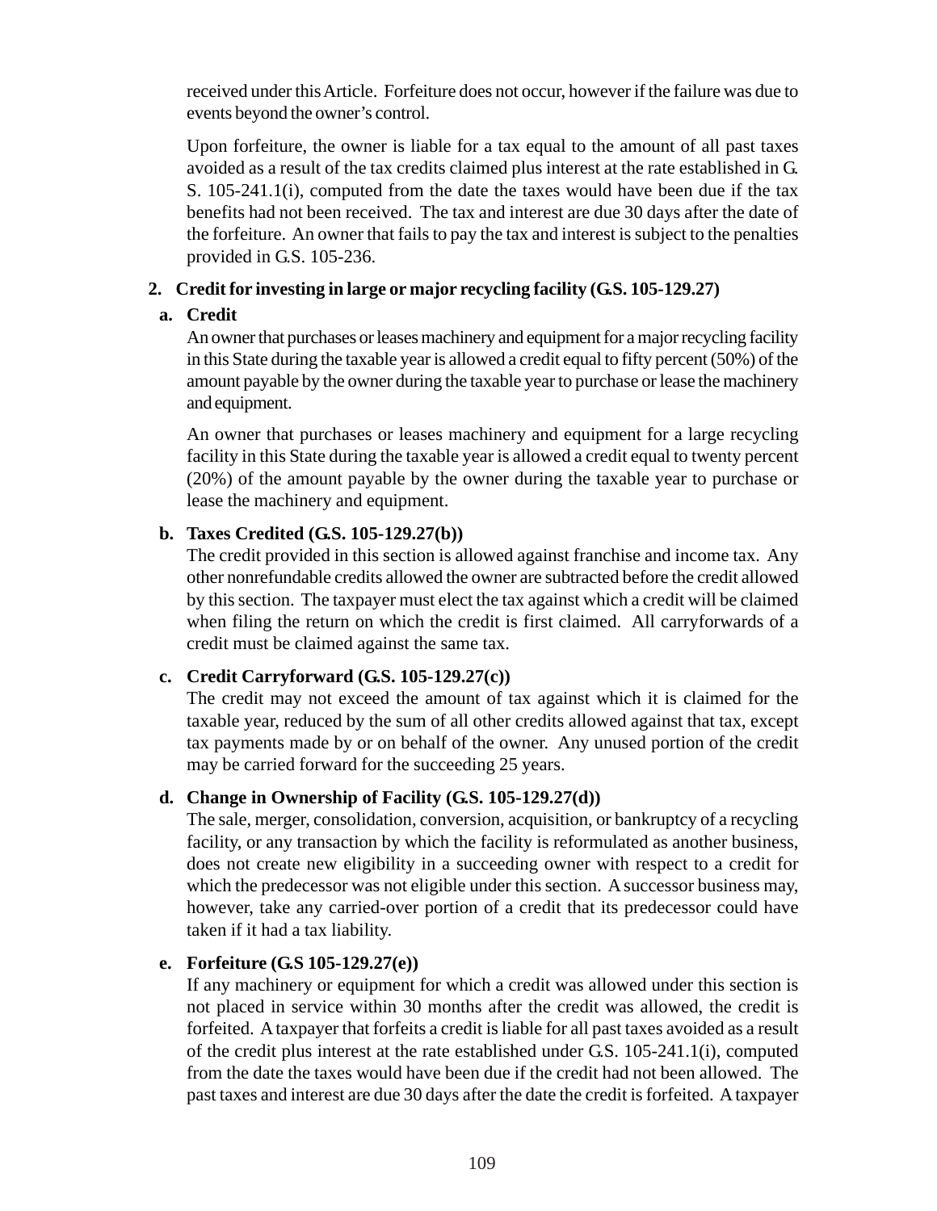received under this Article. Forfeiture does not occur, however if the failure was due to events beyond the owner's control.

Upon forfeiture, the owner is liable for a tax equal to the amount of all past taxes avoided as a result of the tax credits claimed plus interest at the rate established in G. S. 105-241.1(i), computed from the date the taxes would have been due if the tax benefits had not been received. The tax and interest are due 30 days after the date of the forfeiture. An owner that fails to pay the tax and interest is subject to the penalties provided in G.S. 105-236.

### 2. Credit for investing in large or major recycling facility (G.S. 105-129.27)

#### a. Credit

An owner that purchases or leases machinery and equipment for a major recycling facility in this State during the taxable year is allowed a credit equal to fifty percent (50%) of the amount payable by the owner during the taxable year to purchase or lease the machinery and equipment.

An owner that purchases or leases machinery and equipment for a large recycling facility in this State during the taxable year is allowed a credit equal to twenty percent (20%) of the amount payable by the owner during the taxable year to purchase or lease the machinery and equipment.

#### b. Taxes Credited (G.S. 105-129.27(b))

The credit provided in this section is allowed against franchise and income tax. Any other nonrefundable credits allowed the owner are subtracted before the credit allowed by this section. The taxpayer must elect the tax against which a credit will be claimed when filing the return on which the credit is first claimed. All carryforwards of a credit must be claimed against the same tax.

#### c. Credit Carryforward (G.S. 105-129.27(c))

The credit may not exceed the amount of tax against which it is claimed for the taxable year, reduced by the sum of all other credits allowed against that tax, except tax payments made by or on behalf of the owner. Any unused portion of the credit may be carried forward for the succeeding 25 years.

#### d. Change in Ownership of Facility (G.S. 105-129.27(d))

The sale, merger, consolidation, conversion, acquisition, or bankruptcy of a recycling facility, or any transaction by which the facility is reformulated as another business, does not create new eligibility in a succeeding owner with respect to a credit for which the predecessor was not eligible under this section. A successor business may, however, take any carried-over portion of a credit that its predecessor could have taken if it had a tax liability.

#### e. Forfeiture (G.S 105-129.27(e))

If any machinery or equipment for which a credit was allowed under this section is not placed in service within 30 months after the credit was allowed, the credit is forfeited. A taxpayer that forfeits a credit is liable for all past taxes avoided as a result of the credit plus interest at the rate established under G.S. 105-241.1(i), computed from the date the taxes would have been due if the credit had not been allowed. The past taxes and interest are due 30 days after the date the credit is forfeited. A taxpayer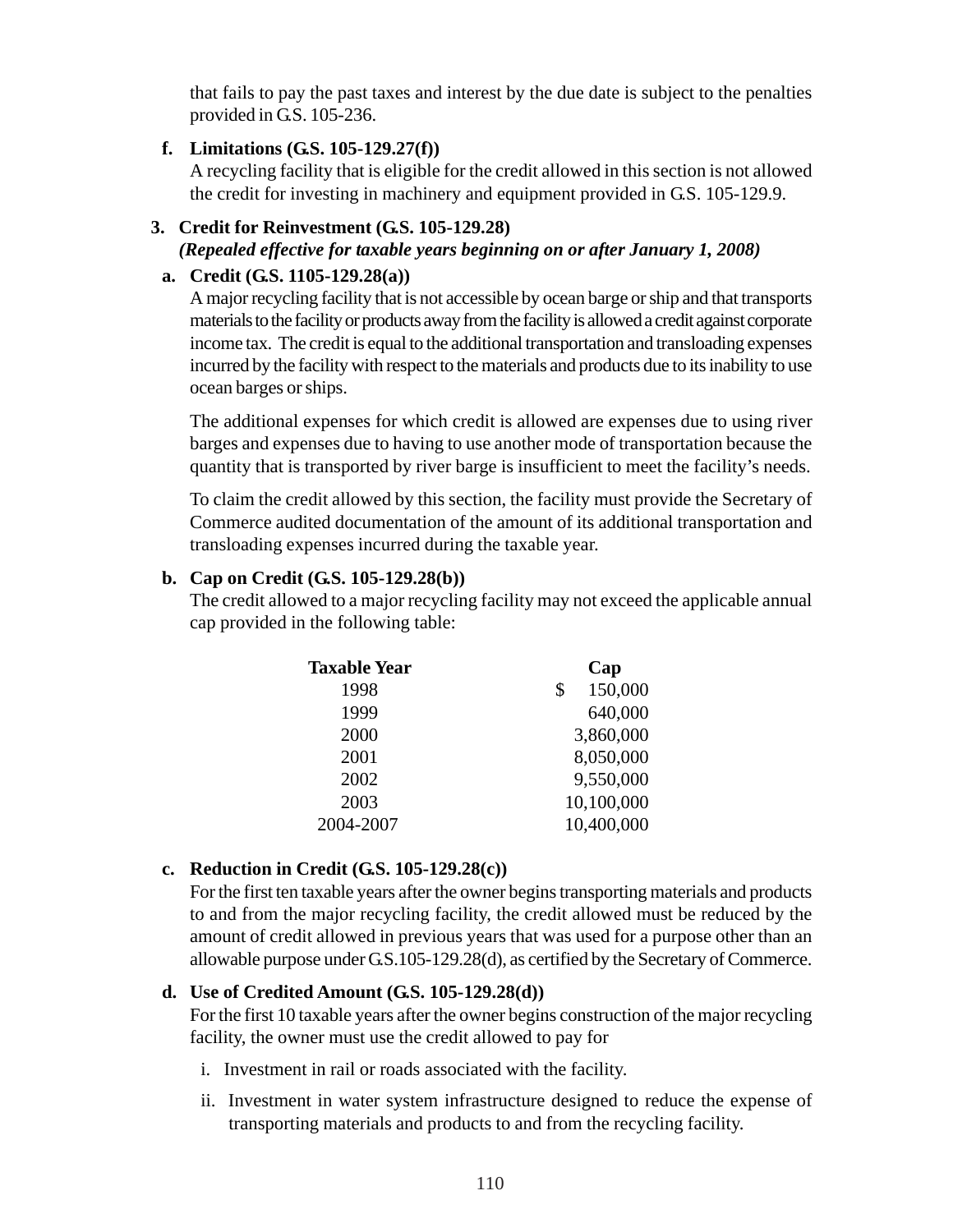that fails to pay the past taxes and interest by the due date is subject to the penalties provided in G.S. 105-236.

**f. Limitations (G.S. 105-129.27(f))**

A recycling facility that is eligible for the credit allowed in this section is not allowed the credit for investing in machinery and equipment provided in G.S. 105-129.9.

## 3. Credit for Reinvestment (G.S. 105-129.28)

***(Repealed effective for taxable years beginning on or after January 1, 2008)***

**a. Credit (G.S. 1105-129.28(a))**

A major recycling facility that is not accessible by ocean barge or ship and that transports materials to the facility or products away from the facility is allowed a credit against corporate income tax. The credit is equal to the additional transportation and transloading expenses incurred by the facility with respect to the materials and products due to its inability to use ocean barges or ships.

The additional expenses for which credit is allowed are expenses due to using river barges and expenses due to having to use another mode of transportation because the quantity that is transported by river barge is insufficient to meet the facility's needs.

To claim the credit allowed by this section, the facility must provide the Secretary of Commerce audited documentation of the amount of its additional transportation and transloading expenses incurred during the taxable year.

**b. Cap on Credit (G.S. 105-129.28(b))**

The credit allowed to a major recycling facility may not exceed the applicable annual cap provided in the following table:

| Taxable Year | Cap |
|---|---|
| 1998 | $ 150,000 |
| 1999 | 640,000 |
| 2000 | 3,860,000 |
| 2001 | 8,050,000 |
| 2002 | 9,550,000 |
| 2003 | 10,100,000 |
| 2004-2007 | 10,400,000 |

**c. Reduction in Credit (G.S. 105-129.28(c))**

For the first ten taxable years after the owner begins transporting materials and products to and from the major recycling facility, the credit allowed must be reduced by the amount of credit allowed in previous years that was used for a purpose other than an allowable purpose under G.S.105-129.28(d), as certified by the Secretary of Commerce.

**d. Use of Credited Amount (G.S. 105-129.28(d))**

For the first 10 taxable years after the owner begins construction of the major recycling facility, the owner must use the credit allowed to pay for

i. Investment in rail or roads associated with the facility.

ii. Investment in water system infrastructure designed to reduce the expense of transporting materials and products to and from the recycling facility.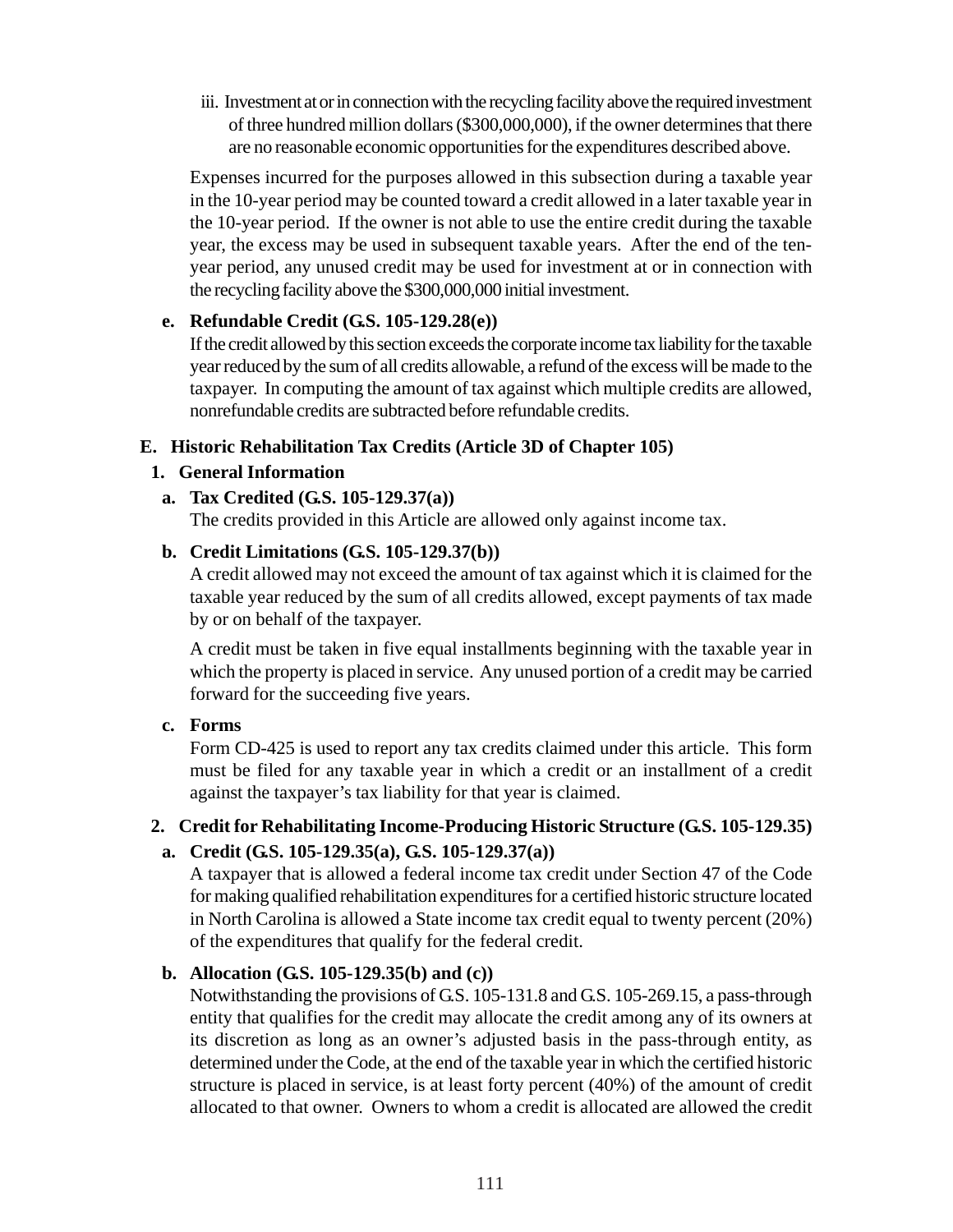iii. Investment at or in connection with the recycling facility above the required investment of three hundred million dollars ($300,000,000), if the owner determines that there are no reasonable economic opportunities for the expenditures described above.

Expenses incurred for the purposes allowed in this subsection during a taxable year in the 10-year period may be counted toward a credit allowed in a later taxable year in the 10-year period. If the owner is not able to use the entire credit during the taxable year, the excess may be used in subsequent taxable years. After the end of the ten-year period, any unused credit may be used for investment at or in connection with the recycling facility above the $300,000,000 initial investment.

**e. Refundable Credit (G.S. 105-129.28(e))**

If the credit allowed by this section exceeds the corporate income tax liability for the taxable year reduced by the sum of all credits allowable, a refund of the excess will be made to the taxpayer. In computing the amount of tax against which multiple credits are allowed, nonrefundable credits are subtracted before refundable credits.

## E. Historic Rehabilitation Tax Credits (Article 3D of Chapter 105)

### 1. General Information

**a. Tax Credited (G.S. 105-129.37(a))**

The credits provided in this Article are allowed only against income tax.

**b. Credit Limitations (G.S. 105-129.37(b))**

A credit allowed may not exceed the amount of tax against which it is claimed for the taxable year reduced by the sum of all credits allowed, except payments of tax made by or on behalf of the taxpayer.

A credit must be taken in five equal installments beginning with the taxable year in which the property is placed in service. Any unused portion of a credit may be carried forward for the succeeding five years.

**c. Forms**

Form CD-425 is used to report any tax credits claimed under this article. This form must be filed for any taxable year in which a credit or an installment of a credit against the taxpayer's tax liability for that year is claimed.

### 2. Credit for Rehabilitating Income-Producing Historic Structure (G.S. 105-129.35)

**a. Credit (G.S. 105-129.35(a), G.S. 105-129.37(a))**

A taxpayer that is allowed a federal income tax credit under Section 47 of the Code for making qualified rehabilitation expenditures for a certified historic structure located in North Carolina is allowed a State income tax credit equal to twenty percent (20%) of the expenditures that qualify for the federal credit.

**b. Allocation (G.S. 105-129.35(b) and (c))**

Notwithstanding the provisions of G.S. 105-131.8 and G.S. 105-269.15, a pass-through entity that qualifies for the credit may allocate the credit among any of its owners at its discretion as long as an owner's adjusted basis in the pass-through entity, as determined under the Code, at the end of the taxable year in which the certified historic structure is placed in service, is at least forty percent (40%) of the amount of credit allocated to that owner. Owners to whom a credit is allocated are allowed the credit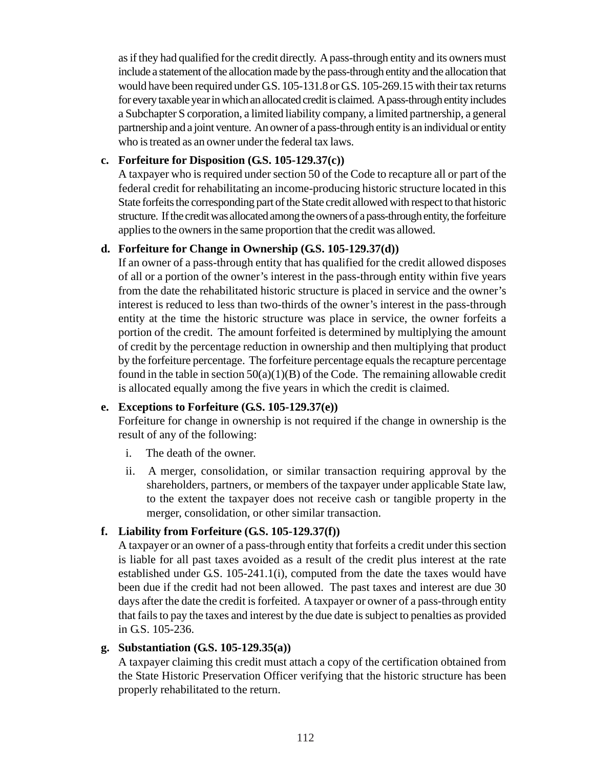as if they had qualified for the credit directly. A pass-through entity and its owners must include a statement of the allocation made by the pass-through entity and the allocation that would have been required under G.S. 105-131.8 or G.S. 105-269.15 with their tax returns for every taxable year in which an allocated credit is claimed. A pass-through entity includes a Subchapter S corporation, a limited liability company, a limited partnership, a general partnership and a joint venture. An owner of a pass-through entity is an individual or entity who is treated as an owner under the federal tax laws.

**c. Forfeiture for Disposition (G.S. 105-129.37(c))**

A taxpayer who is required under section 50 of the Code to recapture all or part of the federal credit for rehabilitating an income-producing historic structure located in this State forfeits the corresponding part of the State credit allowed with respect to that historic structure. If the credit was allocated among the owners of a pass-through entity, the forfeiture applies to the owners in the same proportion that the credit was allowed.

**d. Forfeiture for Change in Ownership (G.S. 105-129.37(d))**

If an owner of a pass-through entity that has qualified for the credit allowed disposes of all or a portion of the owner's interest in the pass-through entity within five years from the date the rehabilitated historic structure is placed in service and the owner's interest is reduced to less than two-thirds of the owner's interest in the pass-through entity at the time the historic structure was place in service, the owner forfeits a portion of the credit. The amount forfeited is determined by multiplying the amount of credit by the percentage reduction in ownership and then multiplying that product by the forfeiture percentage. The forfeiture percentage equals the recapture percentage found in the table in section 50(a)(1)(B) of the Code. The remaining allowable credit is allocated equally among the five years in which the credit is claimed.

**e. Exceptions to Forfeiture (G.S. 105-129.37(e))**

Forfeiture for change in ownership is not required if the change in ownership is the result of any of the following:

i. The death of the owner.

ii. A merger, consolidation, or similar transaction requiring approval by the shareholders, partners, or members of the taxpayer under applicable State law, to the extent the taxpayer does not receive cash or tangible property in the merger, consolidation, or other similar transaction.

**f. Liability from Forfeiture (G.S. 105-129.37(f))**

A taxpayer or an owner of a pass-through entity that forfeits a credit under this section is liable for all past taxes avoided as a result of the credit plus interest at the rate established under G.S. 105-241.1(i), computed from the date the taxes would have been due if the credit had not been allowed. The past taxes and interest are due 30 days after the date the credit is forfeited. A taxpayer or owner of a pass-through entity that fails to pay the taxes and interest by the due date is subject to penalties as provided in G.S. 105-236.

**g. Substantiation (G.S. 105-129.35(a))**

A taxpayer claiming this credit must attach a copy of the certification obtained from the State Historic Preservation Officer verifying that the historic structure has been properly rehabilitated to the return.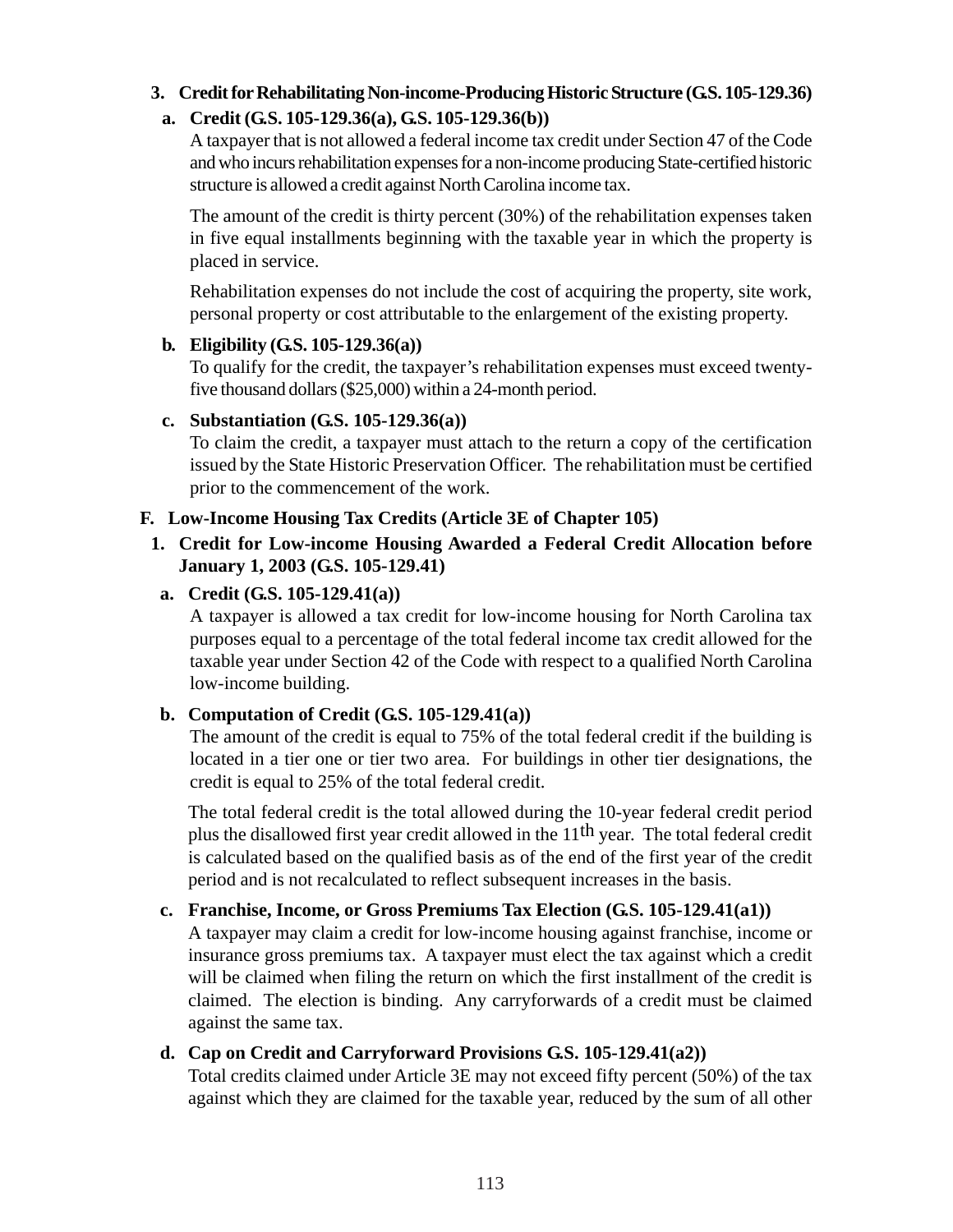### 3. Credit for Rehabilitating Non-income-Producing Historic Structure (G.S. 105-129.36)

**a. Credit (G.S. 105-129.36(a), G.S. 105-129.36(b))**

A taxpayer that is not allowed a federal income tax credit under Section 47 of the Code and who incurs rehabilitation expenses for a non-income producing State-certified historic structure is allowed a credit against North Carolina income tax.

The amount of the credit is thirty percent (30%) of the rehabilitation expenses taken in five equal installments beginning with the taxable year in which the property is placed in service.

Rehabilitation expenses do not include the cost of acquiring the property, site work, personal property or cost attributable to the enlargement of the existing property.

**b. Eligibility (G.S. 105-129.36(a))**

To qualify for the credit, the taxpayer's rehabilitation expenses must exceed twenty-five thousand dollars ($25,000) within a 24-month period.

**c. Substantiation (G.S. 105-129.36(a))**

To claim the credit, a taxpayer must attach to the return a copy of the certification issued by the State Historic Preservation Officer. The rehabilitation must be certified prior to the commencement of the work.

## F. Low-Income Housing Tax Credits (Article 3E of Chapter 105)

### 1. Credit for Low-income Housing Awarded a Federal Credit Allocation before January 1, 2003 (G.S. 105-129.41)

**a. Credit (G.S. 105-129.41(a))**

A taxpayer is allowed a tax credit for low-income housing for North Carolina tax purposes equal to a percentage of the total federal income tax credit allowed for the taxable year under Section 42 of the Code with respect to a qualified North Carolina low-income building.

**b. Computation of Credit (G.S. 105-129.41(a))**

The amount of the credit is equal to 75% of the total federal credit if the building is located in a tier one or tier two area. For buildings in other tier designations, the credit is equal to 25% of the total federal credit.

The total federal credit is the total allowed during the 10-year federal credit period plus the disallowed first year credit allowed in the 11th year. The total federal credit is calculated based on the qualified basis as of the end of the first year of the credit period and is not recalculated to reflect subsequent increases in the basis.

**c. Franchise, Income, or Gross Premiums Tax Election (G.S. 105-129.41(a1))**

A taxpayer may claim a credit for low-income housing against franchise, income or insurance gross premiums tax. A taxpayer must elect the tax against which a credit will be claimed when filing the return on which the first installment of the credit is claimed. The election is binding. Any carryforwards of a credit must be claimed against the same tax.

**d. Cap on Credit and Carryforward Provisions G.S. 105-129.41(a2))**

Total credits claimed under Article 3E may not exceed fifty percent (50%) of the tax against which they are claimed for the taxable year, reduced by the sum of all other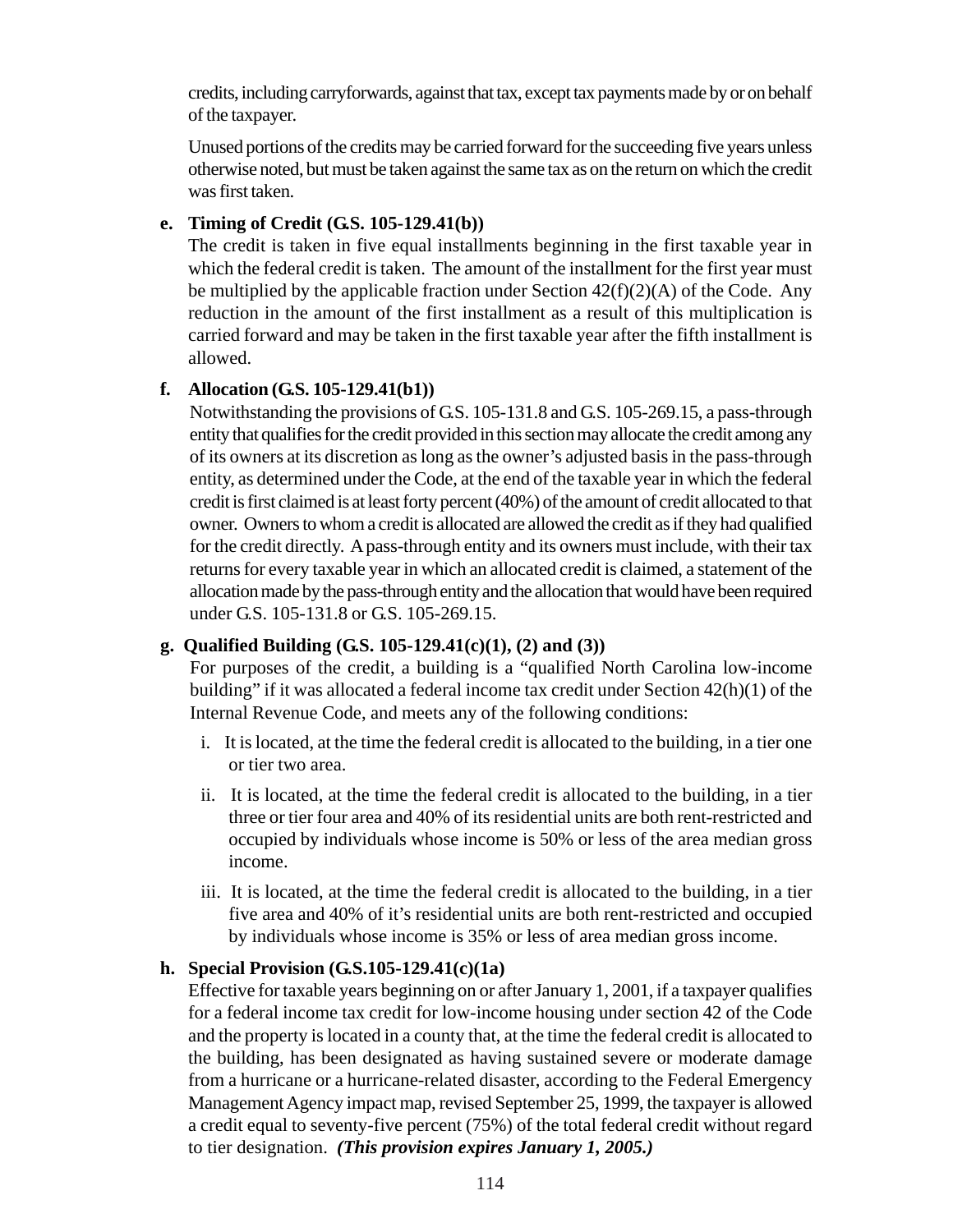credits, including carryforwards, against that tax, except tax payments made by or on behalf of the taxpayer.

Unused portions of the credits may be carried forward for the succeeding five years unless otherwise noted, but must be taken against the same tax as on the return on which the credit was first taken.

**e. Timing of Credit (G.S. 105-129.41(b))**

The credit is taken in five equal installments beginning in the first taxable year in which the federal credit is taken. The amount of the installment for the first year must be multiplied by the applicable fraction under Section 42(f)(2)(A) of the Code. Any reduction in the amount of the first installment as a result of this multiplication is carried forward and may be taken in the first taxable year after the fifth installment is allowed.

**f. Allocation (G.S. 105-129.41(b1))**

Notwithstanding the provisions of G.S. 105-131.8 and G.S. 105-269.15, a pass-through entity that qualifies for the credit provided in this section may allocate the credit among any of its owners at its discretion as long as the owner's adjusted basis in the pass-through entity, as determined under the Code, at the end of the taxable year in which the federal credit is first claimed is at least forty percent (40%) of the amount of credit allocated to that owner. Owners to whom a credit is allocated are allowed the credit as if they had qualified for the credit directly. A pass-through entity and its owners must include, with their tax returns for every taxable year in which an allocated credit is claimed, a statement of the allocation made by the pass-through entity and the allocation that would have been required under G.S. 105-131.8 or G.S. 105-269.15.

**g. Qualified Building (G.S. 105-129.41(c)(1), (2) and (3))**

For purposes of the credit, a building is a "qualified North Carolina low-income building" if it was allocated a federal income tax credit under Section 42(h)(1) of the Internal Revenue Code, and meets any of the following conditions:

i. It is located, at the time the federal credit is allocated to the building, in a tier one or tier two area.

ii. It is located, at the time the federal credit is allocated to the building, in a tier three or tier four area and 40% of its residential units are both rent-restricted and occupied by individuals whose income is 50% or less of the area median gross income.

iii. It is located, at the time the federal credit is allocated to the building, in a tier five area and 40% of it's residential units are both rent-restricted and occupied by individuals whose income is 35% or less of area median gross income.

**h. Special Provision (G.S.105-129.41(c)(1a)**

Effective for taxable years beginning on or after January 1, 2001, if a taxpayer qualifies for a federal income tax credit for low-income housing under section 42 of the Code and the property is located in a county that, at the time the federal credit is allocated to the building, has been designated as having sustained severe or moderate damage from a hurricane or a hurricane-related disaster, according to the Federal Emergency Management Agency impact map, revised September 25, 1999, the taxpayer is allowed a credit equal to seventy-five percent (75%) of the total federal credit without regard to tier designation. ***(This provision expires January 1, 2005.)***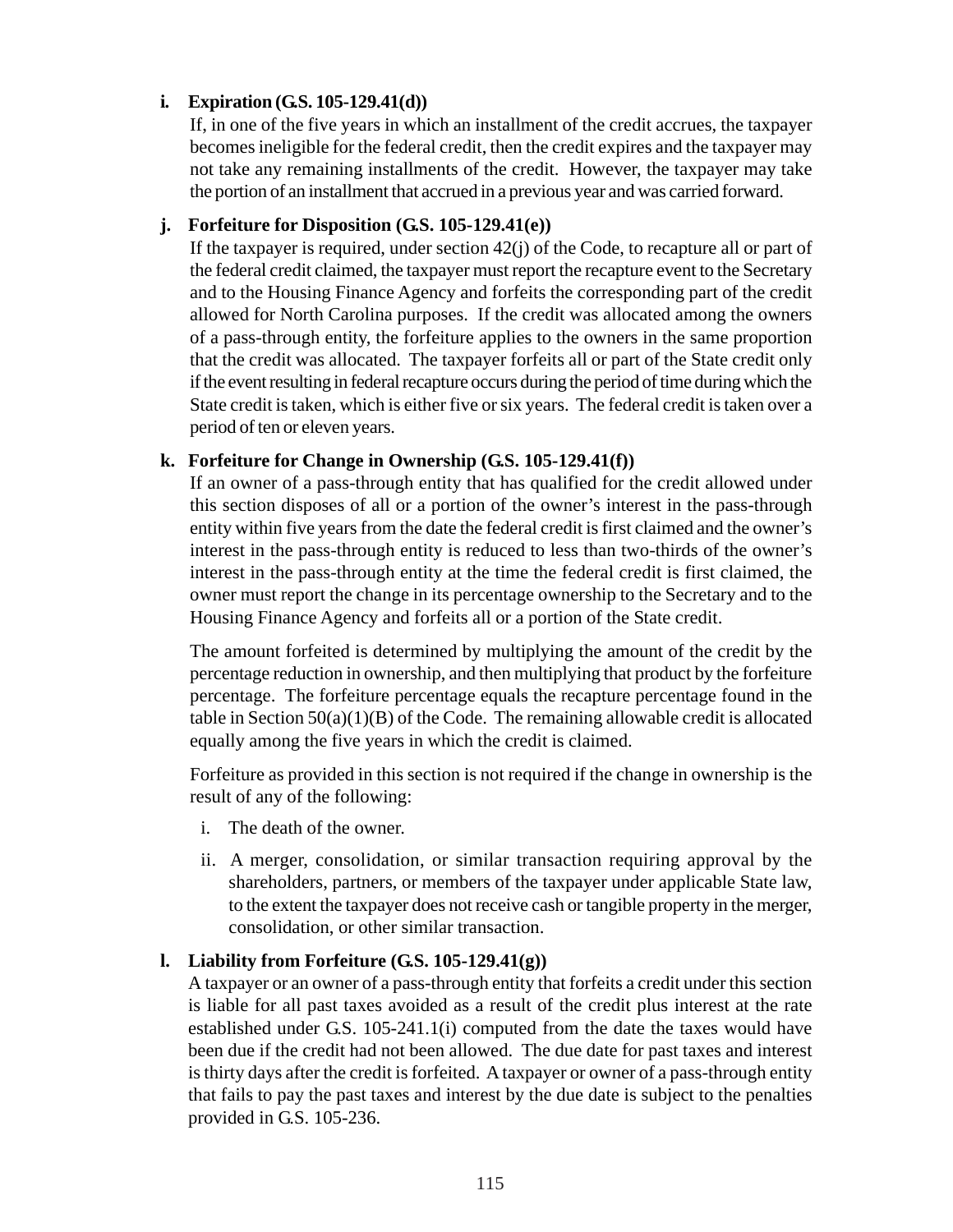**i. Expiration (G.S. 105-129.41(d))**

If, in one of the five years in which an installment of the credit accrues, the taxpayer becomes ineligible for the federal credit, then the credit expires and the taxpayer may not take any remaining installments of the credit. However, the taxpayer may take the portion of an installment that accrued in a previous year and was carried forward.

**j. Forfeiture for Disposition (G.S. 105-129.41(e))**

If the taxpayer is required, under section 42(j) of the Code, to recapture all or part of the federal credit claimed, the taxpayer must report the recapture event to the Secretary and to the Housing Finance Agency and forfeits the corresponding part of the credit allowed for North Carolina purposes. If the credit was allocated among the owners of a pass-through entity, the forfeiture applies to the owners in the same proportion that the credit was allocated. The taxpayer forfeits all or part of the State credit only if the event resulting in federal recapture occurs during the period of time during which the State credit is taken, which is either five or six years. The federal credit is taken over a period of ten or eleven years.

**k. Forfeiture for Change in Ownership (G.S. 105-129.41(f))**

If an owner of a pass-through entity that has qualified for the credit allowed under this section disposes of all or a portion of the owner's interest in the pass-through entity within five years from the date the federal credit is first claimed and the owner's interest in the pass-through entity is reduced to less than two-thirds of the owner's interest in the pass-through entity at the time the federal credit is first claimed, the owner must report the change in its percentage ownership to the Secretary and to the Housing Finance Agency and forfeits all or a portion of the State credit.

The amount forfeited is determined by multiplying the amount of the credit by the percentage reduction in ownership, and then multiplying that product by the forfeiture percentage. The forfeiture percentage equals the recapture percentage found in the table in Section 50(a)(1)(B) of the Code. The remaining allowable credit is allocated equally among the five years in which the credit is claimed.

Forfeiture as provided in this section is not required if the change in ownership is the result of any of the following:

i. The death of the owner.

ii. A merger, consolidation, or similar transaction requiring approval by the shareholders, partners, or members of the taxpayer under applicable State law, to the extent the taxpayer does not receive cash or tangible property in the merger, consolidation, or other similar transaction.

**l. Liability from Forfeiture (G.S. 105-129.41(g))**

A taxpayer or an owner of a pass-through entity that forfeits a credit under this section is liable for all past taxes avoided as a result of the credit plus interest at the rate established under G.S. 105-241.1(i) computed from the date the taxes would have been due if the credit had not been allowed. The due date for past taxes and interest is thirty days after the credit is forfeited. A taxpayer or owner of a pass-through entity that fails to pay the past taxes and interest by the due date is subject to the penalties provided in G.S. 105-236.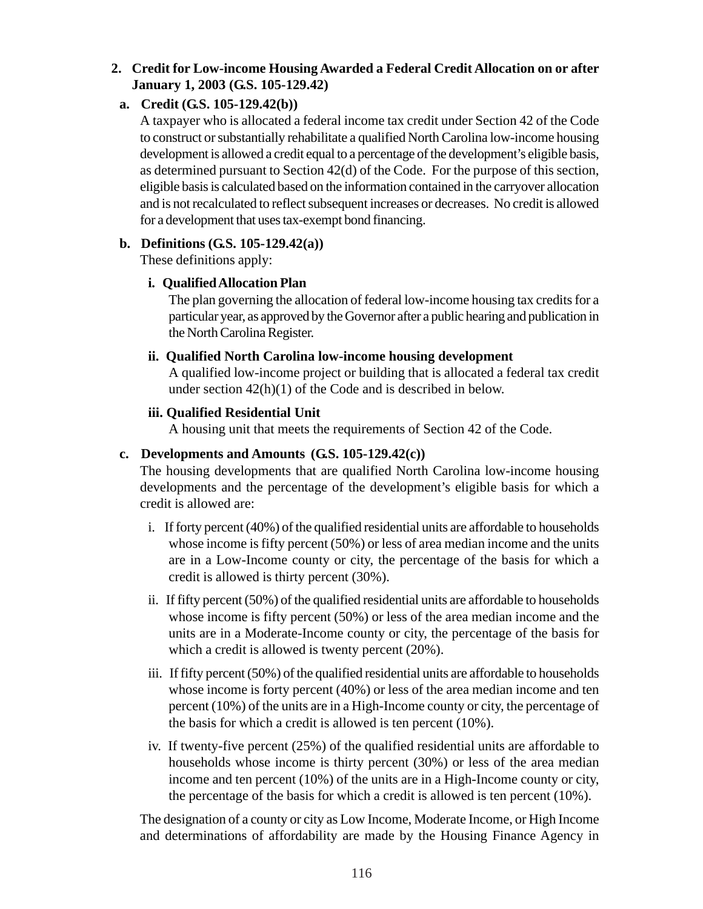## 2. Credit for Low-income Housing Awarded a Federal Credit Allocation on or after January 1, 2003 (G.S. 105-129.42)

### a. Credit (G.S. 105-129.42(b))

A taxpayer who is allocated a federal income tax credit under Section 42 of the Code to construct or substantially rehabilitate a qualified North Carolina low-income housing development is allowed a credit equal to a percentage of the development's eligible basis, as determined pursuant to Section 42(d) of the Code. For the purpose of this section, eligible basis is calculated based on the information contained in the carryover allocation and is not recalculated to reflect subsequent increases or decreases. No credit is allowed for a development that uses tax-exempt bond financing.

### b. Definitions (G.S. 105-129.42(a))

These definitions apply:

**i. Qualified Allocation Plan**

The plan governing the allocation of federal low-income housing tax credits for a particular year, as approved by the Governor after a public hearing and publication in the North Carolina Register.

**ii. Qualified North Carolina low-income housing development**

A qualified low-income project or building that is allocated a federal tax credit under section 42(h)(1) of the Code and is described in below.

**iii. Qualified Residential Unit**

A housing unit that meets the requirements of Section 42 of the Code.

### c. Developments and Amounts (G.S. 105-129.42(c))

The housing developments that are qualified North Carolina low-income housing developments and the percentage of the development's eligible basis for which a credit is allowed are:

i. If forty percent (40%) of the qualified residential units are affordable to households whose income is fifty percent (50%) or less of area median income and the units are in a Low-Income county or city, the percentage of the basis for which a credit is allowed is thirty percent (30%).

ii. If fifty percent (50%) of the qualified residential units are affordable to households whose income is fifty percent (50%) or less of the area median income and the units are in a Moderate-Income county or city, the percentage of the basis for which a credit is allowed is twenty percent (20%).

iii. If fifty percent (50%) of the qualified residential units are affordable to households whose income is forty percent (40%) or less of the area median income and ten percent (10%) of the units are in a High-Income county or city, the percentage of the basis for which a credit is allowed is ten percent (10%).

iv. If twenty-five percent (25%) of the qualified residential units are affordable to households whose income is thirty percent (30%) or less of the area median income and ten percent (10%) of the units are in a High-Income county or city, the percentage of the basis for which a credit is allowed is ten percent (10%).

The designation of a county or city as Low Income, Moderate Income, or High Income and determinations of affordability are made by the Housing Finance Agency in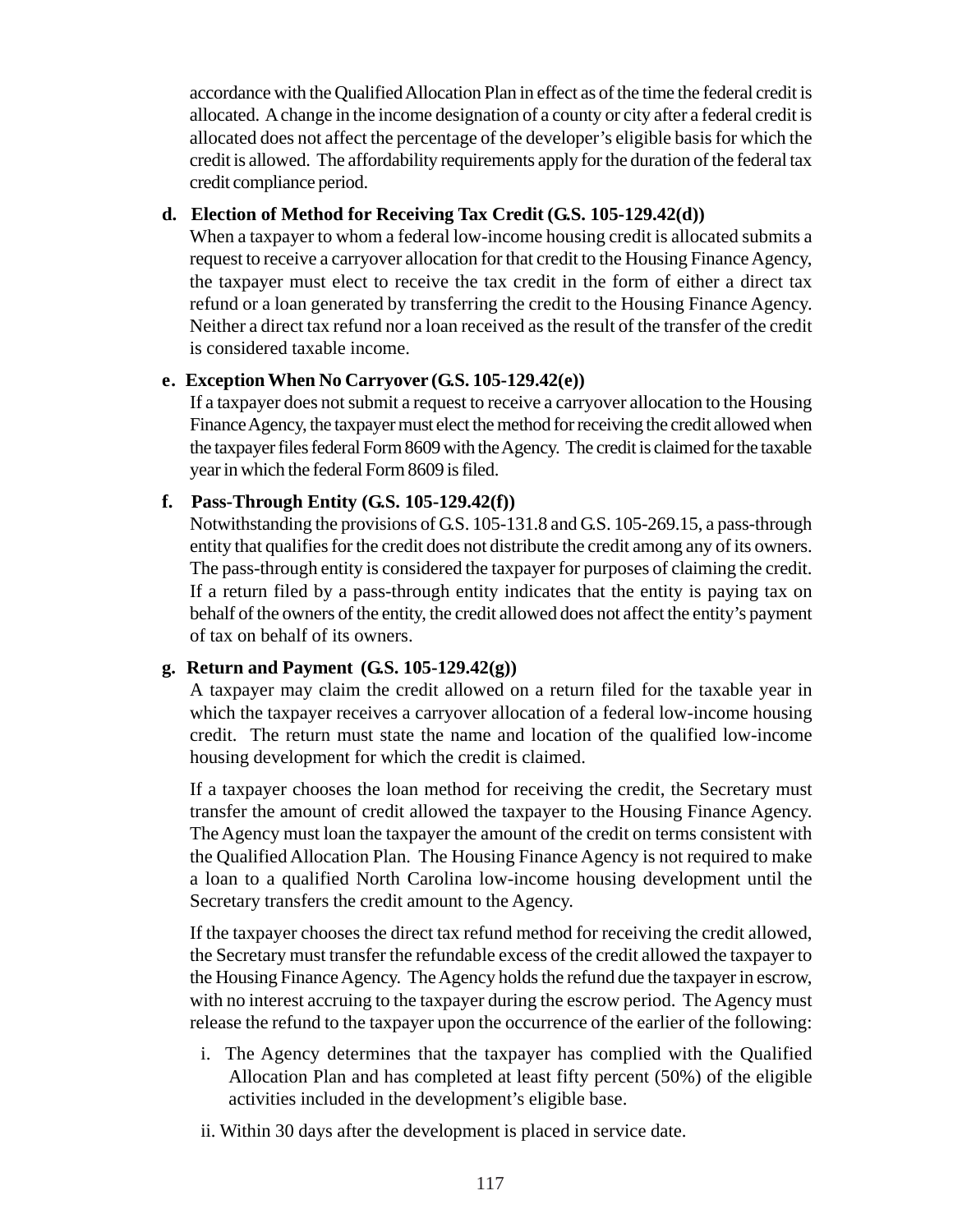accordance with the Qualified Allocation Plan in effect as of the time the federal credit is allocated. A change in the income designation of a county or city after a federal credit is allocated does not affect the percentage of the developer's eligible basis for which the credit is allowed. The affordability requirements apply for the duration of the federal tax credit compliance period.

**d. Election of Method for Receiving Tax Credit (G.S. 105-129.42(d))**

When a taxpayer to whom a federal low-income housing credit is allocated submits a request to receive a carryover allocation for that credit to the Housing Finance Agency, the taxpayer must elect to receive the tax credit in the form of either a direct tax refund or a loan generated by transferring the credit to the Housing Finance Agency. Neither a direct tax refund nor a loan received as the result of the transfer of the credit is considered taxable income.

**e. Exception When No Carryover (G.S. 105-129.42(e))**

If a taxpayer does not submit a request to receive a carryover allocation to the Housing Finance Agency, the taxpayer must elect the method for receiving the credit allowed when the taxpayer files federal Form 8609 with the Agency. The credit is claimed for the taxable year in which the federal Form 8609 is filed.

**f. Pass-Through Entity (G.S. 105-129.42(f))**

Notwithstanding the provisions of G.S. 105-131.8 and G.S. 105-269.15, a pass-through entity that qualifies for the credit does not distribute the credit among any of its owners. The pass-through entity is considered the taxpayer for purposes of claiming the credit. If a return filed by a pass-through entity indicates that the entity is paying tax on behalf of the owners of the entity, the credit allowed does not affect the entity's payment of tax on behalf of its owners.

**g. Return and Payment (G.S. 105-129.42(g))**

A taxpayer may claim the credit allowed on a return filed for the taxable year in which the taxpayer receives a carryover allocation of a federal low-income housing credit. The return must state the name and location of the qualified low-income housing development for which the credit is claimed.

If a taxpayer chooses the loan method for receiving the credit, the Secretary must transfer the amount of credit allowed the taxpayer to the Housing Finance Agency. The Agency must loan the taxpayer the amount of the credit on terms consistent with the Qualified Allocation Plan. The Housing Finance Agency is not required to make a loan to a qualified North Carolina low-income housing development until the Secretary transfers the credit amount to the Agency.

If the taxpayer chooses the direct tax refund method for receiving the credit allowed, the Secretary must transfer the refundable excess of the credit allowed the taxpayer to the Housing Finance Agency. The Agency holds the refund due the taxpayer in escrow, with no interest accruing to the taxpayer during the escrow period. The Agency must release the refund to the taxpayer upon the occurrence of the earlier of the following:

i. The Agency determines that the taxpayer has complied with the Qualified Allocation Plan and has completed at least fifty percent (50%) of the eligible activities included in the development's eligible base.

ii. Within 30 days after the development is placed in service date.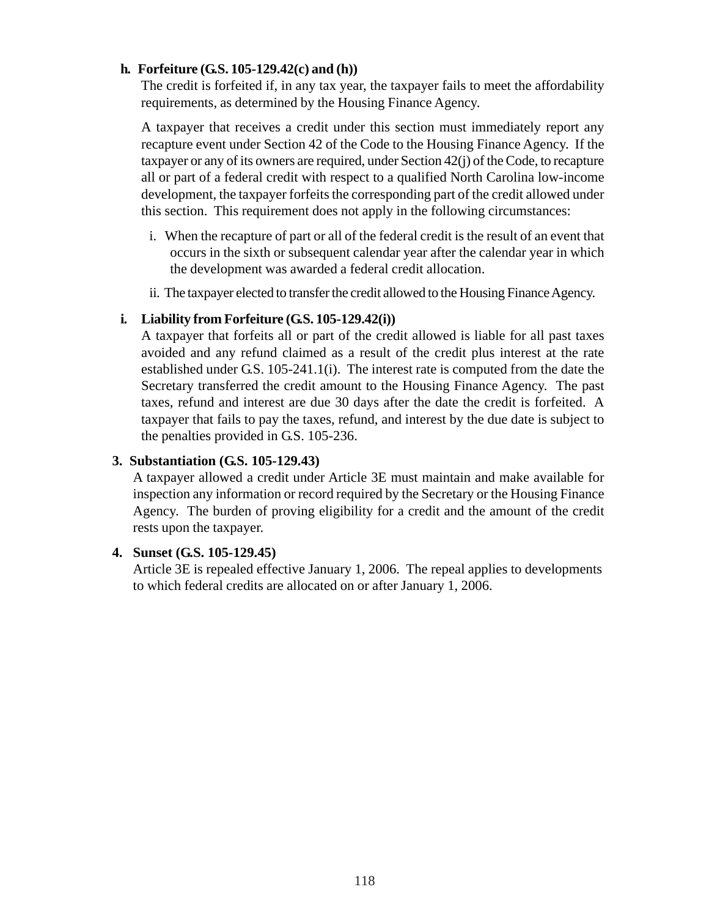**h. Forfeiture (G.S. 105-129.42(c) and (h))**

The credit is forfeited if, in any tax year, the taxpayer fails to meet the affordability requirements, as determined by the Housing Finance Agency.

A taxpayer that receives a credit under this section must immediately report any recapture event under Section 42 of the Code to the Housing Finance Agency. If the taxpayer or any of its owners are required, under Section 42(j) of the Code, to recapture all or part of a federal credit with respect to a qualified North Carolina low-income development, the taxpayer forfeits the corresponding part of the credit allowed under this section. This requirement does not apply in the following circumstances:

i. When the recapture of part or all of the federal credit is the result of an event that occurs in the sixth or subsequent calendar year after the calendar year in which the development was awarded a federal credit allocation.

ii. The taxpayer elected to transfer the credit allowed to the Housing Finance Agency.

**i. Liability from Forfeiture (G.S. 105-129.42(i))**

A taxpayer that forfeits all or part of the credit allowed is liable for all past taxes avoided and any refund claimed as a result of the credit plus interest at the rate established under G.S. 105-241.1(i). The interest rate is computed from the date the Secretary transferred the credit amount to the Housing Finance Agency. The past taxes, refund and interest are due 30 days after the date the credit is forfeited. A taxpayer that fails to pay the taxes, refund, and interest by the due date is subject to the penalties provided in G.S. 105-236.

**3. Substantiation (G.S. 105-129.43)**

A taxpayer allowed a credit under Article 3E must maintain and make available for inspection any information or record required by the Secretary or the Housing Finance Agency. The burden of proving eligibility for a credit and the amount of the credit rests upon the taxpayer.

**4. Sunset (G.S. 105-129.45)**

Article 3E is repealed effective January 1, 2006. The repeal applies to developments to which federal credits are allocated on or after January 1, 2006.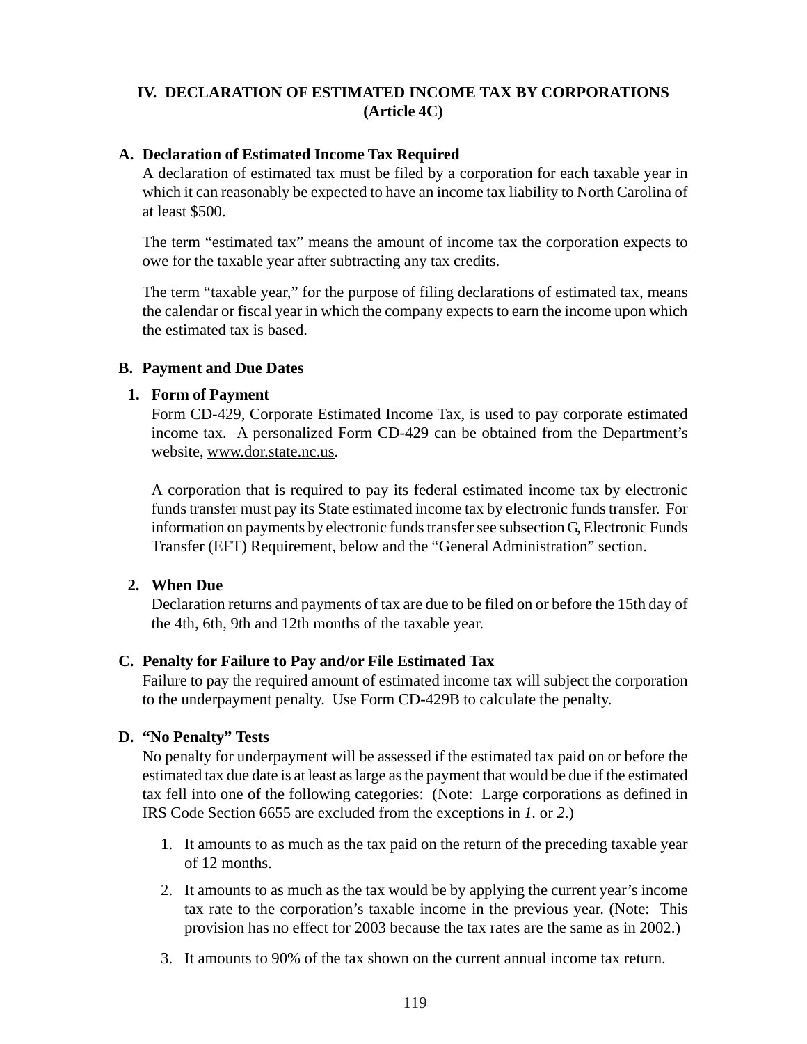## IV. DECLARATION OF ESTIMATED INCOME TAX BY CORPORATIONS (Article 4C)

### A. Declaration of Estimated Income Tax Required

A declaration of estimated tax must be filed by a corporation for each taxable year in which it can reasonably be expected to have an income tax liability to North Carolina of at least $500.

The term "estimated tax" means the amount of income tax the corporation expects to owe for the taxable year after subtracting any tax credits.

The term "taxable year," for the purpose of filing declarations of estimated tax, means the calendar or fiscal year in which the company expects to earn the income upon which the estimated tax is based.

### B. Payment and Due Dates

#### 1. Form of Payment

Form CD-429, Corporate Estimated Income Tax, is used to pay corporate estimated income tax. A personalized Form CD-429 can be obtained from the Department's website, www.dor.state.nc.us.

A corporation that is required to pay its federal estimated income tax by electronic funds transfer must pay its State estimated income tax by electronic funds transfer. For information on payments by electronic funds transfer see subsection G, Electronic Funds Transfer (EFT) Requirement, below and the "General Administration" section.

#### 2. When Due

Declaration returns and payments of tax are due to be filed on or before the 15th day of the 4th, 6th, 9th and 12th months of the taxable year.

### C. Penalty for Failure to Pay and/or File Estimated Tax

Failure to pay the required amount of estimated income tax will subject the corporation to the underpayment penalty. Use Form CD-429B to calculate the penalty.

### D. "No Penalty" Tests

No penalty for underpayment will be assessed if the estimated tax paid on or before the estimated tax due date is at least as large as the payment that would be due if the estimated tax fell into one of the following categories: (Note: Large corporations as defined in IRS Code Section 6655 are excluded from the exceptions in *1.* or *2.*)

1. It amounts to as much as the tax paid on the return of the preceding taxable year of 12 months.
2. It amounts to as much as the tax would be by applying the current year's income tax rate to the corporation's taxable income in the previous year. (Note: This provision has no effect for 2003 because the tax rates are the same as in 2002.)
3. It amounts to 90% of the tax shown on the current annual income tax return.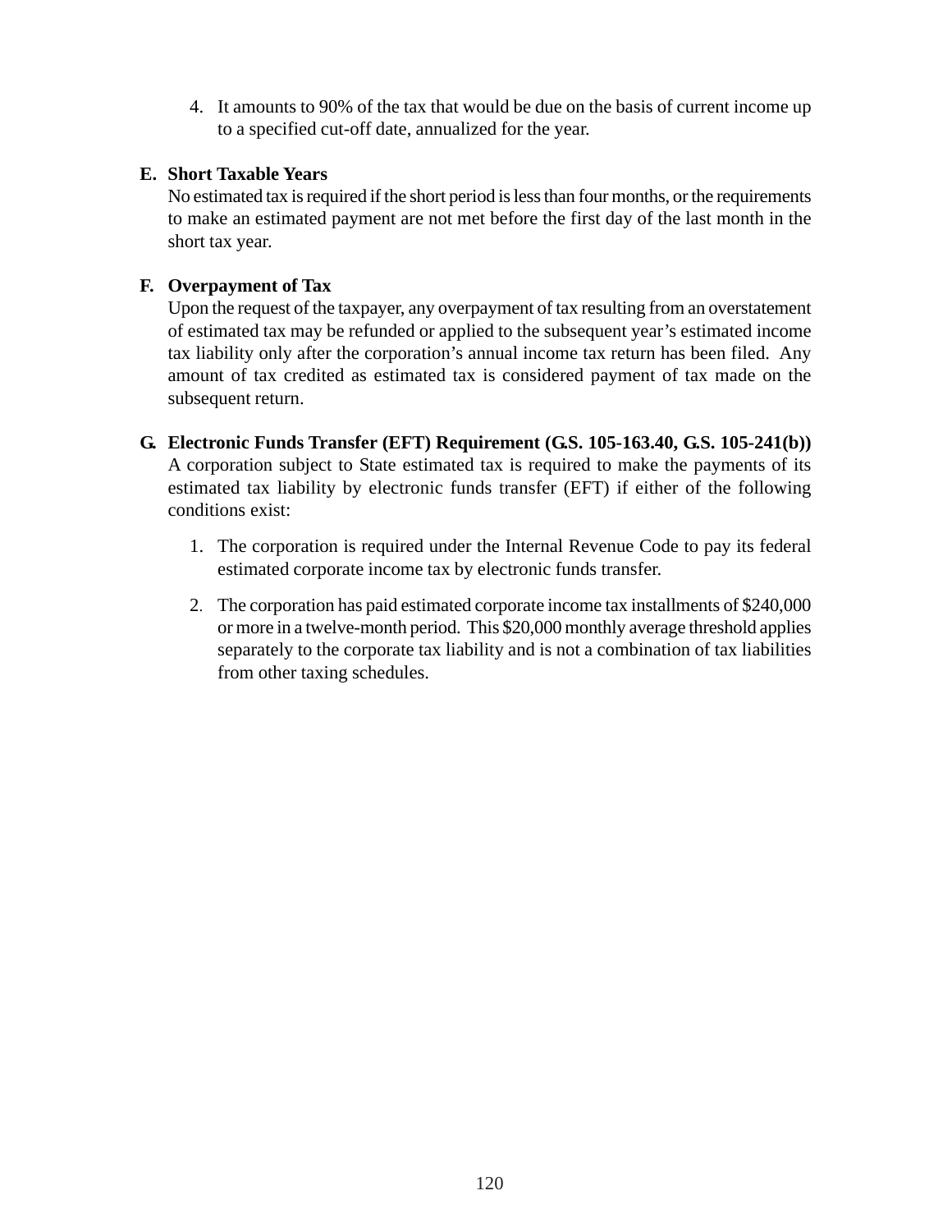4. It amounts to 90% of the tax that would be due on the basis of current income up to a specified cut-off date, annualized for the year.

**E. Short Taxable Years**

No estimated tax is required if the short period is less than four months, or the requirements to make an estimated payment are not met before the first day of the last month in the short tax year.

**F. Overpayment of Tax**

Upon the request of the taxpayer, any overpayment of tax resulting from an overstatement of estimated tax may be refunded or applied to the subsequent year's estimated income tax liability only after the corporation's annual income tax return has been filed. Any amount of tax credited as estimated tax is considered payment of tax made on the subsequent return.

**G. Electronic Funds Transfer (EFT) Requirement (G.S. 105-163.40, G.S. 105-241(b))**

A corporation subject to State estimated tax is required to make the payments of its estimated tax liability by electronic funds transfer (EFT) if either of the following conditions exist:

1. The corporation is required under the Internal Revenue Code to pay its federal estimated corporate income tax by electronic funds transfer.
2. The corporation has paid estimated corporate income tax installments of $240,000 or more in a twelve-month period. This $20,000 monthly average threshold applies separately to the corporate tax liability and is not a combination of tax liabilities from other taxing schedules.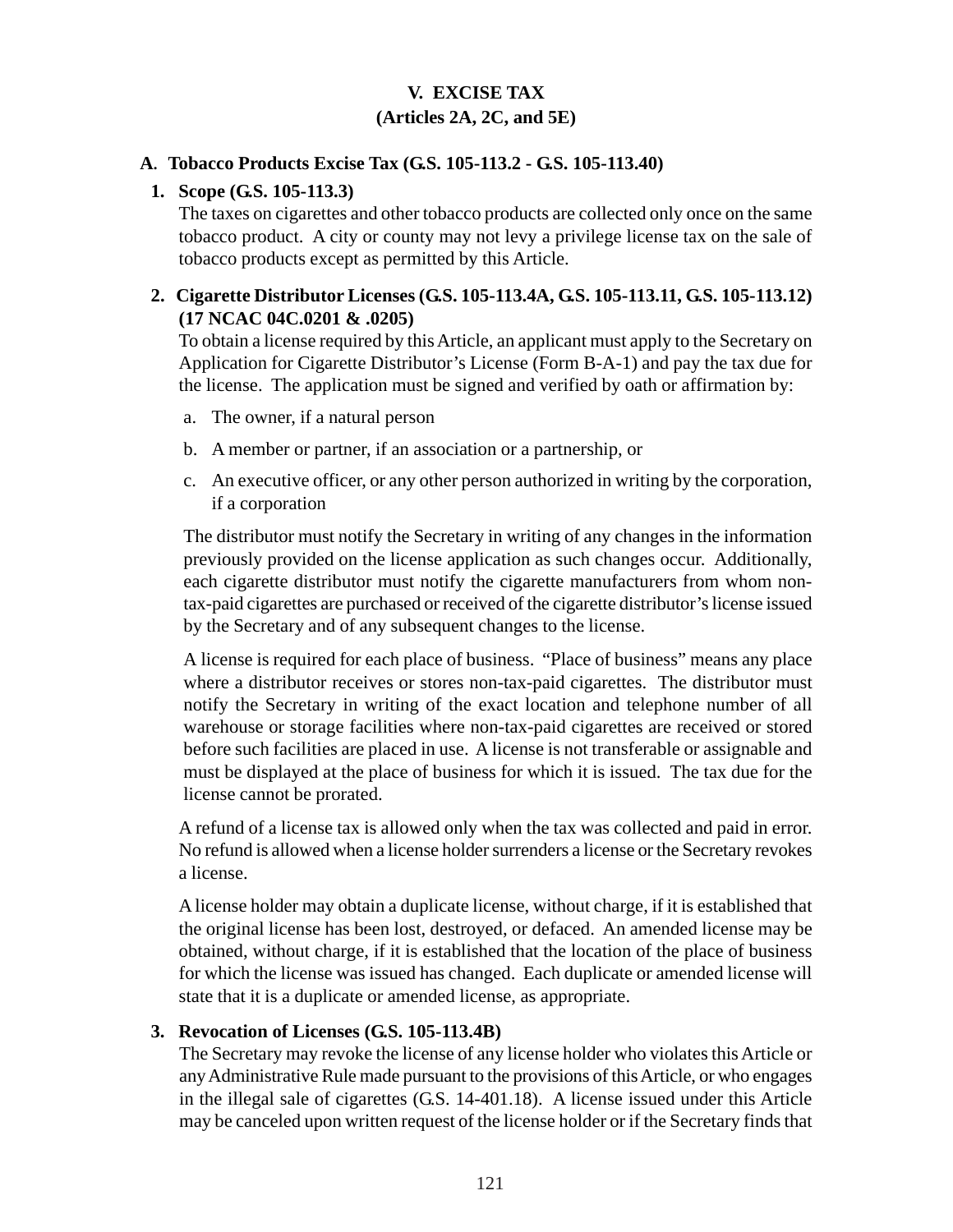# V. EXCISE TAX
## (Articles 2A, 2C, and 5E)

### A. Tobacco Products Excise Tax (G.S. 105-113.2 - G.S. 105-113.40)

#### 1. Scope (G.S. 105-113.3)

The taxes on cigarettes and other tobacco products are collected only once on the same tobacco product. A city or county may not levy a privilege license tax on the sale of tobacco products except as permitted by this Article.

#### 2. Cigarette Distributor Licenses (G.S. 105-113.4A, G.S. 105-113.11, G.S. 105-113.12) (17 NCAC 04C.0201 & .0205)

To obtain a license required by this Article, an applicant must apply to the Secretary on Application for Cigarette Distributor's License (Form B-A-1) and pay the tax due for the license. The application must be signed and verified by oath or affirmation by:

a. The owner, if a natural person

b. A member or partner, if an association or a partnership, or

c. An executive officer, or any other person authorized in writing by the corporation, if a corporation

The distributor must notify the Secretary in writing of any changes in the information previously provided on the license application as such changes occur. Additionally, each cigarette distributor must notify the cigarette manufacturers from whom non-tax-paid cigarettes are purchased or received of the cigarette distributor's license issued by the Secretary and of any subsequent changes to the license.

A license is required for each place of business. "Place of business" means any place where a distributor receives or stores non-tax-paid cigarettes. The distributor must notify the Secretary in writing of the exact location and telephone number of all warehouse or storage facilities where non-tax-paid cigarettes are received or stored before such facilities are placed in use. A license is not transferable or assignable and must be displayed at the place of business for which it is issued. The tax due for the license cannot be prorated.

A refund of a license tax is allowed only when the tax was collected and paid in error. No refund is allowed when a license holder surrenders a license or the Secretary revokes a license.

A license holder may obtain a duplicate license, without charge, if it is established that the original license has been lost, destroyed, or defaced. An amended license may be obtained, without charge, if it is established that the location of the place of business for which the license was issued has changed. Each duplicate or amended license will state that it is a duplicate or amended license, as appropriate.

#### 3. Revocation of Licenses (G.S. 105-113.4B)

The Secretary may revoke the license of any license holder who violates this Article or any Administrative Rule made pursuant to the provisions of this Article, or who engages in the illegal sale of cigarettes (G.S. 14-401.18). A license issued under this Article may be canceled upon written request of the license holder or if the Secretary finds that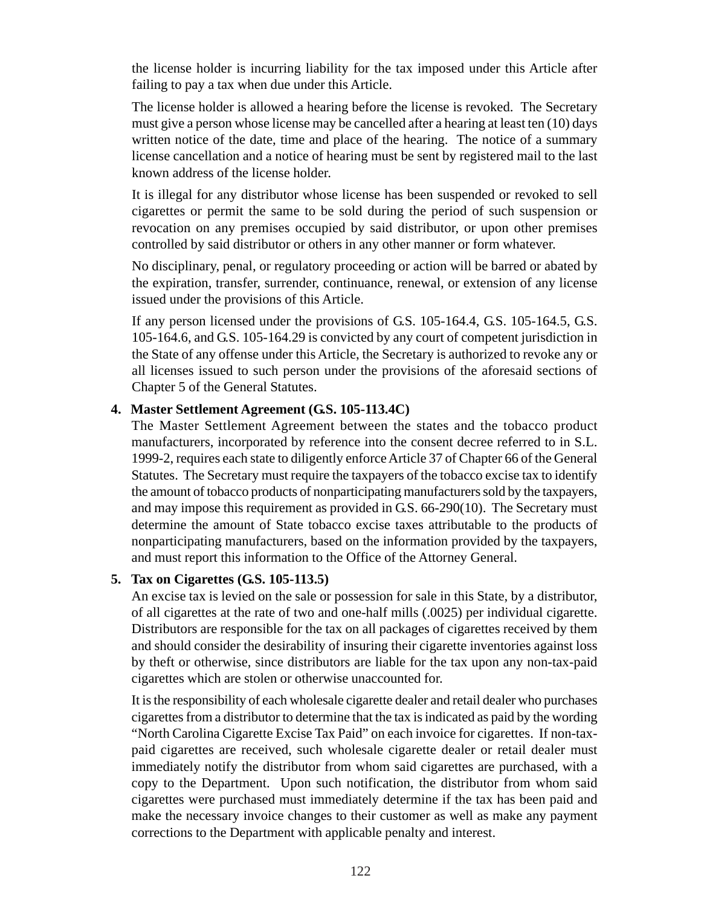the license holder is incurring liability for the tax imposed under this Article after failing to pay a tax when due under this Article.

The license holder is allowed a hearing before the license is revoked. The Secretary must give a person whose license may be cancelled after a hearing at least ten (10) days written notice of the date, time and place of the hearing. The notice of a summary license cancellation and a notice of hearing must be sent by registered mail to the last known address of the license holder.

It is illegal for any distributor whose license has been suspended or revoked to sell cigarettes or permit the same to be sold during the period of such suspension or revocation on any premises occupied by said distributor, or upon other premises controlled by said distributor or others in any other manner or form whatever.

No disciplinary, penal, or regulatory proceeding or action will be barred or abated by the expiration, transfer, surrender, continuance, renewal, or extension of any license issued under the provisions of this Article.

If any person licensed under the provisions of G.S. 105-164.4, G.S. 105-164.5, G.S. 105-164.6, and G.S. 105-164.29 is convicted by any court of competent jurisdiction in the State of any offense under this Article, the Secretary is authorized to revoke any or all licenses issued to such person under the provisions of the aforesaid sections of Chapter 5 of the General Statutes.

**4. Master Settlement Agreement (G.S. 105-113.4C)**

The Master Settlement Agreement between the states and the tobacco product manufacturers, incorporated by reference into the consent decree referred to in S.L. 1999-2, requires each state to diligently enforce Article 37 of Chapter 66 of the General Statutes. The Secretary must require the taxpayers of the tobacco excise tax to identify the amount of tobacco products of nonparticipating manufacturers sold by the taxpayers, and may impose this requirement as provided in G.S. 66-290(10). The Secretary must determine the amount of State tobacco excise taxes attributable to the products of nonparticipating manufacturers, based on the information provided by the taxpayers, and must report this information to the Office of the Attorney General.

**5. Tax on Cigarettes (G.S. 105-113.5)**

An excise tax is levied on the sale or possession for sale in this State, by a distributor, of all cigarettes at the rate of two and one-half mills (.0025) per individual cigarette. Distributors are responsible for the tax on all packages of cigarettes received by them and should consider the desirability of insuring their cigarette inventories against loss by theft or otherwise, since distributors are liable for the tax upon any non-tax-paid cigarettes which are stolen or otherwise unaccounted for.

It is the responsibility of each wholesale cigarette dealer and retail dealer who purchases cigarettes from a distributor to determine that the tax is indicated as paid by the wording "North Carolina Cigarette Excise Tax Paid" on each invoice for cigarettes. If non-tax-paid cigarettes are received, such wholesale cigarette dealer or retail dealer must immediately notify the distributor from whom said cigarettes are purchased, with a copy to the Department. Upon such notification, the distributor from whom said cigarettes were purchased must immediately determine if the tax has been paid and make the necessary invoice changes to their customer as well as make any payment corrections to the Department with applicable penalty and interest.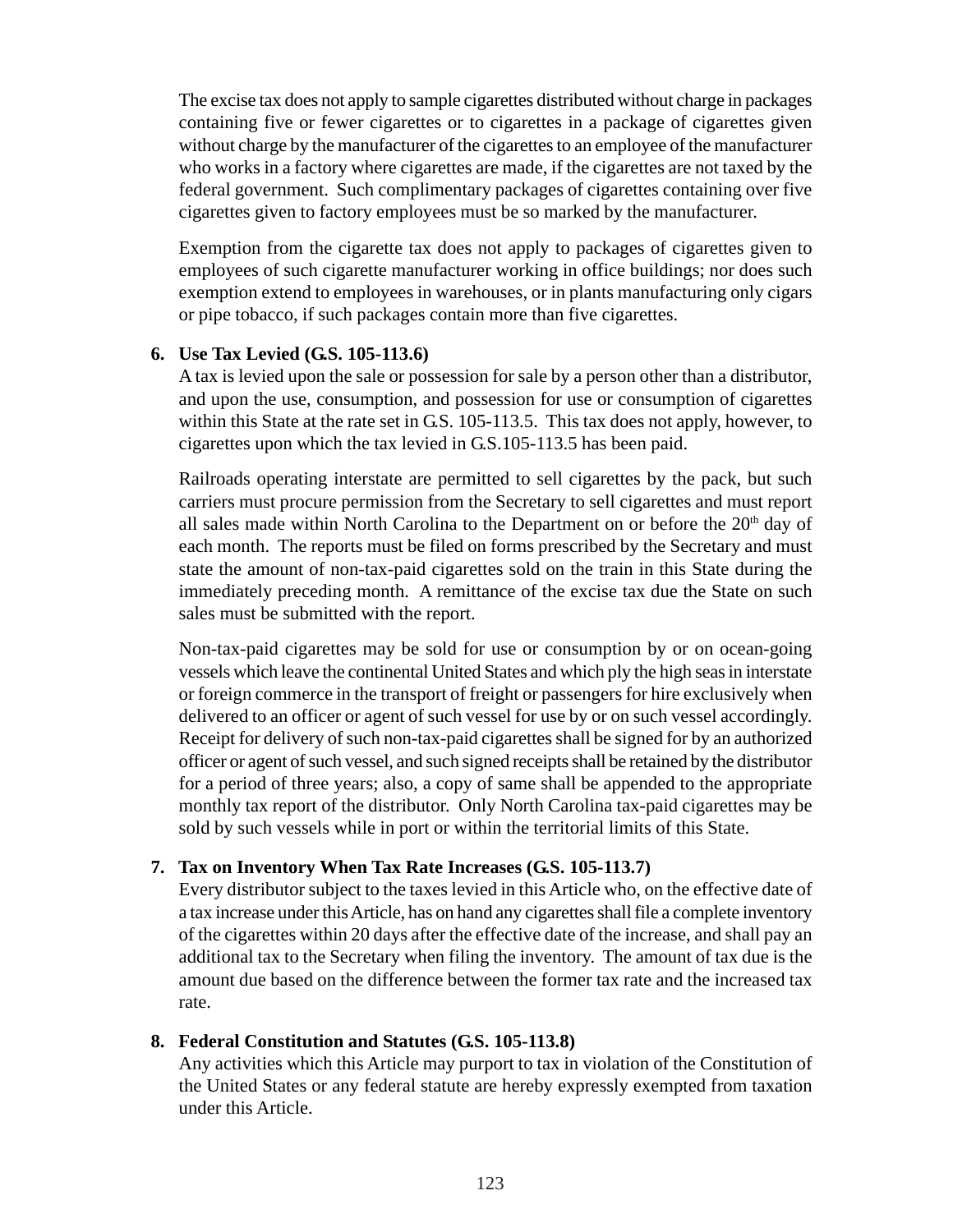The excise tax does not apply to sample cigarettes distributed without charge in packages containing five or fewer cigarettes or to cigarettes in a package of cigarettes given without charge by the manufacturer of the cigarettes to an employee of the manufacturer who works in a factory where cigarettes are made, if the cigarettes are not taxed by the federal government. Such complimentary packages of cigarettes containing over five cigarettes given to factory employees must be so marked by the manufacturer.

Exemption from the cigarette tax does not apply to packages of cigarettes given to employees of such cigarette manufacturer working in office buildings; nor does such exemption extend to employees in warehouses, or in plants manufacturing only cigars or pipe tobacco, if such packages contain more than five cigarettes.

6. **Use Tax Levied (G.S. 105-113.6)**

   A tax is levied upon the sale or possession for sale by a person other than a distributor, and upon the use, consumption, and possession for use or consumption of cigarettes within this State at the rate set in G.S. 105-113.5. This tax does not apply, however, to cigarettes upon which the tax levied in G.S.105-113.5 has been paid.

   Railroads operating interstate are permitted to sell cigarettes by the pack, but such carriers must procure permission from the Secretary to sell cigarettes and must report all sales made within North Carolina to the Department on or before the 20th day of each month. The reports must be filed on forms prescribed by the Secretary and must state the amount of non-tax-paid cigarettes sold on the train in this State during the immediately preceding month. A remittance of the excise tax due the State on such sales must be submitted with the report.

   Non-tax-paid cigarettes may be sold for use or consumption by or on ocean-going vessels which leave the continental United States and which ply the high seas in interstate or foreign commerce in the transport of freight or passengers for hire exclusively when delivered to an officer or agent of such vessel for use by or on such vessel accordingly. Receipt for delivery of such non-tax-paid cigarettes shall be signed for by an authorized officer or agent of such vessel, and such signed receipts shall be retained by the distributor for a period of three years; also, a copy of same shall be appended to the appropriate monthly tax report of the distributor. Only North Carolina tax-paid cigarettes may be sold by such vessels while in port or within the territorial limits of this State.

7. **Tax on Inventory When Tax Rate Increases (G.S. 105-113.7)**

   Every distributor subject to the taxes levied in this Article who, on the effective date of a tax increase under this Article, has on hand any cigarettes shall file a complete inventory of the cigarettes within 20 days after the effective date of the increase, and shall pay an additional tax to the Secretary when filing the inventory. The amount of tax due is the amount due based on the difference between the former tax rate and the increased tax rate.

8. **Federal Constitution and Statutes (G.S. 105-113.8)**

   Any activities which this Article may purport to tax in violation of the Constitution of the United States or any federal statute are hereby expressly exempted from taxation under this Article.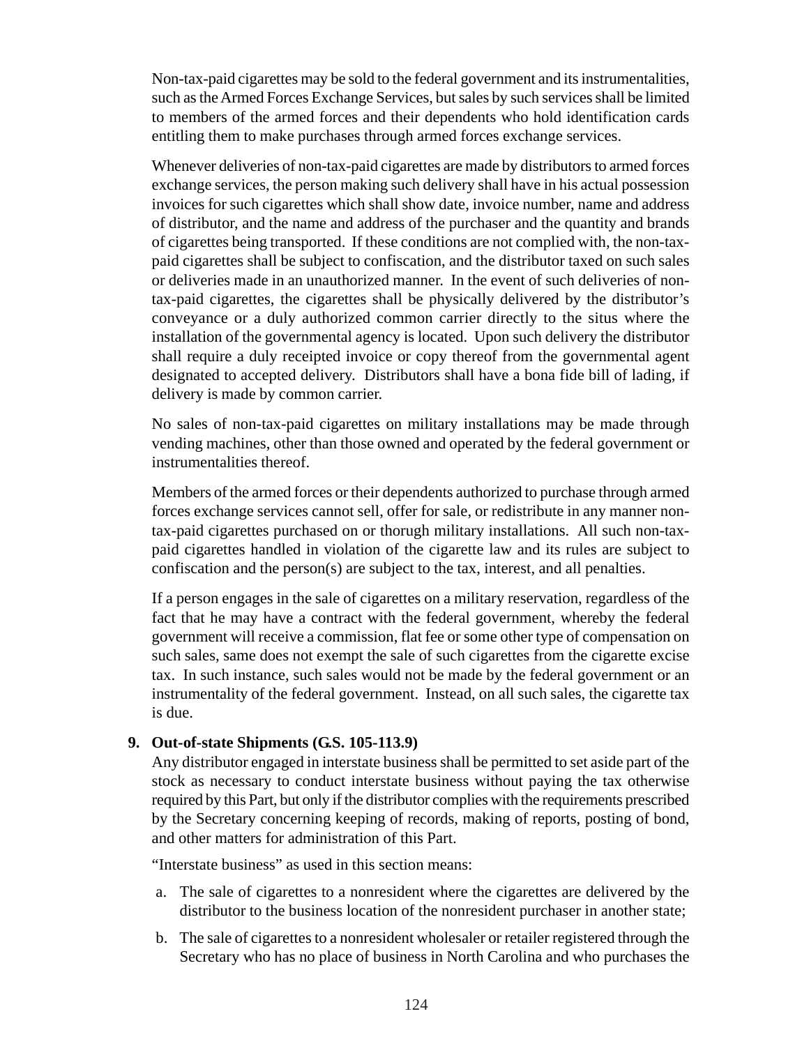Non-tax-paid cigarettes may be sold to the federal government and its instrumentalities, such as the Armed Forces Exchange Services, but sales by such services shall be limited to members of the armed forces and their dependents who hold identification cards entitling them to make purchases through armed forces exchange services.

Whenever deliveries of non-tax-paid cigarettes are made by distributors to armed forces exchange services, the person making such delivery shall have in his actual possession invoices for such cigarettes which shall show date, invoice number, name and address of distributor, and the name and address of the purchaser and the quantity and brands of cigarettes being transported. If these conditions are not complied with, the non-tax-paid cigarettes shall be subject to confiscation, and the distributor taxed on such sales or deliveries made in an unauthorized manner. In the event of such deliveries of non-tax-paid cigarettes, the cigarettes shall be physically delivered by the distributor's conveyance or a duly authorized common carrier directly to the situs where the installation of the governmental agency is located. Upon such delivery the distributor shall require a duly receipted invoice or copy thereof from the governmental agent designated to accepted delivery. Distributors shall have a bona fide bill of lading, if delivery is made by common carrier.

No sales of non-tax-paid cigarettes on military installations may be made through vending machines, other than those owned and operated by the federal government or instrumentalities thereof.

Members of the armed forces or their dependents authorized to purchase through armed forces exchange services cannot sell, offer for sale, or redistribute in any manner non-tax-paid cigarettes purchased on or thorugh military installations. All such non-tax-paid cigarettes handled in violation of the cigarette law and its rules are subject to confiscation and the person(s) are subject to the tax, interest, and all penalties.

If a person engages in the sale of cigarettes on a military reservation, regardless of the fact that he may have a contract with the federal government, whereby the federal government will receive a commission, flat fee or some other type of compensation on such sales, same does not exempt the sale of such cigarettes from the cigarette excise tax. In such instance, such sales would not be made by the federal government or an instrumentality of the federal government. Instead, on all such sales, the cigarette tax is due.

**9. Out-of-state Shipments (G.S. 105-113.9)**

Any distributor engaged in interstate business shall be permitted to set aside part of the stock as necessary to conduct interstate business without paying the tax otherwise required by this Part, but only if the distributor complies with the requirements prescribed by the Secretary concerning keeping of records, making of reports, posting of bond, and other matters for administration of this Part.

"Interstate business" as used in this section means:

a. The sale of cigarettes to a nonresident where the cigarettes are delivered by the distributor to the business location of the nonresident purchaser in another state;

b. The sale of cigarettes to a nonresident wholesaler or retailer registered through the Secretary who has no place of business in North Carolina and who purchases the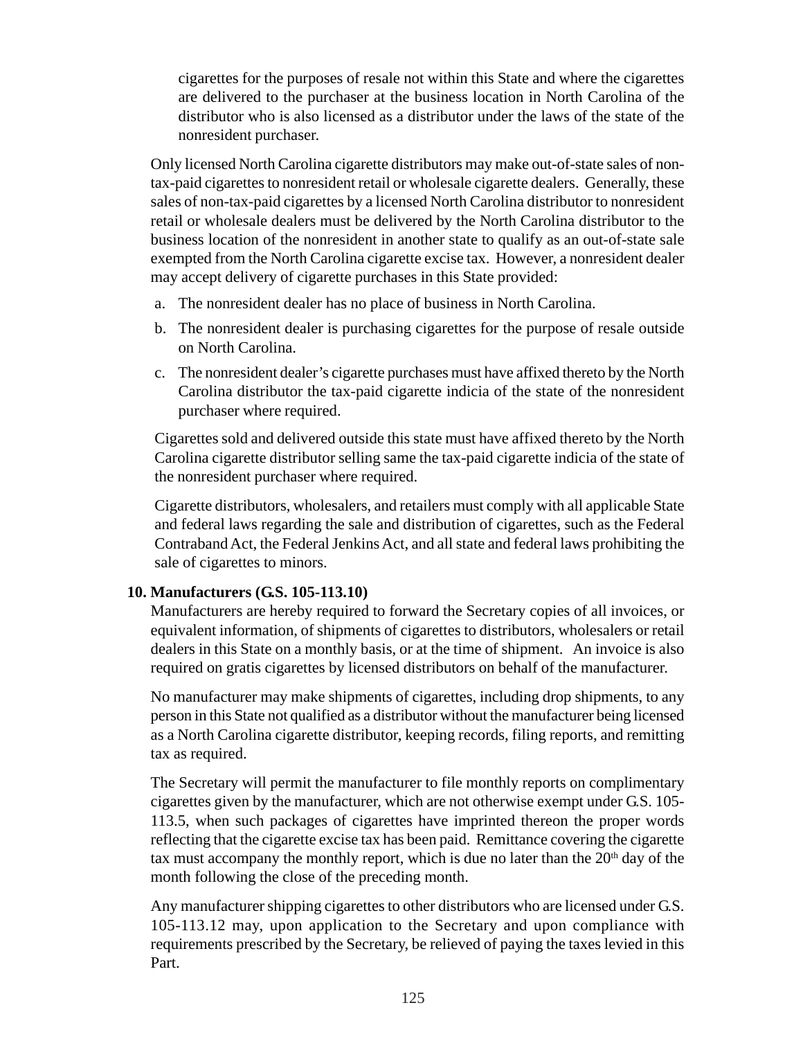cigarettes for the purposes of resale not within this State and where the cigarettes are delivered to the purchaser at the business location in North Carolina of the distributor who is also licensed as a distributor under the laws of the state of the nonresident purchaser.

Only licensed North Carolina cigarette distributors may make out-of-state sales of non-tax-paid cigarettes to nonresident retail or wholesale cigarette dealers. Generally, these sales of non-tax-paid cigarettes by a licensed North Carolina distributor to nonresident retail or wholesale dealers must be delivered by the North Carolina distributor to the business location of the nonresident in another state to qualify as an out-of-state sale exempted from the North Carolina cigarette excise tax. However, a nonresident dealer may accept delivery of cigarette purchases in this State provided:

a. The nonresident dealer has no place of business in North Carolina.

b. The nonresident dealer is purchasing cigarettes for the purpose of resale outside on North Carolina.

c. The nonresident dealer's cigarette purchases must have affixed thereto by the North Carolina distributor the tax-paid cigarette indicia of the state of the nonresident purchaser where required.

Cigarettes sold and delivered outside this state must have affixed thereto by the North Carolina cigarette distributor selling same the tax-paid cigarette indicia of the state of the nonresident purchaser where required.

Cigarette distributors, wholesalers, and retailers must comply with all applicable State and federal laws regarding the sale and distribution of cigarettes, such as the Federal Contraband Act, the Federal Jenkins Act, and all state and federal laws prohibiting the sale of cigarettes to minors.

**10. Manufacturers (G.S. 105-113.10)**

Manufacturers are hereby required to forward the Secretary copies of all invoices, or equivalent information, of shipments of cigarettes to distributors, wholesalers or retail dealers in this State on a monthly basis, or at the time of shipment. An invoice is also required on gratis cigarettes by licensed distributors on behalf of the manufacturer.

No manufacturer may make shipments of cigarettes, including drop shipments, to any person in this State not qualified as a distributor without the manufacturer being licensed as a North Carolina cigarette distributor, keeping records, filing reports, and remitting tax as required.

The Secretary will permit the manufacturer to file monthly reports on complimentary cigarettes given by the manufacturer, which are not otherwise exempt under G.S. 105-113.5, when such packages of cigarettes have imprinted thereon the proper words reflecting that the cigarette excise tax has been paid. Remittance covering the cigarette tax must accompany the monthly report, which is due no later than the 20th day of the month following the close of the preceding month.

Any manufacturer shipping cigarettes to other distributors who are licensed under G.S. 105-113.12 may, upon application to the Secretary and upon compliance with requirements prescribed by the Secretary, be relieved of paying the taxes levied in this Part.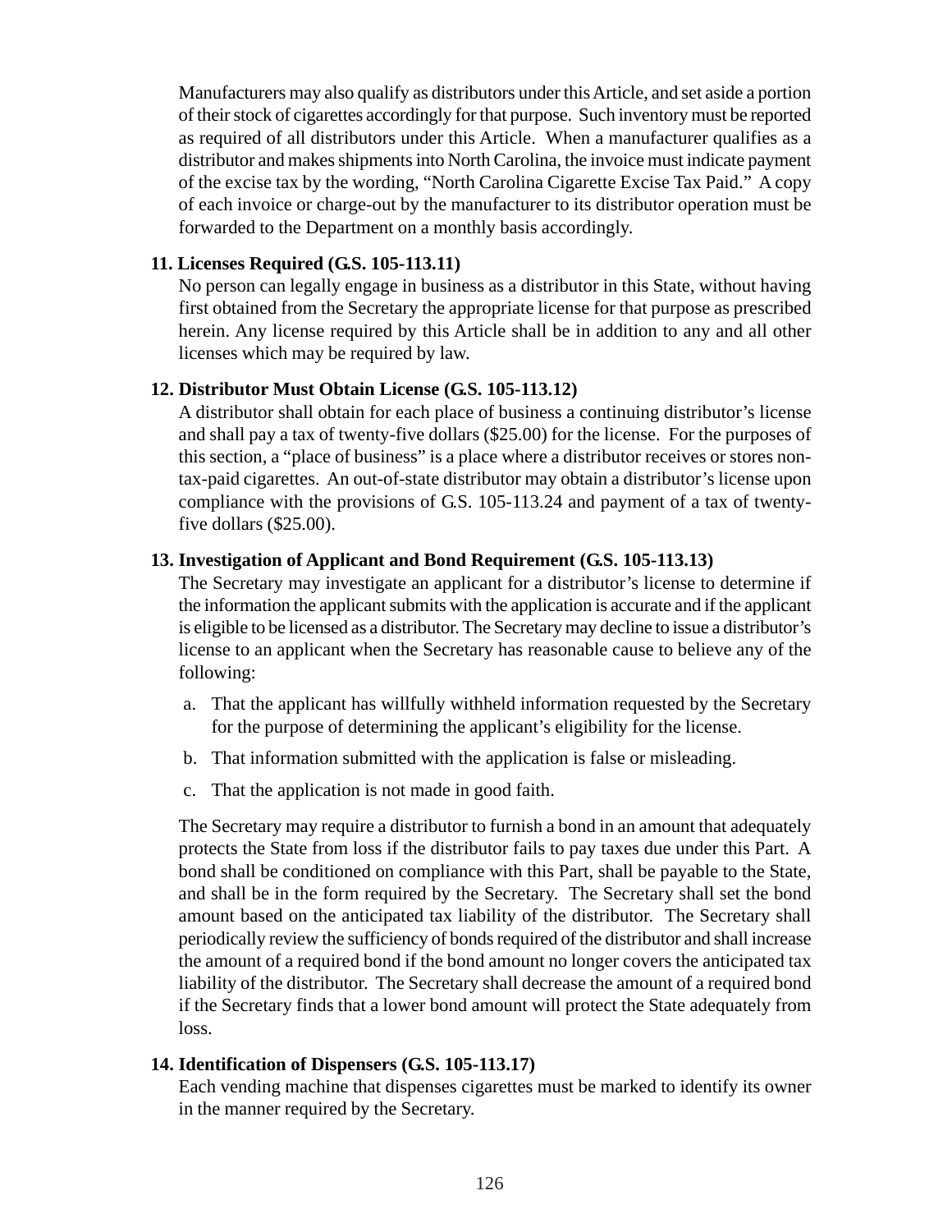Manufacturers may also qualify as distributors under this Article, and set aside a portion of their stock of cigarettes accordingly for that purpose. Such inventory must be reported as required of all distributors under this Article. When a manufacturer qualifies as a distributor and makes shipments into North Carolina, the invoice must indicate payment of the excise tax by the wording, "North Carolina Cigarette Excise Tax Paid." A copy of each invoice or charge-out by the manufacturer to its distributor operation must be forwarded to the Department on a monthly basis accordingly.

**11. Licenses Required (G.S. 105-113.11)**

No person can legally engage in business as a distributor in this State, without having first obtained from the Secretary the appropriate license for that purpose as prescribed herein. Any license required by this Article shall be in addition to any and all other licenses which may be required by law.

**12. Distributor Must Obtain License (G.S. 105-113.12)**

A distributor shall obtain for each place of business a continuing distributor's license and shall pay a tax of twenty-five dollars ($25.00) for the license. For the purposes of this section, a "place of business" is a place where a distributor receives or stores non-tax-paid cigarettes. An out-of-state distributor may obtain a distributor's license upon compliance with the provisions of G.S. 105-113.24 and payment of a tax of twenty-five dollars ($25.00).

**13. Investigation of Applicant and Bond Requirement (G.S. 105-113.13)**

The Secretary may investigate an applicant for a distributor's license to determine if the information the applicant submits with the application is accurate and if the applicant is eligible to be licensed as a distributor. The Secretary may decline to issue a distributor's license to an applicant when the Secretary has reasonable cause to believe any of the following:

a. That the applicant has willfully withheld information requested by the Secretary for the purpose of determining the applicant's eligibility for the license.

b. That information submitted with the application is false or misleading.

c. That the application is not made in good faith.

The Secretary may require a distributor to furnish a bond in an amount that adequately protects the State from loss if the distributor fails to pay taxes due under this Part. A bond shall be conditioned on compliance with this Part, shall be payable to the State, and shall be in the form required by the Secretary. The Secretary shall set the bond amount based on the anticipated tax liability of the distributor. The Secretary shall periodically review the sufficiency of bonds required of the distributor and shall increase the amount of a required bond if the bond amount no longer covers the anticipated tax liability of the distributor. The Secretary shall decrease the amount of a required bond if the Secretary finds that a lower bond amount will protect the State adequately from loss.

**14. Identification of Dispensers (G.S. 105-113.17)**

Each vending machine that dispenses cigarettes must be marked to identify its owner in the manner required by the Secretary.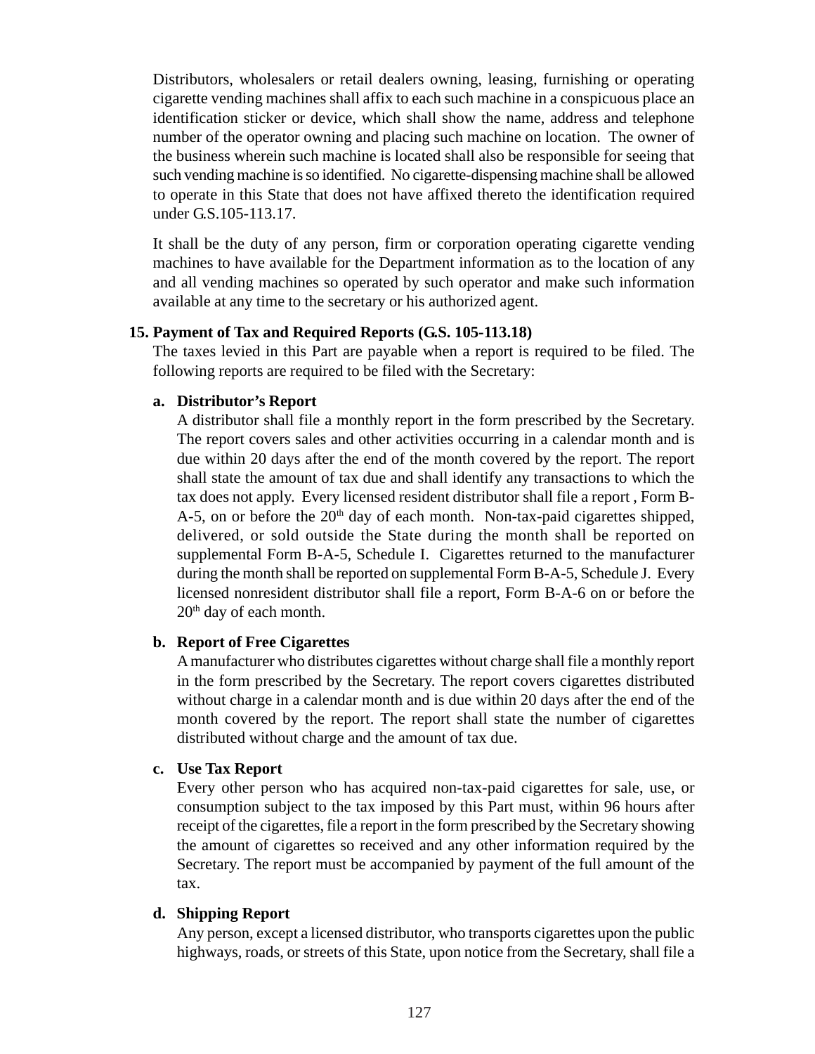Distributors, wholesalers or retail dealers owning, leasing, furnishing or operating cigarette vending machines shall affix to each such machine in a conspicuous place an identification sticker or device, which shall show the name, address and telephone number of the operator owning and placing such machine on location. The owner of the business wherein such machine is located shall also be responsible for seeing that such vending machine is so identified. No cigarette-dispensing machine shall be allowed to operate in this State that does not have affixed thereto the identification required under G.S.105-113.17.

It shall be the duty of any person, firm or corporation operating cigarette vending machines to have available for the Department information as to the location of any and all vending machines so operated by such operator and make such information available at any time to the secretary or his authorized agent.

**15. Payment of Tax and Required Reports (G.S. 105-113.18)**

The taxes levied in this Part are payable when a report is required to be filed. The following reports are required to be filed with the Secretary:

**a. Distributor's Report**

A distributor shall file a monthly report in the form prescribed by the Secretary. The report covers sales and other activities occurring in a calendar month and is due within 20 days after the end of the month covered by the report. The report shall state the amount of tax due and shall identify any transactions to which the tax does not apply. Every licensed resident distributor shall file a report , Form B-A-5, on or before the 20th day of each month. Non-tax-paid cigarettes shipped, delivered, or sold outside the State during the month shall be reported on supplemental Form B-A-5, Schedule I. Cigarettes returned to the manufacturer during the month shall be reported on supplemental Form B-A-5, Schedule J. Every licensed nonresident distributor shall file a report, Form B-A-6 on or before the 20th day of each month.

**b. Report of Free Cigarettes**

A manufacturer who distributes cigarettes without charge shall file a monthly report in the form prescribed by the Secretary. The report covers cigarettes distributed without charge in a calendar month and is due within 20 days after the end of the month covered by the report. The report shall state the number of cigarettes distributed without charge and the amount of tax due.

**c. Use Tax Report**

Every other person who has acquired non-tax-paid cigarettes for sale, use, or consumption subject to the tax imposed by this Part must, within 96 hours after receipt of the cigarettes, file a report in the form prescribed by the Secretary showing the amount of cigarettes so received and any other information required by the Secretary. The report must be accompanied by payment of the full amount of the tax.

**d. Shipping Report**

Any person, except a licensed distributor, who transports cigarettes upon the public highways, roads, or streets of this State, upon notice from the Secretary, shall file a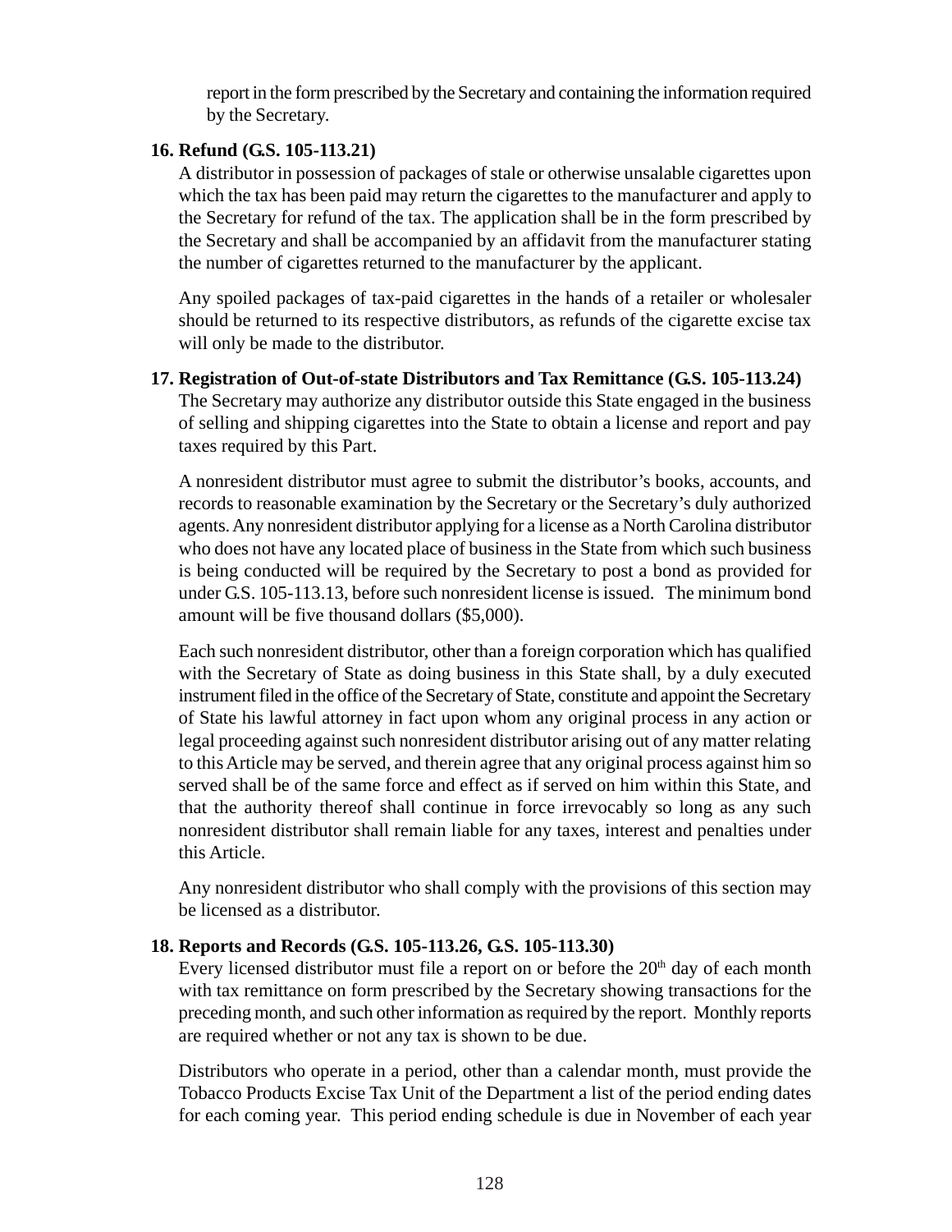report in the form prescribed by the Secretary and containing the information required by the Secretary.

**16. Refund (G.S. 105-113.21)**

A distributor in possession of packages of stale or otherwise unsalable cigarettes upon which the tax has been paid may return the cigarettes to the manufacturer and apply to the Secretary for refund of the tax. The application shall be in the form prescribed by the Secretary and shall be accompanied by an affidavit from the manufacturer stating the number of cigarettes returned to the manufacturer by the applicant.

Any spoiled packages of tax-paid cigarettes in the hands of a retailer or wholesaler should be returned to its respective distributors, as refunds of the cigarette excise tax will only be made to the distributor.

**17. Registration of Out-of-state Distributors and Tax Remittance (G.S. 105-113.24)**

The Secretary may authorize any distributor outside this State engaged in the business of selling and shipping cigarettes into the State to obtain a license and report and pay taxes required by this Part.

A nonresident distributor must agree to submit the distributor's books, accounts, and records to reasonable examination by the Secretary or the Secretary's duly authorized agents. Any nonresident distributor applying for a license as a North Carolina distributor who does not have any located place of business in the State from which such business is being conducted will be required by the Secretary to post a bond as provided for under G.S. 105-113.13, before such nonresident license is issued. The minimum bond amount will be five thousand dollars ($5,000).

Each such nonresident distributor, other than a foreign corporation which has qualified with the Secretary of State as doing business in this State shall, by a duly executed instrument filed in the office of the Secretary of State, constitute and appoint the Secretary of State his lawful attorney in fact upon whom any original process in any action or legal proceeding against such nonresident distributor arising out of any matter relating to this Article may be served, and therein agree that any original process against him so served shall be of the same force and effect as if served on him within this State, and that the authority thereof shall continue in force irrevocably so long as any such nonresident distributor shall remain liable for any taxes, interest and penalties under this Article.

Any nonresident distributor who shall comply with the provisions of this section may be licensed as a distributor.

**18. Reports and Records (G.S. 105-113.26, G.S. 105-113.30)**

Every licensed distributor must file a report on or before the 20th day of each month with tax remittance on form prescribed by the Secretary showing transactions for the preceding month, and such other information as required by the report. Monthly reports are required whether or not any tax is shown to be due.

Distributors who operate in a period, other than a calendar month, must provide the Tobacco Products Excise Tax Unit of the Department a list of the period ending dates for each coming year. This period ending schedule is due in November of each year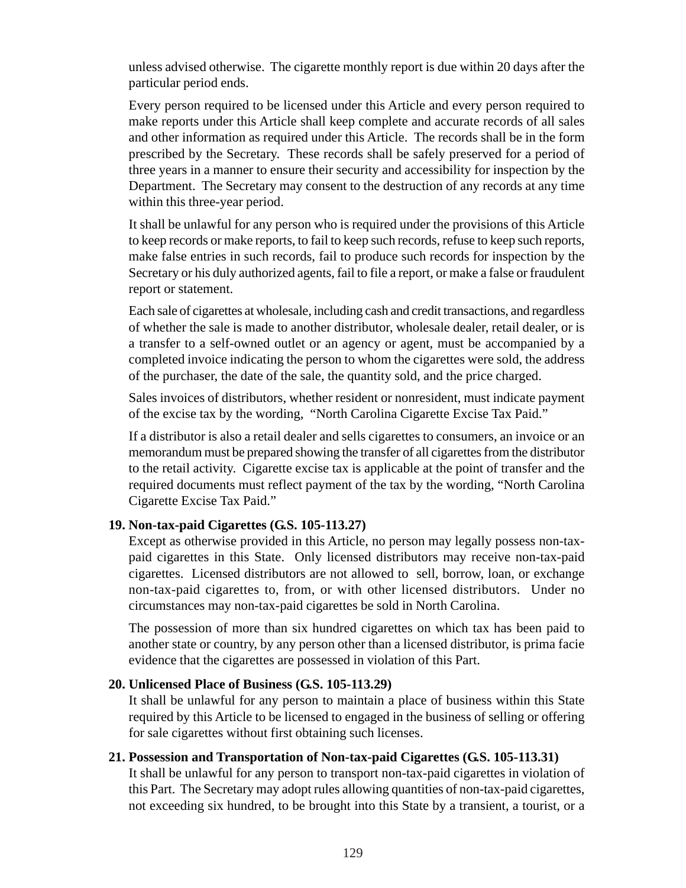unless advised otherwise. The cigarette monthly report is due within 20 days after the particular period ends.

Every person required to be licensed under this Article and every person required to make reports under this Article shall keep complete and accurate records of all sales and other information as required under this Article. The records shall be in the form prescribed by the Secretary. These records shall be safely preserved for a period of three years in a manner to ensure their security and accessibility for inspection by the Department. The Secretary may consent to the destruction of any records at any time within this three-year period.

It shall be unlawful for any person who is required under the provisions of this Article to keep records or make reports, to fail to keep such records, refuse to keep such reports, make false entries in such records, fail to produce such records for inspection by the Secretary or his duly authorized agents, fail to file a report, or make a false or fraudulent report or statement.

Each sale of cigarettes at wholesale, including cash and credit transactions, and regardless of whether the sale is made to another distributor, wholesale dealer, retail dealer, or is a transfer to a self-owned outlet or an agency or agent, must be accompanied by a completed invoice indicating the person to whom the cigarettes were sold, the address of the purchaser, the date of the sale, the quantity sold, and the price charged.

Sales invoices of distributors, whether resident or nonresident, must indicate payment of the excise tax by the wording, "North Carolina Cigarette Excise Tax Paid."

If a distributor is also a retail dealer and sells cigarettes to consumers, an invoice or an memorandum must be prepared showing the transfer of all cigarettes from the distributor to the retail activity. Cigarette excise tax is applicable at the point of transfer and the required documents must reflect payment of the tax by the wording, "North Carolina Cigarette Excise Tax Paid."

**19. Non-tax-paid Cigarettes (G.S. 105-113.27)**

Except as otherwise provided in this Article, no person may legally possess non-tax-paid cigarettes in this State. Only licensed distributors may receive non-tax-paid cigarettes. Licensed distributors are not allowed to sell, borrow, loan, or exchange non-tax-paid cigarettes to, from, or with other licensed distributors. Under no circumstances may non-tax-paid cigarettes be sold in North Carolina.

The possession of more than six hundred cigarettes on which tax has been paid to another state or country, by any person other than a licensed distributor, is prima facie evidence that the cigarettes are possessed in violation of this Part.

**20. Unlicensed Place of Business (G.S. 105-113.29)**

It shall be unlawful for any person to maintain a place of business within this State required by this Article to be licensed to engaged in the business of selling or offering for sale cigarettes without first obtaining such licenses.

**21. Possession and Transportation of Non-tax-paid Cigarettes (G.S. 105-113.31)**

It shall be unlawful for any person to transport non-tax-paid cigarettes in violation of this Part. The Secretary may adopt rules allowing quantities of non-tax-paid cigarettes, not exceeding six hundred, to be brought into this State by a transient, a tourist, or a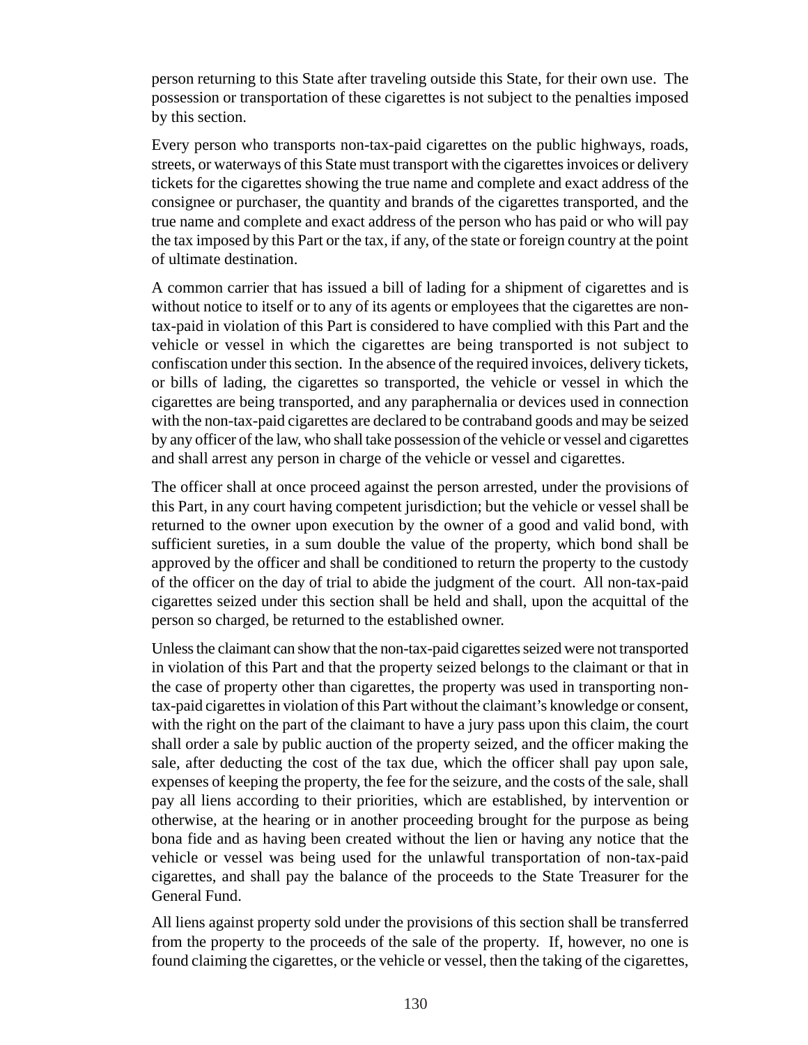person returning to this State after traveling outside this State, for their own use. The possession or transportation of these cigarettes is not subject to the penalties imposed by this section.

Every person who transports non-tax-paid cigarettes on the public highways, roads, streets, or waterways of this State must transport with the cigarettes invoices or delivery tickets for the cigarettes showing the true name and complete and exact address of the consignee or purchaser, the quantity and brands of the cigarettes transported, and the true name and complete and exact address of the person who has paid or who will pay the tax imposed by this Part or the tax, if any, of the state or foreign country at the point of ultimate destination.

A common carrier that has issued a bill of lading for a shipment of cigarettes and is without notice to itself or to any of its agents or employees that the cigarettes are non-tax-paid in violation of this Part is considered to have complied with this Part and the vehicle or vessel in which the cigarettes are being transported is not subject to confiscation under this section. In the absence of the required invoices, delivery tickets, or bills of lading, the cigarettes so transported, the vehicle or vessel in which the cigarettes are being transported, and any paraphernalia or devices used in connection with the non-tax-paid cigarettes are declared to be contraband goods and may be seized by any officer of the law, who shall take possession of the vehicle or vessel and cigarettes and shall arrest any person in charge of the vehicle or vessel and cigarettes.

The officer shall at once proceed against the person arrested, under the provisions of this Part, in any court having competent jurisdiction; but the vehicle or vessel shall be returned to the owner upon execution by the owner of a good and valid bond, with sufficient sureties, in a sum double the value of the property, which bond shall be approved by the officer and shall be conditioned to return the property to the custody of the officer on the day of trial to abide the judgment of the court. All non-tax-paid cigarettes seized under this section shall be held and shall, upon the acquittal of the person so charged, be returned to the established owner.

Unless the claimant can show that the non-tax-paid cigarettes seized were not transported in violation of this Part and that the property seized belongs to the claimant or that in the case of property other than cigarettes, the property was used in transporting non-tax-paid cigarettes in violation of this Part without the claimant's knowledge or consent, with the right on the part of the claimant to have a jury pass upon this claim, the court shall order a sale by public auction of the property seized, and the officer making the sale, after deducting the cost of the tax due, which the officer shall pay upon sale, expenses of keeping the property, the fee for the seizure, and the costs of the sale, shall pay all liens according to their priorities, which are established, by intervention or otherwise, at the hearing or in another proceeding brought for the purpose as being bona fide and as having been created without the lien or having any notice that the vehicle or vessel was being used for the unlawful transportation of non-tax-paid cigarettes, and shall pay the balance of the proceeds to the State Treasurer for the General Fund.

All liens against property sold under the provisions of this section shall be transferred from the property to the proceeds of the sale of the property. If, however, no one is found claiming the cigarettes, or the vehicle or vessel, then the taking of the cigarettes,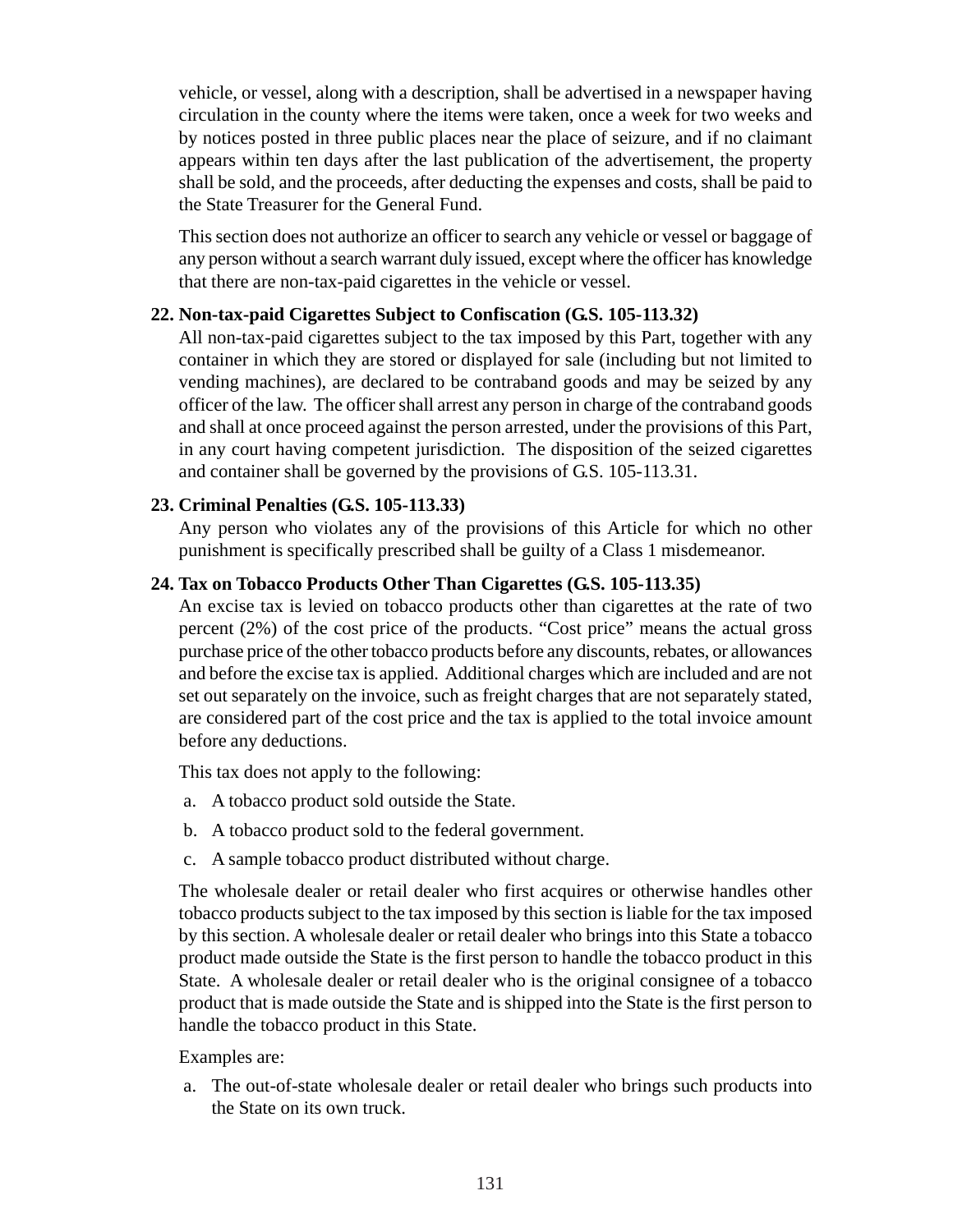vehicle, or vessel, along with a description, shall be advertised in a newspaper having circulation in the county where the items were taken, once a week for two weeks and by notices posted in three public places near the place of seizure, and if no claimant appears within ten days after the last publication of the advertisement, the property shall be sold, and the proceeds, after deducting the expenses and costs, shall be paid to the State Treasurer for the General Fund.

This section does not authorize an officer to search any vehicle or vessel or baggage of any person without a search warrant duly issued, except where the officer has knowledge that there are non-tax-paid cigarettes in the vehicle or vessel.

**22. Non-tax-paid Cigarettes Subject to Confiscation (G.S. 105-113.32)**

All non-tax-paid cigarettes subject to the tax imposed by this Part, together with any container in which they are stored or displayed for sale (including but not limited to vending machines), are declared to be contraband goods and may be seized by any officer of the law. The officer shall arrest any person in charge of the contraband goods and shall at once proceed against the person arrested, under the provisions of this Part, in any court having competent jurisdiction. The disposition of the seized cigarettes and container shall be governed by the provisions of G.S. 105-113.31.

**23. Criminal Penalties (G.S. 105-113.33)**

Any person who violates any of the provisions of this Article for which no other punishment is specifically prescribed shall be guilty of a Class 1 misdemeanor.

**24. Tax on Tobacco Products Other Than Cigarettes (G.S. 105-113.35)**

An excise tax is levied on tobacco products other than cigarettes at the rate of two percent (2%) of the cost price of the products. "Cost price" means the actual gross purchase price of the other tobacco products before any discounts, rebates, or allowances and before the excise tax is applied. Additional charges which are included and are not set out separately on the invoice, such as freight charges that are not separately stated, are considered part of the cost price and the tax is applied to the total invoice amount before any deductions.

This tax does not apply to the following:

a. A tobacco product sold outside the State.

b. A tobacco product sold to the federal government.

c. A sample tobacco product distributed without charge.

The wholesale dealer or retail dealer who first acquires or otherwise handles other tobacco products subject to the tax imposed by this section is liable for the tax imposed by this section. A wholesale dealer or retail dealer who brings into this State a tobacco product made outside the State is the first person to handle the tobacco product in this State. A wholesale dealer or retail dealer who is the original consignee of a tobacco product that is made outside the State and is shipped into the State is the first person to handle the tobacco product in this State.

Examples are:

a. The out-of-state wholesale dealer or retail dealer who brings such products into the State on its own truck.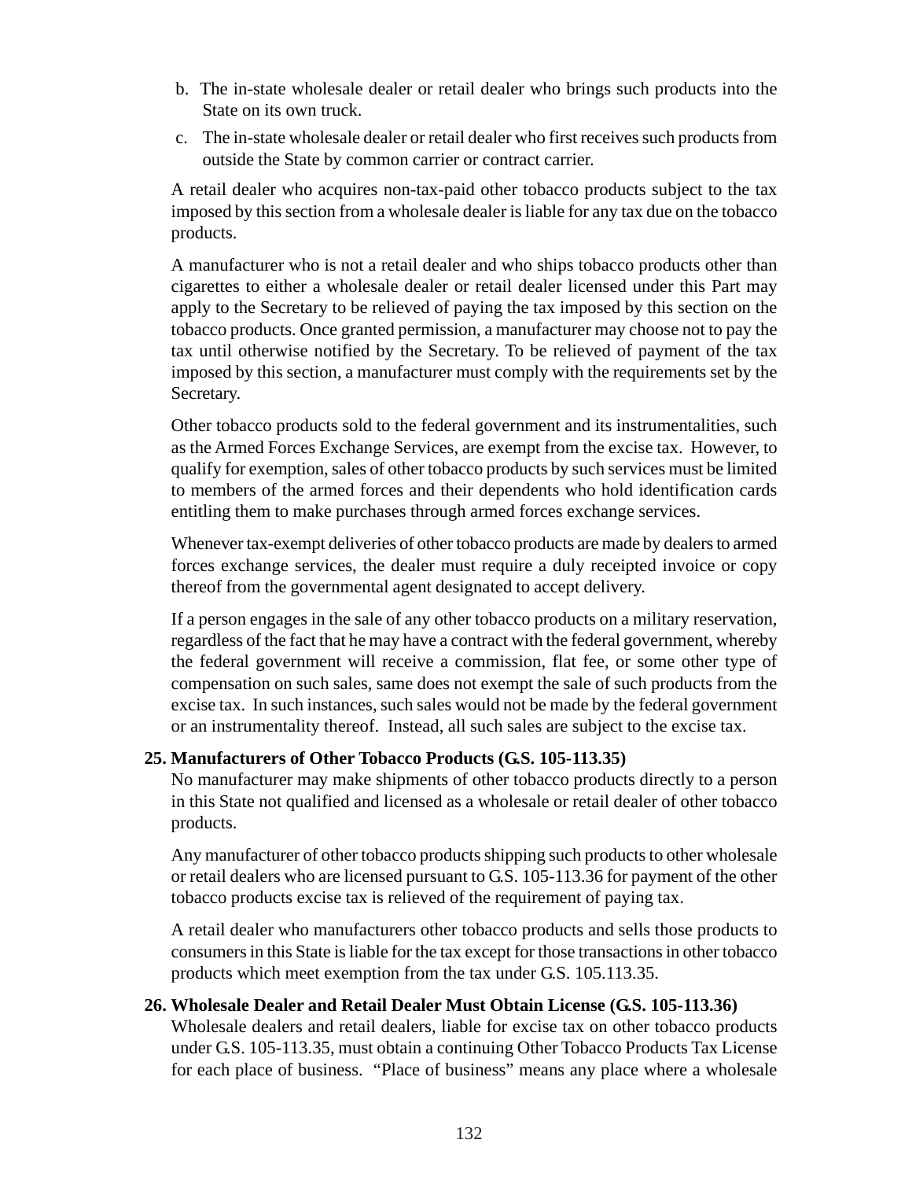b. The in-state wholesale dealer or retail dealer who brings such products into the State on its own truck.

c. The in-state wholesale dealer or retail dealer who first receives such products from outside the State by common carrier or contract carrier.

A retail dealer who acquires non-tax-paid other tobacco products subject to the tax imposed by this section from a wholesale dealer is liable for any tax due on the tobacco products.

A manufacturer who is not a retail dealer and who ships tobacco products other than cigarettes to either a wholesale dealer or retail dealer licensed under this Part may apply to the Secretary to be relieved of paying the tax imposed by this section on the tobacco products. Once granted permission, a manufacturer may choose not to pay the tax until otherwise notified by the Secretary. To be relieved of payment of the tax imposed by this section, a manufacturer must comply with the requirements set by the Secretary.

Other tobacco products sold to the federal government and its instrumentalities, such as the Armed Forces Exchange Services, are exempt from the excise tax. However, to qualify for exemption, sales of other tobacco products by such services must be limited to members of the armed forces and their dependents who hold identification cards entitling them to make purchases through armed forces exchange services.

Whenever tax-exempt deliveries of other tobacco products are made by dealers to armed forces exchange services, the dealer must require a duly receipted invoice or copy thereof from the governmental agent designated to accept delivery.

If a person engages in the sale of any other tobacco products on a military reservation, regardless of the fact that he may have a contract with the federal government, whereby the federal government will receive a commission, flat fee, or some other type of compensation on such sales, same does not exempt the sale of such products from the excise tax. In such instances, such sales would not be made by the federal government or an instrumentality thereof. Instead, all such sales are subject to the excise tax.

**25. Manufacturers of Other Tobacco Products (G.S. 105-113.35)**

No manufacturer may make shipments of other tobacco products directly to a person in this State not qualified and licensed as a wholesale or retail dealer of other tobacco products.

Any manufacturer of other tobacco products shipping such products to other wholesale or retail dealers who are licensed pursuant to G.S. 105-113.36 for payment of the other tobacco products excise tax is relieved of the requirement of paying tax.

A retail dealer who manufacturers other tobacco products and sells those products to consumers in this State is liable for the tax except for those transactions in other tobacco products which meet exemption from the tax under G.S. 105.113.35.

**26. Wholesale Dealer and Retail Dealer Must Obtain License (G.S. 105-113.36)**

Wholesale dealers and retail dealers, liable for excise tax on other tobacco products under G.S. 105-113.35, must obtain a continuing Other Tobacco Products Tax License for each place of business. "Place of business" means any place where a wholesale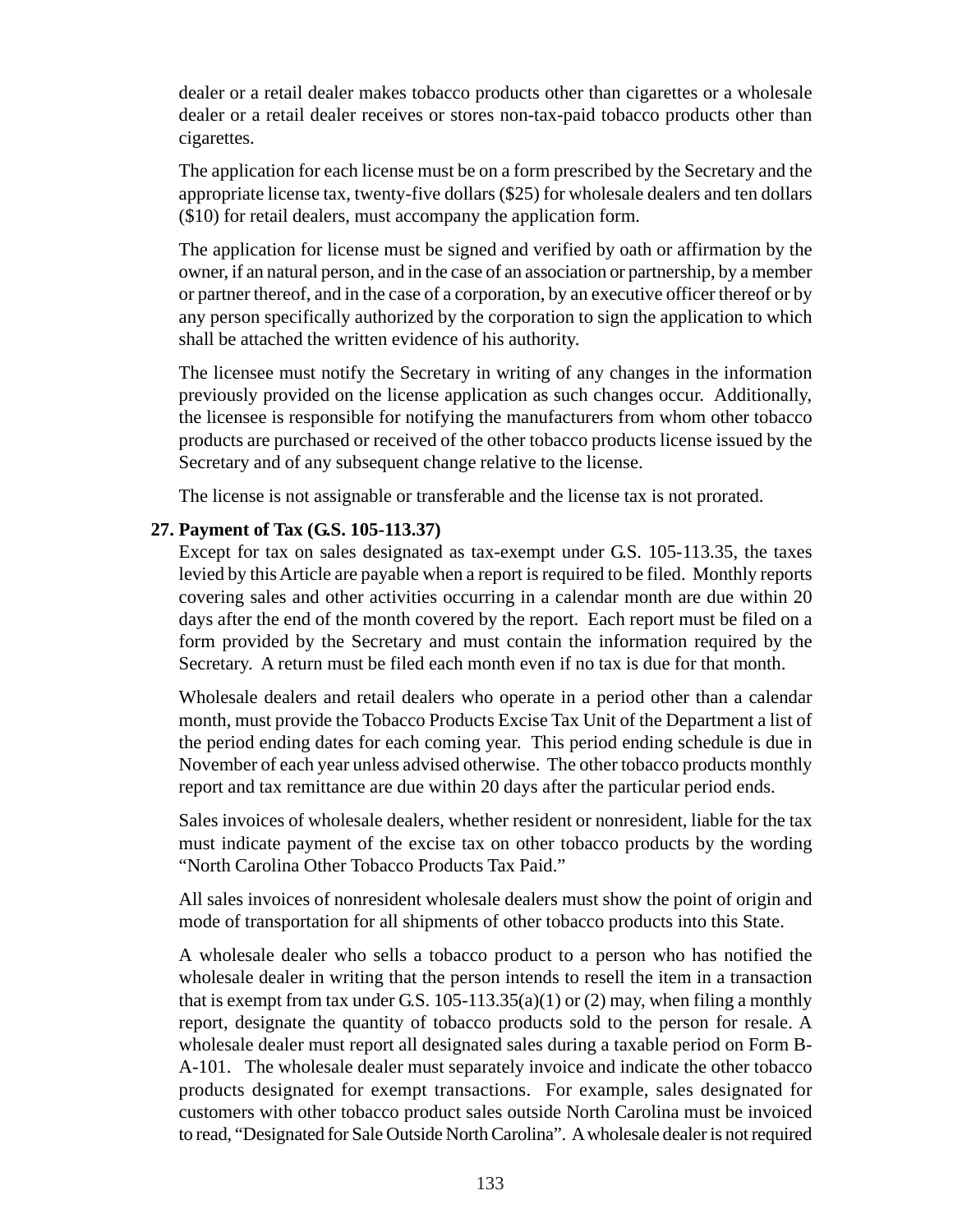dealer or a retail dealer makes tobacco products other than cigarettes or a wholesale dealer or a retail dealer receives or stores non-tax-paid tobacco products other than cigarettes.

The application for each license must be on a form prescribed by the Secretary and the appropriate license tax, twenty-five dollars ($25) for wholesale dealers and ten dollars ($10) for retail dealers, must accompany the application form.

The application for license must be signed and verified by oath or affirmation by the owner, if an natural person, and in the case of an association or partnership, by a member or partner thereof, and in the case of a corporation, by an executive officer thereof or by any person specifically authorized by the corporation to sign the application to which shall be attached the written evidence of his authority.

The licensee must notify the Secretary in writing of any changes in the information previously provided on the license application as such changes occur. Additionally, the licensee is responsible for notifying the manufacturers from whom other tobacco products are purchased or received of the other tobacco products license issued by the Secretary and of any subsequent change relative to the license.

The license is not assignable or transferable and the license tax is not prorated.

**27. Payment of Tax (G.S. 105-113.37)**

Except for tax on sales designated as tax-exempt under G.S. 105-113.35, the taxes levied by this Article are payable when a report is required to be filed. Monthly reports covering sales and other activities occurring in a calendar month are due within 20 days after the end of the month covered by the report. Each report must be filed on a form provided by the Secretary and must contain the information required by the Secretary. A return must be filed each month even if no tax is due for that month.

Wholesale dealers and retail dealers who operate in a period other than a calendar month, must provide the Tobacco Products Excise Tax Unit of the Department a list of the period ending dates for each coming year. This period ending schedule is due in November of each year unless advised otherwise. The other tobacco products monthly report and tax remittance are due within 20 days after the particular period ends.

Sales invoices of wholesale dealers, whether resident or nonresident, liable for the tax must indicate payment of the excise tax on other tobacco products by the wording "North Carolina Other Tobacco Products Tax Paid."

All sales invoices of nonresident wholesale dealers must show the point of origin and mode of transportation for all shipments of other tobacco products into this State.

A wholesale dealer who sells a tobacco product to a person who has notified the wholesale dealer in writing that the person intends to resell the item in a transaction that is exempt from tax under G.S. 105-113.35(a)(1) or (2) may, when filing a monthly report, designate the quantity of tobacco products sold to the person for resale. A wholesale dealer must report all designated sales during a taxable period on Form B-A-101. The wholesale dealer must separately invoice and indicate the other tobacco products designated for exempt transactions. For example, sales designated for customers with other tobacco product sales outside North Carolina must be invoiced to read, "Designated for Sale Outside North Carolina". A wholesale dealer is not required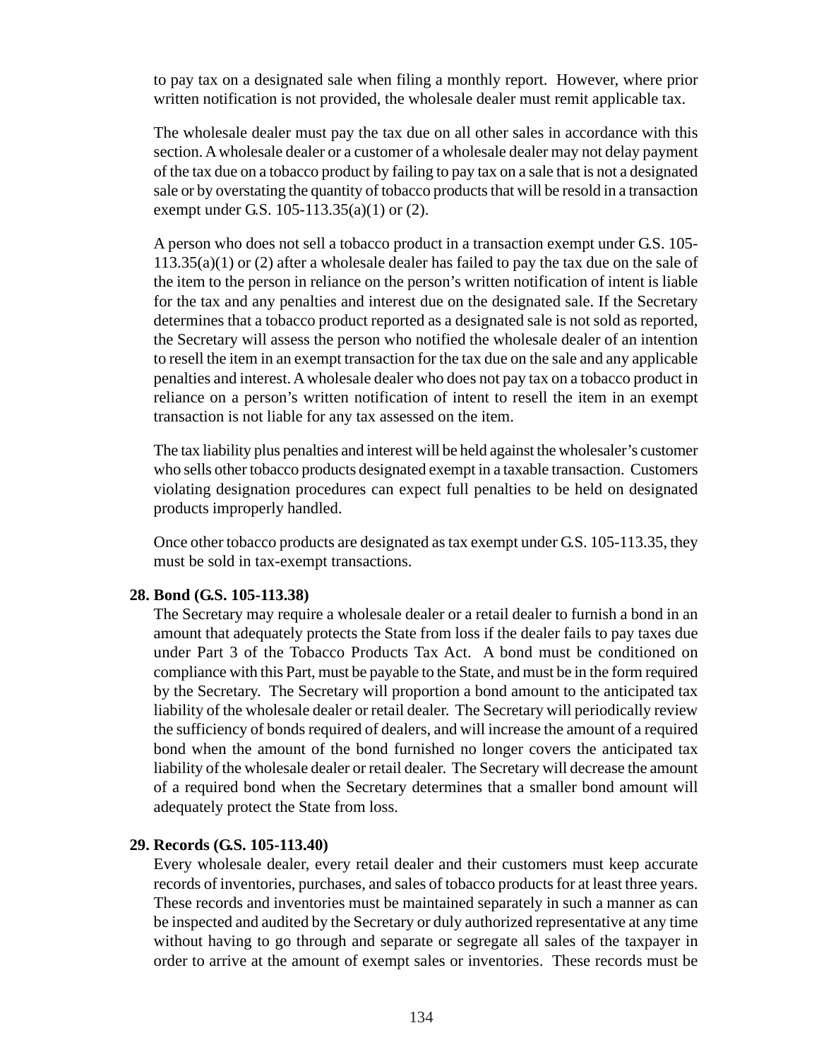to pay tax on a designated sale when filing a monthly report. However, where prior written notification is not provided, the wholesale dealer must remit applicable tax.

The wholesale dealer must pay the tax due on all other sales in accordance with this section. A wholesale dealer or a customer of a wholesale dealer may not delay payment of the tax due on a tobacco product by failing to pay tax on a sale that is not a designated sale or by overstating the quantity of tobacco products that will be resold in a transaction exempt under G.S. 105-113.35(a)(1) or (2).

A person who does not sell a tobacco product in a transaction exempt under G.S. 105-113.35(a)(1) or (2) after a wholesale dealer has failed to pay the tax due on the sale of the item to the person in reliance on the person's written notification of intent is liable for the tax and any penalties and interest due on the designated sale. If the Secretary determines that a tobacco product reported as a designated sale is not sold as reported, the Secretary will assess the person who notified the wholesale dealer of an intention to resell the item in an exempt transaction for the tax due on the sale and any applicable penalties and interest. A wholesale dealer who does not pay tax on a tobacco product in reliance on a person's written notification of intent to resell the item in an exempt transaction is not liable for any tax assessed on the item.

The tax liability plus penalties and interest will be held against the wholesaler's customer who sells other tobacco products designated exempt in a taxable transaction. Customers violating designation procedures can expect full penalties to be held on designated products improperly handled.

Once other tobacco products are designated as tax exempt under G.S. 105-113.35, they must be sold in tax-exempt transactions.

**28. Bond (G.S. 105-113.38)**

The Secretary may require a wholesale dealer or a retail dealer to furnish a bond in an amount that adequately protects the State from loss if the dealer fails to pay taxes due under Part 3 of the Tobacco Products Tax Act. A bond must be conditioned on compliance with this Part, must be payable to the State, and must be in the form required by the Secretary. The Secretary will proportion a bond amount to the anticipated tax liability of the wholesale dealer or retail dealer. The Secretary will periodically review the sufficiency of bonds required of dealers, and will increase the amount of a required bond when the amount of the bond furnished no longer covers the anticipated tax liability of the wholesale dealer or retail dealer. The Secretary will decrease the amount of a required bond when the Secretary determines that a smaller bond amount will adequately protect the State from loss.

**29. Records (G.S. 105-113.40)**

Every wholesale dealer, every retail dealer and their customers must keep accurate records of inventories, purchases, and sales of tobacco products for at least three years. These records and inventories must be maintained separately in such a manner as can be inspected and audited by the Secretary or duly authorized representative at any time without having to go through and separate or segregate all sales of the taxpayer in order to arrive at the amount of exempt sales or inventories. These records must be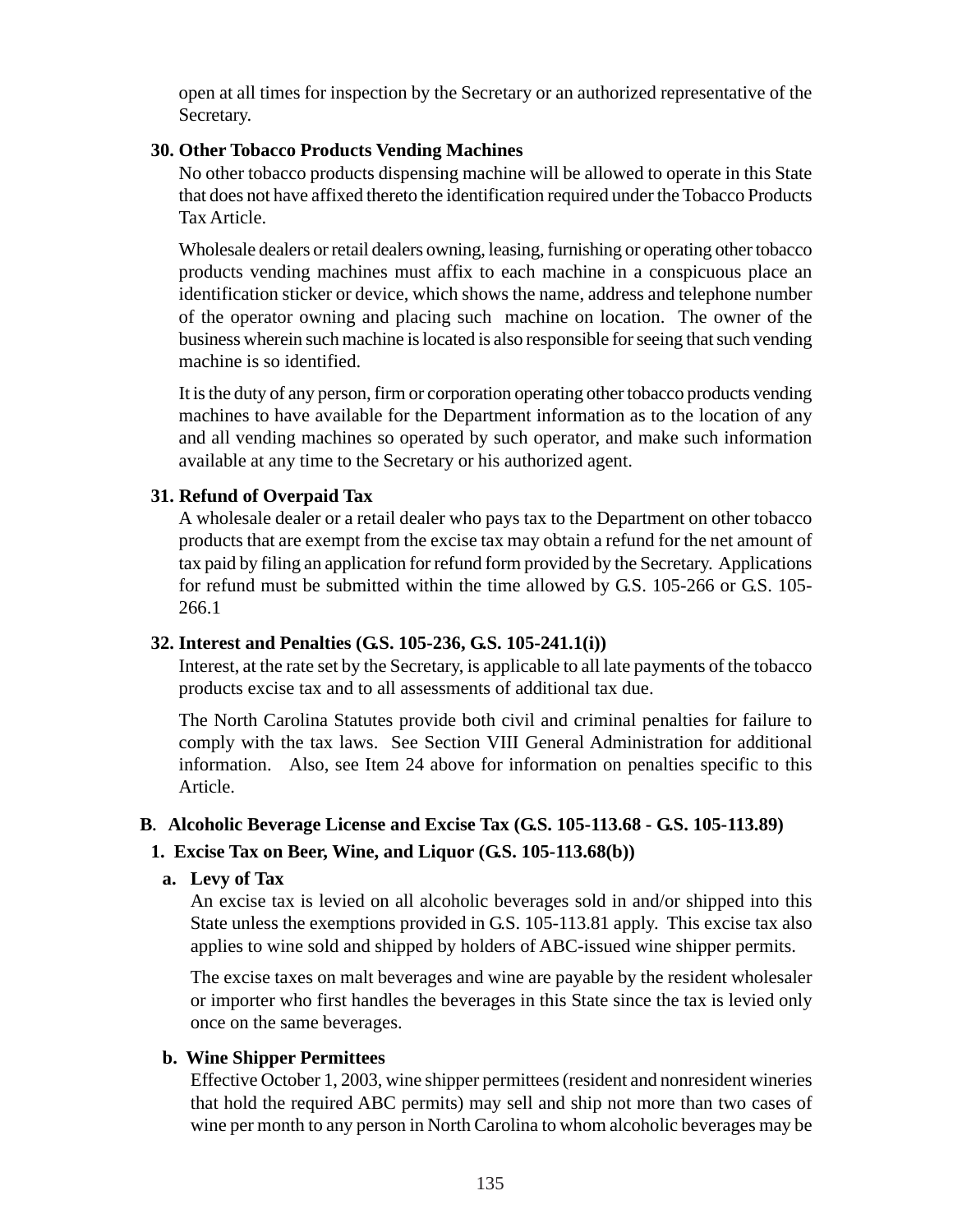open at all times for inspection by the Secretary or an authorized representative of the Secretary.

**30. Other Tobacco Products Vending Machines**

No other tobacco products dispensing machine will be allowed to operate in this State that does not have affixed thereto the identification required under the Tobacco Products Tax Article.

Wholesale dealers or retail dealers owning, leasing, furnishing or operating other tobacco products vending machines must affix to each machine in a conspicuous place an identification sticker or device, which shows the name, address and telephone number of the operator owning and placing such machine on location. The owner of the business wherein such machine is located is also responsible for seeing that such vending machine is so identified.

It is the duty of any person, firm or corporation operating other tobacco products vending machines to have available for the Department information as to the location of any and all vending machines so operated by such operator, and make such information available at any time to the Secretary or his authorized agent.

**31. Refund of Overpaid Tax**

A wholesale dealer or a retail dealer who pays tax to the Department on other tobacco products that are exempt from the excise tax may obtain a refund for the net amount of tax paid by filing an application for refund form provided by the Secretary. Applications for refund must be submitted within the time allowed by G.S. 105-266 or G.S. 105-266.1

**32. Interest and Penalties (G.S. 105-236, G.S. 105-241.1(i))**

Interest, at the rate set by the Secretary, is applicable to all late payments of the tobacco products excise tax and to all assessments of additional tax due.

The North Carolina Statutes provide both civil and criminal penalties for failure to comply with the tax laws. See Section VIII General Administration for additional information. Also, see Item 24 above for information on penalties specific to this Article.

## B. Alcoholic Beverage License and Excise Tax (G.S. 105-113.68 - G.S. 105-113.89)

### 1. Excise Tax on Beer, Wine, and Liquor (G.S. 105-113.68(b))

**a. Levy of Tax**

An excise tax is levied on all alcoholic beverages sold in and/or shipped into this State unless the exemptions provided in G.S. 105-113.81 apply. This excise tax also applies to wine sold and shipped by holders of ABC-issued wine shipper permits.

The excise taxes on malt beverages and wine are payable by the resident wholesaler or importer who first handles the beverages in this State since the tax is levied only once on the same beverages.

**b. Wine Shipper Permittees**

Effective October 1, 2003, wine shipper permittees (resident and nonresident wineries that hold the required ABC permits) may sell and ship not more than two cases of wine per month to any person in North Carolina to whom alcoholic beverages may be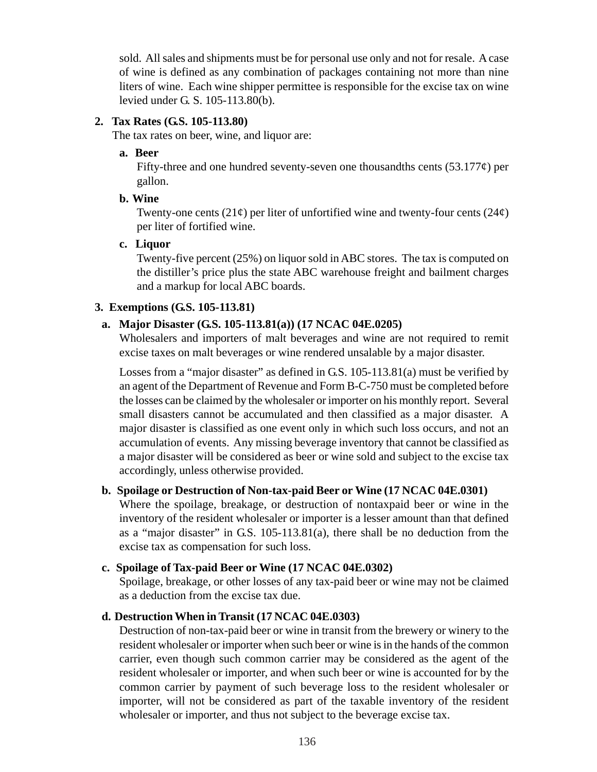sold. All sales and shipments must be for personal use only and not for resale. A case of wine is defined as any combination of packages containing not more than nine liters of wine. Each wine shipper permittee is responsible for the excise tax on wine levied under G. S. 105-113.80(b).

**2. Tax Rates (G.S. 105-113.80)**

The tax rates on beer, wine, and liquor are:

**a. Beer**

Fifty-three and one hundred seventy-seven one thousandths cents (53.177¢) per gallon.

**b. Wine**

Twenty-one cents (21¢) per liter of unfortified wine and twenty-four cents (24¢) per liter of fortified wine.

**c. Liquor**

Twenty-five percent (25%) on liquor sold in ABC stores. The tax is computed on the distiller's price plus the state ABC warehouse freight and bailment charges and a markup for local ABC boards.

**3. Exemptions (G.S. 105-113.81)**

**a. Major Disaster (G.S. 105-113.81(a)) (17 NCAC 04E.0205)**

Wholesalers and importers of malt beverages and wine are not required to remit excise taxes on malt beverages or wine rendered unsalable by a major disaster.

Losses from a "major disaster" as defined in G.S. 105-113.81(a) must be verified by an agent of the Department of Revenue and Form B-C-750 must be completed before the losses can be claimed by the wholesaler or importer on his monthly report. Several small disasters cannot be accumulated and then classified as a major disaster. A major disaster is classified as one event only in which such loss occurs, and not an accumulation of events. Any missing beverage inventory that cannot be classified as a major disaster will be considered as beer or wine sold and subject to the excise tax accordingly, unless otherwise provided.

**b. Spoilage or Destruction of Non-tax-paid Beer or Wine (17 NCAC 04E.0301)**

Where the spoilage, breakage, or destruction of nontaxpaid beer or wine in the inventory of the resident wholesaler or importer is a lesser amount than that defined as a "major disaster" in G.S. 105-113.81(a), there shall be no deduction from the excise tax as compensation for such loss.

**c. Spoilage of Tax-paid Beer or Wine (17 NCAC 04E.0302)**

Spoilage, breakage, or other losses of any tax-paid beer or wine may not be claimed as a deduction from the excise tax due.

**d. Destruction When in Transit (17 NCAC 04E.0303)**

Destruction of non-tax-paid beer or wine in transit from the brewery or winery to the resident wholesaler or importer when such beer or wine is in the hands of the common carrier, even though such common carrier may be considered as the agent of the resident wholesaler or importer, and when such beer or wine is accounted for by the common carrier by payment of such beverage loss to the resident wholesaler or importer, will not be considered as part of the taxable inventory of the resident wholesaler or importer, and thus not subject to the beverage excise tax.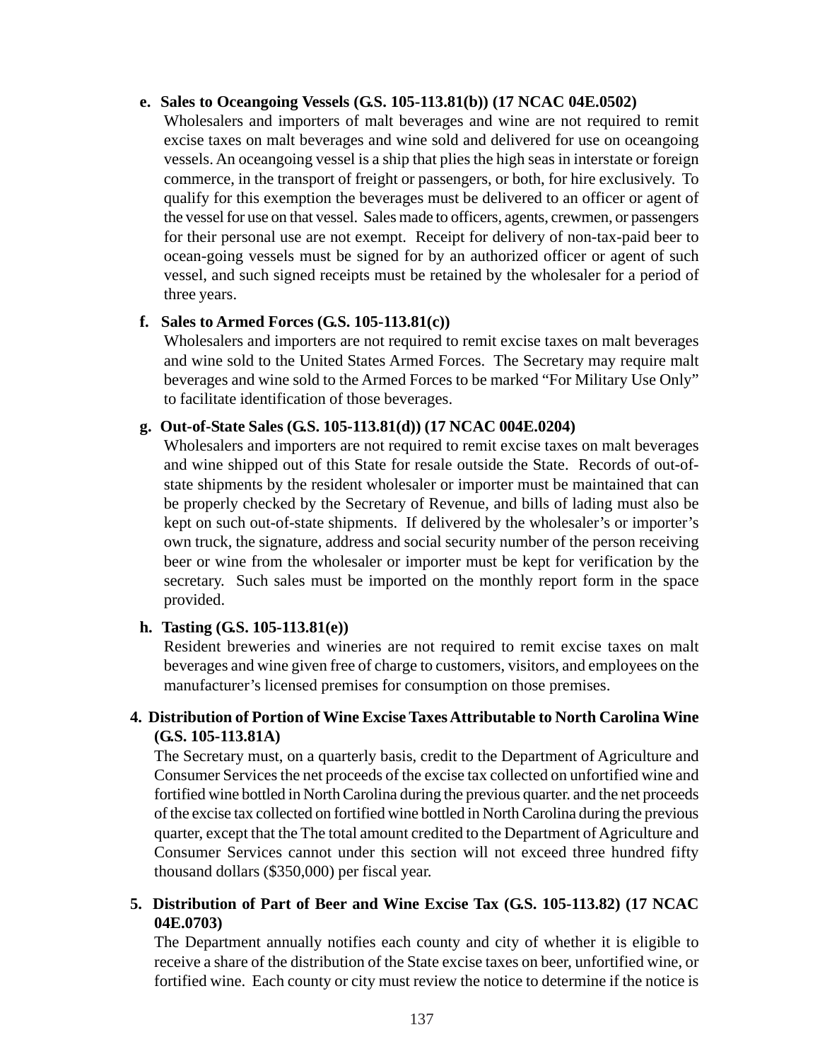**e. Sales to Oceangoing Vessels (G.S. 105-113.81(b)) (17 NCAC 04E.0502)**

Wholesalers and importers of malt beverages and wine are not required to remit excise taxes on malt beverages and wine sold and delivered for use on oceangoing vessels. An oceangoing vessel is a ship that plies the high seas in interstate or foreign commerce, in the transport of freight or passengers, or both, for hire exclusively. To qualify for this exemption the beverages must be delivered to an officer or agent of the vessel for use on that vessel. Sales made to officers, agents, crewmen, or passengers for their personal use are not exempt. Receipt for delivery of non-tax-paid beer to ocean-going vessels must be signed for by an authorized officer or agent of such vessel, and such signed receipts must be retained by the wholesaler for a period of three years.

**f. Sales to Armed Forces (G.S. 105-113.81(c))**

Wholesalers and importers are not required to remit excise taxes on malt beverages and wine sold to the United States Armed Forces. The Secretary may require malt beverages and wine sold to the Armed Forces to be marked "For Military Use Only" to facilitate identification of those beverages.

**g. Out-of-State Sales (G.S. 105-113.81(d)) (17 NCAC 004E.0204)**

Wholesalers and importers are not required to remit excise taxes on malt beverages and wine shipped out of this State for resale outside the State. Records of out-of-state shipments by the resident wholesaler or importer must be maintained that can be properly checked by the Secretary of Revenue, and bills of lading must also be kept on such out-of-state shipments. If delivered by the wholesaler's or importer's own truck, the signature, address and social security number of the person receiving beer or wine from the wholesaler or importer must be kept for verification by the secretary. Such sales must be imported on the monthly report form in the space provided.

**h. Tasting (G.S. 105-113.81(e))**

Resident breweries and wineries are not required to remit excise taxes on malt beverages and wine given free of charge to customers, visitors, and employees on the manufacturer's licensed premises for consumption on those premises.

**4. Distribution of Portion of Wine Excise Taxes Attributable to North Carolina Wine (G.S. 105-113.81A)**

The Secretary must, on a quarterly basis, credit to the Department of Agriculture and Consumer Services the net proceeds of the excise tax collected on unfortified wine and fortified wine bottled in North Carolina during the previous quarter. and the net proceeds of the excise tax collected on fortified wine bottled in North Carolina during the previous quarter, except that the The total amount credited to the Department of Agriculture and Consumer Services cannot under this section will not exceed three hundred fifty thousand dollars ($350,000) per fiscal year.

**5. Distribution of Part of Beer and Wine Excise Tax (G.S. 105-113.82) (17 NCAC 04E.0703)**

The Department annually notifies each county and city of whether it is eligible to receive a share of the distribution of the State excise taxes on beer, unfortified wine, or fortified wine. Each county or city must review the notice to determine if the notice is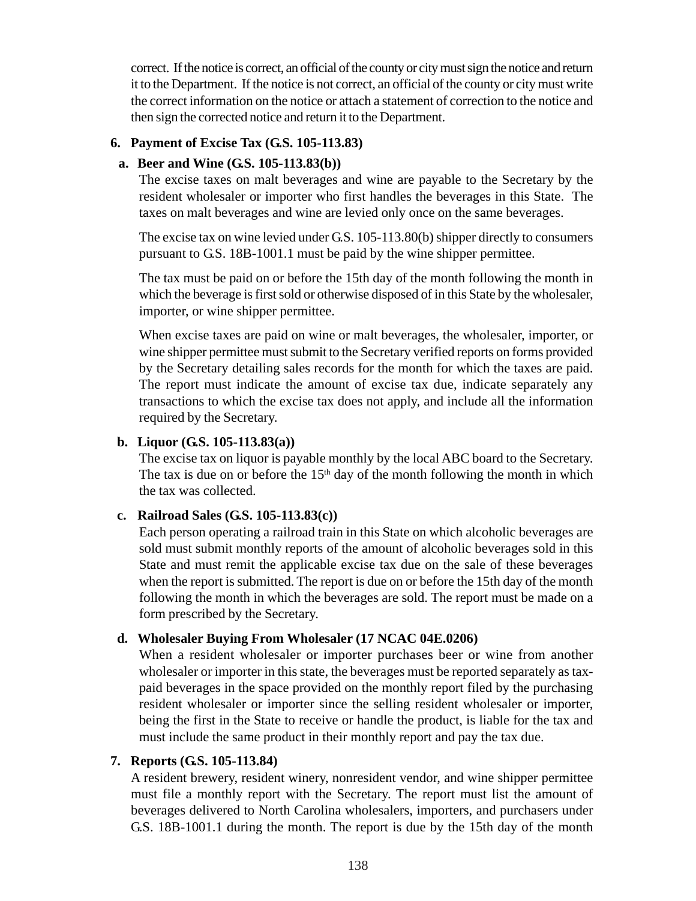correct. If the notice is correct, an official of the county or city must sign the notice and return it to the Department. If the notice is not correct, an official of the county or city must write the correct information on the notice or attach a statement of correction to the notice and then sign the corrected notice and return it to the Department.

**6. Payment of Excise Tax (G.S. 105-113.83)**

**a. Beer and Wine (G.S. 105-113.83(b))**

The excise taxes on malt beverages and wine are payable to the Secretary by the resident wholesaler or importer who first handles the beverages in this State. The taxes on malt beverages and wine are levied only once on the same beverages.

The excise tax on wine levied under G.S. 105-113.80(b) shipper directly to consumers pursuant to G.S. 18B-1001.1 must be paid by the wine shipper permittee.

The tax must be paid on or before the 15th day of the month following the month in which the beverage is first sold or otherwise disposed of in this State by the wholesaler, importer, or wine shipper permittee.

When excise taxes are paid on wine or malt beverages, the wholesaler, importer, or wine shipper permittee must submit to the Secretary verified reports on forms provided by the Secretary detailing sales records for the month for which the taxes are paid. The report must indicate the amount of excise tax due, indicate separately any transactions to which the excise tax does not apply, and include all the information required by the Secretary.

**b. Liquor (G.S. 105-113.83(a))**

The excise tax on liquor is payable monthly by the local ABC board to the Secretary. The tax is due on or before the 15th day of the month following the month in which the tax was collected.

**c. Railroad Sales (G.S. 105-113.83(c))**

Each person operating a railroad train in this State on which alcoholic beverages are sold must submit monthly reports of the amount of alcoholic beverages sold in this State and must remit the applicable excise tax due on the sale of these beverages when the report is submitted. The report is due on or before the 15th day of the month following the month in which the beverages are sold. The report must be made on a form prescribed by the Secretary.

**d. Wholesaler Buying From Wholesaler (17 NCAC 04E.0206)**

When a resident wholesaler or importer purchases beer or wine from another wholesaler or importer in this state, the beverages must be reported separately as tax-paid beverages in the space provided on the monthly report filed by the purchasing resident wholesaler or importer since the selling resident wholesaler or importer, being the first in the State to receive or handle the product, is liable for the tax and must include the same product in their monthly report and pay the tax due.

**7. Reports (G.S. 105-113.84)**

A resident brewery, resident winery, nonresident vendor, and wine shipper permittee must file a monthly report with the Secretary. The report must list the amount of beverages delivered to North Carolina wholesalers, importers, and purchasers under G.S. 18B-1001.1 during the month. The report is due by the 15th day of the month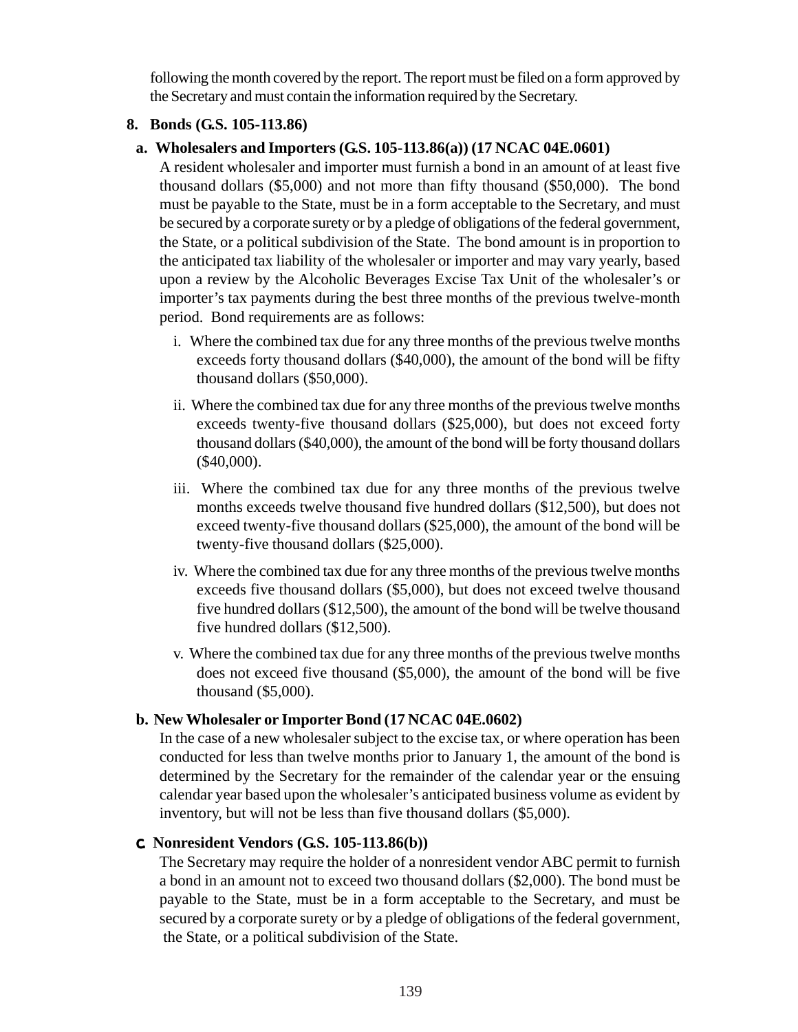following the month covered by the report. The report must be filed on a form approved by the Secretary and must contain the information required by the Secretary.

**8. Bonds (G.S. 105-113.86)**

**a. Wholesalers and Importers (G.S. 105-113.86(a)) (17 NCAC 04E.0601)**

A resident wholesaler and importer must furnish a bond in an amount of at least five thousand dollars ($5,000) and not more than fifty thousand ($50,000). The bond must be payable to the State, must be in a form acceptable to the Secretary, and must be secured by a corporate surety or by a pledge of obligations of the federal government, the State, or a political subdivision of the State. The bond amount is in proportion to the anticipated tax liability of the wholesaler or importer and may vary yearly, based upon a review by the Alcoholic Beverages Excise Tax Unit of the wholesaler's or importer's tax payments during the best three months of the previous twelve-month period. Bond requirements are as follows:

i. Where the combined tax due for any three months of the previous twelve months exceeds forty thousand dollars ($40,000), the amount of the bond will be fifty thousand dollars ($50,000).

ii. Where the combined tax due for any three months of the previous twelve months exceeds twenty-five thousand dollars ($25,000), but does not exceed forty thousand dollars ($40,000), the amount of the bond will be forty thousand dollars ($40,000).

iii. Where the combined tax due for any three months of the previous twelve months exceeds twelve thousand five hundred dollars ($12,500), but does not exceed twenty-five thousand dollars ($25,000), the amount of the bond will be twenty-five thousand dollars ($25,000).

iv. Where the combined tax due for any three months of the previous twelve months exceeds five thousand dollars ($5,000), but does not exceed twelve thousand five hundred dollars ($12,500), the amount of the bond will be twelve thousand five hundred dollars ($12,500).

v. Where the combined tax due for any three months of the previous twelve months does not exceed five thousand ($5,000), the amount of the bond will be five thousand ($5,000).

**b. New Wholesaler or Importer Bond (17 NCAC 04E.0602)**

In the case of a new wholesaler subject to the excise tax, or where operation has been conducted for less than twelve months prior to January 1, the amount of the bond is determined by the Secretary for the remainder of the calendar year or the ensuing calendar year based upon the wholesaler's anticipated business volume as evident by inventory, but will not be less than five thousand dollars ($5,000).

**c. Nonresident Vendors (G.S. 105-113.86(b))**

The Secretary may require the holder of a nonresident vendor ABC permit to furnish a bond in an amount not to exceed two thousand dollars ($2,000). The bond must be payable to the State, must be in a form acceptable to the Secretary, and must be secured by a corporate surety or by a pledge of obligations of the federal government, the State, or a political subdivision of the State.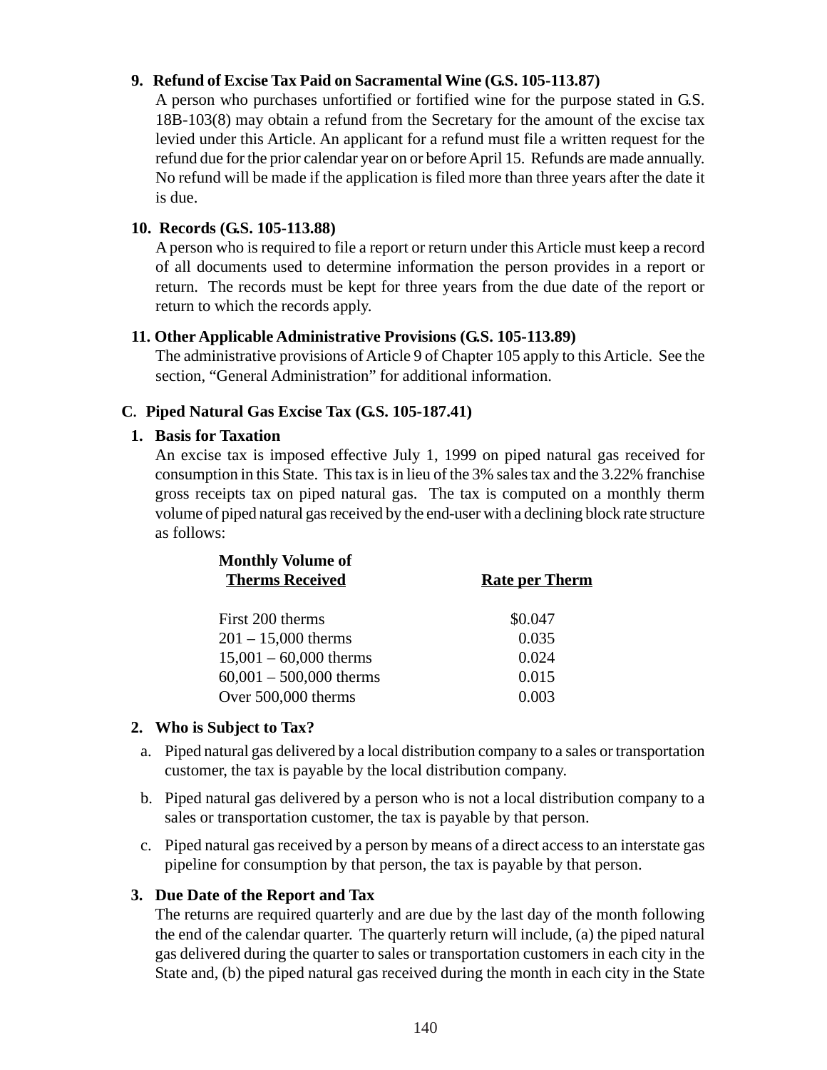**9. Refund of Excise Tax Paid on Sacramental Wine (G.S. 105-113.87)**

A person who purchases unfortified or fortified wine for the purpose stated in G.S. 18B-103(8) may obtain a refund from the Secretary for the amount of the excise tax levied under this Article. An applicant for a refund must file a written request for the refund due for the prior calendar year on or before April 15. Refunds are made annually. No refund will be made if the application is filed more than three years after the date it is due.

**10. Records (G.S. 105-113.88)**

A person who is required to file a report or return under this Article must keep a record of all documents used to determine information the person provides in a report or return. The records must be kept for three years from the due date of the report or return to which the records apply.

**11. Other Applicable Administrative Provisions (G.S. 105-113.89)**

The administrative provisions of Article 9 of Chapter 105 apply to this Article. See the section, "General Administration" for additional information.

## C. Piped Natural Gas Excise Tax (G.S. 105-187.41)

**1. Basis for Taxation**

An excise tax is imposed effective July 1, 1999 on piped natural gas received for consumption in this State. This tax is in lieu of the 3% sales tax and the 3.22% franchise gross receipts tax on piped natural gas. The tax is computed on a monthly therm volume of piped natural gas received by the end-user with a declining block rate structure as follows:

| Monthly Volume of Therms Received | Rate per Therm |
|---|---|
| First 200 therms | $0.047 |
| 201 – 15,000 therms | 0.035 |
| 15,001 – 60,000 therms | 0.024 |
| 60,001 – 500,000 therms | 0.015 |
| Over 500,000 therms | 0.003 |

**2. Who is Subject to Tax?**

a. Piped natural gas delivered by a local distribution company to a sales or transportation customer, the tax is payable by the local distribution company.

b. Piped natural gas delivered by a person who is not a local distribution company to a sales or transportation customer, the tax is payable by that person.

c. Piped natural gas received by a person by means of a direct access to an interstate gas pipeline for consumption by that person, the tax is payable by that person.

**3. Due Date of the Report and Tax**

The returns are required quarterly and are due by the last day of the month following the end of the calendar quarter. The quarterly return will include, (a) the piped natural gas delivered during the quarter to sales or transportation customers in each city in the State and, (b) the piped natural gas received during the month in each city in the State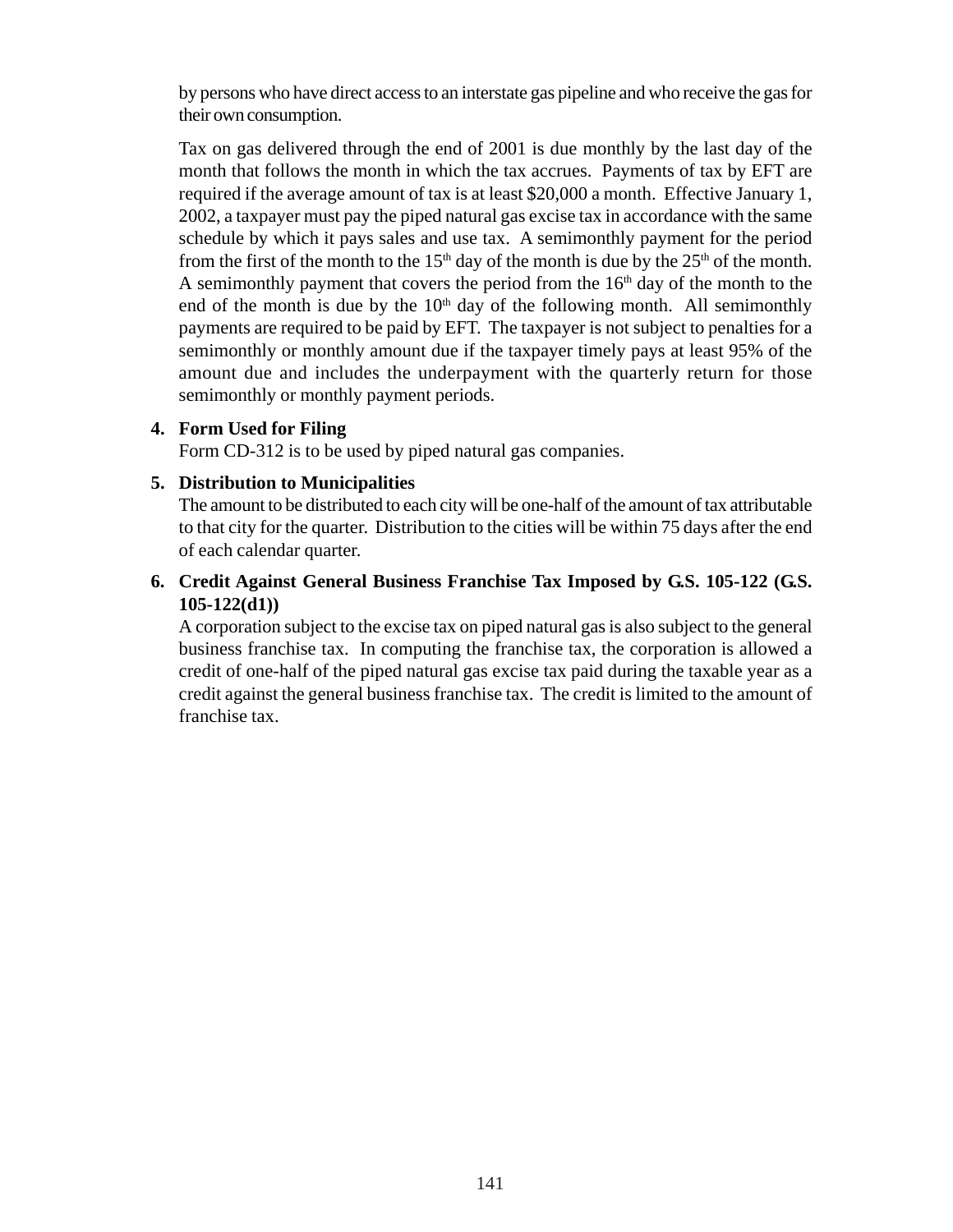by persons who have direct access to an interstate gas pipeline and who receive the gas for their own consumption.

Tax on gas delivered through the end of 2001 is due monthly by the last day of the month that follows the month in which the tax accrues. Payments of tax by EFT are required if the average amount of tax is at least $20,000 a month. Effective January 1, 2002, a taxpayer must pay the piped natural gas excise tax in accordance with the same schedule by which it pays sales and use tax. A semimonthly payment for the period from the first of the month to the 15th day of the month is due by the 25th of the month. A semimonthly payment that covers the period from the 16th day of the month to the end of the month is due by the 10th day of the following month. All semimonthly payments are required to be paid by EFT. The taxpayer is not subject to penalties for a semimonthly or monthly amount due if the taxpayer timely pays at least 95% of the amount due and includes the underpayment with the quarterly return for those semimonthly or monthly payment periods.

4. **Form Used for Filing**
   Form CD-312 is to be used by piped natural gas companies.

5. **Distribution to Municipalities**
   The amount to be distributed to each city will be one-half of the amount of tax attributable to that city for the quarter. Distribution to the cities will be within 75 days after the end of each calendar quarter.

6. **Credit Against General Business Franchise Tax Imposed by G.S. 105-122 (G.S. 105-122(d1))**
   A corporation subject to the excise tax on piped natural gas is also subject to the general business franchise tax. In computing the franchise tax, the corporation is allowed a credit of one-half of the piped natural gas excise tax paid during the taxable year as a credit against the general business franchise tax. The credit is limited to the amount of franchise tax.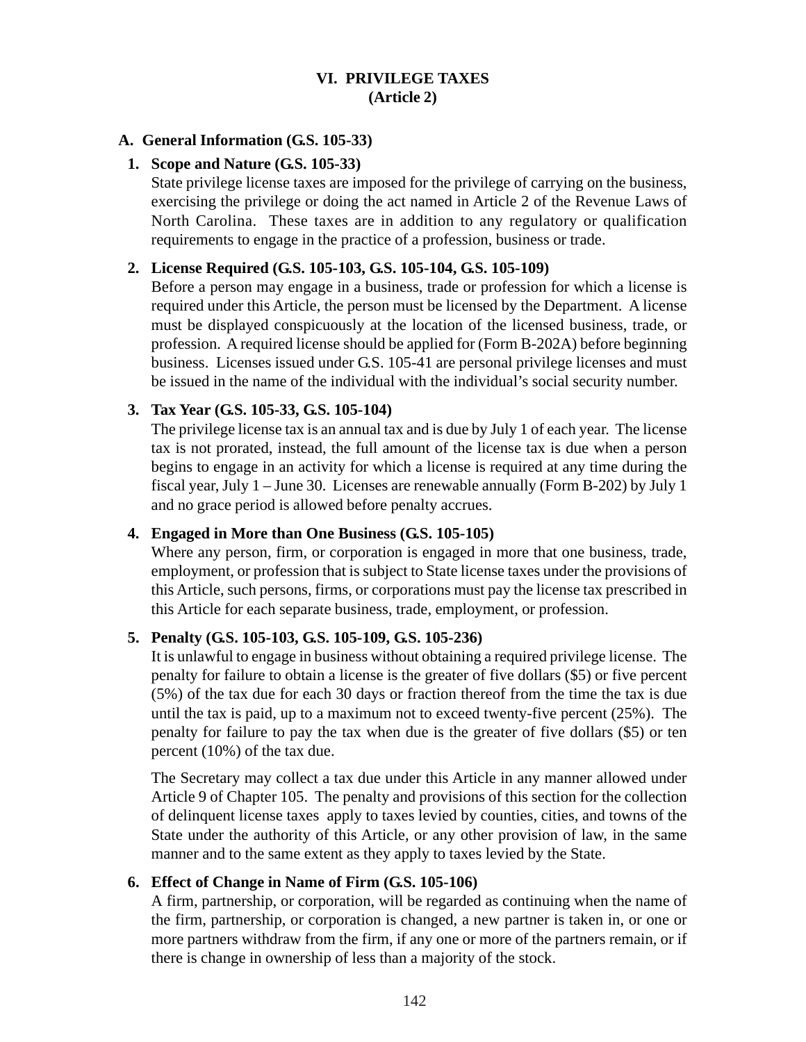# VI. PRIVILEGE TAXES
# (Article 2)

## A. General Information (G.S. 105-33)

### 1. Scope and Nature (G.S. 105-33)

State privilege license taxes are imposed for the privilege of carrying on the business, exercising the privilege or doing the act named in Article 2 of the Revenue Laws of North Carolina. These taxes are in addition to any regulatory or qualification requirements to engage in the practice of a profession, business or trade.

### 2. License Required (G.S. 105-103, G.S. 105-104, G.S. 105-109)

Before a person may engage in a business, trade or profession for which a license is required under this Article, the person must be licensed by the Department. A license must be displayed conspicuously at the location of the licensed business, trade, or profession. A required license should be applied for (Form B-202A) before beginning business. Licenses issued under G.S. 105-41 are personal privilege licenses and must be issued in the name of the individual with the individual's social security number.

### 3. Tax Year (G.S. 105-33, G.S. 105-104)

The privilege license tax is an annual tax and is due by July 1 of each year. The license tax is not prorated, instead, the full amount of the license tax is due when a person begins to engage in an activity for which a license is required at any time during the fiscal year, July 1 – June 30. Licenses are renewable annually (Form B-202) by July 1 and no grace period is allowed before penalty accrues.

### 4. Engaged in More than One Business (G.S. 105-105)

Where any person, firm, or corporation is engaged in more that one business, trade, employment, or profession that is subject to State license taxes under the provisions of this Article, such persons, firms, or corporations must pay the license tax prescribed in this Article for each separate business, trade, employment, or profession.

### 5. Penalty (G.S. 105-103, G.S. 105-109, G.S. 105-236)

It is unlawful to engage in business without obtaining a required privilege license. The penalty for failure to obtain a license is the greater of five dollars ($5) or five percent (5%) of the tax due for each 30 days or fraction thereof from the time the tax is due until the tax is paid, up to a maximum not to exceed twenty-five percent (25%). The penalty for failure to pay the tax when due is the greater of five dollars ($5) or ten percent (10%) of the tax due.

The Secretary may collect a tax due under this Article in any manner allowed under Article 9 of Chapter 105. The penalty and provisions of this section for the collection of delinquent license taxes apply to taxes levied by counties, cities, and towns of the State under the authority of this Article, or any other provision of law, in the same manner and to the same extent as they apply to taxes levied by the State.

### 6. Effect of Change in Name of Firm (G.S. 105-106)

A firm, partnership, or corporation, will be regarded as continuing when the name of the firm, partnership, or corporation is changed, a new partner is taken in, or one or more partners withdraw from the firm, if any one or more of the partners remain, or if there is change in ownership of less than a majority of the stock.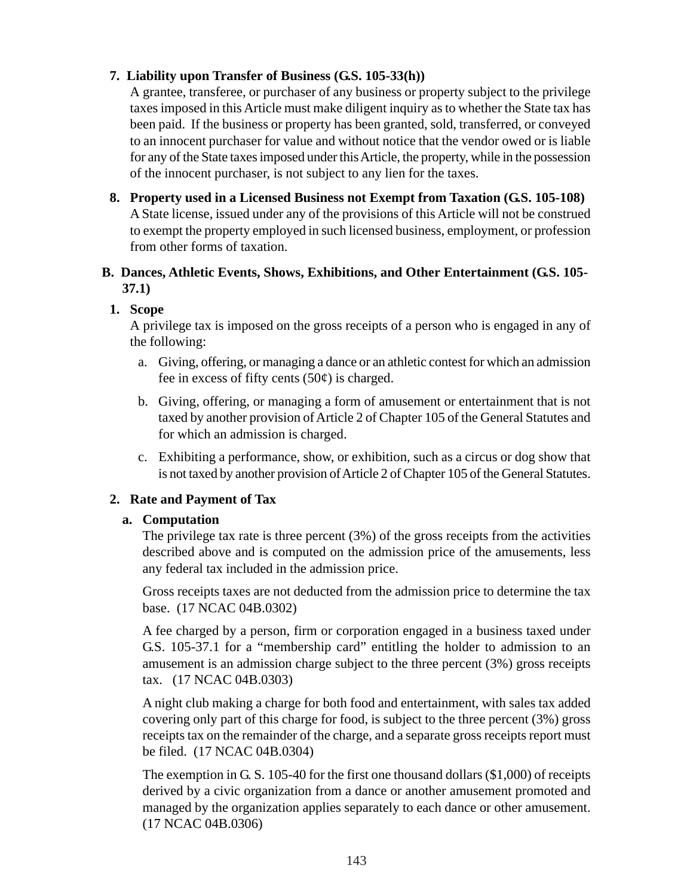**7. Liability upon Transfer of Business (G.S. 105-33(h))**

A grantee, transferee, or purchaser of any business or property subject to the privilege taxes imposed in this Article must make diligent inquiry as to whether the State tax has been paid. If the business or property has been granted, sold, transferred, or conveyed to an innocent purchaser for value and without notice that the vendor owed or is liable for any of the State taxes imposed under this Article, the property, while in the possession of the innocent purchaser, is not subject to any lien for the taxes.

**8. Property used in a Licensed Business not Exempt from Taxation (G.S. 105-108)**

A State license, issued under any of the provisions of this Article will not be construed to exempt the property employed in such licensed business, employment, or profession from other forms of taxation.

## B. Dances, Athletic Events, Shows, Exhibitions, and Other Entertainment (G.S. 105-37.1)

### 1. Scope

A privilege tax is imposed on the gross receipts of a person who is engaged in any of the following:

a. Giving, offering, or managing a dance or an athletic contest for which an admission fee in excess of fifty cents (50¢) is charged.

b. Giving, offering, or managing a form of amusement or entertainment that is not taxed by another provision of Article 2 of Chapter 105 of the General Statutes and for which an admission is charged.

c. Exhibiting a performance, show, or exhibition, such as a circus or dog show that is not taxed by another provision of Article 2 of Chapter 105 of the General Statutes.

### 2. Rate and Payment of Tax

**a. Computation**

The privilege tax rate is three percent (3%) of the gross receipts from the activities described above and is computed on the admission price of the amusements, less any federal tax included in the admission price.

Gross receipts taxes are not deducted from the admission price to determine the tax base. (17 NCAC 04B.0302)

A fee charged by a person, firm or corporation engaged in a business taxed under G.S. 105-37.1 for a "membership card" entitling the holder to admission to an amusement is an admission charge subject to the three percent (3%) gross receipts tax. (17 NCAC 04B.0303)

A night club making a charge for both food and entertainment, with sales tax added covering only part of this charge for food, is subject to the three percent (3%) gross receipts tax on the remainder of the charge, and a separate gross receipts report must be filed. (17 NCAC 04B.0304)

The exemption in G. S. 105-40 for the first one thousand dollars ($1,000) of receipts derived by a civic organization from a dance or another amusement promoted and managed by the organization applies separately to each dance or other amusement. (17 NCAC 04B.0306)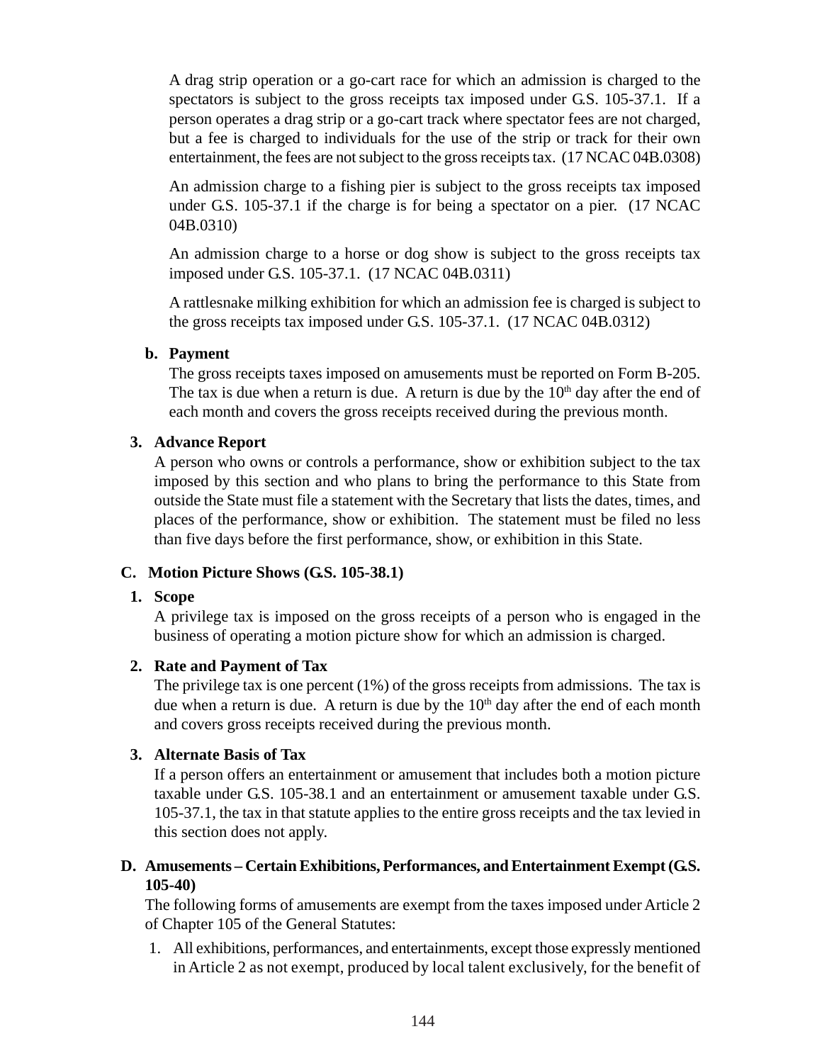A drag strip operation or a go-cart race for which an admission is charged to the spectators is subject to the gross receipts tax imposed under G.S. 105-37.1. If a person operates a drag strip or a go-cart track where spectator fees are not charged, but a fee is charged to individuals for the use of the strip or track for their own entertainment, the fees are not subject to the gross receipts tax. (17 NCAC 04B.0308)

An admission charge to a fishing pier is subject to the gross receipts tax imposed under G.S. 105-37.1 if the charge is for being a spectator on a pier. (17 NCAC 04B.0310)

An admission charge to a horse or dog show is subject to the gross receipts tax imposed under G.S. 105-37.1. (17 NCAC 04B.0311)

A rattlesnake milking exhibition for which an admission fee is charged is subject to the gross receipts tax imposed under G.S. 105-37.1. (17 NCAC 04B.0312)

**b. Payment**

The gross receipts taxes imposed on amusements must be reported on Form B-205. The tax is due when a return is due. A return is due by the 10th day after the end of each month and covers the gross receipts received during the previous month.

**3. Advance Report**

A person who owns or controls a performance, show or exhibition subject to the tax imposed by this section and who plans to bring the performance to this State from outside the State must file a statement with the Secretary that lists the dates, times, and places of the performance, show or exhibition. The statement must be filed no less than five days before the first performance, show, or exhibition in this State.

### C. Motion Picture Shows (G.S. 105-38.1)

**1. Scope**

A privilege tax is imposed on the gross receipts of a person who is engaged in the business of operating a motion picture show for which an admission is charged.

**2. Rate and Payment of Tax**

The privilege tax is one percent (1%) of the gross receipts from admissions. The tax is due when a return is due. A return is due by the 10th day after the end of each month and covers gross receipts received during the previous month.

**3. Alternate Basis of Tax**

If a person offers an entertainment or amusement that includes both a motion picture taxable under G.S. 105-38.1 and an entertainment or amusement taxable under G.S. 105-37.1, the tax in that statute applies to the entire gross receipts and the tax levied in this section does not apply.

### D. Amusements – Certain Exhibitions, Performances, and Entertainment Exempt (G.S. 105-40)

The following forms of amusements are exempt from the taxes imposed under Article 2 of Chapter 105 of the General Statutes:

1. All exhibitions, performances, and entertainments, except those expressly mentioned in Article 2 as not exempt, produced by local talent exclusively, for the benefit of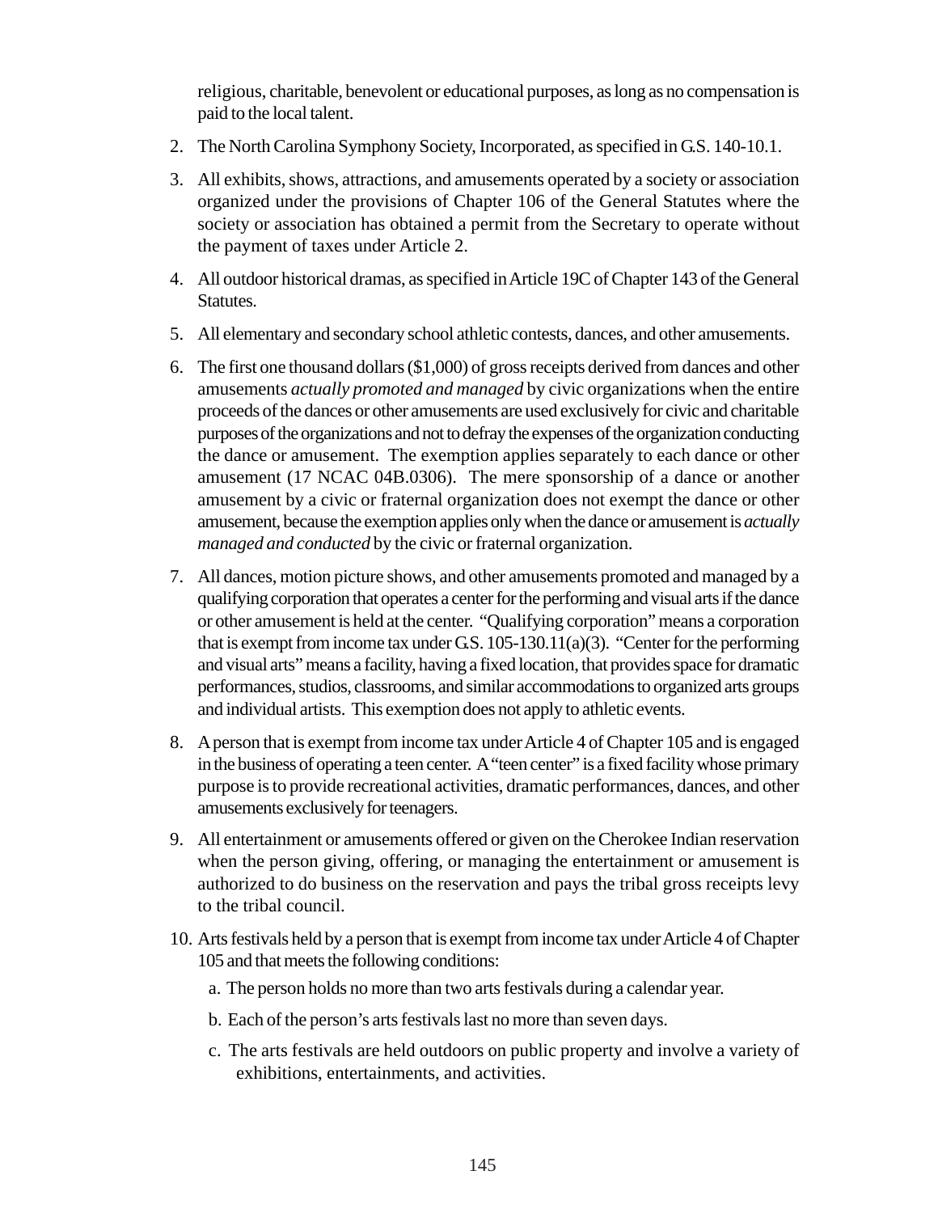religious, charitable, benevolent or educational purposes, as long as no compensation is paid to the local talent.

2. The North Carolina Symphony Society, Incorporated, as specified in G.S. 140-10.1.

3. All exhibits, shows, attractions, and amusements operated by a society or association organized under the provisions of Chapter 106 of the General Statutes where the society or association has obtained a permit from the Secretary to operate without the payment of taxes under Article 2.

4. All outdoor historical dramas, as specified in Article 19C of Chapter 143 of the General Statutes.

5. All elementary and secondary school athletic contests, dances, and other amusements.

6. The first one thousand dollars ($1,000) of gross receipts derived from dances and other amusements *actually promoted and managed* by civic organizations when the entire proceeds of the dances or other amusements are used exclusively for civic and charitable purposes of the organizations and not to defray the expenses of the organization conducting the dance or amusement. The exemption applies separately to each dance or other amusement (17 NCAC 04B.0306). The mere sponsorship of a dance or another amusement by a civic or fraternal organization does not exempt the dance or other amusement, because the exemption applies only when the dance or amusement is *actually managed and conducted* by the civic or fraternal organization.

7. All dances, motion picture shows, and other amusements promoted and managed by a qualifying corporation that operates a center for the performing and visual arts if the dance or other amusement is held at the center. "Qualifying corporation" means a corporation that is exempt from income tax under G.S. 105-130.11(a)(3). "Center for the performing and visual arts" means a facility, having a fixed location, that provides space for dramatic performances, studios, classrooms, and similar accommodations to organized arts groups and individual artists. This exemption does not apply to athletic events.

8. A person that is exempt from income tax under Article 4 of Chapter 105 and is engaged in the business of operating a teen center. A "teen center" is a fixed facility whose primary purpose is to provide recreational activities, dramatic performances, dances, and other amusements exclusively for teenagers.

9. All entertainment or amusements offered or given on the Cherokee Indian reservation when the person giving, offering, or managing the entertainment or amusement is authorized to do business on the reservation and pays the tribal gross receipts levy to the tribal council.

10. Arts festivals held by a person that is exempt from income tax under Article 4 of Chapter 105 and that meets the following conditions:
    a. The person holds no more than two arts festivals during a calendar year.
    b. Each of the person's arts festivals last no more than seven days.
    c. The arts festivals are held outdoors on public property and involve a variety of exhibitions, entertainments, and activities.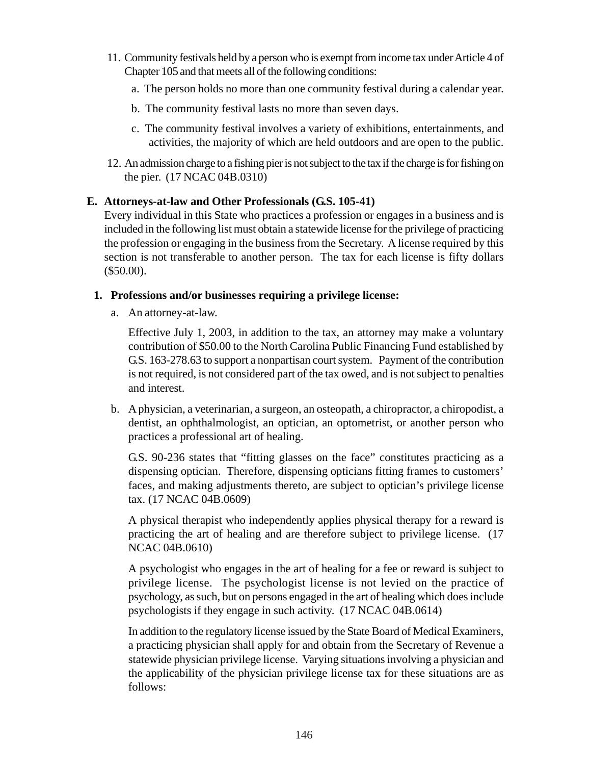11. Community festivals held by a person who is exempt from income tax under Article 4 of Chapter 105 and that meets all of the following conditions:
    a. The person holds no more than one community festival during a calendar year.
    b. The community festival lasts no more than seven days.
    c. The community festival involves a variety of exhibitions, entertainments, and activities, the majority of which are held outdoors and are open to the public.
12. An admission charge to a fishing pier is not subject to the tax if the charge is for fishing on the pier. (17 NCAC 04B.0310)

**E. Attorneys-at-law and Other Professionals (G.S. 105-41)**

Every individual in this State who practices a profession or engages in a business and is included in the following list must obtain a statewide license for the privilege of practicing the profession or engaging in the business from the Secretary. A license required by this section is not transferable to another person. The tax for each license is fifty dollars ($50.00).

**1. Professions and/or businesses requiring a privilege license:**

a. An attorney-at-law.

   Effective July 1, 2003, in addition to the tax, an attorney may make a voluntary contribution of $50.00 to the North Carolina Public Financing Fund established by G.S. 163-278.63 to support a nonpartisan court system. Payment of the contribution is not required, is not considered part of the tax owed, and is not subject to penalties and interest.

b. A physician, a veterinarian, a surgeon, an osteopath, a chiropractor, a chiropodist, a dentist, an ophthalmologist, an optician, an optometrist, or another person who practices a professional art of healing.

   G.S. 90-236 states that "fitting glasses on the face" constitutes practicing as a dispensing optician. Therefore, dispensing opticians fitting frames to customers' faces, and making adjustments thereto, are subject to optician's privilege license tax. (17 NCAC 04B.0609)

   A physical therapist who independently applies physical therapy for a reward is practicing the art of healing and are therefore subject to privilege license. (17 NCAC 04B.0610)

   A psychologist who engages in the art of healing for a fee or reward is subject to privilege license. The psychologist license is not levied on the practice of psychology, as such, but on persons engaged in the art of healing which does include psychologists if they engage in such activity. (17 NCAC 04B.0614)

   In addition to the regulatory license issued by the State Board of Medical Examiners, a practicing physician shall apply for and obtain from the Secretary of Revenue a statewide physician privilege license. Varying situations involving a physician and the applicability of the physician privilege license tax for these situations are as follows: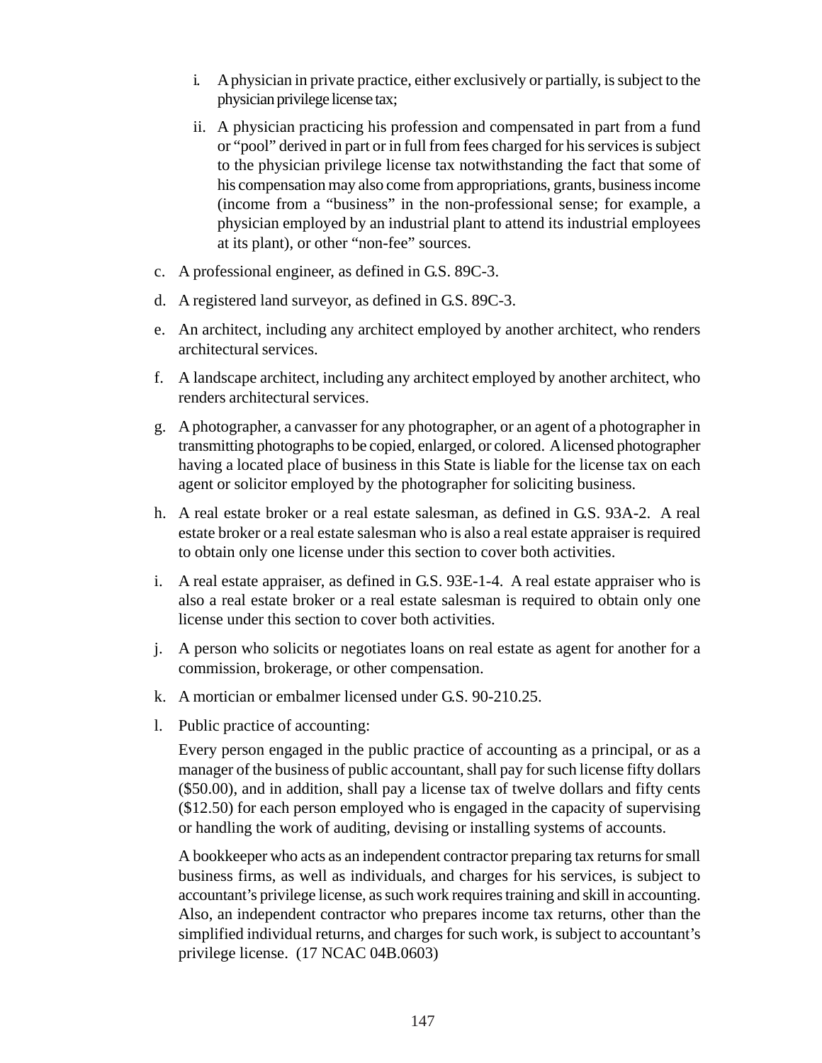i. A physician in private practice, either exclusively or partially, is subject to the physician privilege license tax;

   ii. A physician practicing his profession and compensated in part from a fund or "pool" derived in part or in full from fees charged for his services is subject to the physician privilege license tax notwithstanding the fact that some of his compensation may also come from appropriations, grants, business income (income from a "business" in the non-professional sense; for example, a physician employed by an industrial plant to attend its industrial employees at its plant), or other "non-fee" sources.

c. A professional engineer, as defined in G.S. 89C-3.

d. A registered land surveyor, as defined in G.S. 89C-3.

e. An architect, including any architect employed by another architect, who renders architectural services.

f. A landscape architect, including any architect employed by another architect, who renders architectural services.

g. A photographer, a canvasser for any photographer, or an agent of a photographer in transmitting photographs to be copied, enlarged, or colored. A licensed photographer having a located place of business in this State is liable for the license tax on each agent or solicitor employed by the photographer for soliciting business.

h. A real estate broker or a real estate salesman, as defined in G.S. 93A-2. A real estate broker or a real estate salesman who is also a real estate appraiser is required to obtain only one license under this section to cover both activities.

i. A real estate appraiser, as defined in G.S. 93E-1-4. A real estate appraiser who is also a real estate broker or a real estate salesman is required to obtain only one license under this section to cover both activities.

j. A person who solicits or negotiates loans on real estate as agent for another for a commission, brokerage, or other compensation.

k. A mortician or embalmer licensed under G.S. 90-210.25.

l. Public practice of accounting:

   Every person engaged in the public practice of accounting as a principal, or as a manager of the business of public accountant, shall pay for such license fifty dollars ($50.00), and in addition, shall pay a license tax of twelve dollars and fifty cents ($12.50) for each person employed who is engaged in the capacity of supervising or handling the work of auditing, devising or installing systems of accounts.

   A bookkeeper who acts as an independent contractor preparing tax returns for small business firms, as well as individuals, and charges for his services, is subject to accountant's privilege license, as such work requires training and skill in accounting. Also, an independent contractor who prepares income tax returns, other than the simplified individual returns, and charges for such work, is subject to accountant's privilege license. (17 NCAC 04B.0603)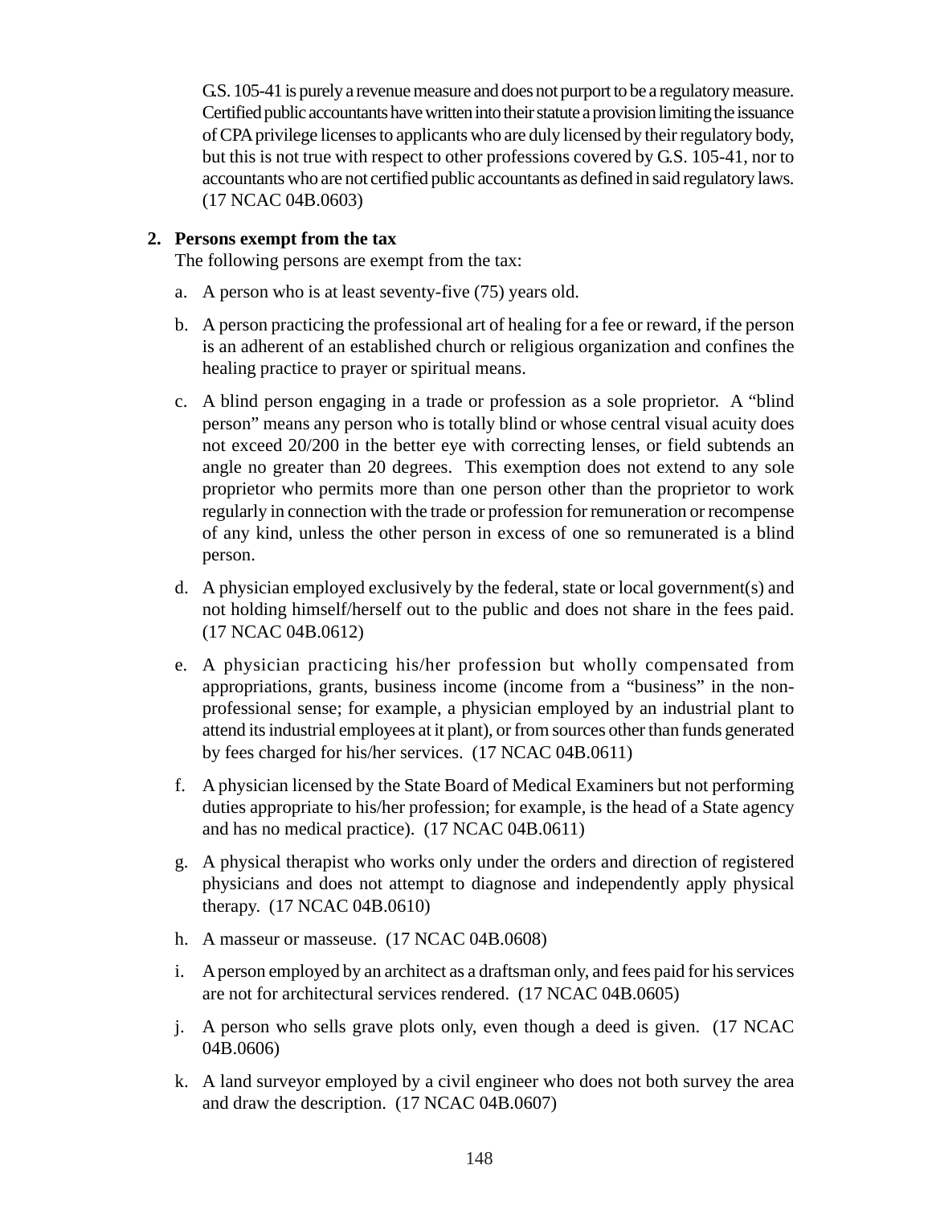G.S. 105-41 is purely a revenue measure and does not purport to be a regulatory measure. Certified public accountants have written into their statute a provision limiting the issuance of CPA privilege licenses to applicants who are duly licensed by their regulatory body, but this is not true with respect to other professions covered by G.S. 105-41, nor to accountants who are not certified public accountants as defined in said regulatory laws. (17 NCAC 04B.0603)

**2. Persons exempt from the tax**

The following persons are exempt from the tax:

a. A person who is at least seventy-five (75) years old.

b. A person practicing the professional art of healing for a fee or reward, if the person is an adherent of an established church or religious organization and confines the healing practice to prayer or spiritual means.

c. A blind person engaging in a trade or profession as a sole proprietor. A "blind person" means any person who is totally blind or whose central visual acuity does not exceed 20/200 in the better eye with correcting lenses, or field subtends an angle no greater than 20 degrees. This exemption does not extend to any sole proprietor who permits more than one person other than the proprietor to work regularly in connection with the trade or profession for remuneration or recompense of any kind, unless the other person in excess of one so remunerated is a blind person.

d. A physician employed exclusively by the federal, state or local government(s) and not holding himself/herself out to the public and does not share in the fees paid. (17 NCAC 04B.0612)

e. A physician practicing his/her profession but wholly compensated from appropriations, grants, business income (income from a "business" in the non-professional sense; for example, a physician employed by an industrial plant to attend its industrial employees at it plant), or from sources other than funds generated by fees charged for his/her services. (17 NCAC 04B.0611)

f. A physician licensed by the State Board of Medical Examiners but not performing duties appropriate to his/her profession; for example, is the head of a State agency and has no medical practice). (17 NCAC 04B.0611)

g. A physical therapist who works only under the orders and direction of registered physicians and does not attempt to diagnose and independently apply physical therapy. (17 NCAC 04B.0610)

h. A masseur or masseuse. (17 NCAC 04B.0608)

i. A person employed by an architect as a draftsman only, and fees paid for his services are not for architectural services rendered. (17 NCAC 04B.0605)

j. A person who sells grave plots only, even though a deed is given. (17 NCAC 04B.0606)

k. A land surveyor employed by a civil engineer who does not both survey the area and draw the description. (17 NCAC 04B.0607)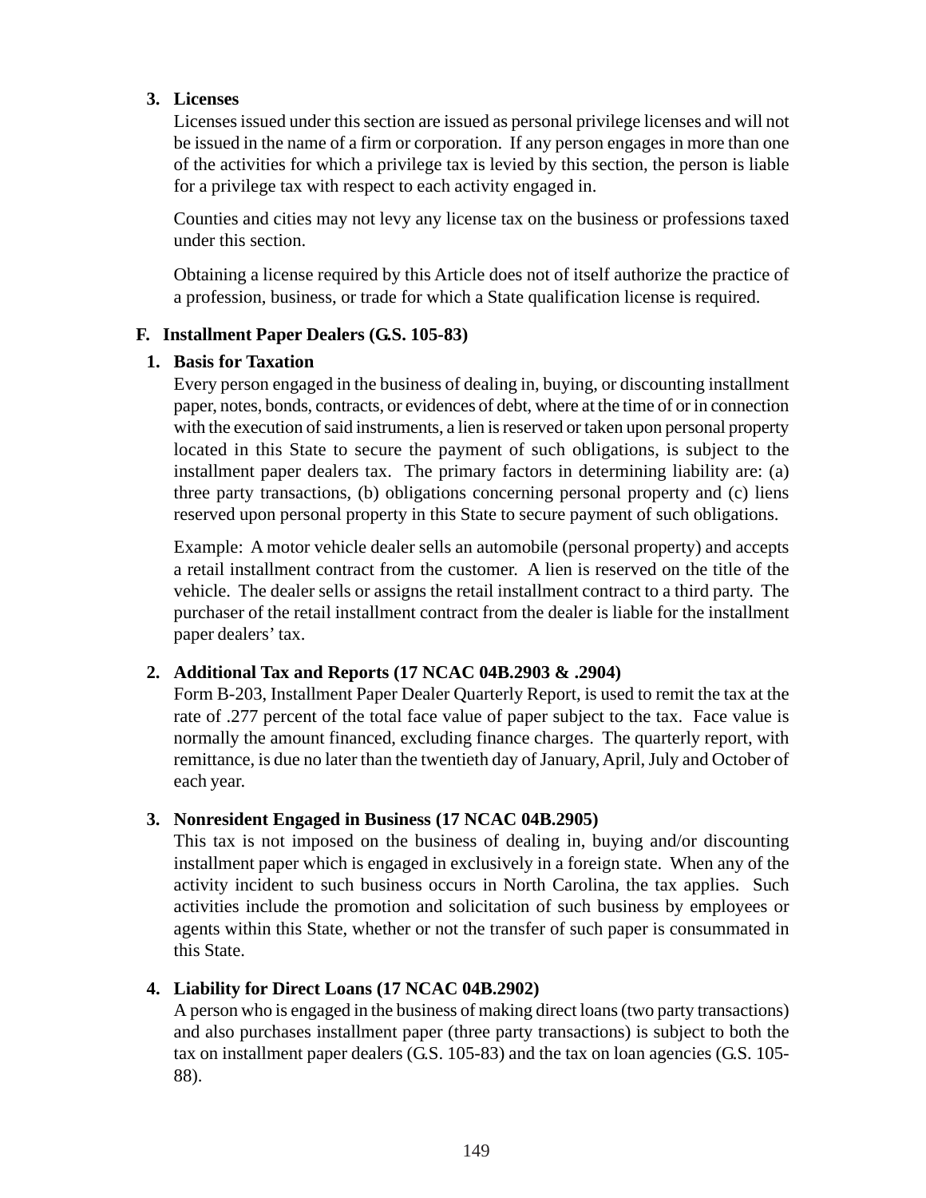**3. Licenses**

Licenses issued under this section are issued as personal privilege licenses and will not be issued in the name of a firm or corporation. If any person engages in more than one of the activities for which a privilege tax is levied by this section, the person is liable for a privilege tax with respect to each activity engaged in.

Counties and cities may not levy any license tax on the business or professions taxed under this section.

Obtaining a license required by this Article does not of itself authorize the practice of a profession, business, or trade for which a State qualification license is required.

## F. Installment Paper Dealers (G.S. 105-83)

**1. Basis for Taxation**

Every person engaged in the business of dealing in, buying, or discounting installment paper, notes, bonds, contracts, or evidences of debt, where at the time of or in connection with the execution of said instruments, a lien is reserved or taken upon personal property located in this State to secure the payment of such obligations, is subject to the installment paper dealers tax. The primary factors in determining liability are: (a) three party transactions, (b) obligations concerning personal property and (c) liens reserved upon personal property in this State to secure payment of such obligations.

Example: A motor vehicle dealer sells an automobile (personal property) and accepts a retail installment contract from the customer. A lien is reserved on the title of the vehicle. The dealer sells or assigns the retail installment contract to a third party. The purchaser of the retail installment contract from the dealer is liable for the installment paper dealers' tax.

**2. Additional Tax and Reports (17 NCAC 04B.2903 & .2904)**

Form B-203, Installment Paper Dealer Quarterly Report, is used to remit the tax at the rate of .277 percent of the total face value of paper subject to the tax. Face value is normally the amount financed, excluding finance charges. The quarterly report, with remittance, is due no later than the twentieth day of January, April, July and October of each year.

**3. Nonresident Engaged in Business (17 NCAC 04B.2905)**

This tax is not imposed on the business of dealing in, buying and/or discounting installment paper which is engaged in exclusively in a foreign state. When any of the activity incident to such business occurs in North Carolina, the tax applies. Such activities include the promotion and solicitation of such business by employees or agents within this State, whether or not the transfer of such paper is consummated in this State.

**4. Liability for Direct Loans (17 NCAC 04B.2902)**

A person who is engaged in the business of making direct loans (two party transactions) and also purchases installment paper (three party transactions) is subject to both the tax on installment paper dealers (G.S. 105-83) and the tax on loan agencies (G.S. 105-88).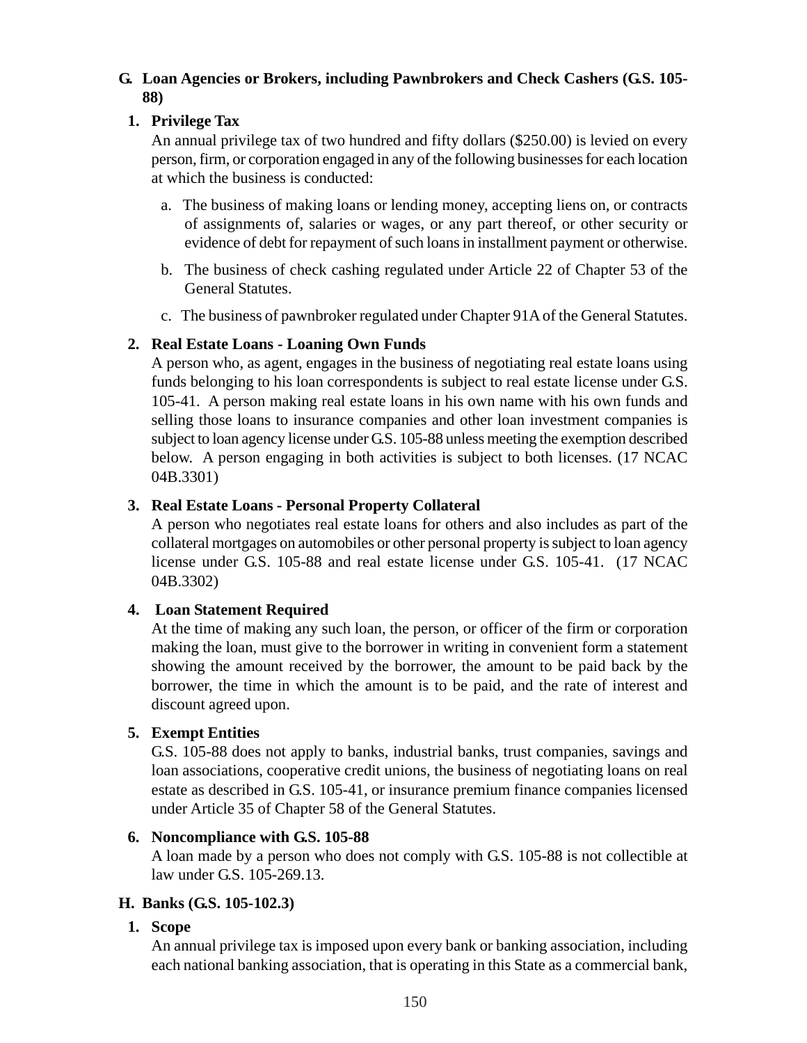## G. Loan Agencies or Brokers, including Pawnbrokers and Check Cashers (G.S. 105-88)

### 1. Privilege Tax

An annual privilege tax of two hundred and fifty dollars ($250.00) is levied on every person, firm, or corporation engaged in any of the following businesses for each location at which the business is conducted:

a. The business of making loans or lending money, accepting liens on, or contracts of assignments of, salaries or wages, or any part thereof, or other security or evidence of debt for repayment of such loans in installment payment or otherwise.

b. The business of check cashing regulated under Article 22 of Chapter 53 of the General Statutes.

c. The business of pawnbroker regulated under Chapter 91A of the General Statutes.

### 2. Real Estate Loans - Loaning Own Funds

A person who, as agent, engages in the business of negotiating real estate loans using funds belonging to his loan correspondents is subject to real estate license under G.S. 105-41. A person making real estate loans in his own name with his own funds and selling those loans to insurance companies and other loan investment companies is subject to loan agency license under G.S. 105-88 unless meeting the exemption described below. A person engaging in both activities is subject to both licenses. (17 NCAC 04B.3301)

### 3. Real Estate Loans - Personal Property Collateral

A person who negotiates real estate loans for others and also includes as part of the collateral mortgages on automobiles or other personal property is subject to loan agency license under G.S. 105-88 and real estate license under G.S. 105-41. (17 NCAC 04B.3302)

### 4. Loan Statement Required

At the time of making any such loan, the person, or officer of the firm or corporation making the loan, must give to the borrower in writing in convenient form a statement showing the amount received by the borrower, the amount to be paid back by the borrower, the time in which the amount is to be paid, and the rate of interest and discount agreed upon.

### 5. Exempt Entities

G.S. 105-88 does not apply to banks, industrial banks, trust companies, savings and loan associations, cooperative credit unions, the business of negotiating loans on real estate as described in G.S. 105-41, or insurance premium finance companies licensed under Article 35 of Chapter 58 of the General Statutes.

### 6. Noncompliance with G.S. 105-88

A loan made by a person who does not comply with G.S. 105-88 is not collectible at law under G.S. 105-269.13.

## H. Banks (G.S. 105-102.3)

### 1. Scope

An annual privilege tax is imposed upon every bank or banking association, including each national banking association, that is operating in this State as a commercial bank,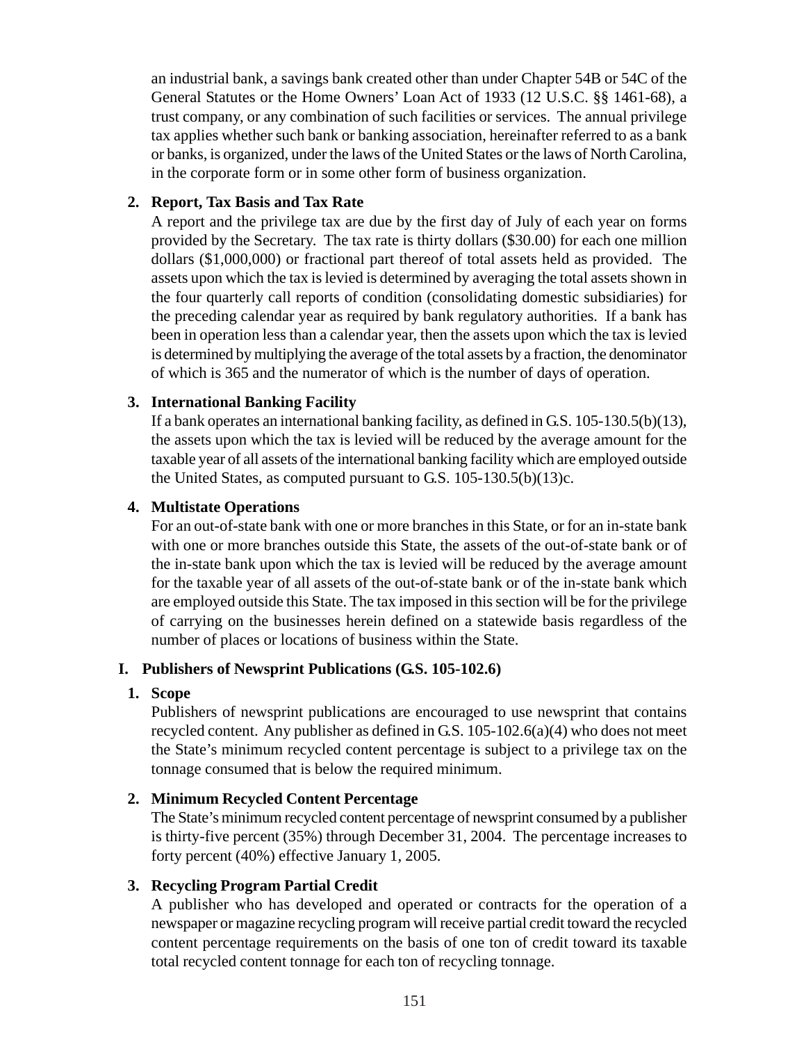an industrial bank, a savings bank created other than under Chapter 54B or 54C of the General Statutes or the Home Owners' Loan Act of 1933 (12 U.S.C. §§ 1461-68), a trust company, or any combination of such facilities or services. The annual privilege tax applies whether such bank or banking association, hereinafter referred to as a bank or banks, is organized, under the laws of the United States or the laws of North Carolina, in the corporate form or in some other form of business organization.

**2. Report, Tax Basis and Tax Rate**

A report and the privilege tax are due by the first day of July of each year on forms provided by the Secretary. The tax rate is thirty dollars ($30.00) for each one million dollars ($1,000,000) or fractional part thereof of total assets held as provided. The assets upon which the tax is levied is determined by averaging the total assets shown in the four quarterly call reports of condition (consolidating domestic subsidiaries) for the preceding calendar year as required by bank regulatory authorities. If a bank has been in operation less than a calendar year, then the assets upon which the tax is levied is determined by multiplying the average of the total assets by a fraction, the denominator of which is 365 and the numerator of which is the number of days of operation.

**3. International Banking Facility**

If a bank operates an international banking facility, as defined in G.S. 105-130.5(b)(13), the assets upon which the tax is levied will be reduced by the average amount for the taxable year of all assets of the international banking facility which are employed outside the United States, as computed pursuant to G.S. 105-130.5(b)(13)c.

**4. Multistate Operations**

For an out-of-state bank with one or more branches in this State, or for an in-state bank with one or more branches outside this State, the assets of the out-of-state bank or of the in-state bank upon which the tax is levied will be reduced by the average amount for the taxable year of all assets of the out-of-state bank or of the in-state bank which are employed outside this State. The tax imposed in this section will be for the privilege of carrying on the businesses herein defined on a statewide basis regardless of the number of places or locations of business within the State.

## I. Publishers of Newsprint Publications (G.S. 105-102.6)

**1. Scope**

Publishers of newsprint publications are encouraged to use newsprint that contains recycled content. Any publisher as defined in G.S. 105-102.6(a)(4) who does not meet the State's minimum recycled content percentage is subject to a privilege tax on the tonnage consumed that is below the required minimum.

**2. Minimum Recycled Content Percentage**

The State's minimum recycled content percentage of newsprint consumed by a publisher is thirty-five percent (35%) through December 31, 2004. The percentage increases to forty percent (40%) effective January 1, 2005.

**3. Recycling Program Partial Credit**

A publisher who has developed and operated or contracts for the operation of a newspaper or magazine recycling program will receive partial credit toward the recycled content percentage requirements on the basis of one ton of credit toward its taxable total recycled content tonnage for each ton of recycling tonnage.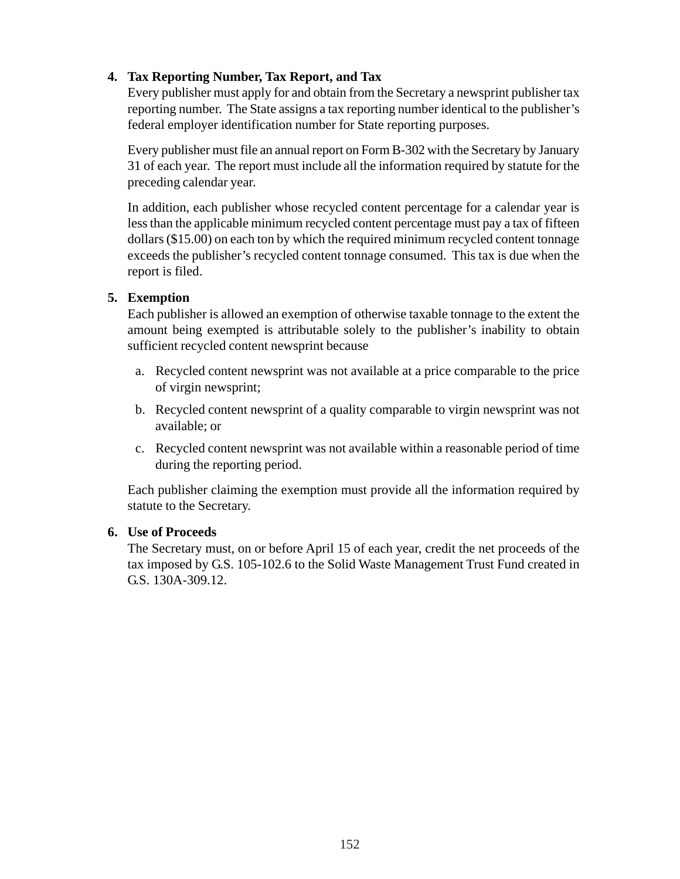**4. Tax Reporting Number, Tax Report, and Tax**

Every publisher must apply for and obtain from the Secretary a newsprint publisher tax reporting number. The State assigns a tax reporting number identical to the publisher's federal employer identification number for State reporting purposes.

Every publisher must file an annual report on Form B-302 with the Secretary by January 31 of each year. The report must include all the information required by statute for the preceding calendar year.

In addition, each publisher whose recycled content percentage for a calendar year is less than the applicable minimum recycled content percentage must pay a tax of fifteen dollars ($15.00) on each ton by which the required minimum recycled content tonnage exceeds the publisher's recycled content tonnage consumed. This tax is due when the report is filed.

**5. Exemption**

Each publisher is allowed an exemption of otherwise taxable tonnage to the extent the amount being exempted is attributable solely to the publisher's inability to obtain sufficient recycled content newsprint because

a. Recycled content newsprint was not available at a price comparable to the price of virgin newsprint;

b. Recycled content newsprint of a quality comparable to virgin newsprint was not available; or

c. Recycled content newsprint was not available within a reasonable period of time during the reporting period.

Each publisher claiming the exemption must provide all the information required by statute to the Secretary.

**6. Use of Proceeds**

The Secretary must, on or before April 15 of each year, credit the net proceeds of the tax imposed by G.S. 105-102.6 to the Solid Waste Management Trust Fund created in G.S. 130A-309.12.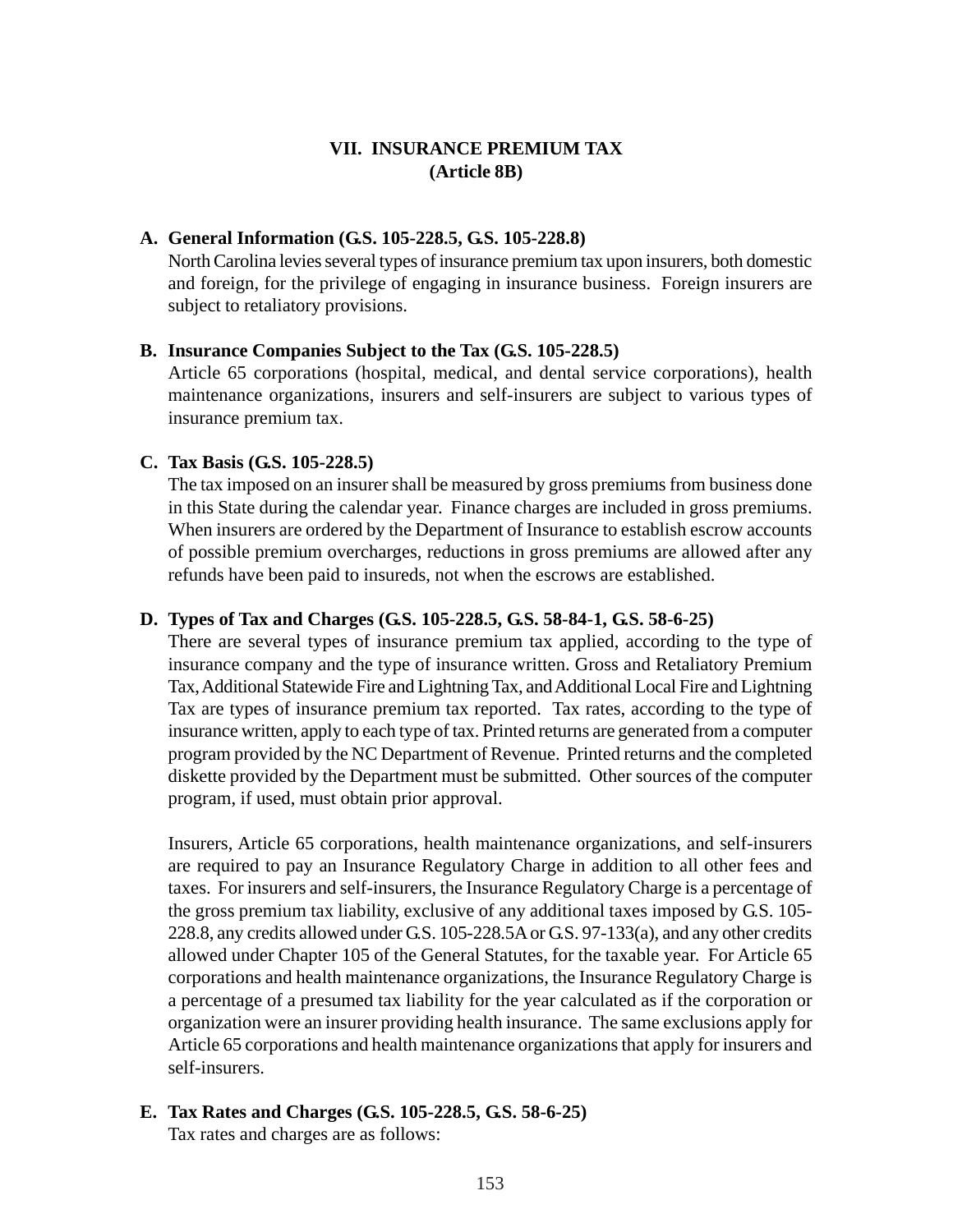# VII. INSURANCE PREMIUM TAX
## (Article 8B)

### A. General Information (G.S. 105-228.5, G.S. 105-228.8)

North Carolina levies several types of insurance premium tax upon insurers, both domestic and foreign, for the privilege of engaging in insurance business. Foreign insurers are subject to retaliatory provisions.

### B. Insurance Companies Subject to the Tax (G.S. 105-228.5)

Article 65 corporations (hospital, medical, and dental service corporations), health maintenance organizations, insurers and self-insurers are subject to various types of insurance premium tax.

### C. Tax Basis (G.S. 105-228.5)

The tax imposed on an insurer shall be measured by gross premiums from business done in this State during the calendar year. Finance charges are included in gross premiums. When insurers are ordered by the Department of Insurance to establish escrow accounts of possible premium overcharges, reductions in gross premiums are allowed after any refunds have been paid to insureds, not when the escrows are established.

### D. Types of Tax and Charges (G.S. 105-228.5, G.S. 58-84-1, G.S. 58-6-25)

There are several types of insurance premium tax applied, according to the type of insurance company and the type of insurance written. Gross and Retaliatory Premium Tax, Additional Statewide Fire and Lightning Tax, and Additional Local Fire and Lightning Tax are types of insurance premium tax reported. Tax rates, according to the type of insurance written, apply to each type of tax. Printed returns are generated from a computer program provided by the NC Department of Revenue. Printed returns and the completed diskette provided by the Department must be submitted. Other sources of the computer program, if used, must obtain prior approval.

Insurers, Article 65 corporations, health maintenance organizations, and self-insurers are required to pay an Insurance Regulatory Charge in addition to all other fees and taxes. For insurers and self-insurers, the Insurance Regulatory Charge is a percentage of the gross premium tax liability, exclusive of any additional taxes imposed by G.S. 105-228.8, any credits allowed under G.S. 105-228.5A or G.S. 97-133(a), and any other credits allowed under Chapter 105 of the General Statutes, for the taxable year. For Article 65 corporations and health maintenance organizations, the Insurance Regulatory Charge is a percentage of a presumed tax liability for the year calculated as if the corporation or organization were an insurer providing health insurance. The same exclusions apply for Article 65 corporations and health maintenance organizations that apply for insurers and self-insurers.

### E. Tax Rates and Charges (G.S. 105-228.5, G.S. 58-6-25)

Tax rates and charges are as follows: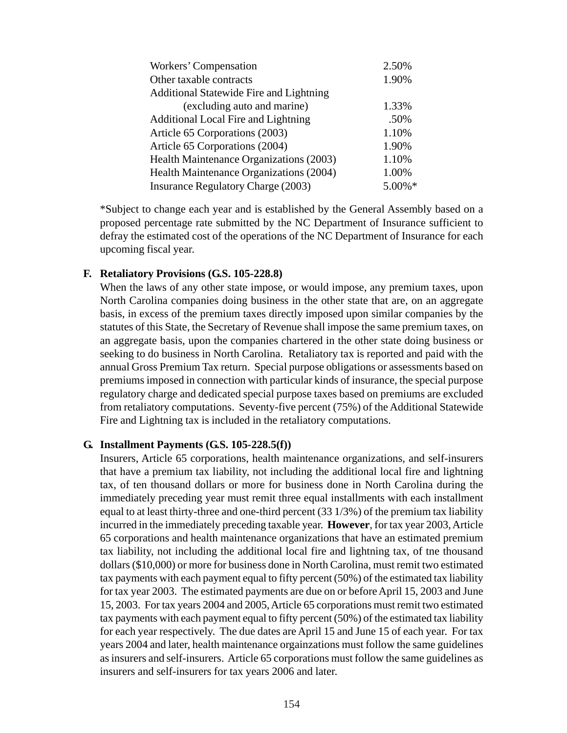| | |
|---|---|
| Workers' Compensation | 2.50% |
| Other taxable contracts | 1.90% |
| Additional Statewide Fire and Lightning (excluding auto and marine) | 1.33% |
| Additional Local Fire and Lightning | .50% |
| Article 65 Corporations (2003) | 1.10% |
| Article 65 Corporations (2004) | 1.90% |
| Health Maintenance Organizations (2003) | 1.10% |
| Health Maintenance Organizations (2004) | 1.00% |
| Insurance Regulatory Charge (2003) | 5.00%* |

*Subject to change each year and is established by the General Assembly based on a proposed percentage rate submitted by the NC Department of Insurance sufficient to defray the estimated cost of the operations of the NC Department of Insurance for each upcoming fiscal year.

**F. Retaliatory Provisions (G.S. 105-228.8)**

When the laws of any other state impose, or would impose, any premium taxes, upon North Carolina companies doing business in the other state that are, on an aggregate basis, in excess of the premium taxes directly imposed upon similar companies by the statutes of this State, the Secretary of Revenue shall impose the same premium taxes, on an aggregate basis, upon the companies chartered in the other state doing business or seeking to do business in North Carolina. Retaliatory tax is reported and paid with the annual Gross Premium Tax return. Special purpose obligations or assessments based on premiums imposed in connection with particular kinds of insurance, the special purpose regulatory charge and dedicated special purpose taxes based on premiums are excluded from retaliatory computations. Seventy-five percent (75%) of the Additional Statewide Fire and Lightning tax is included in the retaliatory computations.

**G. Installment Payments (G.S. 105-228.5(f))**

Insurers, Article 65 corporations, health maintenance organizations, and self-insurers that have a premium tax liability, not including the additional local fire and lightning tax, of ten thousand dollars or more for business done in North Carolina during the immediately preceding year must remit three equal installments with each installment equal to at least thirty-three and one-third percent (33 1/3%) of the premium tax liability incurred in the immediately preceding taxable year. **However**, for tax year 2003, Article 65 corporations and health maintenance organizations that have an estimated premium tax liability, not including the additional local fire and lightning tax, of tne thousand dollars ($10,000) or more for business done in North Carolina, must remit two estimated tax payments with each payment equal to fifty percent (50%) of the estimated tax liability for tax year 2003. The estimated payments are due on or before April 15, 2003 and June 15, 2003. For tax years 2004 and 2005, Article 65 corporations must remit two estimated tax payments with each payment equal to fifty percent (50%) of the estimated tax liability for each year respectively. The due dates are April 15 and June 15 of each year. For tax years 2004 and later, health maintenance orgainzations must follow the same guidelines as insurers and self-insurers. Article 65 corporations must follow the same guidelines as insurers and self-insurers for tax years 2006 and later.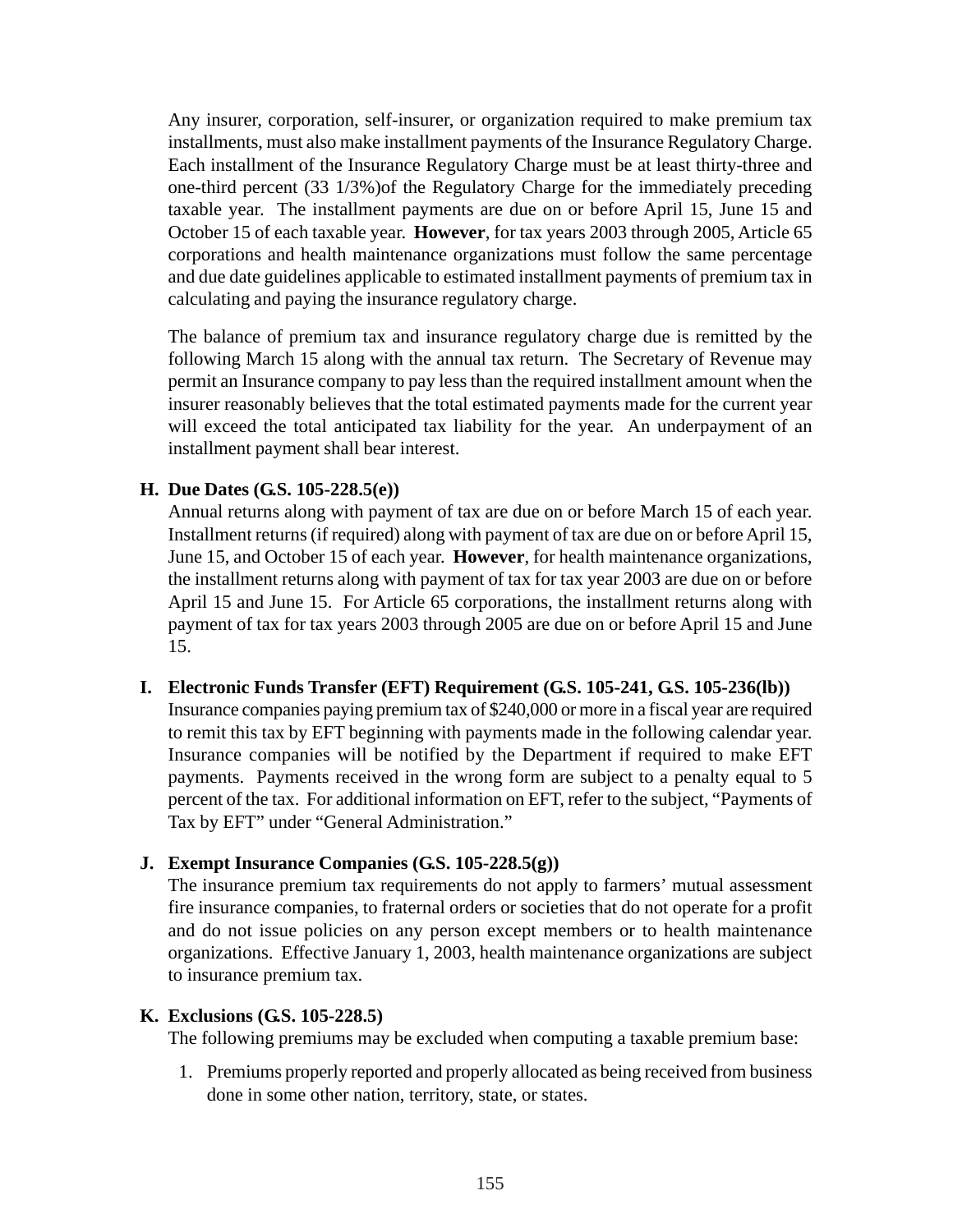Any insurer, corporation, self-insurer, or organization required to make premium tax installments, must also make installment payments of the Insurance Regulatory Charge. Each installment of the Insurance Regulatory Charge must be at least thirty-three and one-third percent (33 1/3%)of the Regulatory Charge for the immediately preceding taxable year. The installment payments are due on or before April 15, June 15 and October 15 of each taxable year. **However**, for tax years 2003 through 2005, Article 65 corporations and health maintenance organizations must follow the same percentage and due date guidelines applicable to estimated installment payments of premium tax in calculating and paying the insurance regulatory charge.

The balance of premium tax and insurance regulatory charge due is remitted by the following March 15 along with the annual tax return. The Secretary of Revenue may permit an Insurance company to pay less than the required installment amount when the insurer reasonably believes that the total estimated payments made for the current year will exceed the total anticipated tax liability for the year. An underpayment of an installment payment shall bear interest.

**H. Due Dates (G.S. 105-228.5(e))**

Annual returns along with payment of tax are due on or before March 15 of each year. Installment returns (if required) along with payment of tax are due on or before April 15, June 15, and October 15 of each year. **However**, for health maintenance organizations, the installment returns along with payment of tax for tax year 2003 are due on or before April 15 and June 15. For Article 65 corporations, the installment returns along with payment of tax for tax years 2003 through 2005 are due on or before April 15 and June 15.

**I. Electronic Funds Transfer (EFT) Requirement (G.S. 105-241, G.S. 105-236(lb))**

Insurance companies paying premium tax of $240,000 or more in a fiscal year are required to remit this tax by EFT beginning with payments made in the following calendar year. Insurance companies will be notified by the Department if required to make EFT payments. Payments received in the wrong form are subject to a penalty equal to 5 percent of the tax. For additional information on EFT, refer to the subject, "Payments of Tax by EFT" under "General Administration."

**J. Exempt Insurance Companies (G.S. 105-228.5(g))**

The insurance premium tax requirements do not apply to farmers' mutual assessment fire insurance companies, to fraternal orders or societies that do not operate for a profit and do not issue policies on any person except members or to health maintenance organizations. Effective January 1, 2003, health maintenance organizations are subject to insurance premium tax.

**K. Exclusions (G.S. 105-228.5)**

The following premiums may be excluded when computing a taxable premium base:

1. Premiums properly reported and properly allocated as being received from business done in some other nation, territory, state, or states.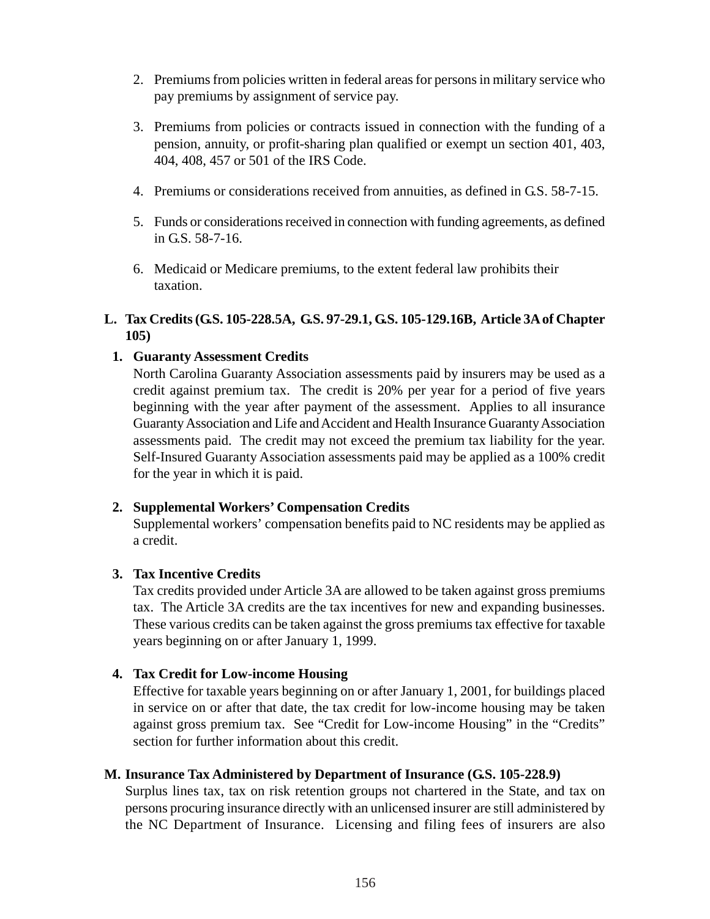2. Premiums from policies written in federal areas for persons in military service who pay premiums by assignment of service pay.

3. Premiums from policies or contracts issued in connection with the funding of a pension, annuity, or profit-sharing plan qualified or exempt un section 401, 403, 404, 408, 457 or 501 of the IRS Code.

4. Premiums or considerations received from annuities, as defined in G.S. 58-7-15.

5. Funds or considerations received in connection with funding agreements, as defined in G.S. 58-7-16.

6. Medicaid or Medicare premiums, to the extent federal law prohibits their taxation.

**L. Tax Credits (G.S. 105-228.5A, G.S. 97-29.1, G.S. 105-129.16B, Article 3A of Chapter 105)**

**1. Guaranty Assessment Credits**

North Carolina Guaranty Association assessments paid by insurers may be used as a credit against premium tax. The credit is 20% per year for a period of five years beginning with the year after payment of the assessment. Applies to all insurance Guaranty Association and Life and Accident and Health Insurance Guaranty Association assessments paid. The credit may not exceed the premium tax liability for the year. Self-Insured Guaranty Association assessments paid may be applied as a 100% credit for the year in which it is paid.

**2. Supplemental Workers' Compensation Credits**

Supplemental workers' compensation benefits paid to NC residents may be applied as a credit.

**3. Tax Incentive Credits**

Tax credits provided under Article 3A are allowed to be taken against gross premiums tax. The Article 3A credits are the tax incentives for new and expanding businesses. These various credits can be taken against the gross premiums tax effective for taxable years beginning on or after January 1, 1999.

**4. Tax Credit for Low-income Housing**

Effective for taxable years beginning on or after January 1, 2001, for buildings placed in service on or after that date, the tax credit for low-income housing may be taken against gross premium tax. See "Credit for Low-income Housing" in the "Credits" section for further information about this credit.

**M. Insurance Tax Administered by Department of Insurance (G.S. 105-228.9)**

Surplus lines tax, tax on risk retention groups not chartered in the State, and tax on persons procuring insurance directly with an unlicensed insurer are still administered by the NC Department of Insurance. Licensing and filing fees of insurers are also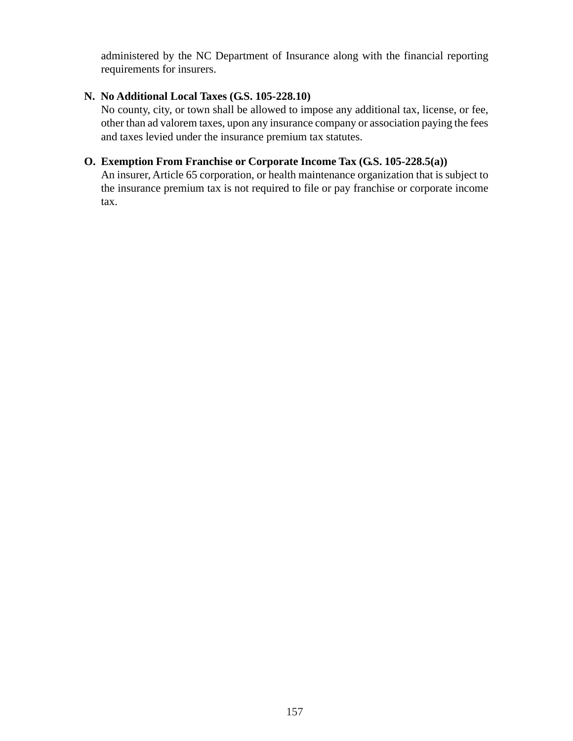administered by the NC Department of Insurance along with the financial reporting requirements for insurers.

**N. No Additional Local Taxes (G.S. 105-228.10)**

No county, city, or town shall be allowed to impose any additional tax, license, or fee, other than ad valorem taxes, upon any insurance company or association paying the fees and taxes levied under the insurance premium tax statutes.

**O. Exemption From Franchise or Corporate Income Tax (G.S. 105-228.5(a))**

An insurer, Article 65 corporation, or health maintenance organization that is subject to the insurance premium tax is not required to file or pay franchise or corporate income tax.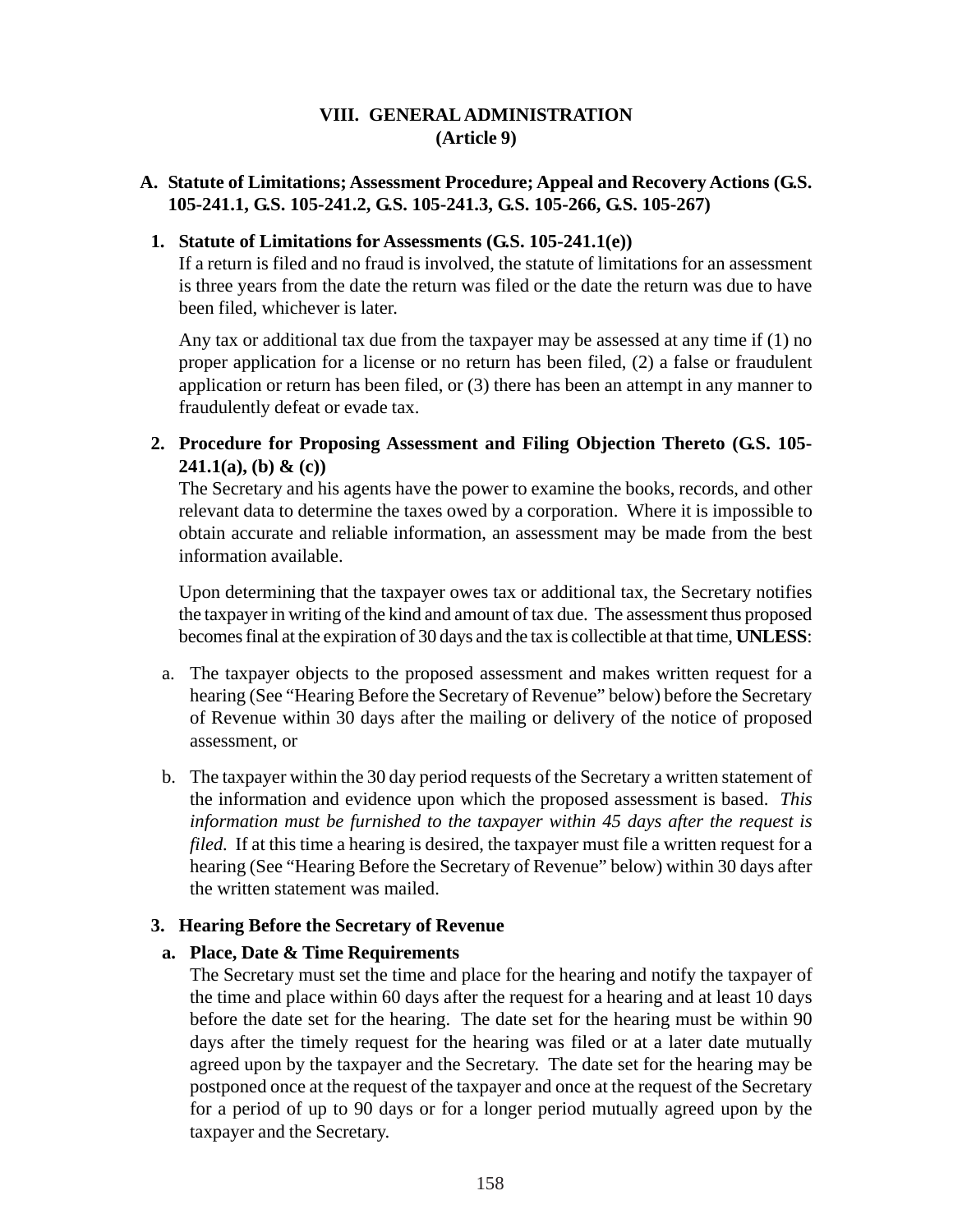# VIII. GENERAL ADMINISTRATION
# (Article 9)

## A. Statute of Limitations; Assessment Procedure; Appeal and Recovery Actions (G.S. 105-241.1, G.S. 105-241.2, G.S. 105-241.3, G.S. 105-266, G.S. 105-267)

### 1. Statute of Limitations for Assessments (G.S. 105-241.1(e))

If a return is filed and no fraud is involved, the statute of limitations for an assessment is three years from the date the return was filed or the date the return was due to have been filed, whichever is later.

Any tax or additional tax due from the taxpayer may be assessed at any time if (1) no proper application for a license or no return has been filed, (2) a false or fraudulent application or return has been filed, or (3) there has been an attempt in any manner to fraudulently defeat or evade tax.

### 2. Procedure for Proposing Assessment and Filing Objection Thereto (G.S. 105-241.1(a), (b) & (c))

The Secretary and his agents have the power to examine the books, records, and other relevant data to determine the taxes owed by a corporation. Where it is impossible to obtain accurate and reliable information, an assessment may be made from the best information available.

Upon determining that the taxpayer owes tax or additional tax, the Secretary notifies the taxpayer in writing of the kind and amount of tax due. The assessment thus proposed becomes final at the expiration of 30 days and the tax is collectible at that time, **UNLESS**:

a. The taxpayer objects to the proposed assessment and makes written request for a hearing (See "Hearing Before the Secretary of Revenue" below) before the Secretary of Revenue within 30 days after the mailing or delivery of the notice of proposed assessment, or

b. The taxpayer within the 30 day period requests of the Secretary a written statement of the information and evidence upon which the proposed assessment is based. *This information must be furnished to the taxpayer within 45 days after the request is filed.* If at this time a hearing is desired, the taxpayer must file a written request for a hearing (See "Hearing Before the Secretary of Revenue" below) within 30 days after the written statement was mailed.

### 3. Hearing Before the Secretary of Revenue

#### a. Place, Date & Time Requirements

The Secretary must set the time and place for the hearing and notify the taxpayer of the time and place within 60 days after the request for a hearing and at least 10 days before the date set for the hearing. The date set for the hearing must be within 90 days after the timely request for the hearing was filed or at a later date mutually agreed upon by the taxpayer and the Secretary. The date set for the hearing may be postponed once at the request of the taxpayer and once at the request of the Secretary for a period of up to 90 days or for a longer period mutually agreed upon by the taxpayer and the Secretary.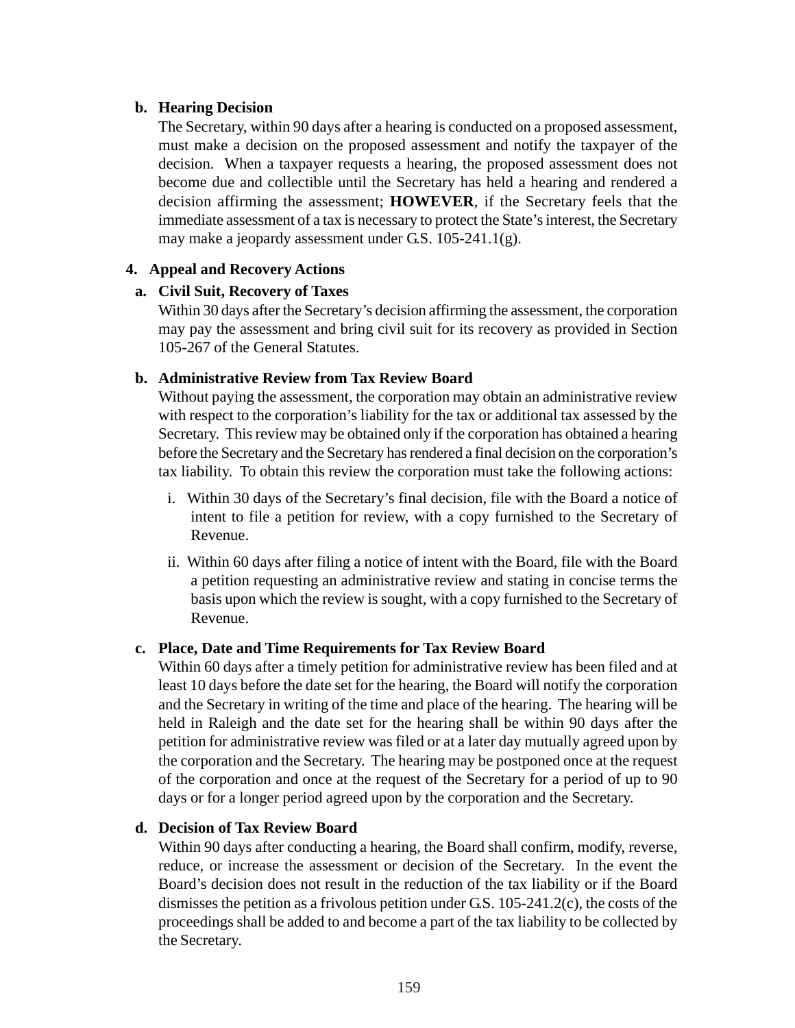**b. Hearing Decision**

The Secretary, within 90 days after a hearing is conducted on a proposed assessment, must make a decision on the proposed assessment and notify the taxpayer of the decision. When a taxpayer requests a hearing, the proposed assessment does not become due and collectible until the Secretary has held a hearing and rendered a decision affirming the assessment; **HOWEVER**, if the Secretary feels that the immediate assessment of a tax is necessary to protect the State's interest, the Secretary may make a jeopardy assessment under G.S. 105-241.1(g).

**4. Appeal and Recovery Actions**

**a. Civil Suit, Recovery of Taxes**

Within 30 days after the Secretary's decision affirming the assessment, the corporation may pay the assessment and bring civil suit for its recovery as provided in Section 105-267 of the General Statutes.

**b. Administrative Review from Tax Review Board**

Without paying the assessment, the corporation may obtain an administrative review with respect to the corporation's liability for the tax or additional tax assessed by the Secretary. This review may be obtained only if the corporation has obtained a hearing before the Secretary and the Secretary has rendered a final decision on the corporation's tax liability. To obtain this review the corporation must take the following actions:

i. Within 30 days of the Secretary's final decision, file with the Board a notice of intent to file a petition for review, with a copy furnished to the Secretary of Revenue.

ii. Within 60 days after filing a notice of intent with the Board, file with the Board a petition requesting an administrative review and stating in concise terms the basis upon which the review is sought, with a copy furnished to the Secretary of Revenue.

**c. Place, Date and Time Requirements for Tax Review Board**

Within 60 days after a timely petition for administrative review has been filed and at least 10 days before the date set for the hearing, the Board will notify the corporation and the Secretary in writing of the time and place of the hearing. The hearing will be held in Raleigh and the date set for the hearing shall be within 90 days after the petition for administrative review was filed or at a later day mutually agreed upon by the corporation and the Secretary. The hearing may be postponed once at the request of the corporation and once at the request of the Secretary for a period of up to 90 days or for a longer period agreed upon by the corporation and the Secretary.

**d. Decision of Tax Review Board**

Within 90 days after conducting a hearing, the Board shall confirm, modify, reverse, reduce, or increase the assessment or decision of the Secretary. In the event the Board's decision does not result in the reduction of the tax liability or if the Board dismisses the petition as a frivolous petition under G.S. 105-241.2(c), the costs of the proceedings shall be added to and become a part of the tax liability to be collected by the Secretary.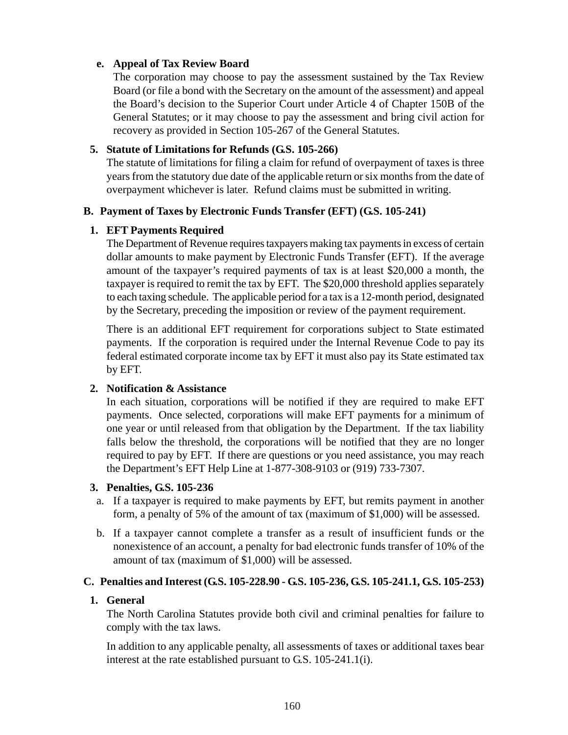**e. Appeal of Tax Review Board**

The corporation may choose to pay the assessment sustained by the Tax Review Board (or file a bond with the Secretary on the amount of the assessment) and appeal the Board's decision to the Superior Court under Article 4 of Chapter 150B of the General Statutes; or it may choose to pay the assessment and bring civil action for recovery as provided in Section 105-267 of the General Statutes.

**5. Statute of Limitations for Refunds (G.S. 105-266)**

The statute of limitations for filing a claim for refund of overpayment of taxes is three years from the statutory due date of the applicable return or six months from the date of overpayment whichever is later. Refund claims must be submitted in writing.

## B. Payment of Taxes by Electronic Funds Transfer (EFT) (G.S. 105-241)

**1. EFT Payments Required**

The Department of Revenue requires taxpayers making tax payments in excess of certain dollar amounts to make payment by Electronic Funds Transfer (EFT). If the average amount of the taxpayer's required payments of tax is at least $20,000 a month, the taxpayer is required to remit the tax by EFT. The $20,000 threshold applies separately to each taxing schedule. The applicable period for a tax is a 12-month period, designated by the Secretary, preceding the imposition or review of the payment requirement.

There is an additional EFT requirement for corporations subject to State estimated payments. If the corporation is required under the Internal Revenue Code to pay its federal estimated corporate income tax by EFT it must also pay its State estimated tax by EFT.

**2. Notification & Assistance**

In each situation, corporations will be notified if they are required to make EFT payments. Once selected, corporations will make EFT payments for a minimum of one year or until released from that obligation by the Department. If the tax liability falls below the threshold, the corporations will be notified that they are no longer required to pay by EFT. If there are questions or you need assistance, you may reach the Department's EFT Help Line at 1-877-308-9103 or (919) 733-7307.

**3. Penalties, G.S. 105-236**

a. If a taxpayer is required to make payments by EFT, but remits payment in another form, a penalty of 5% of the amount of tax (maximum of $1,000) will be assessed.

b. If a taxpayer cannot complete a transfer as a result of insufficient funds or the nonexistence of an account, a penalty for bad electronic funds transfer of 10% of the amount of tax (maximum of $1,000) will be assessed.

## C. Penalties and Interest (G.S. 105-228.90 - G.S. 105-236, G.S. 105-241.1, G.S. 105-253)

**1. General**

The North Carolina Statutes provide both civil and criminal penalties for failure to comply with the tax laws.

In addition to any applicable penalty, all assessments of taxes or additional taxes bear interest at the rate established pursuant to G.S. 105-241.1(i).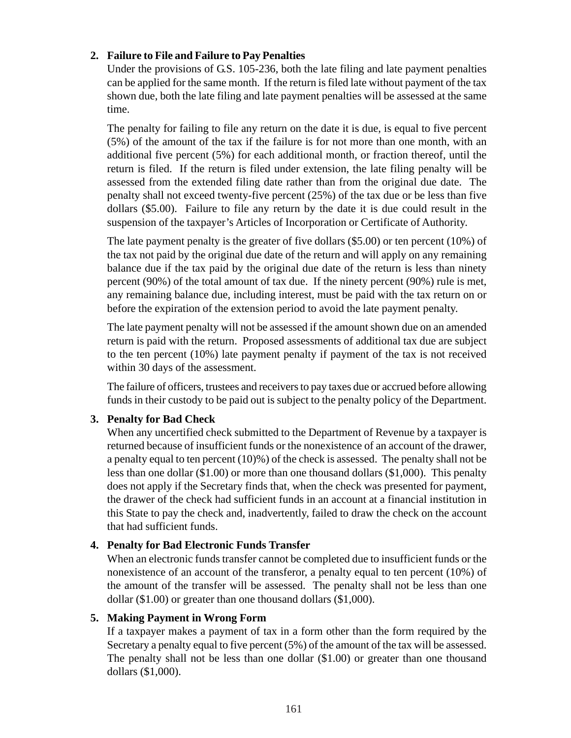**2. Failure to File and Failure to Pay Penalties**

Under the provisions of G.S. 105-236, both the late filing and late payment penalties can be applied for the same month. If the return is filed late without payment of the tax shown due, both the late filing and late payment penalties will be assessed at the same time.

The penalty for failing to file any return on the date it is due, is equal to five percent (5%) of the amount of the tax if the failure is for not more than one month, with an additional five percent (5%) for each additional month, or fraction thereof, until the return is filed. If the return is filed under extension, the late filing penalty will be assessed from the extended filing date rather than from the original due date. The penalty shall not exceed twenty-five percent (25%) of the tax due or be less than five dollars ($5.00). Failure to file any return by the date it is due could result in the suspension of the taxpayer's Articles of Incorporation or Certificate of Authority.

The late payment penalty is the greater of five dollars ($5.00) or ten percent (10%) of the tax not paid by the original due date of the return and will apply on any remaining balance due if the tax paid by the original due date of the return is less than ninety percent (90%) of the total amount of tax due. If the ninety percent (90%) rule is met, any remaining balance due, including interest, must be paid with the tax return on or before the expiration of the extension period to avoid the late payment penalty.

The late payment penalty will not be assessed if the amount shown due on an amended return is paid with the return. Proposed assessments of additional tax due are subject to the ten percent (10%) late payment penalty if payment of the tax is not received within 30 days of the assessment.

The failure of officers, trustees and receivers to pay taxes due or accrued before allowing funds in their custody to be paid out is subject to the penalty policy of the Department.

**3. Penalty for Bad Check**

When any uncertified check submitted to the Department of Revenue by a taxpayer is returned because of insufficient funds or the nonexistence of an account of the drawer, a penalty equal to ten percent (10)%) of the check is assessed. The penalty shall not be less than one dollar ($1.00) or more than one thousand dollars ($1,000). This penalty does not apply if the Secretary finds that, when the check was presented for payment, the drawer of the check had sufficient funds in an account at a financial institution in this State to pay the check and, inadvertently, failed to draw the check on the account that had sufficient funds.

**4. Penalty for Bad Electronic Funds Transfer**

When an electronic funds transfer cannot be completed due to insufficient funds or the nonexistence of an account of the transferor, a penalty equal to ten percent (10%) of the amount of the transfer will be assessed. The penalty shall not be less than one dollar ($1.00) or greater than one thousand dollars ($1,000).

**5. Making Payment in Wrong Form**

If a taxpayer makes a payment of tax in a form other than the form required by the Secretary a penalty equal to five percent (5%) of the amount of the tax will be assessed. The penalty shall not be less than one dollar ($1.00) or greater than one thousand dollars ($1,000).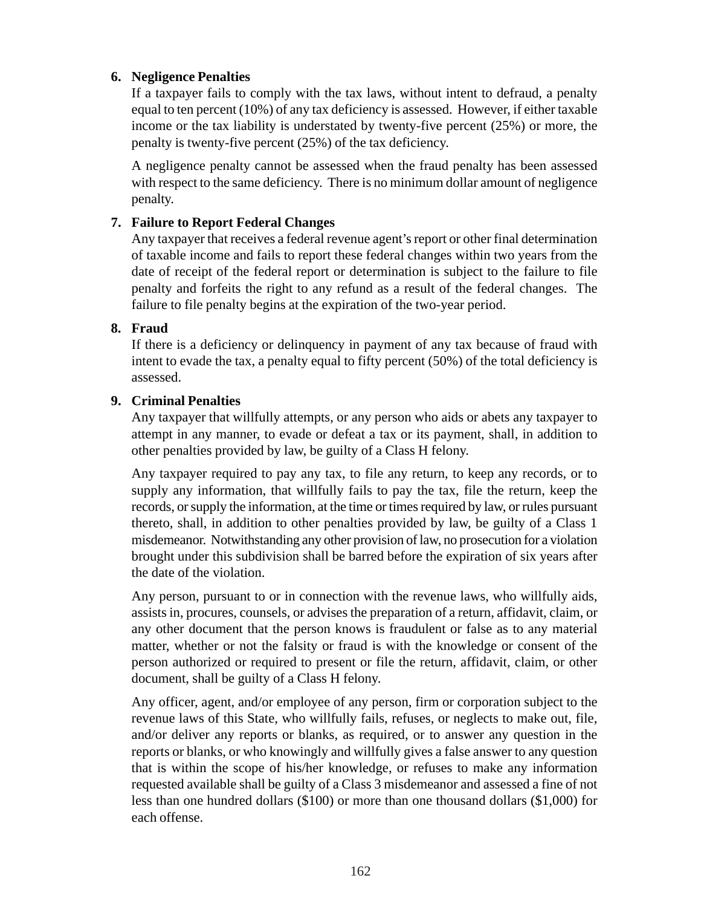**6. Negligence Penalties**

If a taxpayer fails to comply with the tax laws, without intent to defraud, a penalty equal to ten percent (10%) of any tax deficiency is assessed. However, if either taxable income or the tax liability is understated by twenty-five percent (25%) or more, the penalty is twenty-five percent (25%) of the tax deficiency.

A negligence penalty cannot be assessed when the fraud penalty has been assessed with respect to the same deficiency. There is no minimum dollar amount of negligence penalty.

**7. Failure to Report Federal Changes**

Any taxpayer that receives a federal revenue agent's report or other final determination of taxable income and fails to report these federal changes within two years from the date of receipt of the federal report or determination is subject to the failure to file penalty and forfeits the right to any refund as a result of the federal changes. The failure to file penalty begins at the expiration of the two-year period.

**8. Fraud**

If there is a deficiency or delinquency in payment of any tax because of fraud with intent to evade the tax, a penalty equal to fifty percent (50%) of the total deficiency is assessed.

**9. Criminal Penalties**

Any taxpayer that willfully attempts, or any person who aids or abets any taxpayer to attempt in any manner, to evade or defeat a tax or its payment, shall, in addition to other penalties provided by law, be guilty of a Class H felony.

Any taxpayer required to pay any tax, to file any return, to keep any records, or to supply any information, that willfully fails to pay the tax, file the return, keep the records, or supply the information, at the time or times required by law, or rules pursuant thereto, shall, in addition to other penalties provided by law, be guilty of a Class 1 misdemeanor. Notwithstanding any other provision of law, no prosecution for a violation brought under this subdivision shall be barred before the expiration of six years after the date of the violation.

Any person, pursuant to or in connection with the revenue laws, who willfully aids, assists in, procures, counsels, or advises the preparation of a return, affidavit, claim, or any other document that the person knows is fraudulent or false as to any material matter, whether or not the falsity or fraud is with the knowledge or consent of the person authorized or required to present or file the return, affidavit, claim, or other document, shall be guilty of a Class H felony.

Any officer, agent, and/or employee of any person, firm or corporation subject to the revenue laws of this State, who willfully fails, refuses, or neglects to make out, file, and/or deliver any reports or blanks, as required, or to answer any question in the reports or blanks, or who knowingly and willfully gives a false answer to any question that is within the scope of his/her knowledge, or refuses to make any information requested available shall be guilty of a Class 3 misdemeanor and assessed a fine of not less than one hundred dollars ($100) or more than one thousand dollars ($1,000) for each offense.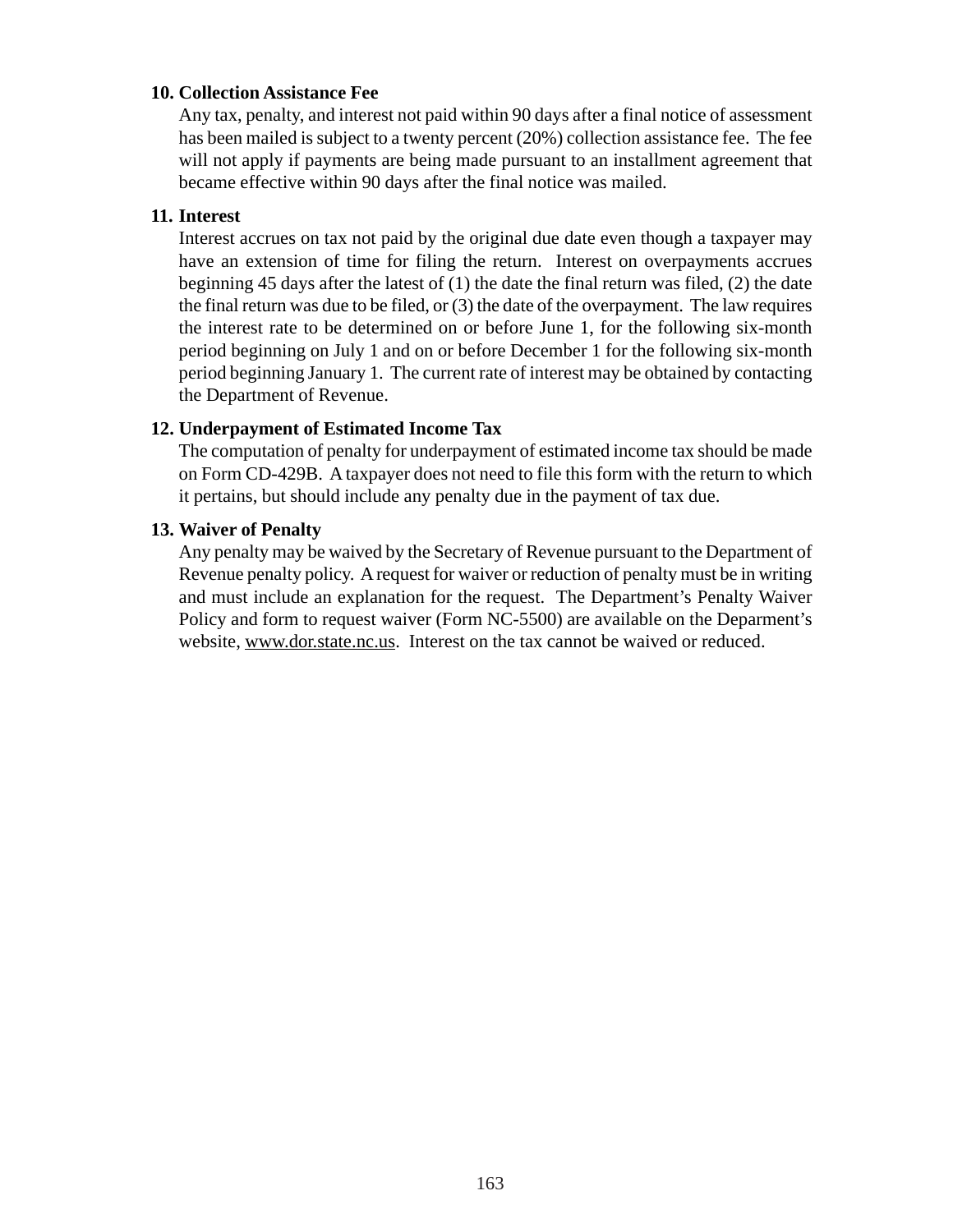**10. Collection Assistance Fee**

Any tax, penalty, and interest not paid within 90 days after a final notice of assessment has been mailed is subject to a twenty percent (20%) collection assistance fee. The fee will not apply if payments are being made pursuant to an installment agreement that became effective within 90 days after the final notice was mailed.

**11. Interest**

Interest accrues on tax not paid by the original due date even though a taxpayer may have an extension of time for filing the return. Interest on overpayments accrues beginning 45 days after the latest of (1) the date the final return was filed, (2) the date the final return was due to be filed, or (3) the date of the overpayment. The law requires the interest rate to be determined on or before June 1, for the following six-month period beginning on July 1 and on or before December 1 for the following six-month period beginning January 1. The current rate of interest may be obtained by contacting the Department of Revenue.

**12. Underpayment of Estimated Income Tax**

The computation of penalty for underpayment of estimated income tax should be made on Form CD-429B. A taxpayer does not need to file this form with the return to which it pertains, but should include any penalty due in the payment of tax due.

**13. Waiver of Penalty**

Any penalty may be waived by the Secretary of Revenue pursuant to the Department of Revenue penalty policy. A request for waiver or reduction of penalty must be in writing and must include an explanation for the request. The Department's Penalty Waiver Policy and form to request waiver (Form NC-5500) are available on the Deparment's website, www.dor.state.nc.us. Interest on the tax cannot be waived or reduced.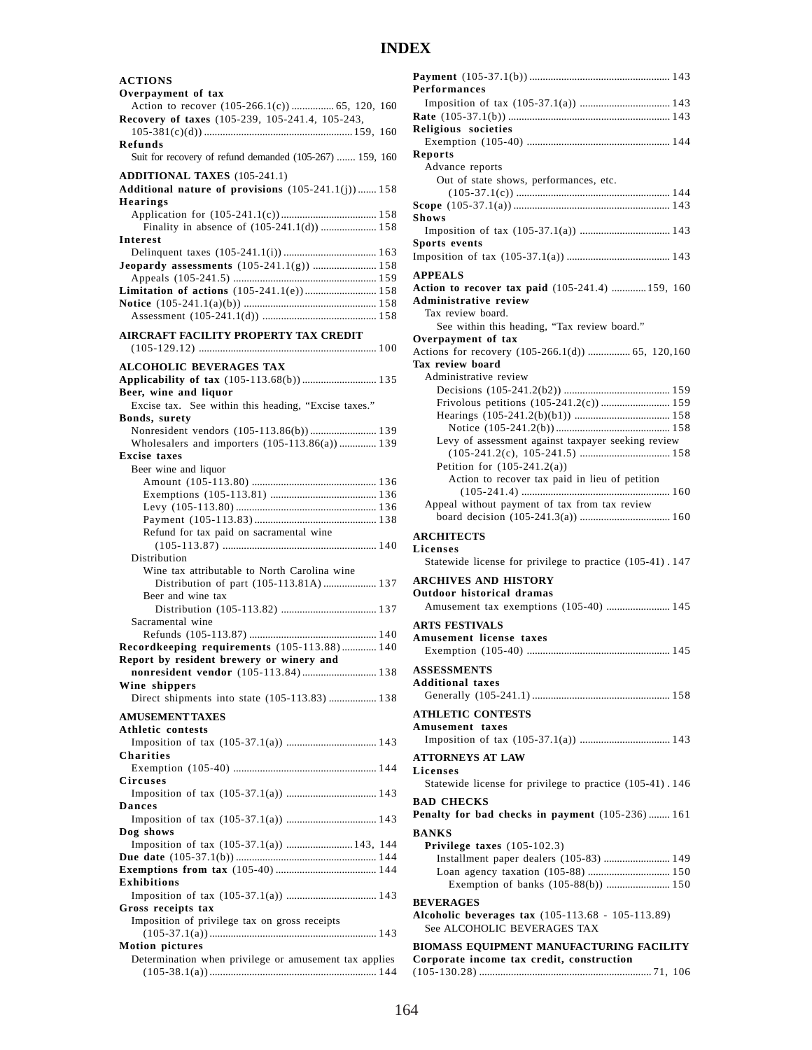# INDEX

**ACTIONS**

**Overpayment of tax**
- Action to recover (105-266.1(c)) ................ 65, 120, 160

**Recovery of taxes** (105-239, 105-241.4, 105-243, 105-381(c)(d)) ........................................................ 159, 160

**Refunds**
- Suit for recovery of refund demanded (105-267) ....... 159, 160

**ADDITIONAL TAXES** (105-241.1)

**Additional nature of provisions** (105-241.1(j)) ....... 158

**Hearings**
- Application for (105-241.1(c)) ..................................... 158
  - Finality in absence of (105-241.1(d)) ..................... 158

**Interest**
- Delinquent taxes (105-241.1(i)) .................................. 163

**Jeopardy assessments** (105-241.1(g)) ........................ 158
- Appeals (105-241.5) ...................................................... 159

**Limitation of actions** (105-241.1(e)) ........................... 158

**Notice** (105-241.1(a)(b)) .................................................. 158
- Assessment (105-241.1(d)) ........................................... 158

**AIRCRAFT FACILITY PROPERTY TAX CREDIT** (105-129.12) ................................................................... 100

**ALCOHOLIC BEVERAGES TAX**

**Applicability of tax** (105-113.68(b)) ............................ 135

**Beer, wine and liquor**
- Excise tax. See within this heading, “Excise taxes.”

**Bonds, surety**
- Nonresident vendors (105-113.86(b)) ......................... 139
- Wholesalers and importers (105-113.86(a)) .............. 139

**Excise taxes**
- Beer wine and liquor
  - Amount (105-113.80) ............................................... 136
  - Exemptions (105-113.81) ........................................ 136
  - Levy (105-113.80) ..................................................... 136
  - Payment (105-113.83) .............................................. 138
  - Refund for tax paid on sacramental wine (105-113.87) .......................................................... 140
- Distribution
  - Wine tax attributable to North Carolina wine
    - Distribution of part (105-113.81A) .................... 137
  - Beer and wine tax
    - Distribution (105-113.82) .................................... 137
- Sacramental wine
  - Refunds (105-113.87) ................................................ 140

**Recordkeeping requirements** (105-113.88) ............. 140

**Report by resident brewery or winery and nonresident vendor** (105-113.84) ............................ 138

**Wine shippers**
- Direct shipments into state (105-113.83) .................. 138

**AMUSEMENT TAXES**

**Athletic contests**
- Imposition of tax (105-37.1(a)) .................................. 143

**Charities**
- Exemption (105-40) ...................................................... 144

**Circuses**
- Imposition of tax (105-37.1(a)) .................................. 143

**Dances**
- Imposition of tax (105-37.1(a)) .................................. 143

**Dog shows**
- Imposition of tax (105-37.1(a)) ......................... 143, 144

**Due date** (105-37.1(b)) ..................................................... 144

**Exemptions from tax** (105-40) ...................................... 144

**Exhibitions**
- Imposition of tax (105-37.1(a)) .................................. 143

**Gross receipts tax**
- Imposition of privilege tax on gross receipts (105-37.1(a)) .............................................................. 143

**Motion pictures**
- Determination when privilege or amusement tax applies (105-38.1(a)) .............................................................. 144

**Payment** (105-37.1(b)) ..................................................... 143

**Performances**
- Imposition of tax (105-37.1(a)) .................................. 143

**Rate** (105-37.1(b)) ............................................................ 143

**Religious societies**
- Exemption (105-40) ...................................................... 144

**Reports**
- Advance reports
  - Out of state shows, performances, etc. (105-37.1(c)) .......................................................... 144

**Scope** (105-37.1(a)) ........................................................... 143

**Shows**
- Imposition of tax (105-37.1(a)) .................................. 143

**Sports events**
- Imposition of tax (105-37.1(a)) ....................................... 143

**APPEALS**

**Action to recover tax paid** (105-241.4) ............. 159, 160

**Administrative review**
- Tax review board.
  - See within this heading, “Tax review board.”

**Overpayment of tax**
- Actions for recovery (105-266.1(d)) ................ 65, 120,160

**Tax review board**
- Administrative review
  - Decisions (105-241.2(b2)) ........................................ 159
  - Frivolous petitions (105-241.2(c)) .......................... 159
  - Hearings (105-241.2(b)(b1)) .................................... 158
    - Notice (105-241.2(b)) ........................................... 158
  - Levy of assessment against taxpayer seeking review (105-241.2(c), 105-241.5) .................................. 158
  - Petition for (105-241.2(a))
    - Action to recover tax paid in lieu of petition (105-241.4) ........................................................ 160
- Appeal without payment of tax from tax review board decision (105-241.3(a)) .................................. 160

**ARCHITECTS**

**Licenses**
- Statewide license for privilege to practice (105-41) . 147

**ARCHIVES AND HISTORY**

**Outdoor historical dramas**
- Amusement tax exemptions (105-40) ........................ 145

**ARTS FESTIVALS**

**Amusement license taxes**
- Exemption (105-40) ...................................................... 145

**ASSESSMENTS**

**Additional taxes**
- Generally (105-241.1) .................................................... 158

**ATHLETIC CONTESTS**

**Amusement taxes**
- Imposition of tax (105-37.1(a)) .................................. 143

**ATTORNEYS AT LAW**

**Licenses**
- Statewide license for privilege to practice (105-41) . 146

**BAD CHECKS**

**Penalty for bad checks in payment** (105-236) ........ 161

**BANKS**

- **Privilege taxes** (105-102.3)
  - Installment paper dealers (105-83) ......................... 149
  - Loan agency taxation (105-88) ............................... 150
    - Exemption of banks (105-88(b)) ........................ 150

**BEVERAGES**

**Alcoholic beverages tax** (105-113.68 - 105-113.89)
- See ALCOHOLIC BEVERAGES TAX

**BIOMASS EQUIPMENT MANUFACTURING FACILITY**

**Corporate income tax credit, construction** (105-130.28) ................................................................. 71, 106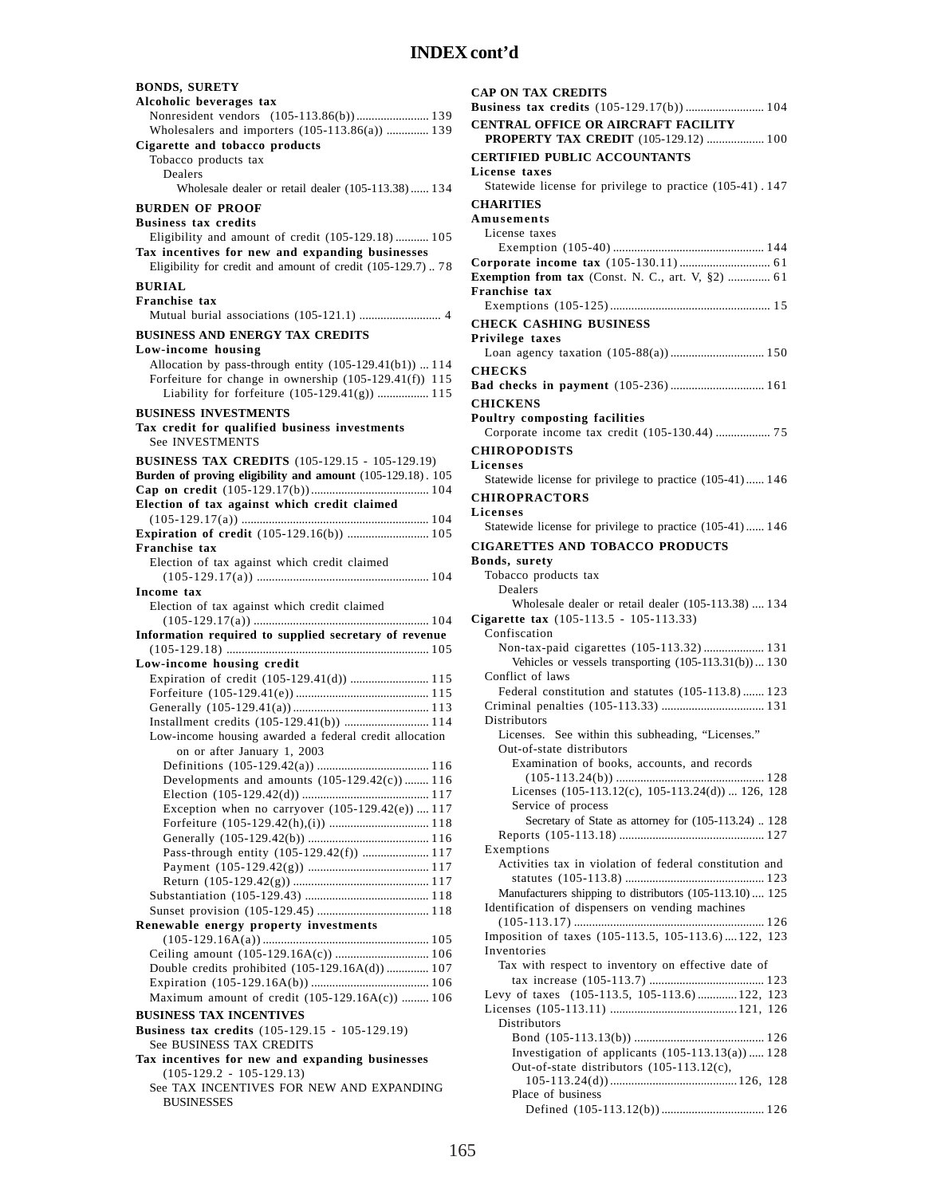# INDEX cont'd

**BONDS, SURETY**

**Alcoholic beverages tax**

Nonresident vendors (105-113.86(b)) ........................ 139

Wholesalers and importers (105-113.86(a)) .............. 139

**Cigarette and tobacco products**

Tobacco products tax

Dealers

Wholesale dealer or retail dealer (105-113.38) ...... 134

**BURDEN OF PROOF**

**Business tax credits**

Eligibility and amount of credit (105-129.18) ........... 105

**Tax incentives for new and expanding businesses**

Eligibility for credit and amount of credit (105-129.7) .. 78

**BURIAL**

**Franchise tax**

Mutual burial associations (105-121.1) ........................... 4

**BUSINESS AND ENERGY TAX CREDITS**

**Low-income housing**

Allocation by pass-through entity (105-129.41(b1)) ... 114

Forfeiture for change in ownership (105-129.41(f)) 115

Liability for forfeiture (105-129.41(g)) ................. 115

**BUSINESS INVESTMENTS**

**Tax credit for qualified business investments**

See INVESTMENTS

**BUSINESS TAX CREDITS** (105-129.15 - 105-129.19)

**Burden of proving eligibility and amount** (105-129.18) . 105

**Cap on credit** (105-129.17(b)) ....................................... 104

**Election of tax against which credit claimed**

(105-129.17(a)) .............................................................. 104

**Expiration of credit** (105-129.16(b)) ........................... 105

**Franchise tax**

Election of tax against which credit claimed

(105-129.17(a)) ......................................................... 104

**Income tax**

Election of tax against which credit claimed

(105-129.17(a)) .......................................................... 104

**Information required to supplied secretary of revenue**

(105-129.18) .................................................................. 105

**Low-income housing credit**

Expiration of credit (105-129.41(d)) .......................... 115

Forfeiture (105-129.41(e)) ........................................... 115

Generally (105-129.41(a)) ............................................ 113

Installment credits (105-129.41(b)) ............................ 114

Low-income housing awarded a federal credit allocation on or after January 1, 2003

Definitions (105-129.42(a)) ..................................... 116

Developments and amounts (105-129.42(c)) ........ 116

Election (105-129.42(d)) .......................................... 117

Exception when no carryover (105-129.42(e)) .... 117

Forfeiture (105-129.42(h),(i)) ................................. 118

Generally (105-129.42(b)) ....................................... 116

Pass-through entity (105-129.42(f)) ...................... 117

Payment (105-129.42(g)) ........................................ 117

Return (105-129.42(g)) ............................................ 117

Substantiation (105-129.43) ......................................... 118

Sunset provision (105-129.45) ..................................... 118

**Renewable energy property investments**

(105-129.16A(a)) ....................................................... 105

Ceiling amount (105-129.16A(c)) ............................... 106

Double credits prohibited (105-129.16A(d)) .............. 107

Expiration (105-129.16A(b)) ....................................... 106

Maximum amount of credit (105-129.16A(c)) ......... 106

**BUSINESS TAX INCENTIVES**

**Business tax credits** (105-129.15 - 105-129.19)

See BUSINESS TAX CREDITS

**Tax incentives for new and expanding businesses**

(105-129.2 - 105-129.13)

See TAX INCENTIVES FOR NEW AND EXPANDING BUSINESSES

**CAP ON TAX CREDITS**

**Business tax credits** (105-129.17(b)) .......................... 104

**CENTRAL OFFICE OR AIRCRAFT FACILITY PROPERTY TAX CREDIT** (105-129.12) ................... 100

**CERTIFIED PUBLIC ACCOUNTANTS**

**License taxes**

Statewide license for privilege to practice (105-41) . 147

**CHARITIES**

**Amusements**

License taxes

Exemption (105-40) .................................................. 144

**Corporate income tax** (105-130.11) .............................. 61

**Exemption from tax** (Const. N. C., art. V, §2) .............. 61

**Franchise tax**

Exemptions (105-125) ..................................................... 15

**CHECK CASHING BUSINESS**

**Privilege taxes**

Loan agency taxation (105-88(a)) ............................... 150

**CHECKS**

**Bad checks in payment** (105-236) ............................... 161

**CHICKENS**

**Poultry composting facilities**

Corporate income tax credit (105-130.44) .................. 75

**CHIROPODISTS**

**Licenses**

Statewide license for privilege to practice (105-41) ...... 146

**CHIROPRACTORS**

**Licenses**

Statewide license for privilege to practice (105-41) ...... 146

**CIGARETTES AND TOBACCO PRODUCTS**

**Bonds, surety**

Tobacco products tax

Dealers

Wholesale dealer or retail dealer (105-113.38) .... 134

**Cigarette tax** (105-113.5 - 105-113.33)

Confiscation

Non-tax-paid cigarettes (105-113.32) .................... 131

Vehicles or vessels transporting (105-113.31(b)) ... 130

Conflict of laws

Federal constitution and statutes (105-113.8) ....... 123

Criminal penalties (105-113.33) ................................. 131

Distributors

Licenses. See within this subheading, "Licenses."

Out-of-state distributors

Examination of books, accounts, and records

(105-113.24(b)) ................................................. 128

Licenses (105-113.12(c), 105-113.24(d)) ... 126, 128

Service of process

Secretary of State as attorney for (105-113.24) .. 128

Reports (105-113.18) ................................................ 127

Exemptions

Activities tax in violation of federal constitution and statutes (105-113.8) ............................................. 123

Manufacturers shipping to distributors (105-113.10) .... 125

Identification of dispensers on vending machines

(105-113.17) .............................................................. 126

Imposition of taxes (105-113.5, 105-113.6) .... 122, 123

Inventories

Tax with respect to inventory on effective date of tax increase (105-113.7) ...................................... 123

Levy of taxes (105-113.5, 105-113.6) ............. 122, 123

Licenses (105-113.11) ......................................... 121, 126

Distributors

Bond (105-113.13(b)) ........................................... 126

Investigation of applicants (105-113.13(a)) ..... 128

Out-of-state distributors (105-113.12(c), 105-113.24(d)) ......................................... 126, 128

Place of business

Defined (105-113.12(b)) .................................. 126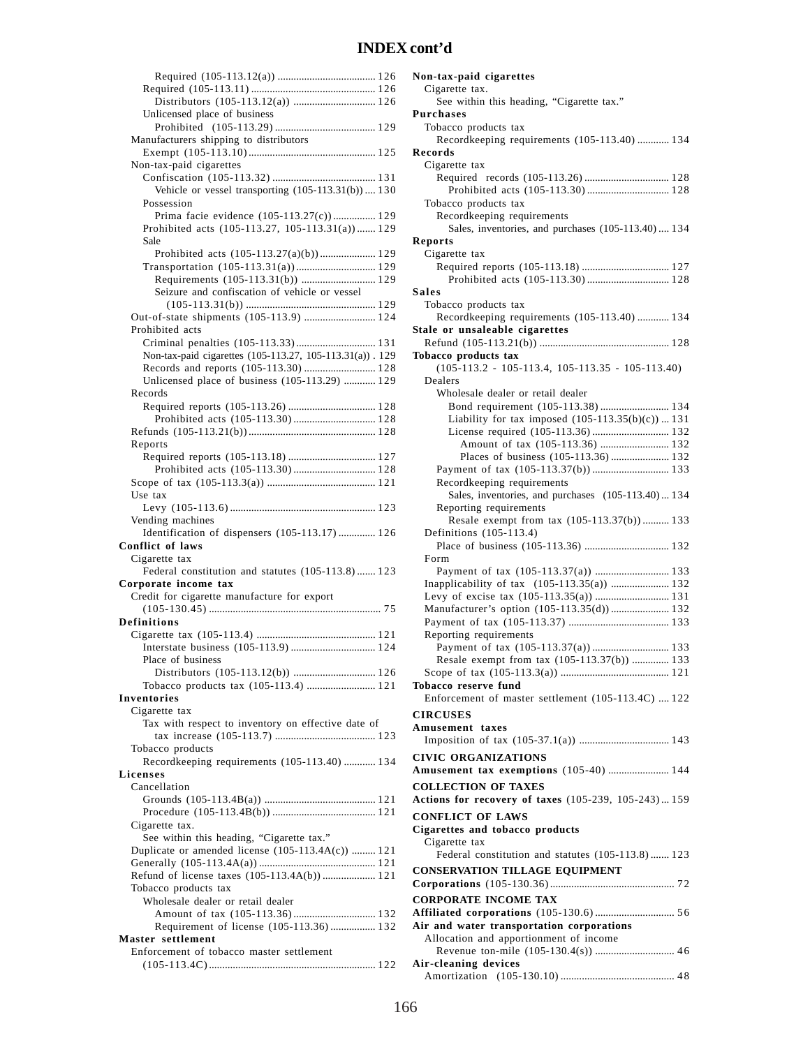# INDEX cont'd

Required (105-113.12(a)) .................................... 126
Required (105-113.11) ............................................. 126
Distributors (105-113.12(a)) .............................. 126
Unlicensed place of business
Prohibited (105-113.29) .................................... 129
Manufacturers shipping to distributors
Exempt (105-113.10) .............................................. 125
Non-tax-paid cigarettes
Confiscation (105-113.32) ..................................... 131
Vehicle or vessel transporting (105-113.31(b)) .... 130
Possession
Prima facie evidence (105-113.27(c)) ............... 129
Prohibited acts (105-113.27, 105-113.31(a)) ....... 129
Sale
Prohibited acts (105-113.27(a)(b)) .................... 129
Transportation (105-113.31(a)) ............................. 129
Requirements (105-113.31(b)) ........................... 129
Seizure and confiscation of vehicle or vessel
(105-113.31(b)) ................................................ 129
Out-of-state shipments (105-113.9) .......................... 124
Prohibited acts
Criminal penalties (105-113.33) ............................. 131
Non-tax-paid cigarettes (105-113.27, 105-113.31(a)) . 129
Records and reports (105-113.30) .......................... 128
Unlicensed place of business (105-113.29) ............ 129
Records
Required reports (105-113.26) ................................ 128
Prohibited acts (105-113.30) .............................. 128
Refunds (105-113.21(b)) ............................................. 128
Reports
Required reports (105-113.18) ................................ 127
Prohibited acts (105-113.30) .............................. 128
Scope of tax (105-113.3(a)) ........................................ 121
Use tax
Levy (105-113.6) ...................................................... 123
Vending machines
Identification of dispensers (105-113.17) ............. 126

**Conflict of laws**
Cigarette tax
Federal constitution and statutes (105-113.8) ....... 123

**Corporate income tax**
Credit for cigarette manufacture for export
(105-130.45) ............................................................... 75

**Definitions**
Cigarette tax (105-113.4) ............................................ 121
Interstate business (105-113.9) ............................... 124
Place of business
Distributors (105-113.12(b)) .............................. 126
Tobacco products tax (105-113.4) ......................... 121

**Inventories**
Cigarette tax
Tax with respect to inventory on effective date of
tax increase (105-113.7) ..................................... 123
Tobacco products
Recordkeeping requirements (105-113.40) ............ 134

**Licenses**
Cancellation
Grounds (105-113.4B(a)) .......................................... 121
Procedure (105-113.4B(b)) ...................................... 121
Cigarette tax.
See within this heading, "Cigarette tax."
Duplicate or amended license (105-113.4A(c)) ......... 121
Generally (105-113.4A(a)) ........................................... 121
Refund of license taxes (105-113.4A(b)) .................... 121
Tobacco products tax
Wholesale dealer or retail dealer
Amount of tax (105-113.36) .............................. 132
Requirement of license (105-113.36) ................ 132

**Master settlement**
Enforcement of tobacco master settlement
(105-113.4C) .............................................................. 122

**Non-tax-paid cigarettes**
Cigarette tax.
See within this heading, "Cigarette tax."

**Purchases**
Tobacco products tax
Recordkeeping requirements (105-113.40) ............ 134

**Records**
Cigarette tax
Required records (105-113.26) ................................ 128
Prohibited acts (105-113.30) .............................. 128
Tobacco products tax
Recordkeeping requirements
Sales, inventories, and purchases (105-113.40) .... 134

**Reports**
Cigarette tax
Required reports (105-113.18) ................................ 127
Prohibited acts (105-113.30) .............................. 128

**Sales**
Tobacco products tax
Recordkeeping requirements (105-113.40) ............ 134

**Stale or unsaleable cigarettes**
Refund (105-113.21(b)) ................................................ 128

**Tobacco products tax**
(105-113.2 - 105-113.4, 105-113.35 - 105-113.40)
Dealers
Wholesale dealer or retail dealer
Bond requirement (105-113.38) .......................... 134
Liability for tax imposed (105-113.35(b)(c)) ... 131
License required (105-113.36) ............................ 132
Amount of tax (105-113.36) .......................... 132
Places of business (105-113.36) ...................... 132
Payment of tax (105-113.37(b)) ............................ 133
Recordkeeping requirements
Sales, inventories, and purchases (105-113.40) ... 134
Reporting requirements
Resale exempt from tax (105-113.37(b)) .......... 133
Definitions (105-113.4)
Place of business (105-113.36) ................................ 132
Form
Payment of tax (105-113.37(a)) ............................ 133
Inapplicability of tax (105-113.35(a)) ...................... 132
Levy of excise tax (105-113.35(a)) ............................ 131
Manufacturer's option (105-113.35(d)) ...................... 132
Payment of tax (105-113.37) ...................................... 133
Reporting requirements
Payment of tax (105-113.37(a)) ............................ 133
Resale exempt from tax (105-113.37(b)) ............. 133
Scope of tax (105-113.3(a)) ........................................ 121

**Tobacco reserve fund**
Enforcement of master settlement (105-113.4C) .... 122

**CIRCUSES**

**Amusement taxes**
Imposition of tax (105-37.1(a)) .................................. 143

**CIVIC ORGANIZATIONS**

**Amusement tax exemptions** (105-40) ....................... 144

**COLLECTION OF TAXES**

**Actions for recovery of taxes** (105-239, 105-243) ... 159

**CONFLICT OF LAWS**

**Cigarettes and tobacco products**
Cigarette tax
Federal constitution and statutes (105-113.8) ....... 123

**CONSERVATION TILLAGE EQUIPMENT**

**Corporations** (105-130.36) ............................................. 72

**CORPORATE INCOME TAX**

**Affiliated corporations** (105-130.6) .............................. 56

**Air and water transportation corporations**
Allocation and apportionment of income
Revenue ton-mile (105-130.4(s)) .............................. 46

**Air-cleaning devices**
Amortization (105-130.10) ........................................... 48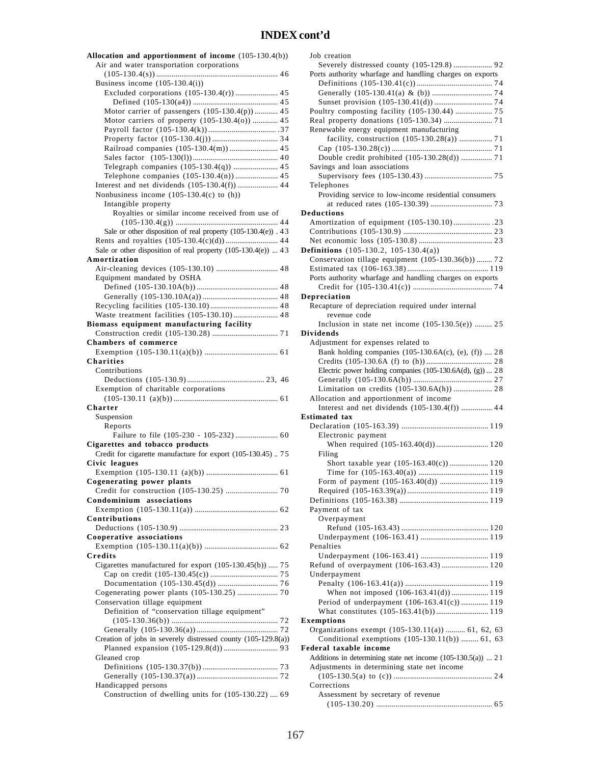# INDEX cont'd

**Allocation and apportionment of income** (105-130.4(b))
- Air and water transportation corporations (105-130.4(s)) ..... 46
- Business income (105-130.4(i))
  - Excluded corporations (105-130.4(r)) ..... 45
    - Defined (105-130(a4)) ..... 45
  - Motor carrier of passengers (105-130.4(p)) ..... 45
  - Motor carriers of property (105-130.4(o)) ..... 45
  - Payroll factor (105-130.4(k)) ..... .37
  - Property factor (105-130.4(j)) ..... 34
  - Railroad companies (105-130.4(m)) ..... 45
  - Sales factor (105-130(l)) ..... 40
  - Telegraph companies (105-130.4(q)) ..... 45
  - Telephone companies (105-130.4(n)) ..... 45
- Interest and net dividends (105-130.4(f)) ..... 44
- Nonbusiness income (105-130.4(c) to (h))
  - Intangible property
    - Royalties or similar income received from use of (105-130.4(g)) ..... 44
  - Sale or other disposition of real property (105-130.4(e)) . 43
- Rents and royalties (105-130.4(c)(d)) ..... 44
- Sale or other disposition of real property (105-130.4(e)) ... 43

**Amortization**
- Air-cleaning devices (105-130.10) ..... 48
- Equipment mandated by OSHA
  - Defined (105-130.10A(b)) ..... 48
  - Generally (105-130.10A(a)) ..... 48
- Recycling facilities (105-130.10) ..... 48
- Waste treatment facilities (105-130.10) ..... 48

**Biomass equipment manufacturing facility**
- Construction credit (105-130.28) ..... 71

**Chambers of commerce**
- Exemption (105-130.11(a)(b)) ..... 61

**Charities**
- Contributions
  - Deductions (105-130.9) ..... 23, 46
- Exemption of charitable corporations (105-130.11 (a)(b)) ..... 61

**Charter**
- Suspension
  - Reports
    - Failure to file (105-230 - 105-232) ..... 60

**Cigarettes and tobacco products**
- Credit for cigarette manufacture for export (105-130.45) .. 75

**Civic leagues**
- Exemption (105-130.11 (a)(b)) ..... 61

**Cogenerating power plants**
- Credit for construction (105-130.25) ..... 70

**Condominium associations**
- Exemption (105-130.11(a)) ..... 62

**Contributions**
- Deductions (105-130.9) ..... 23

**Cooperative associations**
- Exemption (105-130.11(a)(b)) ..... 62

**Credits**
- Cigarettes manufactured for export (105-130.45(b)) ..... 75
  - Cap on credit (105-130.45(c)) ..... 75
  - Documentation (105-130.45(d)) ..... 76
- Cogenerating power plants (105-130.25) ..... 70
- Conservation tillage equipment
  - Definition of "conservation tillage equipment" (105-130.36(b)) ..... 72
  - Generally (105-130.36(a)) ..... 72
- Creation of jobs in severely distressed county (105-129.8(a))
  - Planned expansion (105-129.8(d)) ..... 93
- Gleaned crop
  - Definitions (105-130.37(b)) ..... 73
  - Generally (105-130.37(a)) ..... 72
- Handicapped persons
  - Construction of dwelling units for (105-130.22) .... 69
- Job creation
  - Severely distressed county (105-129.8) ..... 92
- Ports authority wharfage and handling charges on exports
  - Definitions (105-130.41(c)) ..... 74
  - Generally (105-130.41(a) & (b)) ..... 74
  - Sunset provision (105-130.41(d)) ..... 74
- Poultry composting facility (105-130.44) ..... 75
- Real property donations (105-130.34) ..... 71
- Renewable energy equipment manufacturing facility, construction (105-130.28(a)) ..... 71
  - Cap (105-130.28(c)) ..... 71
  - Double credit prohibited (105-130.28(d)) ..... 71
- Savings and loan associations
  - Supervisory fees (105-130.43) ..... 75
- Telephones
  - Providing service to low-income residential consumers at reduced rates (105-130.39) ..... 73

**Deductions**
- Amortization of equipment (105-130.10) ..... .23
- Contributions (105-130.9) ..... 23
- Net economic loss (105-130.8) ..... 23

**Definitions** (105-130.2, 105-130.4(a))
- Conservation tillage equipment (105-130.36(b)) ..... 72
- Estimated tax (106-163.38) ..... 119
- Ports authority wharfage and handling charges on exports
  - Credit for (105-130.41(c)) ..... 74

**Depreciation**
- Recapture of depreciation required under internal revenue code
  - Inclusion in state net income (105-130.5(e)) ..... 25

**Dividends**
- Adjustment for expenses related to
  - Bank holding companies (105-130.6A(c), (e), (f)) .... 28
  - Credits (105-130.6A (f) to (h)) ..... 28
  - Electric power holding companies (105-130.6A(d), (g)) ... 28
  - Generally (105-130.6A(b)) ..... 27
  - Limitation on credits (105-130.6A(h)) ..... 28
- Allocation and apportionment of income
  - Interest and net dividends (105-130.4(f)) ..... 44

**Estimated tax**
- Declaration (105-163.39) ..... 119
  - Electronic payment
    - When required (105-163.40(d)) ..... 120
  - Filing
    - Short taxable year (105-163.40(c)) ..... 120
    - Time for (105-163.40(a)) ..... 119
  - Form of payment (105-163.40(d)) ..... 119
  - Required (105-163.39(a)) ..... 119
- Definitions (105-163.38) ..... 119
- Payment of tax
  - Overpayment
    - Refund (105-163.43) ..... 120
  - Underpayment (106-163.41) ..... 119
- Penalties
  - Underpayment (106-163.41) ..... 119
- Refund of overpayment (106-163.43) ..... 120
- Underpayment
  - Penalty (106-163.41(a)) ..... 119
    - When not imposed (106-163.41(d)) ..... 119
  - Period of underpayment (106-163.41(c)) ..... 119
  - What constitutes (105-163.41(b)) ..... 119

**Exemptions**
- Organizations exempt (105-130.11(a)) ..... 61, 62, 63
  - Conditional exemptions (105-130.11(b)) ..... 61, 63

**Federal taxable income**
- Additions in determining state net income (105-130.5(a)) ... 21
- Adjustments in determining state net income (105-130.5(a) to (c)) ..... 24
- Corrections
  - Assessment by secretary of revenue (105-130.20) ..... 65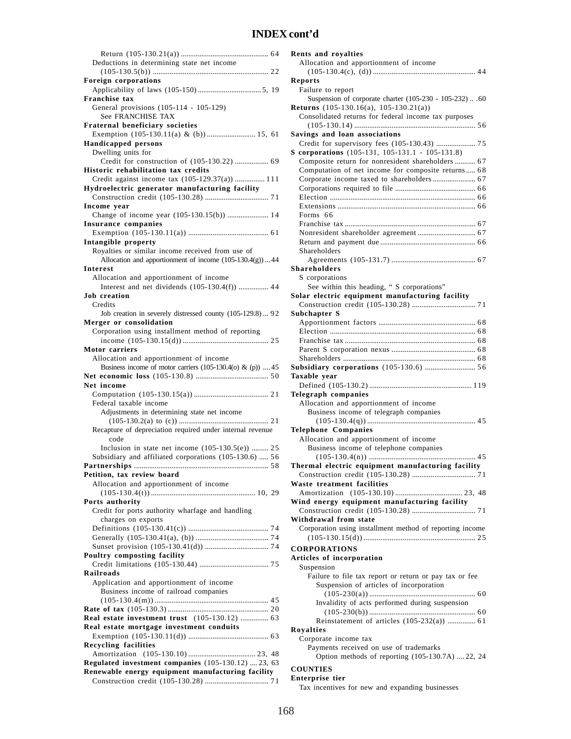# INDEX cont'd

Return (105-130.21(a)) .............................................. 64
Deductions in determining state net income
(105-130.5(b)) ............................................................ 22
**Foreign corporations**
Applicability of laws (105-150) ................................. 5, 19
**Franchise tax**
General provisions (105-114 - 105-129)
See FRANCHISE TAX
**Fraternal beneficiary societies**
Exemption (105-130.11(a) & (b)) .......................... 15, 61
**Handicapped persons**
Dwelling units for
Credit for construction of (105-130.22) .................. 69
**Historic rehabilitation tax credits**
Credit against income tax (105-129.37(a)) ................ 111
**Hydroelectric generator manufacturing facility**
Construction credit (105-130.28) ................................. 71
**Income year**
Change of income year (105-130.15(b)) ...................... 14
**Insurance companies**
Exemption (105-130.11(a)) .......................................... 61
**Intangible property**
Royalties or similar income received from use of
Allocation and apportionment of income (105-130.4(g)) ... 44
**Interest**
Allocation and apportionment of income
Interest and net dividends (105-130.4(f)) ................ 44
**Job creation**
Credits
Job creation in severely distressed county (105-129.8) ... 92
**Merger or consolidation**
Corporation using installment method of reporting
income (105-130.15(d)) ............................................. 25
**Motor carriers**
Allocation and apportionment of income
Business income of motor carriers (105-130.4(o) & (p)) .... 45
**Net economic loss** (105-130.8) ....................................... 50
**Net income**
Computation (105-130.15(a)) ....................................... 21
Federal taxable income
Adjustments in determining state net income
(105-130.2(a) to (c)) ............................................... 21
Recapture of depreciation required under internal revenue
code
Inclusion in state net income (105-130.5(e)) ......... 25
Subsidiary and affiliated corporations (105-130.6) ..... 56
**Partnerships** ....................................................................... 58
**Petition, tax review board**
Allocation and apportionment of income
(105-130.4(t)) ....................................................... 10, 29
**Ports authority**
Credit for ports authority wharfage and handling
charges on exports
Definitions (105-130.41(c)) .......................................... 74
Generally (105-130.41(a), (b)) ...................................... 74
Sunset provision (105-130.41(d)) ................................. 74
**Poultry composting facility**
Credit limitations (105-130.44) .................................... 75
**Railroads**
Application and apportionment of income
Business income of railroad companies
(105-130.4(m)) ............................................................ 45
**Rate of tax** (105-130.3) ...................................................... 20
**Real estate investment trust** (105-130.12) ............... 63
**Real estate mortgage investment conduits**
Exemption (105-130.11(d)) .......................................... 63
**Recycling facilities**
Amortization (105-130.10) ................................... 23, 48
**Regulated investment companies** (105-130.12) .... 23, 63
**Renewable energy equipment manufacturing facility**
Construction credit (105-130.28) ................................. 71
**Rents and royalties**
Allocation and apportionment of income
(105-130.4(c), (d)) ...................................................... 44
**Reports**
Failure to report
Suspension of corporate charter (105-230 - 105-232) .. .60
**Returns** (105-130.16(a), 105-130.21(a))
Consolidated returns for federal income tax purposes
(105-130.14) ................................................................ 56
**Savings and loan associations**
Credit for supervisory fees (105-130.43) ..................... 75
**S corporations** (105-131, 105-131.1 - 105-131.8)
Composite return for nonresident shareholders ........... 67
Computation of net income for composite returns ..... 68
Corporate income taxed to shareholders ....................... 67
Corporations required to file .......................................... 66
Election .............................................................................. 66
Extensions ......................................................................... 66
Forms 66
Franchise tax ..................................................................... 67
Nonresident shareholder agreement ............................... 67
Return and payment due .................................................. 66
Shareholders
Agreements (105-131.7) ............................................ 67
**Shareholders**
S corporations
See within this heading, " S corporations"
**Solar electric equipment manufacturing facility**
Construction credit (105-130.28) ................................. 71
**Subchapter S**
Apportionment factors ................................................... 68
Election ............................................................................. 68
Franchise tax ..................................................................... 68
Parent S corporation nexus ............................................ 68
Shareholders ...................................................................... 68
**Subsidiary corporations** (105-130.6) ........................... 56
**Taxable year**
Defined (105-130.2) ...................................................... 119
**Telegraph companies**
Allocation and apportionment of income
Business income of telegraph companies
(105-130.4(q)) ......................................................... 45
**Telephone Companies**
Allocation and apportionment of income
Business income of telephone companies
(105-130.4(n)) ........................................................ 45
**Thermal electric equipment manufacturing facility**
Construction credit (105-130.28) ................................. 71
**Waste treatment facilities**
Amortization (105-130.10) ................................... 23, 48
**Wind energy equipment manufacturing facility**
Construction credit (105-130.28) ................................. 71
**Withdrawal from state**
Corporation using installment method of reporting income
(105-130.15(d)) ........................................................... 25

## CORPORATIONS

**Articles of incorporation**
Suspension
Failure to file tax report or return or pay tax or fee
Suspension of articles of incorporation
(105-230(a)) ....................................................... 60
Invalidity of acts performed during suspension
(105-230(b)) ....................................................... 60
Reinstatement of articles (105-232(a)) ............... 61
**Royalties**
Corporate income tax
Payments received on use of trademarks
Option methods of reporting (105-130.7A) .... 22, 24

## COUNTIES

**Enterprise tier**
Tax incentives for new and expanding businesses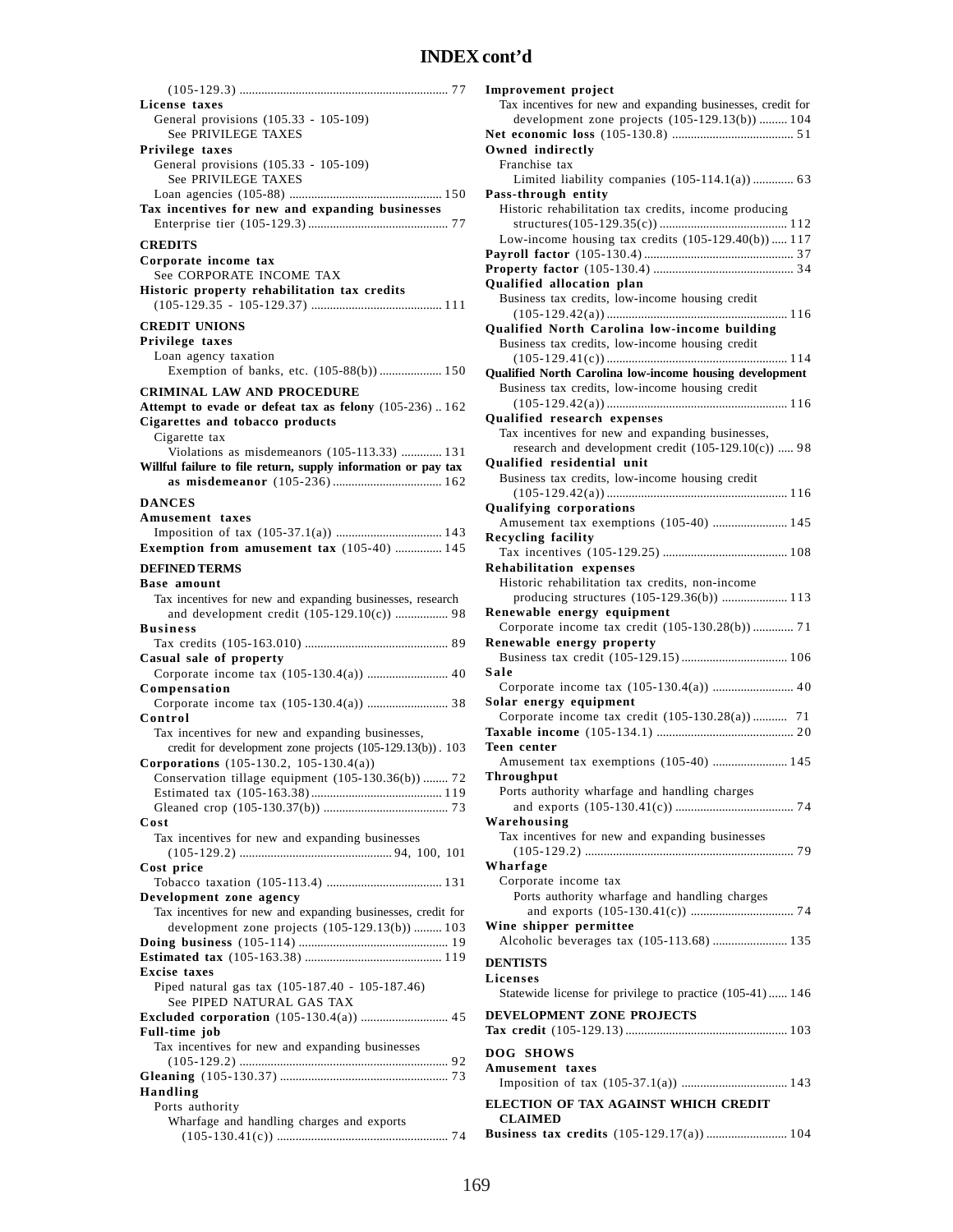# INDEX cont'd

(105-129.3) .................................................................... 77

**License taxes**

General provisions (105.33 - 105-109)

See PRIVILEGE TAXES

**Privilege taxes**

General provisions (105.33 - 105-109)

See PRIVILEGE TAXES

Loan agencies (105-88) ................................................ 150

**Tax incentives for new and expanding businesses**

Enterprise tier (105-129.3) ............................................ 77

**CREDITS**

**Corporate income tax**

See CORPORATE INCOME TAX

**Historic property rehabilitation tax credits**

(105-129.35 - 105-129.37) ......................................... 111

**CREDIT UNIONS**

**Privilege taxes**

Loan agency taxation

Exemption of banks, etc. (105-88(b)) .................... 150

**CRIMINAL LAW AND PROCEDURE**

**Attempt to evade or defeat tax as felony** (105-236) .. 162

**Cigarettes and tobacco products**

Cigarette tax

Violations as misdemeanors (105-113.33) ............. 131

**Willful failure to file return, supply information or pay tax as misdemeanor** (105-236) .................................. 162

**DANCES**

**Amusement taxes**

Imposition of tax (105-37.1(a)) .................................. 143

**Exemption from amusement tax** (105-40) ............... 145

**DEFINED TERMS**

**Base amount**

Tax incentives for new and expanding businesses, research and development credit (105-129.10(c)) ................. 98

**Business**

Tax credits (105-163.010) ............................................. 89

**Casual sale of property**

Corporate income tax (105-130.4(a)) .......................... 40

**Compensation**

Corporate income tax (105-130.4(a)) .......................... 38

**Control**

Tax incentives for new and expanding businesses, credit for development zone projects (105-129.13(b)) . 103

**Corporations** (105-130.2, 105-130.4(a))

Conservation tillage equipment (105-130.36(b)) ........ 72

Estimated tax (105-163.38) ......................................... 119

Gleaned crop (105-130.37(b)) ....................................... 73

**Cost**

Tax incentives for new and expanding businesses (105-129.2) ................................................ 94, 100, 101

**Cost price**

Tobacco taxation (105-113.4) .................................... 131

**Development zone agency**

Tax incentives for new and expanding businesses, credit for development zone projects (105-129.13(b)) ......... 103

**Doing business** (105-114) ............................................... 19

**Estimated tax** (105-163.38) ........................................... 119

**Excise taxes**

Piped natural gas tax (105-187.40 - 105-187.46)

See PIPED NATURAL GAS TAX

**Excluded corporation** (105-130.4(a)) ........................... 45

**Full-time job**

Tax incentives for new and expanding businesses (105-129.2) .................................................................. 92

**Gleaning** (105-130.37) ..................................................... 73

**Handling**

Ports authority

Wharfage and handling charges and exports (105-130.41(c)) ...................................................... 74

**Improvement project**

Tax incentives for new and expanding businesses, credit for development zone projects (105-129.13(b)) ......... 104

**Net economic loss** (105-130.8) ...................................... 51

**Owned indirectly**

Franchise tax

Limited liability companies (105-114.1(a)) ............. 63

**Pass-through entity**

Historic rehabilitation tax credits, income producing structures(105-129.35(c)) ........................................ 112

Low-income housing tax credits (105-129.40(b)) ..... 117

**Payroll factor** (105-130.4) ............................................... 37

**Property factor** (105-130.4) ............................................ 34

**Qualified allocation plan**

Business tax credits, low-income housing credit (105-129.42(a)) ......................................................... 116

**Qualified North Carolina low-income building**

Business tax credits, low-income housing credit (105-129.41(c)) ......................................................... 114

**Qualified North Carolina low-income housing development**

Business tax credits, low-income housing credit (105-129.42(a)) ......................................................... 116

**Qualified research expenses**

Tax incentives for new and expanding businesses, research and development credit (105-129.10(c)) ..... 98

**Qualified residential unit**

Business tax credits, low-income housing credit (105-129.42(a)) ......................................................... 116

**Qualifying corporations**

Amusement tax exemptions (105-40) ....................... 145

**Recycling facility**

Tax incentives (105-129.25) ....................................... 108

**Rehabilitation expenses**

Historic rehabilitation tax credits, non-income producing structures (105-129.36(b)) .................... 113

**Renewable energy equipment**

Corporate income tax credit (105-130.28(b)) ............ 71

**Renewable energy property**

Business tax credit (105-129.15) ................................. 106

**Sale**

Corporate income tax (105-130.4(a)) ......................... 40

**Solar energy equipment**

Corporate income tax credit (105-130.28(a)) ........... 71

**Taxable income** (105-134.1) ........................................... 20

**Teen center**

Amusement tax exemptions (105-40) ....................... 145

**Throughput**

Ports authority wharfage and handling charges and exports (105-130.41(c)) ..................................... 74

**Warehousing**

Tax incentives for new and expanding businesses (105-129.2) .................................................................. 79

**Wharfage**

Corporate income tax

Ports authority wharfage and handling charges and exports (105-130.41(c)) ................................ 74

**Wine shipper permittee**

Alcoholic beverages tax (105-113.68) ....................... 135

**DENTISTS**

**Licenses**

Statewide license for privilege to practice (105-41) ...... 146

**DEVELOPMENT ZONE PROJECTS**

**Tax credit** (105-129.13) .................................................. 103

**DOG SHOWS**

**Amusement taxes**

Imposition of tax (105-37.1(a)) .................................. 143

**ELECTION OF TAX AGAINST WHICH CREDIT CLAIMED**

**Business tax credits** (105-129.17(a)) ......................... 104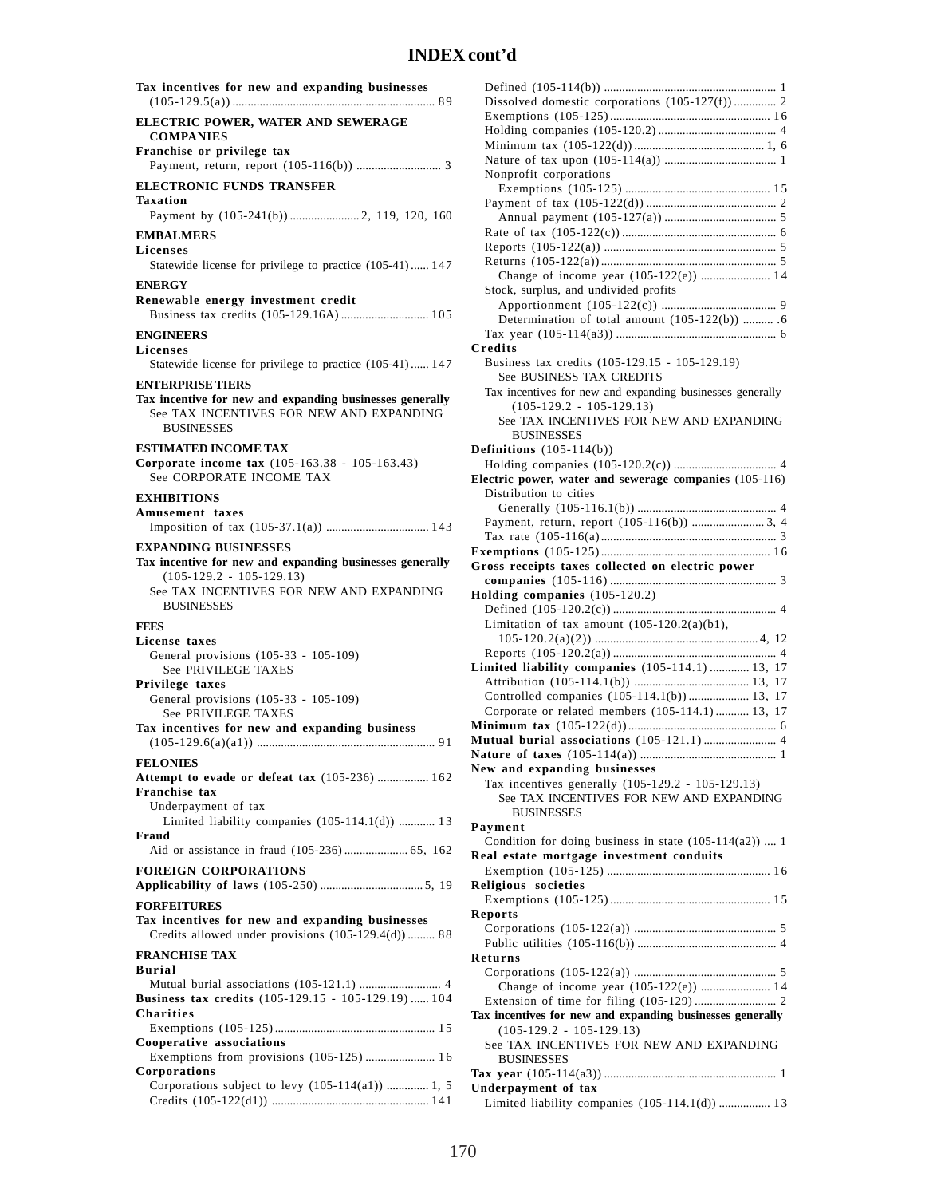# INDEX cont'd

**Tax incentives for new and expanding businesses** (105-129.5(a)) ........ 89

## ELECTRIC POWER, WATER AND SEWERAGE COMPANIES

**Franchise or privilege tax**
Payment, return, report (105-116(b)) ........ 3

## ELECTRONIC FUNDS TRANSFER

**Taxation**
Payment by (105-241(b)) ........ 2, 119, 120, 160

## EMBALMERS

**Licenses**
Statewide license for privilege to practice (105-41) ........ 147

## ENERGY

**Renewable energy investment credit**
Business tax credits (105-129.16A) ........ 105

## ENGINEERS

**Licenses**
Statewide license for privilege to practice (105-41) ........ 147

## ENTERPRISE TIERS

**Tax incentive for new and expanding businesses generally**
See TAX INCENTIVES FOR NEW AND EXPANDING BUSINESSES

## ESTIMATED INCOME TAX

**Corporate income tax** (105-163.38 - 105-163.43)
See CORPORATE INCOME TAX

## EXHIBITIONS

**Amusement taxes**
Imposition of tax (105-37.1(a)) ........ 143

## EXPANDING BUSINESSES

**Tax incentive for new and expanding businesses generally** (105-129.2 - 105-129.13)
See TAX INCENTIVES FOR NEW AND EXPANDING BUSINESSES

## FEES

**License taxes**
General provisions (105-33 - 105-109)
See PRIVILEGE TAXES

**Privilege taxes**
General provisions (105-33 - 105-109)
See PRIVILEGE TAXES

**Tax incentives for new and expanding business** (105-129.6(a)(a1)) ........ 91

## FELONIES

**Attempt to evade or defeat tax** (105-236) ........ 162

**Franchise tax**
Underpayment of tax
Limited liability companies (105-114.1(d)) ........ 13

**Fraud**
Aid or assistance in fraud (105-236) ........ 65, 162

## FOREIGN CORPORATIONS

**Applicability of laws** (105-250) ........ 5, 19

## FORFEITURES

**Tax incentives for new and expanding businesses**
Credits allowed under provisions (105-129.4(d)) ........ 88

## FRANCHISE TAX

**Burial**
Mutual burial associations (105-121.1) ........ 4

**Business tax credits** (105-129.15 - 105-129.19) ........ 104

**Charities**
Exemptions (105-125) ........ 15

**Cooperative associations**
Exemptions from provisions (105-125) ........ 16

**Corporations**
Corporations subject to levy (105-114(a1)) ........ 1, 5
Credits (105-122(d1)) ........ 141
Defined (105-114(b)) ........ 1
Dissolved domestic corporations (105-127(f)) ........ 2
Exemptions (105-125) ........ 16
Holding companies (105-120.2) ........ 4
Minimum tax (105-122(d)) ........ 1, 6
Nature of tax upon (105-114(a)) ........ 1
Nonprofit corporations
Exemptions (105-125) ........ 15
Payment of tax (105-122(d)) ........ 2
Annual payment (105-127(a)) ........ 5
Rate of tax (105-122(c)) ........ 6
Reports (105-122(a)) ........ 5
Returns (105-122(a)) ........ 5
Change of income year (105-122(e)) ........ 14
Stock, surplus, and undivided profits
Apportionment (105-122(c)) ........ 9
Determination of total amount (105-122(b)) ........ .6
Tax year (105-114(a3)) ........ 6

**Credits**
Business tax credits (105-129.15 - 105-129.19)
See BUSINESS TAX CREDITS
Tax incentives for new and expanding businesses generally (105-129.2 - 105-129.13)
See TAX INCENTIVES FOR NEW AND EXPANDING BUSINESSES

**Definitions** (105-114(b))
Holding companies (105-120.2(c)) ........ 4

**Electric power, water and sewerage companies** (105-116)
Distribution to cities
Generally (105-116.1(b)) ........ 4
Payment, return, report (105-116(b)) ........ 3, 4
Tax rate (105-116(a) ........ 3

**Exemptions** (105-125) ........ 16

**Gross receipts taxes collected on electric power companies** (105-116) ........ 3

**Holding companies** (105-120.2)
Defined (105-120.2(c)) ........ 4
Limitation of tax amount (105-120.2(a)(b1), 105-120.2(a)(2)) ........ 4, 12
Reports (105-120.2(a)) ........ 4

**Limited liability companies** (105-114.1) ........ 13, 17
Attribution (105-114.1(b)) ........ 13, 17
Controlled companies (105-114.1(b)) ........ 13, 17
Corporate or related members (105-114.1) ........ 13, 17

**Minimum tax** (105-122(d)) ........ 6

**Mutual burial associations** (105-121.1) ........ 4

**Nature of taxes** (105-114(a)) ........ 1

**New and expanding businesses**
Tax incentives generally (105-129.2 - 105-129.13)
See TAX INCENTIVES FOR NEW AND EXPANDING BUSINESSES

**Payment**
Condition for doing business in state (105-114(a2)) .... 1

**Real estate mortgage investment conduits**
Exemption (105-125) ........ 16

**Religious societies**
Exemptions (105-125) ........ 15

**Reports**
Corporations (105-122(a)) ........ 5
Public utilities (105-116(b)) ........ 4

**Returns**
Corporations (105-122(a)) ........ 5
Change of income year (105-122(e)) ........ 14
Extension of time for filing (105-129) ........ 2

**Tax incentives for new and expanding businesses generally** (105-129.2 - 105-129.13)
See TAX INCENTIVES FOR NEW AND EXPANDING BUSINESSES

**Tax year** (105-114(a3)) ........ 1

**Underpayment of tax**
Limited liability companies (105-114.1(d)) ........ 13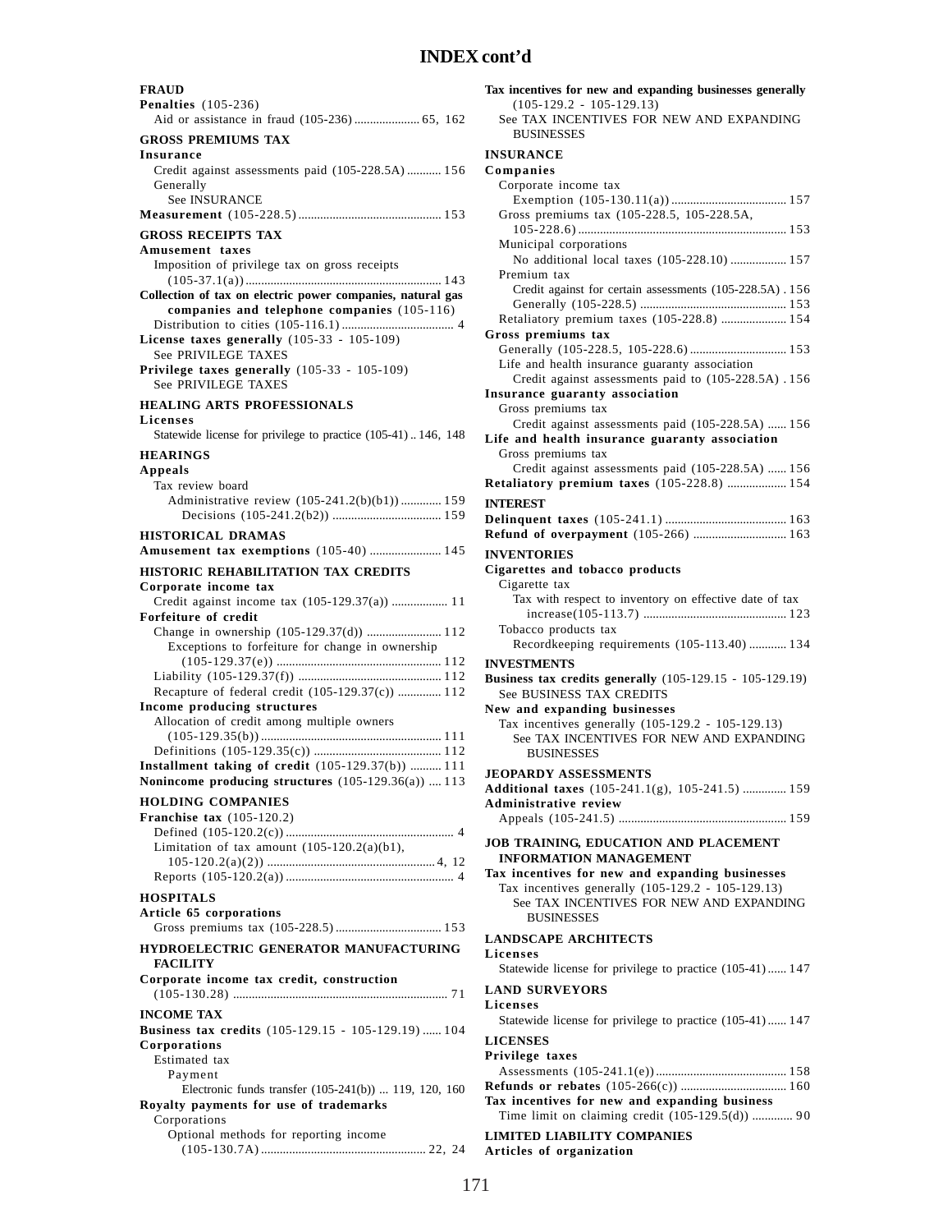# INDEX cont'd

**FRAUD**

**Penalties** (105-236)
- Aid or assistance in fraud (105-236) ..................... 65, 162

**GROSS PREMIUMS TAX**

**Insurance**
- Credit against assessments paid (105-228.5A) ........... 156
- Generally
  - See INSURANCE

**Measurement** (105-228.5) ............................................ 153

**GROSS RECEIPTS TAX**

**Amusement taxes**
- Imposition of privilege tax on gross receipts (105-37.1(a)) ............................................................. 143

**Collection of tax on electric power companies, natural gas companies and telephone companies** (105-116)
- Distribution to cities (105-116.1) ................................... 4

**License taxes generally** (105-33 - 105-109)
- See PRIVILEGE TAXES

**Privilege taxes generally** (105-33 - 105-109)
- See PRIVILEGE TAXES

**HEALING ARTS PROFESSIONALS**

**Licenses**
- Statewide license for privilege to practice (105-41) .. 146, 148

**HEARINGS**

**Appeals**
- Tax review board
  - Administrative review (105-241.2(b)(b1)) ............. 159
    - Decisions (105-241.2(b2)) ................................... 159

**HISTORICAL DRAMAS**

**Amusement tax exemptions** (105-40) ....................... 145

**HISTORIC REHABILITATION TAX CREDITS**

**Corporate income tax**
- Credit against income tax (105-129.37(a)) .................. 11

**Forfeiture of credit**
- Change in ownership (105-129.37(d)) ........................ 112
  - Exceptions to forfeiture for change in ownership (105-129.37(e)) ..................................................... 112
- Liability (105-129.37(f)) .............................................. 112
- Recapture of federal credit (105-129.37(c)) .............. 112

**Income producing structures**
- Allocation of credit among multiple owners (105-129.35(b)) ........................................................ 111
- Definitions (105-129.35(c)) ......................................... 112

**Installment taking of credit** (105-129.37(b)) .......... 111

**Nonincome producing structures** (105-129.36(a)) .... 113

**HOLDING COMPANIES**

**Franchise tax** (105-120.2)
- Defined (105-120.2(c)) ...................................................... 4
- Limitation of tax amount (105-120.2(a)(b1), 105-120.2(a)(2)) ..................................................... 4, 12
- Reports (105-120.2(a)) ..................................................... 4

**HOSPITALS**

**Article 65 corporations**
- Gross premiums tax (105-228.5) ................................. 153

**HYDROELECTRIC GENERATOR MANUFACTURING FACILITY**

**Corporate income tax credit, construction** (105-130.28) .................................................................... 71

**INCOME TAX**

**Business tax credits** (105-129.15 - 105-129.19) ...... 104

**Corporations**
- Estimated tax
  - Payment
    - Electronic funds transfer (105-241(b)) ... 119, 120, 160

**Royalty payments for use of trademarks**
- Corporations
  - Optional methods for reporting income (105-130.7A) .................................................... 22, 24

**Tax incentives for new and expanding businesses generally** (105-129.2 - 105-129.13)
- See TAX INCENTIVES FOR NEW AND EXPANDING BUSINESSES

**INSURANCE**

**Companies**
- Corporate income tax
  - Exemption (105-130.11(a)) ..................................... 157
- Gross premiums tax (105-228.5, 105-228.5A, 105-228.6) .................................................................. 153
- Municipal corporations
  - No additional local taxes (105-228.10) .................. 157
- Premium tax
  - Credit against for certain assessments (105-228.5A) . 156
  - Generally (105-228.5) .............................................. 153
- Retaliatory premium taxes (105-228.8) ..................... 154

**Gross premiums tax**
- Generally (105-228.5, 105-228.6) ............................... 153
- Life and health insurance guaranty association
  - Credit against assessments paid to (105-228.5A) . 156

**Insurance guaranty association**
- Gross premiums tax
  - Credit against assessments paid (105-228.5A) ...... 156

**Life and health insurance guaranty association**
- Gross premiums tax
  - Credit against assessments paid (105-228.5A) ...... 156

**Retaliatory premium taxes** (105-228.8) ................... 154

**INTEREST**

**Delinquent taxes** (105-241.1) ....................................... 163

**Refund of overpayment** (105-266) ............................. 163

**INVENTORIES**

**Cigarettes and tobacco products**
- Cigarette tax
  - Tax with respect to inventory on effective date of tax increase(105-113.7) ............................................. 123
- Tobacco products tax
  - Recordkeeping requirements (105-113.40) ............ 134

**INVESTMENTS**

**Business tax credits generally** (105-129.15 - 105-129.19)
- See BUSINESS TAX CREDITS

**New and expanding businesses**
- Tax incentives generally (105-129.2 - 105-129.13)
  - See TAX INCENTIVES FOR NEW AND EXPANDING BUSINESSES

**JEOPARDY ASSESSMENTS**

**Additional taxes** (105-241.1(g), 105-241.5) ............. 159

**Administrative review**
- Appeals (105-241.5) ..................................................... 159

**JOB TRAINING, EDUCATION AND PLACEMENT INFORMATION MANAGEMENT**

**Tax incentives for new and expanding businesses**
- Tax incentives generally (105-129.2 - 105-129.13)
  - See TAX INCENTIVES FOR NEW AND EXPANDING BUSINESSES

**LANDSCAPE ARCHITECTS**

**Licenses**
- Statewide license for privilege to practice (105-41) ...... 147

**LAND SURVEYORS**

**Licenses**
- Statewide license for privilege to practice (105-41) ...... 147

**LICENSES**

**Privilege taxes**
- Assessments (105-241.1(e)) .......................................... 158

**Refunds or rebates** (105-266(c)) ................................. 160

**Tax incentives for new and expanding business**
- Time limit on claiming credit (105-129.5(d)) ............. 90

**LIMITED LIABILITY COMPANIES**

**Articles of organization**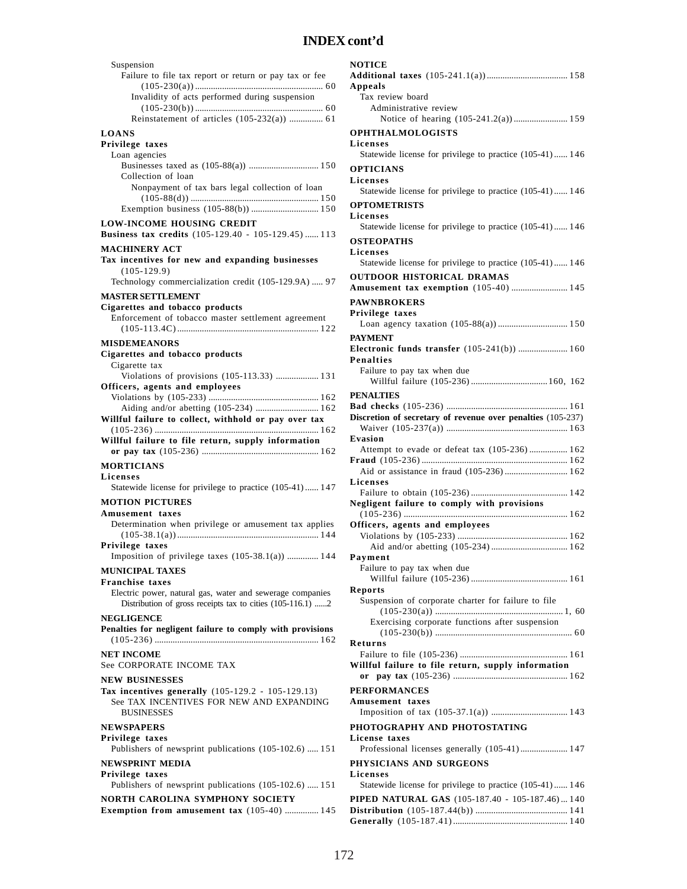# INDEX cont'd

Suspension
- Failure to file tax report or return or pay tax or fee (105-230(a)) ........ 60
  - Invalidity of acts performed during suspension (105-230(b)) ........ 60
  - Reinstatement of articles (105-232(a)) ........ 61

**LOANS**

**Privilege taxes**
- Loan agencies
  - Businesses taxed as (105-88(a)) ........ 150
  - Collection of loan
    - Nonpayment of tax bars legal collection of loan (105-88(d)) ........ 150
  - Exemption business (105-88(b)) ........ 150

**LOW-INCOME HOUSING CREDIT**

**Business tax credits** (105-129.40 - 105-129.45) ........ 113

**MACHINERY ACT**

**Tax incentives for new and expanding businesses** (105-129.9)
- Technology commercialization credit (105-129.9A) ........ 97

**MASTER SETTLEMENT**

**Cigarettes and tobacco products**
- Enforcement of tobacco master settlement agreement (105-113.4C) ........ 122

**MISDEMEANORS**

**Cigarettes and tobacco products**
- Cigarette tax
  - Violations of provisions (105-113.33) ........ 131

**Officers, agents and employees**
- Violations by (105-233) ........ 162
  - Aiding and/or abetting (105-234) ........ 162

**Willful failure to collect, withhold or pay over tax** (105-236) ........ 162

**Willful failure to file return, supply information or pay tax** (105-236) ........ 162

**MORTICIANS**

**Licenses**
- Statewide license for privilege to practice (105-41) ........ 147

**MOTION PICTURES**

**Amusement taxes**
- Determination when privilege or amusement tax applies (105-38.1(a)) ........ 144

**Privilege taxes**
- Imposition of privilege taxes (105-38.1(a)) ........ 144

**MUNICIPAL TAXES**

**Franchise taxes**
- Electric power, natural gas, water and sewerage companies
  - Distribution of gross receipts tax to cities (105-116.1) ........ 2

**NEGLIGENCE**

**Penalties for negligent failure to comply with provisions** (105-236) ........ 162

**NET INCOME**

See CORPORATE INCOME TAX

**NEW BUSINESSES**

**Tax incentives generally** (105-129.2 - 105-129.13)
- See TAX INCENTIVES FOR NEW AND EXPANDING BUSINESSES

**NEWSPAPERS**

**Privilege taxes**
- Publishers of newsprint publications (105-102.6) ........ 151

**NEWSPRINT MEDIA**

**Privilege taxes**
- Publishers of newsprint publications (105-102.6) ........ 151

**NORTH CAROLINA SYMPHONY SOCIETY**

**Exemption from amusement tax** (105-40) ........ 145

**NOTICE**

**Additional taxes** (105-241.1(a)) ........ 158

**Appeals**
- Tax review board
  - Administrative review
    - Notice of hearing (105-241.2(a)) ........ 159

**OPHTHALMOLOGISTS**

**Licenses**
- Statewide license for privilege to practice (105-41) ........ 146

**OPTICIANS**

**Licenses**
- Statewide license for privilege to practice (105-41) ........ 146

**OPTOMETRISTS**

**Licenses**
- Statewide license for privilege to practice (105-41) ........ 146

**OSTEOPATHS**

**Licenses**
- Statewide license for privilege to practice (105-41) ........ 146

**OUTDOOR HISTORICAL DRAMAS**

**Amusement tax exemption** (105-40) ........ 145

**PAWNBROKERS**

**Privilege taxes**
- Loan agency taxation (105-88(a)) ........ 150

**PAYMENT**

**Electronic funds transfer** (105-241(b)) ........ 160

**Penalties**
- Failure to pay tax when due
  - Willful failure (105-236) ........ 160, 162

**PENALTIES**

**Bad checks** (105-236) ........ 161

**Discretion of secretary of revenue over penalties** (105-237)
- Waiver (105-237(a)) ........ 163

**Evasion**
- Attempt to evade or defeat tax (105-236) ........ 162

**Fraud** (105-236) ........ 162
- Aid or assistance in fraud (105-236) ........ 162

**Licenses**
- Failure to obtain (105-236) ........ 142

**Negligent failure to comply with provisions** (105-236) ........ 162

**Officers, agents and employees**
- Violations by (105-233) ........ 162
  - Aid and/or abetting (105-234) ........ 162

**Payment**
- Failure to pay tax when due
  - Willful failure (105-236) ........ 161

**Reports**
- Suspension of corporate charter for failure to file (105-230(a)) ........ 1, 60
  - Exercising corporate functions after suspension (105-230(b)) ........ 60

**Returns**
- Failure to file (105-236) ........ 161

**Willful failure to file return, supply information or pay tax** (105-236) ........ 162

**PERFORMANCES**

**Amusement taxes**
- Imposition of tax (105-37.1(a)) ........ 143

**PHOTOGRAPHY AND PHOTOSTATING**

**License taxes**
- Professional licenses generally (105-41) ........ 147

**PHYSICIANS AND SURGEONS**

**Licenses**
- Statewide license for privilege to practice (105-41) ........ 146

**PIPED NATURAL GAS** (105-187.40 - 105-187.46) ........ 140

**Distribution** (105-187.44(b)) ........ 141

**Generally** (105-187.41) ........ 140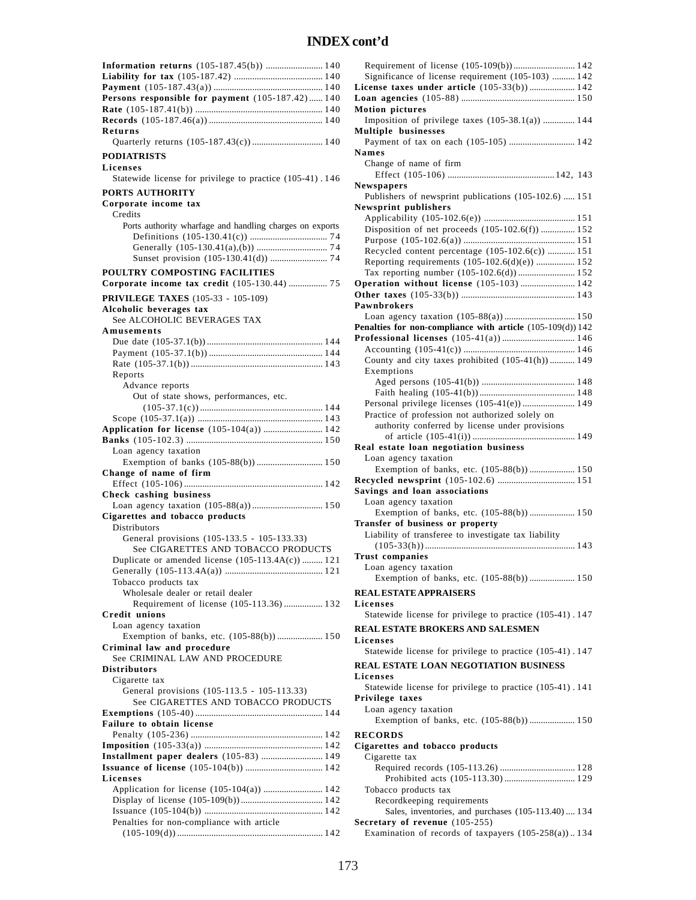# INDEX cont'd

**Information returns** (105-187.45(b)) ........................ 140
**Liability for tax** (105-187.42) ...................................... 140
**Payment** (105-187.43(a)) ............................................... 140
**Persons responsible for payment** (105-187.42)...... 140
**Rate** (105-187.41(b)) ...................................................... 140
**Records** (105-187.46(a)) ................................................. 140
**Returns**
- Quarterly returns (105-187.43(c)) .............................. 140

**PODIATRISTS**
**Licenses**
- Statewide license for privilege to practice (105-41) . 146

**PORTS AUTHORITY**
**Corporate income tax**
- Credits
  - Ports authority wharfage and handling charges on exports
    - Definitions (105-130.41(c)) ................................. 74
    - Generally (105-130.41(a),(b)) .............................. 74
    - Sunset provision (105-130.41(d)) ......................... 74

**POULTRY COMPOSTING FACILITIES**
**Corporate income tax credit** (105-130.44) ................. 75

**PRIVILEGE TAXES** (105-33 - 105-109)
**Alcoholic beverages tax**
- See ALCOHOLIC BEVERAGES TAX

**Amusements**
- Due date (105-37.1(b)) ................................................. 144
- Payment (105-37.1(b)) ................................................. 144
- Rate (105-37.1(b)) ........................................................ 143
- Reports
  - Advance reports
    - Out of state shows, performances, etc. (105-37.1(c)) ..................................................... 144
- Scope (105-37.1(a)) ...................................................... 143

**Application for license** (105-104(a)) ......................... 142
**Banks** (105-102.3) .......................................................... 150
- Loan agency taxation
  - Exemption of banks (105-88(b)) ............................ 150

**Change of name of firm**
- Effect (105-106) ........................................................... 142

**Check cashing business**
- Loan agency taxation (105-88(a)) .............................. 150

**Cigarettes and tobacco products**
- Distributors
  - General provisions (105-133.5 - 105-133.33)
    - See CIGARETTES AND TOBACCO PRODUCTS
- Duplicate or amended license (105-113.4A(c)) ......... 121
- Generally (105-113.4A(a)) .......................................... 121
- Tobacco products tax
  - Wholesale dealer or retail dealer
    - Requirement of license (105-113.36) ................. 132

**Credit unions**
- Loan agency taxation
  - Exemption of banks, etc. (105-88(b)) .................... 150

**Criminal law and procedure**
- See CRIMINAL LAW AND PROCEDURE

**Distributors**
- Cigarette tax
  - General provisions (105-113.5 - 105-113.33)
    - See CIGARETTES AND TOBACCO PRODUCTS

**Exemptions** (105-40) ...................................................... 144
**Failure to obtain license**
- Penalty (105-236) ......................................................... 142

**Imposition** (105-33(a)) ................................................... 142
**Installment paper dealers** (105-83) .......................... 149
**Issuance of license** (105-104(b)) ................................. 142
**Licenses**
- Application for license (105-104(a)) ......................... 142
- Display of license (105-109(b)) .................................. 142
- Issuance (105-104(b)) .................................................. 142
- Penalties for non-compliance with article (105-109(d)) .............................................................. 142
- Requirement of license (105-109(b)) .......................... 142
- Significance of license requirement (105-103) .......... 142

**License taxes under article** (105-33(b)) .................... 142
**Loan agencies** (105-88) ................................................ 150
**Motion pictures**
- Imposition of privilege taxes (105-38.1(a)) ............. 144

**Multiple businesses**
- Payment of tax on each (105-105) ............................ 142

**Names**
- Change of name of firm
  - Effect (105-106) ............................................. 142, 143

**Newspapers**
- Publishers of newsprint publications (105-102.6) ..... 151

**Newsprint publishers**
- Applicability (105-102.6(e)) ....................................... 151
- Disposition of net proceeds (105-102.6(f)) ............... 152
- Purpose (105-102.6(a)) ............................................... 151
- Recycled content percentage (105-102.6(c)) ............ 151
- Reporting requirements (105-102.6(d)(e)) ................. 152
- Tax reporting number (105-102.6(d)) ......................... 152

**Operation without license** (105-103) ........................ 142
**Other taxes** (105-33(b)) ................................................ 143
**Pawnbrokers**
- Loan agency taxation (105-88(a)) .............................. 150

**Penalties for non-compliance with article** (105-109(d)) 142
**Professional licenses** (105-41(a)) ............................... 146
- Accounting (105-41(c)) ............................................... 146
- County and city taxes prohibited (105-41(h)) ........... 149
- Exemptions
  - Aged persons (105-41(b)) ........................................ 148
  - Faith healing (105-41(b)) ......................................... 148
- Personal privilege licenses (105-41(e)) ...................... 149
- Practice of profession not authorized solely on authority conferred by license under provisions of article (105-41(i)) ........................................... 149

**Real estate loan negotiation business**
- Loan agency taxation
  - Exemption of banks, etc. (105-88(b)) .................... 150

**Recycled newsprint** (105-102.6) ................................. 151
**Savings and loan associations**
- Loan agency taxation
  - Exemption of banks, etc. (105-88(b)) .................... 150

**Transfer of business or property**
- Liability of transferee to investigate tax liability (105-33(h)) ................................................................ 143

**Trust companies**
- Loan agency taxation
  - Exemption of banks, etc. (105-88(b)) .................... 150

**REAL ESTATE APPRAISERS**
**Licenses**
- Statewide license for privilege to practice (105-41) . 147

**REAL ESTATE BROKERS AND SALESMEN**
**Licenses**
- Statewide license for privilege to practice (105-41) . 147

**REAL ESTATE LOAN NEGOTIATION BUSINESS**
**Licenses**
- Statewide license for privilege to practice (105-41) . 141

**Privilege taxes**
- Loan agency taxation
  - Exemption of banks, etc. (105-88(b)) .................... 150

**RECORDS**
**Cigarettes and tobacco products**
- Cigarette tax
  - Required records (105-113.26) ................................ 128
    - Prohibited acts (105-113.30) .............................. 129
- Tobacco products tax
  - Recordkeeping requirements
    - Sales, inventories, and purchases (105-113.40) .... 134

**Secretary of revenue** (105-255)
- Examination of records of taxpayers (105-258(a)) .. 134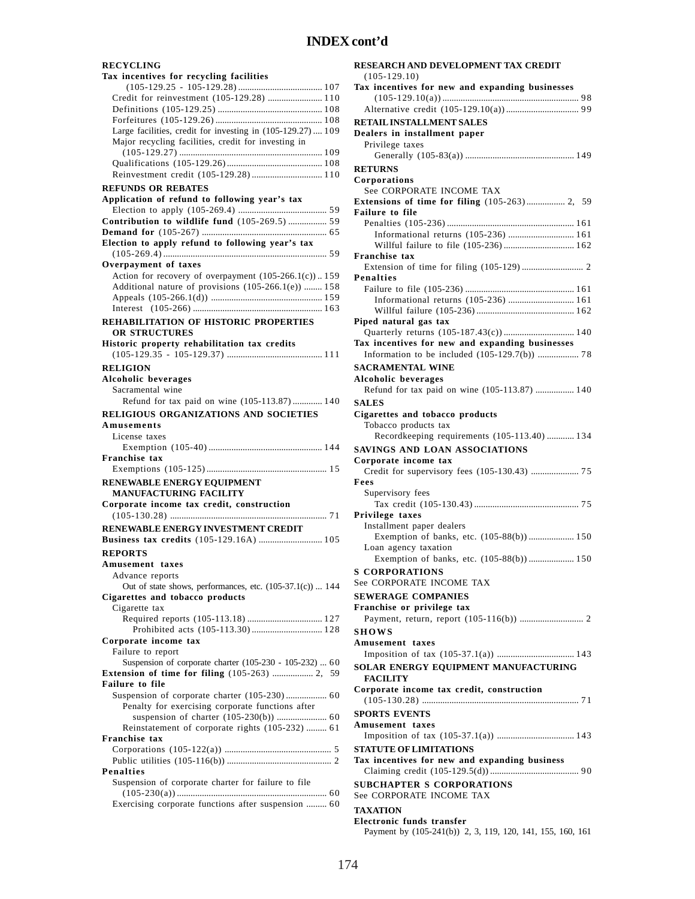# INDEX cont'd

**RECYCLING**

**Tax incentives for recycling facilities**
(105-129.25 - 105-129.28) ..... 107
- Credit for reinvestment (105-129.28) ..... 110
- Definitions (105-129.25) ..... 108
- Forfeitures (105-129.26) ..... 108
- Large facilities, credit for investing in (105-129.27) ..... 109
- Major recycling facilities, credit for investing in (105-129.27) ..... 109
- Qualifications (105-129.26) ..... 108
- Reinvestment credit (105-129.28) ..... 110

**REFUNDS OR REBATES**

**Application of refund to following year's tax**
- Election to apply (105-269.4) ..... 59

**Contribution to wildlife fund** (105-269.5) ..... 59

**Demand for** (105-267) ..... 65

**Election to apply refund to following year's tax** (105-269.4) ..... 59

**Overpayment of taxes**
- Action for recovery of overpayment (105-266.1(c)) .. 159
- Additional nature of provisions (105-266.1(e)) ..... 158
- Appeals (105-266.1(d)) ..... 159
- Interest (105-266) ..... 163

**REHABILITATION OF HISTORIC PROPERTIES OR STRUCTURES**

**Historic property rehabilitation tax credits**
(105-129.35 - 105-129.37) ..... 111

**RELIGION**

**Alcoholic beverages**
- Sacramental wine
  - Refund for tax paid on wine (105-113.87) ..... 140

**RELIGIOUS ORGANIZATIONS AND SOCIETIES**

**Amusements**
- License taxes
  - Exemption (105-40) ..... 144

**Franchise tax**
- Exemptions (105-125) ..... 15

**RENEWABLE ENERGY EQUIPMENT MANUFACTURING FACILITY**

**Corporate income tax credit, construction**
(105-130.28) ..... 71

**RENEWABLE ENERGY INVESTMENT CREDIT**

**Business tax credits** (105-129.16A) ..... 105

**REPORTS**

**Amusement taxes**
- Advance reports
  - Out of state shows, performances, etc. (105-37.1(c)) ... 144

**Cigarettes and tobacco products**
- Cigarette tax
  - Required reports (105-113.18) ..... 127
    - Prohibited acts (105-113.30) ..... 128

**Corporate income tax**
- Failure to report
  - Suspension of corporate charter (105-230 - 105-232) ... 60

**Extension of time for filing** (105-263) ..... 2, 59

**Failure to file**
- Suspension of corporate charter (105-230) ..... 60
  - Penalty for exercising corporate functions after suspension of charter (105-230(b)) ..... 60
  - Reinstatement of corporate rights (105-232) ..... 61

**Franchise tax**
- Corporations (105-122(a)) ..... 5
- Public utilities (105-116(b)) ..... 2

**Penalties**
- Suspension of corporate charter for failure to file (105-230(a)) ..... 60
- Exercising corporate functions after suspension ..... 60

**RESEARCH AND DEVELOPMENT TAX CREDIT**
(105-129.10)

**Tax incentives for new and expanding businesses**
(105-129.10(a)) ..... 98
- Alternative credit (105-129.10(a)) ..... 99

**RETAIL INSTALLMENT SALES**

**Dealers in installment paper**
- Privilege taxes
  - Generally (105-83(a)) ..... 149

**RETURNS**

**Corporations**
- See CORPORATE INCOME TAX

**Extensions of time for filing** (105-263) ..... 2, 59

**Failure to file**
- Penalties (105-236) ..... 161
  - Informational returns (105-236) ..... 161
  - Willful failure to file (105-236) ..... 162

**Franchise tax**
- Extension of time for filing (105-129) ..... 2

**Penalties**
- Failure to file (105-236) ..... 161
  - Informational returns (105-236) ..... 161
  - Willful failure (105-236) ..... 162

**Piped natural gas tax**
- Quarterly returns (105-187.43(c)) ..... 140

**Tax incentives for new and expanding businesses**
- Information to be included (105-129.7(b)) ..... 78

**SACRAMENTAL WINE**

**Alcoholic beverages**
- Refund for tax paid on wine (105-113.87) ..... 140

**SALES**

**Cigarettes and tobacco products**
- Tobacco products tax
  - Recordkeeping requirements (105-113.40) ..... 134

**SAVINGS AND LOAN ASSOCIATIONS**

**Corporate income tax**
- Credit for supervisory fees (105-130.43) ..... 75

**Fees**
- Supervisory fees
  - Tax credit (105-130.43) ..... 75

**Privilege taxes**
- Installment paper dealers
  - Exemption of banks, etc. (105-88(b)) ..... 150
- Loan agency taxation
  - Exemption of banks, etc. (105-88(b)) ..... 150

**S CORPORATIONS**

See CORPORATE INCOME TAX

**SEWERAGE COMPANIES**

**Franchise or privilege tax**
- Payment, return, report (105-116(b)) ..... 2

**SHOWS**

**Amusement taxes**
- Imposition of tax (105-37.1(a)) ..... 143

**SOLAR ENERGY EQUIPMENT MANUFACTURING FACILITY**

**Corporate income tax credit, construction**
(105-130.28) ..... 71

**SPORTS EVENTS**

**Amusement taxes**
- Imposition of tax (105-37.1(a)) ..... 143

**STATUTE OF LIMITATIONS**

**Tax incentives for new and expanding business**
- Claiming credit (105-129.5(d)) ..... 90

**SUBCHAPTER S CORPORATIONS**

See CORPORATE INCOME TAX

**TAXATION**

**Electronic funds transfer**
- Payment by (105-241(b)) 2, 3, 119, 120, 141, 155, 160, 161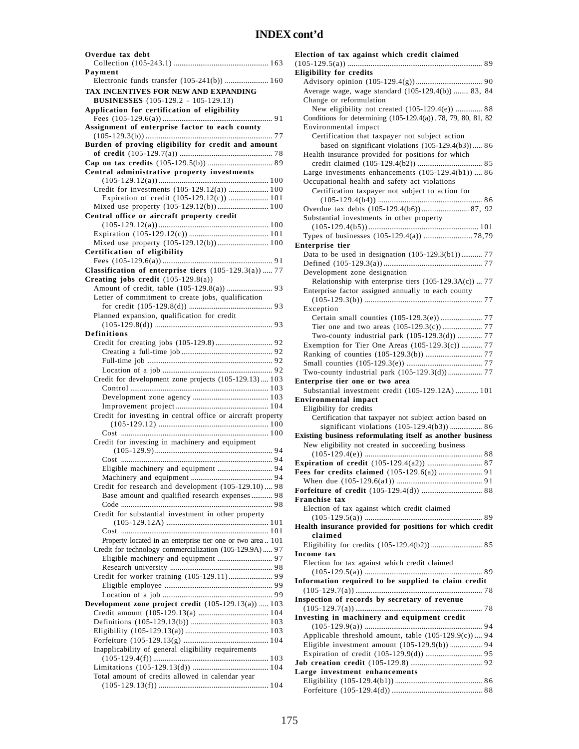# INDEX cont'd

**Overdue tax debt**
- Collection (105-243.1) .................................................. 163

**Payment**
- Electronic funds transfer (105-241(b)) ....................... 160

**TAX INCENTIVES FOR NEW AND EXPANDING BUSINESSES** (105-129.2 - 105-129.13)

**Application for certification of eligibility**
- Fees (105-129.6(a)) .......................................................... 91

**Assignment of enterprise factor to each county**
- (105-129.3(b)) .................................................................. 77

**Burden of proving eligibility for credit and amount of credit** (105-129.7(a)) ................................................ 78

**Cap on tax credits** (105-129.5(b)) .................................. 89

**Central administrative property investments**
- (105-129.12(a)) .......................................................... 100
- Credit for investments (105-129.12(a)) ..................... 100
  - Expiration of credit (105-129.12(c)) ..................... 101
- Mixed use property (105-129.12(b)) ........................... 100

**Central office or aircraft property credit**
- (105-129.12(a)) .......................................................... 100
- Expiration (105-129.12(c)) ......................................... 101
- Mixed use property (105-129.12(b)) ........................... 100

**Certification of eligibility**
- Fees (105-129.6(a)) .......................................................... 91

**Classification of enterprise tiers** (105-129.3(a)) ..... 77

**Creating jobs credit** (105-129.8(a))
- Amount of credit, table (105-129.8(a)) ........................ 93
- Letter of commitment to create jobs, qualification for credit (105-129.8(d)) ............................................ 93
- Planned expansion, qualification for credit (105-129.8(d)) .............................................................. 93

**Definitions**
- Credit for creating jobs (105-129.8) .............................. 92
  - Creating a full-time job ................................................ 92
  - Full-time job .................................................................. 92
  - Location of a job .......................................................... 92
- Credit for development zone projects (105-129.13) .... 103
  - Control ......................................................................... 103
  - Development zone agency ........................................ 103
  - Improvement project ................................................. 104
- Credit for investing in central office or aircraft property (105-129.12) .......................................................... 100
  - Cost ............................................................................. 100
- Credit for investing in machinery and equipment (105-129.9) .............................................................. 94
  - Cost ............................................................................... 94
  - Eligible machinery and equipment ............................. 94
  - Machinery and equipment ........................................... 94
- Credit for research and development (105-129.10) .... 98
  - Base amount and qualified research expenses ........... 98
  - Code ............................................................................... 98
- Credit for substantial investment in other property (105-129.12A) ...................................................... 101
  - Cost ............................................................................. 101
  - Property located in an enterprise tier one or two area .. 101
- Credit for technology commercialization (105-129.9A) ..... 97
  - Eligible machinery and equipment ............................. 97
  - Research university ...................................................... 98
- Credit for worker training (105-129.11) ....................... 99
  - Eligible employee ......................................................... 99
  - Location of a job .......................................................... 99

**Development zone project credit** (105-129.13(a)) ..... 103
- Credit amount (105-129.13(a) ..................................... 104
- Definitions (105-129.13(b)) ......................................... 103
- Eligibility (105-129.13(a)) ............................................ 103
- Forfeiture (105-129.13(g) ............................................. 104
- Inapplicability of general eligibility requirements (105-129.4(f)) .............................................................. 103
- Limitations (105-129.13(d)) ........................................ 104
- Total amount of credits allowed in calendar year (105-129.13(f)) .......................................................... 104

**Election of tax against which credit claimed**
- (105-129.5(a)) .................................................................. 89

**Eligibility for credits**
- Advisory opinion (105-129.4(g)) .................................. 90
- Average wage, wage standard (105-129.4(b)) ........ 83, 84
- Change or reformulation
  - New eligibility not created (105-129.4(e)) .............. 88
- Conditions for determining (105-129.4(a)) . 78, 79, 80, 81, 82
- Environmental impact
  - Certification that taxpayer not subject action based on significant violations (105-129.4(b3)) ..... 86
- Health insurance provided for positions for which credit claimed (105-129.4(b2)) .................................. 85
- Large investments enhancements (105-129.4(b1)) .... 86
- Occupational health and safety act violations
  - Certification taxpayer not subject to action for (105-129.4(b4)) ....................................................... 86
- Overdue tax debts (105-129.4(b6)) ......................... 87, 92
- Substantial investments in other property (105-129.4(b5)) .......................................................... 101
- Types of businesses (105-129.4(a)) .......................... 78,79

**Enterprise tier**
- Data to be used in designation (105-129.3(b1)) ........... 77
- Defined (105-129.3(a)) .................................................... 77
- Development zone designation
  - Relationship with enterprise tiers (105-129.3A(c)) ... 77
- Enterprise factor assigned annually to each county (105-129.3(b)) ............................................................. 77
- Exception
  - Certain small counties (105-129.3(e)) ...................... 77
  - Tier one and two areas (105-129.3(c)) ..................... 77
  - Two-county industrial park (105-129.3(d)) ............. 77
- Exemption for Tier One Areas (105-129.3(c)) ........... 77
- Ranking of counties (105-129.3(b)) .............................. 77
- Small counties (105-129.3(e)) ........................................ 77
- Two-county industrial park (105-129.3(d)) .................. 77

**Enterprise tier one or two area**
- Substantial investment credit (105-129.12A) ............ 101

**Environmental impact**
- Eligibility for credits
  - Certification that taxpayer not subject action based on significant violations (105-129.4(b3)) ................. 86

**Existing business reformulating itself as another business**
- New eligibility not created in succeeding business (105-129.4(e)) .............................................................. 88

**Expiration of credit** (105-129.4(a2)) ............................. 87

**Fees for credits claimed** (105-129.6(a)) ....................... 91
- When due (105-129.6(a1)) ............................................. 91

**Forfeiture of credit** (105-129.4(d)) ................................ 88

**Franchise tax**
- Election of tax against which credit claimed (105-129.5(a)) .............................................................. 89

**Health insurance provided for positions for which credit claimed**
- Eligibility for credits (105-129.4(b2)) ........................... 85

**Income tax**
- Election of tax against which credit claimed (105-129.5(a)) .............................................................. 89

**Information required to be supplied to claim credit**
- (105-129.7(a)) .................................................................. 78

**Inspection of records by secretary of revenue**
- (105-129.7(a)) .................................................................. 78

**Investing in machinery and equipment credit**
- (105-129.9(a)) .............................................................. 94
- Applicable threshold amount, table (105-129.9(c)) .... 94
- Eligible investment amount (105-129.9(b)) ................. 94
- Expiration of credit (105-129.9(d)) .............................. 95

**Job creation credit** (105-129.8) ...................................... 92

**Large investment enhancements**
- Eligibility (105-129.4(b1)) .............................................. 86
- Forfeiture (105-129.4(d)) ................................................ 88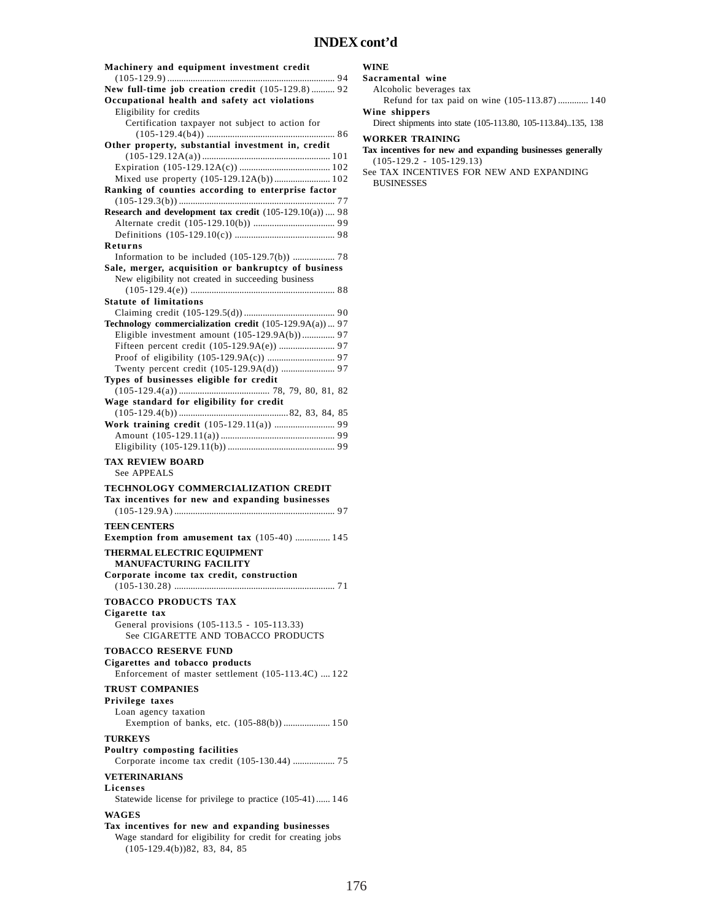# INDEX cont'd

**Machinery and equipment investment credit**
(105-129.9) ........................................................................ 94
**New full-time job creation credit** (105-129.8) .......... 92
**Occupational health and safety act violations**
Eligibility for credits
Certification taxpayer not subject to action for
(105-129.4(b4)) ........................................................ 86
**Other property, substantial investment in, credit**
(105-129.12A(a)) ....................................................... 101
Expiration (105-129.12A(c)) ....................................... 102
Mixed use property (105-129.12A(b)) ........................ 102
**Ranking of counties according to enterprise factor**
(105-129.3(b)) ................................................................... 77
**Research and development tax credit** (105-129.10(a)) .... 98
Alternate credit (105-129.10(b)) ................................... 99
Definitions (105-129.10(c)) ........................................... 98
**Returns**
Information to be included (105-129.7(b)) .................. 78
**Sale, merger, acquisition or bankruptcy of business**
New eligibility not created in succeeding business
(105-129.4(e)) .............................................................. 88
**Statute of limitations**
Claiming credit (105-129.5(d)) ....................................... 90
**Technology commercialization credit** (105-129.9A(a)) ... 97
Eligible investment amount (105-129.9A(b)) .............. 97
Fifteen percent credit (105-129.9A(e)) ........................ 97
Proof of eligibility (105-129.9A(c)) ............................. 97
Twenty percent credit (105-129.9A(d)) ....................... 97
**Types of businesses eligible for credit**
(105-129.4(a)) ....................................... 78, 79, 80, 81, 82
**Wage standard for eligibility for credit**
(105-129.4(b)) ............................................... 82, 83, 84, 85
**Work training credit** (105-129.11(a)) .......................... 99
Amount (105-129.11(a)) ................................................. 99
Eligibility (105-129.11(b)) .............................................. 99

**TAX REVIEW BOARD**
See APPEALS

**TECHNOLOGY COMMERCIALIZATION CREDIT**
**Tax incentives for new and expanding businesses**
(105-129.9A) ..................................................................... 97

**TEEN CENTERS**
**Exemption from amusement tax** (105-40) ............... 145

**THERMAL ELECTRIC EQUIPMENT MANUFACTURING FACILITY**
**Corporate income tax credit, construction**
(105-130.28) ..................................................................... 71

**TOBACCO PRODUCTS TAX**
**Cigarette tax**
General provisions (105-113.5 - 105-113.33)
See CIGARETTE AND TOBACCO PRODUCTS

**TOBACCO RESERVE FUND**
**Cigarettes and tobacco products**
Enforcement of master settlement (105-113.4C) .... 122

**TRUST COMPANIES**
**Privilege taxes**
Loan agency taxation
Exemption of banks, etc. (105-88(b)) .................... 150

**TURKEYS**
**Poultry composting facilities**
Corporate income tax credit (105-130.44) .................. 75

**VETERINARIANS**
**Licenses**
Statewide license for privilege to practice (105-41) ...... 146

**WAGES**
**Tax incentives for new and expanding businesses**
Wage standard for eligibility for credit for creating jobs
(105-129.4(b))82, 83, 84, 85

**WINE**
**Sacramental wine**
Alcoholic beverages tax
Refund for tax paid on wine (105-113.87) ............. 140
**Wine shippers**
Direct shipments into state (105-113.80, 105-113.84)..135, 138

**WORKER TRAINING**
**Tax incentives for new and expanding businesses generally**
(105-129.2 - 105-129.13)
See TAX INCENTIVES FOR NEW AND EXPANDING BUSINESSES